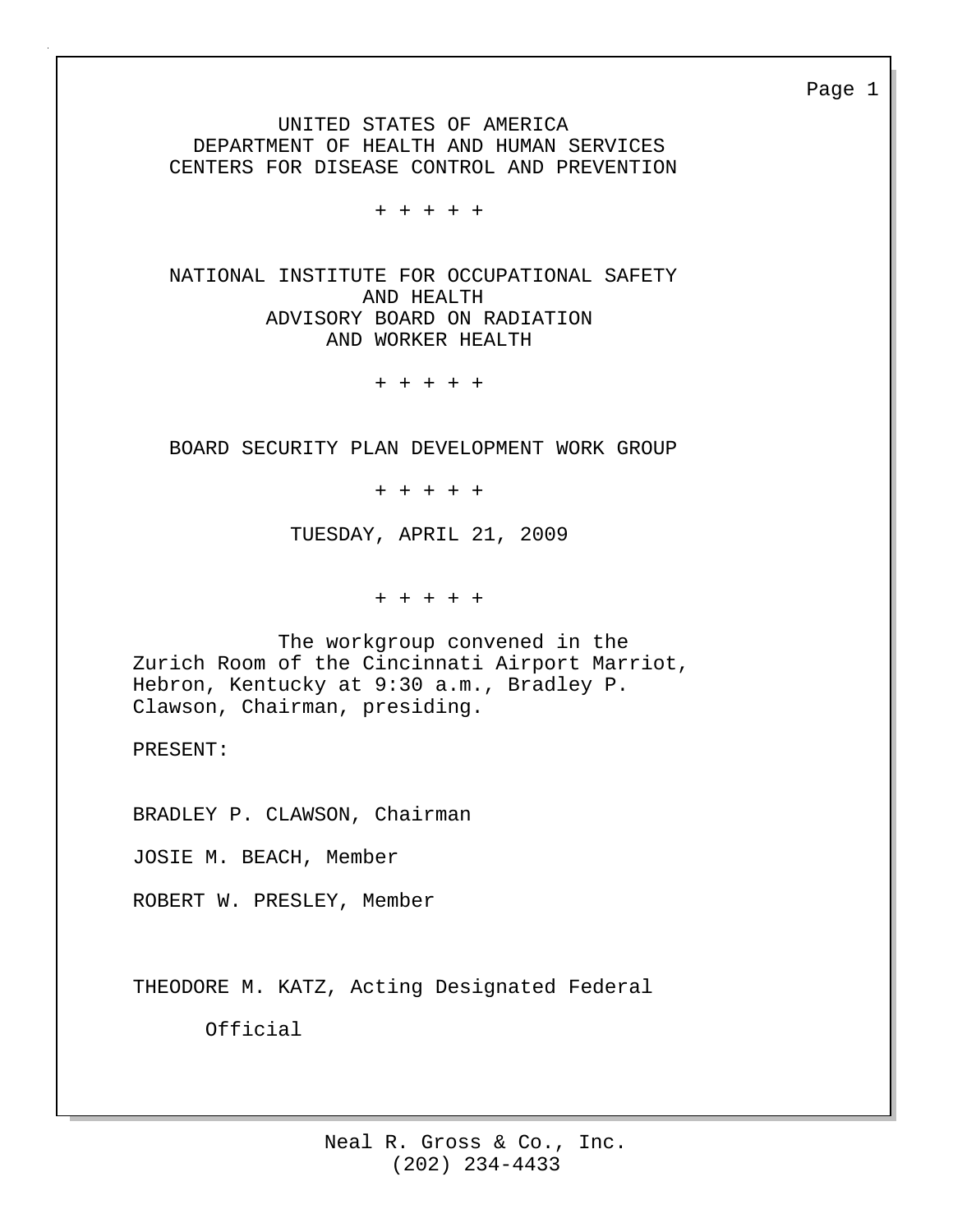UNITED STATES OF AMERICA
DEPARTMENT OF HEALTH AND HUMAN SERVICES
CENTERS FOR DISEASE CONTROL AND PREVENTION

+ + + + +

NATIONAL INSTITUTE FOR OCCUPATIONAL SAFETY AND HEALTH
ADVISORY BOARD ON RADIATION AND WORKER HEALTH

+ + + + +

BOARD SECURITY PLAN DEVELOPMENT WORK GROUP

+ + + + +

TUESDAY, APRIL 21, 2009

+ + + + +

The workgroup convened in the Zurich Room of the Cincinnati Airport Marriot, Hebron, Kentucky at 9:30 a.m., Bradley P. Clawson, Chairman, presiding.

PRESENT:

BRADLEY P. CLAWSON, Chairman

JOSIE M. BEACH, Member

ROBERT W. PRESLEY, Member

THEODORE M. KATZ, Acting Designated Federal Official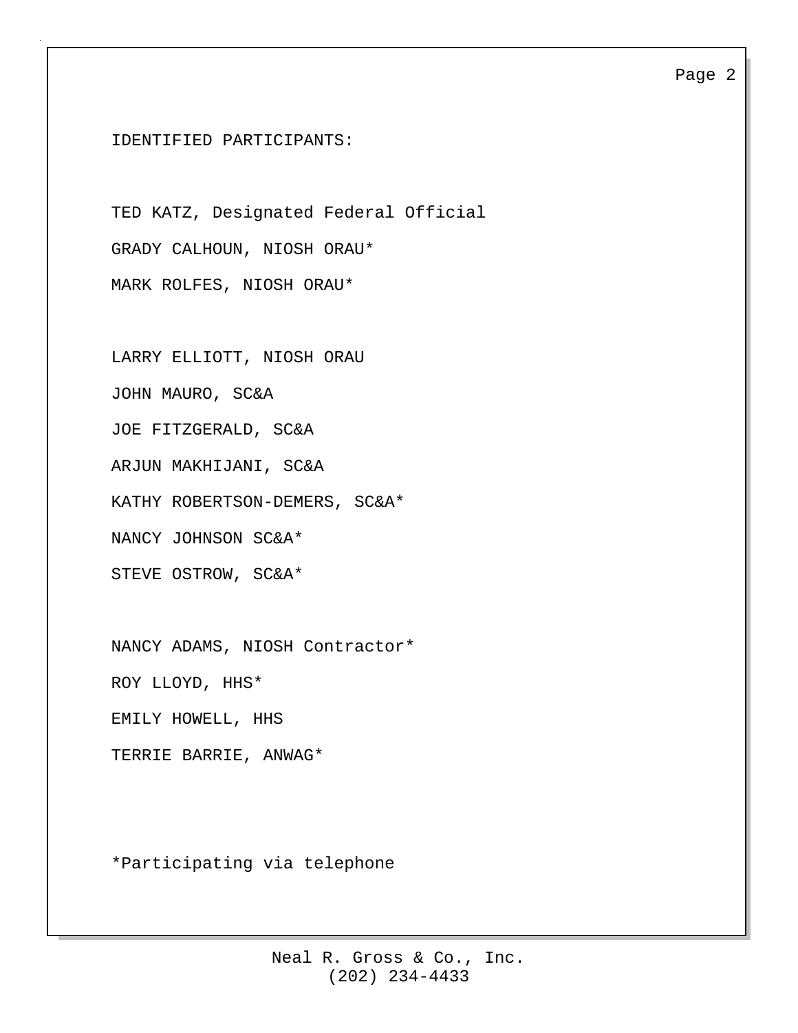IDENTIFIED PARTICIPANTS:

TED KATZ, Designated Federal Official

GRADY CALHOUN, NIOSH ORAU*

MARK ROLFES, NIOSH ORAU*

LARRY ELLIOTT, NIOSH ORAU

JOHN MAURO, SC&A

JOE FITZGERALD, SC&A

ARJUN MAKHIJANI, SC&A

KATHY ROBERTSON-DEMERS, SC&A*

NANCY JOHNSON SC&A*

STEVE OSTROW, SC&A*

NANCY ADAMS, NIOSH Contractor*

ROY LLOYD, HHS*

EMILY HOWELL, HHS

TERRIE BARRIE, ANWAG*

*Participating via telephone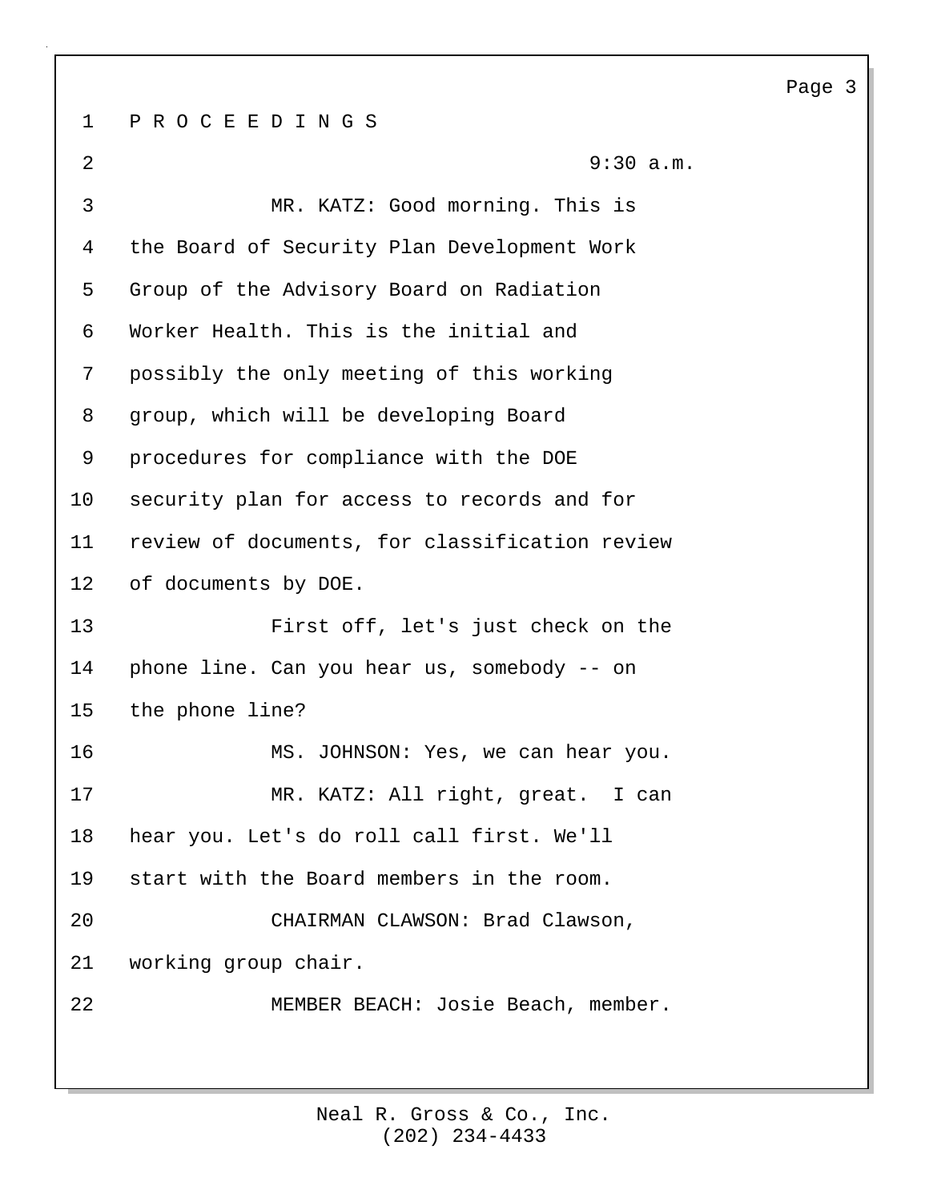P R O C E E D I N G S

9:30 a.m.

MR. KATZ: Good morning. This is the Board of Security Plan Development Work Group of the Advisory Board on Radiation Worker Health. This is the initial and possibly the only meeting of this working group, which will be developing Board procedures for compliance with the DOE security plan for access to records and for review of documents, for classification review of documents by DOE.

First off, let's just check on the phone line. Can you hear us, somebody -- on the phone line?

MS. JOHNSON: Yes, we can hear you.

MR. KATZ: All right, great. I can hear you. Let's do roll call first. We'll start with the Board members in the room.

CHAIRMAN CLAWSON: Brad Clawson, working group chair.

MEMBER BEACH: Josie Beach, member.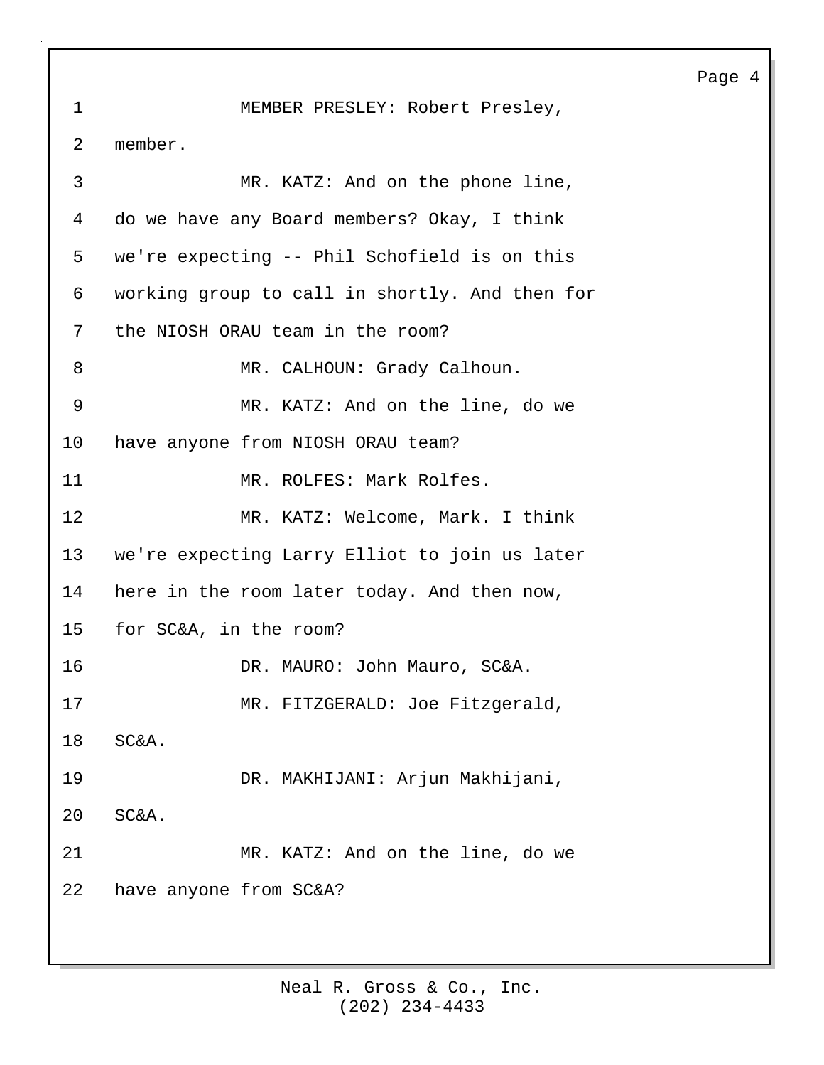MEMBER PRESLEY: Robert Presley, member.

MR. KATZ: And on the phone line, do we have any Board members? Okay, I think we're expecting -- Phil Schofield is on this working group to call in shortly. And then for the NIOSH ORAU team in the room?

MR. CALHOUN: Grady Calhoun.

MR. KATZ: And on the line, do we have anyone from NIOSH ORAU team?

MR. ROLFES: Mark Rolfes.

MR. KATZ: Welcome, Mark. I think we're expecting Larry Elliot to join us later here in the room later today. And then now, for SC&A, in the room?

DR. MAURO: John Mauro, SC&A.

MR. FITZGERALD: Joe Fitzgerald, SC&A.

DR. MAKHIJANI: Arjun Makhijani, SC&A.

MR. KATZ: And on the line, do we have anyone from SC&A?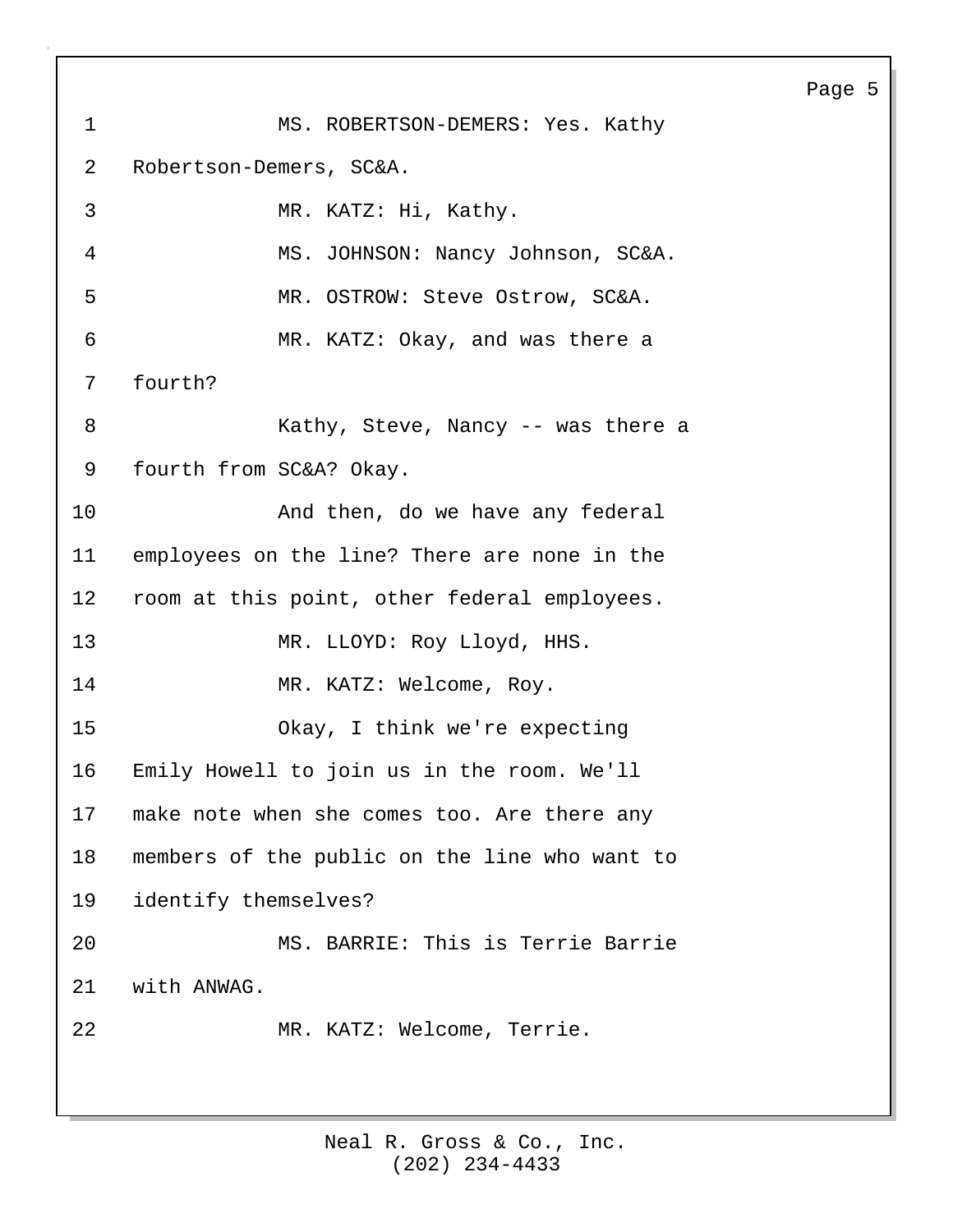MS. ROBERTSON-DEMERS: Yes. Kathy Robertson-Demers, SC&A.

MR. KATZ: Hi, Kathy.

MS. JOHNSON: Nancy Johnson, SC&A.

MR. OSTROW: Steve Ostrow, SC&A.

MR. KATZ: Okay, and was there a fourth?

Kathy, Steve, Nancy -- was there a fourth from SC&A? Okay.

And then, do we have any federal employees on the line? There are none in the room at this point, other federal employees.

MR. LLOYD: Roy Lloyd, HHS.

MR. KATZ: Welcome, Roy.

Okay, I think we're expecting Emily Howell to join us in the room. We'll make note when she comes too. Are there any members of the public on the line who want to identify themselves?

MS. BARRIE: This is Terrie Barrie with ANWAG.

MR. KATZ: Welcome, Terrie.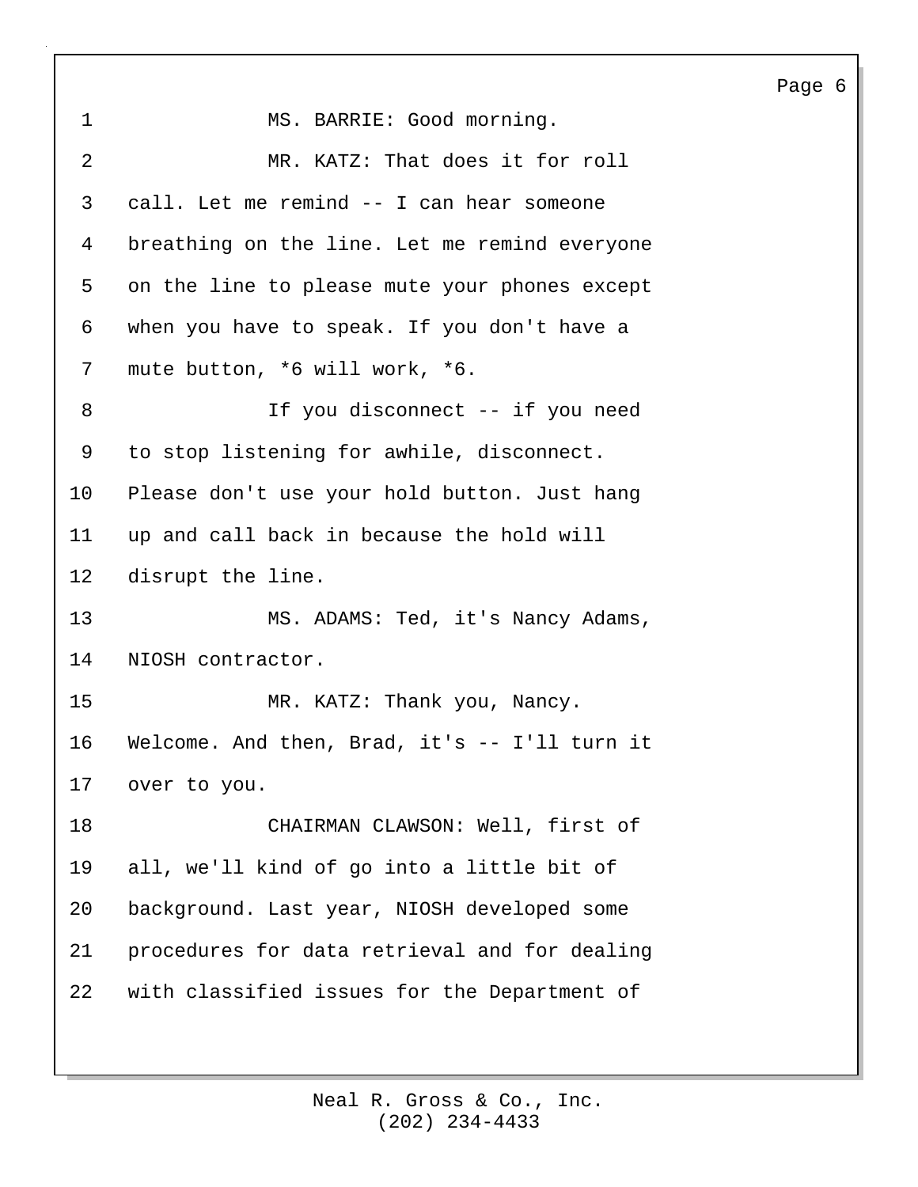MS. BARRIE: Good morning.

MR. KATZ: That does it for roll call. Let me remind -- I can hear someone breathing on the line. Let me remind everyone on the line to please mute your phones except when you have to speak. If you don't have a mute button, *6 will work, *6.

If you disconnect -- if you need to stop listening for awhile, disconnect. Please don't use your hold button. Just hang up and call back in because the hold will disrupt the line.

MS. ADAMS: Ted, it's Nancy Adams, NIOSH contractor.

MR. KATZ: Thank you, Nancy. Welcome. And then, Brad, it's -- I'll turn it over to you.

CHAIRMAN CLAWSON: Well, first of all, we'll kind of go into a little bit of background. Last year, NIOSH developed some procedures for data retrieval and for dealing with classified issues for the Department of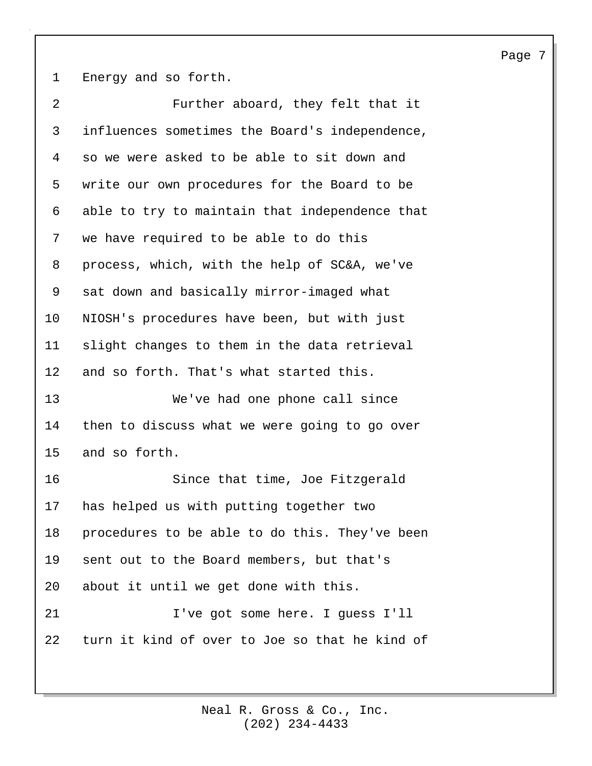Energy and so forth.

Further aboard, they felt that it influences sometimes the Board's independence, so we were asked to be able to sit down and write our own procedures for the Board to be able to try to maintain that independence that we have required to be able to do this process, which, with the help of SC&A, we've sat down and basically mirror-imaged what NIOSH's procedures have been, but with just slight changes to them in the data retrieval and so forth. That's what started this.

We've had one phone call since then to discuss what we were going to go over and so forth.

Since that time, Joe Fitzgerald has helped us with putting together two procedures to be able to do this. They've been sent out to the Board members, but that's about it until we get done with this.

I've got some here. I guess I'll turn it kind of over to Joe so that he kind of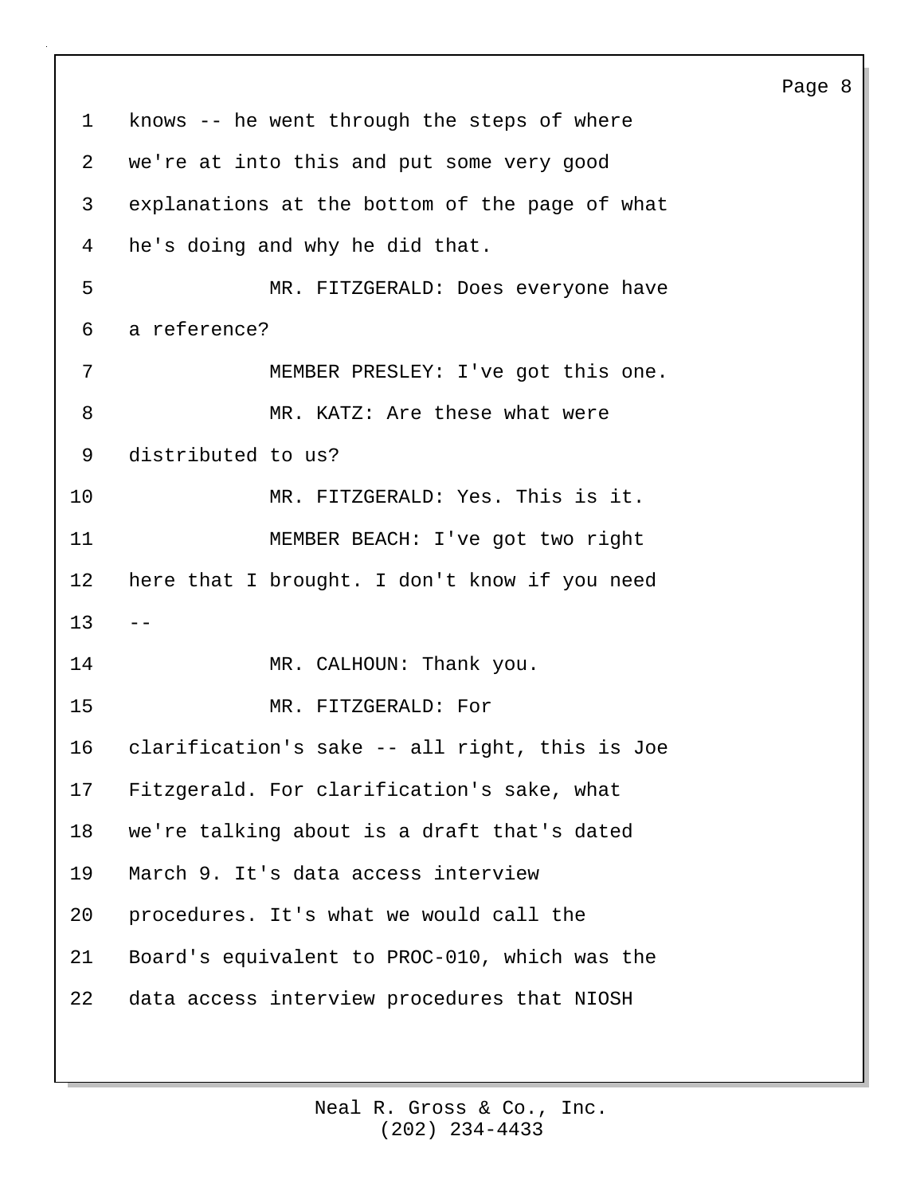knows -- he went through the steps of where we're at into this and put some very good explanations at the bottom of the page of what he's doing and why he did that.

MR. FITZGERALD: Does everyone have a reference?

MEMBER PRESLEY: I've got this one.

MR. KATZ: Are these what were distributed to us?

MR. FITZGERALD: Yes. This is it.

MEMBER BEACH: I've got two right here that I brought. I don't know if you need --

MR. CALHOUN: Thank you.

MR. FITZGERALD: For clarification's sake -- all right, this is Joe Fitzgerald. For clarification's sake, what we're talking about is a draft that's dated March 9. It's data access interview procedures. It's what we would call the Board's equivalent to PROC-010, which was the data access interview procedures that NIOSH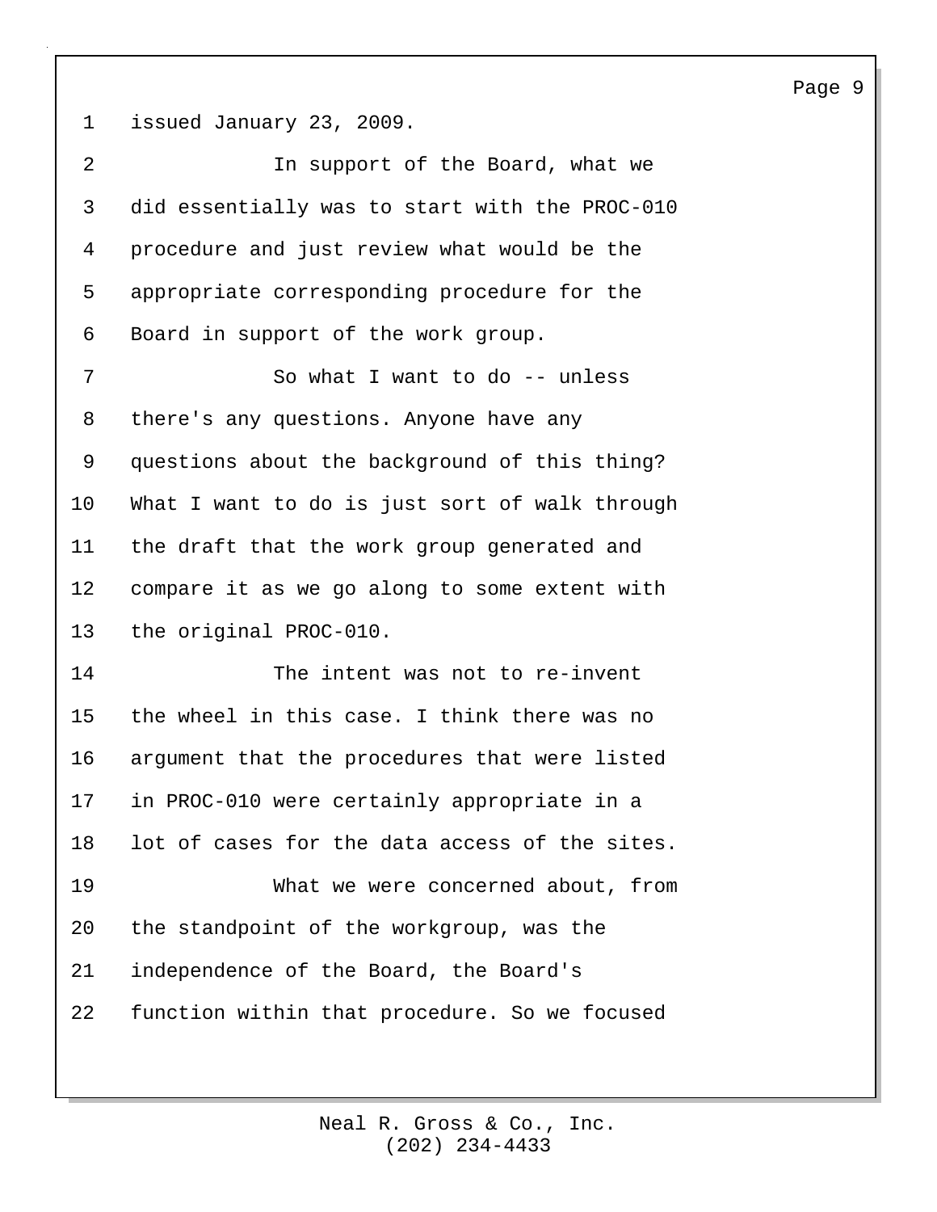issued January 23, 2009.

In support of the Board, what we did essentially was to start with the PROC-010 procedure and just review what would be the appropriate corresponding procedure for the Board in support of the work group.

So what I want to do -- unless there's any questions. Anyone have any questions about the background of this thing? What I want to do is just sort of walk through the draft that the work group generated and compare it as we go along to some extent with the original PROC-010.

The intent was not to re-invent the wheel in this case. I think there was no argument that the procedures that were listed in PROC-010 were certainly appropriate in a lot of cases for the data access of the sites.

What we were concerned about, from the standpoint of the workgroup, was the independence of the Board, the Board's function within that procedure. So we focused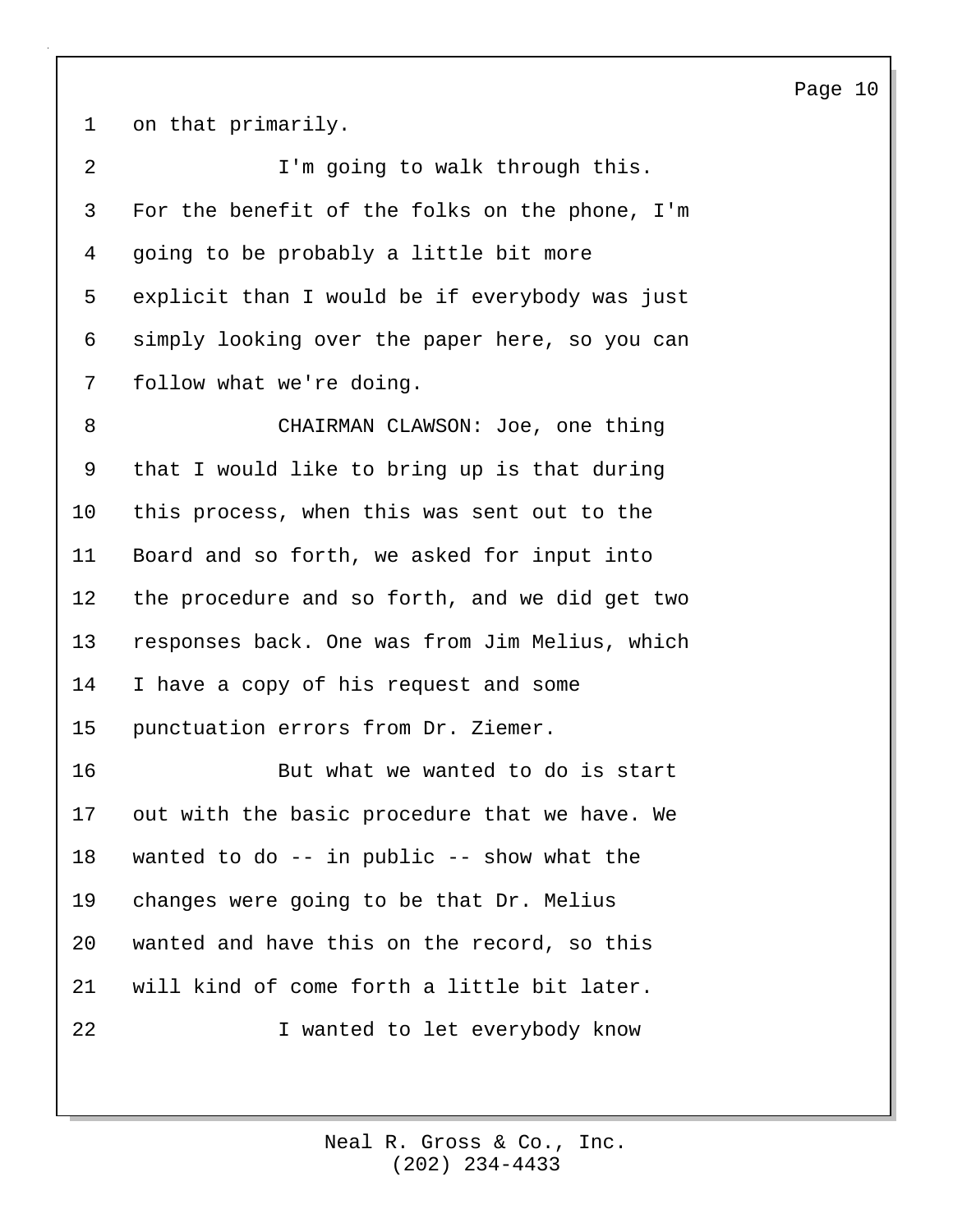on that primarily.

I'm going to walk through this. For the benefit of the folks on the phone, I'm going to be probably a little bit more explicit than I would be if everybody was just simply looking over the paper here, so you can follow what we're doing.

CHAIRMAN CLAWSON: Joe, one thing that I would like to bring up is that during this process, when this was sent out to the Board and so forth, we asked for input into the procedure and so forth, and we did get two responses back. One was from Jim Melius, which I have a copy of his request and some punctuation errors from Dr. Ziemer.

But what we wanted to do is start out with the basic procedure that we have. We wanted to do -- in public -- show what the changes were going to be that Dr. Melius wanted and have this on the record, so this will kind of come forth a little bit later.

I wanted to let everybody know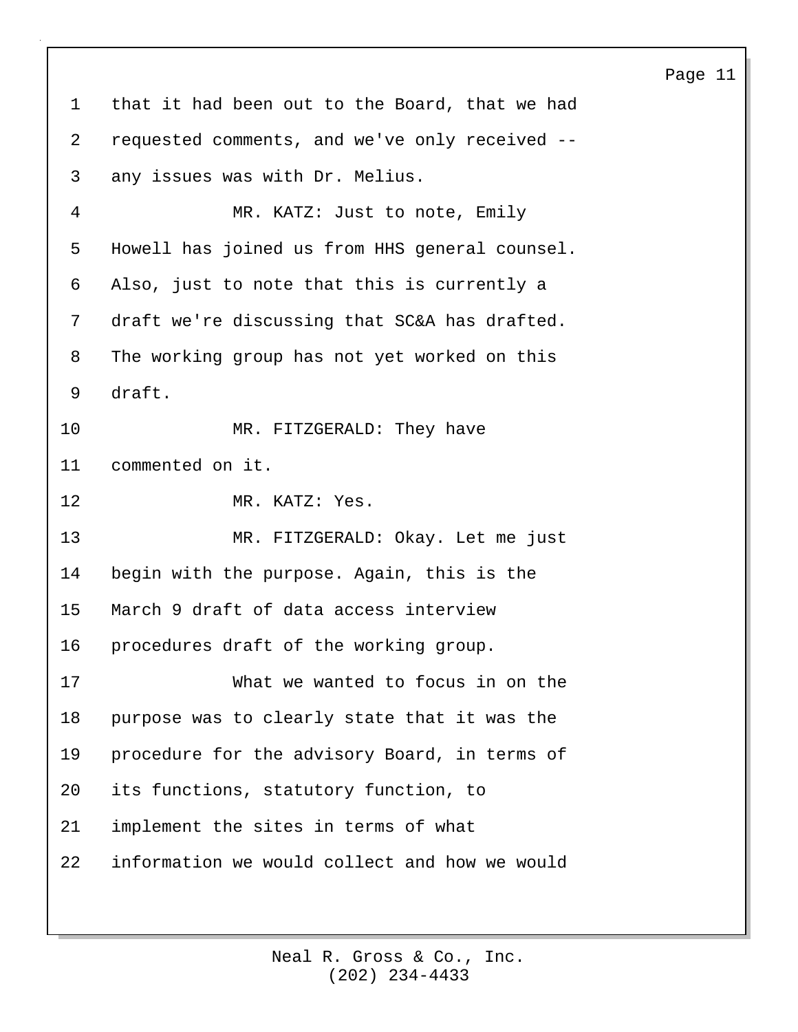that it had been out to the Board, that we had requested comments, and we've only received -- any issues was with Dr. Melius.

MR. KATZ: Just to note, Emily Howell has joined us from HHS general counsel. Also, just to note that this is currently a draft we're discussing that SC&A has drafted. The working group has not yet worked on this draft.

MR. FITZGERALD: They have commented on it.

MR. KATZ: Yes.

MR. FITZGERALD: Okay. Let me just begin with the purpose. Again, this is the March 9 draft of data access interview procedures draft of the working group.

What we wanted to focus in on the purpose was to clearly state that it was the procedure for the advisory Board, in terms of its functions, statutory function, to implement the sites in terms of what information we would collect and how we would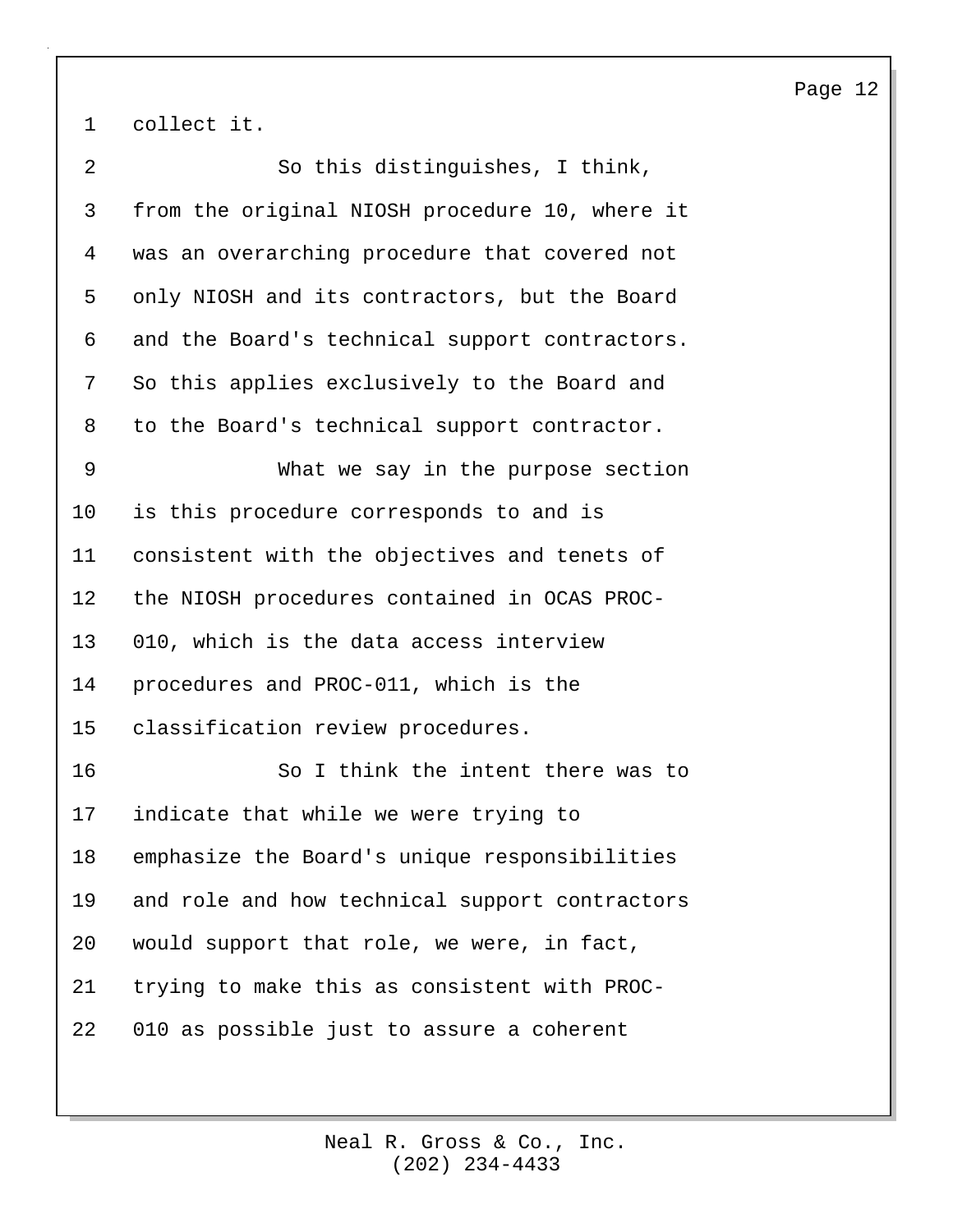collect it.

So this distinguishes, I think, from the original NIOSH procedure 10, where it was an overarching procedure that covered not only NIOSH and its contractors, but the Board and the Board's technical support contractors. So this applies exclusively to the Board and to the Board's technical support contractor.

What we say in the purpose section is this procedure corresponds to and is consistent with the objectives and tenets of the NIOSH procedures contained in OCAS PROC-010, which is the data access interview procedures and PROC-011, which is the classification review procedures.

So I think the intent there was to indicate that while we were trying to emphasize the Board's unique responsibilities and role and how technical support contractors would support that role, we were, in fact, trying to make this as consistent with PROC-010 as possible just to assure a coherent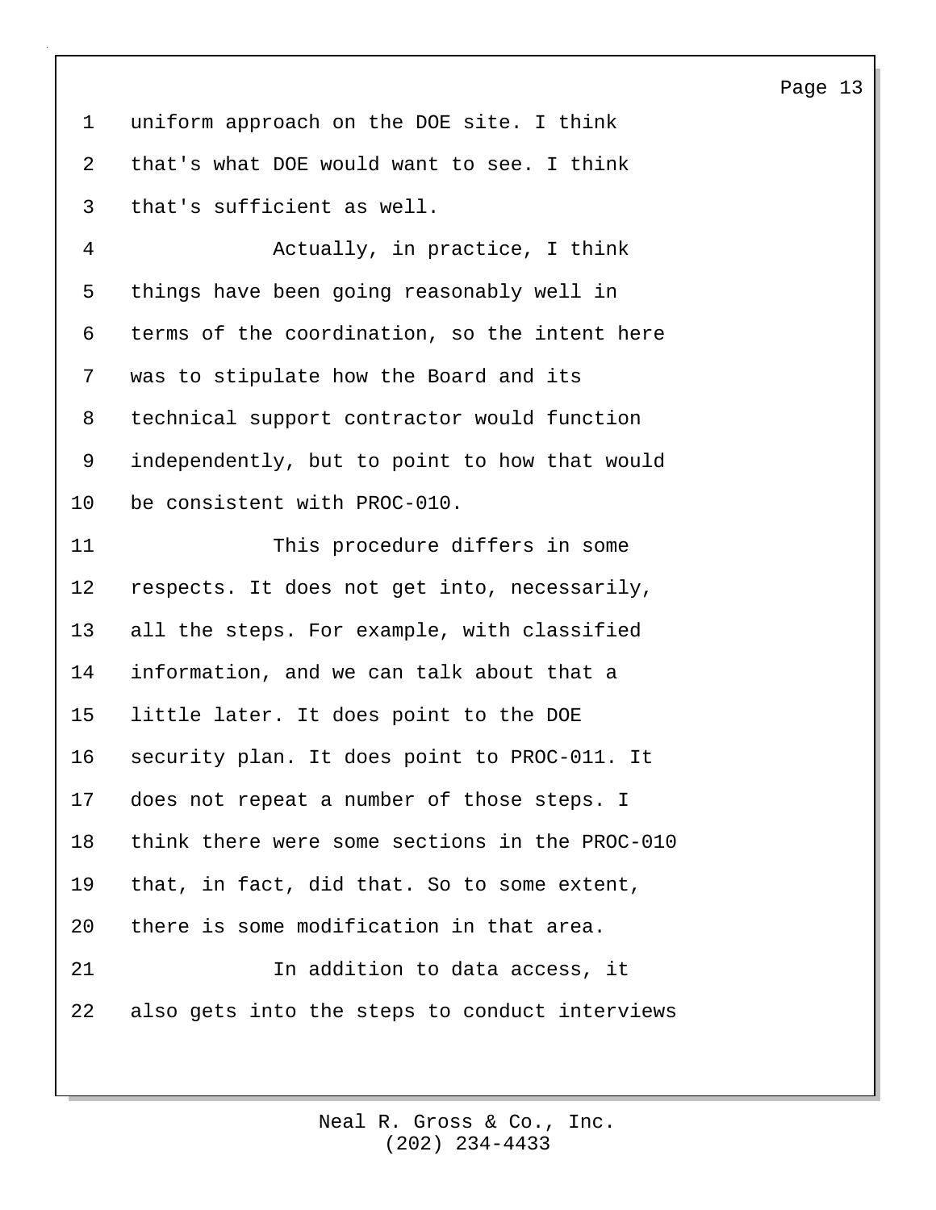uniform approach on the DOE site. I think that's what DOE would want to see. I think that's sufficient as well.

Actually, in practice, I think things have been going reasonably well in terms of the coordination, so the intent here was to stipulate how the Board and its technical support contractor would function independently, but to point to how that would be consistent with PROC-010.

This procedure differs in some respects. It does not get into, necessarily, all the steps. For example, with classified information, and we can talk about that a little later. It does point to the DOE security plan. It does point to PROC-011. It does not repeat a number of those steps. I think there were some sections in the PROC-010 that, in fact, did that. So to some extent, there is some modification in that area.

In addition to data access, it also gets into the steps to conduct interviews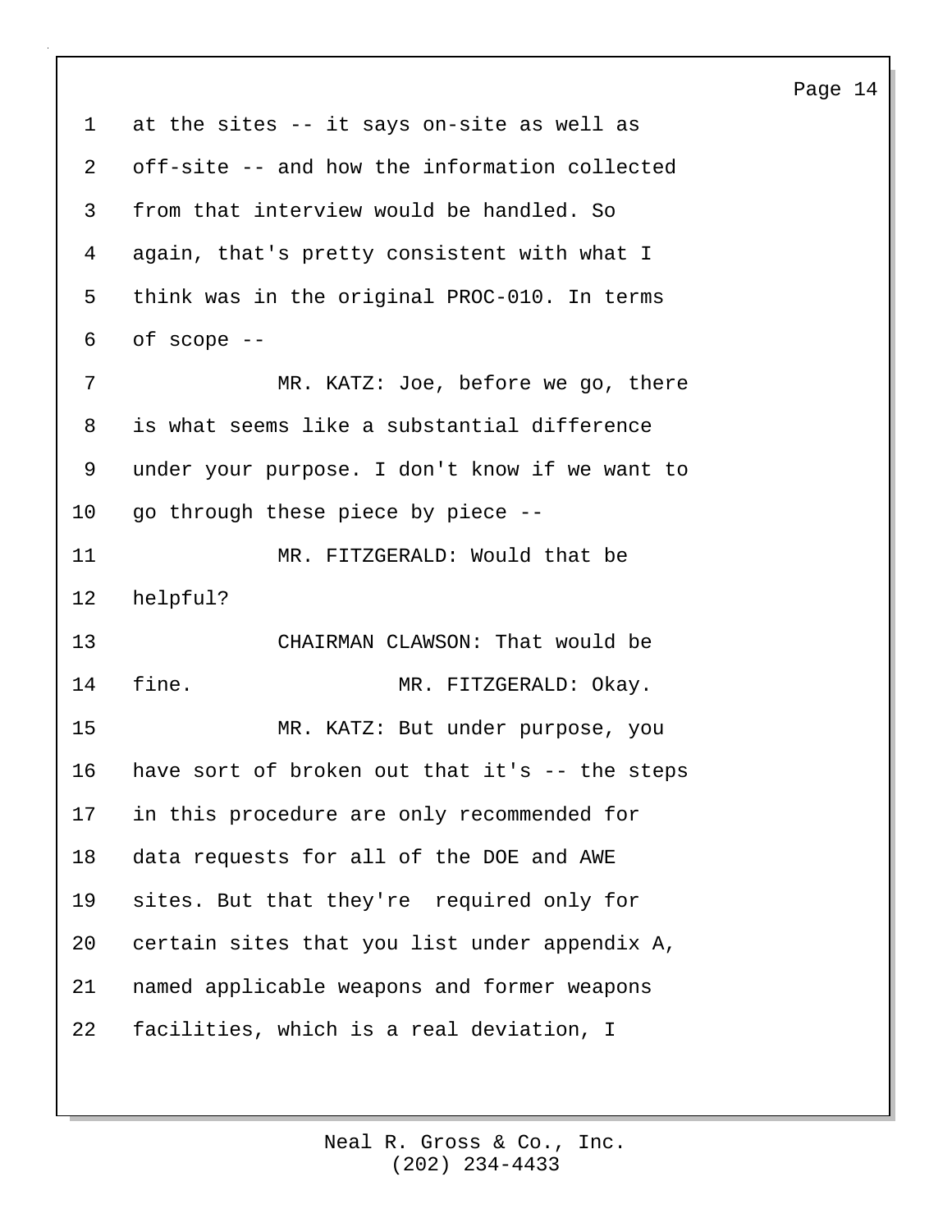at the sites -- it says on-site as well as off-site -- and how the information collected from that interview would be handled. So again, that's pretty consistent with what I think was in the original PROC-010. In terms of scope --

MR. KATZ: Joe, before we go, there is what seems like a substantial difference under your purpose. I don't know if we want to go through these piece by piece --

MR. FITZGERALD: Would that be helpful?

CHAIRMAN CLAWSON: That would be fine.

MR. FITZGERALD: Okay.

MR. KATZ: But under purpose, you have sort of broken out that it's -- the steps in this procedure are only recommended for data requests for all of the DOE and AWE sites. But that they're required only for certain sites that you list under appendix A, named applicable weapons and former weapons facilities, which is a real deviation, I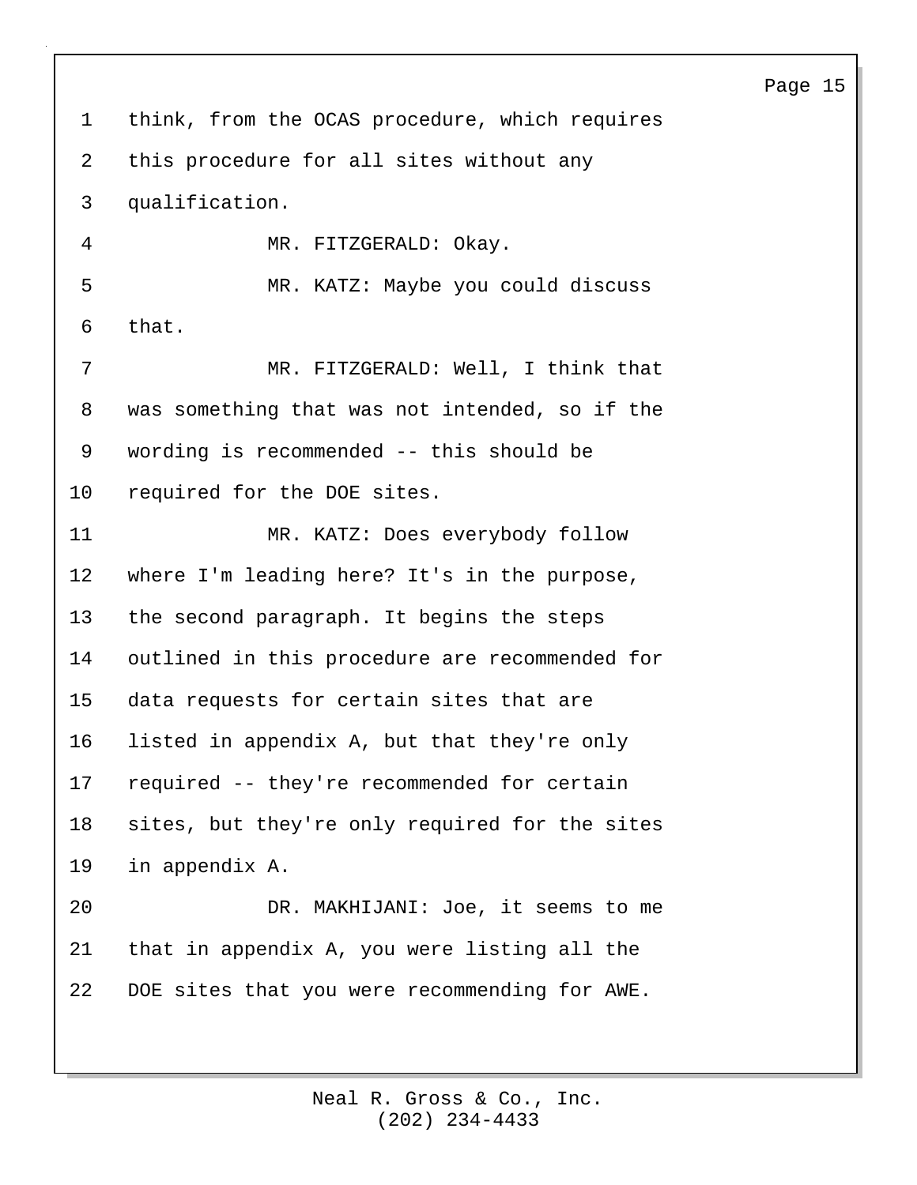think, from the OCAS procedure, which requires this procedure for all sites without any qualification.

MR. FITZGERALD: Okay.

MR. KATZ: Maybe you could discuss that.

MR. FITZGERALD: Well, I think that was something that was not intended, so if the wording is recommended -- this should be required for the DOE sites.

MR. KATZ: Does everybody follow where I'm leading here? It's in the purpose, the second paragraph. It begins the steps outlined in this procedure are recommended for data requests for certain sites that are listed in appendix A, but that they're only required -- they're recommended for certain sites, but they're only required for the sites in appendix A.

DR. MAKHIJANI: Joe, it seems to me that in appendix A, you were listing all the DOE sites that you were recommending for AWE.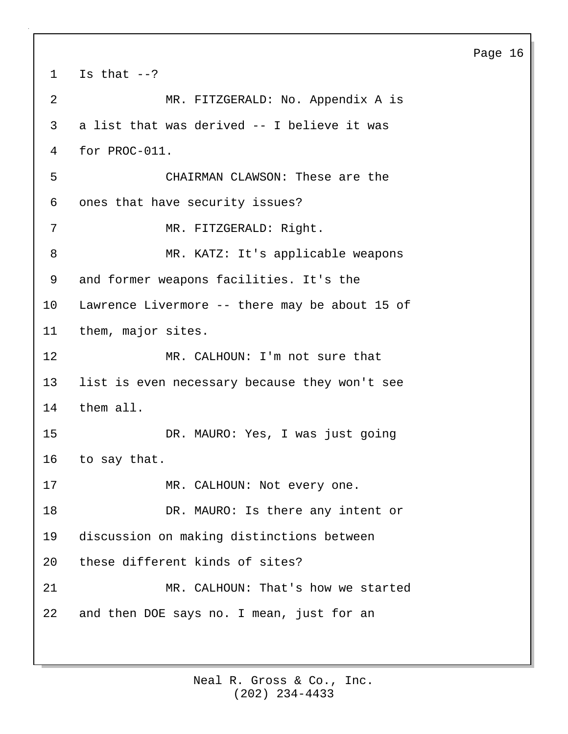Is that --?

MR. FITZGERALD: No. Appendix A is a list that was derived -- I believe it was for PROC-011.

CHAIRMAN CLAWSON: These are the ones that have security issues?

MR. FITZGERALD: Right.

MR. KATZ: It's applicable weapons and former weapons facilities. It's the Lawrence Livermore -- there may be about 15 of them, major sites.

MR. CALHOUN: I'm not sure that list is even necessary because they won't see them all.

DR. MAURO: Yes, I was just going to say that.

MR. CALHOUN: Not every one.

DR. MAURO: Is there any intent or discussion on making distinctions between these different kinds of sites?

MR. CALHOUN: That's how we started and then DOE says no. I mean, just for an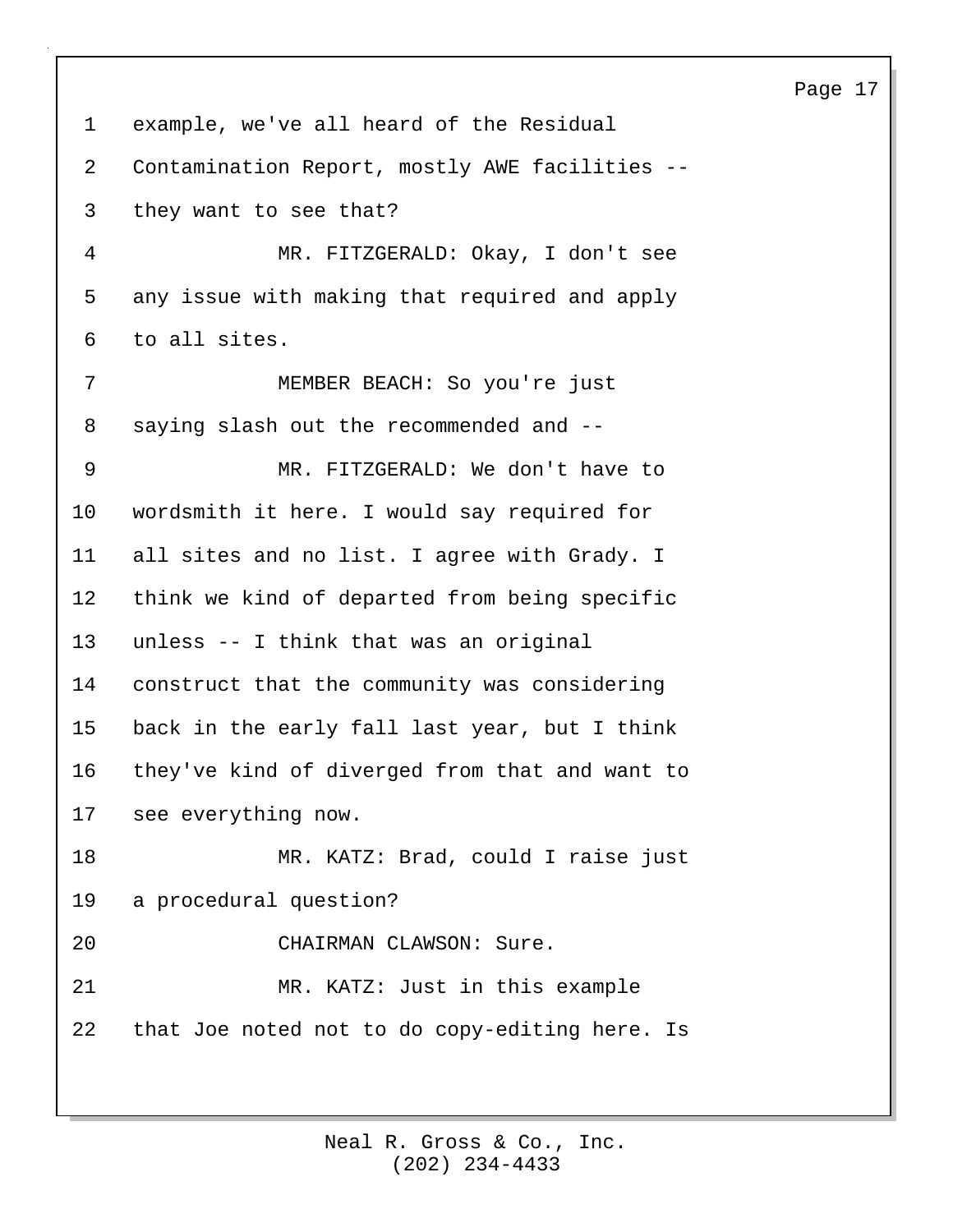example, we've all heard of the Residual Contamination Report, mostly AWE facilities -- they want to see that?

MR. FITZGERALD: Okay, I don't see any issue with making that required and apply to all sites.

MEMBER BEACH: So you're just saying slash out the recommended and --

MR. FITZGERALD: We don't have to wordsmith it here. I would say required for all sites and no list. I agree with Grady. I think we kind of departed from being specific unless -- I think that was an original construct that the community was considering back in the early fall last year, but I think they've kind of diverged from that and want to see everything now.

MR. KATZ: Brad, could I raise just a procedural question?

CHAIRMAN CLAWSON: Sure.

MR. KATZ: Just in this example that Joe noted not to do copy-editing here. Is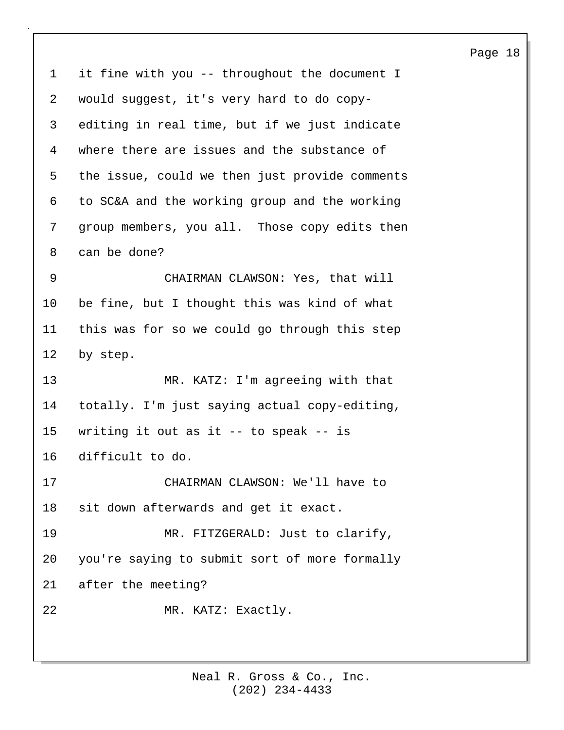it fine with you -- throughout the document I would suggest, it's very hard to do copy-editing in real time, but if we just indicate where there are issues and the substance of the issue, could we then just provide comments to SC&A and the working group and the working group members, you all. Those copy edits then can be done?

CHAIRMAN CLAWSON: Yes, that will be fine, but I thought this was kind of what this was for so we could go through this step by step.

MR. KATZ: I'm agreeing with that totally. I'm just saying actual copy-editing, writing it out as it -- to speak -- is difficult to do.

CHAIRMAN CLAWSON: We'll have to sit down afterwards and get it exact.

MR. FITZGERALD: Just to clarify, you're saying to submit sort of more formally after the meeting?

MR. KATZ: Exactly.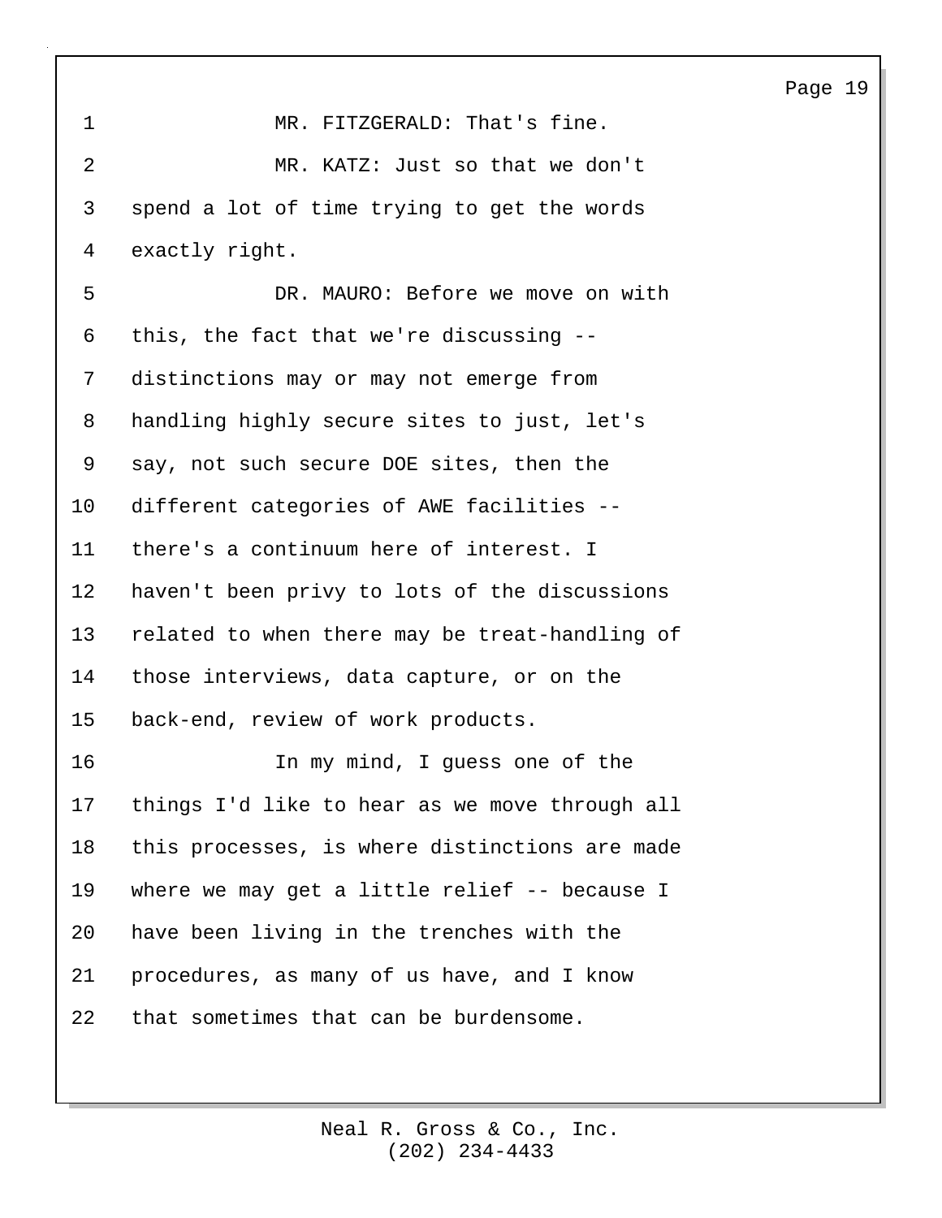MR. FITZGERALD: That's fine.

MR. KATZ: Just so that we don't spend a lot of time trying to get the words exactly right.

DR. MAURO: Before we move on with this, the fact that we're discussing -- distinctions may or may not emerge from handling highly secure sites to just, let's say, not such secure DOE sites, then the different categories of AWE facilities -- there's a continuum here of interest. I haven't been privy to lots of the discussions related to when there may be treat-handling of those interviews, data capture, or on the back-end, review of work products.

In my mind, I guess one of the things I'd like to hear as we move through all this processes, is where distinctions are made where we may get a little relief -- because I have been living in the trenches with the procedures, as many of us have, and I know that sometimes that can be burdensome.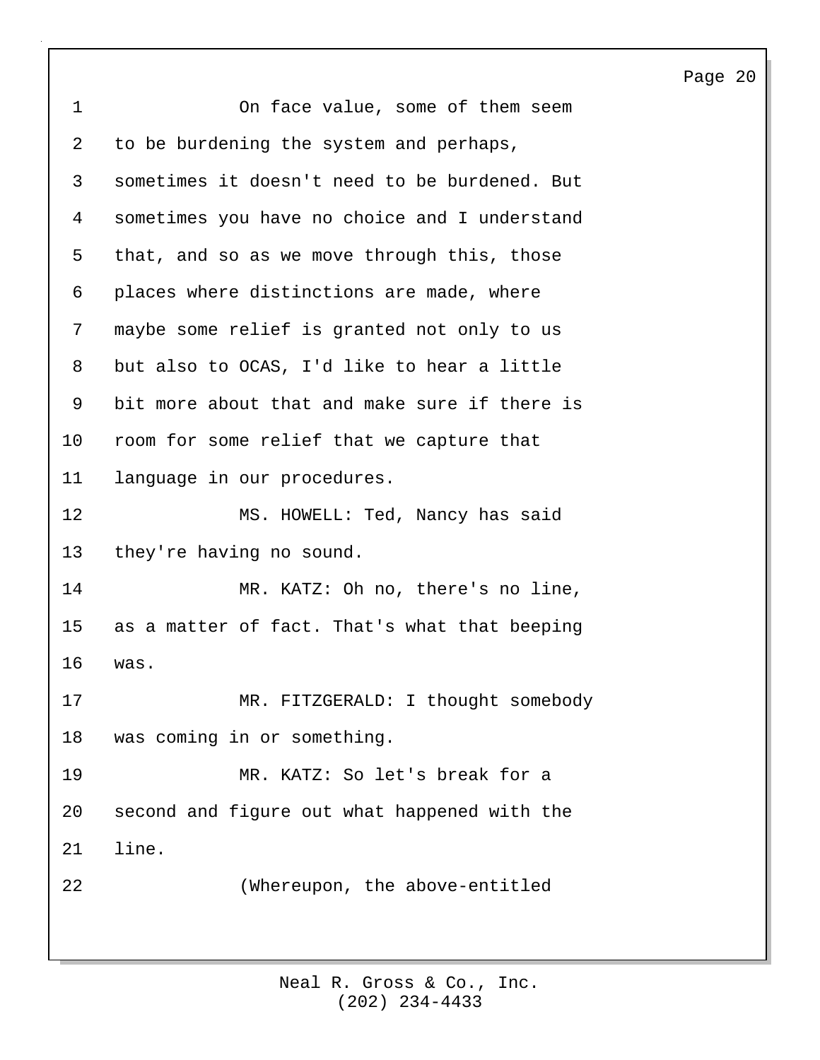On face value, some of them seem to be burdening the system and perhaps, sometimes it doesn't need to be burdened. But sometimes you have no choice and I understand that, and so as we move through this, those places where distinctions are made, where maybe some relief is granted not only to us but also to OCAS, I'd like to hear a little bit more about that and make sure if there is room for some relief that we capture that language in our procedures.

MS. HOWELL: Ted, Nancy has said they're having no sound.

MR. KATZ: Oh no, there's no line, as a matter of fact. That's what that beeping was.

MR. FITZGERALD: I thought somebody was coming in or something.

MR. KATZ: So let's break for a second and figure out what happened with the line.

(Whereupon, the above-entitled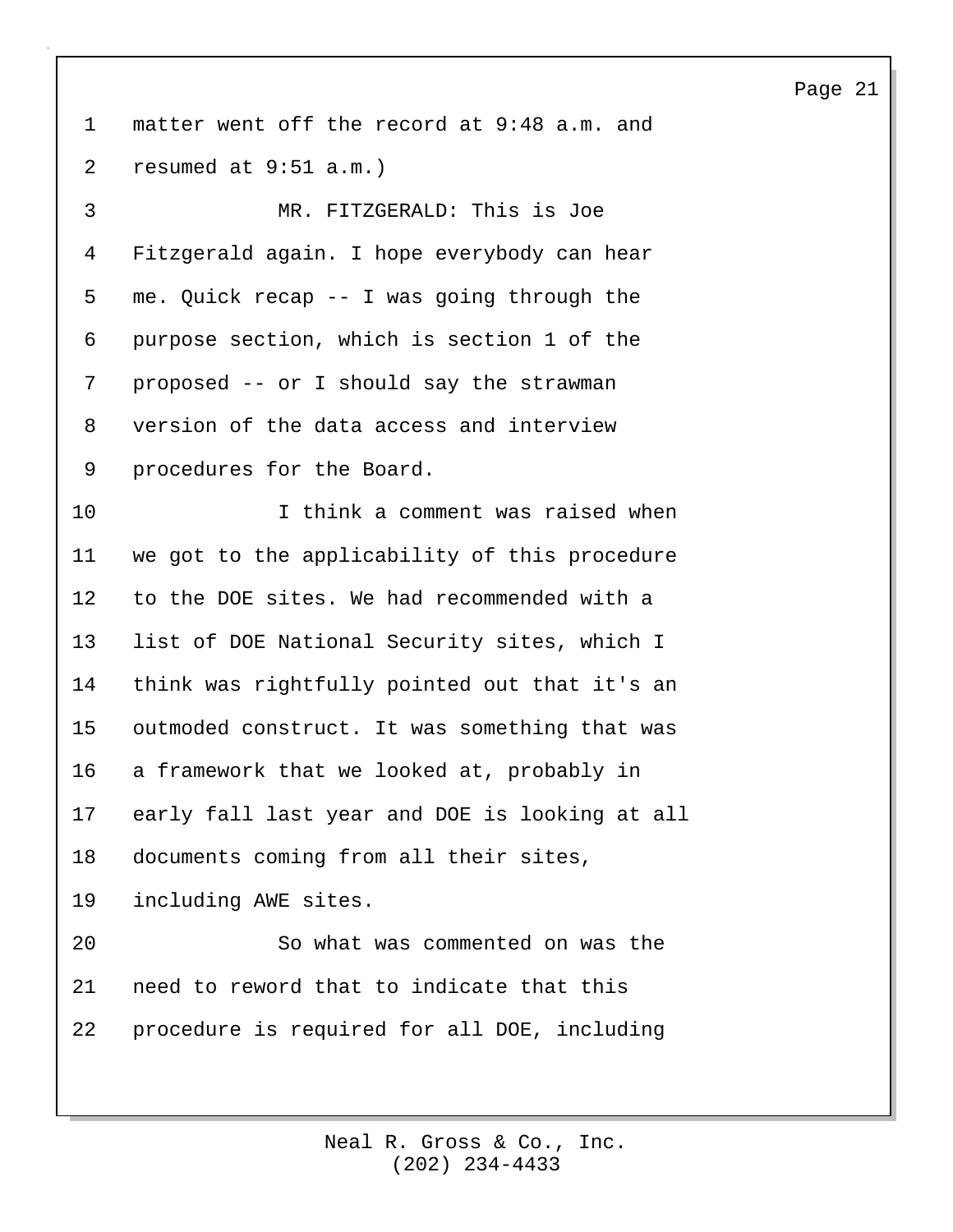matter went off the record at 9:48 a.m. and resumed at 9:51 a.m.)

MR. FITZGERALD: This is Joe Fitzgerald again. I hope everybody can hear me. Quick recap -- I was going through the purpose section, which is section 1 of the proposed -- or I should say the strawman version of the data access and interview procedures for the Board.

I think a comment was raised when we got to the applicability of this procedure to the DOE sites. We had recommended with a list of DOE National Security sites, which I think was rightfully pointed out that it's an outmoded construct. It was something that was a framework that we looked at, probably in early fall last year and DOE is looking at all documents coming from all their sites, including AWE sites.

So what was commented on was the need to reword that to indicate that this procedure is required for all DOE, including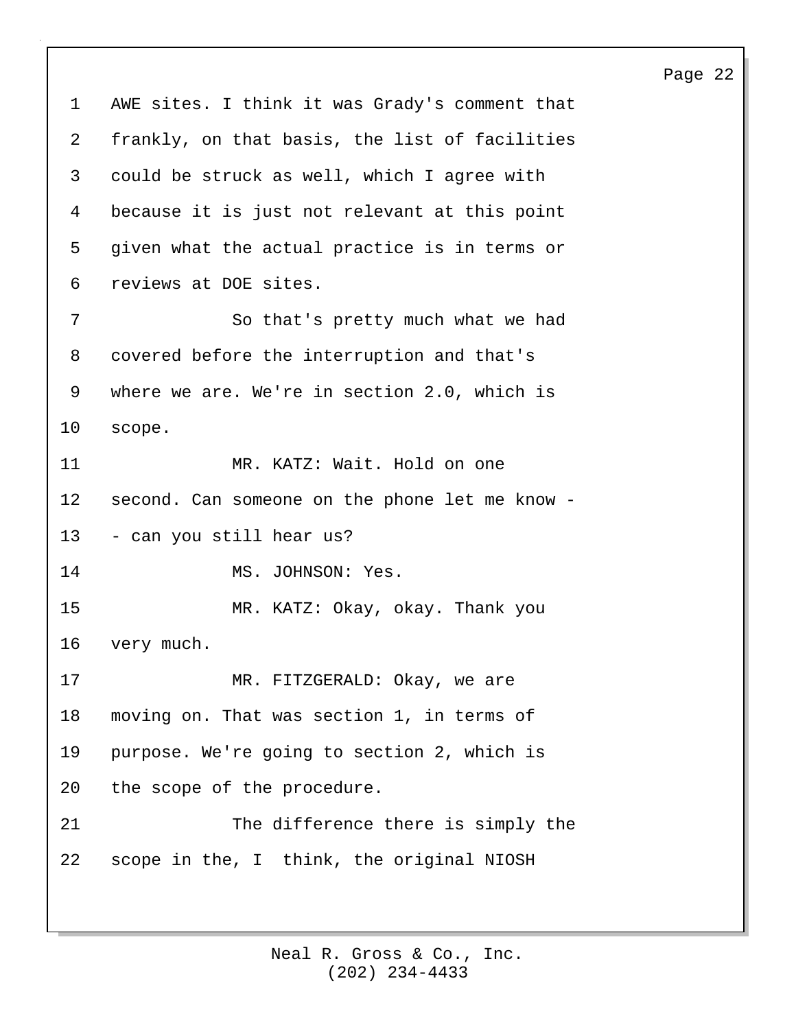AWE sites. I think it was Grady's comment that frankly, on that basis, the list of facilities could be struck as well, which I agree with because it is just not relevant at this point given what the actual practice is in terms or reviews at DOE sites.

So that's pretty much what we had covered before the interruption and that's where we are. We're in section 2.0, which is scope.

MR. KATZ: Wait. Hold on one second. Can someone on the phone let me know -- can you still hear us?

MS. JOHNSON: Yes.

MR. KATZ: Okay, okay. Thank you very much.

MR. FITZGERALD: Okay, we are moving on. That was section 1, in terms of purpose. We're going to section 2, which is the scope of the procedure.

The difference there is simply the scope in the, I think, the original NIOSH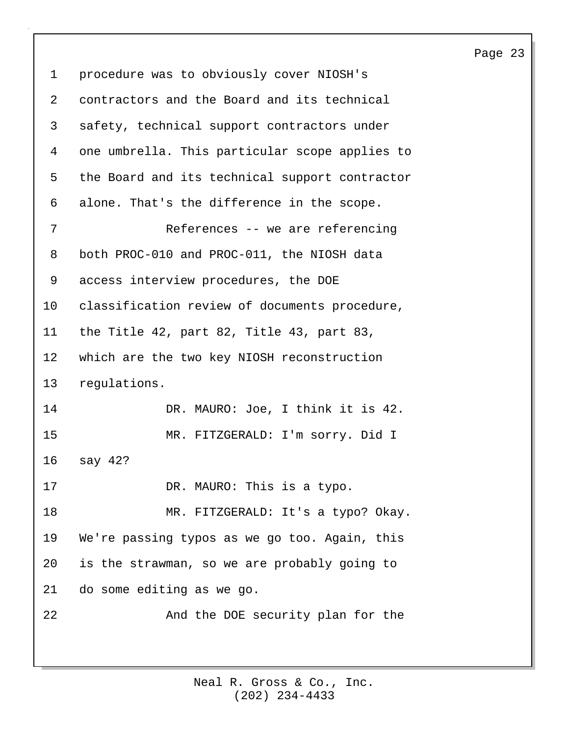procedure was to obviously cover NIOSH's contractors and the Board and its technical safety, technical support contractors under one umbrella. This particular scope applies to the Board and its technical support contractor alone. That's the difference in the scope.

References -- we are referencing both PROC-010 and PROC-011, the NIOSH data access interview procedures, the DOE classification review of documents procedure, the Title 42, part 82, Title 43, part 83, which are the two key NIOSH reconstruction regulations.

DR. MAURO: Joe, I think it is 42.

MR. FITZGERALD: I'm sorry. Did I say 42?

DR. MAURO: This is a typo.

MR. FITZGERALD: It's a typo? Okay. We're passing typos as we go too. Again, this is the strawman, so we are probably going to do some editing as we go.

And the DOE security plan for the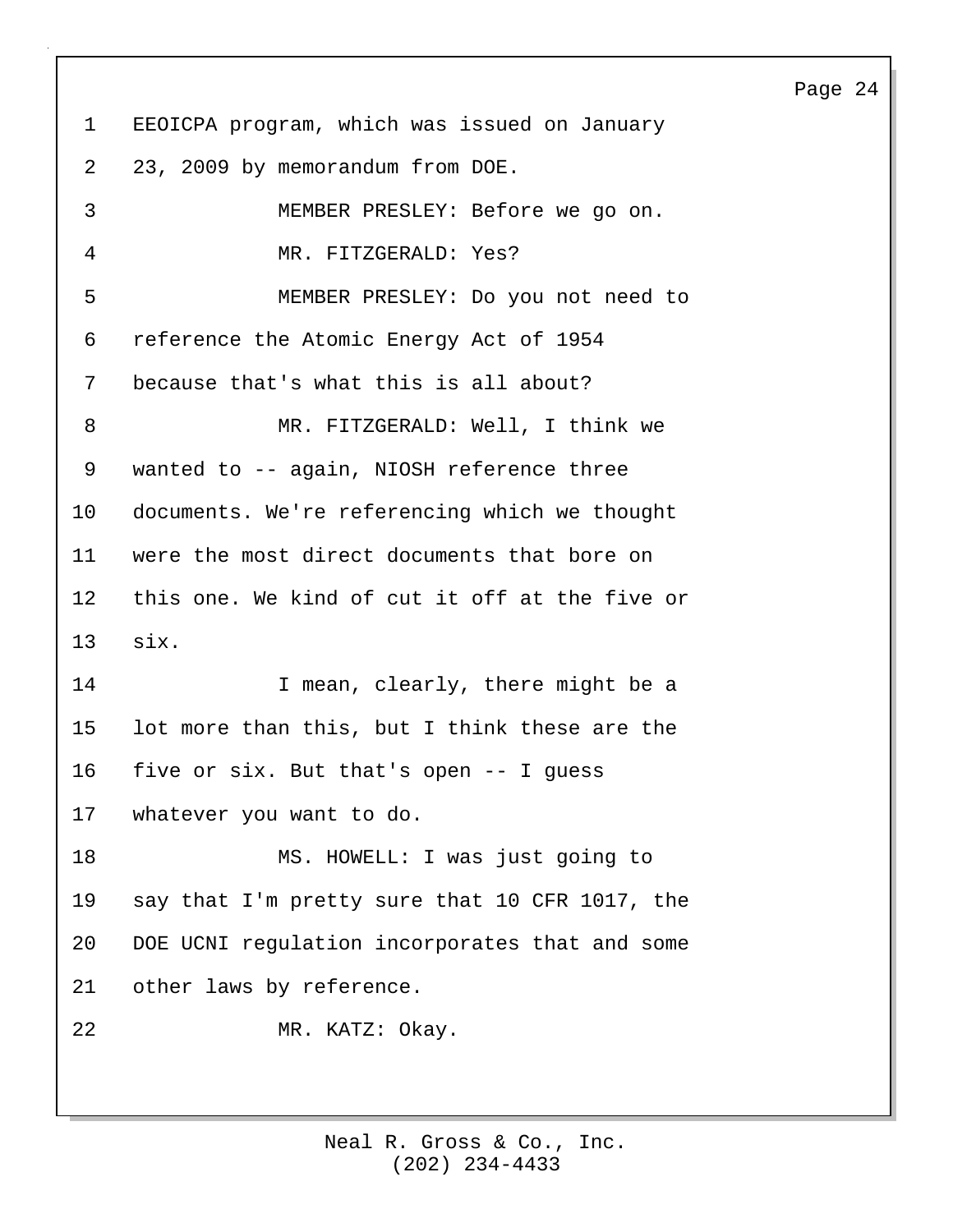EEOICPA program, which was issued on January 23, 2009 by memorandum from DOE.

MEMBER PRESLEY: Before we go on.

MR. FITZGERALD: Yes?

MEMBER PRESLEY: Do you not need to reference the Atomic Energy Act of 1954 because that's what this is all about?

MR. FITZGERALD: Well, I think we wanted to -- again, NIOSH reference three documents. We're referencing which we thought were the most direct documents that bore on this one. We kind of cut it off at the five or six.

I mean, clearly, there might be a lot more than this, but I think these are the five or six. But that's open -- I guess whatever you want to do.

MS. HOWELL: I was just going to say that I'm pretty sure that 10 CFR 1017, the DOE UCNI regulation incorporates that and some other laws by reference.

MR. KATZ: Okay.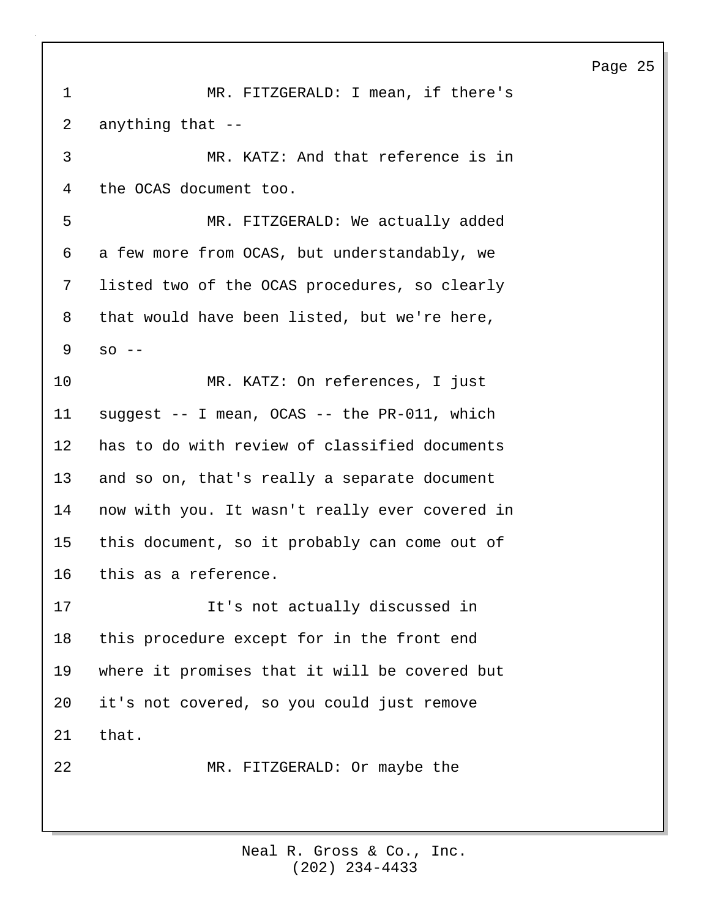MR. FITZGERALD: I mean, if there's anything that --

MR. KATZ: And that reference is in the OCAS document too.

MR. FITZGERALD: We actually added a few more from OCAS, but understandably, we listed two of the OCAS procedures, so clearly that would have been listed, but we're here, so --

MR. KATZ: On references, I just suggest -- I mean, OCAS -- the PR-011, which has to do with review of classified documents and so on, that's really a separate document now with you. It wasn't really ever covered in this document, so it probably can come out of this as a reference.

It's not actually discussed in this procedure except for in the front end where it promises that it will be covered but it's not covered, so you could just remove that.

MR. FITZGERALD: Or maybe the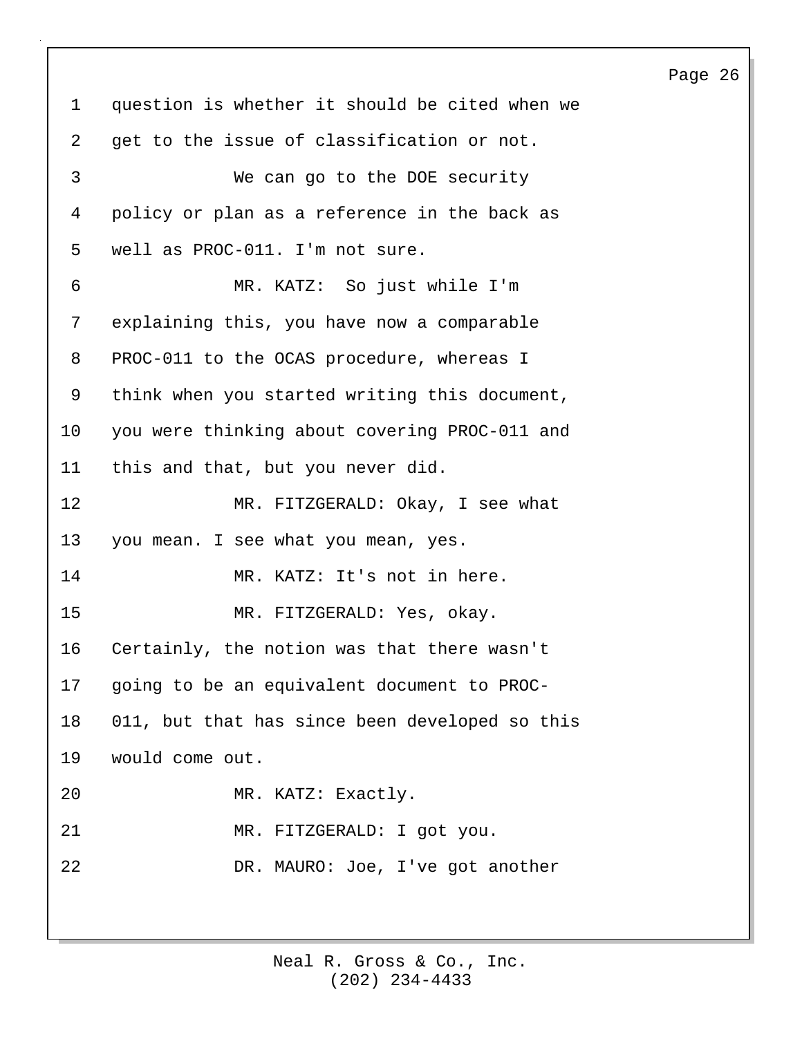question is whether it should be cited when we get to the issue of classification or not.

We can go to the DOE security policy or plan as a reference in the back as well as PROC-011. I'm not sure.

MR. KATZ: So just while I'm explaining this, you have now a comparable PROC-011 to the OCAS procedure, whereas I think when you started writing this document, you were thinking about covering PROC-011 and this and that, but you never did.

MR. FITZGERALD: Okay, I see what you mean. I see what you mean, yes.

MR. KATZ: It's not in here.

MR. FITZGERALD: Yes, okay. Certainly, the notion was that there wasn't going to be an equivalent document to PROC-011, but that has since been developed so this would come out.

MR. KATZ: Exactly.

MR. FITZGERALD: I got you.

DR. MAURO: Joe, I've got another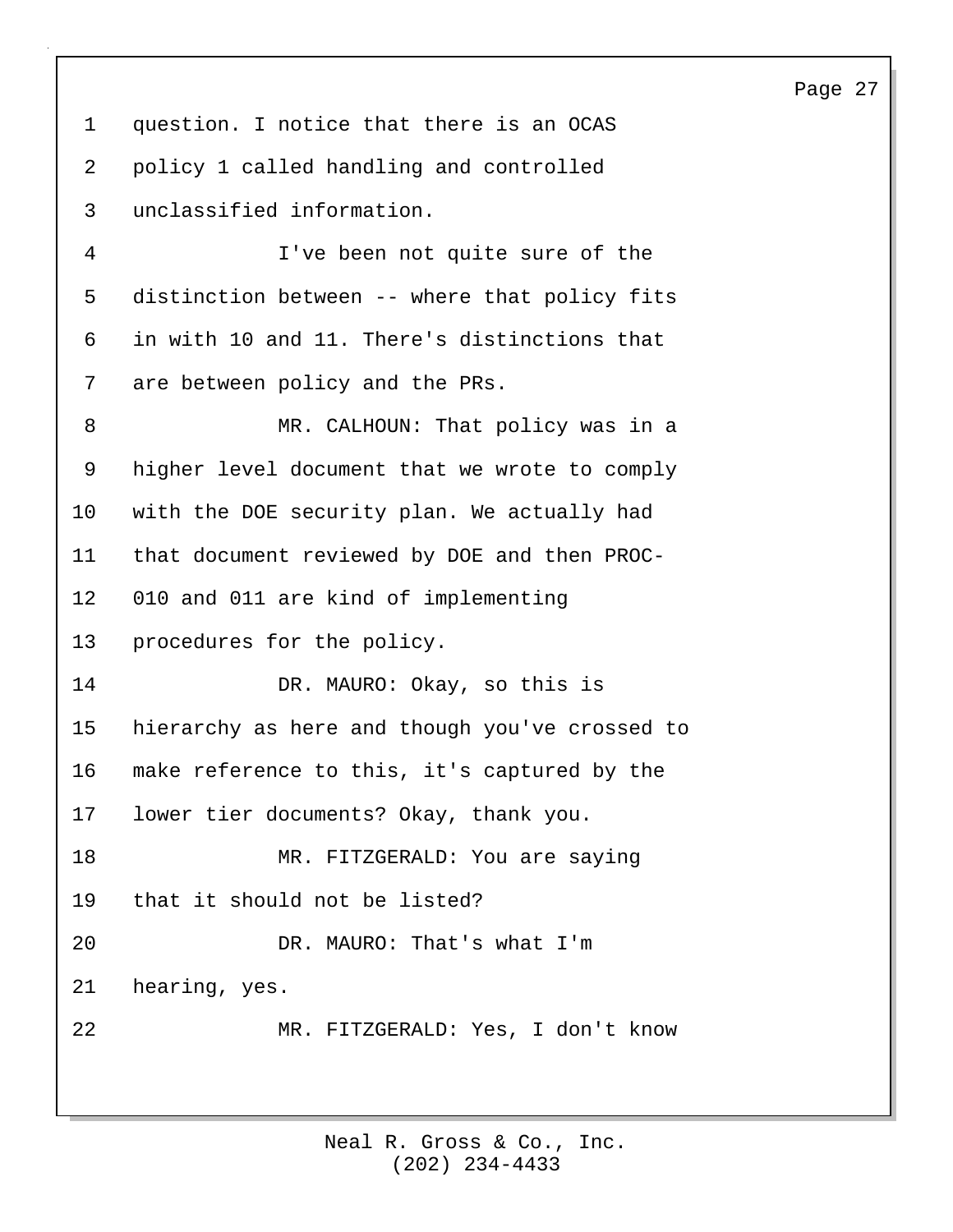question. I notice that there is an OCAS policy 1 called handling and controlled unclassified information.

I've been not quite sure of the distinction between -- where that policy fits in with 10 and 11. There's distinctions that are between policy and the PRs.

MR. CALHOUN: That policy was in a higher level document that we wrote to comply with the DOE security plan. We actually had that document reviewed by DOE and then PROC-010 and 011 are kind of implementing procedures for the policy.

DR. MAURO: Okay, so this is hierarchy as here and though you've crossed to make reference to this, it's captured by the lower tier documents? Okay, thank you.

MR. FITZGERALD: You are saying that it should not be listed?

DR. MAURO: That's what I'm hearing, yes.

MR. FITZGERALD: Yes, I don't know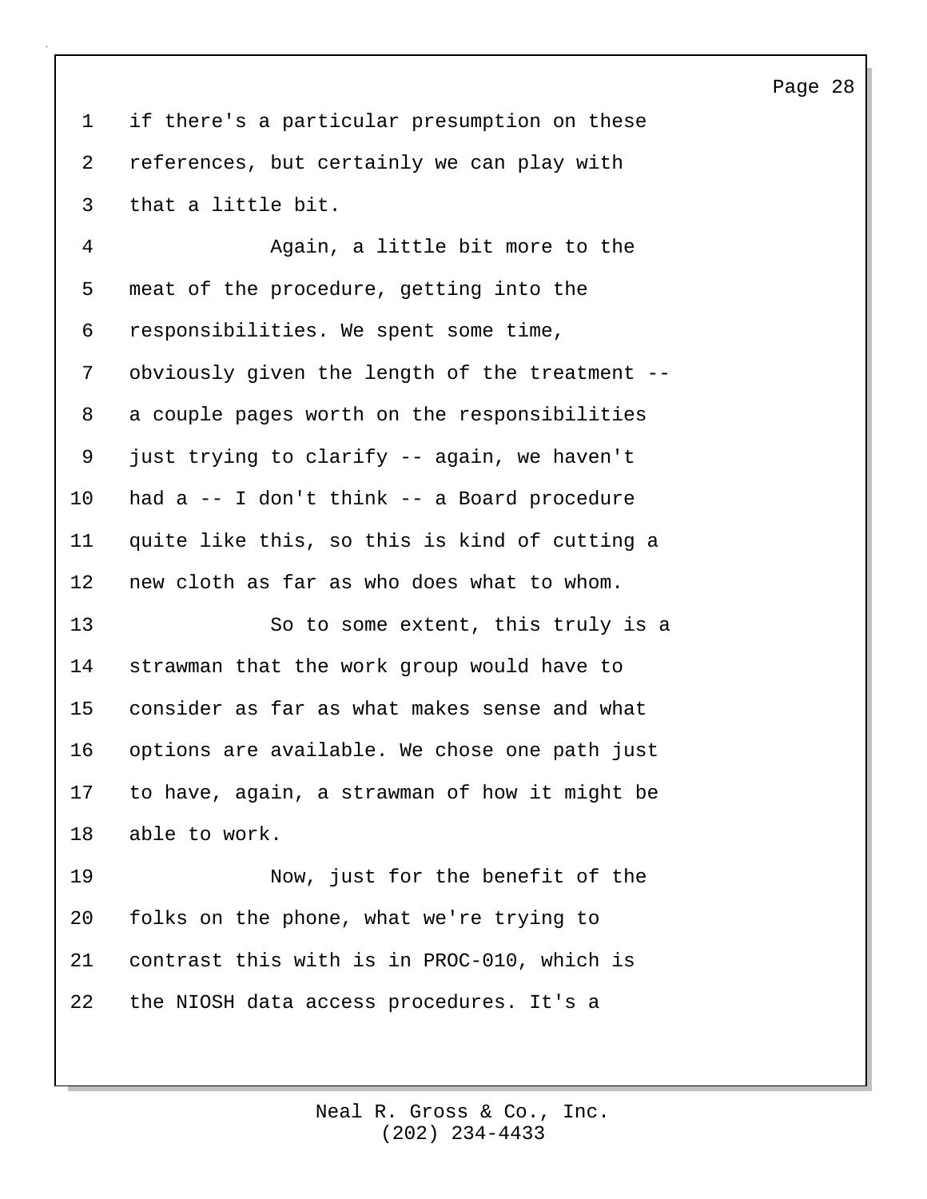if there's a particular presumption on these references, but certainly we can play with that a little bit.

Again, a little bit more to the meat of the procedure, getting into the responsibilities. We spent some time, obviously given the length of the treatment -- a couple pages worth on the responsibilities just trying to clarify -- again, we haven't had a -- I don't think -- a Board procedure quite like this, so this is kind of cutting a new cloth as far as who does what to whom.

So to some extent, this truly is a strawman that the work group would have to consider as far as what makes sense and what options are available. We chose one path just to have, again, a strawman of how it might be able to work.

Now, just for the benefit of the folks on the phone, what we're trying to contrast this with is in PROC-010, which is the NIOSH data access procedures. It's a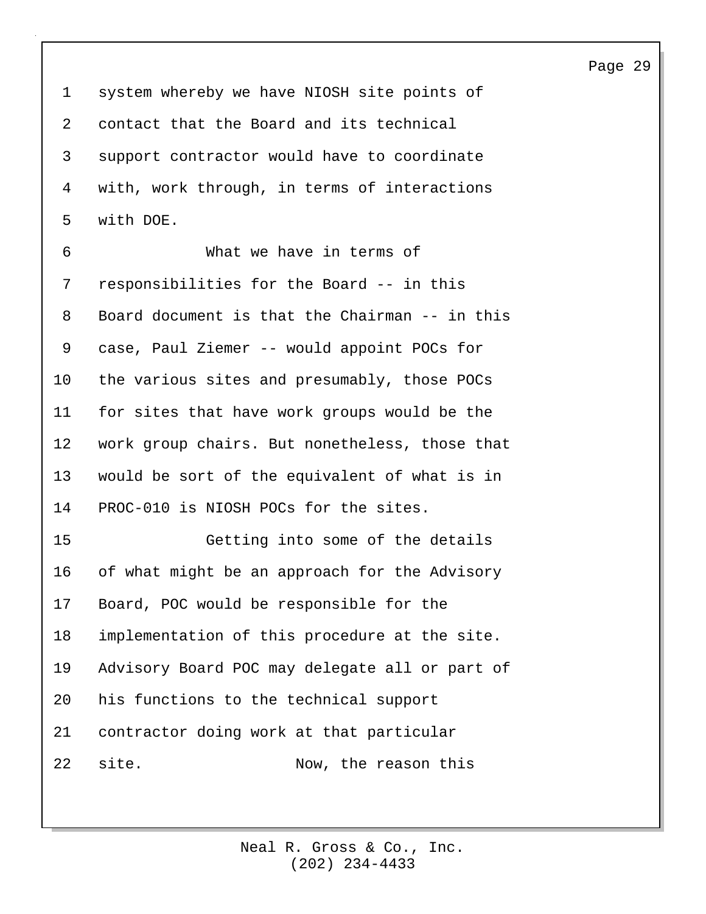system whereby we have NIOSH site points of contact that the Board and its technical support contractor would have to coordinate with, work through, in terms of interactions with DOE.

What we have in terms of responsibilities for the Board -- in this Board document is that the Chairman -- in this case, Paul Ziemer -- would appoint POCs for the various sites and presumably, those POCs for sites that have work groups would be the work group chairs. But nonetheless, those that would be sort of the equivalent of what is in PROC-010 is NIOSH POCs for the sites.

Getting into some of the details of what might be an approach for the Advisory Board, POC would be responsible for the implementation of this procedure at the site. Advisory Board POC may delegate all or part of his functions to the technical support contractor doing work at that particular site.

Now, the reason this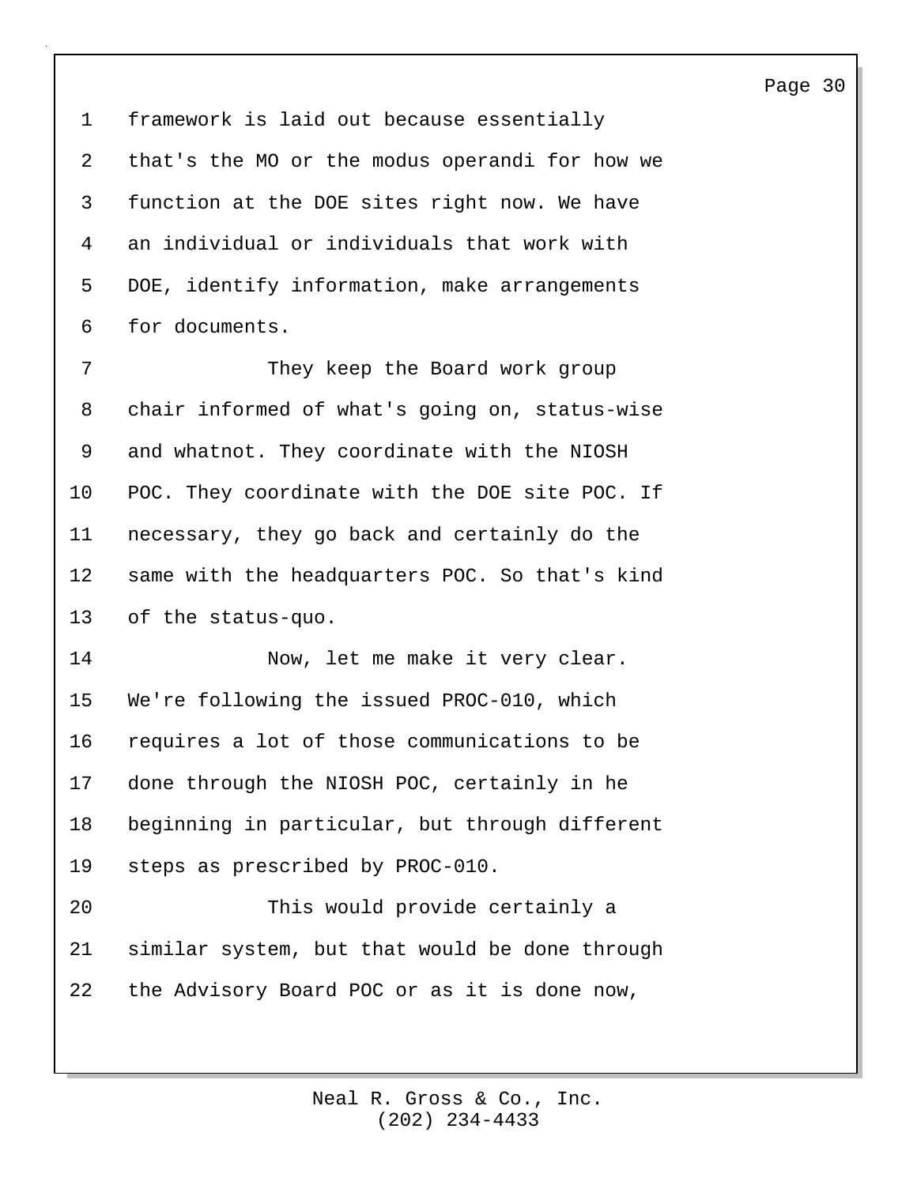framework is laid out because essentially that's the MO or the modus operandi for how we function at the DOE sites right now. We have an individual or individuals that work with DOE, identify information, make arrangements for documents.

They keep the Board work group chair informed of what's going on, status-wise and whatnot. They coordinate with the NIOSH POC. They coordinate with the DOE site POC. If necessary, they go back and certainly do the same with the headquarters POC. So that's kind of the status-quo.

Now, let me make it very clear. We're following the issued PROC-010, which requires a lot of those communications to be done through the NIOSH POC, certainly in he beginning in particular, but through different steps as prescribed by PROC-010.

This would provide certainly a similar system, but that would be done through the Advisory Board POC or as it is done now,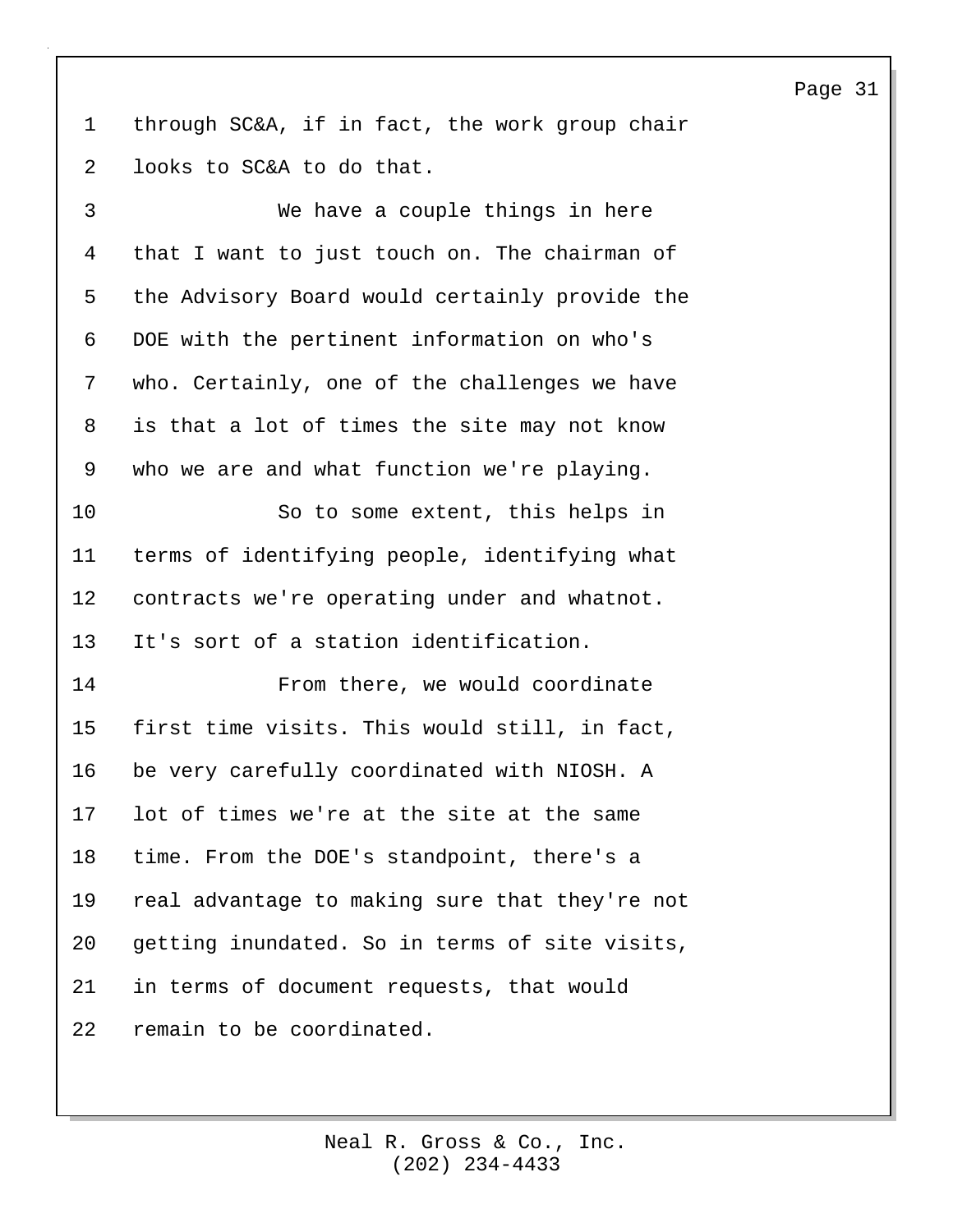through SC&A, if in fact, the work group chair looks to SC&A to do that.

We have a couple things in here that I want to just touch on. The chairman of the Advisory Board would certainly provide the DOE with the pertinent information on who's who. Certainly, one of the challenges we have is that a lot of times the site may not know who we are and what function we're playing.

So to some extent, this helps in terms of identifying people, identifying what contracts we're operating under and whatnot. It's sort of a station identification.

From there, we would coordinate first time visits. This would still, in fact, be very carefully coordinated with NIOSH. A lot of times we're at the site at the same time. From the DOE's standpoint, there's a real advantage to making sure that they're not getting inundated. So in terms of site visits, in terms of document requests, that would remain to be coordinated.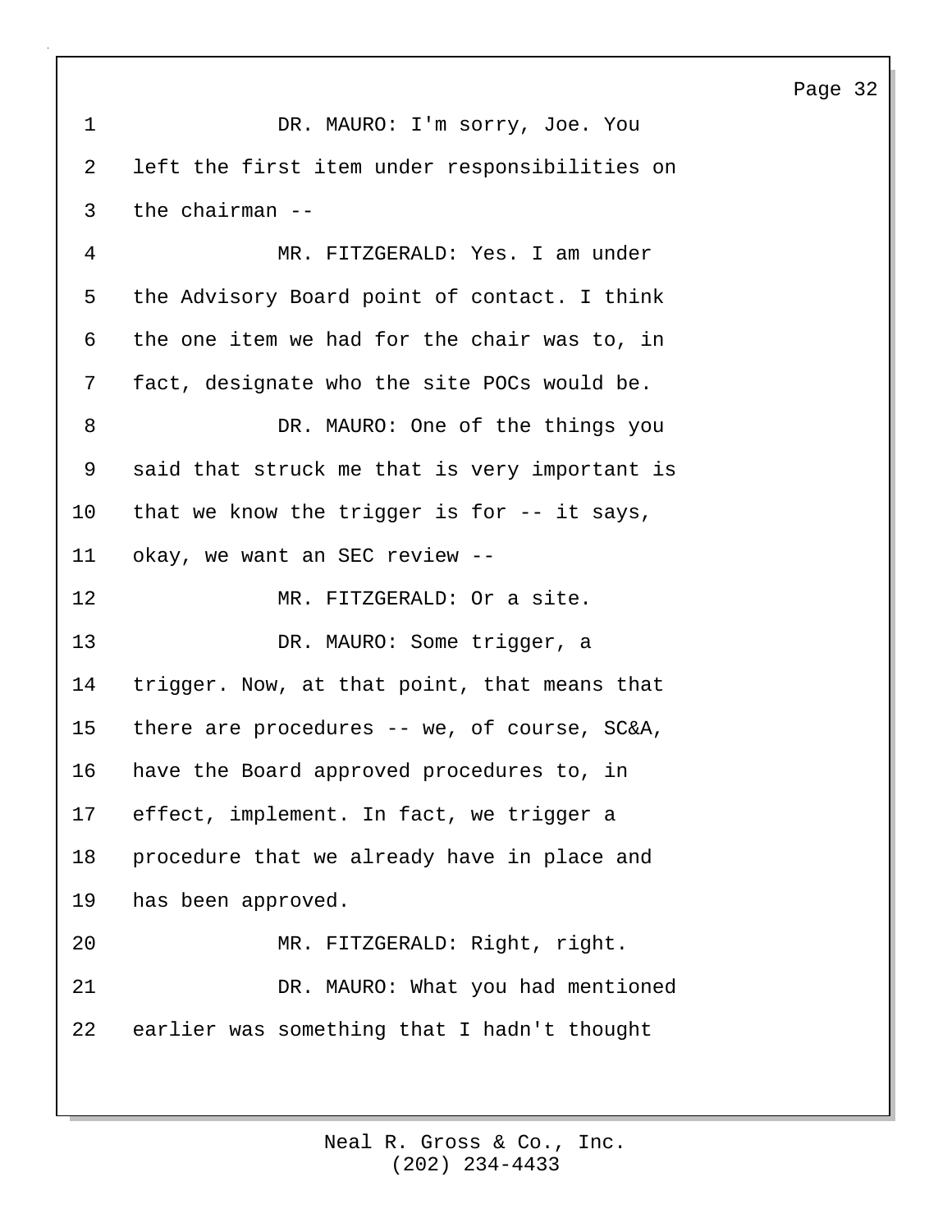DR. MAURO: I'm sorry, Joe. You left the first item under responsibilities on the chairman --

MR. FITZGERALD: Yes. I am under the Advisory Board point of contact. I think the one item we had for the chair was to, in fact, designate who the site POCs would be.

DR. MAURO: One of the things you said that struck me that is very important is that we know the trigger is for -- it says, okay, we want an SEC review --

MR. FITZGERALD: Or a site.

DR. MAURO: Some trigger, a trigger. Now, at that point, that means that there are procedures -- we, of course, SC&A, have the Board approved procedures to, in effect, implement. In fact, we trigger a procedure that we already have in place and has been approved.

MR. FITZGERALD: Right, right.

DR. MAURO: What you had mentioned earlier was something that I hadn't thought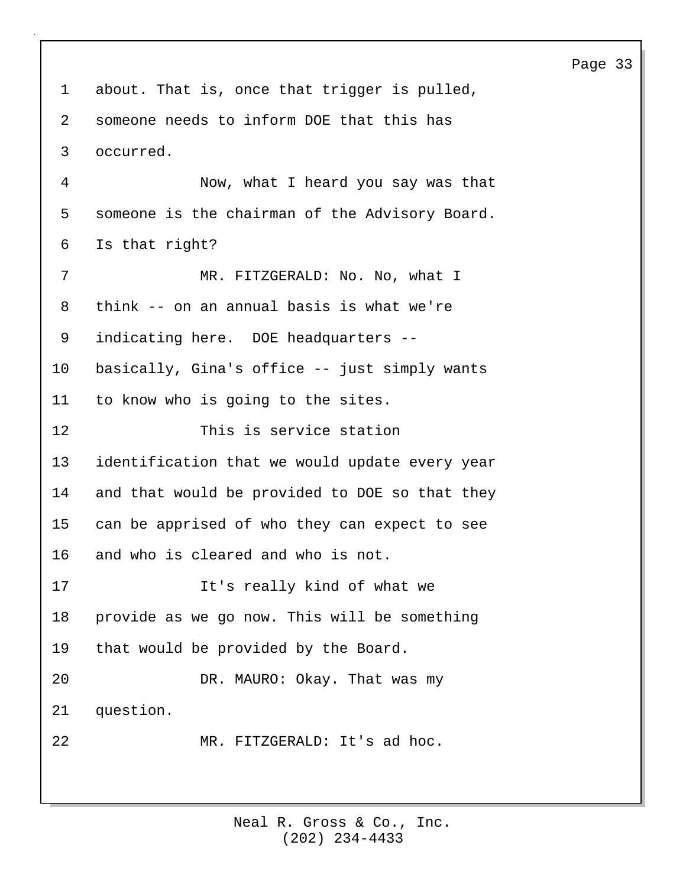about. That is, once that trigger is pulled, someone needs to inform DOE that this has occurred.

Now, what I heard you say was that someone is the chairman of the Advisory Board. Is that right?

MR. FITZGERALD: No. No, what I think -- on an annual basis is what we're indicating here. DOE headquarters -- basically, Gina's office -- just simply wants to know who is going to the sites.

This is service station identification that we would update every year and that would be provided to DOE so that they can be apprised of who they can expect to see and who is cleared and who is not.

It's really kind of what we provide as we go now. This will be something that would be provided by the Board.

DR. MAURO: Okay. That was my question.

MR. FITZGERALD: It's ad hoc.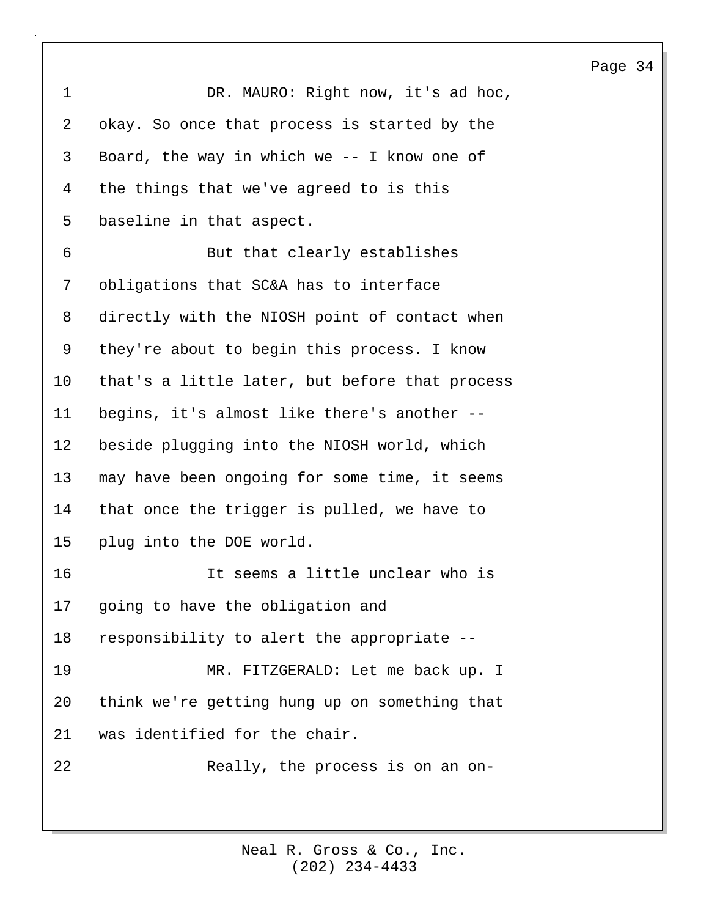DR. MAURO: Right now, it's ad hoc, okay. So once that process is started by the Board, the way in which we -- I know one of the things that we've agreed to is this baseline in that aspect.

But that clearly establishes obligations that SC&A has to interface directly with the NIOSH point of contact when they're about to begin this process. I know that's a little later, but before that process begins, it's almost like there's another -- beside plugging into the NIOSH world, which may have been ongoing for some time, it seems that once the trigger is pulled, we have to plug into the DOE world.

It seems a little unclear who is going to have the obligation and responsibility to alert the appropriate --

MR. FITZGERALD: Let me back up. I think we're getting hung up on something that was identified for the chair.

Really, the process is on an on-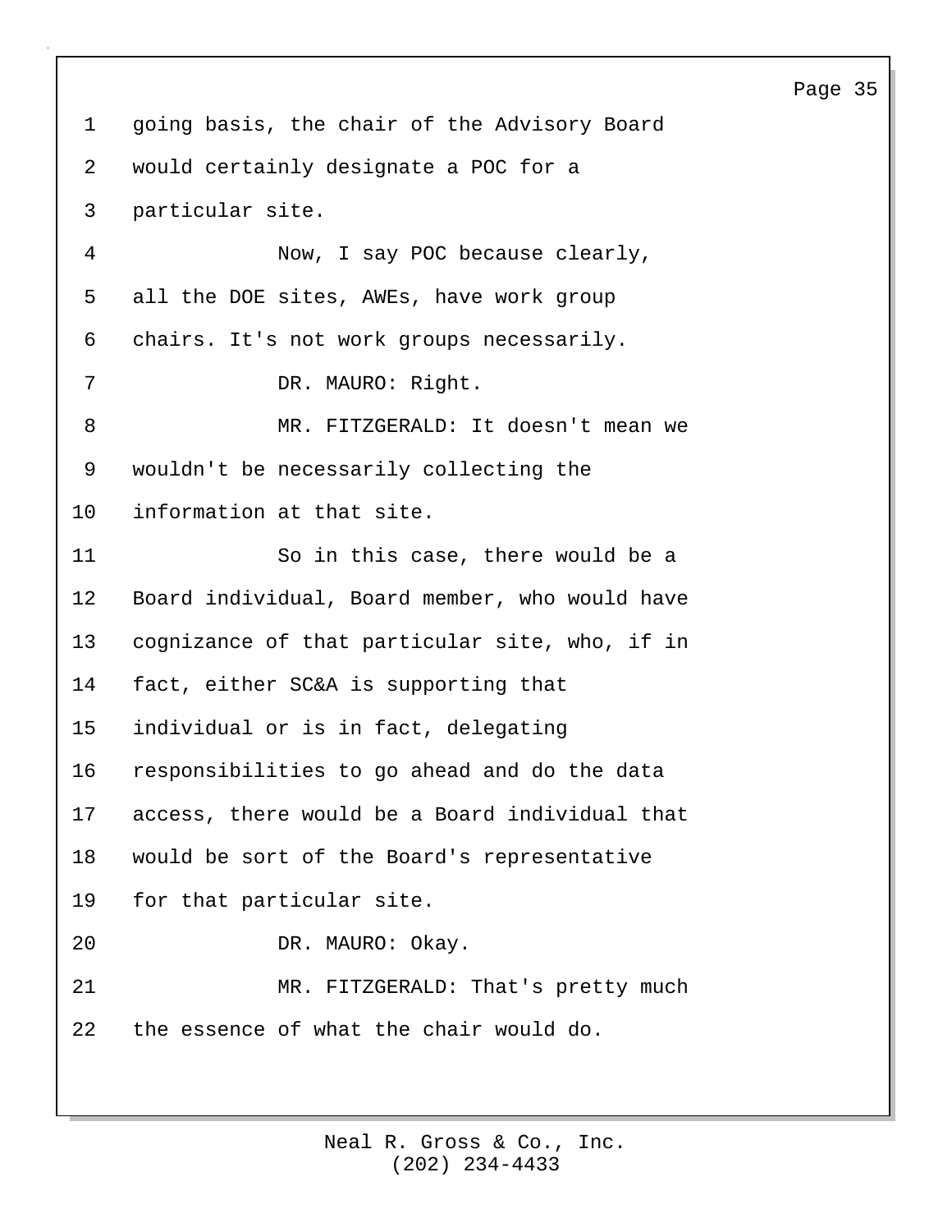going basis, the chair of the Advisory Board would certainly designate a POC for a particular site.

Now, I say POC because clearly, all the DOE sites, AWEs, have work group chairs. It's not work groups necessarily.

DR. MAURO: Right.

MR. FITZGERALD: It doesn't mean we wouldn't be necessarily collecting the information at that site.

So in this case, there would be a Board individual, Board member, who would have cognizance of that particular site, who, if in fact, either SC&A is supporting that individual or is in fact, delegating responsibilities to go ahead and do the data access, there would be a Board individual that would be sort of the Board's representative for that particular site.

DR. MAURO: Okay.

MR. FITZGERALD: That's pretty much the essence of what the chair would do.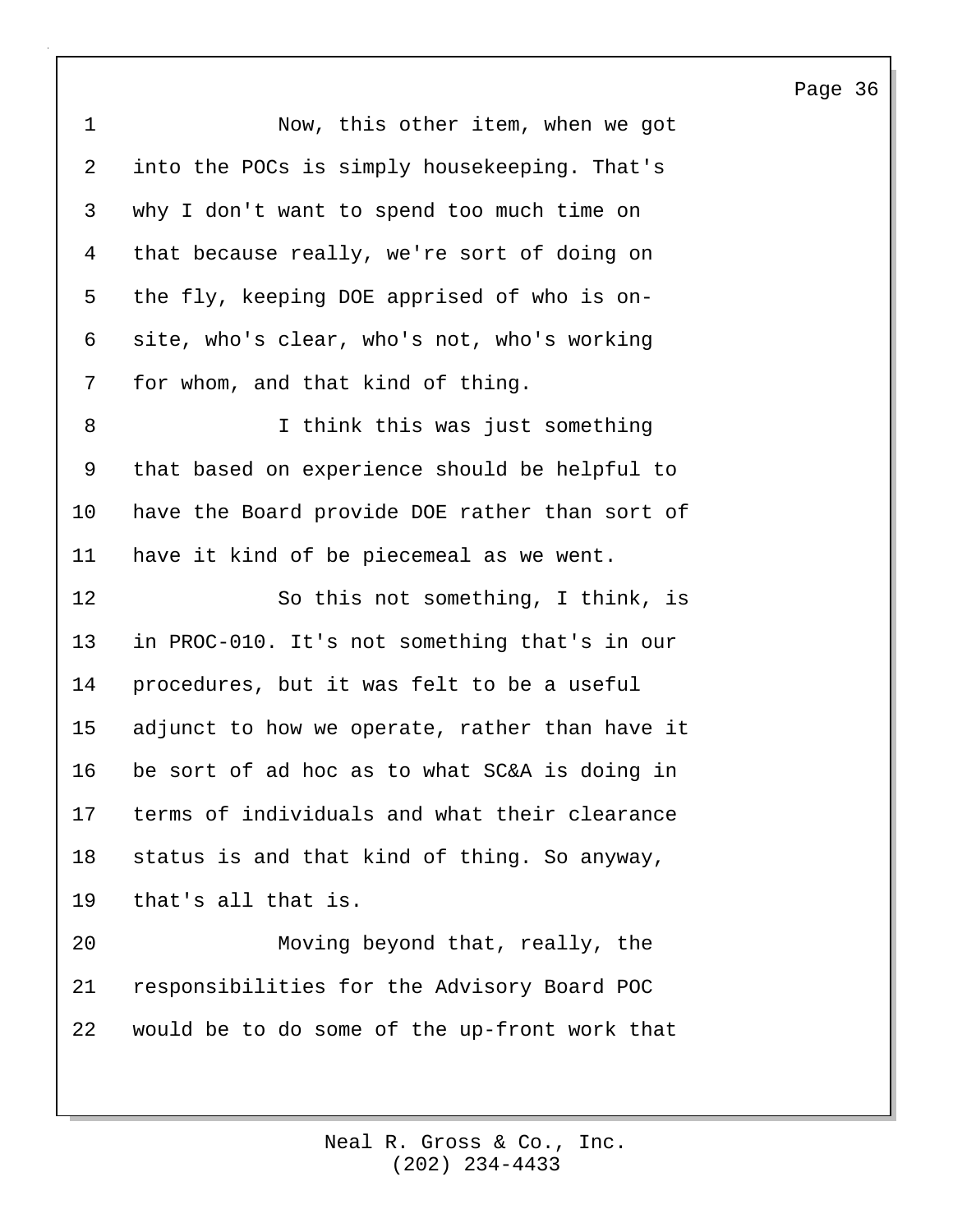Now, this other item, when we got into the POCs is simply housekeeping. That's why I don't want to spend too much time on that because really, we're sort of doing on the fly, keeping DOE apprised of who is on-site, who's clear, who's not, who's working for whom, and that kind of thing.

I think this was just something that based on experience should be helpful to have the Board provide DOE rather than sort of have it kind of be piecemeal as we went.

So this not something, I think, is in PROC-010. It's not something that's in our procedures, but it was felt to be a useful adjunct to how we operate, rather than have it be sort of ad hoc as to what SC&A is doing in terms of individuals and what their clearance status is and that kind of thing. So anyway, that's all that is.

Moving beyond that, really, the responsibilities for the Advisory Board POC would be to do some of the up-front work that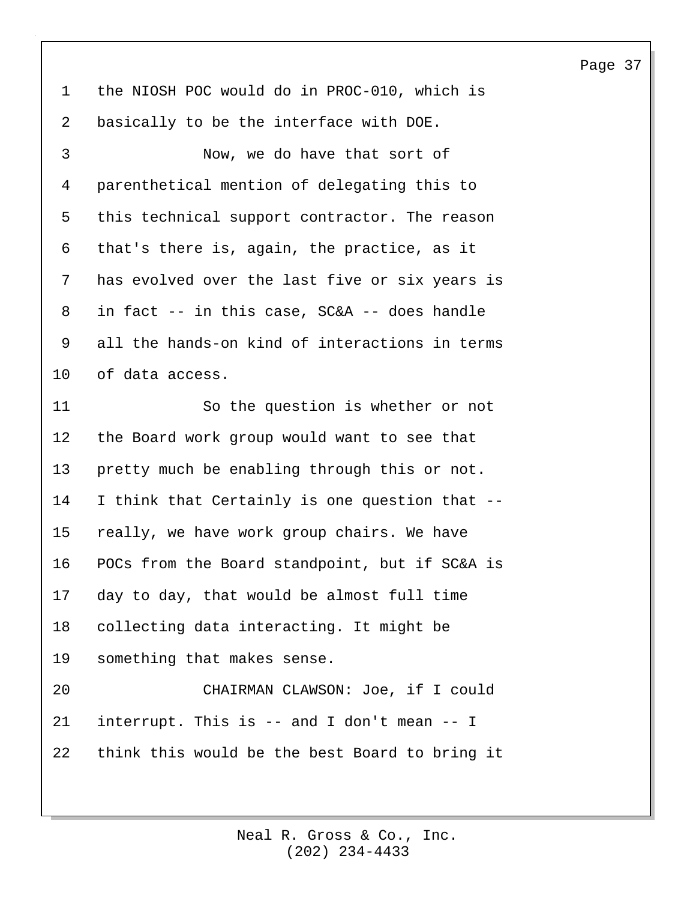the NIOSH POC would do in PROC-010, which is basically to be the interface with DOE.

Now, we do have that sort of parenthetical mention of delegating this to this technical support contractor. The reason that's there is, again, the practice, as it has evolved over the last five or six years is in fact -- in this case, SC&A -- does handle all the hands-on kind of interactions in terms of data access.

So the question is whether or not the Board work group would want to see that pretty much be enabling through this or not. I think that Certainly is one question that -- really, we have work group chairs. We have POCs from the Board standpoint, but if SC&A is day to day, that would be almost full time collecting data interacting. It might be something that makes sense.

CHAIRMAN CLAWSON: Joe, if I could interrupt. This is -- and I don't mean -- I think this would be the best Board to bring it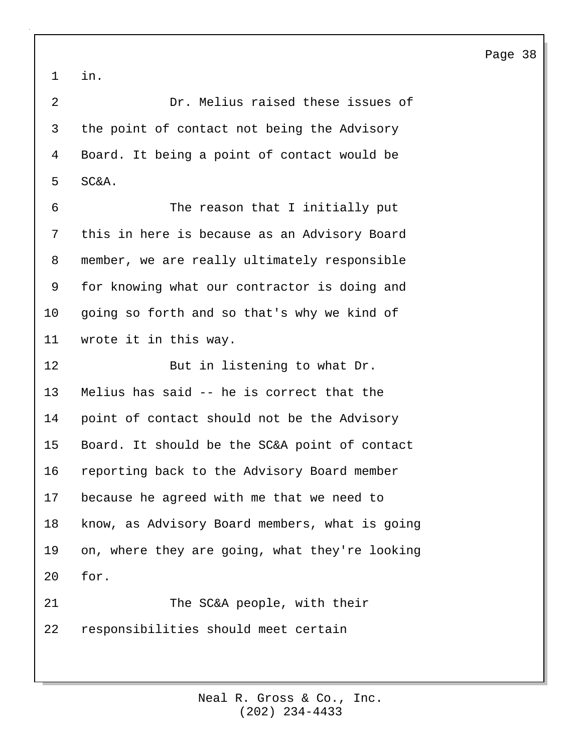in.

Dr. Melius raised these issues of the point of contact not being the Advisory Board. It being a point of contact would be SC&A.

The reason that I initially put this in here is because as an Advisory Board member, we are really ultimately responsible for knowing what our contractor is doing and going so forth and so that's why we kind of wrote it in this way.

But in listening to what Dr. Melius has said -- he is correct that the point of contact should not be the Advisory Board. It should be the SC&A point of contact reporting back to the Advisory Board member because he agreed with me that we need to know, as Advisory Board members, what is going on, where they are going, what they're looking for.

The SC&A people, with their responsibilities should meet certain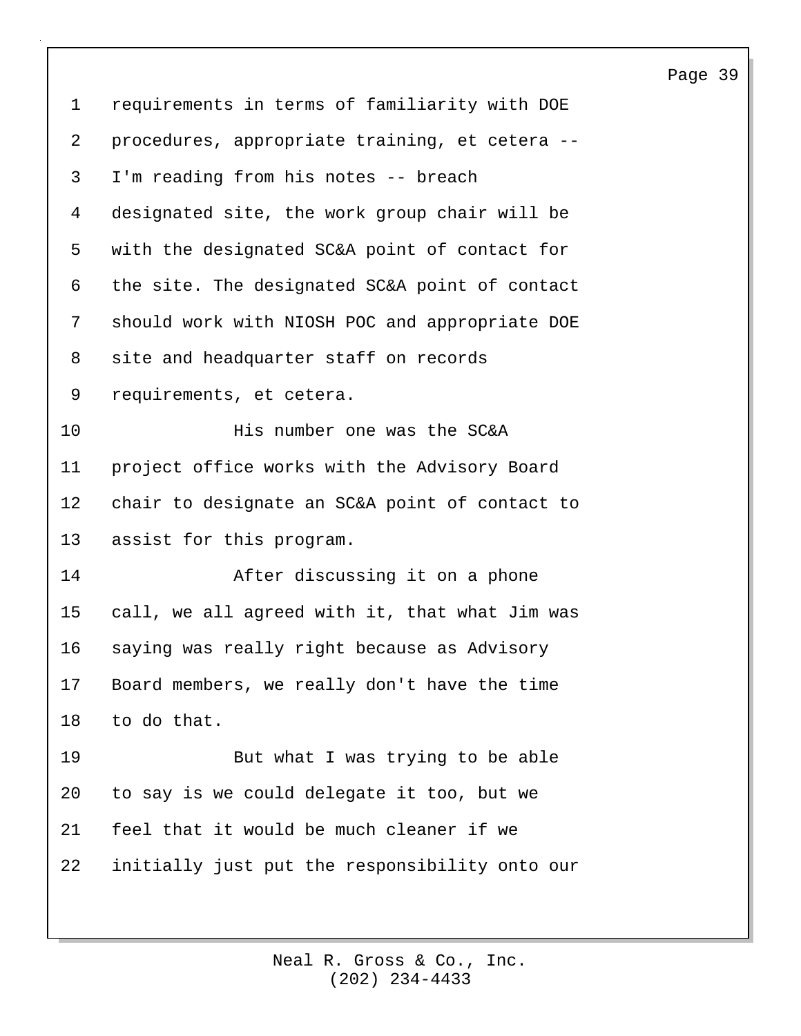requirements in terms of familiarity with DOE procedures, appropriate training, et cetera -- I'm reading from his notes -- breach designated site, the work group chair will be with the designated SC&A point of contact for the site. The designated SC&A point of contact should work with NIOSH POC and appropriate DOE site and headquarter staff on records requirements, et cetera.

His number one was the SC&A project office works with the Advisory Board chair to designate an SC&A point of contact to assist for this program.

After discussing it on a phone call, we all agreed with it, that what Jim was saying was really right because as Advisory Board members, we really don't have the time to do that.

But what I was trying to be able to say is we could delegate it too, but we feel that it would be much cleaner if we initially just put the responsibility onto our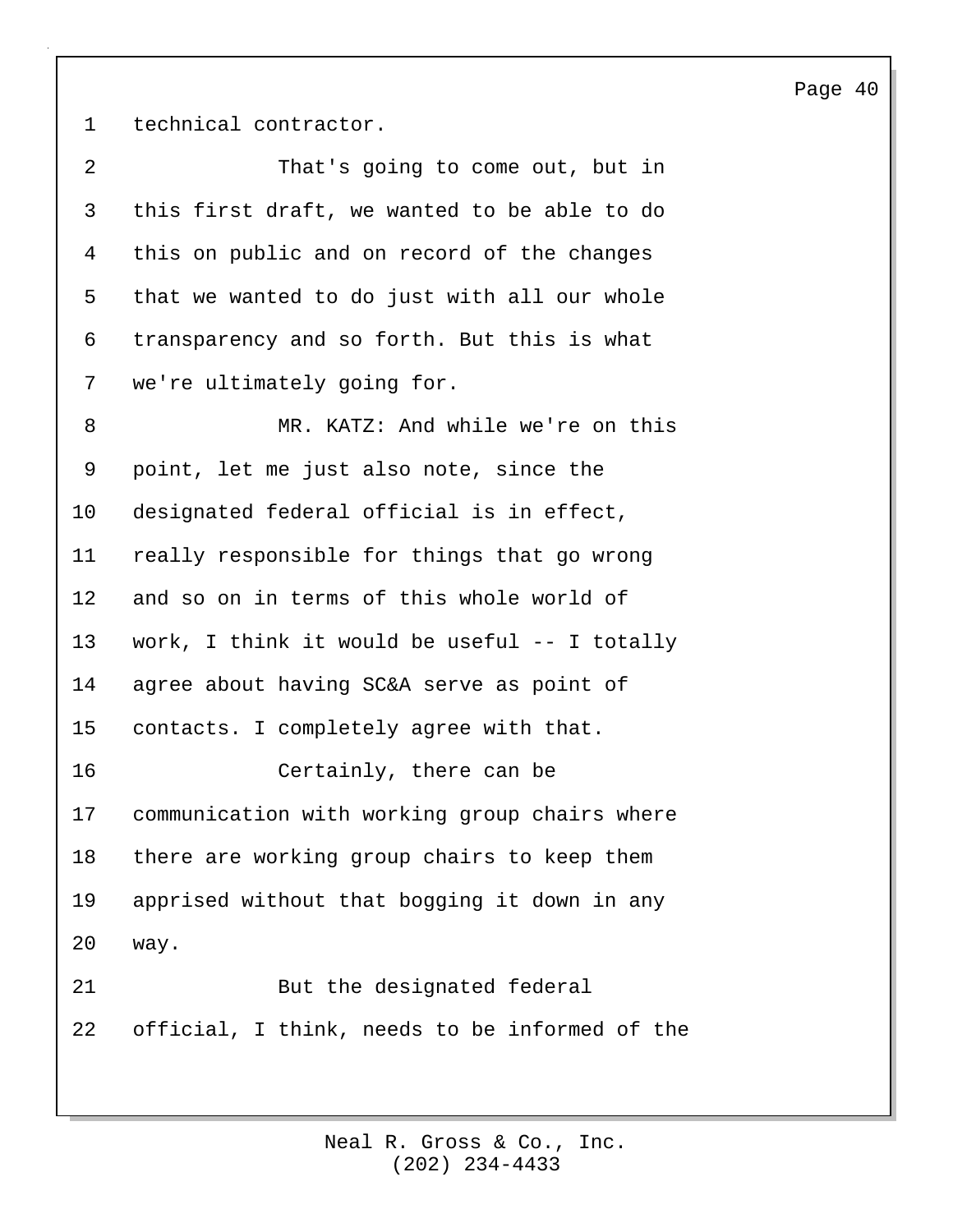technical contractor.

That's going to come out, but in this first draft, we wanted to be able to do this on public and on record of the changes that we wanted to do just with all our whole transparency and so forth. But this is what we're ultimately going for.

MR. KATZ: And while we're on this point, let me just also note, since the designated federal official is in effect, really responsible for things that go wrong and so on in terms of this whole world of work, I think it would be useful -- I totally agree about having SC&A serve as point of contacts. I completely agree with that.

Certainly, there can be communication with working group chairs where there are working group chairs to keep them apprised without that bogging it down in any way.

But the designated federal official, I think, needs to be informed of the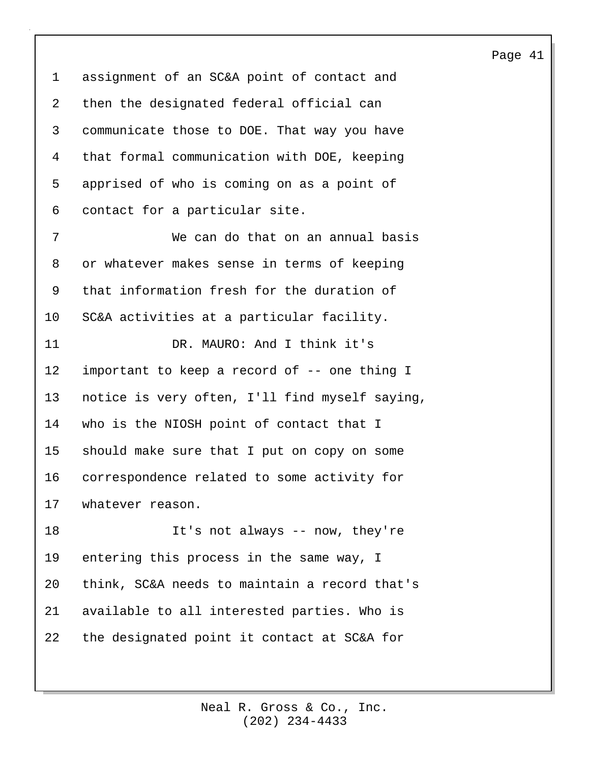assignment of an SC&A point of contact and then the designated federal official can communicate those to DOE. That way you have that formal communication with DOE, keeping apprised of who is coming on as a point of contact for a particular site.

We can do that on an annual basis or whatever makes sense in terms of keeping that information fresh for the duration of SC&A activities at a particular facility.

DR. MAURO: And I think it's important to keep a record of -- one thing I notice is very often, I'll find myself saying, who is the NIOSH point of contact that I should make sure that I put on copy on some correspondence related to some activity for whatever reason.

It's not always -- now, they're entering this process in the same way, I think, SC&A needs to maintain a record that's available to all interested parties. Who is the designated point it contact at SC&A for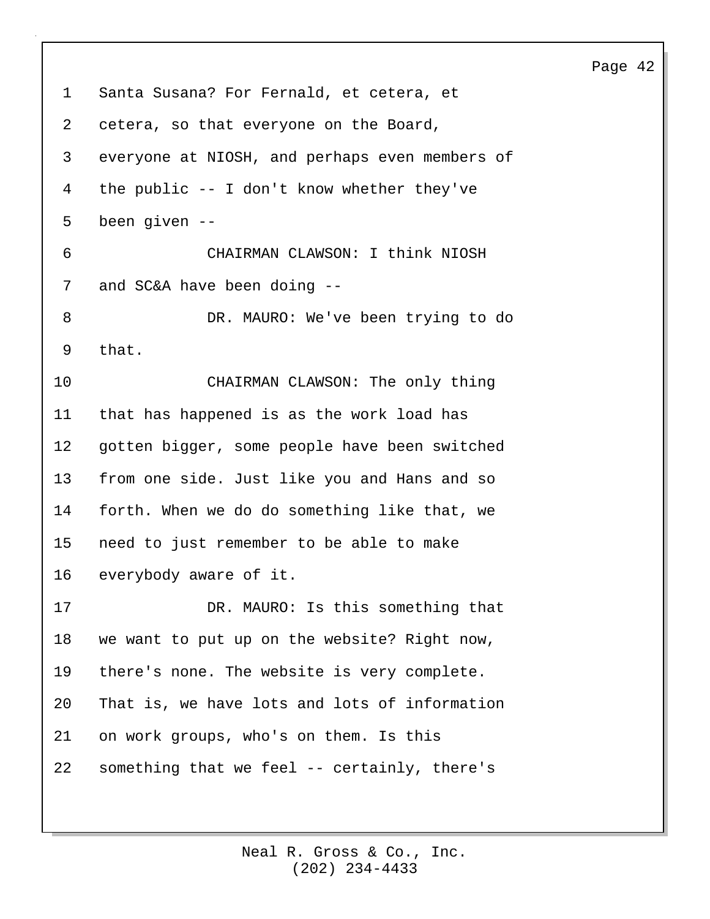Santa Susana? For Fernald, et cetera, et cetera, so that everyone on the Board, everyone at NIOSH, and perhaps even members of the public -- I don't know whether they've been given --

CHAIRMAN CLAWSON: I think NIOSH and SC&A have been doing --

DR. MAURO: We've been trying to do that.

CHAIRMAN CLAWSON: The only thing that has happened is as the work load has gotten bigger, some people have been switched from one side. Just like you and Hans and so forth. When we do do something like that, we need to just remember to be able to make everybody aware of it.

DR. MAURO: Is this something that we want to put up on the website? Right now, there's none. The website is very complete. That is, we have lots and lots of information on work groups, who's on them. Is this something that we feel -- certainly, there's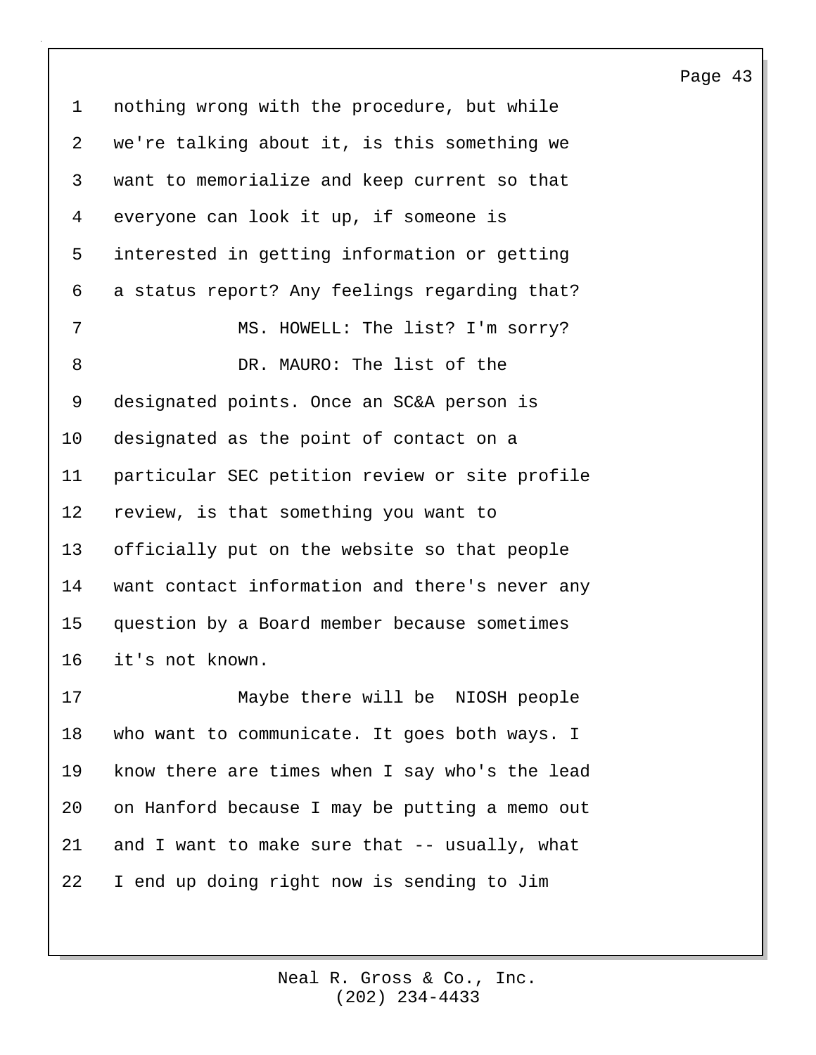nothing wrong with the procedure, but while we're talking about it, is this something we want to memorialize and keep current so that everyone can look it up, if someone is interested in getting information or getting a status report? Any feelings regarding that?

MS. HOWELL: The list? I'm sorry?

DR. MAURO: The list of the designated points. Once an SC&A person is designated as the point of contact on a particular SEC petition review or site profile review, is that something you want to officially put on the website so that people want contact information and there's never any question by a Board member because sometimes it's not known.

Maybe there will be NIOSH people who want to communicate. It goes both ways. I know there are times when I say who's the lead on Hanford because I may be putting a memo out and I want to make sure that -- usually, what I end up doing right now is sending to Jim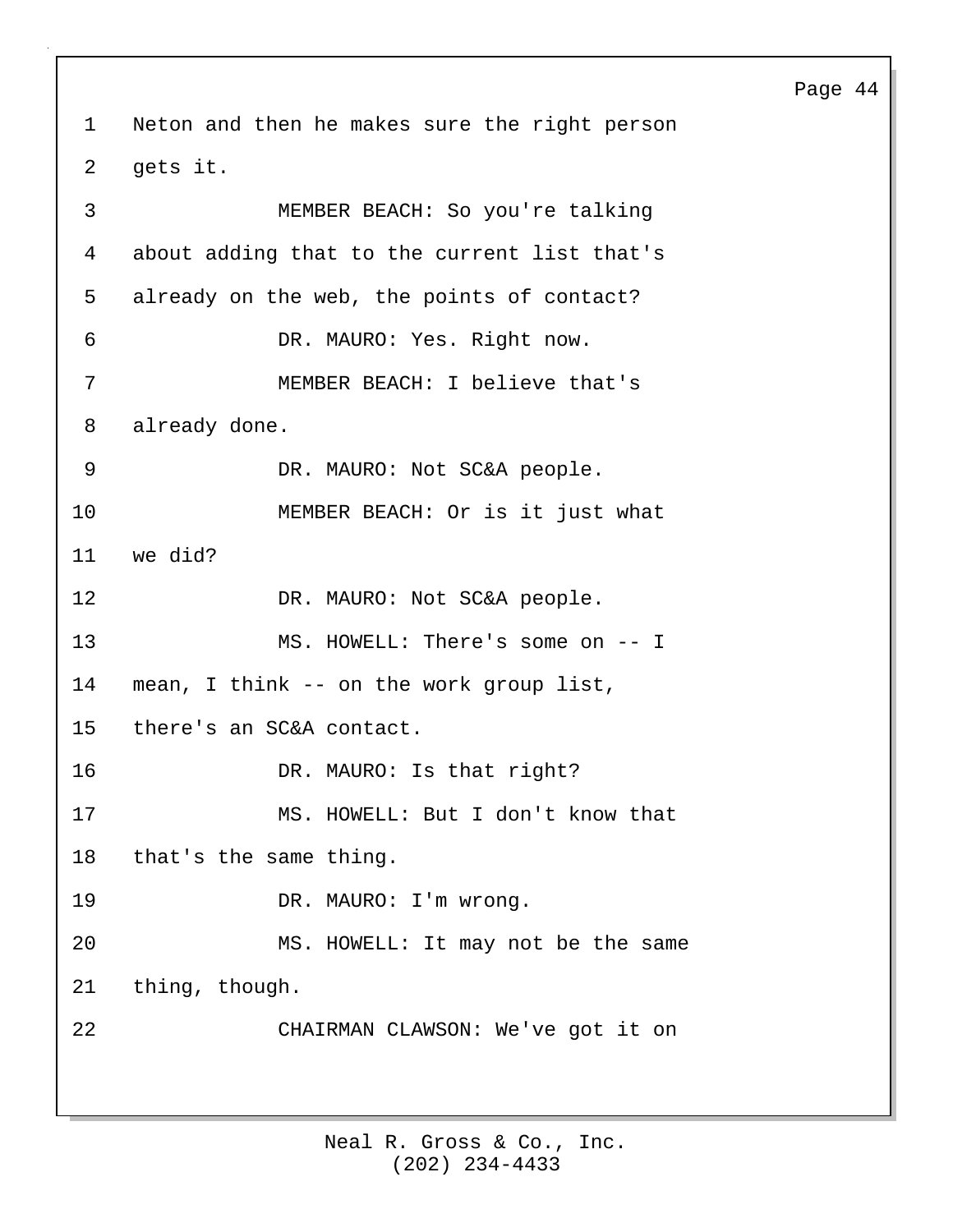Neton and then he makes sure the right person gets it.

MEMBER BEACH: So you're talking about adding that to the current list that's already on the web, the points of contact?

DR. MAURO: Yes. Right now.

MEMBER BEACH: I believe that's already done.

DR. MAURO: Not SC&A people.

MEMBER BEACH: Or is it just what we did?

DR. MAURO: Not SC&A people.

MS. HOWELL: There's some on -- I mean, I think -- on the work group list, there's an SC&A contact.

DR. MAURO: Is that right?

MS. HOWELL: But I don't know that that's the same thing.

DR. MAURO: I'm wrong.

MS. HOWELL: It may not be the same thing, though.

CHAIRMAN CLAWSON: We've got it on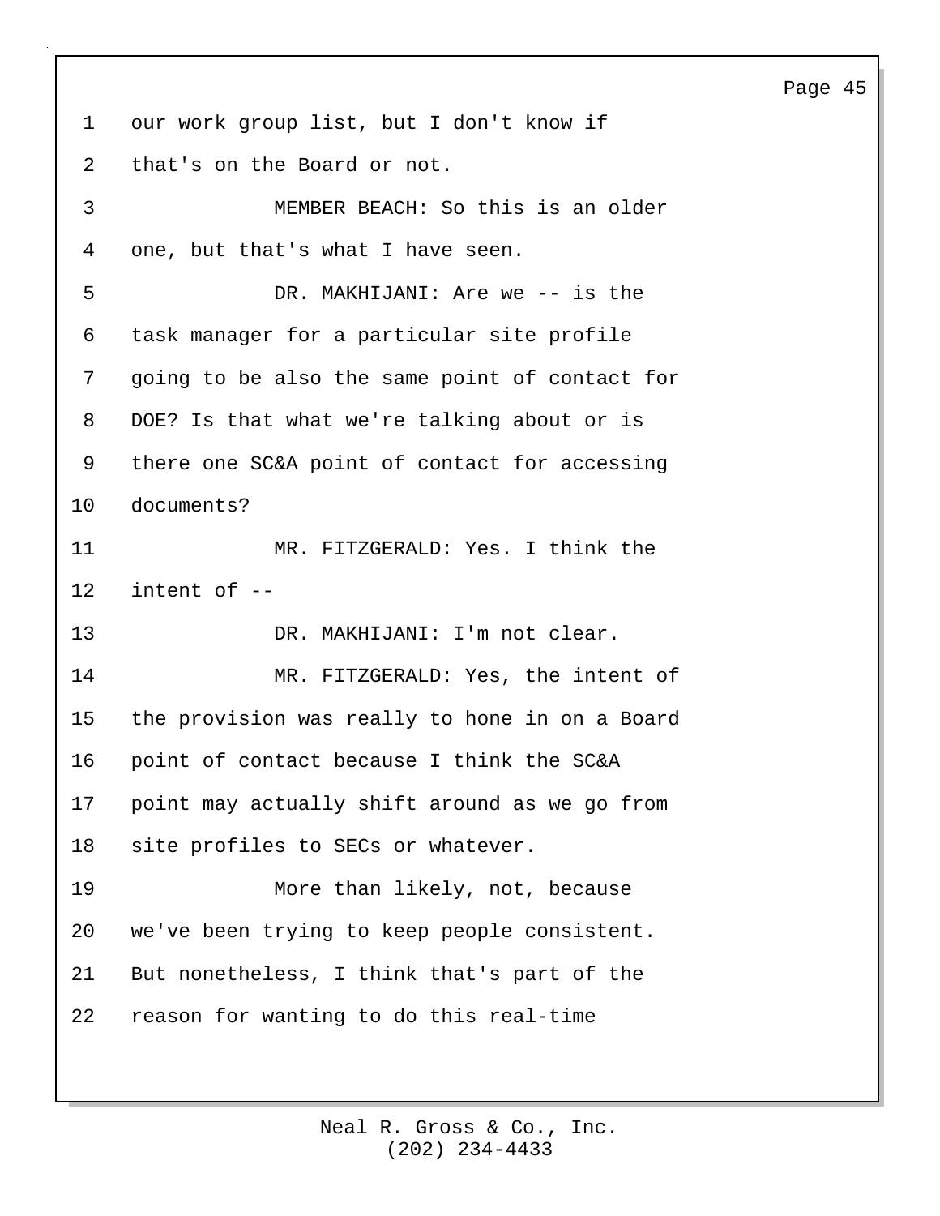our work group list, but I don't know if that's on the Board or not.

MEMBER BEACH: So this is an older one, but that's what I have seen.

DR. MAKHIJANI: Are we -- is the task manager for a particular site profile going to be also the same point of contact for DOE? Is that what we're talking about or is there one SC&A point of contact for accessing documents?

MR. FITZGERALD: Yes. I think the intent of --

DR. MAKHIJANI: I'm not clear.

MR. FITZGERALD: Yes, the intent of the provision was really to hone in on a Board point of contact because I think the SC&A point may actually shift around as we go from site profiles to SECs or whatever.

More than likely, not, because we've been trying to keep people consistent. But nonetheless, I think that's part of the reason for wanting to do this real-time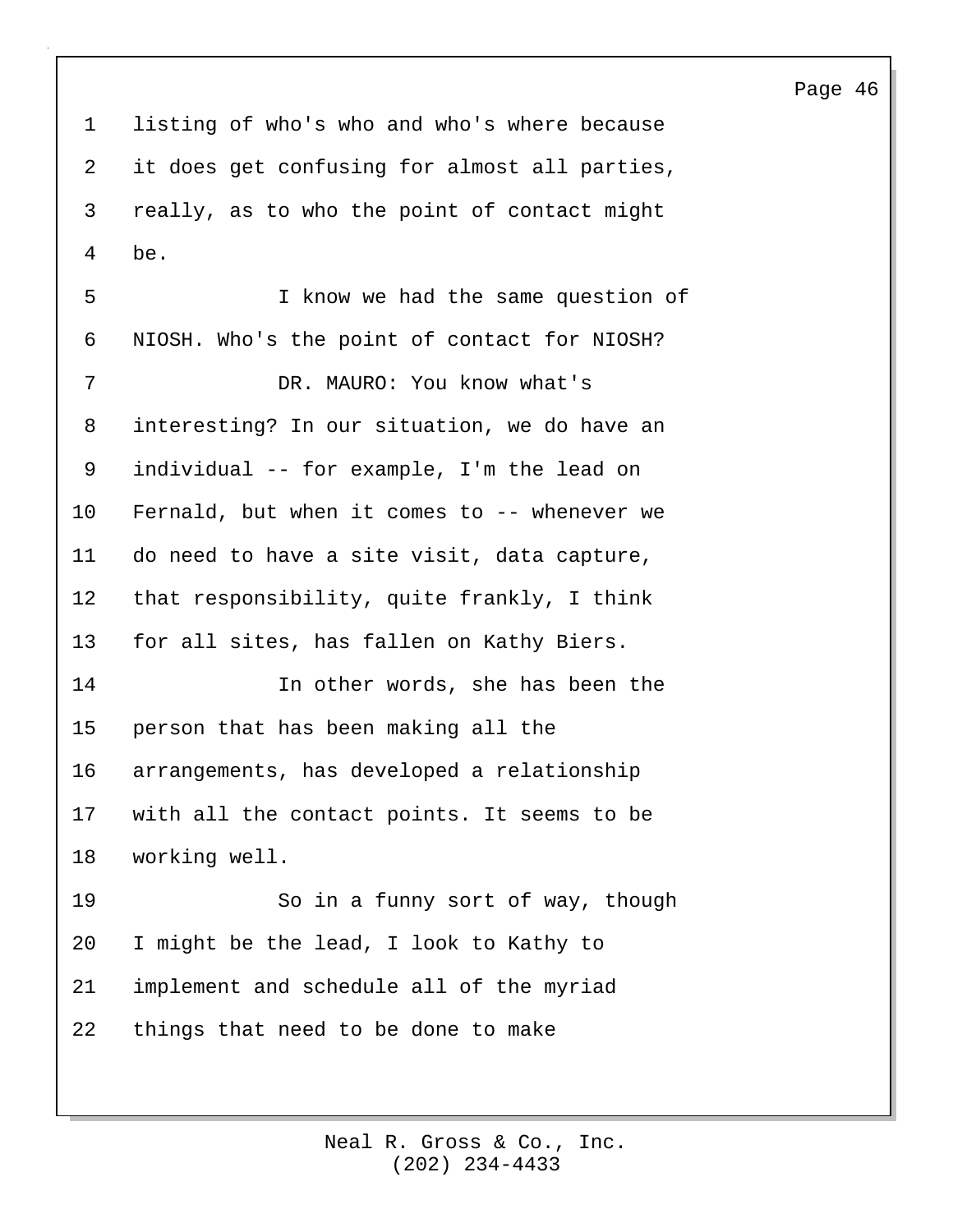listing of who's who and who's where because it does get confusing for almost all parties, really, as to who the point of contact might be.

I know we had the same question of NIOSH. Who's the point of contact for NIOSH?

DR. MAURO: You know what's interesting? In our situation, we do have an individual -- for example, I'm the lead on Fernald, but when it comes to -- whenever we do need to have a site visit, data capture, that responsibility, quite frankly, I think for all sites, has fallen on Kathy Biers.

In other words, she has been the person that has been making all the arrangements, has developed a relationship with all the contact points. It seems to be working well.

So in a funny sort of way, though I might be the lead, I look to Kathy to implement and schedule all of the myriad things that need to be done to make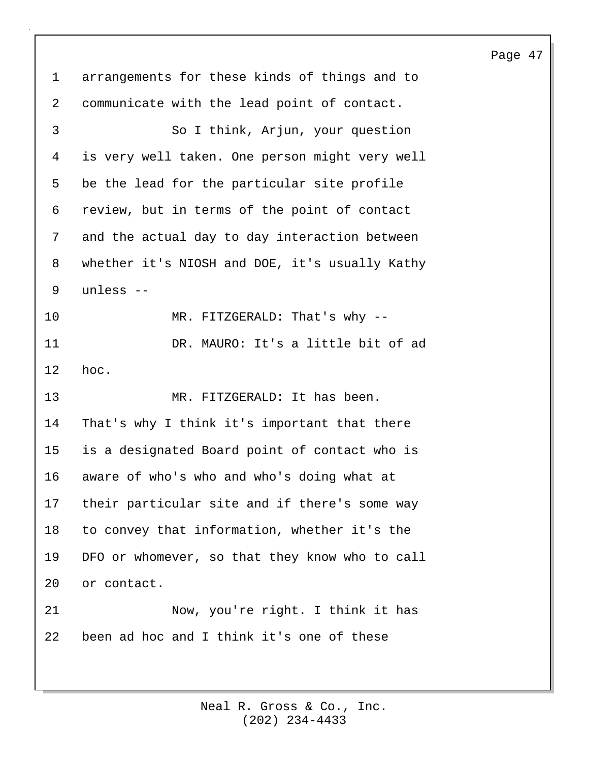arrangements for these kinds of things and to communicate with the lead point of contact.

So I think, Arjun, your question is very well taken. One person might very well be the lead for the particular site profile review, but in terms of the point of contact and the actual day to day interaction between whether it's NIOSH and DOE, it's usually Kathy unless --

MR. FITZGERALD: That's why --

DR. MAURO: It's a little bit of ad hoc.

MR. FITZGERALD: It has been. That's why I think it's important that there is a designated Board point of contact who is aware of who's who and who's doing what at their particular site and if there's some way to convey that information, whether it's the DFO or whomever, so that they know who to call or contact.

Now, you're right. I think it has been ad hoc and I think it's one of these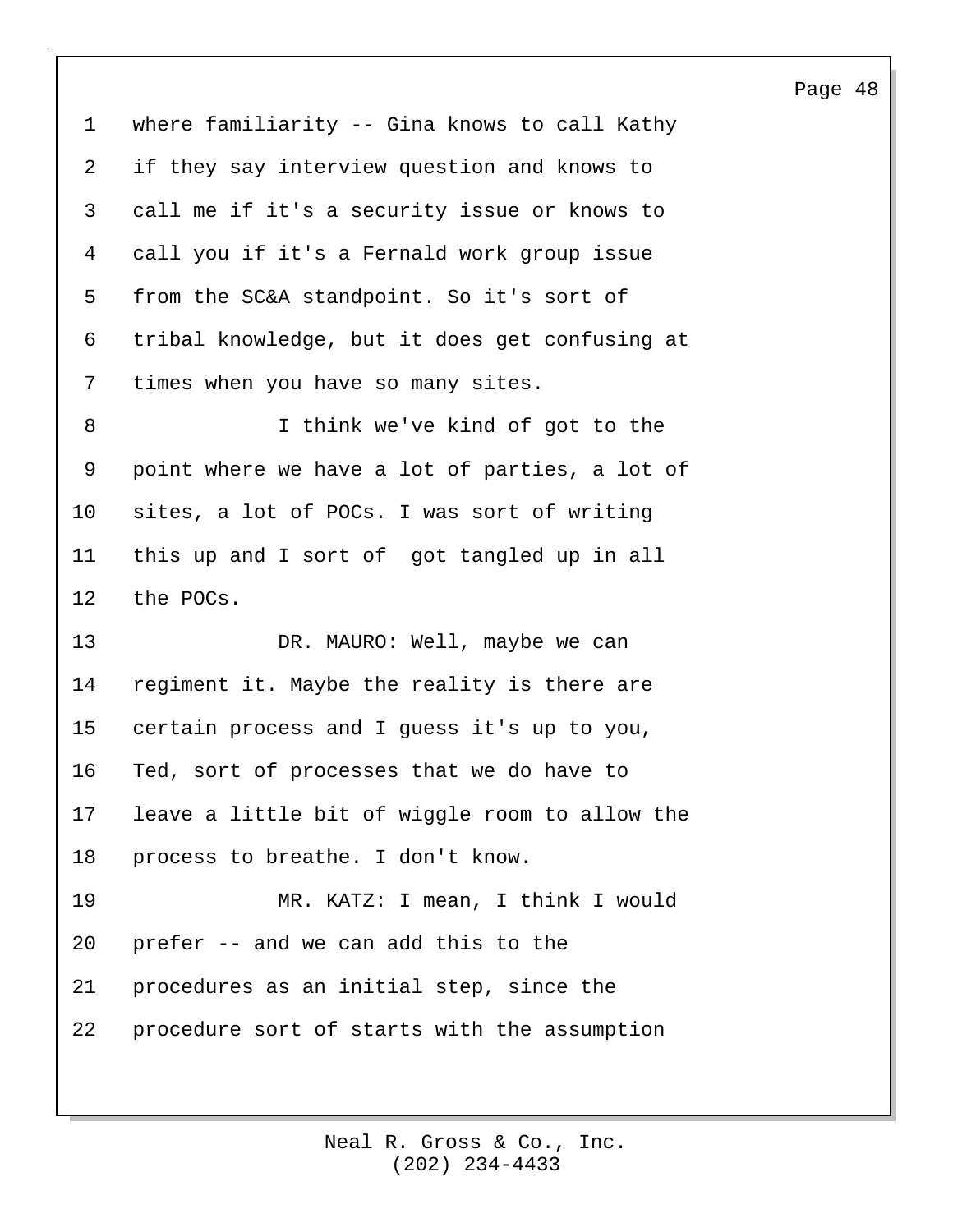where familiarity -- Gina knows to call Kathy if they say interview question and knows to call me if it's a security issue or knows to call you if it's a Fernald work group issue from the SC&A standpoint. So it's sort of tribal knowledge, but it does get confusing at times when you have so many sites.

I think we've kind of got to the point where we have a lot of parties, a lot of sites, a lot of POCs. I was sort of writing this up and I sort of got tangled up in all the POCs.

DR. MAURO: Well, maybe we can regiment it. Maybe the reality is there are certain process and I guess it's up to you, Ted, sort of processes that we do have to leave a little bit of wiggle room to allow the process to breathe. I don't know.

MR. KATZ: I mean, I think I would prefer -- and we can add this to the procedures as an initial step, since the procedure sort of starts with the assumption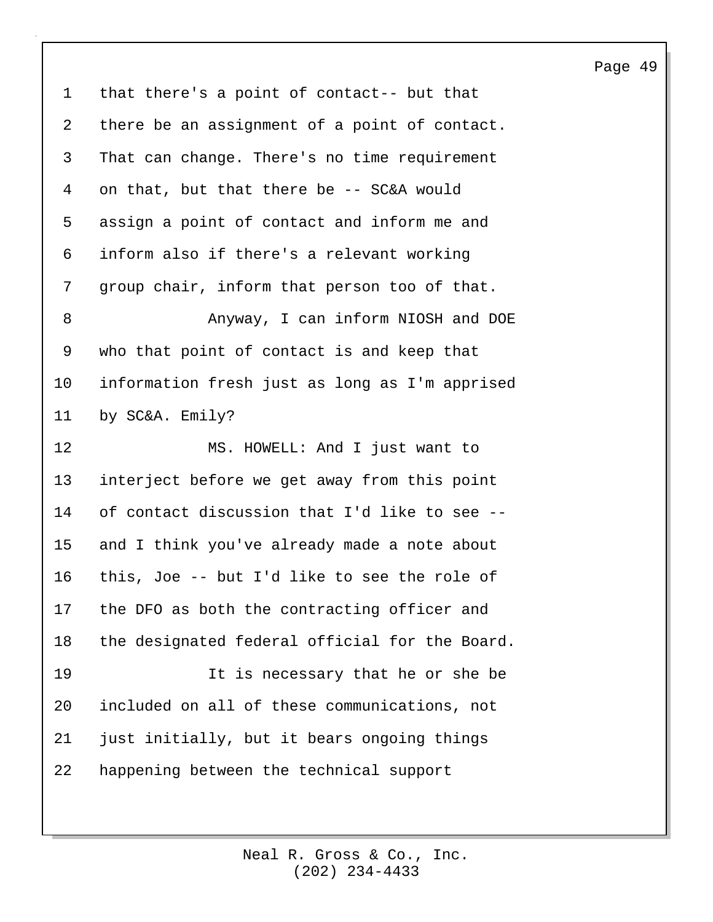that there's a point of contact-- but that there be an assignment of a point of contact. That can change. There's no time requirement on that, but that there be -- SC&A would assign a point of contact and inform me and inform also if there's a relevant working group chair, inform that person too of that.

Anyway, I can inform NIOSH and DOE who that point of contact is and keep that information fresh just as long as I'm apprised by SC&A. Emily?

MS. HOWELL: And I just want to interject before we get away from this point of contact discussion that I'd like to see -- and I think you've already made a note about this, Joe -- but I'd like to see the role of the DFO as both the contracting officer and the designated federal official for the Board.

It is necessary that he or she be included on all of these communications, not just initially, but it bears ongoing things happening between the technical support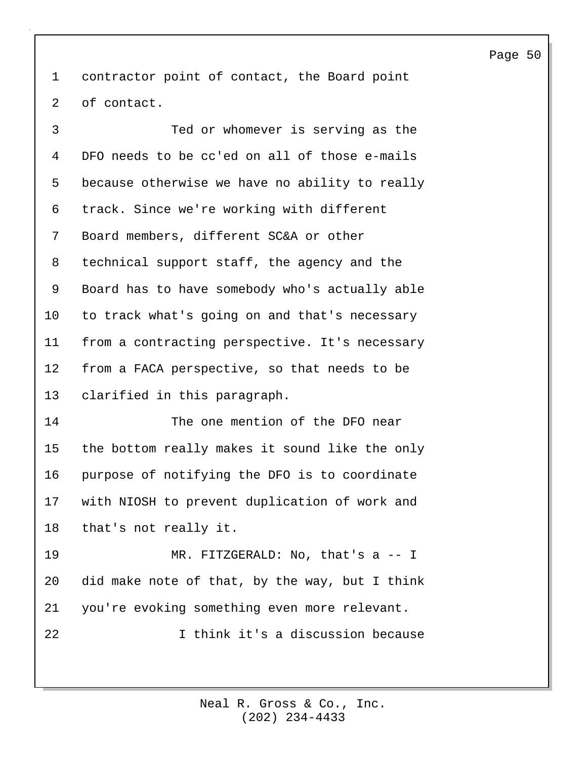contractor point of contact, the Board point of contact.

Ted or whomever is serving as the DFO needs to be cc'ed on all of those e-mails because otherwise we have no ability to really track. Since we're working with different Board members, different SC&A or other technical support staff, the agency and the Board has to have somebody who's actually able to track what's going on and that's necessary from a contracting perspective. It's necessary from a FACA perspective, so that needs to be clarified in this paragraph.

The one mention of the DFO near the bottom really makes it sound like the only purpose of notifying the DFO is to coordinate with NIOSH to prevent duplication of work and that's not really it.

MR. FITZGERALD: No, that's a -- I did make note of that, by the way, but I think you're evoking something even more relevant.

I think it's a discussion because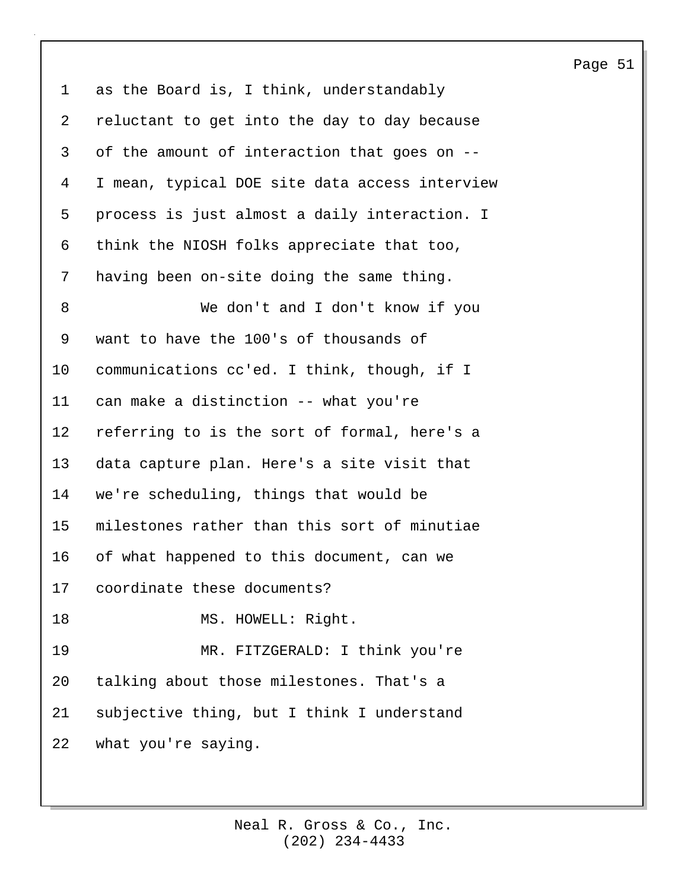as the Board is, I think, understandably reluctant to get into the day to day because of the amount of interaction that goes on -- I mean, typical DOE site data access interview process is just almost a daily interaction. I think the NIOSH folks appreciate that too, having been on-site doing the same thing.

We don't and I don't know if you want to have the 100's of thousands of communications cc'ed. I think, though, if I can make a distinction -- what you're referring to is the sort of formal, here's a data capture plan. Here's a site visit that we're scheduling, things that would be milestones rather than this sort of minutiae of what happened to this document, can we coordinate these documents?

MS. HOWELL: Right.

MR. FITZGERALD: I think you're talking about those milestones. That's a subjective thing, but I think I understand what you're saying.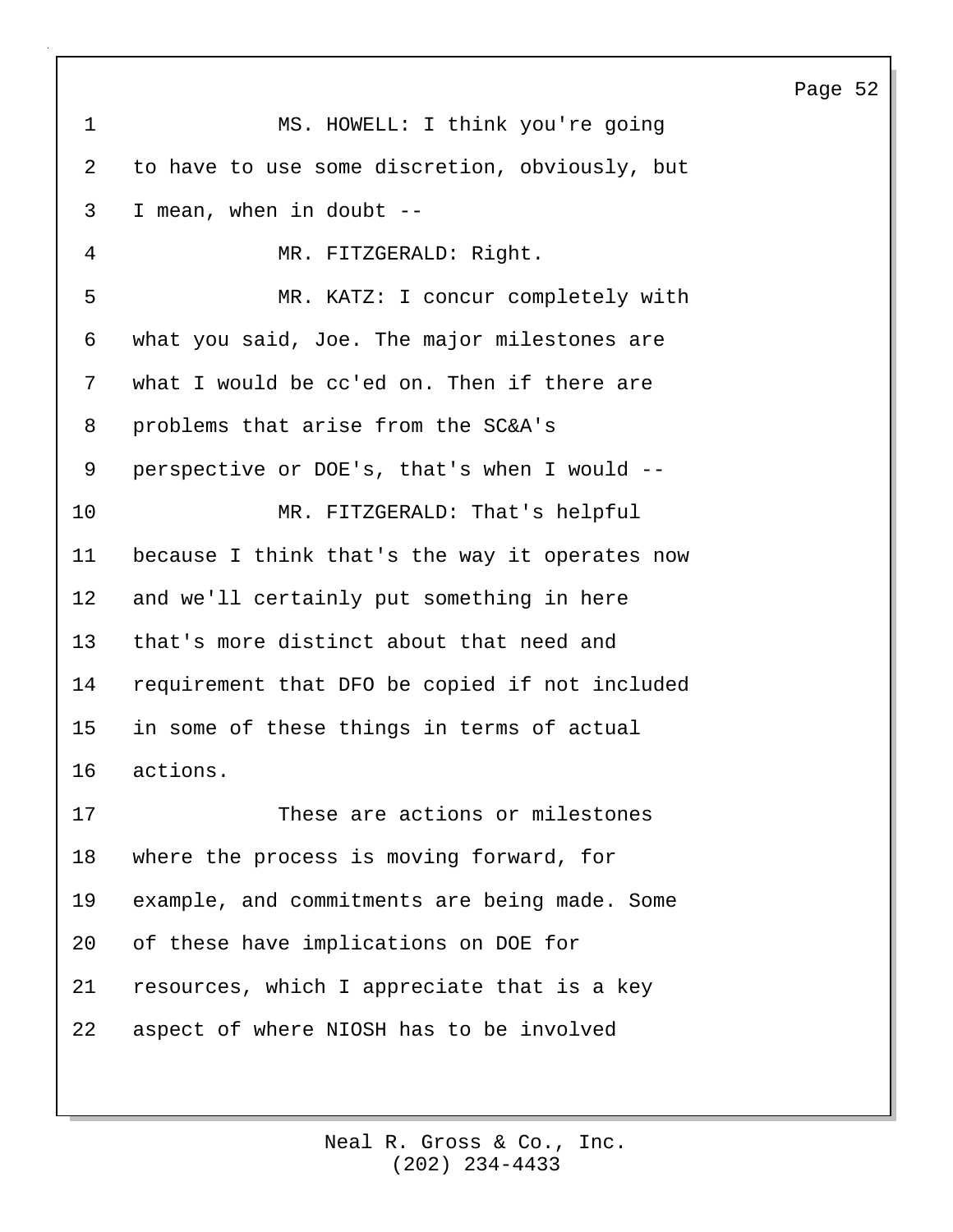MS. HOWELL: I think you're going to have to use some discretion, obviously, but I mean, when in doubt --

MR. FITZGERALD: Right.

MR. KATZ: I concur completely with what you said, Joe. The major milestones are what I would be cc'ed on. Then if there are problems that arise from the SC&A's perspective or DOE's, that's when I would --

MR. FITZGERALD: That's helpful because I think that's the way it operates now and we'll certainly put something in here that's more distinct about that need and requirement that DFO be copied if not included in some of these things in terms of actual actions.

These are actions or milestones where the process is moving forward, for example, and commitments are being made. Some of these have implications on DOE for resources, which I appreciate that is a key aspect of where NIOSH has to be involved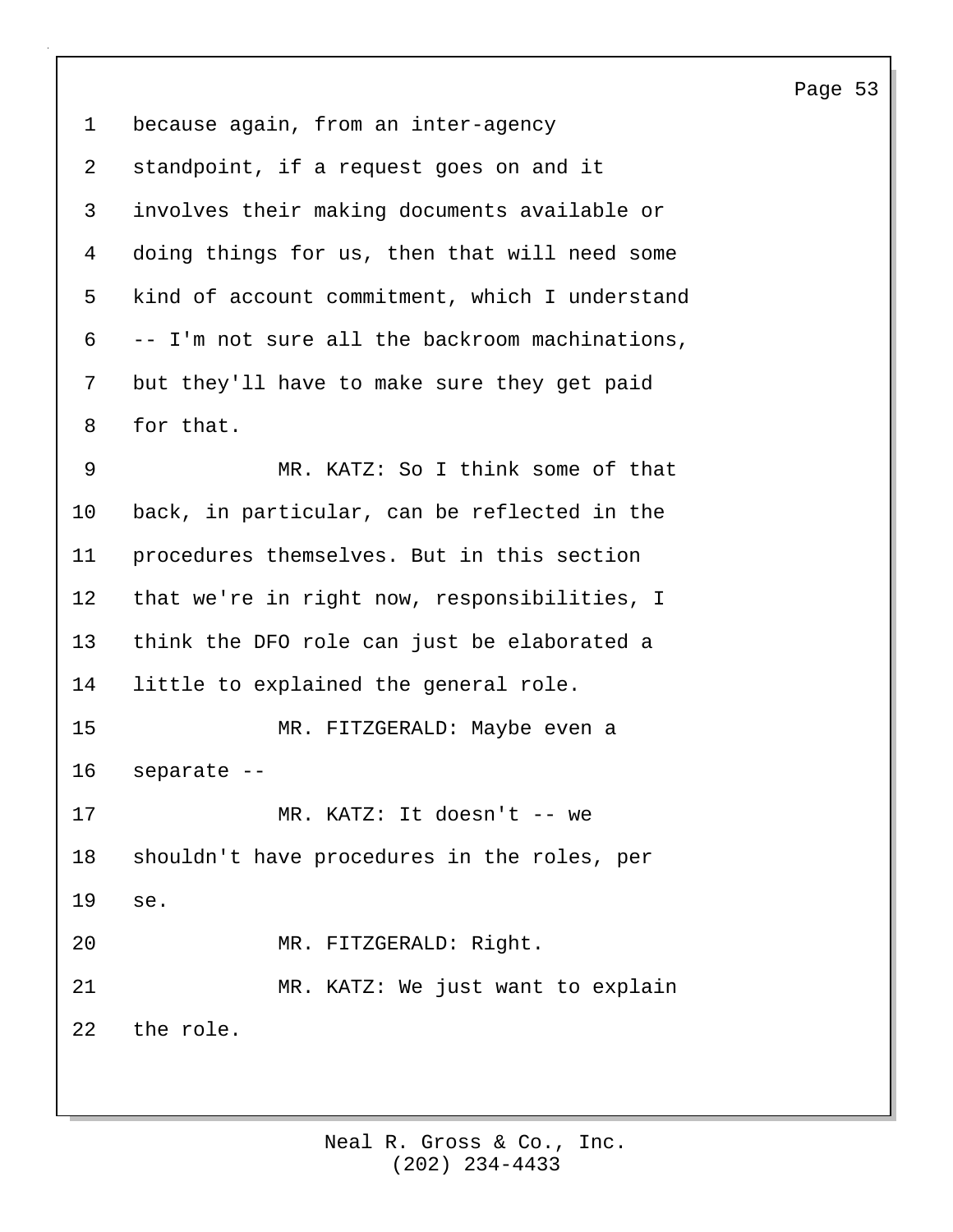because again, from an inter-agency standpoint, if a request goes on and it involves their making documents available or doing things for us, then that will need some kind of account commitment, which I understand -- I'm not sure all the backroom machinations, but they'll have to make sure they get paid for that.

MR. KATZ: So I think some of that back, in particular, can be reflected in the procedures themselves. But in this section that we're in right now, responsibilities, I think the DFO role can just be elaborated a little to explained the general role.

MR. FITZGERALD: Maybe even a separate --

MR. KATZ: It doesn't -- we shouldn't have procedures in the roles, per se.

MR. FITZGERALD: Right.

MR. KATZ: We just want to explain the role.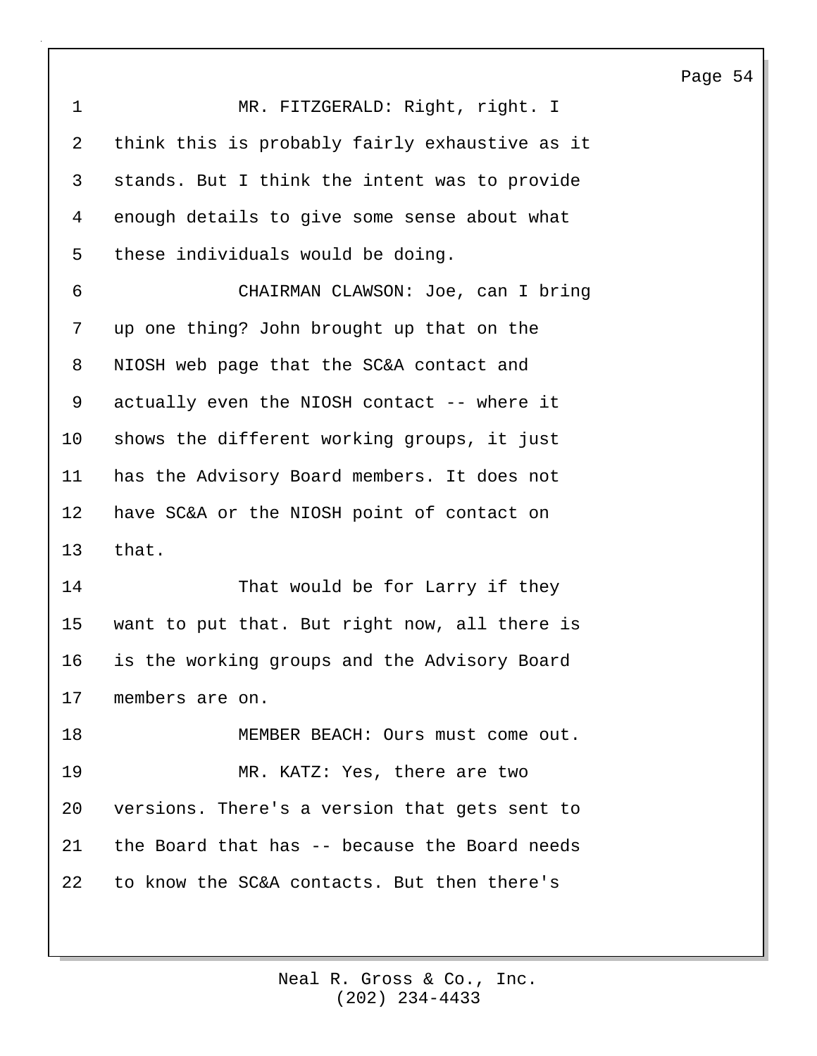MR. FITZGERALD: Right, right. I think this is probably fairly exhaustive as it stands. But I think the intent was to provide enough details to give some sense about what these individuals would be doing.

CHAIRMAN CLAWSON: Joe, can I bring up one thing? John brought up that on the NIOSH web page that the SC&A contact and actually even the NIOSH contact -- where it shows the different working groups, it just has the Advisory Board members. It does not have SC&A or the NIOSH point of contact on that.

That would be for Larry if they want to put that. But right now, all there is is the working groups and the Advisory Board members are on.

MEMBER BEACH: Ours must come out.

MR. KATZ: Yes, there are two versions. There's a version that gets sent to the Board that has -- because the Board needs to know the SC&A contacts. But then there's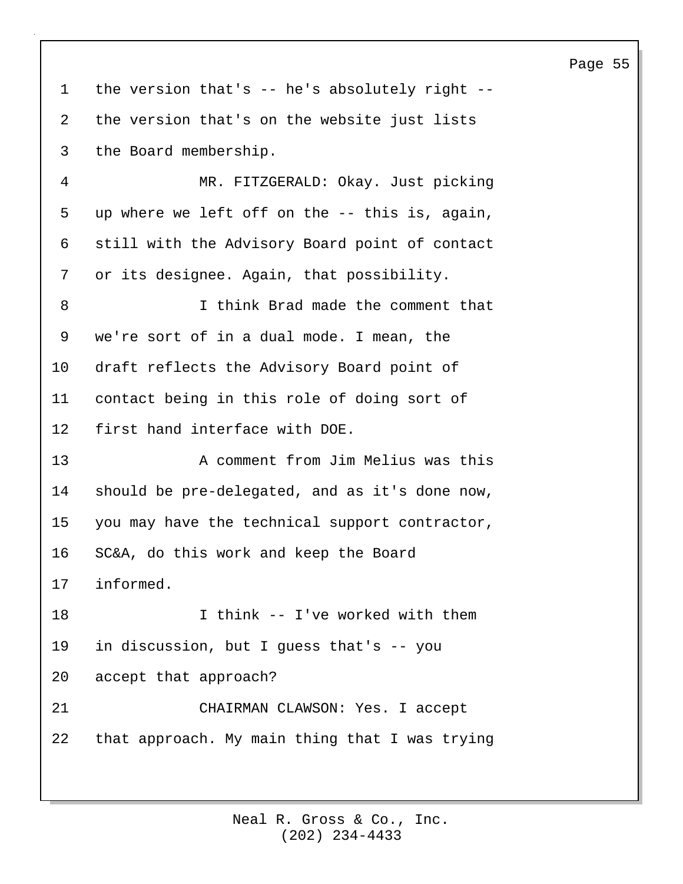the version that's -- he's absolutely right -- the version that's on the website just lists the Board membership.

MR. FITZGERALD: Okay. Just picking up where we left off on the -- this is, again, still with the Advisory Board point of contact or its designee. Again, that possibility.

I think Brad made the comment that we're sort of in a dual mode. I mean, the draft reflects the Advisory Board point of contact being in this role of doing sort of first hand interface with DOE.

A comment from Jim Melius was this should be pre-delegated, and as it's done now, you may have the technical support contractor, SC&A, do this work and keep the Board informed.

I think -- I've worked with them in discussion, but I guess that's -- you accept that approach?

CHAIRMAN CLAWSON: Yes. I accept that approach. My main thing that I was trying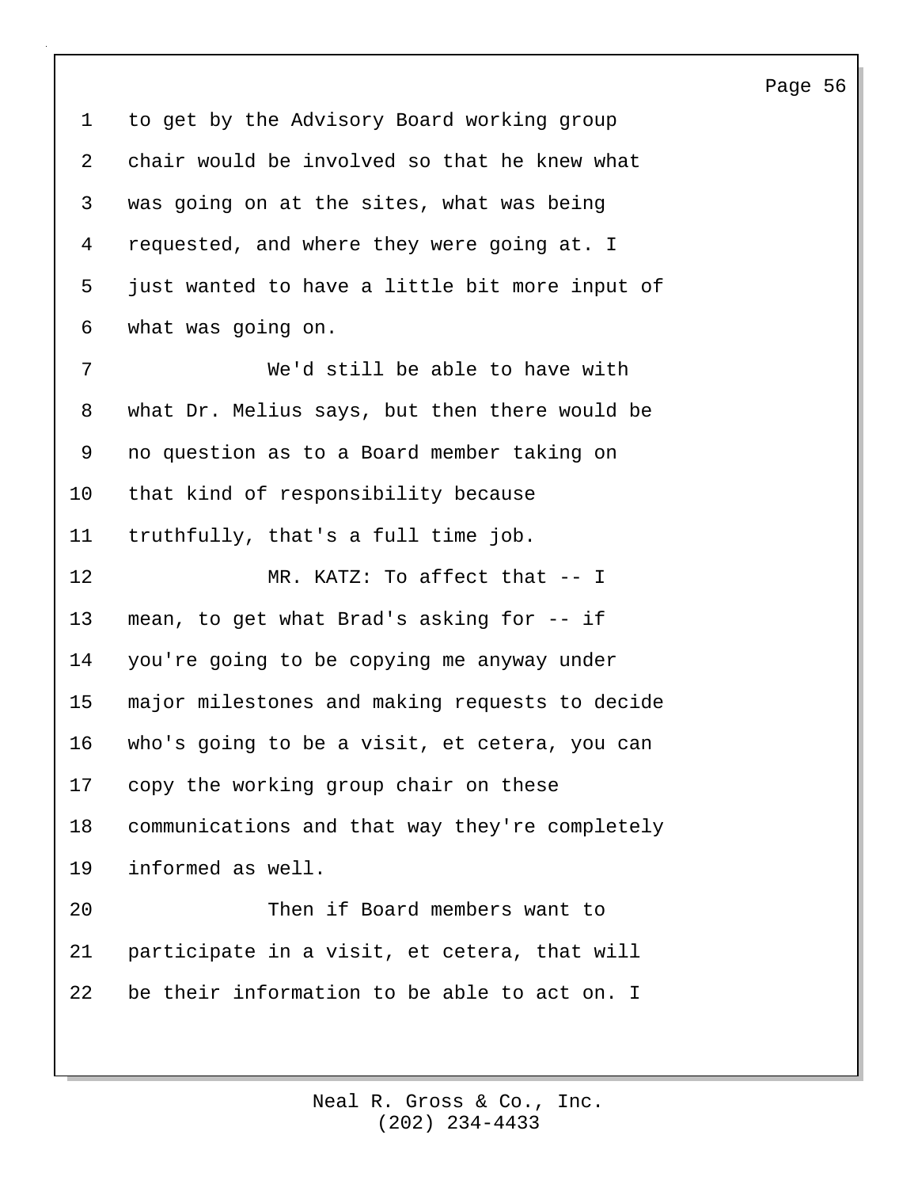to get by the Advisory Board working group chair would be involved so that he knew what was going on at the sites, what was being requested, and where they were going at. I just wanted to have a little bit more input of what was going on.

We'd still be able to have with what Dr. Melius says, but then there would be no question as to a Board member taking on that kind of responsibility because truthfully, that's a full time job.

MR. KATZ: To affect that -- I mean, to get what Brad's asking for -- if you're going to be copying me anyway under major milestones and making requests to decide who's going to be a visit, et cetera, you can copy the working group chair on these communications and that way they're completely informed as well.

Then if Board members want to participate in a visit, et cetera, that will be their information to be able to act on. I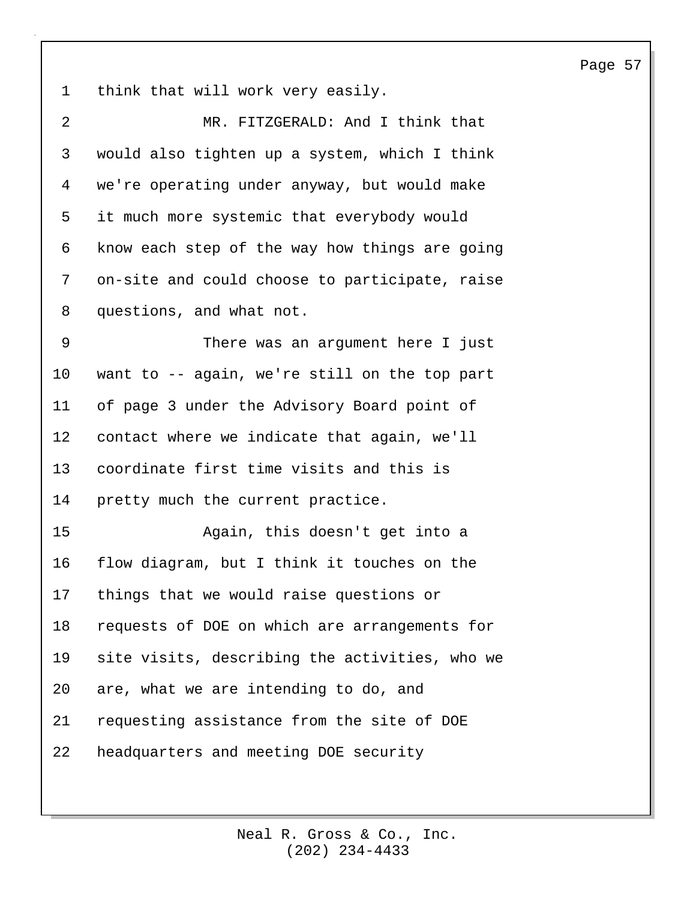think that will work very easily.

MR. FITZGERALD: And I think that would also tighten up a system, which I think we're operating under anyway, but would make it much more systemic that everybody would know each step of the way how things are going on-site and could choose to participate, raise questions, and what not.

There was an argument here I just want to -- again, we're still on the top part of page 3 under the Advisory Board point of contact where we indicate that again, we'll coordinate first time visits and this is pretty much the current practice.

Again, this doesn't get into a flow diagram, but I think it touches on the things that we would raise questions or requests of DOE on which are arrangements for site visits, describing the activities, who we are, what we are intending to do, and requesting assistance from the site of DOE headquarters and meeting DOE security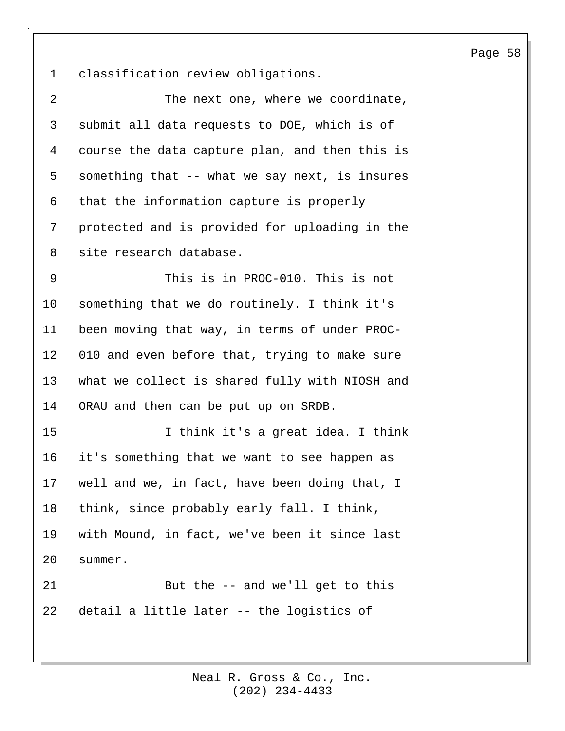classification review obligations.

The next one, where we coordinate, submit all data requests to DOE, which is of course the data capture plan, and then this is something that -- what we say next, is insures that the information capture is properly protected and is provided for uploading in the site research database.

This is in PROC-010. This is not something that we do routinely. I think it's been moving that way, in terms of under PROC-010 and even before that, trying to make sure what we collect is shared fully with NIOSH and ORAU and then can be put up on SRDB.

I think it's a great idea. I think it's something that we want to see happen as well and we, in fact, have been doing that, I think, since probably early fall. I think, with Mound, in fact, we've been it since last summer.

But the -- and we'll get to this detail a little later -- the logistics of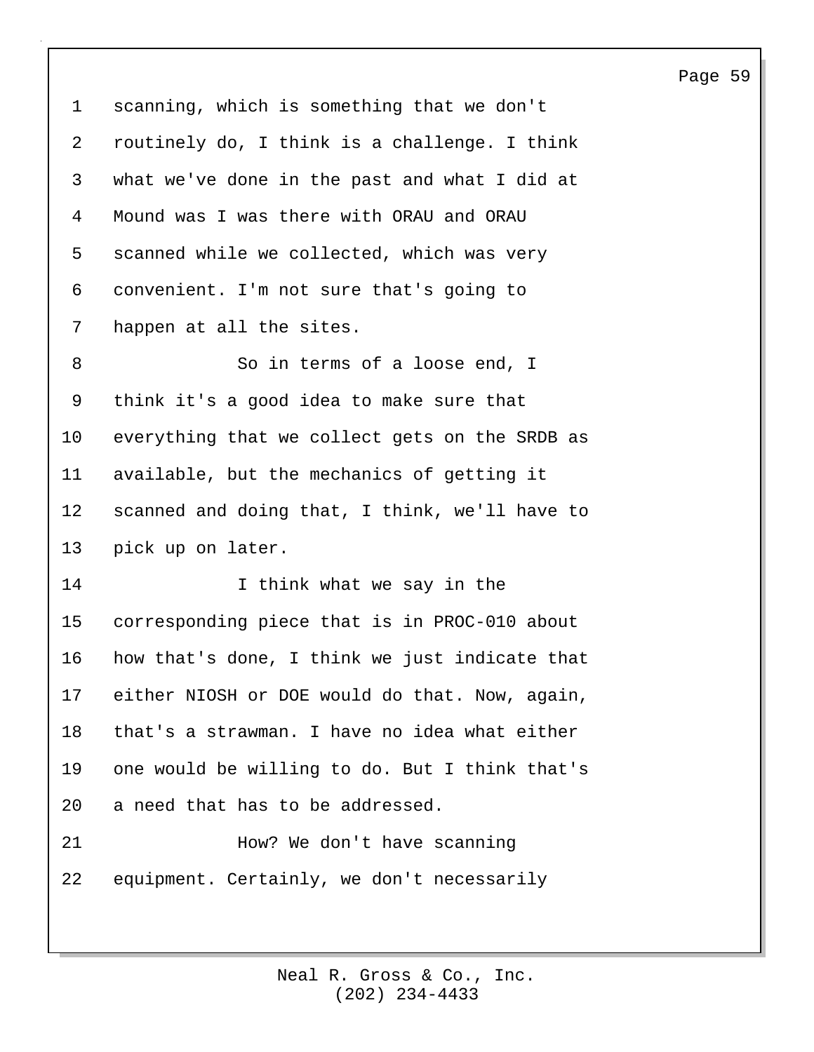scanning, which is something that we don't routinely do, I think is a challenge. I think what we've done in the past and what I did at Mound was I was there with ORAU and ORAU scanned while we collected, which was very convenient. I'm not sure that's going to happen at all the sites.

So in terms of a loose end, I think it's a good idea to make sure that everything that we collect gets on the SRDB as available, but the mechanics of getting it scanned and doing that, I think, we'll have to pick up on later.

I think what we say in the corresponding piece that is in PROC-010 about how that's done, I think we just indicate that either NIOSH or DOE would do that. Now, again, that's a strawman. I have no idea what either one would be willing to do. But I think that's a need that has to be addressed.

How? We don't have scanning equipment. Certainly, we don't necessarily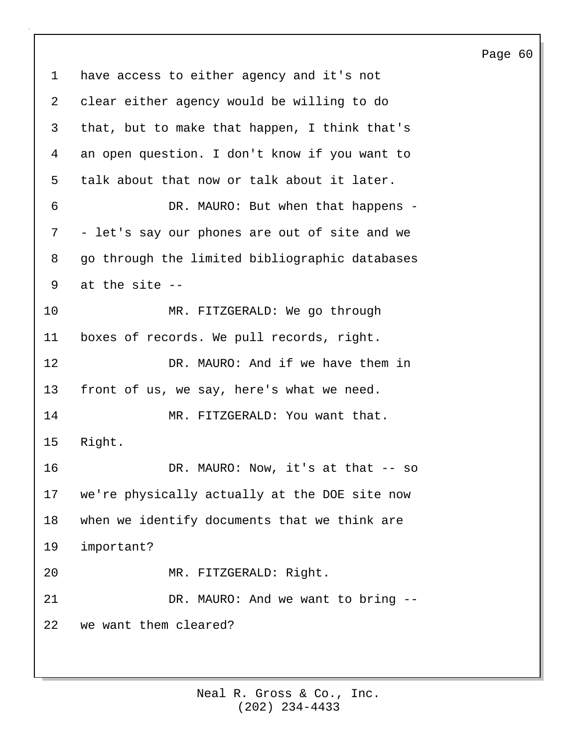have access to either agency and it's not clear either agency would be willing to do that, but to make that happen, I think that's an open question. I don't know if you want to talk about that now or talk about it later.

DR. MAURO: But when that happens -- let's say our phones are out of site and we go through the limited bibliographic databases at the site --

MR. FITZGERALD: We go through boxes of records. We pull records, right.

DR. MAURO: And if we have them in front of us, we say, here's what we need.

MR. FITZGERALD: You want that. Right.

DR. MAURO: Now, it's at that -- so we're physically actually at the DOE site now when we identify documents that we think are important?

MR. FITZGERALD: Right.

DR. MAURO: And we want to bring -- we want them cleared?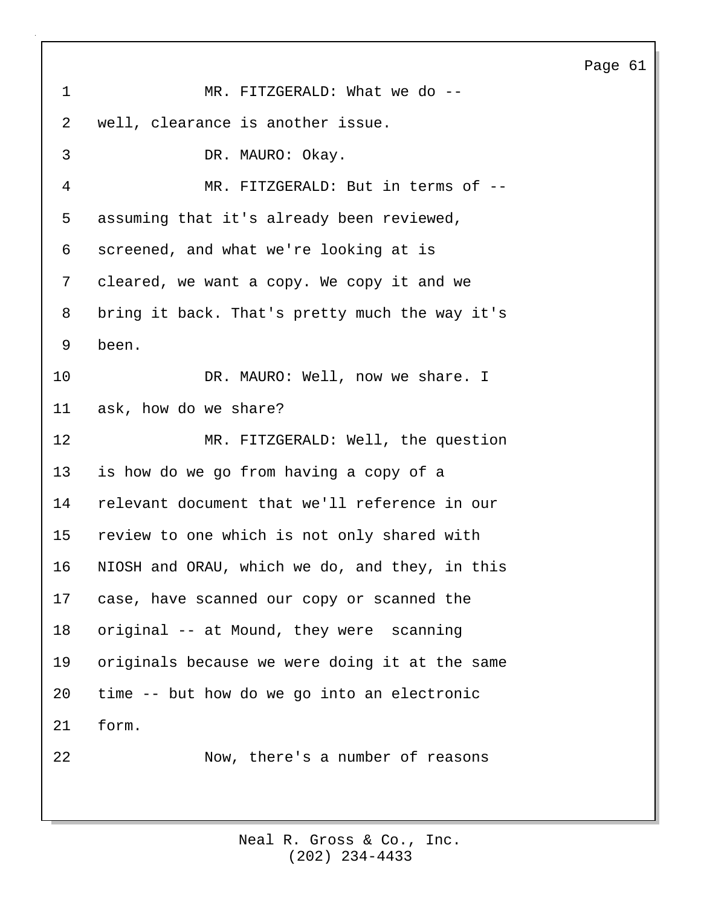MR. FITZGERALD: What we do -- well, clearance is another issue.

DR. MAURO: Okay.

MR. FITZGERALD: But in terms of -- assuming that it's already been reviewed, screened, and what we're looking at is cleared, we want a copy. We copy it and we bring it back. That's pretty much the way it's been.

DR. MAURO: Well, now we share. I ask, how do we share?

MR. FITZGERALD: Well, the question is how do we go from having a copy of a relevant document that we'll reference in our review to one which is not only shared with NIOSH and ORAU, which we do, and they, in this case, have scanned our copy or scanned the original -- at Mound, they were scanning originals because we were doing it at the same time -- but how do we go into an electronic form.

Now, there's a number of reasons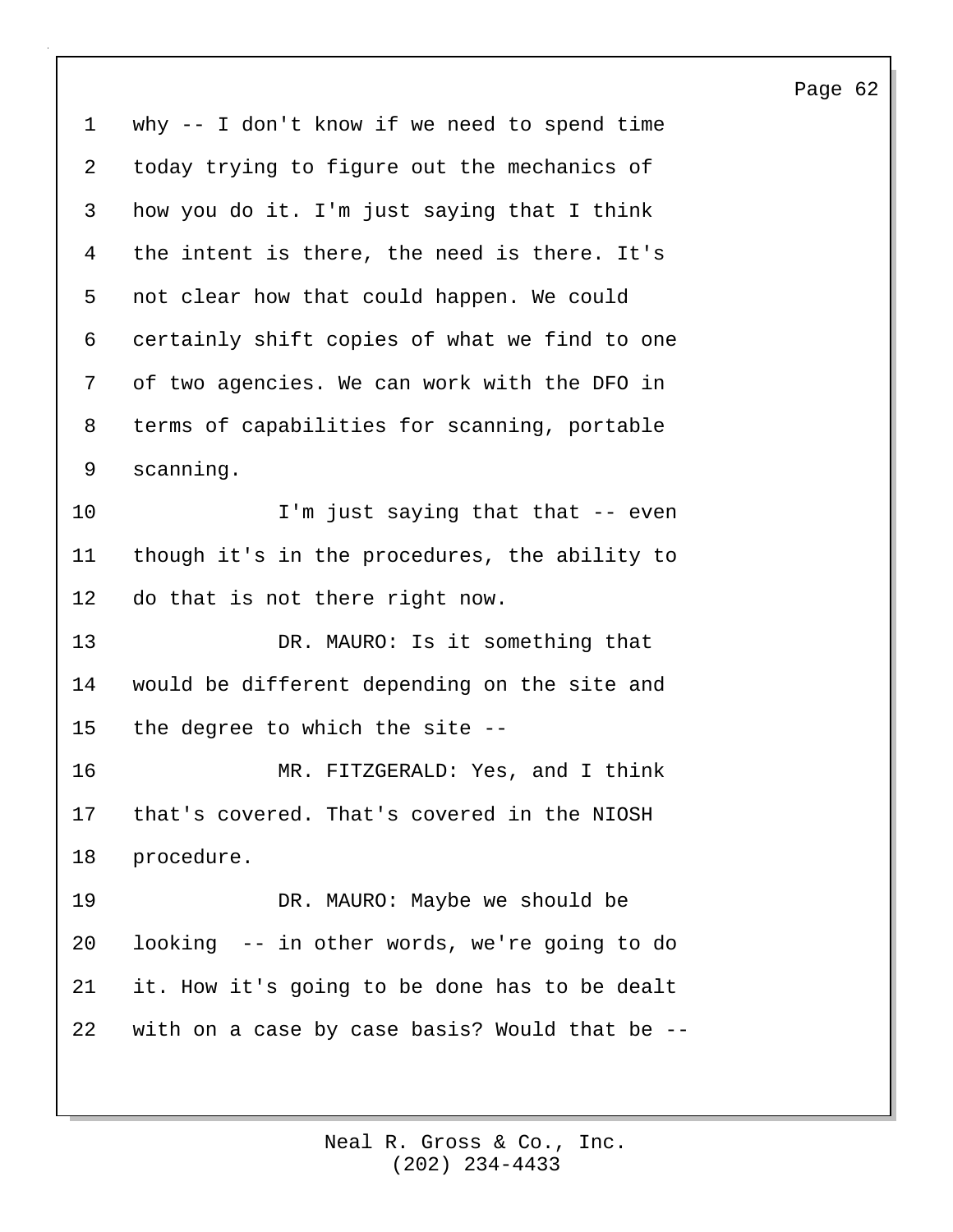why -- I don't know if we need to spend time today trying to figure out the mechanics of how you do it. I'm just saying that I think the intent is there, the need is there. It's not clear how that could happen. We could certainly shift copies of what we find to one of two agencies. We can work with the DFO in terms of capabilities for scanning, portable scanning.

I'm just saying that that -- even though it's in the procedures, the ability to do that is not there right now.

DR. MAURO: Is it something that would be different depending on the site and the degree to which the site --

MR. FITZGERALD: Yes, and I think that's covered. That's covered in the NIOSH procedure.

DR. MAURO: Maybe we should be looking -- in other words, we're going to do it. How it's going to be done has to be dealt with on a case by case basis? Would that be --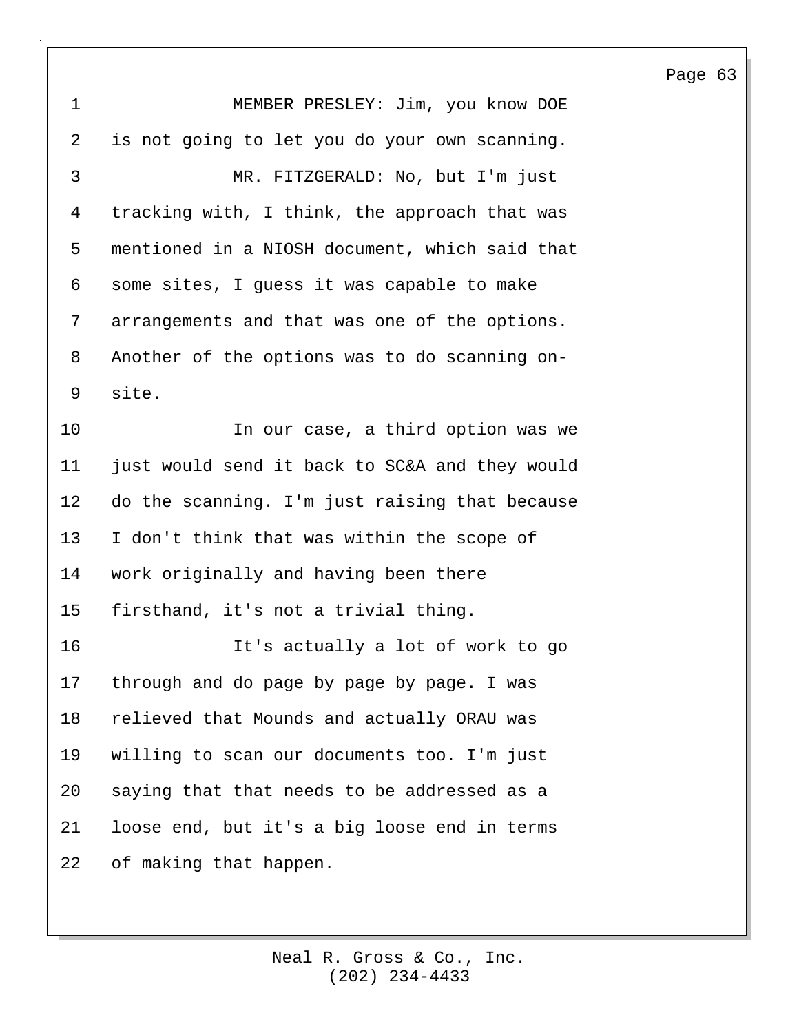MEMBER PRESLEY: Jim, you know DOE is not going to let you do your own scanning.

MR. FITZGERALD: No, but I'm just tracking with, I think, the approach that was mentioned in a NIOSH document, which said that some sites, I guess it was capable to make arrangements and that was one of the options. Another of the options was to do scanning on-site.

In our case, a third option was we just would send it back to SC&A and they would do the scanning. I'm just raising that because I don't think that was within the scope of work originally and having been there firsthand, it's not a trivial thing.

It's actually a lot of work to go through and do page by page by page. I was relieved that Mounds and actually ORAU was willing to scan our documents too. I'm just saying that that needs to be addressed as a loose end, but it's a big loose end in terms of making that happen.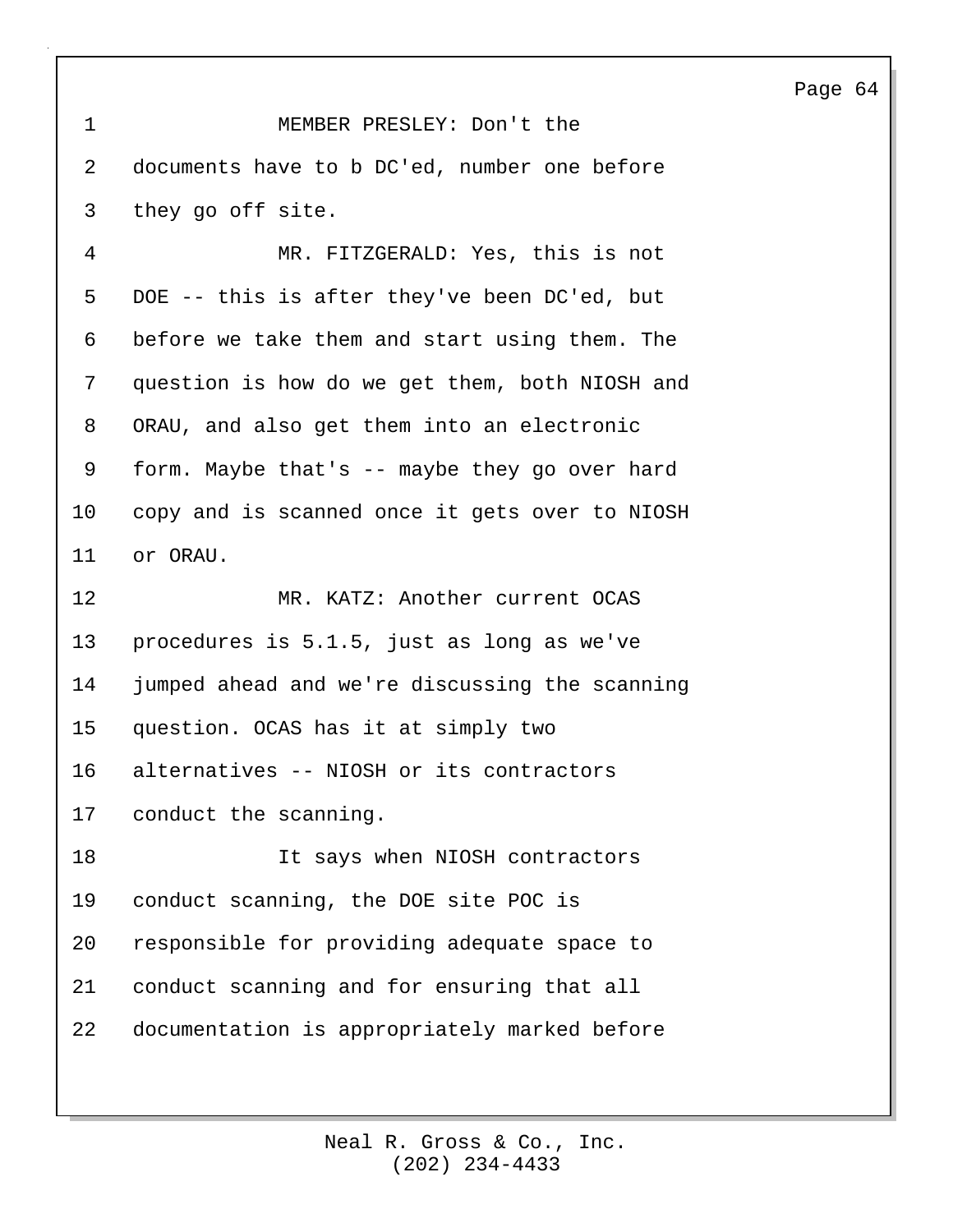MEMBER PRESLEY: Don't the documents have to b DC'ed, number one before they go off site.

MR. FITZGERALD: Yes, this is not DOE -- this is after they've been DC'ed, but before we take them and start using them. The question is how do we get them, both NIOSH and ORAU, and also get them into an electronic form. Maybe that's -- maybe they go over hard copy and is scanned once it gets over to NIOSH or ORAU.

MR. KATZ: Another current OCAS procedures is 5.1.5, just as long as we've jumped ahead and we're discussing the scanning question. OCAS has it at simply two alternatives -- NIOSH or its contractors conduct the scanning.

It says when NIOSH contractors conduct scanning, the DOE site POC is responsible for providing adequate space to conduct scanning and for ensuring that all documentation is appropriately marked before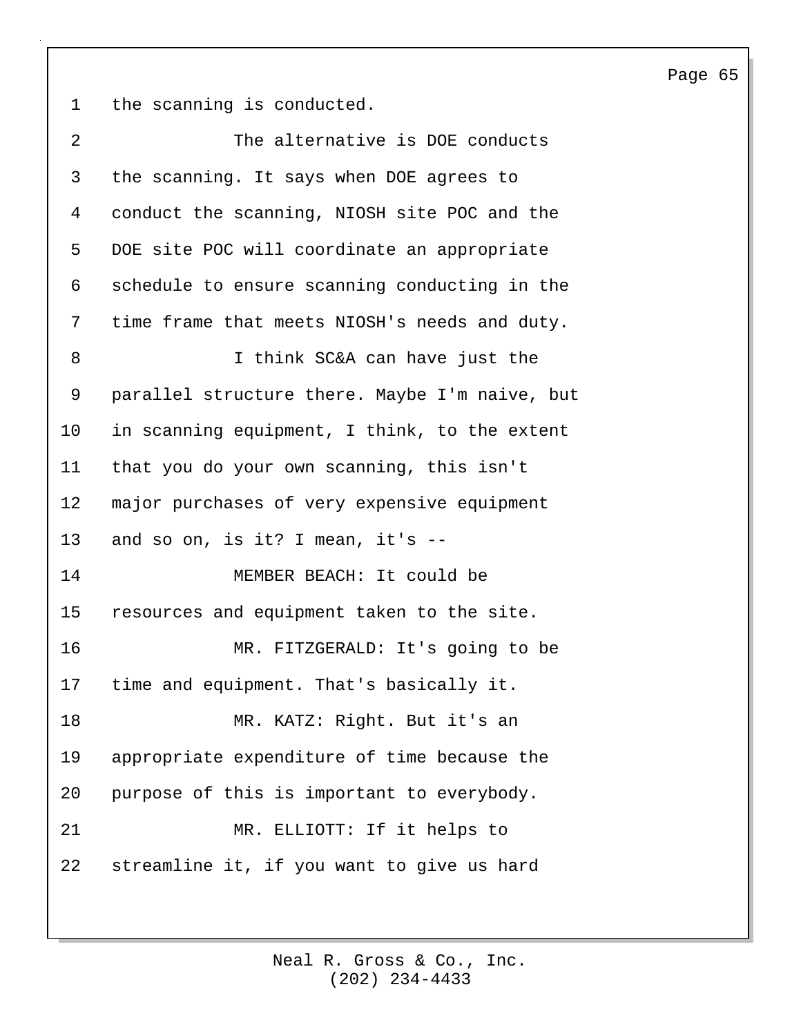the scanning is conducted.

The alternative is DOE conducts the scanning. It says when DOE agrees to conduct the scanning, NIOSH site POC and the DOE site POC will coordinate an appropriate schedule to ensure scanning conducting in the time frame that meets NIOSH's needs and duty.

I think SC&A can have just the parallel structure there. Maybe I'm naive, but in scanning equipment, I think, to the extent that you do your own scanning, this isn't major purchases of very expensive equipment and so on, is it? I mean, it's --

MEMBER BEACH: It could be resources and equipment taken to the site.

MR. FITZGERALD: It's going to be time and equipment. That's basically it.

MR. KATZ: Right. But it's an appropriate expenditure of time because the purpose of this is important to everybody.

MR. ELLIOTT: If it helps to streamline it, if you want to give us hard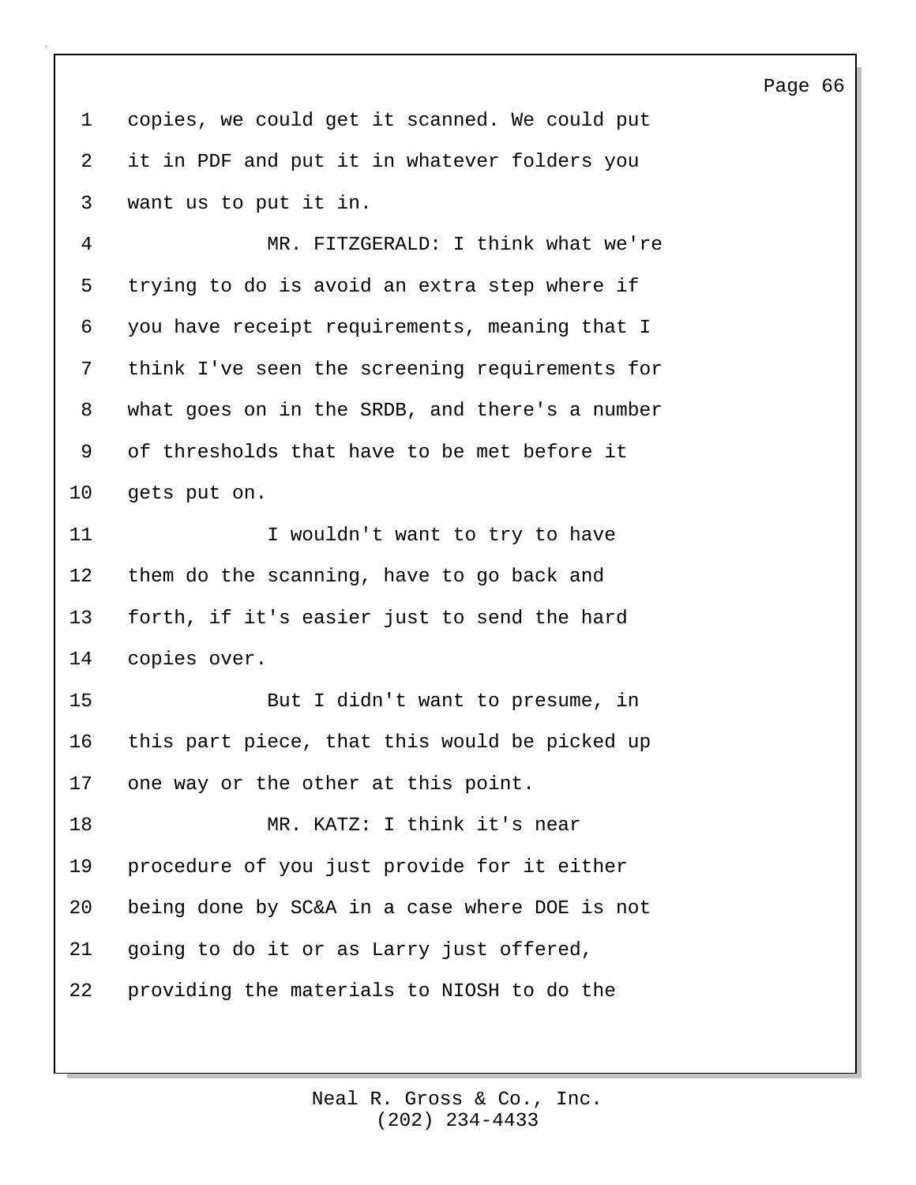copies, we could get it scanned. We could put it in PDF and put it in whatever folders you want us to put it in.

MR. FITZGERALD: I think what we're trying to do is avoid an extra step where if you have receipt requirements, meaning that I think I've seen the screening requirements for what goes on in the SRDB, and there's a number of thresholds that have to be met before it gets put on.

I wouldn't want to try to have them do the scanning, have to go back and forth, if it's easier just to send the hard copies over.

But I didn't want to presume, in this part piece, that this would be picked up one way or the other at this point.

MR. KATZ: I think it's near procedure of you just provide for it either being done by SC&A in a case where DOE is not going to do it or as Larry just offered, providing the materials to NIOSH to do the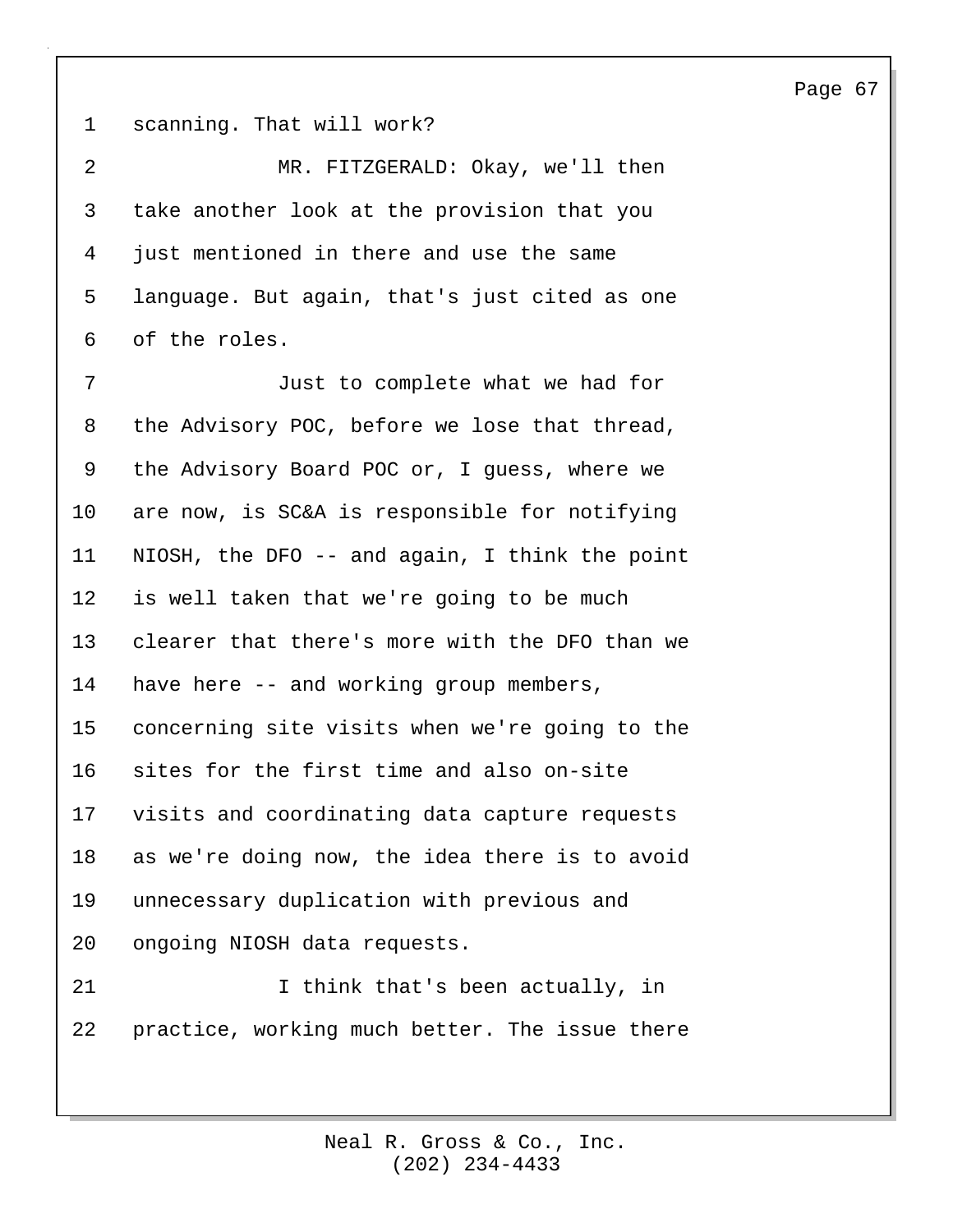scanning. That will work?

MR. FITZGERALD: Okay, we'll then take another look at the provision that you just mentioned in there and use the same language. But again, that's just cited as one of the roles.

Just to complete what we had for the Advisory POC, before we lose that thread, the Advisory Board POC or, I guess, where we are now, is SC&A is responsible for notifying NIOSH, the DFO -- and again, I think the point is well taken that we're going to be much clearer that there's more with the DFO than we have here -- and working group members, concerning site visits when we're going to the sites for the first time and also on-site visits and coordinating data capture requests as we're doing now, the idea there is to avoid unnecessary duplication with previous and ongoing NIOSH data requests.

I think that's been actually, in practice, working much better. The issue there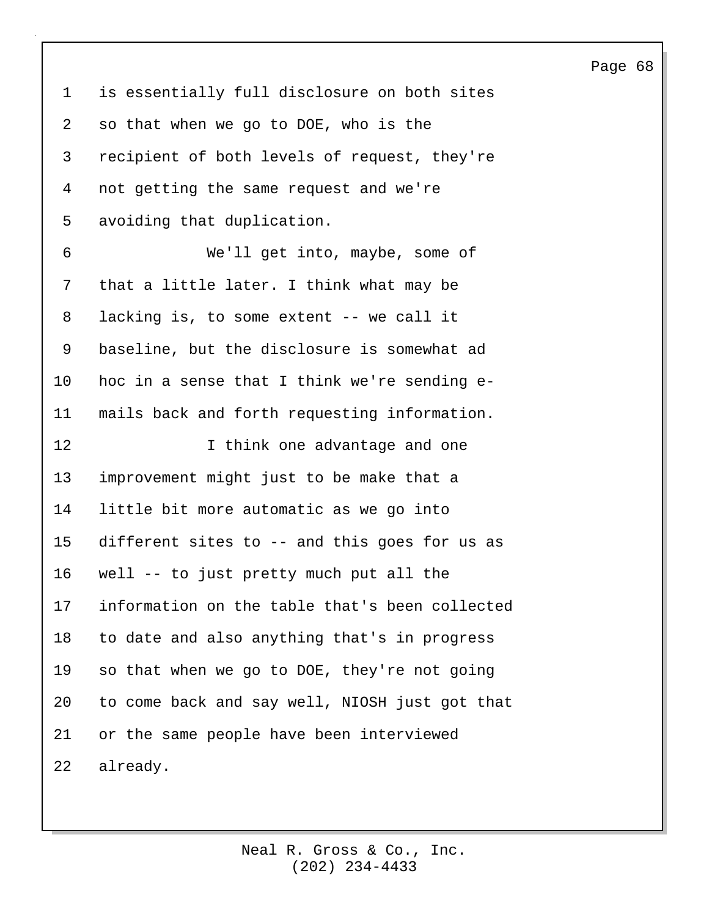is essentially full disclosure on both sites so that when we go to DOE, who is the recipient of both levels of request, they're not getting the same request and we're avoiding that duplication.

We'll get into, maybe, some of that a little later. I think what may be lacking is, to some extent -- we call it baseline, but the disclosure is somewhat ad hoc in a sense that I think we're sending e-mails back and forth requesting information.

I think one advantage and one improvement might just to be make that a little bit more automatic as we go into different sites to -- and this goes for us as well -- to just pretty much put all the information on the table that's been collected to date and also anything that's in progress so that when we go to DOE, they're not going to come back and say well, NIOSH just got that or the same people have been interviewed already.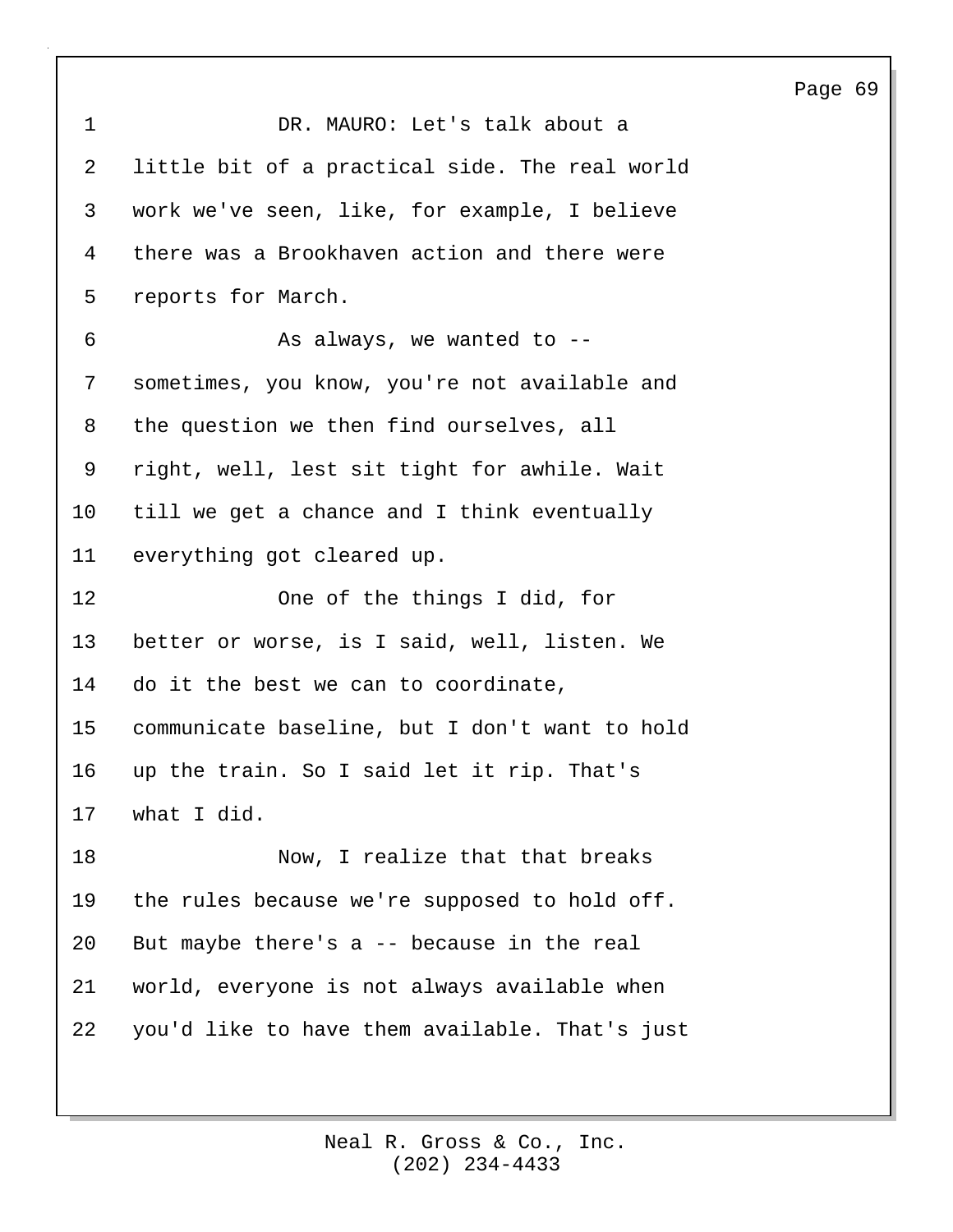DR. MAURO: Let's talk about a little bit of a practical side. The real world work we've seen, like, for example, I believe there was a Brookhaven action and there were reports for March.

As always, we wanted to -- sometimes, you know, you're not available and the question we then find ourselves, all right, well, lest sit tight for awhile. Wait till we get a chance and I think eventually everything got cleared up.

One of the things I did, for better or worse, is I said, well, listen. We do it the best we can to coordinate, communicate baseline, but I don't want to hold up the train. So I said let it rip. That's what I did.

Now, I realize that that breaks the rules because we're supposed to hold off. But maybe there's a -- because in the real world, everyone is not always available when you'd like to have them available. That's just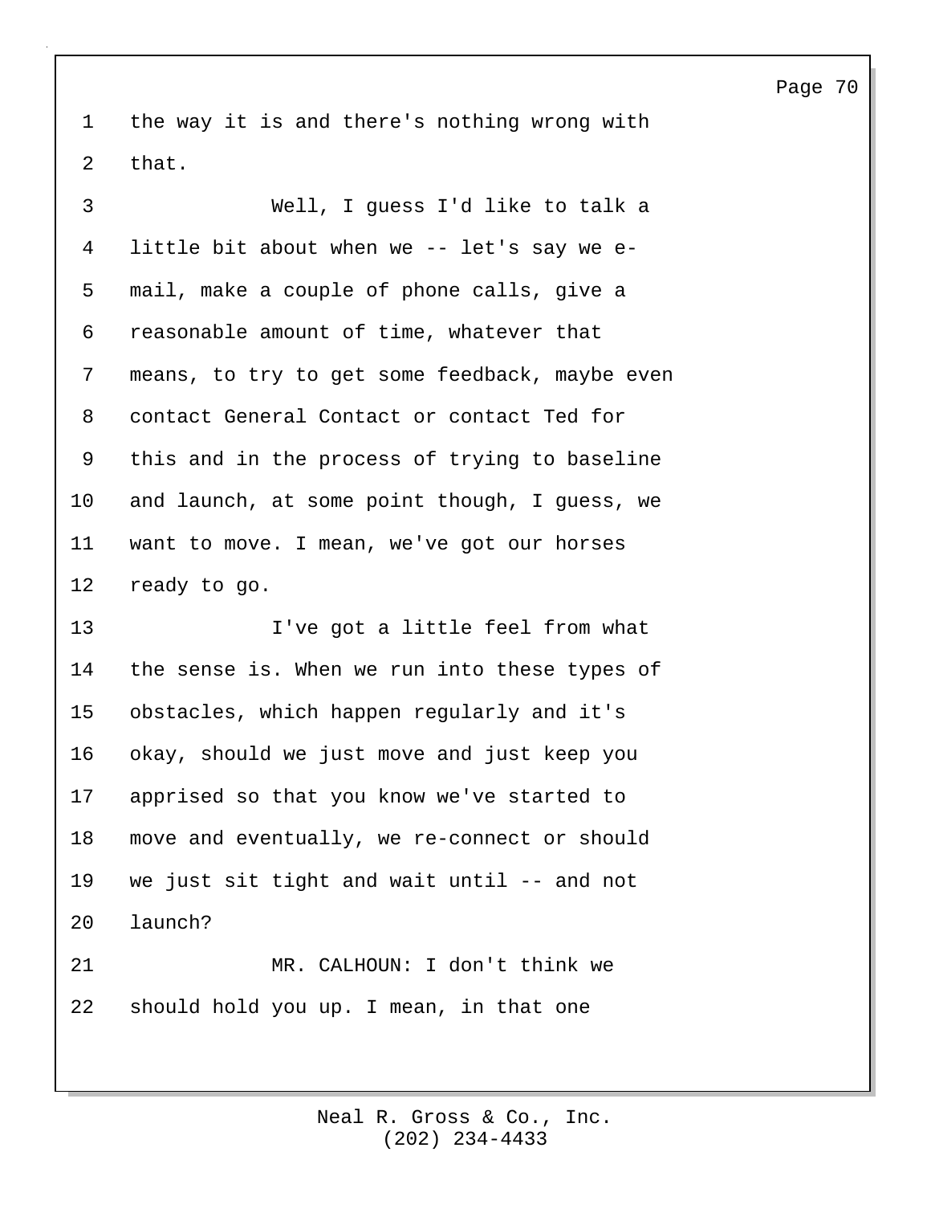the way it is and there's nothing wrong with that.

Well, I guess I'd like to talk a little bit about when we -- let's say we e-mail, make a couple of phone calls, give a reasonable amount of time, whatever that means, to try to get some feedback, maybe even contact General Contact or contact Ted for this and in the process of trying to baseline and launch, at some point though, I guess, we want to move. I mean, we've got our horses ready to go.

I've got a little feel from what the sense is. When we run into these types of obstacles, which happen regularly and it's okay, should we just move and just keep you apprised so that you know we've started to move and eventually, we re-connect or should we just sit tight and wait until -- and not launch?

MR. CALHOUN: I don't think we should hold you up. I mean, in that one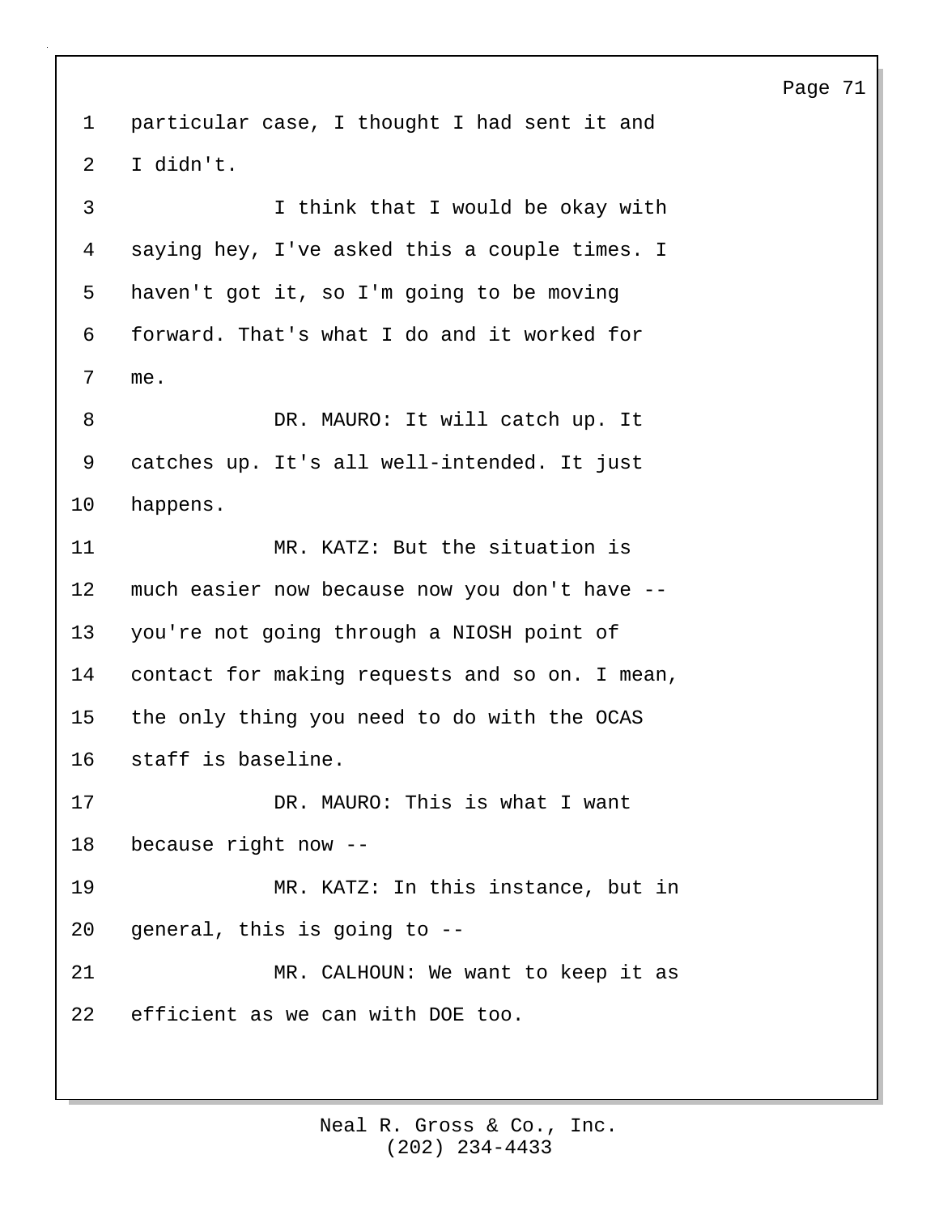particular case, I thought I had sent it and I didn't.

I think that I would be okay with saying hey, I've asked this a couple times. I haven't got it, so I'm going to be moving forward. That's what I do and it worked for me.

DR. MAURO: It will catch up. It catches up. It's all well-intended. It just happens.

MR. KATZ: But the situation is much easier now because now you don't have -- you're not going through a NIOSH point of contact for making requests and so on. I mean, the only thing you need to do with the OCAS staff is baseline.

DR. MAURO: This is what I want because right now --

MR. KATZ: In this instance, but in general, this is going to --

MR. CALHOUN: We want to keep it as efficient as we can with DOE too.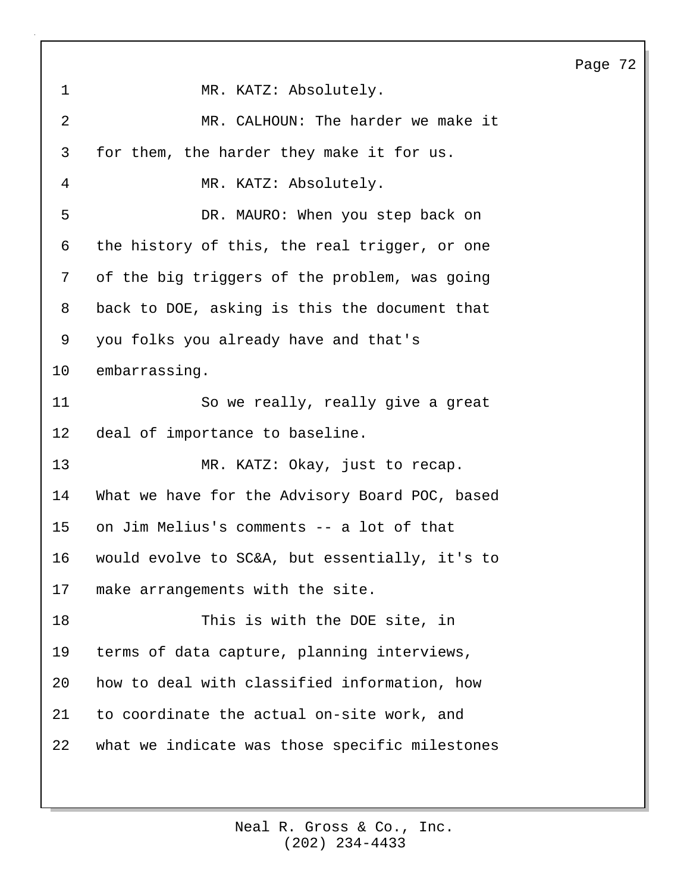MR. KATZ: Absolutely.

MR. CALHOUN: The harder we make it for them, the harder they make it for us.

MR. KATZ: Absolutely.

DR. MAURO: When you step back on the history of this, the real trigger, or one of the big triggers of the problem, was going back to DOE, asking is this the document that you folks you already have and that's embarrassing.

So we really, really give a great deal of importance to baseline.

MR. KATZ: Okay, just to recap. What we have for the Advisory Board POC, based on Jim Melius's comments -- a lot of that would evolve to SC&A, but essentially, it's to make arrangements with the site.

This is with the DOE site, in terms of data capture, planning interviews, how to deal with classified information, how to coordinate the actual on-site work, and what we indicate was those specific milestones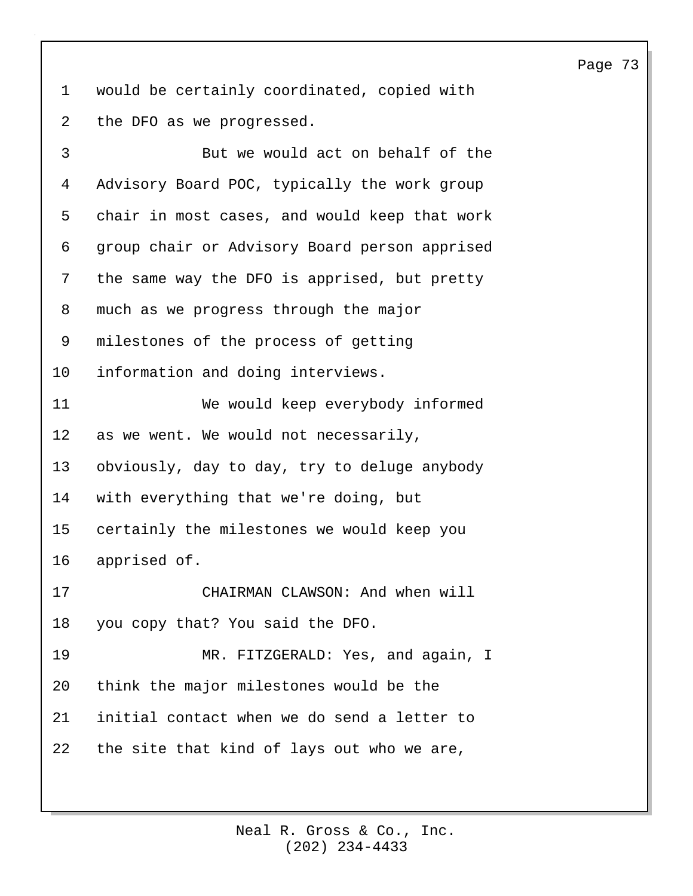would be certainly coordinated, copied with the DFO as we progressed.

But we would act on behalf of the Advisory Board POC, typically the work group chair in most cases, and would keep that work group chair or Advisory Board person apprised the same way the DFO is apprised, but pretty much as we progress through the major milestones of the process of getting information and doing interviews.

We would keep everybody informed as we went. We would not necessarily, obviously, day to day, try to deluge anybody with everything that we're doing, but certainly the milestones we would keep you apprised of.

CHAIRMAN CLAWSON: And when will you copy that? You said the DFO.

MR. FITZGERALD: Yes, and again, I think the major milestones would be the initial contact when we do send a letter to the site that kind of lays out who we are,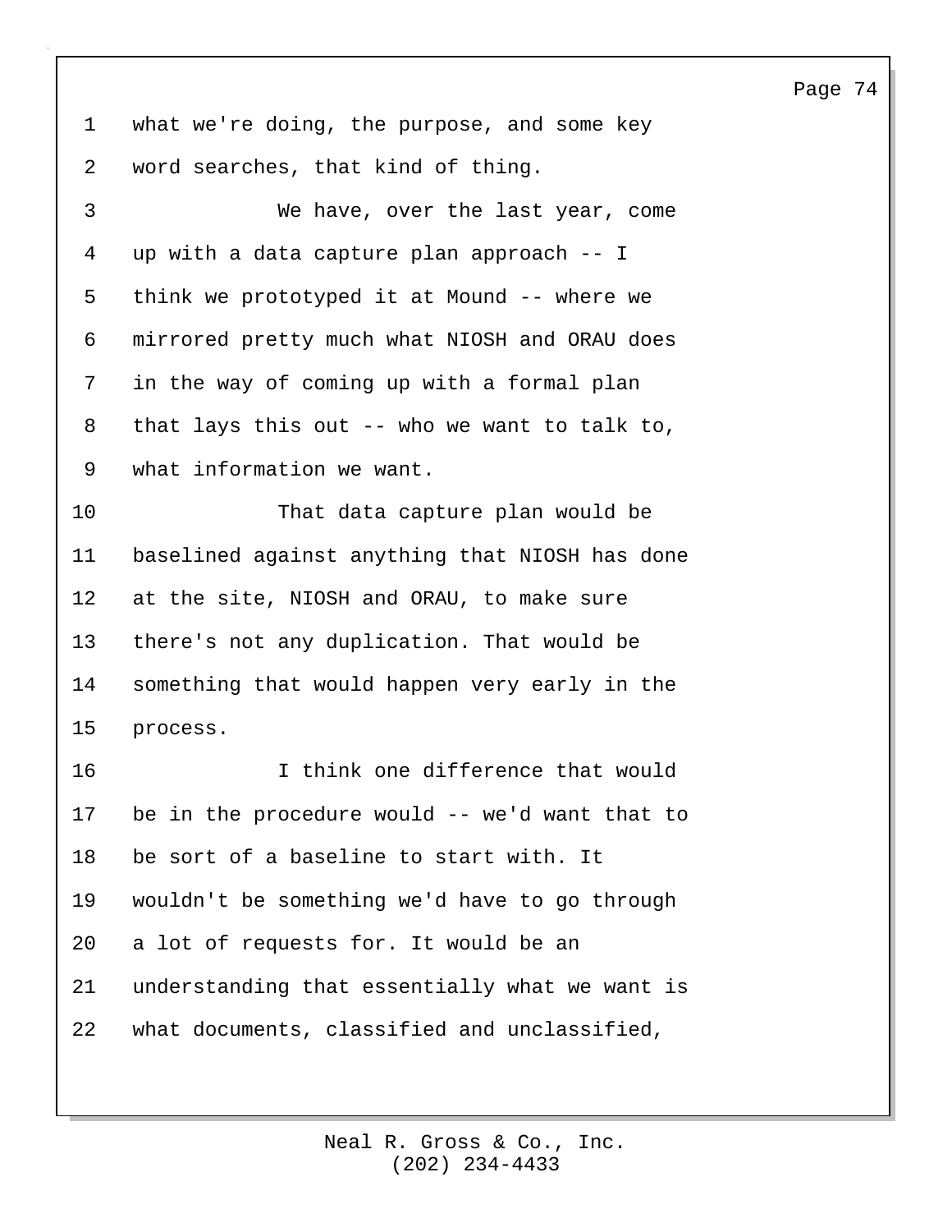what we're doing, the purpose, and some key word searches, that kind of thing.

We have, over the last year, come up with a data capture plan approach -- I think we prototyped it at Mound -- where we mirrored pretty much what NIOSH and ORAU does in the way of coming up with a formal plan that lays this out -- who we want to talk to, what information we want.

That data capture plan would be baselined against anything that NIOSH has done at the site, NIOSH and ORAU, to make sure there's not any duplication. That would be something that would happen very early in the process.

I think one difference that would be in the procedure would -- we'd want that to be sort of a baseline to start with. It wouldn't be something we'd have to go through a lot of requests for. It would be an understanding that essentially what we want is what documents, classified and unclassified,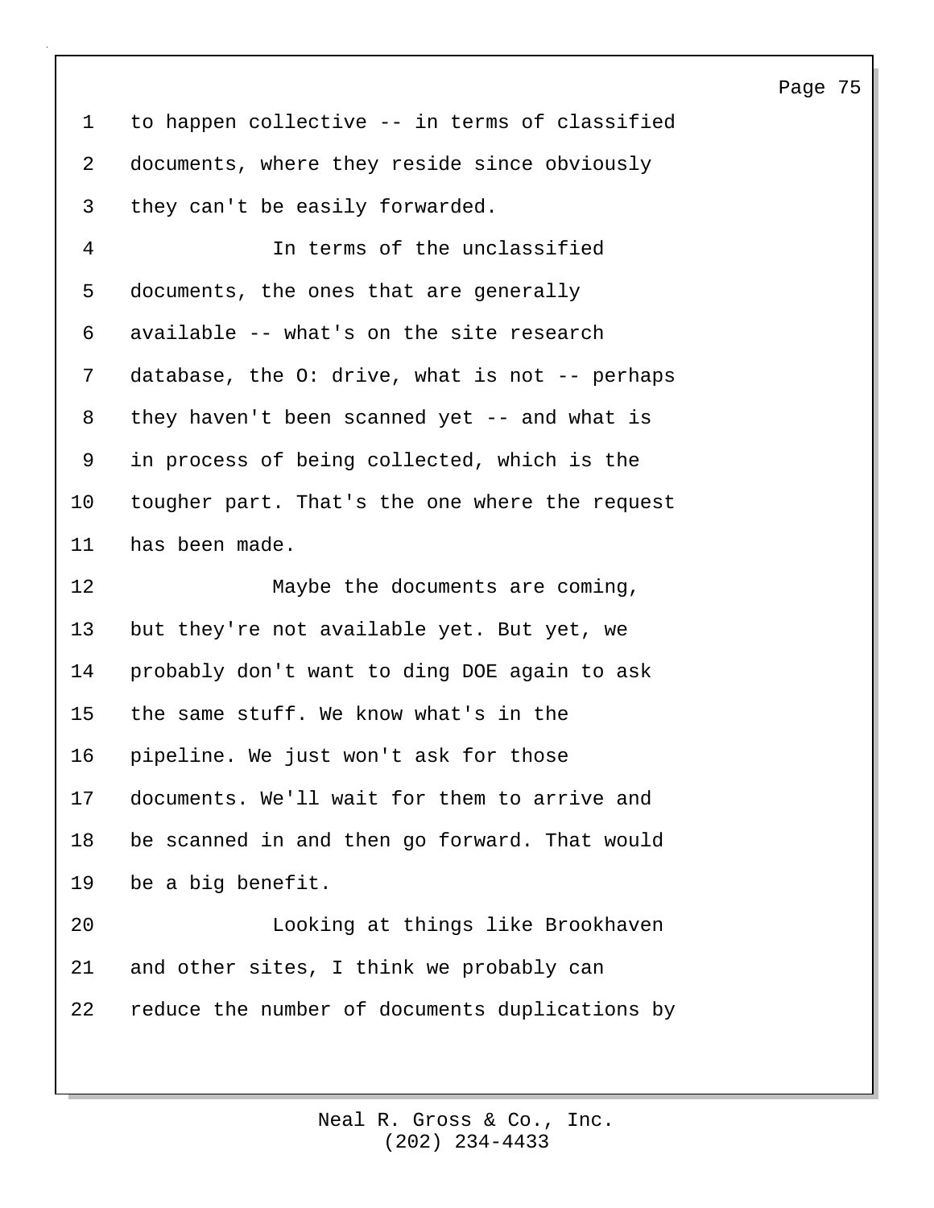to happen collective -- in terms of classified documents, where they reside since obviously they can't be easily forwarded.

In terms of the unclassified documents, the ones that are generally available -- what's on the site research database, the O: drive, what is not -- perhaps they haven't been scanned yet -- and what is in process of being collected, which is the tougher part. That's the one where the request has been made.

Maybe the documents are coming, but they're not available yet. But yet, we probably don't want to ding DOE again to ask the same stuff. We know what's in the pipeline. We just won't ask for those documents. We'll wait for them to arrive and be scanned in and then go forward. That would be a big benefit.

Looking at things like Brookhaven and other sites, I think we probably can reduce the number of documents duplications by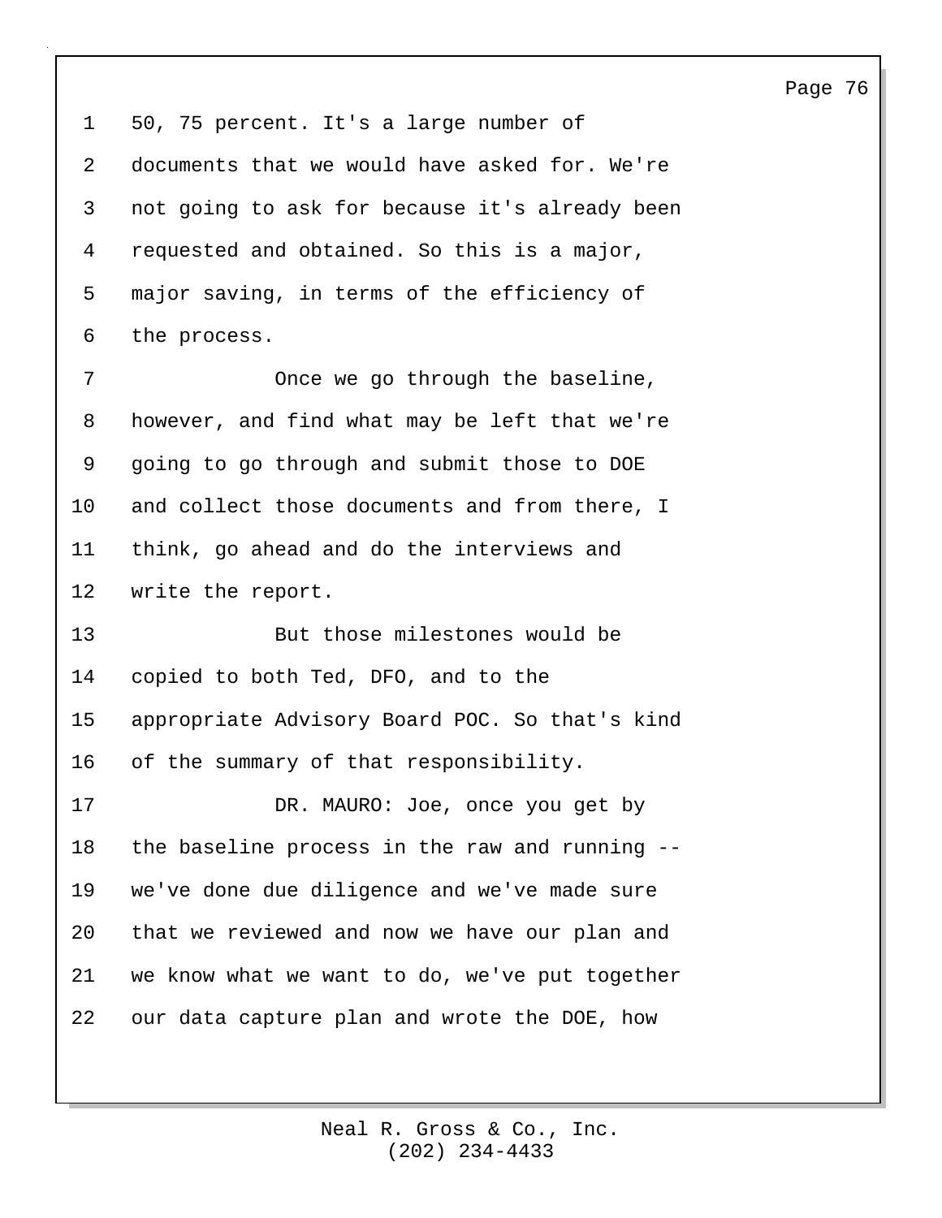50, 75 percent. It's a large number of documents that we would have asked for. We're not going to ask for because it's already been requested and obtained. So this is a major, major saving, in terms of the efficiency of the process.

Once we go through the baseline, however, and find what may be left that we're going to go through and submit those to DOE and collect those documents and from there, I think, go ahead and do the interviews and write the report.

But those milestones would be copied to both Ted, DFO, and to the appropriate Advisory Board POC. So that's kind of the summary of that responsibility.

DR. MAURO: Joe, once you get by the baseline process in the raw and running -- we've done due diligence and we've made sure that we reviewed and now we have our plan and we know what we want to do, we've put together our data capture plan and wrote the DOE, how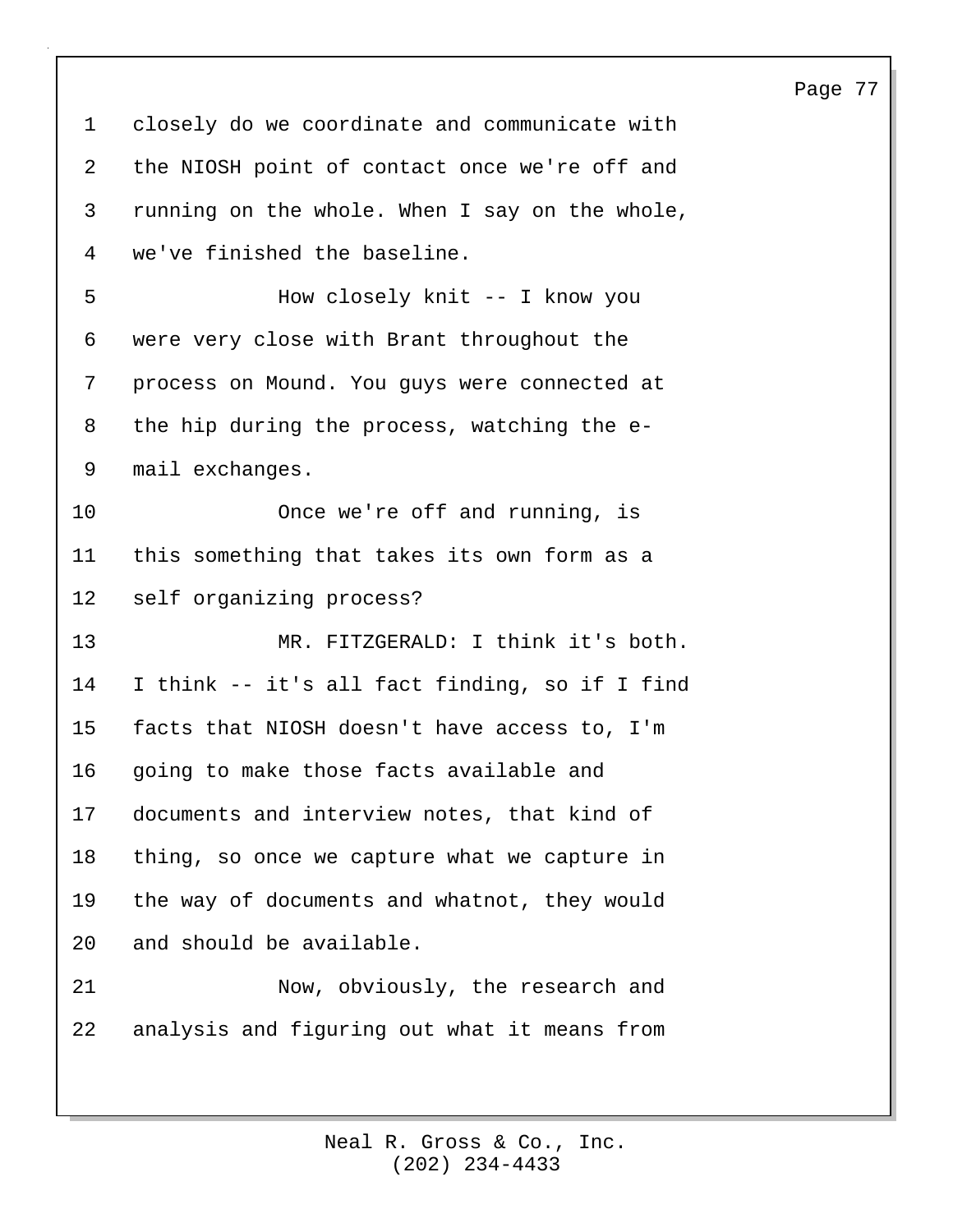closely do we coordinate and communicate with the NIOSH point of contact once we're off and running on the whole. When I say on the whole, we've finished the baseline.

How closely knit -- I know you were very close with Brant throughout the process on Mound. You guys were connected at the hip during the process, watching the e-mail exchanges.

Once we're off and running, is this something that takes its own form as a self organizing process?

MR. FITZGERALD: I think it's both. I think -- it's all fact finding, so if I find facts that NIOSH doesn't have access to, I'm going to make those facts available and documents and interview notes, that kind of thing, so once we capture what we capture in the way of documents and whatnot, they would and should be available.

Now, obviously, the research and analysis and figuring out what it means from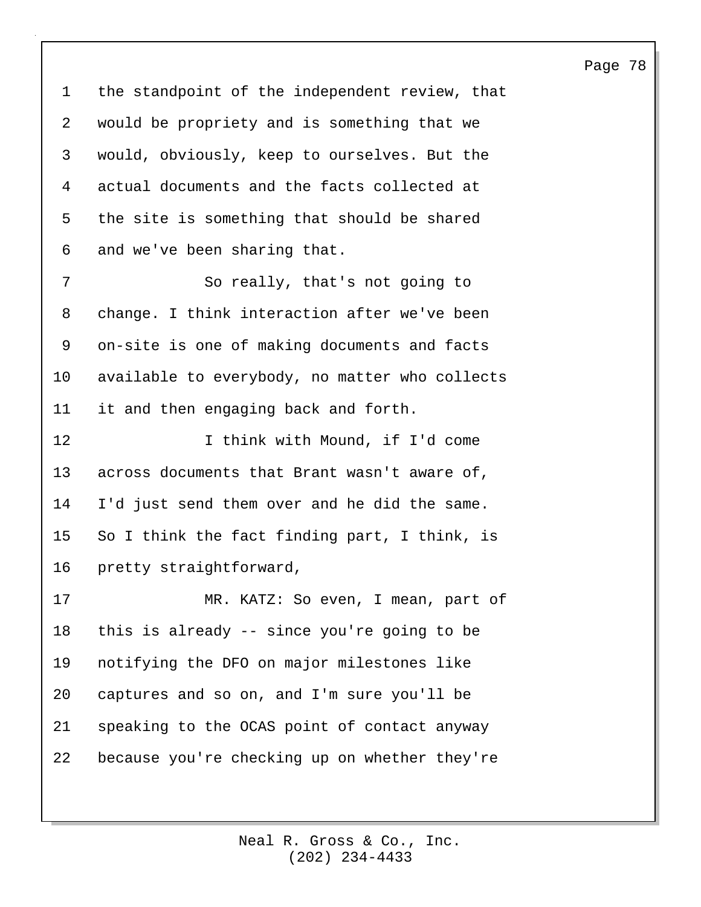the standpoint of the independent review, that would be propriety and is something that we would, obviously, keep to ourselves. But the actual documents and the facts collected at the site is something that should be shared and we've been sharing that.

So really, that's not going to change. I think interaction after we've been on-site is one of making documents and facts available to everybody, no matter who collects it and then engaging back and forth.

I think with Mound, if I'd come across documents that Brant wasn't aware of, I'd just send them over and he did the same. So I think the fact finding part, I think, is pretty straightforward,

MR. KATZ: So even, I mean, part of this is already -- since you're going to be notifying the DFO on major milestones like captures and so on, and I'm sure you'll be speaking to the OCAS point of contact anyway because you're checking up on whether they're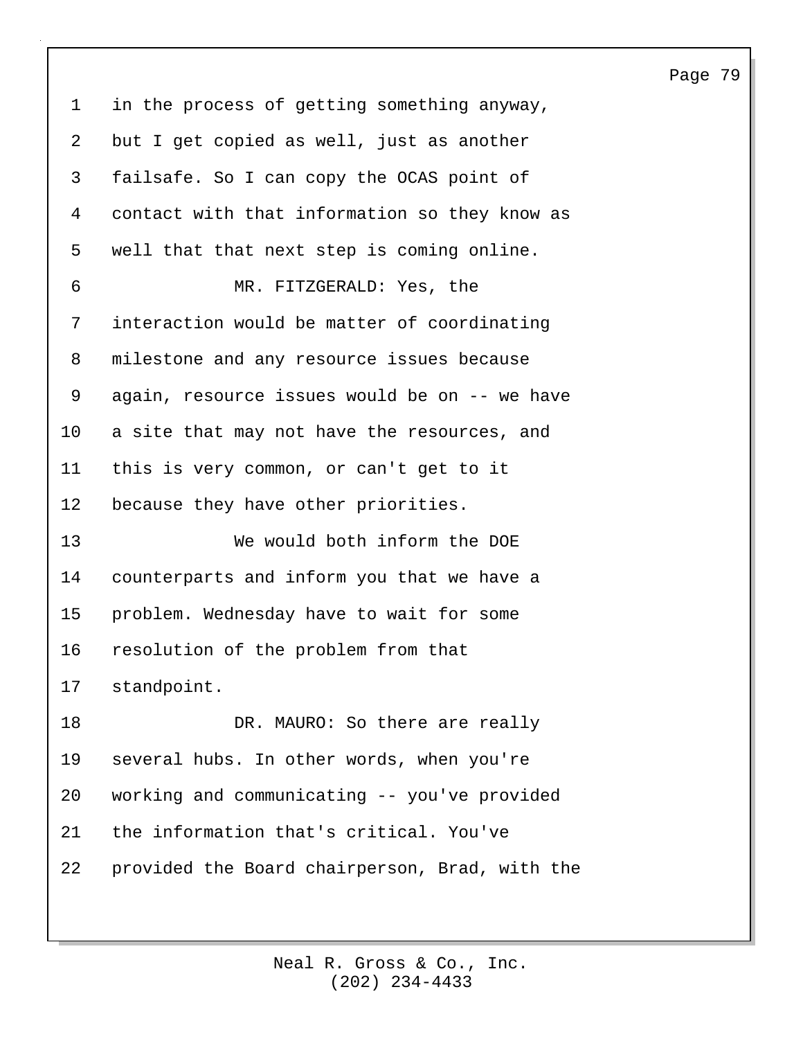in the process of getting something anyway, but I get copied as well, just as another failsafe. So I can copy the OCAS point of contact with that information so they know as well that that next step is coming online.

MR. FITZGERALD: Yes, the interaction would be matter of coordinating milestone and any resource issues because again, resource issues would be on -- we have a site that may not have the resources, and this is very common, or can't get to it because they have other priorities.

We would both inform the DOE counterparts and inform you that we have a problem. Wednesday have to wait for some resolution of the problem from that standpoint.

DR. MAURO: So there are really several hubs. In other words, when you're working and communicating -- you've provided the information that's critical. You've provided the Board chairperson, Brad, with the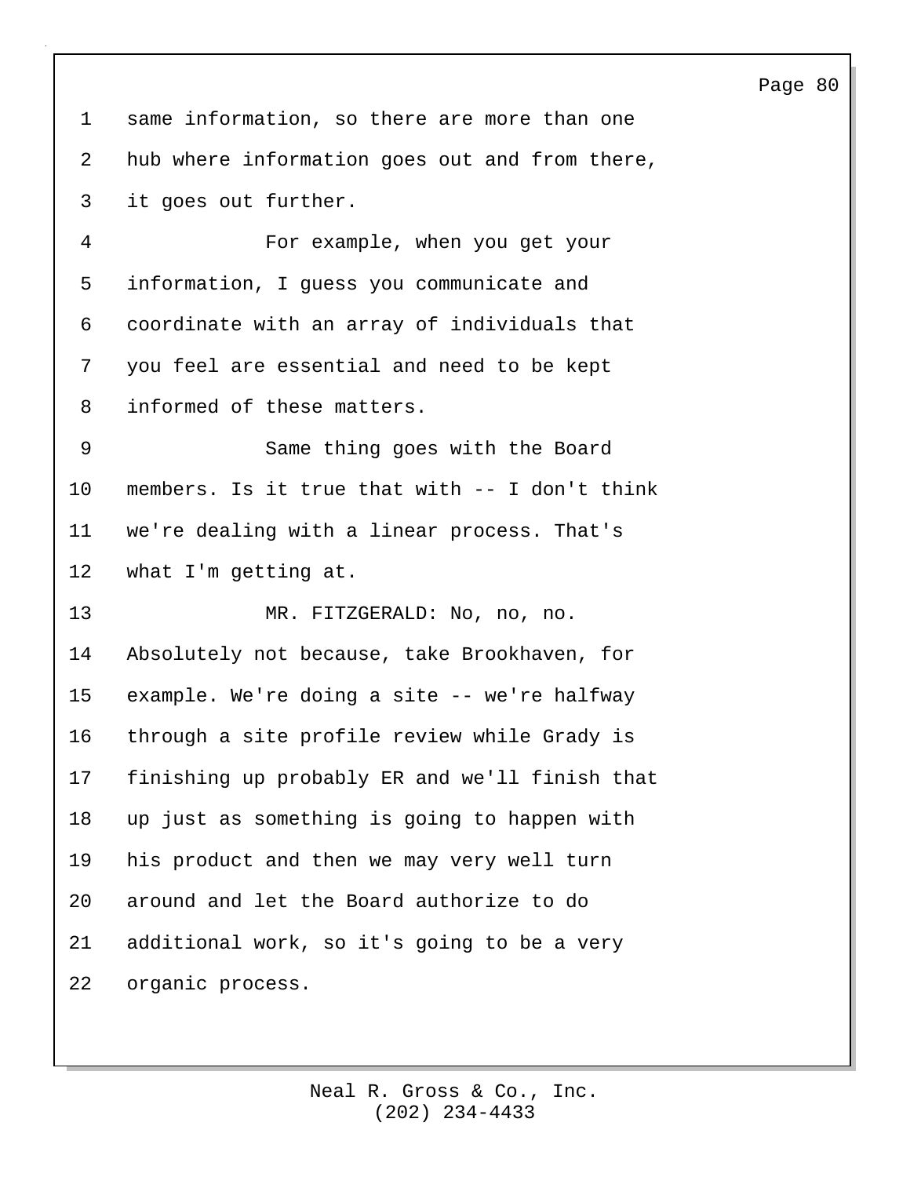same information, so there are more than one hub where information goes out and from there, it goes out further.

For example, when you get your information, I guess you communicate and coordinate with an array of individuals that you feel are essential and need to be kept informed of these matters.

Same thing goes with the Board members. Is it true that with -- I don't think we're dealing with a linear process. That's what I'm getting at.

MR. FITZGERALD: No, no, no. Absolutely not because, take Brookhaven, for example. We're doing a site -- we're halfway through a site profile review while Grady is finishing up probably ER and we'll finish that up just as something is going to happen with his product and then we may very well turn around and let the Board authorize to do additional work, so it's going to be a very organic process.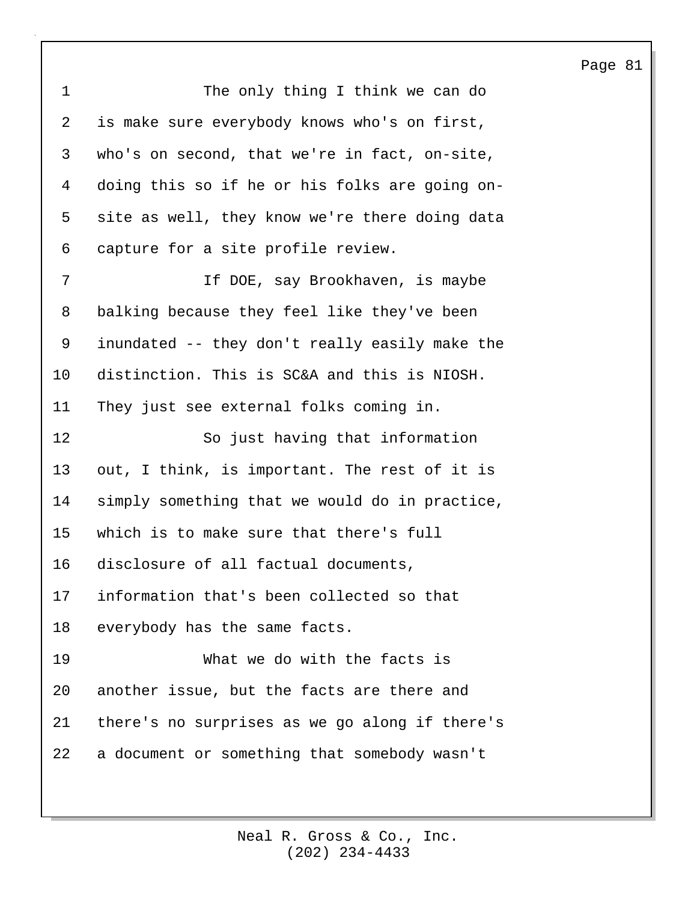The only thing I think we can do is make sure everybody knows who's on first, who's on second, that we're in fact, on-site, doing this so if he or his folks are going on-site as well, they know we're there doing data capture for a site profile review.

If DOE, say Brookhaven, is maybe balking because they feel like they've been inundated -- they don't really easily make the distinction. This is SC&A and this is NIOSH. They just see external folks coming in.

So just having that information out, I think, is important. The rest of it is simply something that we would do in practice, which is to make sure that there's full disclosure of all factual documents, information that's been collected so that everybody has the same facts.

What we do with the facts is another issue, but the facts are there and there's no surprises as we go along if there's a document or something that somebody wasn't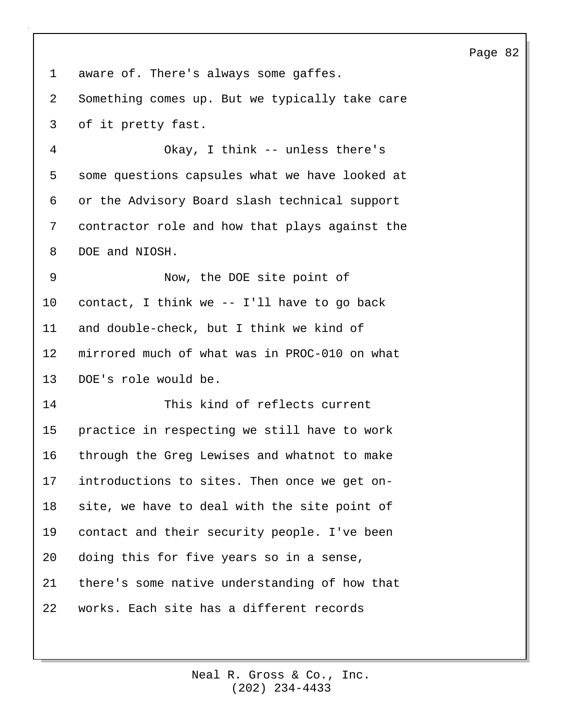aware of. There's always some gaffes. Something comes up. But we typically take care of it pretty fast.

Okay, I think -- unless there's some questions capsules what we have looked at or the Advisory Board slash technical support contractor role and how that plays against the DOE and NIOSH.

Now, the DOE site point of contact, I think we -- I'll have to go back and double-check, but I think we kind of mirrored much of what was in PROC-010 on what DOE's role would be.

This kind of reflects current practice in respecting we still have to work through the Greg Lewises and whatnot to make introductions to sites. Then once we get on-site, we have to deal with the site point of contact and their security people. I've been doing this for five years so in a sense, there's some native understanding of how that works. Each site has a different records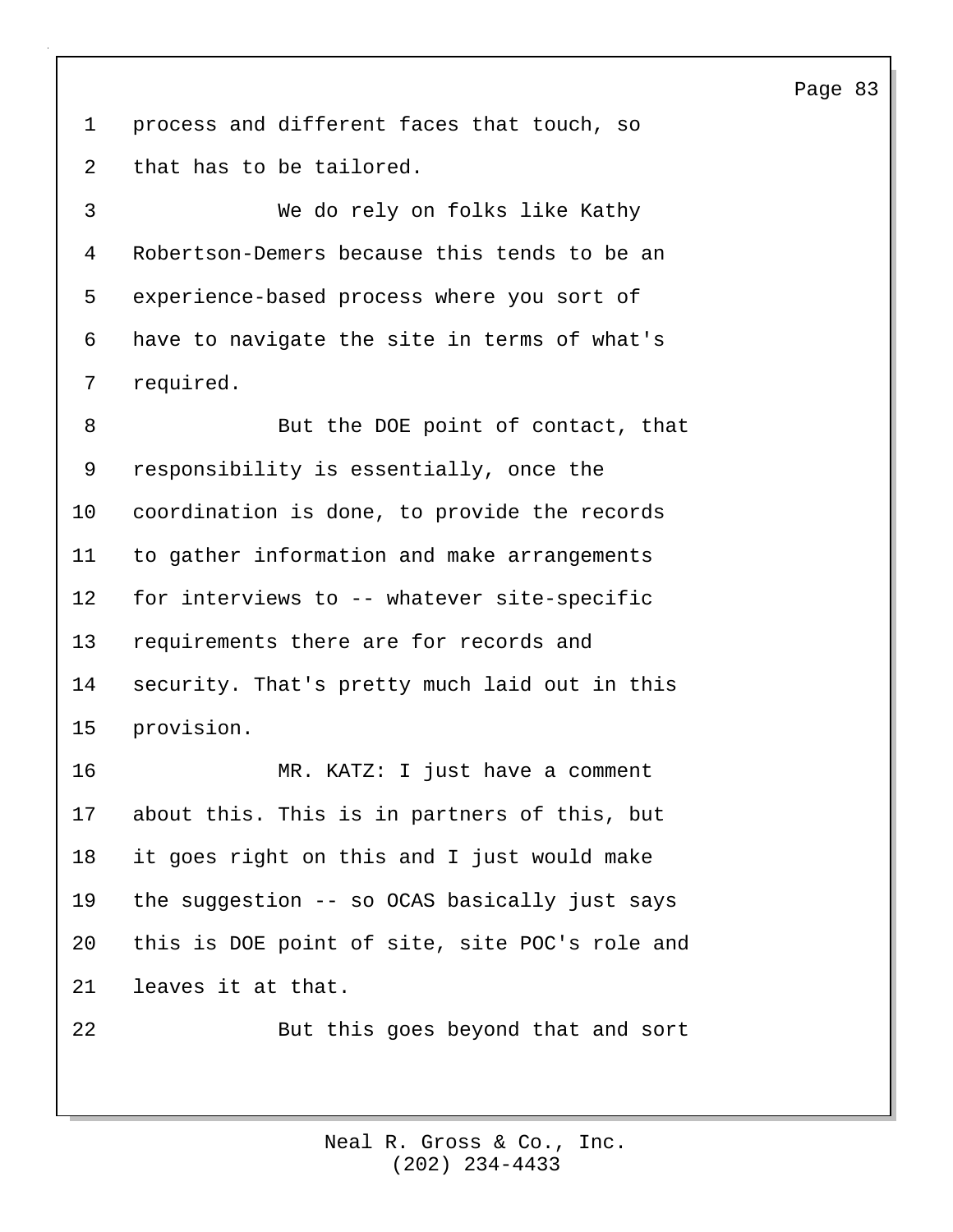process and different faces that touch, so that has to be tailored.

We do rely on folks like Kathy Robertson-Demers because this tends to be an experience-based process where you sort of have to navigate the site in terms of what's required.

But the DOE point of contact, that responsibility is essentially, once the coordination is done, to provide the records to gather information and make arrangements for interviews to -- whatever site-specific requirements there are for records and security. That's pretty much laid out in this provision.

MR. KATZ: I just have a comment about this. This is in partners of this, but it goes right on this and I just would make the suggestion -- so OCAS basically just says this is DOE point of site, site POC's role and leaves it at that.

But this goes beyond that and sort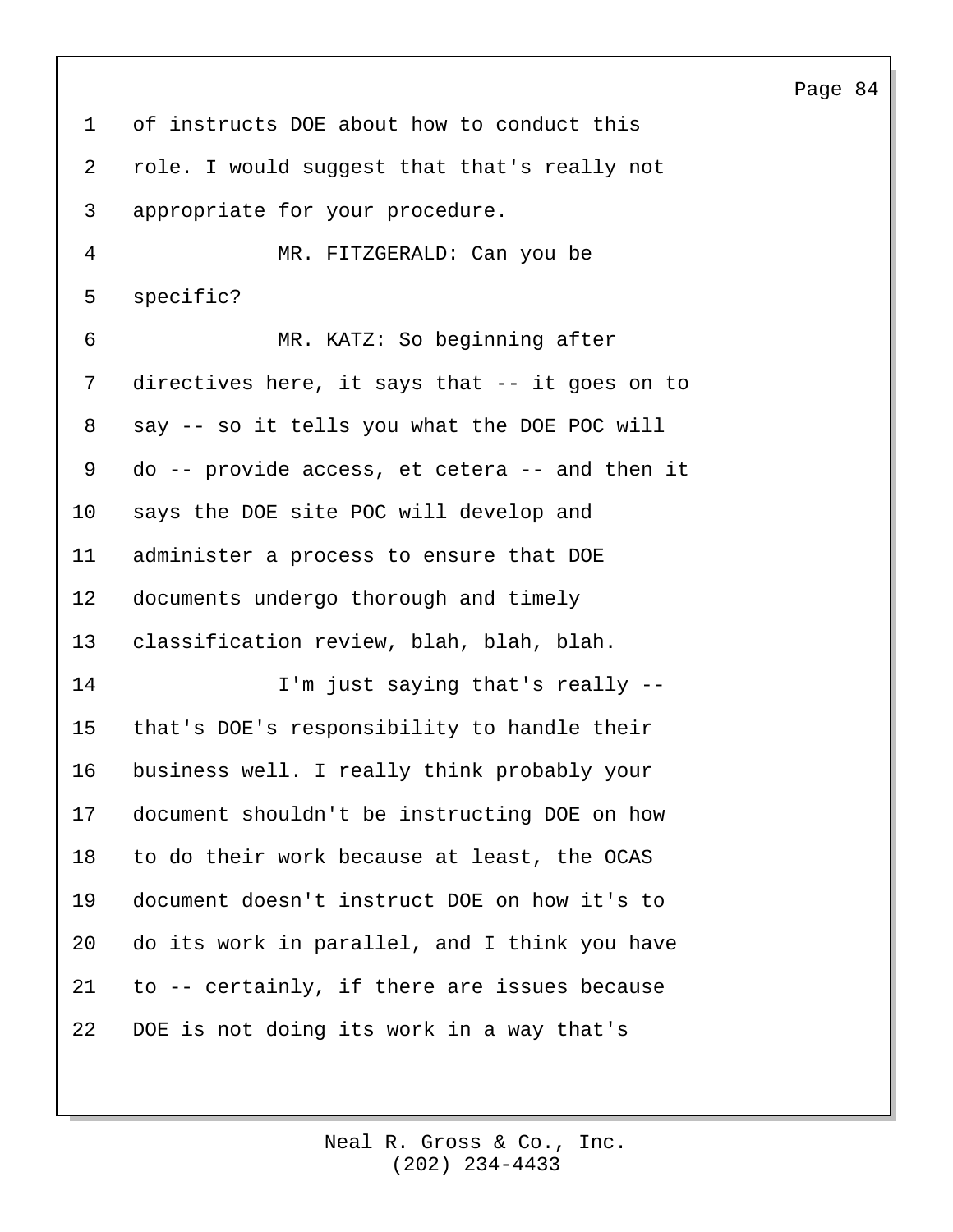of instructs DOE about how to conduct this role. I would suggest that that's really not appropriate for your procedure.

MR. FITZGERALD: Can you be specific?

MR. KATZ: So beginning after directives here, it says that -- it goes on to say -- so it tells you what the DOE POC will do -- provide access, et cetera -- and then it says the DOE site POC will develop and administer a process to ensure that DOE documents undergo thorough and timely classification review, blah, blah, blah.

I'm just saying that's really -- that's DOE's responsibility to handle their business well. I really think probably your document shouldn't be instructing DOE on how to do their work because at least, the OCAS document doesn't instruct DOE on how it's to do its work in parallel, and I think you have to -- certainly, if there are issues because DOE is not doing its work in a way that's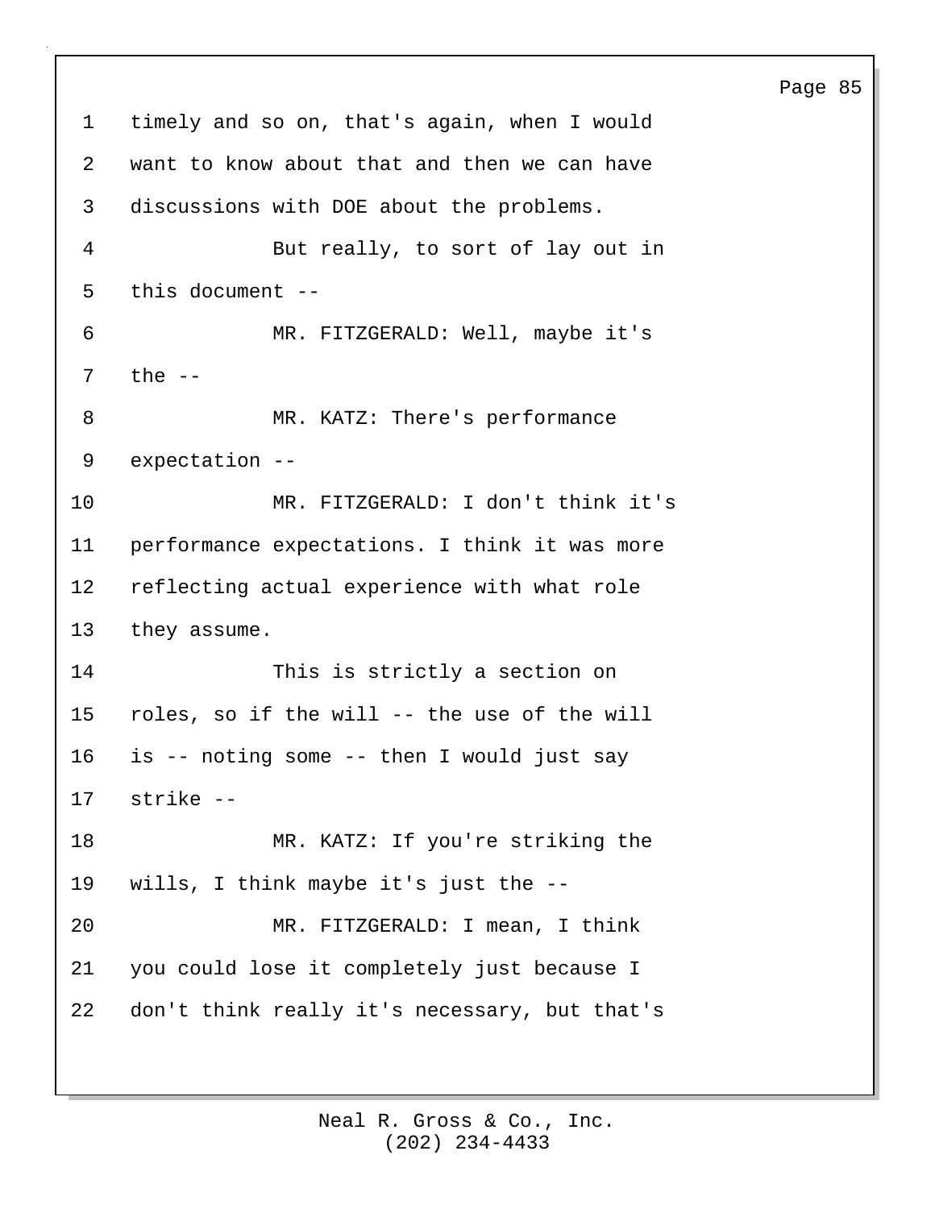timely and so on, that's again, when I would want to know about that and then we can have discussions with DOE about the problems.

But really, to sort of lay out in this document --

MR. FITZGERALD: Well, maybe it's the --

MR. KATZ: There's performance expectation --

MR. FITZGERALD: I don't think it's performance expectations. I think it was more reflecting actual experience with what role they assume.

This is strictly a section on roles, so if the will -- the use of the will is -- noting some -- then I would just say strike --

MR. KATZ: If you're striking the wills, I think maybe it's just the --

MR. FITZGERALD: I mean, I think you could lose it completely just because I don't think really it's necessary, but that's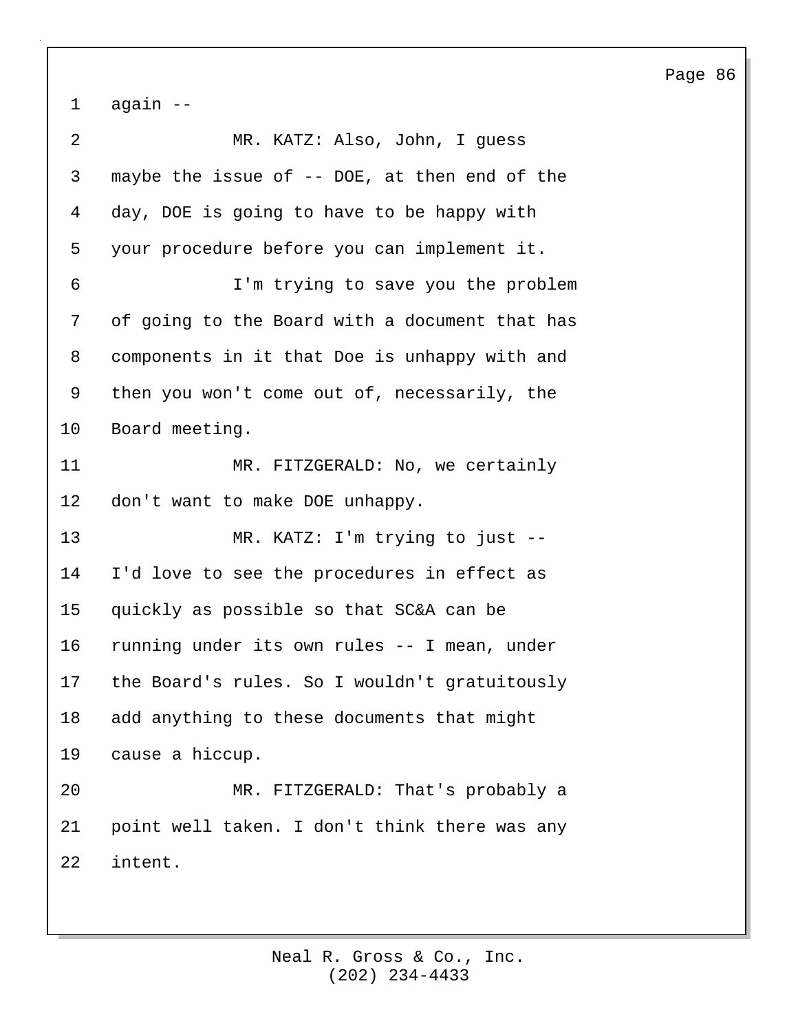again --

MR. KATZ: Also, John, I guess maybe the issue of -- DOE, at then end of the day, DOE is going to have to be happy with your procedure before you can implement it.

I'm trying to save you the problem of going to the Board with a document that has components in it that Doe is unhappy with and then you won't come out of, necessarily, the Board meeting.

MR. FITZGERALD: No, we certainly don't want to make DOE unhappy.

MR. KATZ: I'm trying to just -- I'd love to see the procedures in effect as quickly as possible so that SC&A can be running under its own rules -- I mean, under the Board's rules. So I wouldn't gratuitously add anything to these documents that might cause a hiccup.

MR. FITZGERALD: That's probably a point well taken. I don't think there was any intent.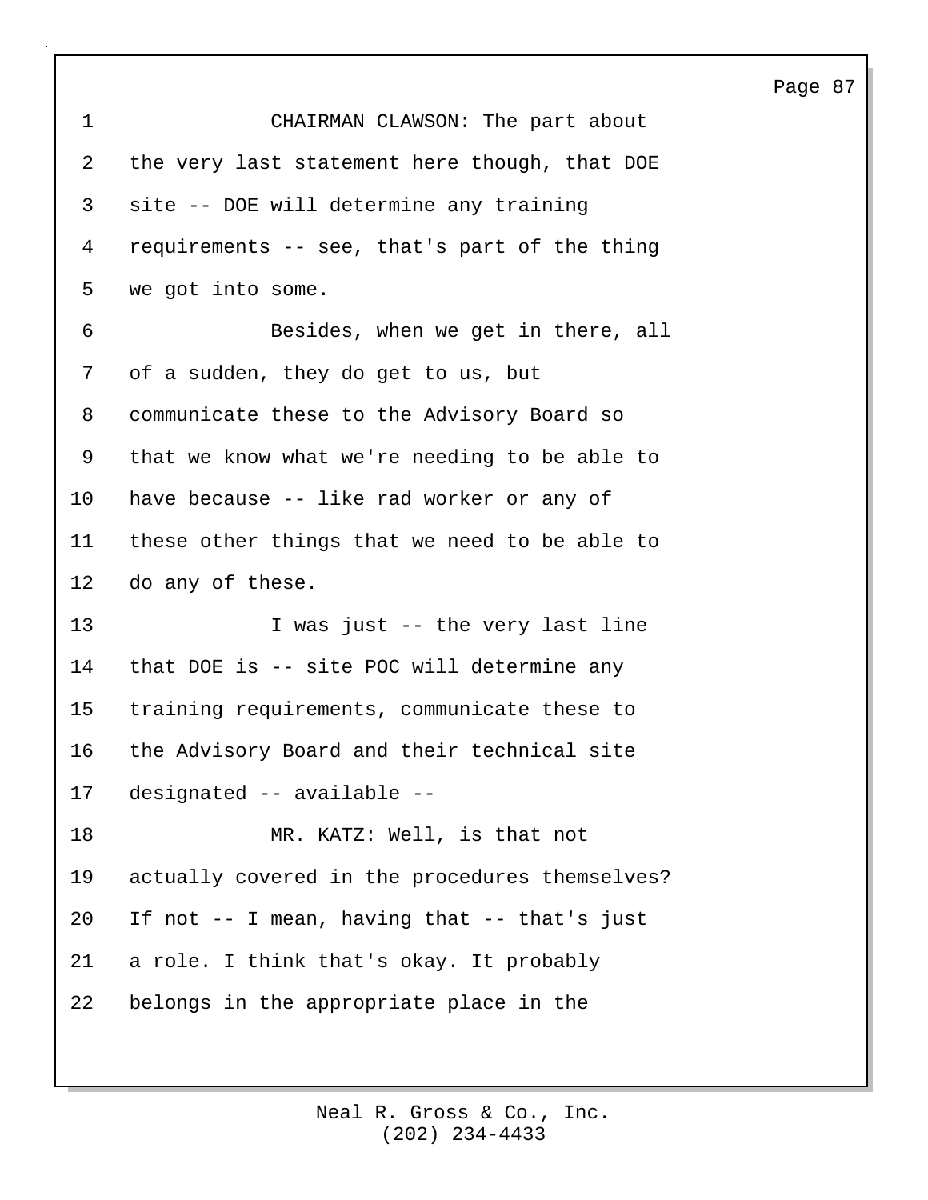CHAIRMAN CLAWSON: The part about the very last statement here though, that DOE site -- DOE will determine any training requirements -- see, that's part of the thing we got into some.

Besides, when we get in there, all of a sudden, they do get to us, but communicate these to the Advisory Board so that we know what we're needing to be able to have because -- like rad worker or any of these other things that we need to be able to do any of these.

I was just -- the very last line that DOE is -- site POC will determine any training requirements, communicate these to the Advisory Board and their technical site designated -- available --

MR. KATZ: Well, is that not actually covered in the procedures themselves? If not -- I mean, having that -- that's just a role. I think that's okay. It probably belongs in the appropriate place in the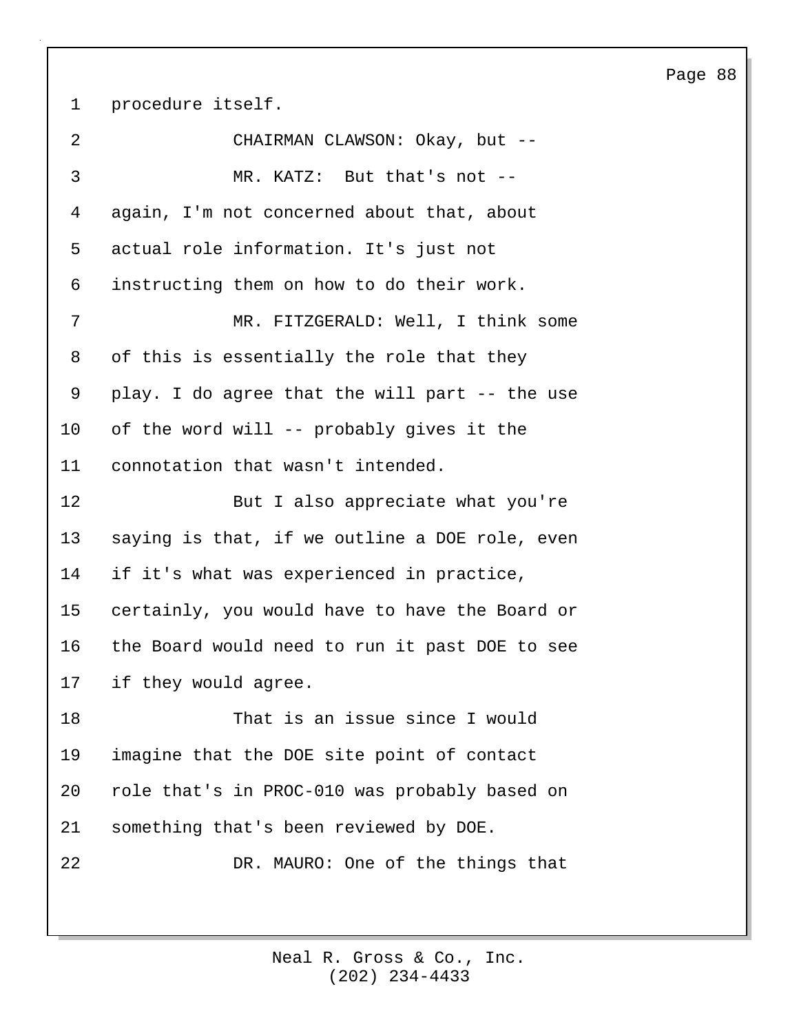procedure itself.

CHAIRMAN CLAWSON: Okay, but --

MR. KATZ: But that's not -- again, I'm not concerned about that, about actual role information. It's just not instructing them on how to do their work.

MR. FITZGERALD: Well, I think some of this is essentially the role that they play. I do agree that the will part -- the use of the word will -- probably gives it the connotation that wasn't intended.

But I also appreciate what you're saying is that, if we outline a DOE role, even if it's what was experienced in practice, certainly, you would have to have the Board or the Board would need to run it past DOE to see if they would agree.

That is an issue since I would imagine that the DOE site point of contact role that's in PROC-010 was probably based on something that's been reviewed by DOE.

DR. MAURO: One of the things that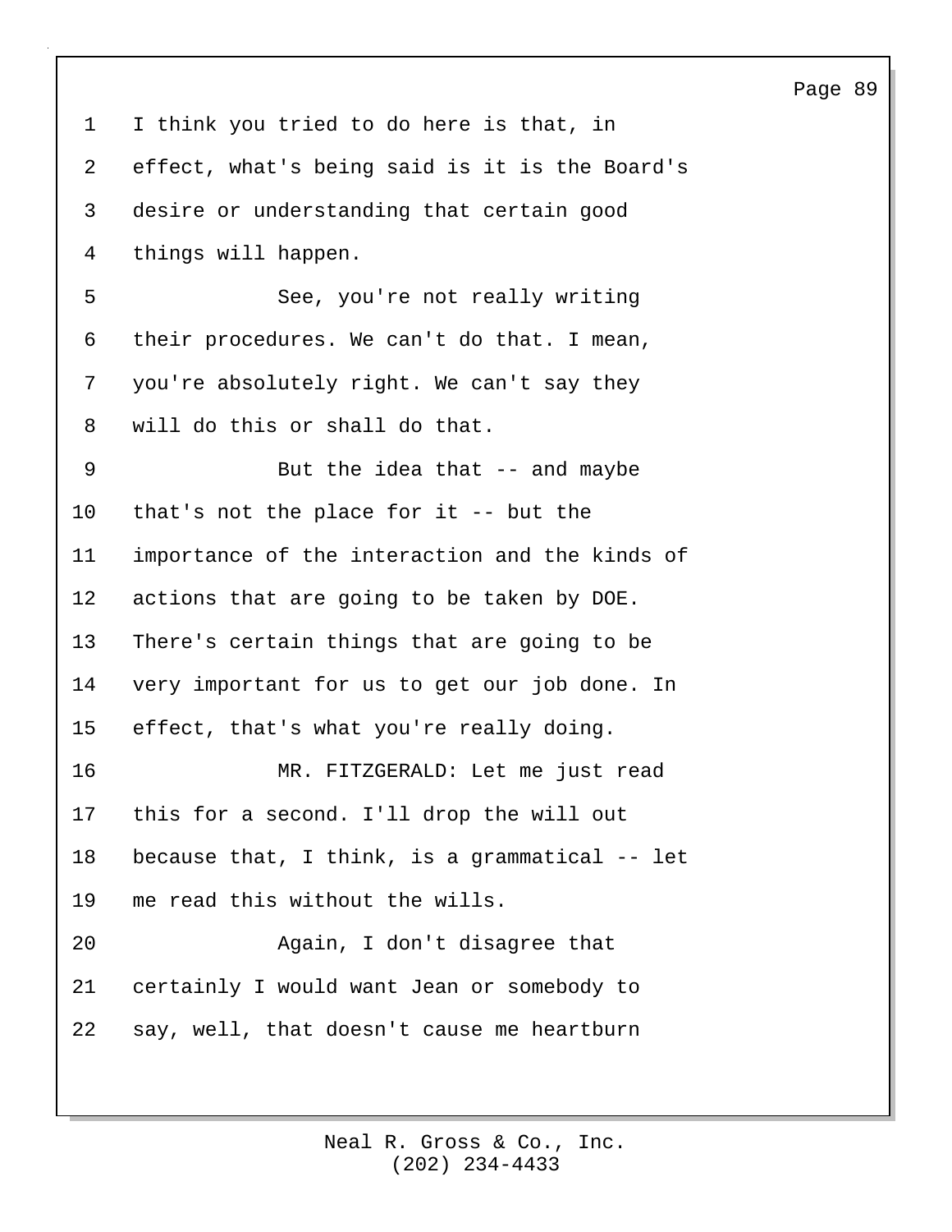I think you tried to do here is that, in effect, what's being said is it is the Board's desire or understanding that certain good things will happen.

See, you're not really writing their procedures. We can't do that. I mean, you're absolutely right. We can't say they will do this or shall do that.

But the idea that -- and maybe that's not the place for it -- but the importance of the interaction and the kinds of actions that are going to be taken by DOE. There's certain things that are going to be very important for us to get our job done. In effect, that's what you're really doing.

MR. FITZGERALD: Let me just read this for a second. I'll drop the will out because that, I think, is a grammatical -- let me read this without the wills.

Again, I don't disagree that certainly I would want Jean or somebody to say, well, that doesn't cause me heartburn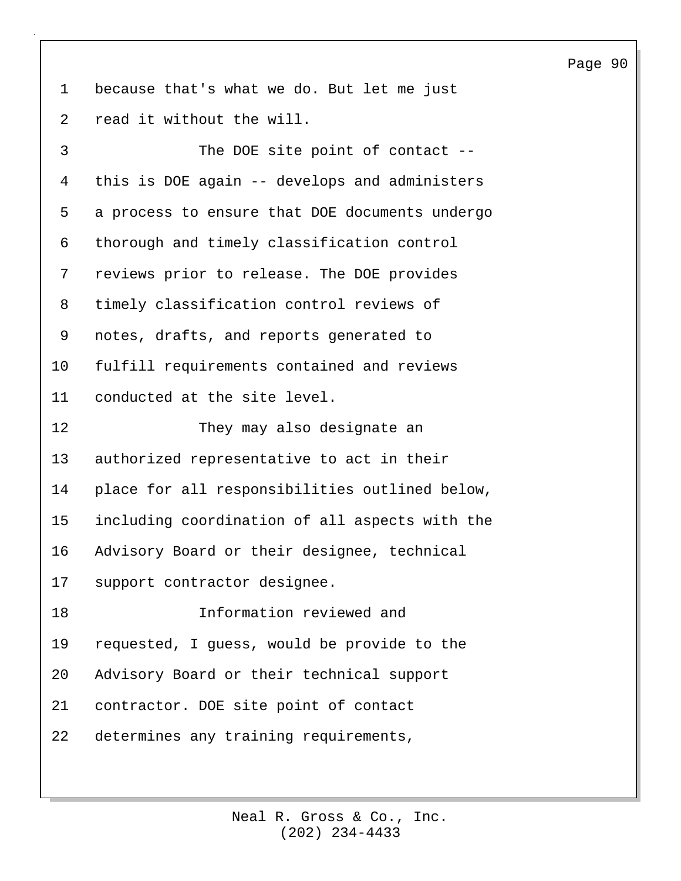because that's what we do. But let me just read it without the will.

The DOE site point of contact -- this is DOE again -- develops and administers a process to ensure that DOE documents undergo thorough and timely classification control reviews prior to release. The DOE provides timely classification control reviews of notes, drafts, and reports generated to fulfill requirements contained and reviews conducted at the site level.

They may also designate an authorized representative to act in their place for all responsibilities outlined below, including coordination of all aspects with the Advisory Board or their designee, technical support contractor designee.

Information reviewed and requested, I guess, would be provide to the Advisory Board or their technical support contractor. DOE site point of contact determines any training requirements,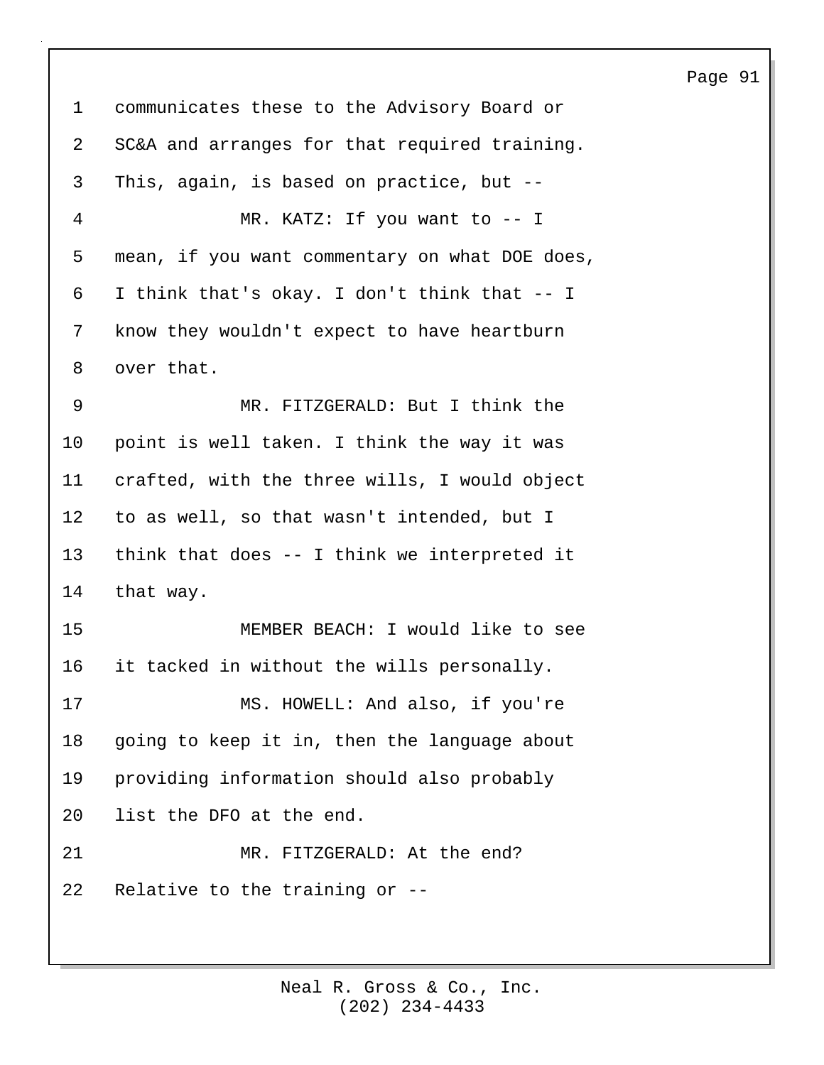communicates these to the Advisory Board or SC&A and arranges for that required training. This, again, is based on practice, but --

MR. KATZ: If you want to -- I mean, if you want commentary on what DOE does, I think that's okay. I don't think that -- I know they wouldn't expect to have heartburn over that.

MR. FITZGERALD: But I think the point is well taken. I think the way it was crafted, with the three wills, I would object to as well, so that wasn't intended, but I think that does -- I think we interpreted it that way.

MEMBER BEACH: I would like to see it tacked in without the wills personally.

MS. HOWELL: And also, if you're going to keep it in, then the language about providing information should also probably list the DFO at the end.

MR. FITZGERALD: At the end? Relative to the training or --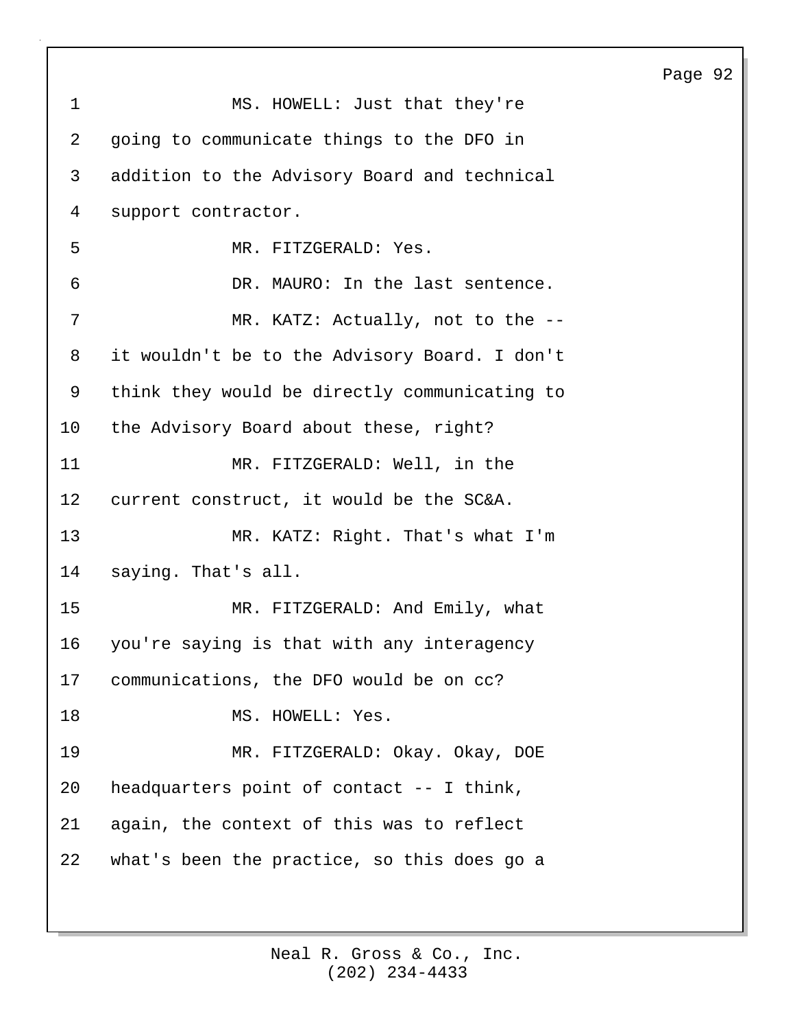MS. HOWELL: Just that they're going to communicate things to the DFO in addition to the Advisory Board and technical support contractor.

MR. FITZGERALD: Yes.

DR. MAURO: In the last sentence.

MR. KATZ: Actually, not to the -- it wouldn't be to the Advisory Board. I don't think they would be directly communicating to the Advisory Board about these, right?

MR. FITZGERALD: Well, in the current construct, it would be the SC&A.

MR. KATZ: Right. That's what I'm saying. That's all.

MR. FITZGERALD: And Emily, what you're saying is that with any interagency communications, the DFO would be on cc?

MS. HOWELL: Yes.

MR. FITZGERALD: Okay. Okay, DOE headquarters point of contact -- I think, again, the context of this was to reflect what's been the practice, so this does go a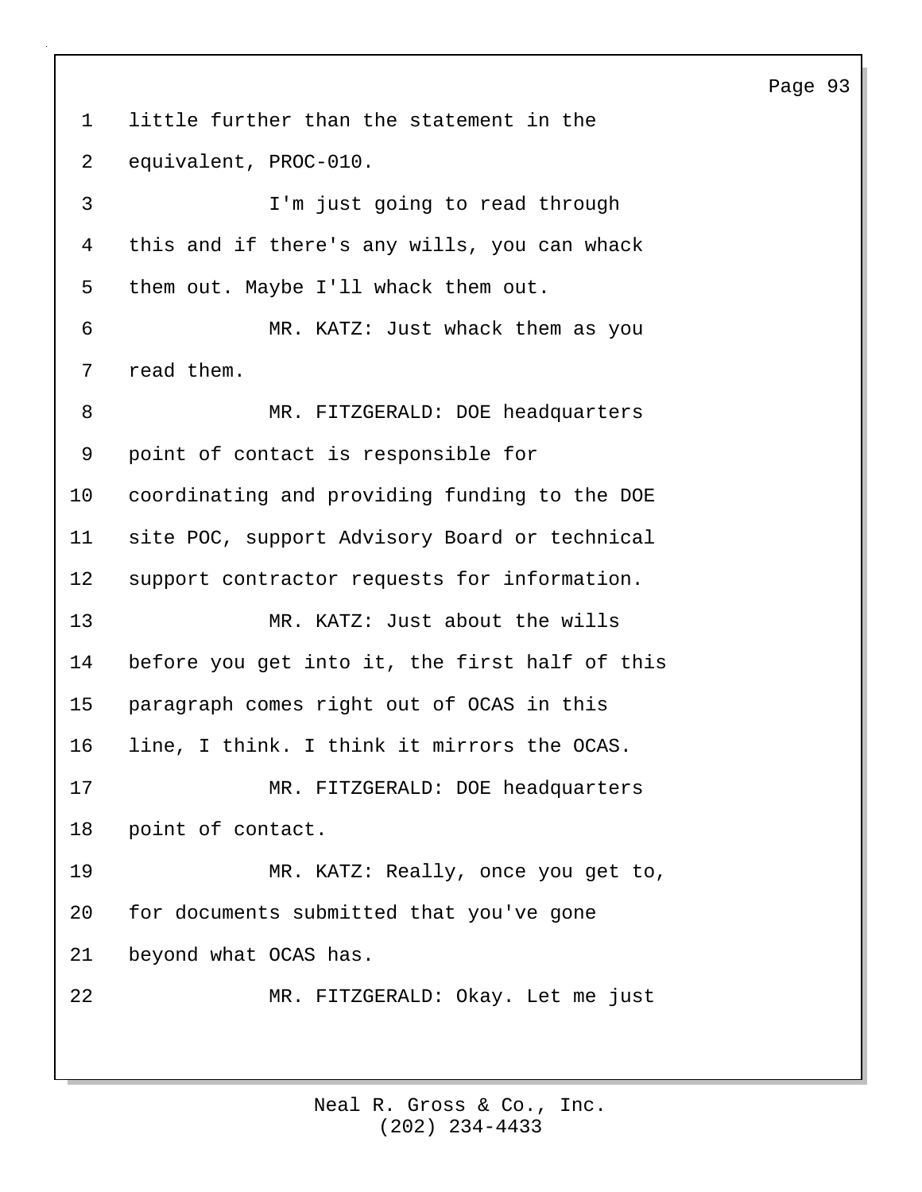little further than the statement in the equivalent, PROC-010.

I'm just going to read through this and if there's any wills, you can whack them out. Maybe I'll whack them out.

MR. KATZ: Just whack them as you read them.

MR. FITZGERALD: DOE headquarters point of contact is responsible for coordinating and providing funding to the DOE site POC, support Advisory Board or technical support contractor requests for information.

MR. KATZ: Just about the wills before you get into it, the first half of this paragraph comes right out of OCAS in this line, I think. I think it mirrors the OCAS.

MR. FITZGERALD: DOE headquarters point of contact.

MR. KATZ: Really, once you get to, for documents submitted that you've gone beyond what OCAS has.

MR. FITZGERALD: Okay. Let me just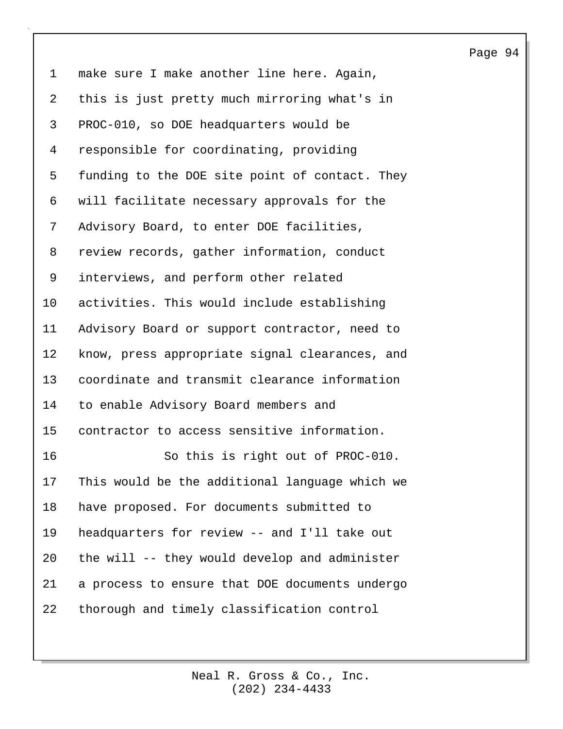make sure I make another line here. Again, this is just pretty much mirroring what's in PROC-010, so DOE headquarters would be responsible for coordinating, providing funding to the DOE site point of contact. They will facilitate necessary approvals for the Advisory Board, to enter DOE facilities, review records, gather information, conduct interviews, and perform other related activities. This would include establishing Advisory Board or support contractor, need to know, press appropriate signal clearances, and coordinate and transmit clearance information to enable Advisory Board members and contractor to access sensitive information.

So this is right out of PROC-010. This would be the additional language which we have proposed. For documents submitted to headquarters for review -- and I'll take out the will -- they would develop and administer a process to ensure that DOE documents undergo thorough and timely classification control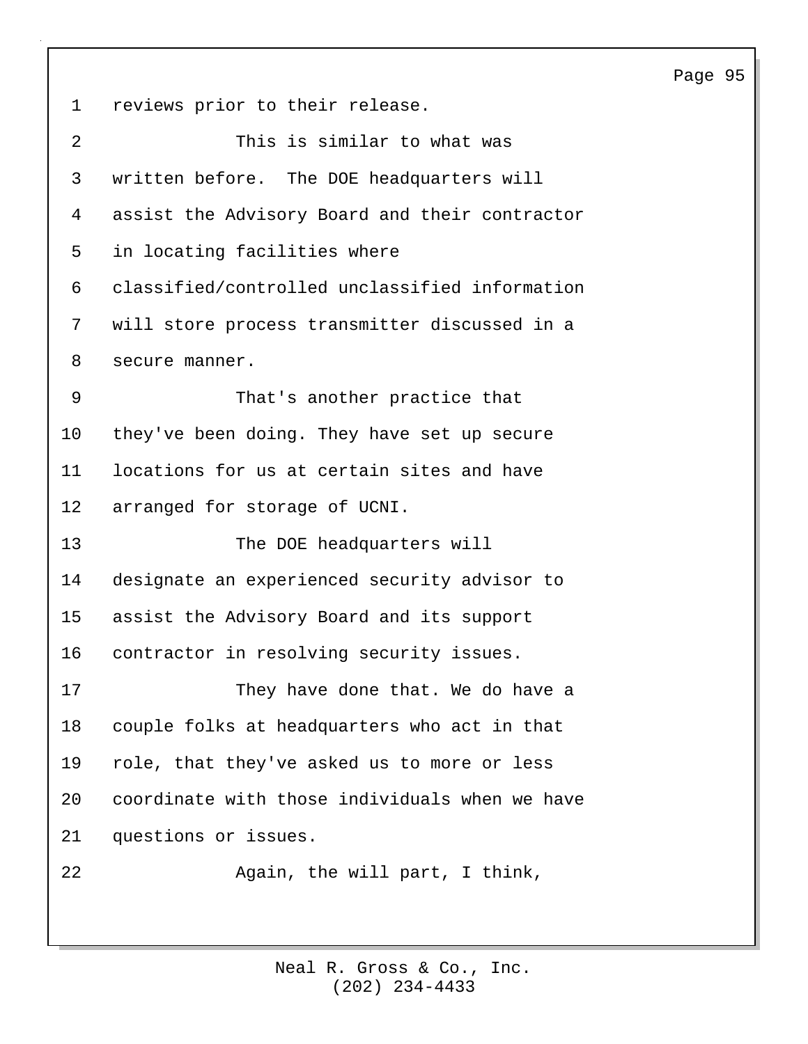reviews prior to their release.

This is similar to what was written before. The DOE headquarters will assist the Advisory Board and their contractor in locating facilities where classified/controlled unclassified information will store process transmitter discussed in a secure manner.

That's another practice that they've been doing. They have set up secure locations for us at certain sites and have arranged for storage of UCNI.

The DOE headquarters will designate an experienced security advisor to assist the Advisory Board and its support contractor in resolving security issues.

They have done that. We do have a couple folks at headquarters who act in that role, that they've asked us to more or less coordinate with those individuals when we have questions or issues.

Again, the will part, I think,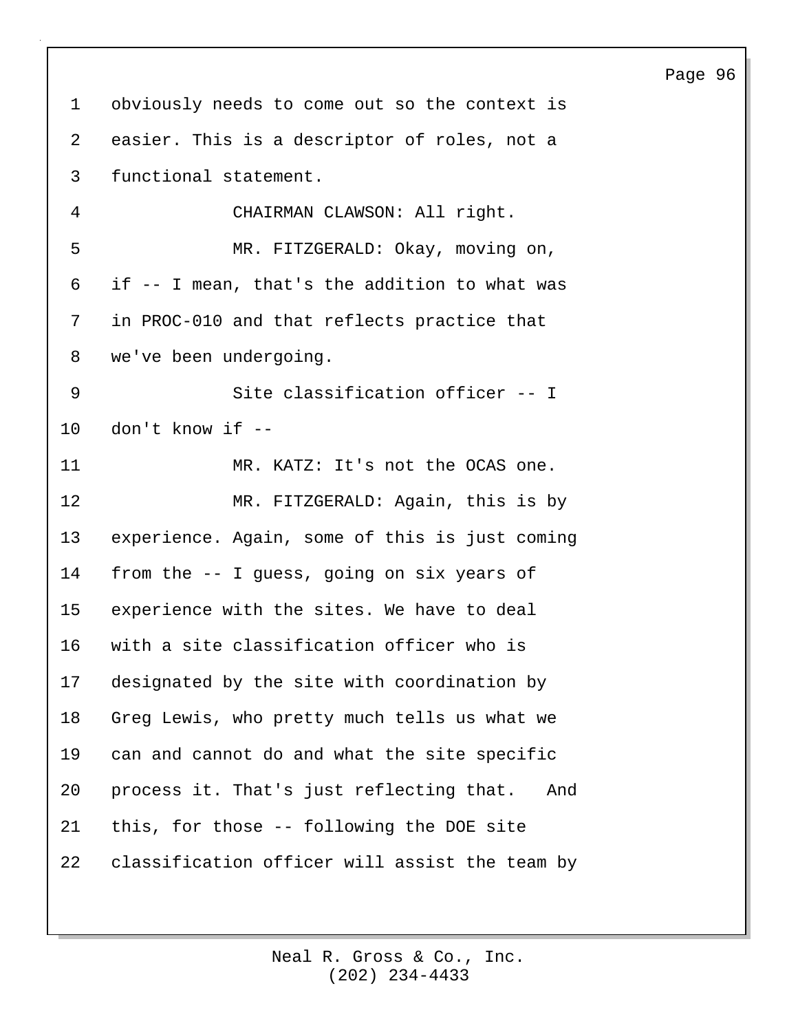obviously needs to come out so the context is easier. This is a descriptor of roles, not a functional statement.

CHAIRMAN CLAWSON: All right.

MR. FITZGERALD: Okay, moving on, if -- I mean, that's the addition to what was in PROC-010 and that reflects practice that we've been undergoing.

Site classification officer -- I don't know if --

MR. KATZ: It's not the OCAS one.

MR. FITZGERALD: Again, this is by experience. Again, some of this is just coming from the -- I guess, going on six years of experience with the sites. We have to deal with a site classification officer who is designated by the site with coordination by Greg Lewis, who pretty much tells us what we can and cannot do and what the site specific process it. That's just reflecting that. And this, for those -- following the DOE site classification officer will assist the team by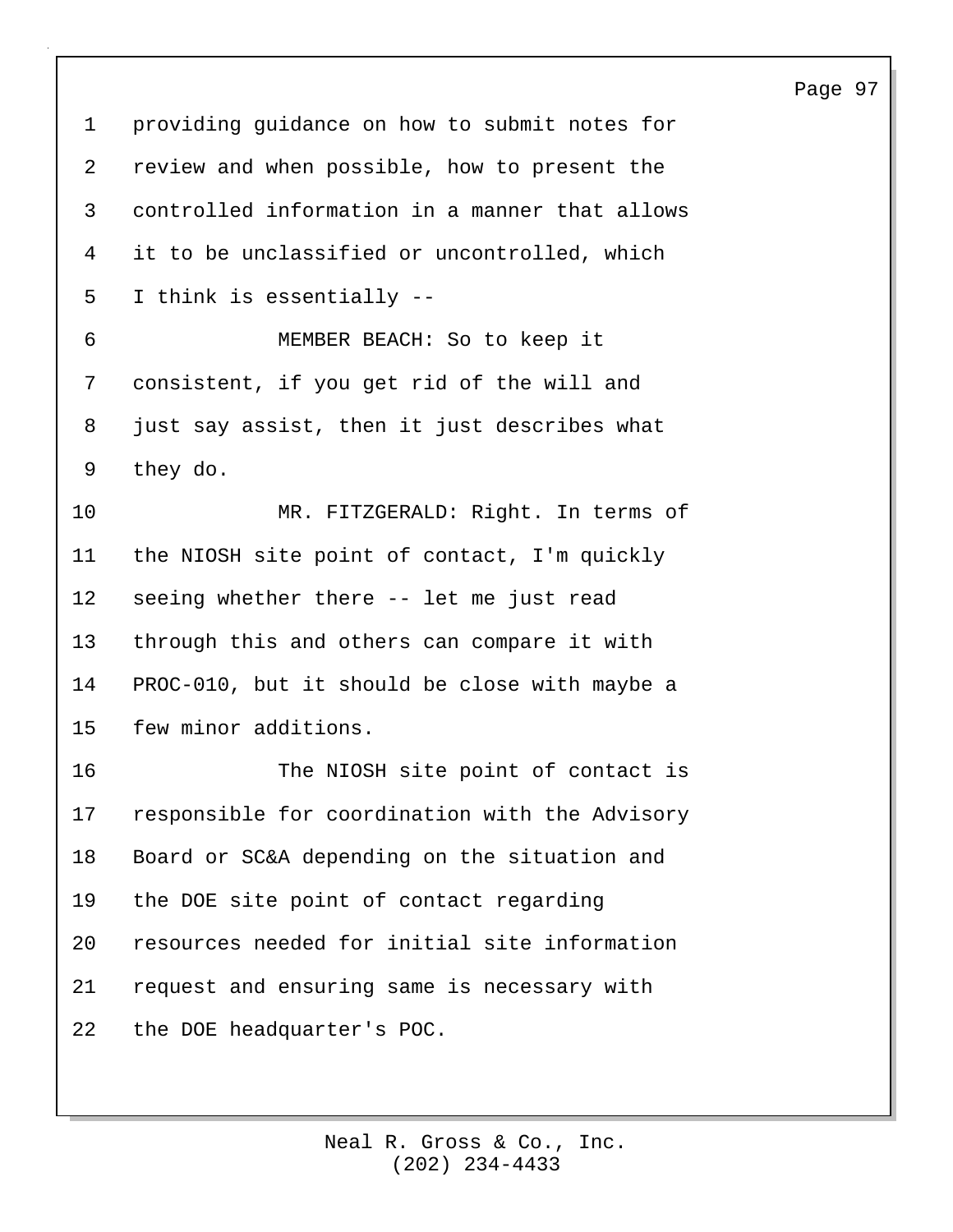providing guidance on how to submit notes for review and when possible, how to present the controlled information in a manner that allows it to be unclassified or uncontrolled, which I think is essentially --

MEMBER BEACH: So to keep it consistent, if you get rid of the will and just say assist, then it just describes what they do.

MR. FITZGERALD: Right. In terms of the NIOSH site point of contact, I'm quickly seeing whether there -- let me just read through this and others can compare it with PROC-010, but it should be close with maybe a few minor additions.

The NIOSH site point of contact is responsible for coordination with the Advisory Board or SC&A depending on the situation and the DOE site point of contact regarding resources needed for initial site information request and ensuring same is necessary with the DOE headquarter's POC.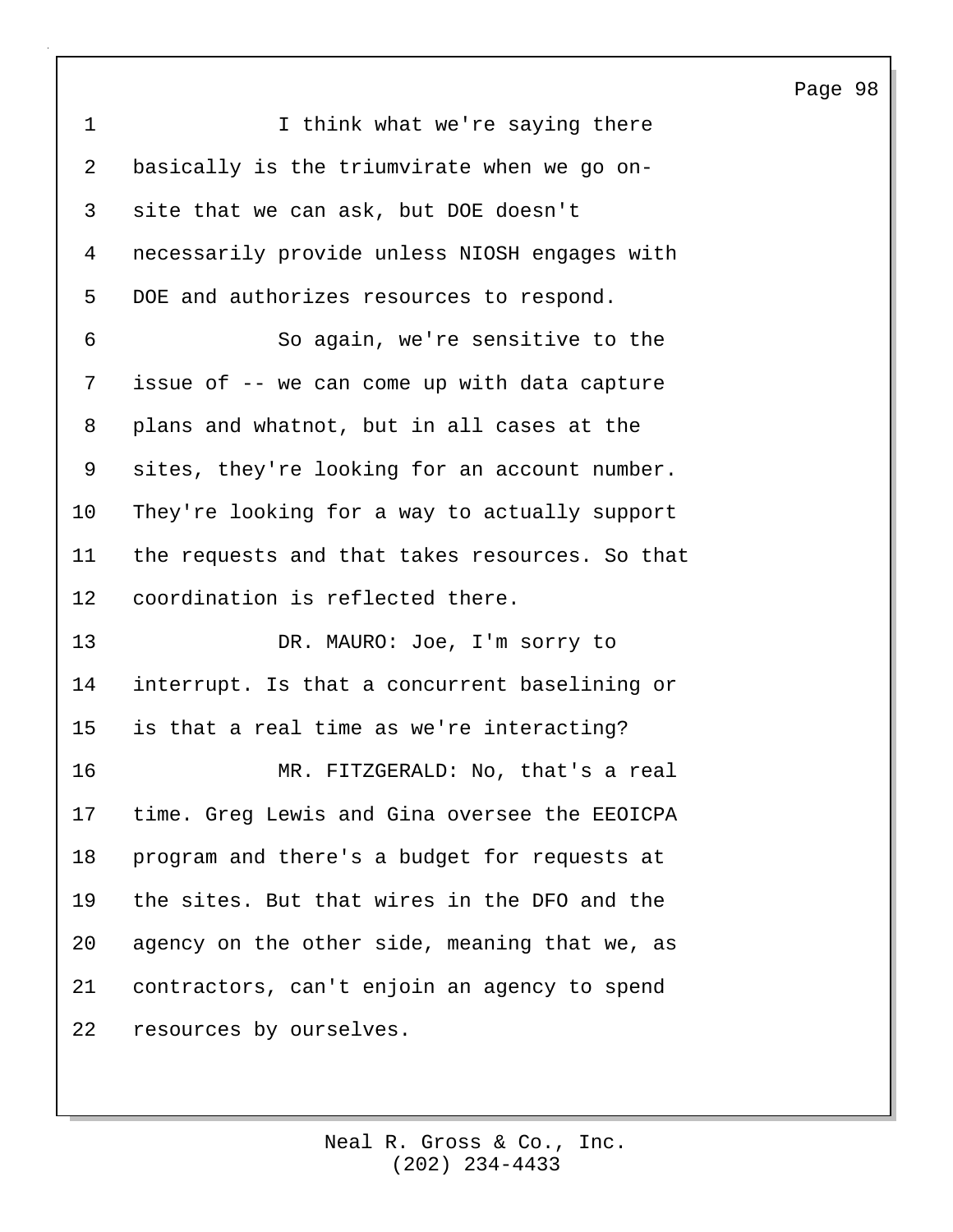I think what we're saying there basically is the triumvirate when we go on-site that we can ask, but DOE doesn't necessarily provide unless NIOSH engages with DOE and authorizes resources to respond.

So again, we're sensitive to the issue of -- we can come up with data capture plans and whatnot, but in all cases at the sites, they're looking for an account number. They're looking for a way to actually support the requests and that takes resources. So that coordination is reflected there.

DR. MAURO: Joe, I'm sorry to interrupt. Is that a concurrent baselining or is that a real time as we're interacting?

MR. FITZGERALD: No, that's a real time. Greg Lewis and Gina oversee the EEOICPA program and there's a budget for requests at the sites. But that wires in the DFO and the agency on the other side, meaning that we, as contractors, can't enjoin an agency to spend resources by ourselves.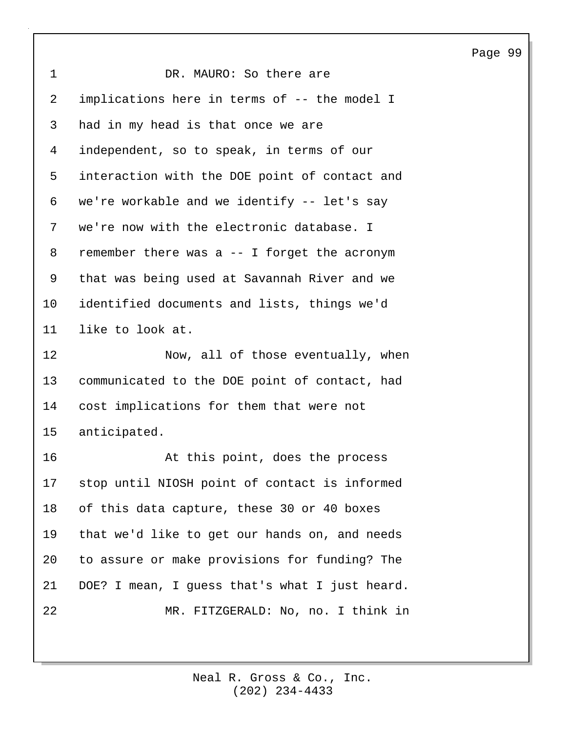DR. MAURO: So there are implications here in terms of -- the model I had in my head is that once we are independent, so to speak, in terms of our interaction with the DOE point of contact and we're workable and we identify -- let's say we're now with the electronic database. I remember there was a -- I forget the acronym that was being used at Savannah River and we identified documents and lists, things we'd like to look at.

Now, all of those eventually, when communicated to the DOE point of contact, had cost implications for them that were not anticipated.

At this point, does the process stop until NIOSH point of contact is informed of this data capture, these 30 or 40 boxes that we'd like to get our hands on, and needs to assure or make provisions for funding? The DOE? I mean, I guess that's what I just heard.

MR. FITZGERALD: No, no. I think in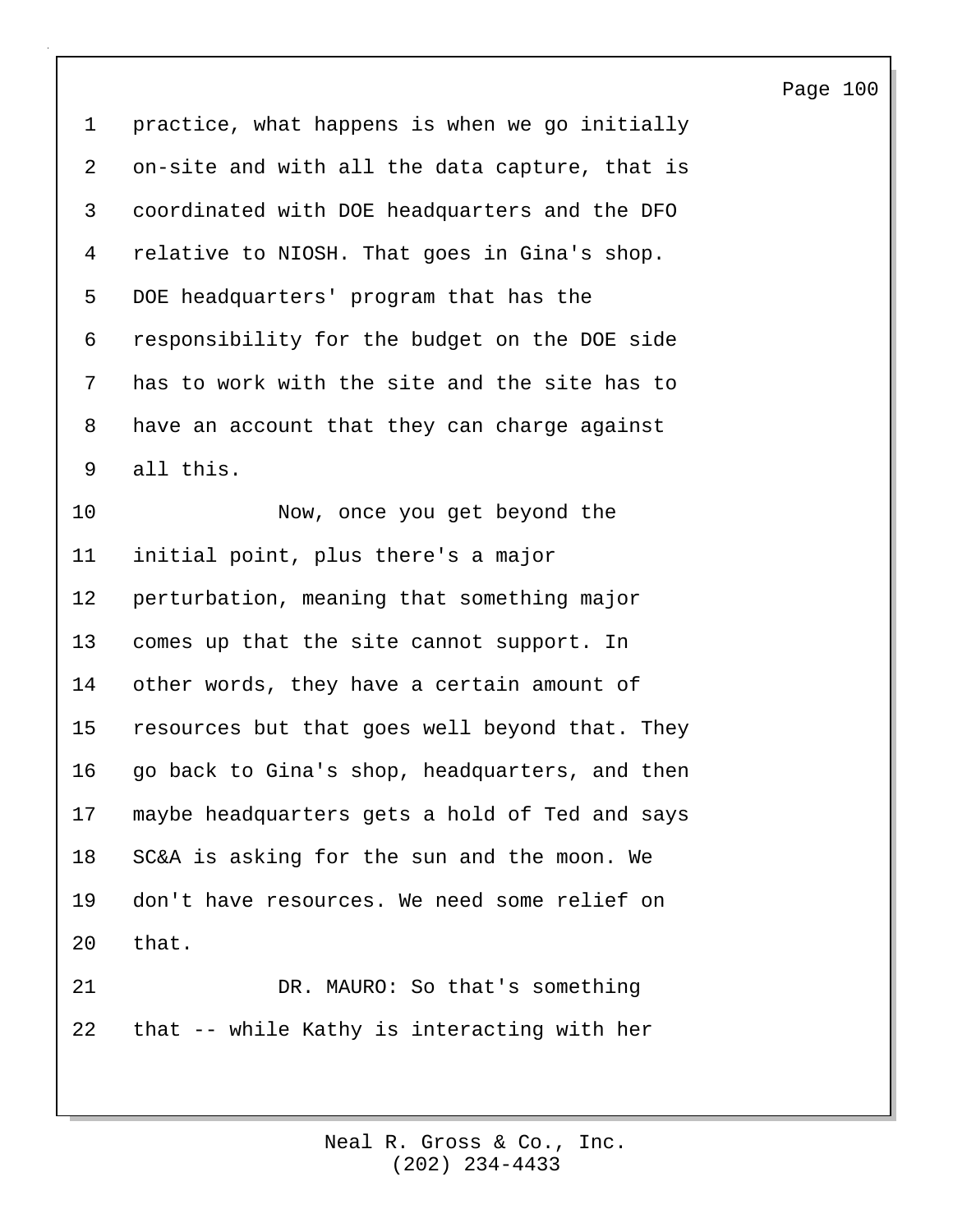practice, what happens is when we go initially on-site and with all the data capture, that is coordinated with DOE headquarters and the DFO relative to NIOSH. That goes in Gina's shop. DOE headquarters' program that has the responsibility for the budget on the DOE side has to work with the site and the site has to have an account that they can charge against all this.

Now, once you get beyond the initial point, plus there's a major perturbation, meaning that something major comes up that the site cannot support. In other words, they have a certain amount of resources but that goes well beyond that. They go back to Gina's shop, headquarters, and then maybe headquarters gets a hold of Ted and says SC&A is asking for the sun and the moon. We don't have resources. We need some relief on that.

DR. MAURO: So that's something that -- while Kathy is interacting with her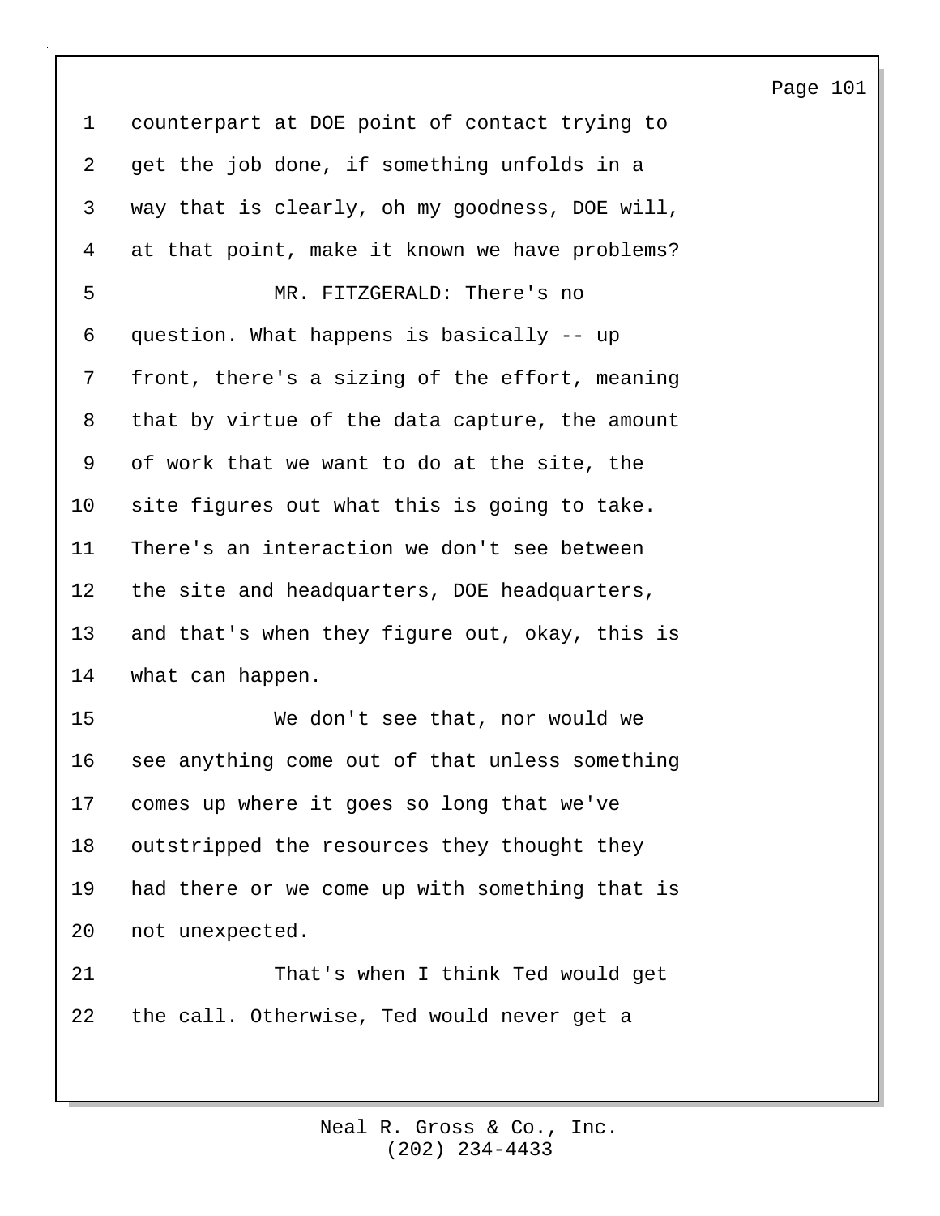counterpart at DOE point of contact trying to get the job done, if something unfolds in a way that is clearly, oh my goodness, DOE will, at that point, make it known we have problems?

MR. FITZGERALD: There's no question. What happens is basically -- up front, there's a sizing of the effort, meaning that by virtue of the data capture, the amount of work that we want to do at the site, the site figures out what this is going to take. There's an interaction we don't see between the site and headquarters, DOE headquarters, and that's when they figure out, okay, this is what can happen.

We don't see that, nor would we see anything come out of that unless something comes up where it goes so long that we've outstripped the resources they thought they had there or we come up with something that is not unexpected.

That's when I think Ted would get the call. Otherwise, Ted would never get a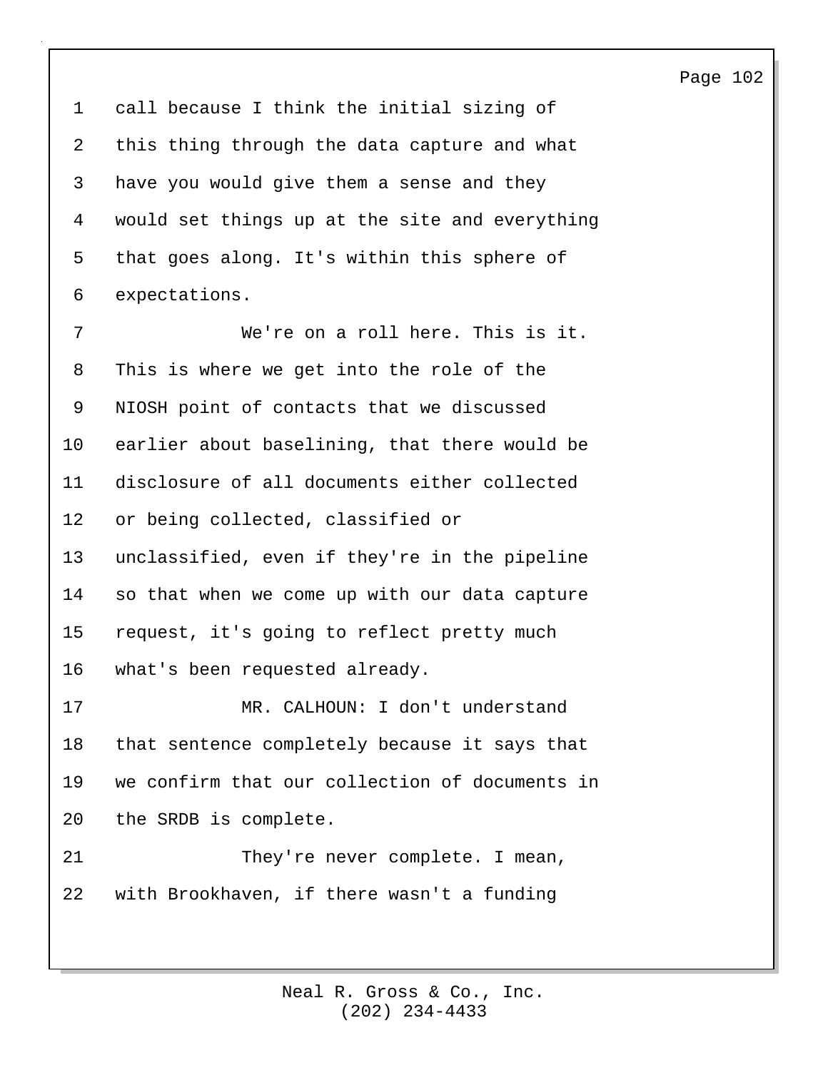call because I think the initial sizing of this thing through the data capture and what have you would give them a sense and they would set things up at the site and everything that goes along. It's within this sphere of expectations.

We're on a roll here. This is it. This is where we get into the role of the NIOSH point of contacts that we discussed earlier about baselining, that there would be disclosure of all documents either collected or being collected, classified or unclassified, even if they're in the pipeline so that when we come up with our data capture request, it's going to reflect pretty much what's been requested already.

MR. CALHOUN: I don't understand that sentence completely because it says that we confirm that our collection of documents in the SRDB is complete.

They're never complete. I mean, with Brookhaven, if there wasn't a funding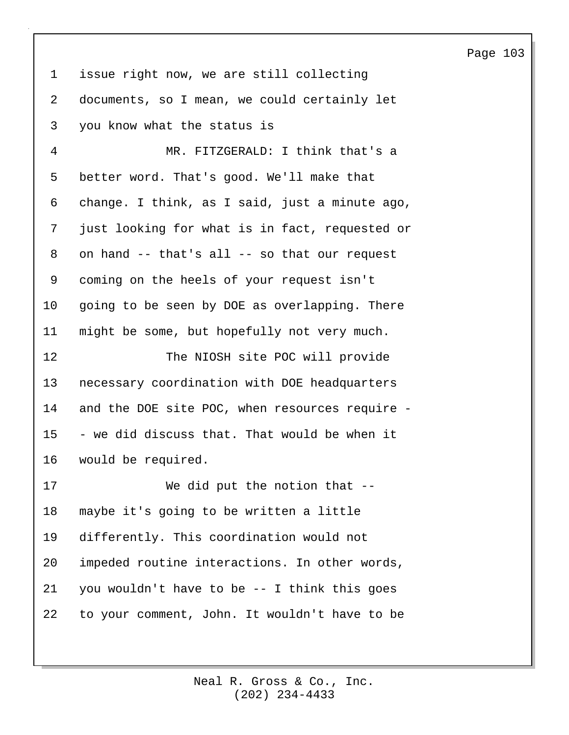issue right now, we are still collecting documents, so I mean, we could certainly let you know what the status is

MR. FITZGERALD: I think that's a better word. That's good. We'll make that change. I think, as I said, just a minute ago, just looking for what is in fact, requested or on hand -- that's all -- so that our request coming on the heels of your request isn't going to be seen by DOE as overlapping. There might be some, but hopefully not very much.

The NIOSH site POC will provide necessary coordination with DOE headquarters and the DOE site POC, when resources require -- we did discuss that. That would be when it would be required.

We did put the notion that -- maybe it's going to be written a little differently. This coordination would not impeded routine interactions. In other words, you wouldn't have to be -- I think this goes to your comment, John. It wouldn't have to be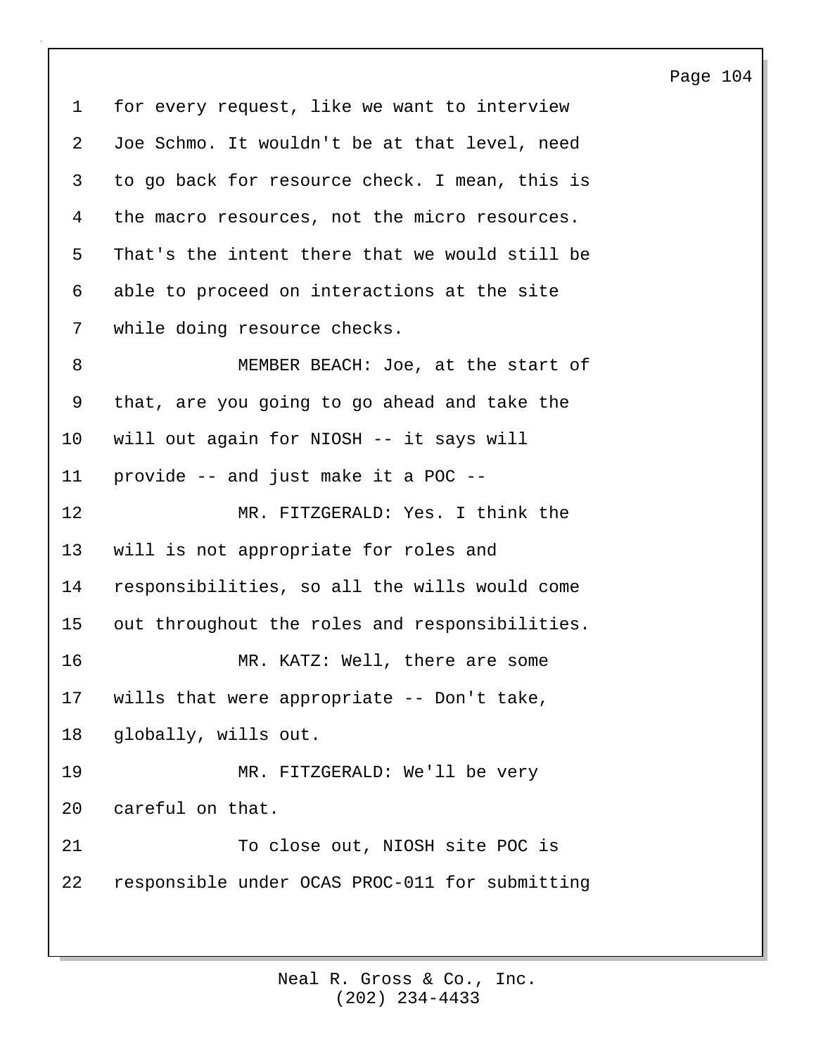for every request, like we want to interview Joe Schmo. It wouldn't be at that level, need to go back for resource check. I mean, this is the macro resources, not the micro resources. That's the intent there that we would still be able to proceed on interactions at the site while doing resource checks.

MEMBER BEACH: Joe, at the start of that, are you going to go ahead and take the will out again for NIOSH -- it says will provide -- and just make it a POC --

MR. FITZGERALD: Yes. I think the will is not appropriate for roles and responsibilities, so all the wills would come out throughout the roles and responsibilities.

MR. KATZ: Well, there are some wills that were appropriate -- Don't take, globally, wills out.

MR. FITZGERALD: We'll be very careful on that.

To close out, NIOSH site POC is responsible under OCAS PROC-011 for submitting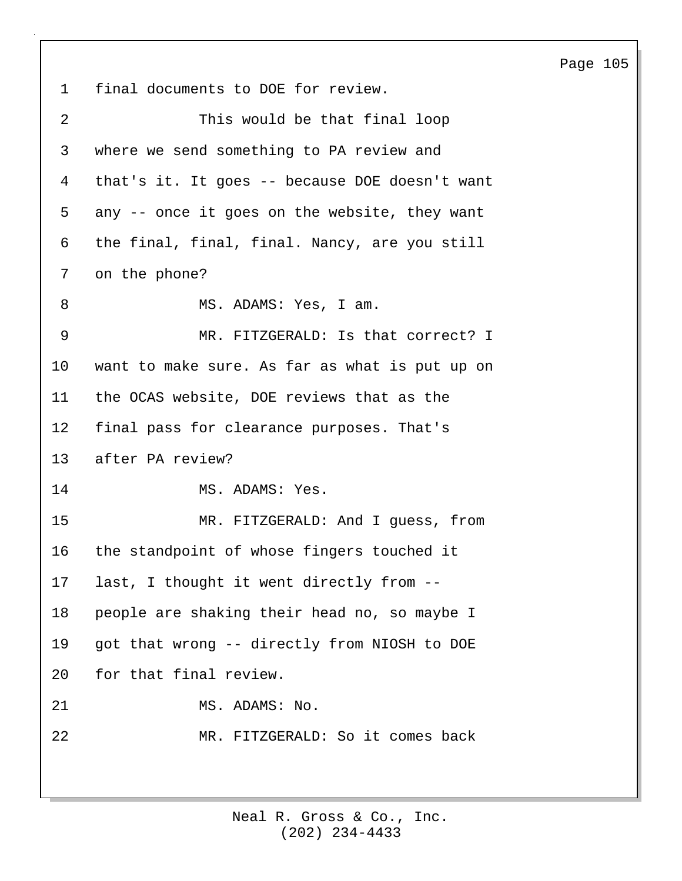final documents to DOE for review.

This would be that final loop where we send something to PA review and that's it. It goes -- because DOE doesn't want any -- once it goes on the website, they want the final, final, final. Nancy, are you still on the phone?

MS. ADAMS: Yes, I am.

MR. FITZGERALD: Is that correct? I want to make sure. As far as what is put up on the OCAS website, DOE reviews that as the final pass for clearance purposes. That's after PA review?

MS. ADAMS: Yes.

MR. FITZGERALD: And I guess, from the standpoint of whose fingers touched it last, I thought it went directly from -- people are shaking their head no, so maybe I got that wrong -- directly from NIOSH to DOE for that final review.

MS. ADAMS: No.

MR. FITZGERALD: So it comes back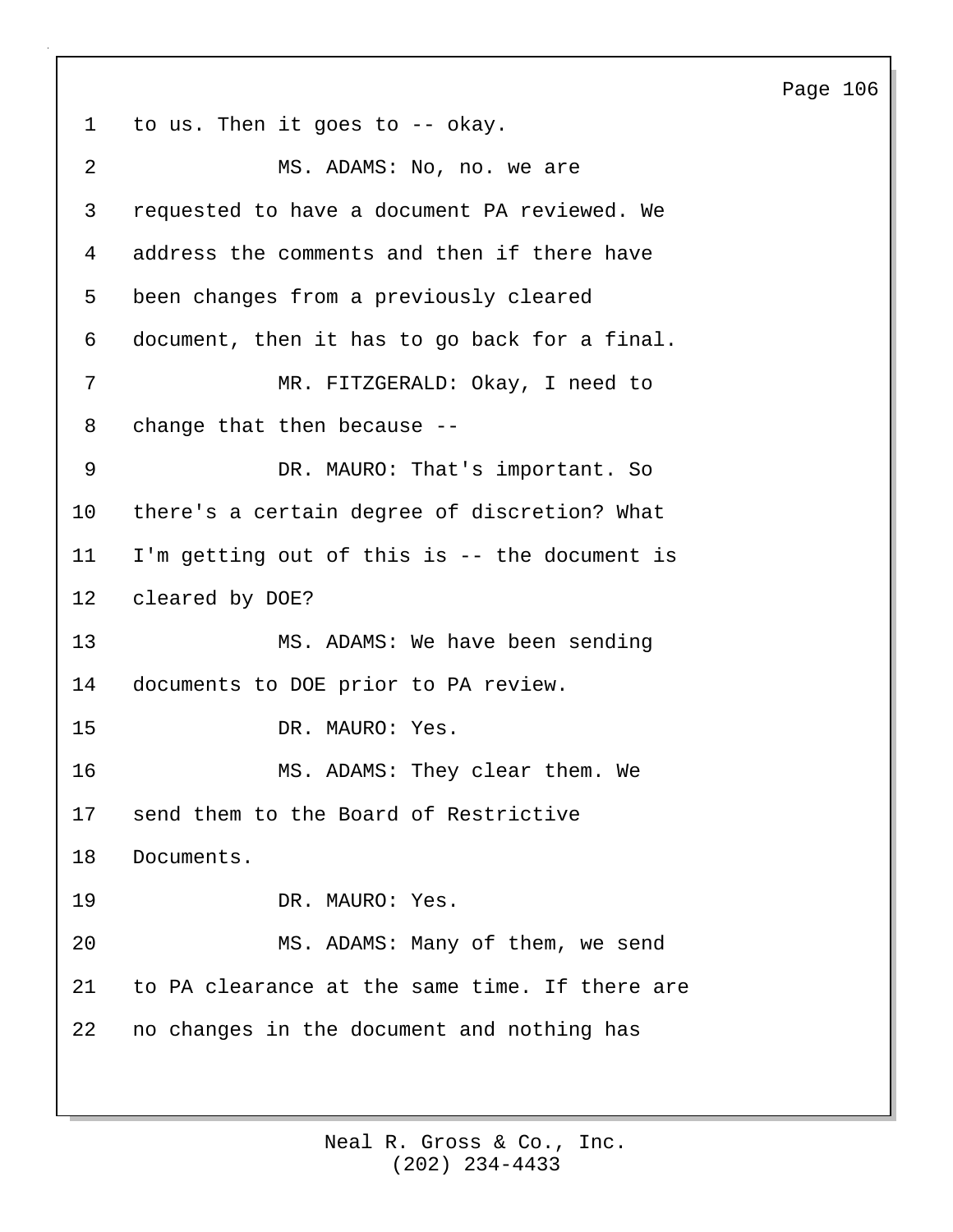to us. Then it goes to -- okay.

MS. ADAMS: No, no. we are requested to have a document PA reviewed. We address the comments and then if there have been changes from a previously cleared document, then it has to go back for a final.

MR. FITZGERALD: Okay, I need to change that then because --

DR. MAURO: That's important. So there's a certain degree of discretion? What I'm getting out of this is -- the document is cleared by DOE?

MS. ADAMS: We have been sending documents to DOE prior to PA review.

DR. MAURO: Yes.

MS. ADAMS: They clear them. We send them to the Board of Restrictive Documents.

DR. MAURO: Yes.

MS. ADAMS: Many of them, we send to PA clearance at the same time. If there are no changes in the document and nothing has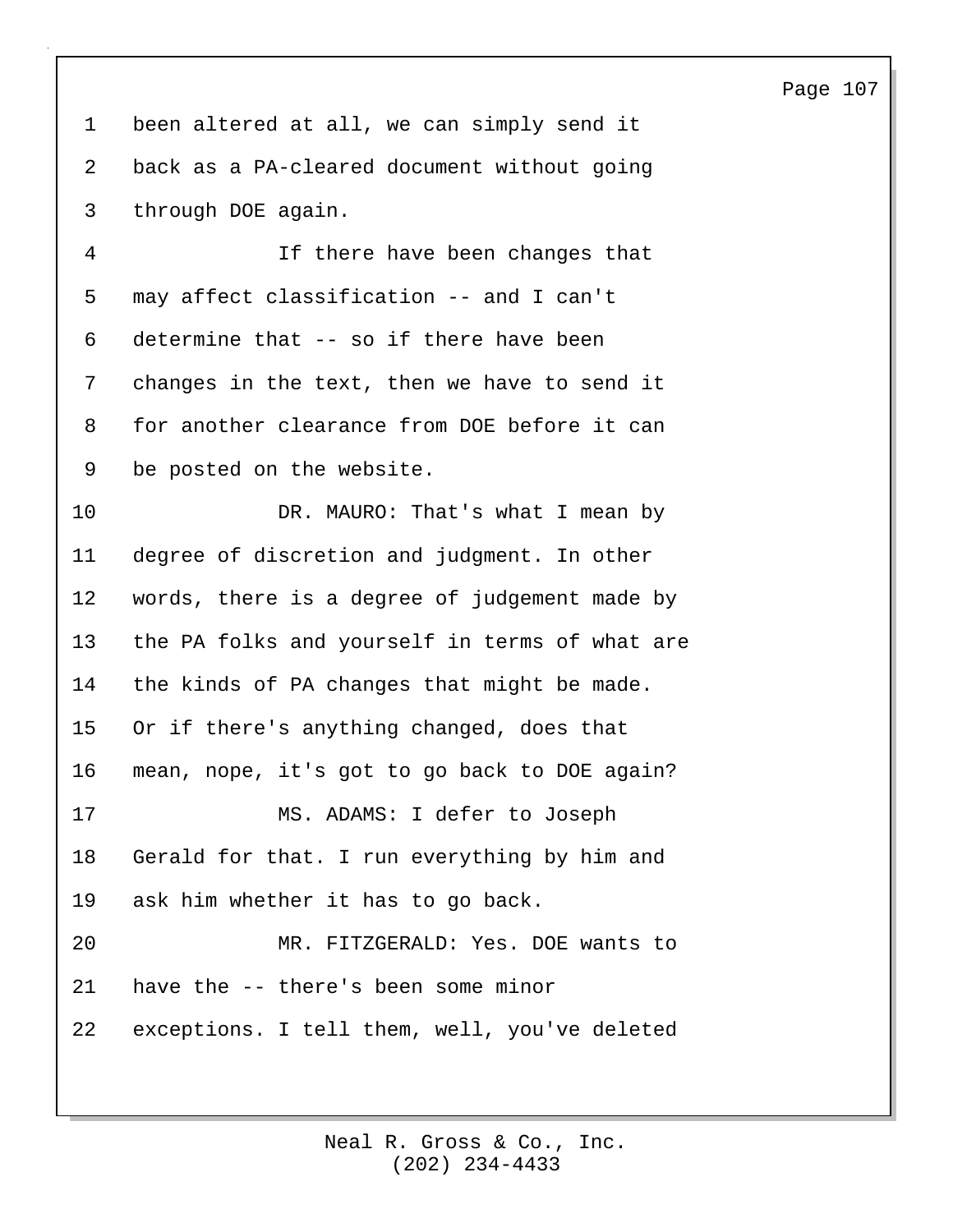been altered at all, we can simply send it back as a PA-cleared document without going through DOE again.

If there have been changes that may affect classification -- and I can't determine that -- so if there have been changes in the text, then we have to send it for another clearance from DOE before it can be posted on the website.

DR. MAURO: That's what I mean by degree of discretion and judgment. In other words, there is a degree of judgement made by the PA folks and yourself in terms of what are the kinds of PA changes that might be made. Or if there's anything changed, does that mean, nope, it's got to go back to DOE again?

MS. ADAMS: I defer to Joseph Gerald for that. I run everything by him and ask him whether it has to go back.

MR. FITZGERALD: Yes. DOE wants to have the -- there's been some minor exceptions. I tell them, well, you've deleted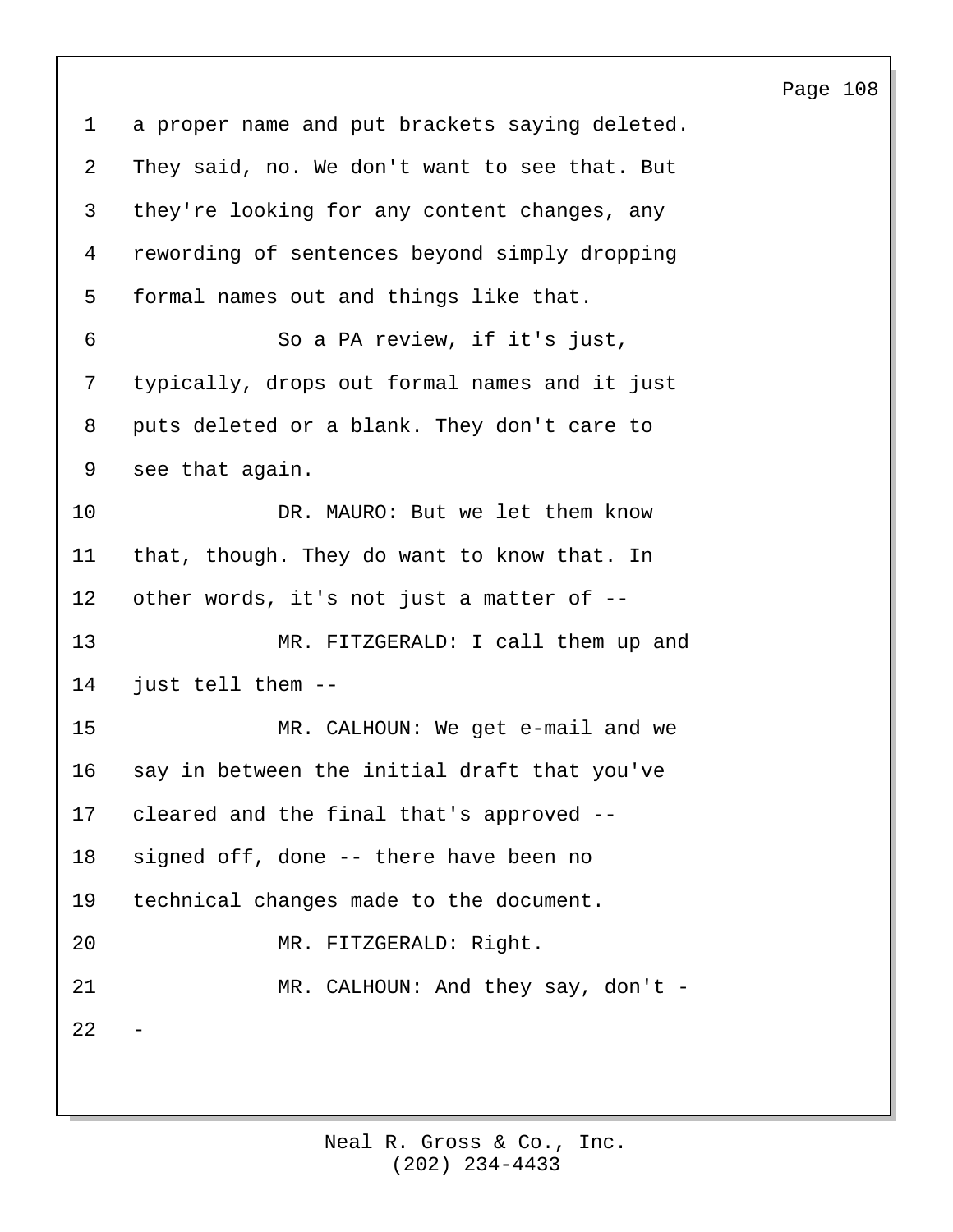a proper name and put brackets saying deleted. They said, no. We don't want to see that. But they're looking for any content changes, any rewording of sentences beyond simply dropping formal names out and things like that.

So a PA review, if it's just, typically, drops out formal names and it just puts deleted or a blank. They don't care to see that again.

DR. MAURO: But we let them know that, though. They do want to know that. In other words, it's not just a matter of --

MR. FITZGERALD: I call them up and just tell them --

MR. CALHOUN: We get e-mail and we say in between the initial draft that you've cleared and the final that's approved -- signed off, done -- there have been no technical changes made to the document.

MR. FITZGERALD: Right.

MR. CALHOUN: And they say, don't --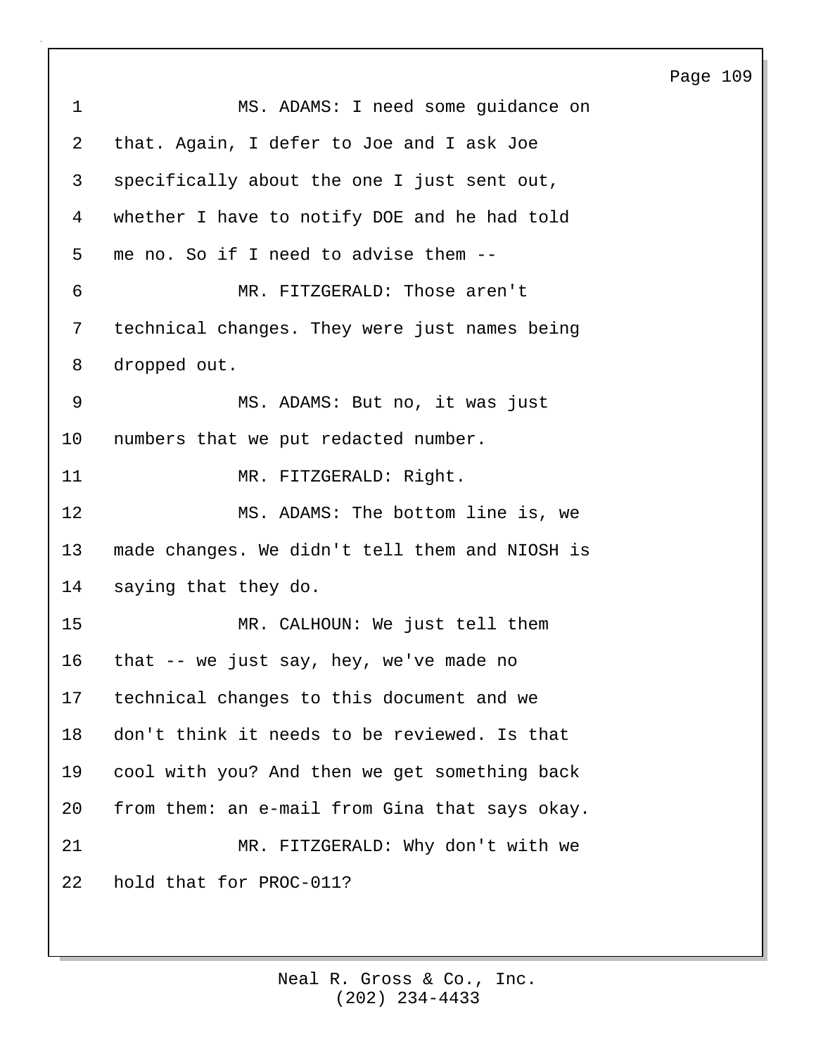MS. ADAMS: I need some guidance on that. Again, I defer to Joe and I ask Joe specifically about the one I just sent out, whether I have to notify DOE and he had told me no. So if I need to advise them --

MR. FITZGERALD: Those aren't technical changes. They were just names being dropped out.

MS. ADAMS: But no, it was just numbers that we put redacted number.

MR. FITZGERALD: Right.

MS. ADAMS: The bottom line is, we made changes. We didn't tell them and NIOSH is saying that they do.

MR. CALHOUN: We just tell them that -- we just say, hey, we've made no technical changes to this document and we don't think it needs to be reviewed. Is that cool with you? And then we get something back from them: an e-mail from Gina that says okay.

MR. FITZGERALD: Why don't with we hold that for PROC-011?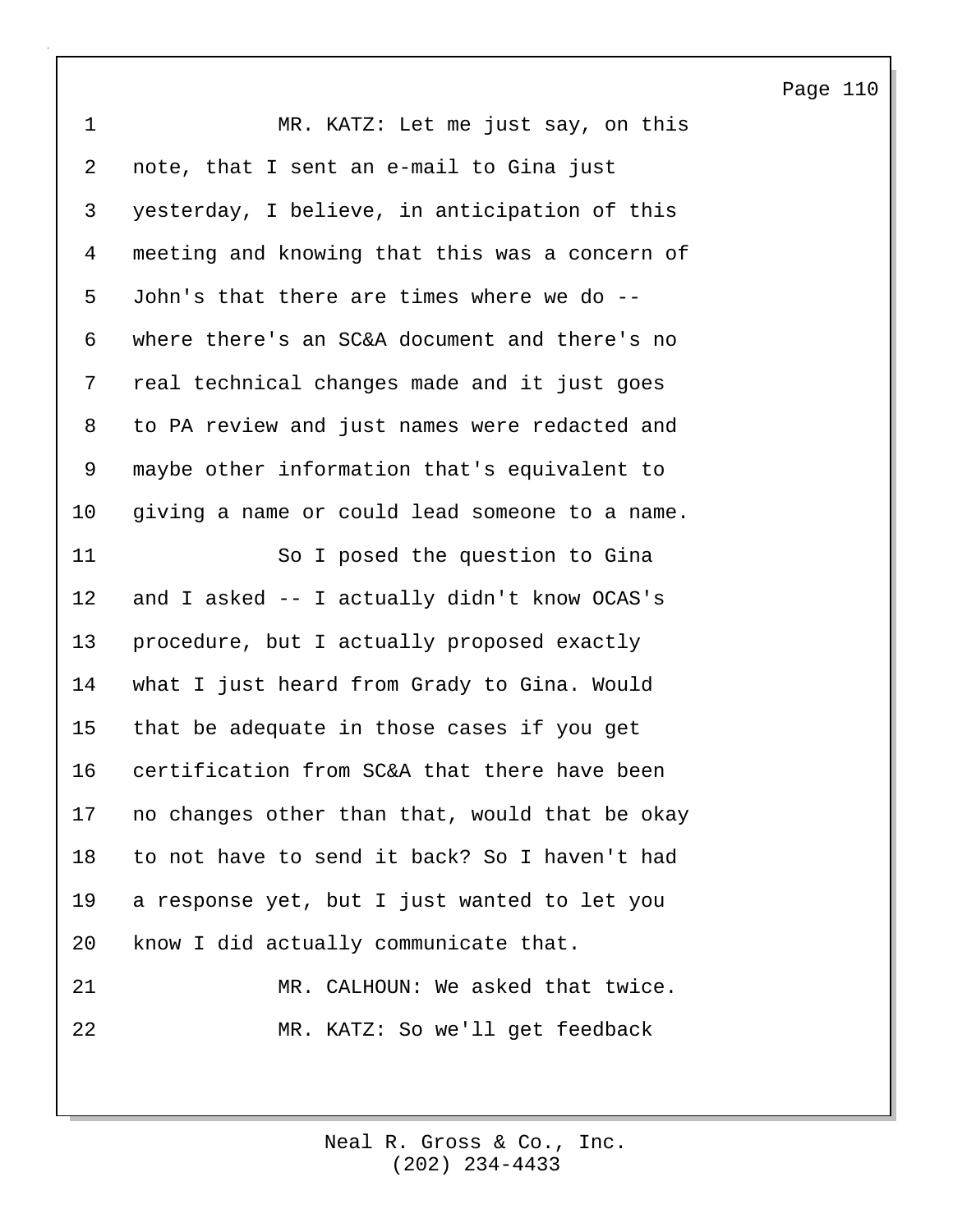MR. KATZ: Let me just say, on this note, that I sent an e-mail to Gina just yesterday, I believe, in anticipation of this meeting and knowing that this was a concern of John's that there are times where we do -- where there's an SC&A document and there's no real technical changes made and it just goes to PA review and just names were redacted and maybe other information that's equivalent to giving a name or could lead someone to a name.

So I posed the question to Gina and I asked -- I actually didn't know OCAS's procedure, but I actually proposed exactly what I just heard from Grady to Gina. Would that be adequate in those cases if you get certification from SC&A that there have been no changes other than that, would that be okay to not have to send it back? So I haven't had a response yet, but I just wanted to let you know I did actually communicate that.

MR. CALHOUN: We asked that twice.

MR. KATZ: So we'll get feedback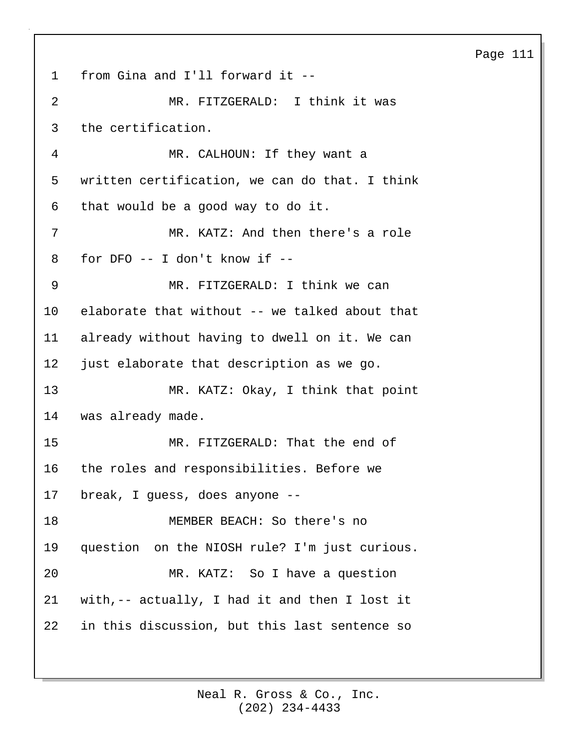from Gina and I'll forward it --

MR. FITZGERALD: I think it was the certification.

MR. CALHOUN: If they want a written certification, we can do that. I think that would be a good way to do it.

MR. KATZ: And then there's a role for DFO -- I don't know if --

MR. FITZGERALD: I think we can elaborate that without -- we talked about that already without having to dwell on it. We can just elaborate that description as we go.

MR. KATZ: Okay, I think that point was already made.

MR. FITZGERALD: That the end of the roles and responsibilities. Before we break, I guess, does anyone --

MEMBER BEACH: So there's no question on the NIOSH rule? I'm just curious.

MR. KATZ: So I have a question with,-- actually, I had it and then I lost it in this discussion, but this last sentence so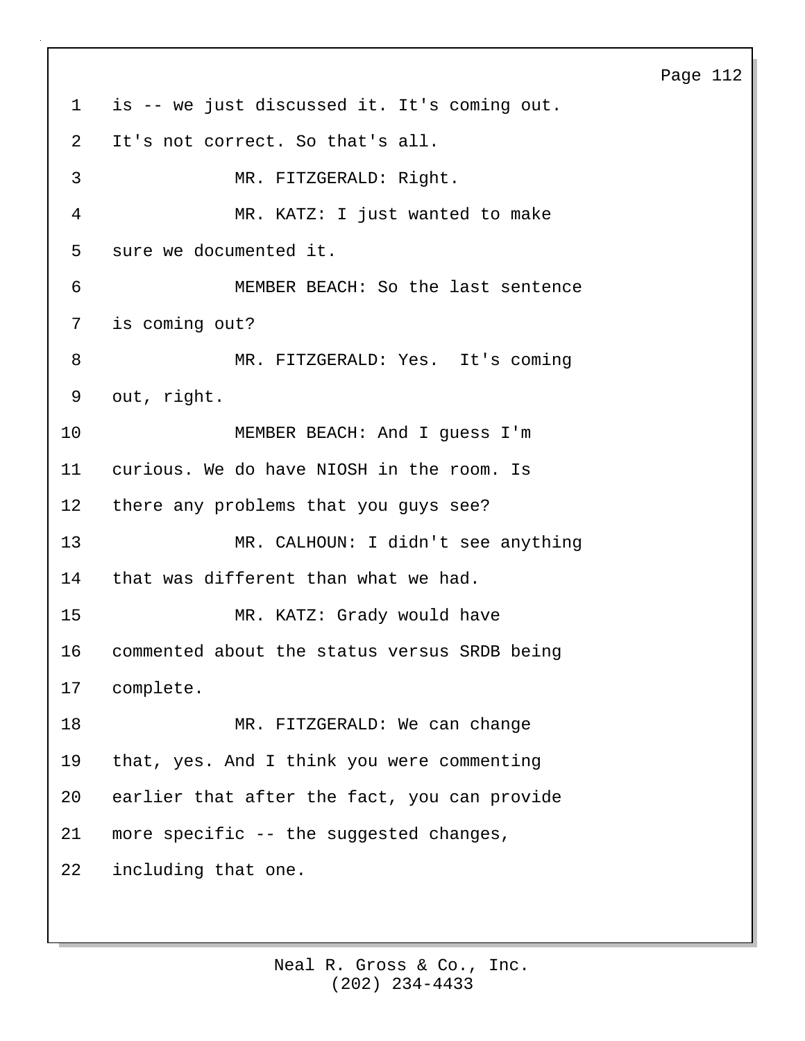is -- we just discussed it. It's coming out. It's not correct. So that's all.

MR. FITZGERALD: Right.

MR. KATZ: I just wanted to make sure we documented it.

MEMBER BEACH: So the last sentence is coming out?

MR. FITZGERALD: Yes. It's coming out, right.

MEMBER BEACH: And I guess I'm curious. We do have NIOSH in the room. Is there any problems that you guys see?

MR. CALHOUN: I didn't see anything that was different than what we had.

MR. KATZ: Grady would have commented about the status versus SRDB being complete.

MR. FITZGERALD: We can change that, yes. And I think you were commenting earlier that after the fact, you can provide more specific -- the suggested changes, including that one.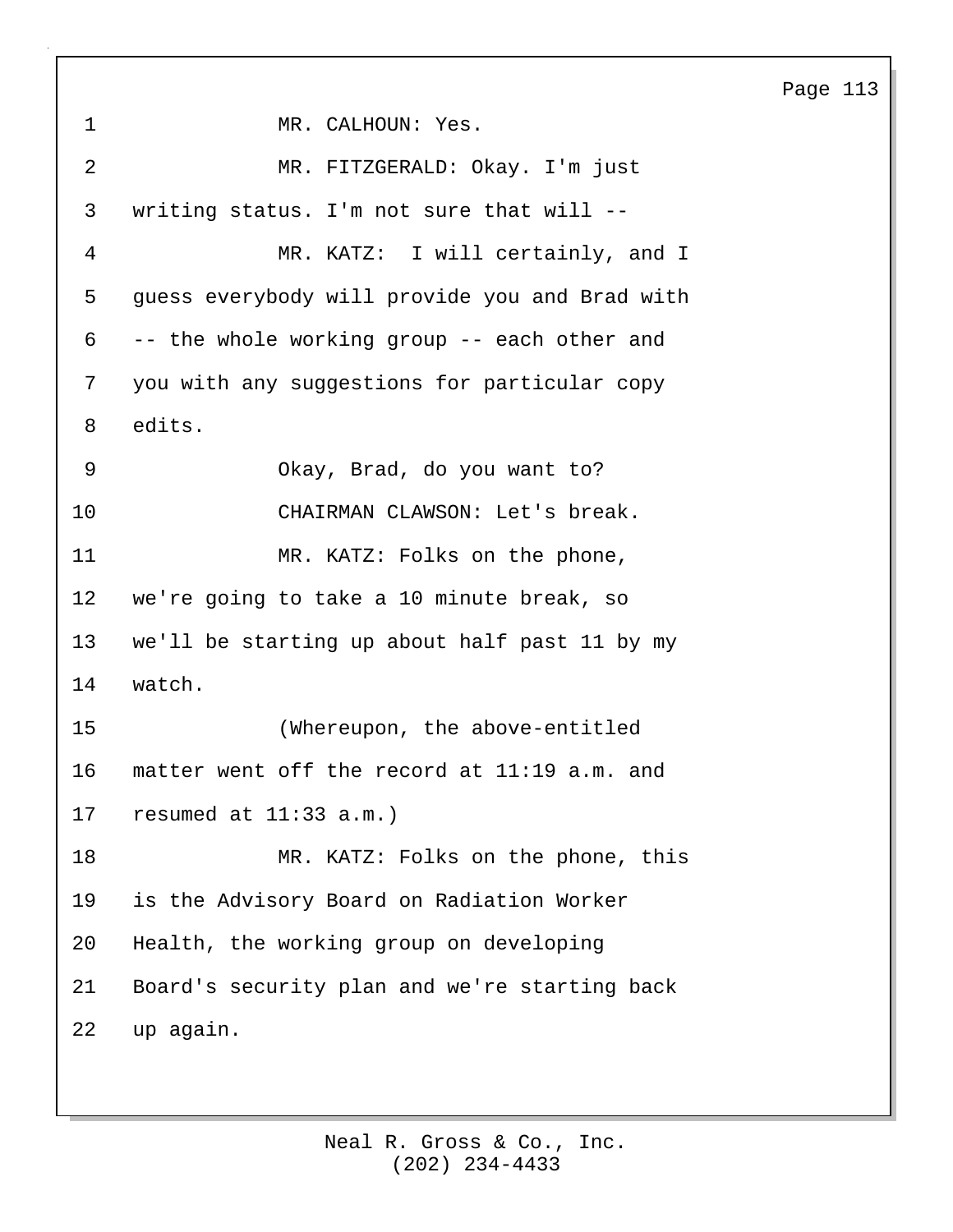MR. CALHOUN: Yes.

MR. FITZGERALD: Okay. I'm just writing status. I'm not sure that will --

MR. KATZ: I will certainly, and I guess everybody will provide you and Brad with -- the whole working group -- each other and you with any suggestions for particular copy edits.

Okay, Brad, do you want to?

CHAIRMAN CLAWSON: Let's break.

MR. KATZ: Folks on the phone, we're going to take a 10 minute break, so we'll be starting up about half past 11 by my watch.

(Whereupon, the above-entitled matter went off the record at 11:19 a.m. and resumed at 11:33 a.m.)

MR. KATZ: Folks on the phone, this is the Advisory Board on Radiation Worker Health, the working group on developing Board's security plan and we're starting back up again.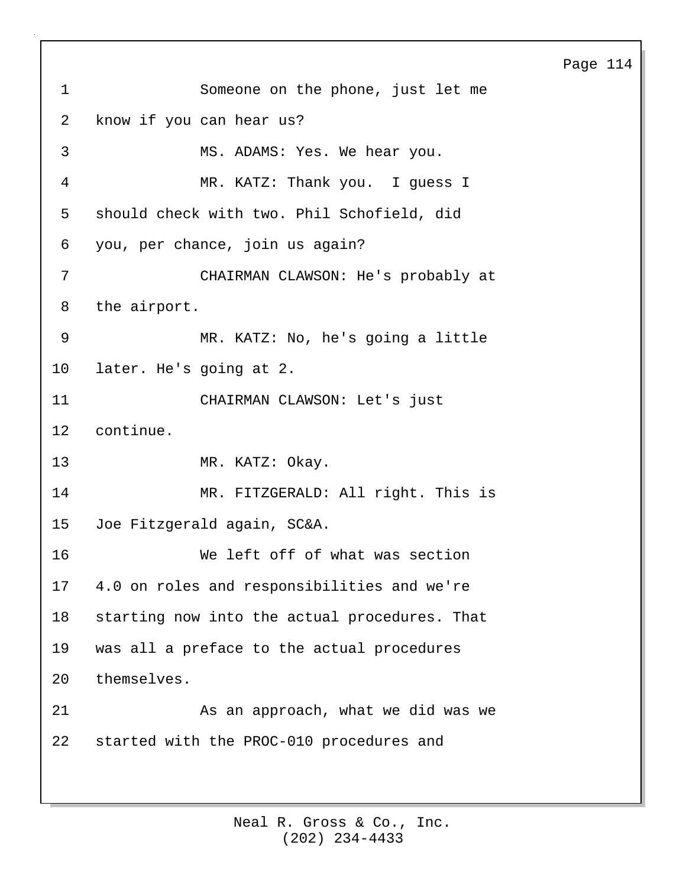Someone on the phone, just let me know if you can hear us?

MS. ADAMS: Yes. We hear you.

MR. KATZ: Thank you. I guess I should check with two. Phil Schofield, did you, per chance, join us again?

CHAIRMAN CLAWSON: He's probably at the airport.

MR. KATZ: No, he's going a little later. He's going at 2.

CHAIRMAN CLAWSON: Let's just continue.

MR. KATZ: Okay.

MR. FITZGERALD: All right. This is Joe Fitzgerald again, SC&A.

We left off of what was section 4.0 on roles and responsibilities and we're starting now into the actual procedures. That was all a preface to the actual procedures themselves.

As an approach, what we did was we started with the PROC-010 procedures and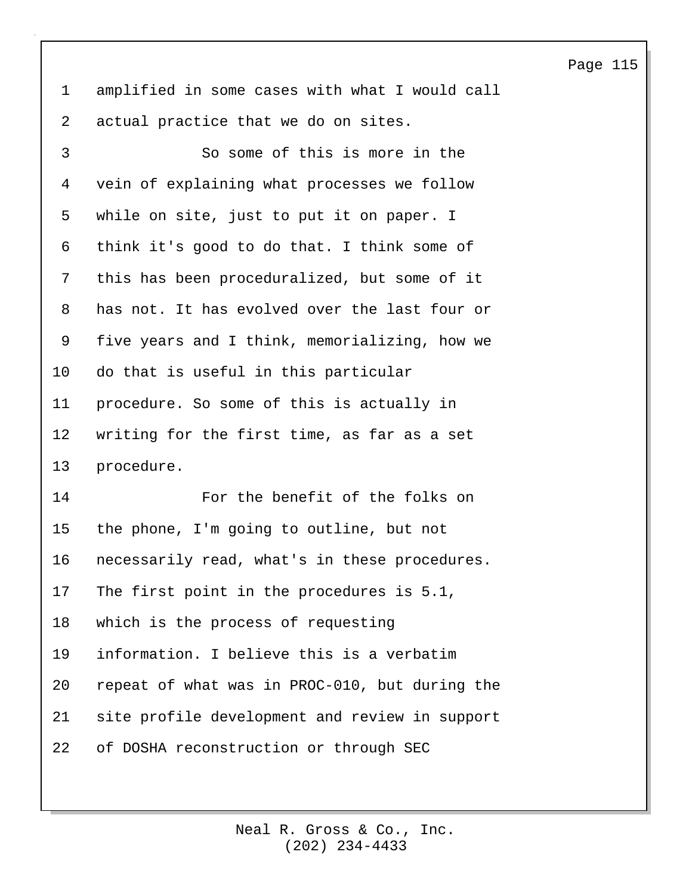amplified in some cases with what I would call actual practice that we do on sites.

So some of this is more in the vein of explaining what processes we follow while on site, just to put it on paper. I think it's good to do that. I think some of this has been proceduralized, but some of it has not. It has evolved over the last four or five years and I think, memorializing, how we do that is useful in this particular procedure. So some of this is actually in writing for the first time, as far as a set procedure.

For the benefit of the folks on the phone, I'm going to outline, but not necessarily read, what's in these procedures. The first point in the procedures is 5.1, which is the process of requesting information. I believe this is a verbatim repeat of what was in PROC-010, but during the site profile development and review in support of DOSHA reconstruction or through SEC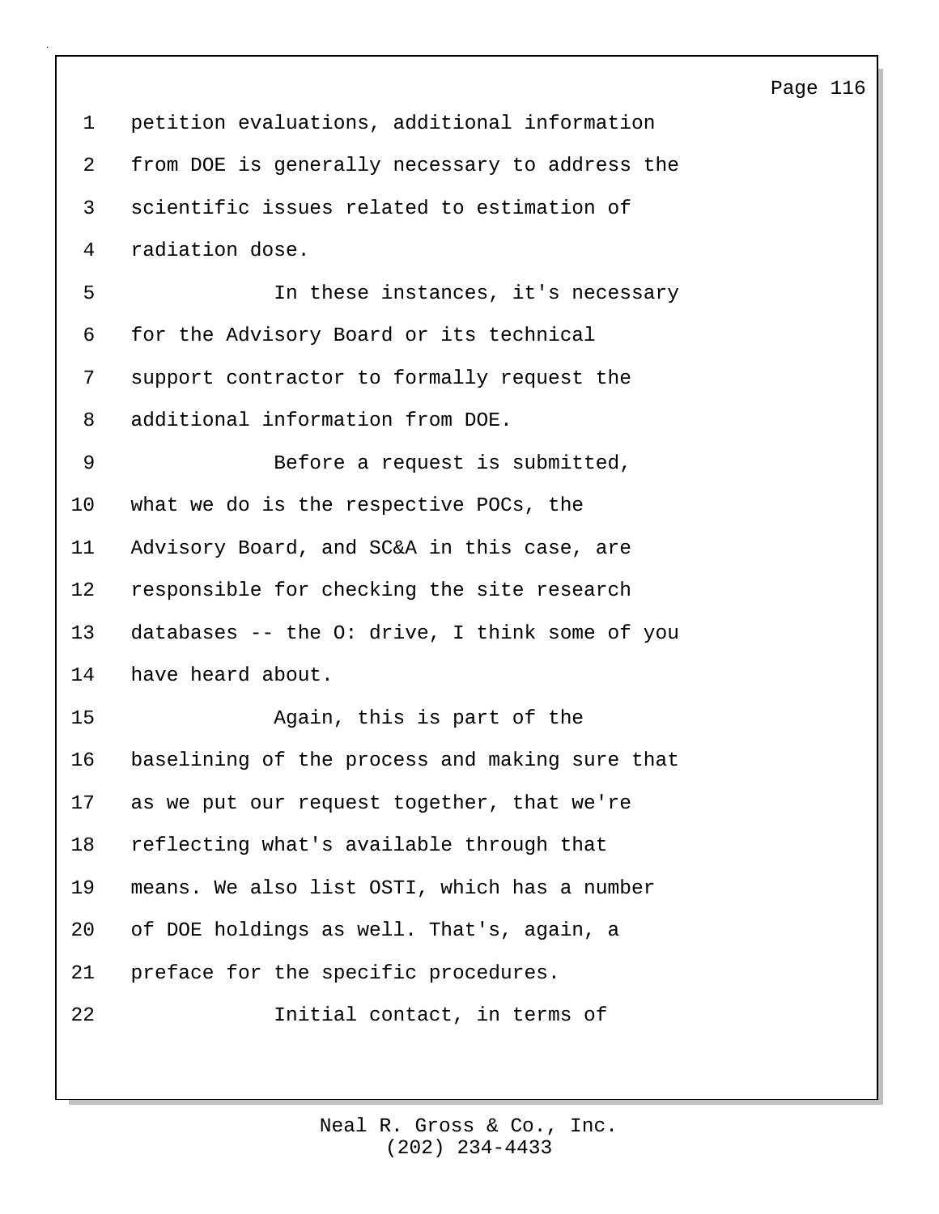petition evaluations, additional information from DOE is generally necessary to address the scientific issues related to estimation of radiation dose.

In these instances, it's necessary for the Advisory Board or its technical support contractor to formally request the additional information from DOE.

Before a request is submitted, what we do is the respective POCs, the Advisory Board, and SC&A in this case, are responsible for checking the site research databases -- the O: drive, I think some of you have heard about.

Again, this is part of the baselining of the process and making sure that as we put our request together, that we're reflecting what's available through that means. We also list OSTI, which has a number of DOE holdings as well. That's, again, a preface for the specific procedures.

Initial contact, in terms of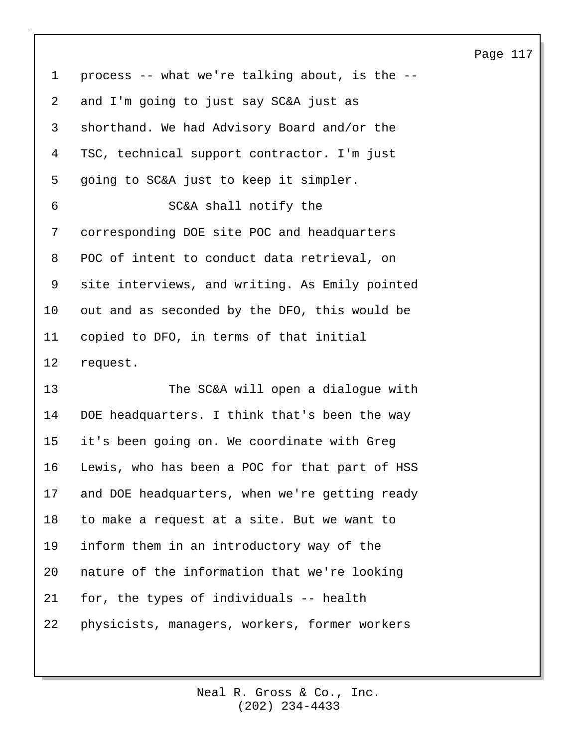process -- what we're talking about, is the -- and I'm going to just say SC&A just as shorthand. We had Advisory Board and/or the TSC, technical support contractor. I'm just going to SC&A just to keep it simpler.

SC&A shall notify the corresponding DOE site POC and headquarters POC of intent to conduct data retrieval, on site interviews, and writing. As Emily pointed out and as seconded by the DFO, this would be copied to DFO, in terms of that initial request.

The SC&A will open a dialogue with DOE headquarters. I think that's been the way it's been going on. We coordinate with Greg Lewis, who has been a POC for that part of HSS and DOE headquarters, when we're getting ready to make a request at a site. But we want to inform them in an introductory way of the nature of the information that we're looking for, the types of individuals -- health physicists, managers, workers, former workers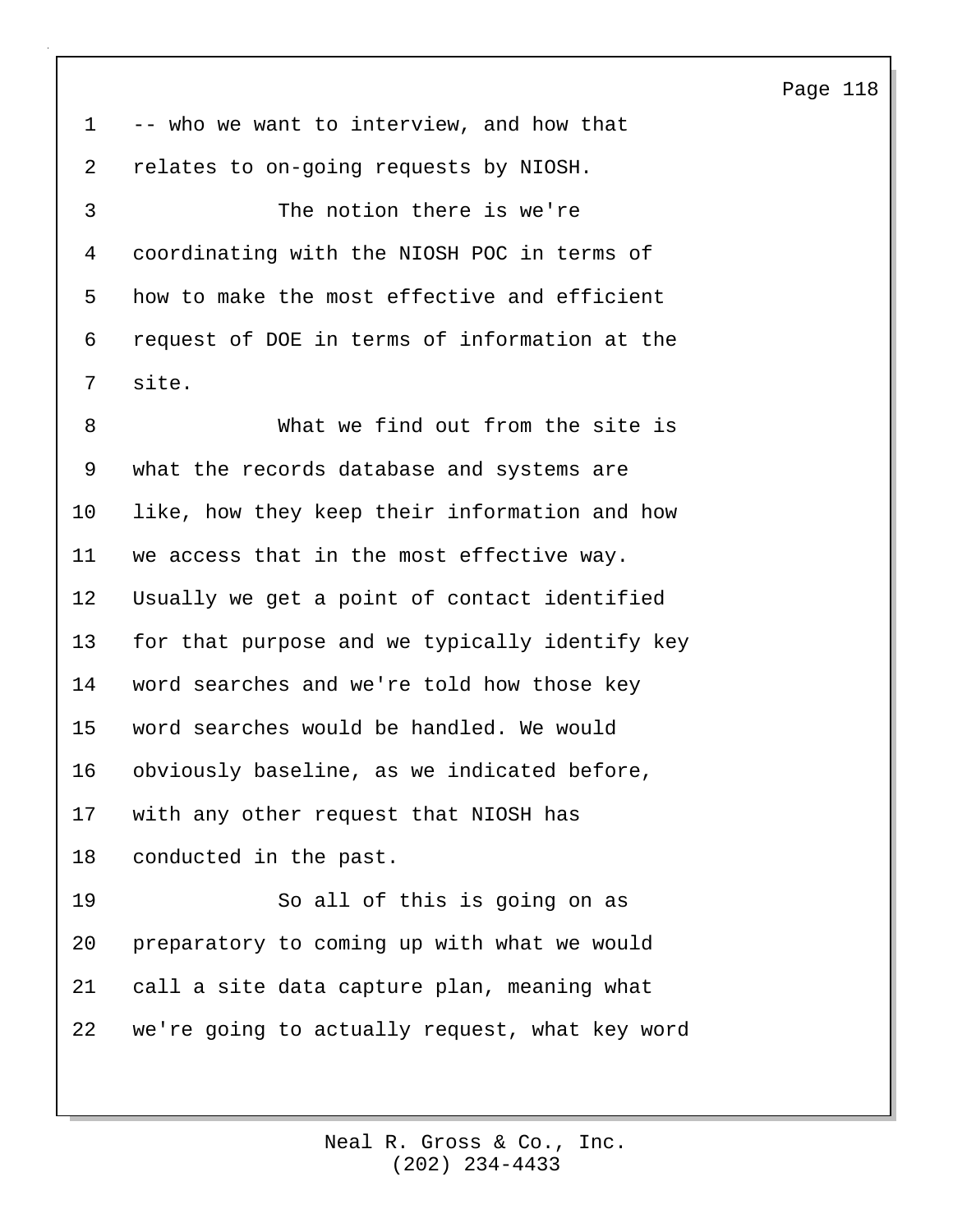-- who we want to interview, and how that relates to on-going requests by NIOSH.

The notion there is we're coordinating with the NIOSH POC in terms of how to make the most effective and efficient request of DOE in terms of information at the site.

What we find out from the site is what the records database and systems are like, how they keep their information and how we access that in the most effective way. Usually we get a point of contact identified for that purpose and we typically identify key word searches and we're told how those key word searches would be handled. We would obviously baseline, as we indicated before, with any other request that NIOSH has conducted in the past.

So all of this is going on as preparatory to coming up with what we would call a site data capture plan, meaning what we're going to actually request, what key word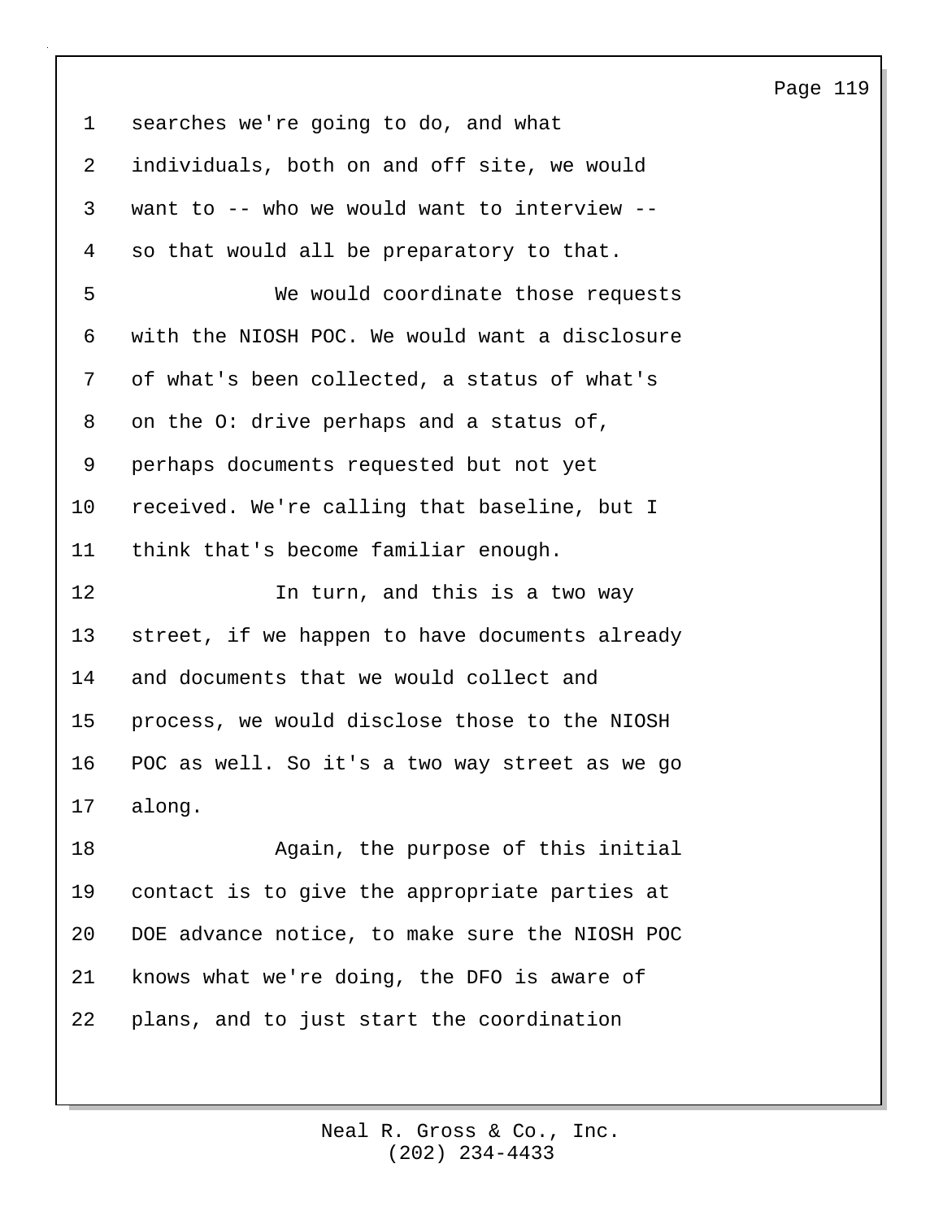searches we're going to do, and what individuals, both on and off site, we would want to -- who we would want to interview -- so that would all be preparatory to that.

We would coordinate those requests with the NIOSH POC. We would want a disclosure of what's been collected, a status of what's on the O: drive perhaps and a status of, perhaps documents requested but not yet received. We're calling that baseline, but I think that's become familiar enough.

In turn, and this is a two way street, if we happen to have documents already and documents that we would collect and process, we would disclose those to the NIOSH POC as well. So it's a two way street as we go along.

Again, the purpose of this initial contact is to give the appropriate parties at DOE advance notice, to make sure the NIOSH POC knows what we're doing, the DFO is aware of plans, and to just start the coordination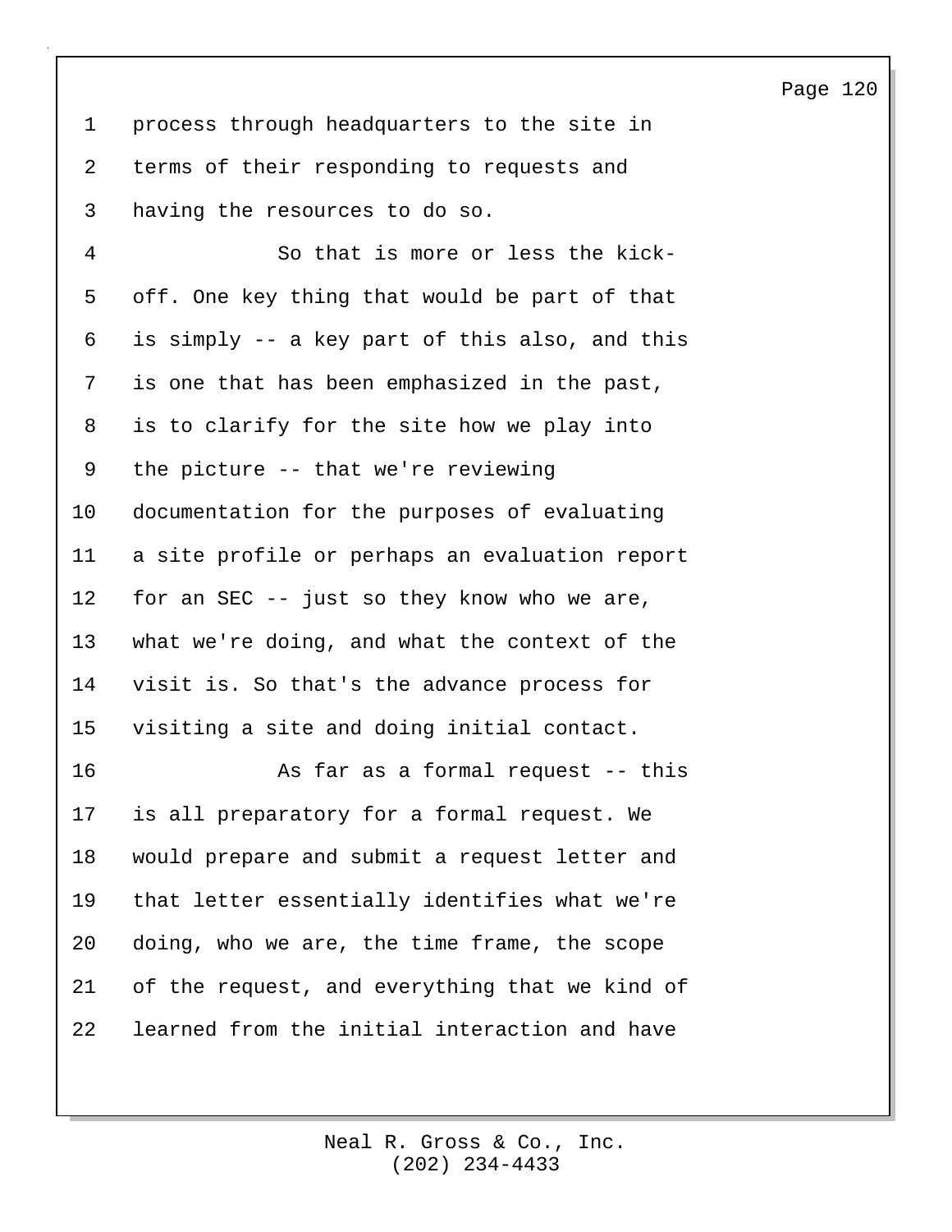process through headquarters to the site in terms of their responding to requests and having the resources to do so.

So that is more or less the kick-off. One key thing that would be part of that is simply -- a key part of this also, and this is one that has been emphasized in the past, is to clarify for the site how we play into the picture -- that we're reviewing documentation for the purposes of evaluating a site profile or perhaps an evaluation report for an SEC -- just so they know who we are, what we're doing, and what the context of the visit is. So that's the advance process for visiting a site and doing initial contact.

As far as a formal request -- this is all preparatory for a formal request. We would prepare and submit a request letter and that letter essentially identifies what we're doing, who we are, the time frame, the scope of the request, and everything that we kind of learned from the initial interaction and have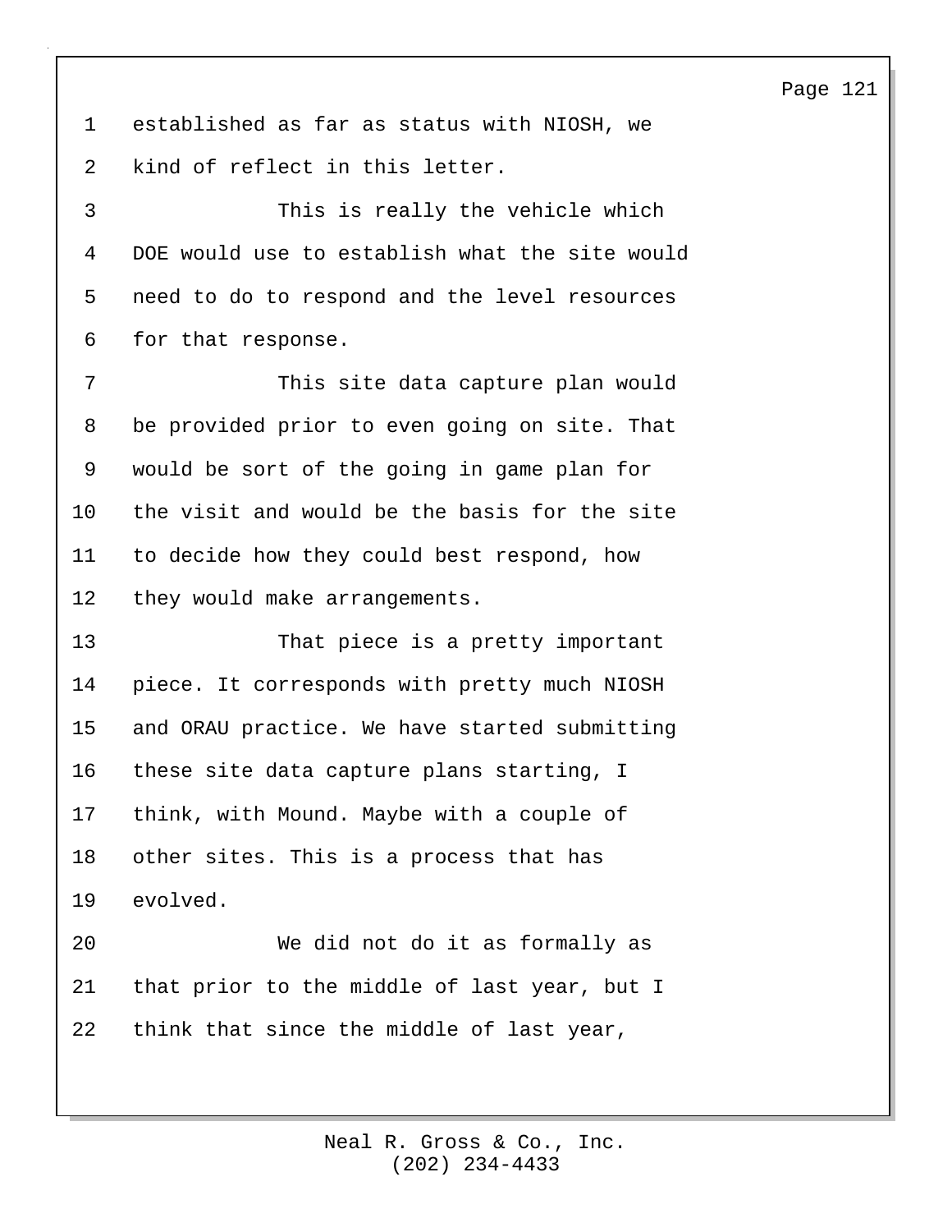established as far as status with NIOSH, we kind of reflect in this letter.

This is really the vehicle which DOE would use to establish what the site would need to do to respond and the level resources for that response.

This site data capture plan would be provided prior to even going on site. That would be sort of the going in game plan for the visit and would be the basis for the site to decide how they could best respond, how they would make arrangements.

That piece is a pretty important piece. It corresponds with pretty much NIOSH and ORAU practice. We have started submitting these site data capture plans starting, I think, with Mound. Maybe with a couple of other sites. This is a process that has evolved.

We did not do it as formally as that prior to the middle of last year, but I think that since the middle of last year,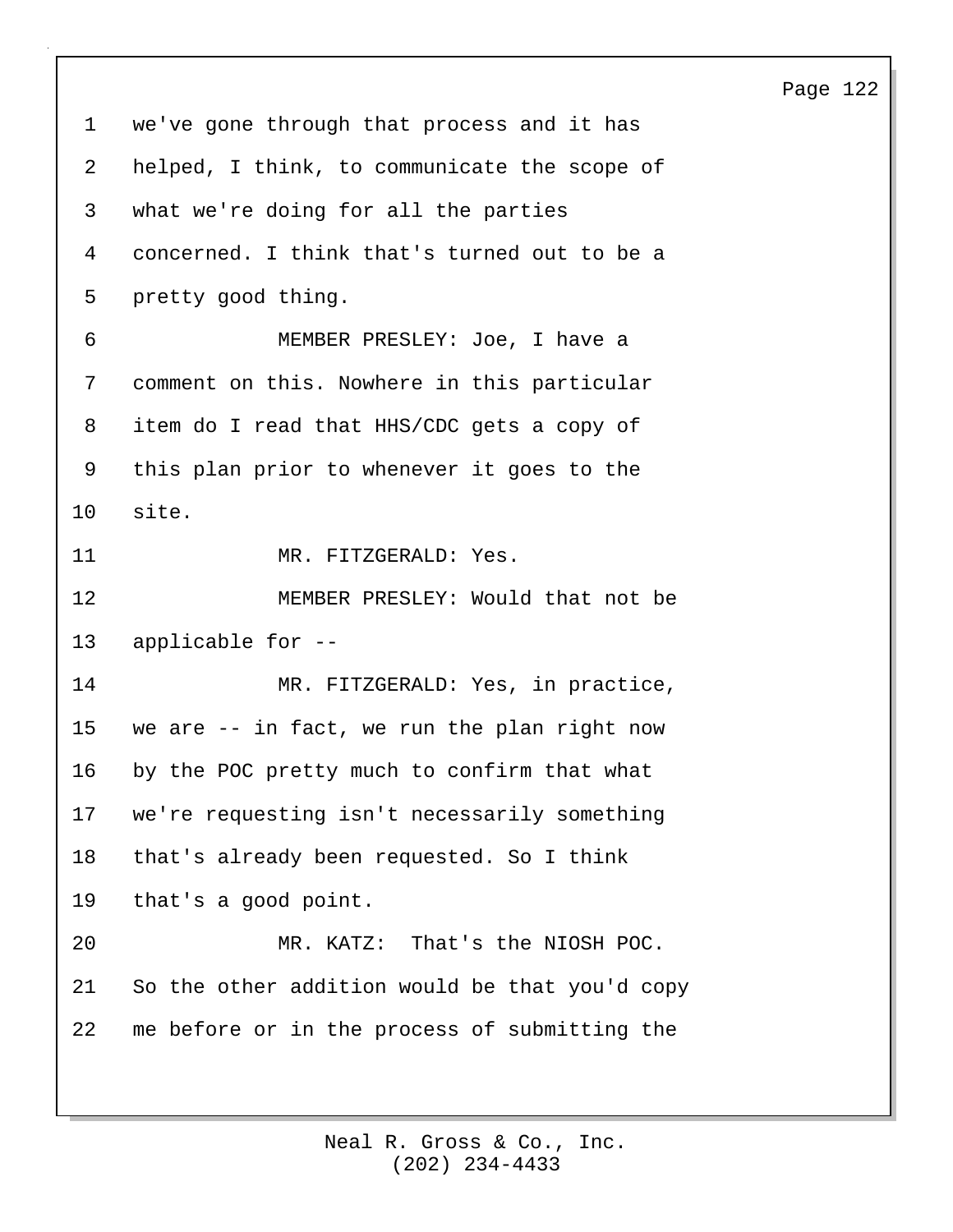we've gone through that process and it has helped, I think, to communicate the scope of what we're doing for all the parties concerned. I think that's turned out to be a pretty good thing.

MEMBER PRESLEY: Joe, I have a comment on this. Nowhere in this particular item do I read that HHS/CDC gets a copy of this plan prior to whenever it goes to the site.

MR. FITZGERALD: Yes.

MEMBER PRESLEY: Would that not be applicable for --

MR. FITZGERALD: Yes, in practice, we are -- in fact, we run the plan right now by the POC pretty much to confirm that what we're requesting isn't necessarily something that's already been requested. So I think that's a good point.

MR. KATZ: That's the NIOSH POC. So the other addition would be that you'd copy me before or in the process of submitting the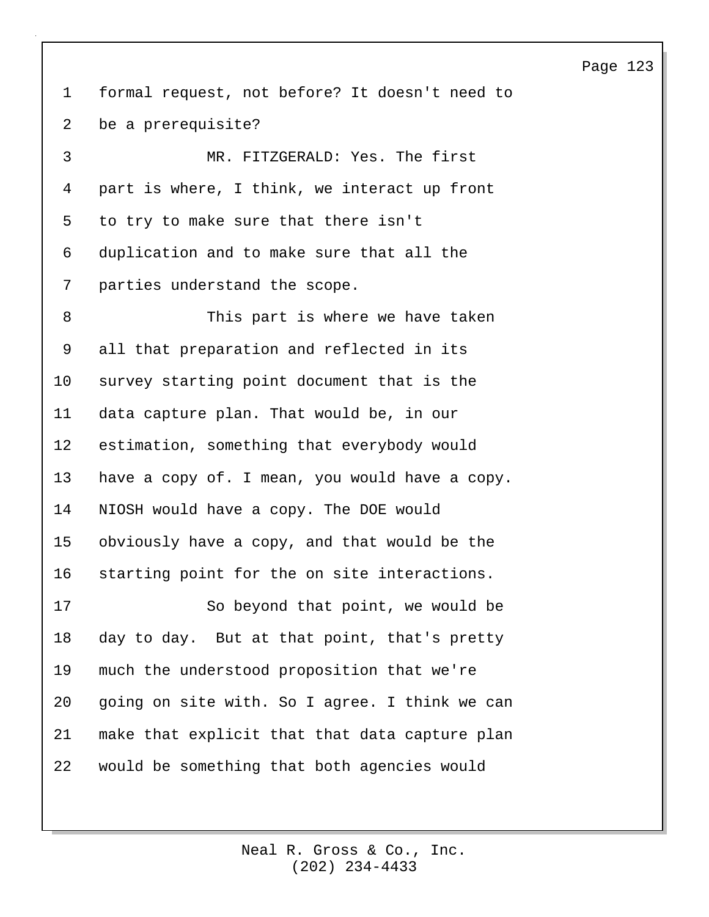formal request, not before? It doesn't need to be a prerequisite?

MR. FITZGERALD: Yes. The first part is where, I think, we interact up front to try to make sure that there isn't duplication and to make sure that all the parties understand the scope.

This part is where we have taken all that preparation and reflected in its survey starting point document that is the data capture plan. That would be, in our estimation, something that everybody would have a copy of. I mean, you would have a copy. NIOSH would have a copy. The DOE would obviously have a copy, and that would be the starting point for the on site interactions.

So beyond that point, we would be day to day. But at that point, that's pretty much the understood proposition that we're going on site with. So I agree. I think we can make that explicit that that data capture plan would be something that both agencies would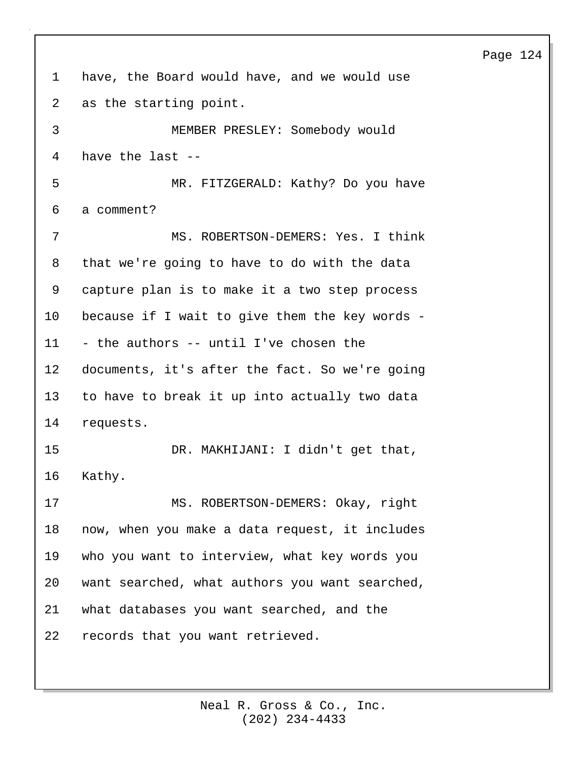have, the Board would have, and we would use as the starting point.

MEMBER PRESLEY: Somebody would have the last --

MR. FITZGERALD: Kathy? Do you have a comment?

MS. ROBERTSON-DEMERS: Yes. I think that we're going to have to do with the data capture plan is to make it a two step process because if I wait to give them the key words -- the authors -- until I've chosen the documents, it's after the fact. So we're going to have to break it up into actually two data requests.

DR. MAKHIJANI: I didn't get that, Kathy.

MS. ROBERTSON-DEMERS: Okay, right now, when you make a data request, it includes who you want to interview, what key words you want searched, what authors you want searched, what databases you want searched, and the records that you want retrieved.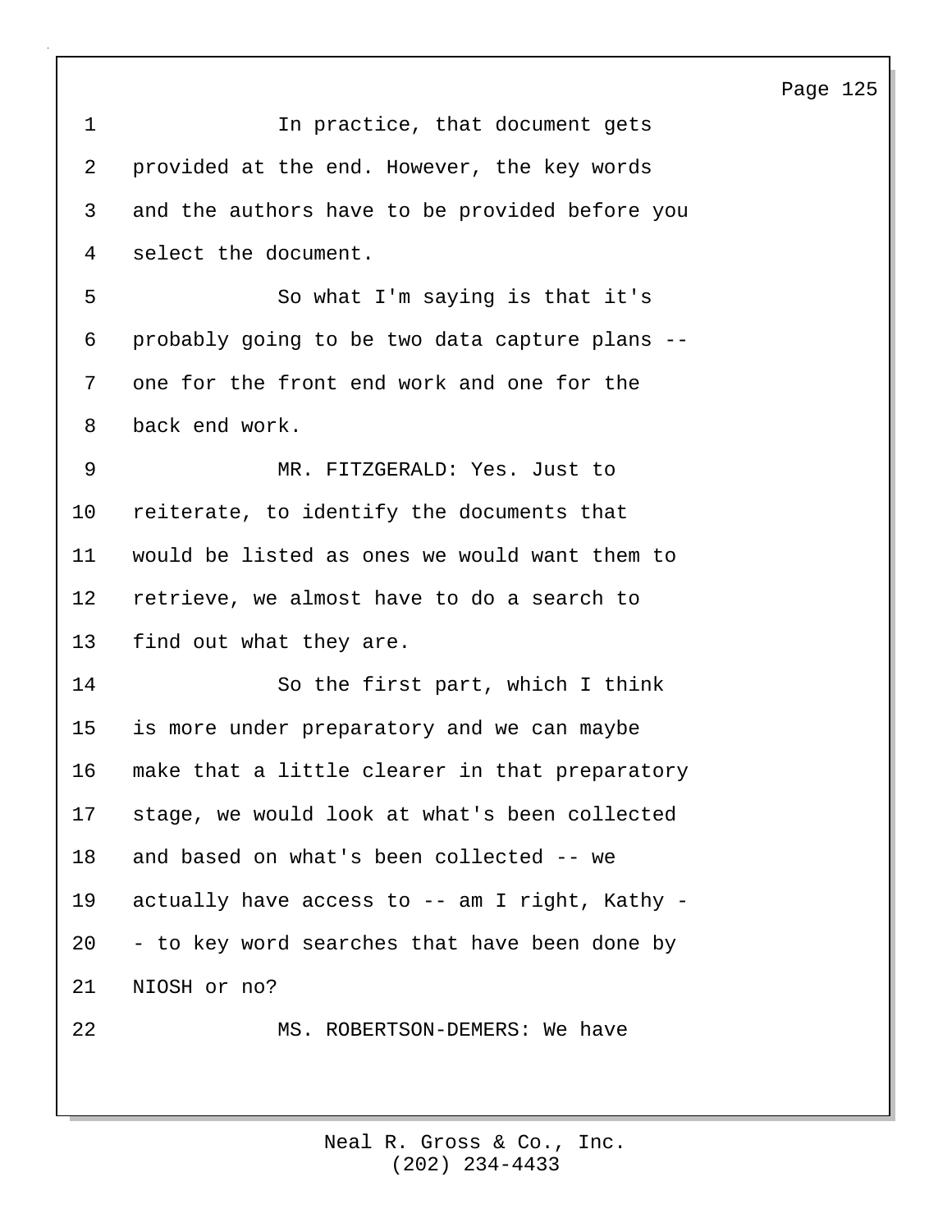In practice, that document gets provided at the end. However, the key words and the authors have to be provided before you select the document.

So what I'm saying is that it's probably going to be two data capture plans -- one for the front end work and one for the back end work.

MR. FITZGERALD: Yes. Just to reiterate, to identify the documents that would be listed as ones we would want them to retrieve, we almost have to do a search to find out what they are.

So the first part, which I think is more under preparatory and we can maybe make that a little clearer in that preparatory stage, we would look at what's been collected and based on what's been collected -- we actually have access to -- am I right, Kathy -- to key word searches that have been done by NIOSH or no?

MS. ROBERTSON-DEMERS: We have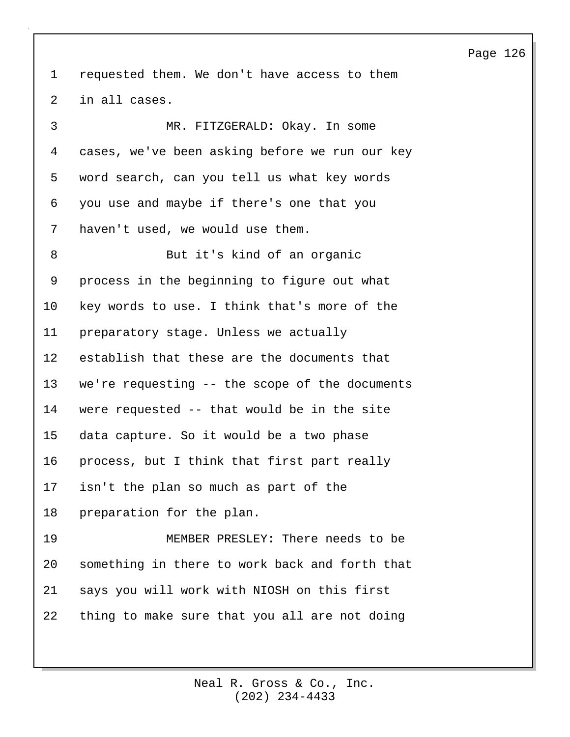requested them. We don't have access to them in all cases.

MR. FITZGERALD: Okay. In some cases, we've been asking before we run our key word search, can you tell us what key words you use and maybe if there's one that you haven't used, we would use them.

But it's kind of an organic process in the beginning to figure out what key words to use. I think that's more of the preparatory stage. Unless we actually establish that these are the documents that we're requesting -- the scope of the documents were requested -- that would be in the site data capture. So it would be a two phase process, but I think that first part really isn't the plan so much as part of the preparation for the plan.

MEMBER PRESLEY: There needs to be something in there to work back and forth that says you will work with NIOSH on this first thing to make sure that you all are not doing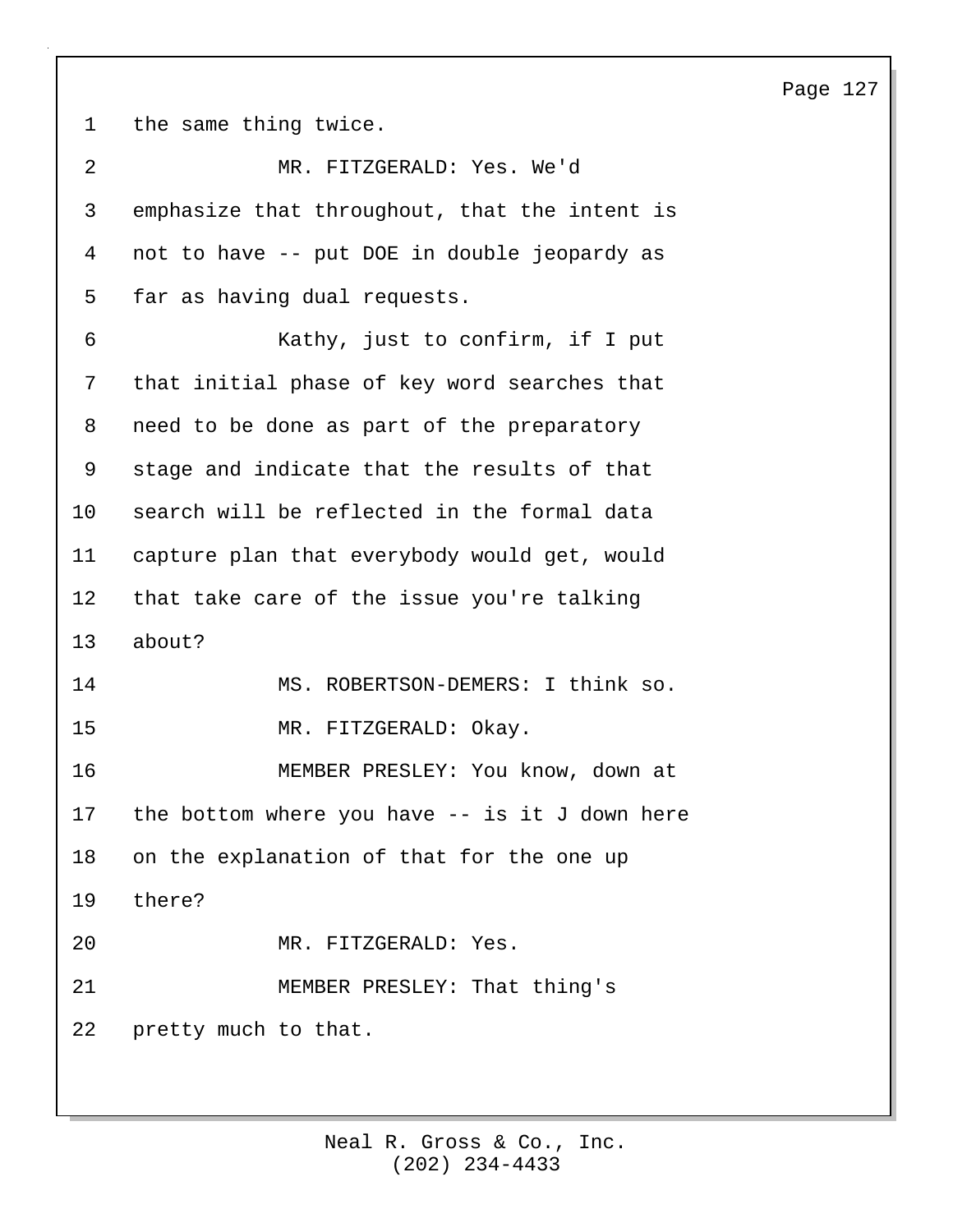the same thing twice.

MR. FITZGERALD: Yes. We'd emphasize that throughout, that the intent is not to have -- put DOE in double jeopardy as far as having dual requests.

Kathy, just to confirm, if I put that initial phase of key word searches that need to be done as part of the preparatory stage and indicate that the results of that search will be reflected in the formal data capture plan that everybody would get, would that take care of the issue you're talking about?

MS. ROBERTSON-DEMERS: I think so.

MR. FITZGERALD: Okay.

MEMBER PRESLEY: You know, down at the bottom where you have -- is it J down here on the explanation of that for the one up there?

MR. FITZGERALD: Yes.

MEMBER PRESLEY: That thing's pretty much to that.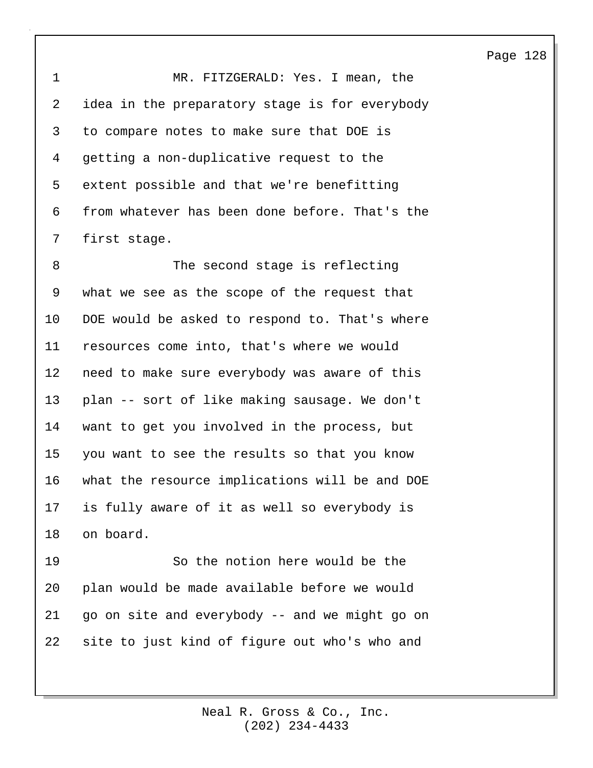MR. FITZGERALD: Yes. I mean, the idea in the preparatory stage is for everybody to compare notes to make sure that DOE is getting a non-duplicative request to the extent possible and that we're benefitting from whatever has been done before. That's the first stage.

The second stage is reflecting what we see as the scope of the request that DOE would be asked to respond to. That's where resources come into, that's where we would need to make sure everybody was aware of this plan -- sort of like making sausage. We don't want to get you involved in the process, but you want to see the results so that you know what the resource implications will be and DOE is fully aware of it as well so everybody is on board.

So the notion here would be the plan would be made available before we would go on site and everybody -- and we might go on site to just kind of figure out who's who and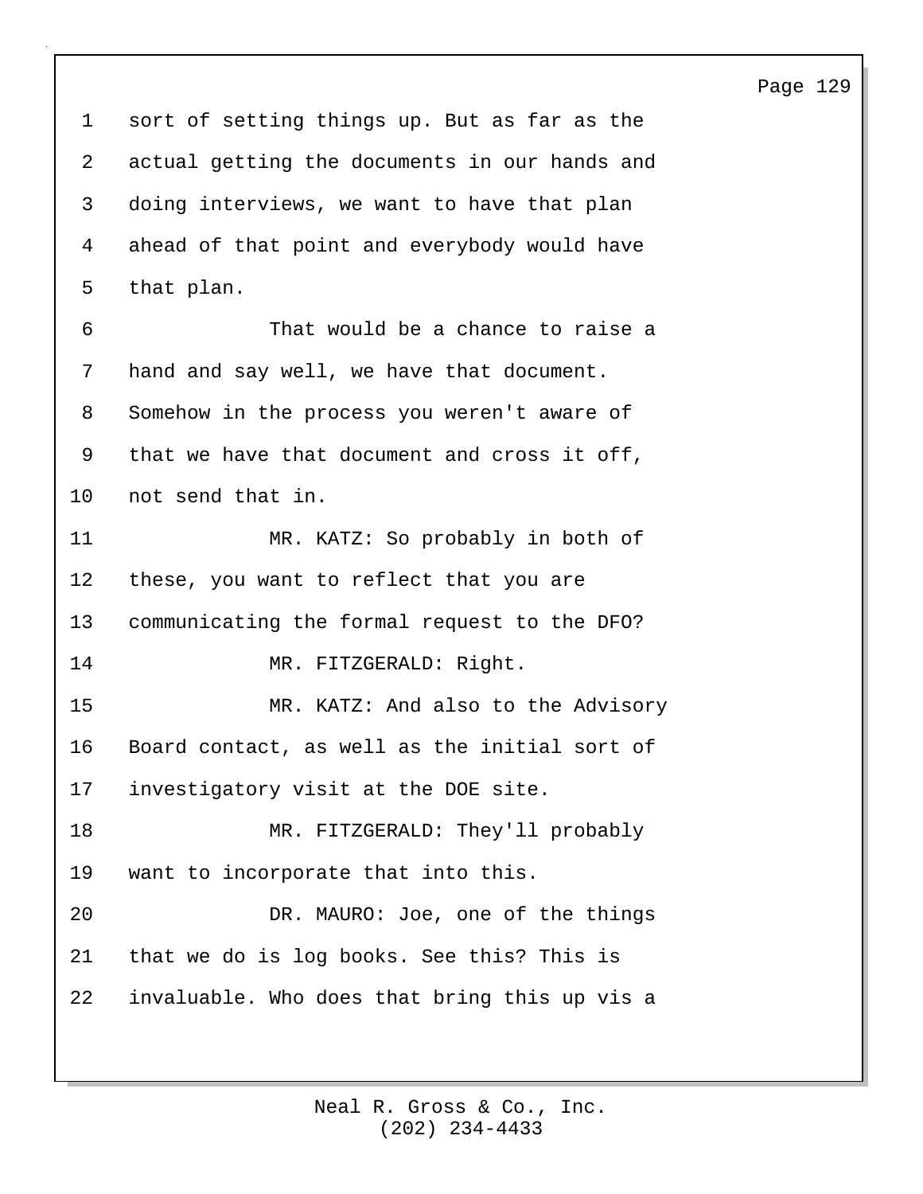sort of setting things up. But as far as the actual getting the documents in our hands and doing interviews, we want to have that plan ahead of that point and everybody would have that plan.

That would be a chance to raise a hand and say well, we have that document. Somehow in the process you weren't aware of that we have that document and cross it off, not send that in.

MR. KATZ: So probably in both of these, you want to reflect that you are communicating the formal request to the DFO?

MR. FITZGERALD: Right.

MR. KATZ: And also to the Advisory Board contact, as well as the initial sort of investigatory visit at the DOE site.

MR. FITZGERALD: They'll probably want to incorporate that into this.

DR. MAURO: Joe, one of the things that we do is log books. See this? This is invaluable. Who does that bring this up vis a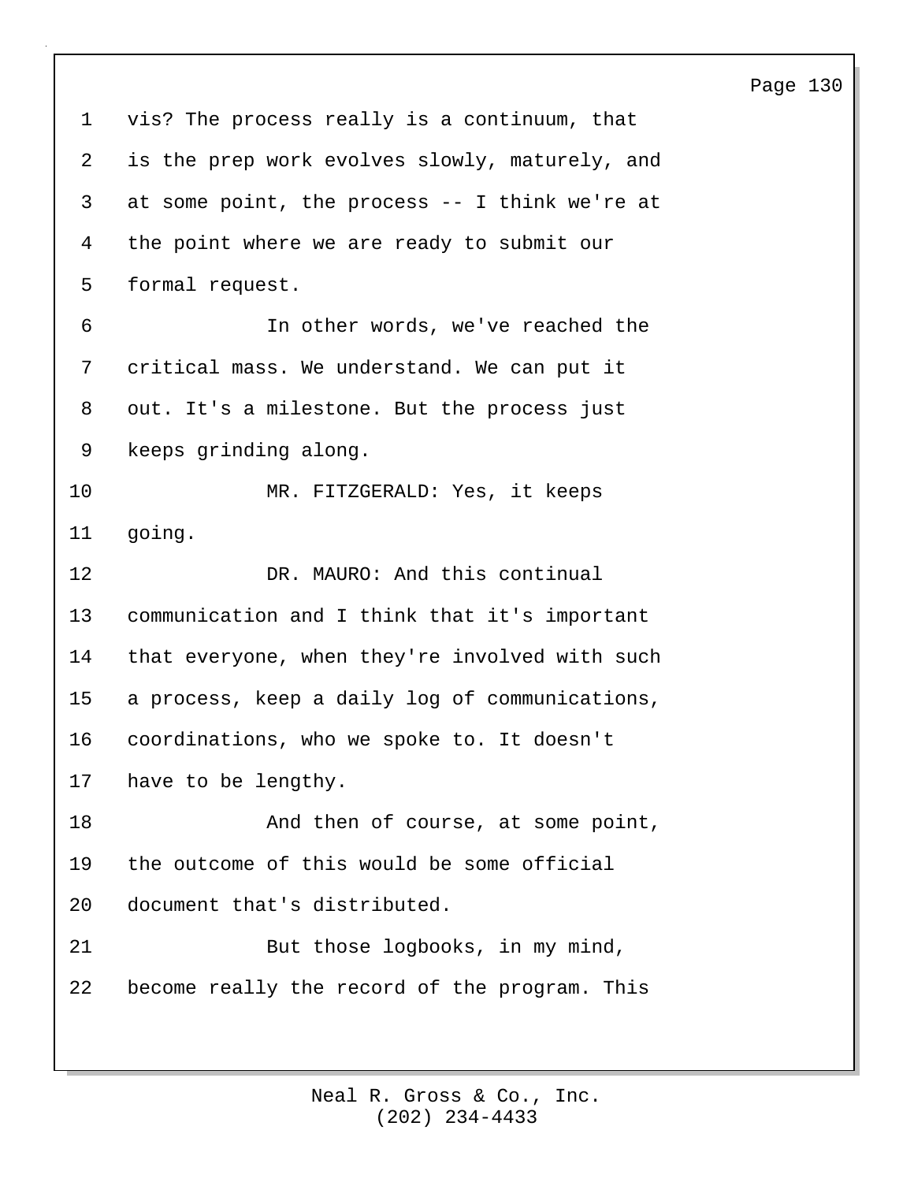vis? The process really is a continuum, that is the prep work evolves slowly, maturely, and at some point, the process -- I think we're at the point where we are ready to submit our formal request.

In other words, we've reached the critical mass. We understand. We can put it out. It's a milestone. But the process just keeps grinding along.

MR. FITZGERALD: Yes, it keeps going.

DR. MAURO: And this continual communication and I think that it's important that everyone, when they're involved with such a process, keep a daily log of communications, coordinations, who we spoke to. It doesn't have to be lengthy.

And then of course, at some point, the outcome of this would be some official document that's distributed.

But those logbooks, in my mind, become really the record of the program. This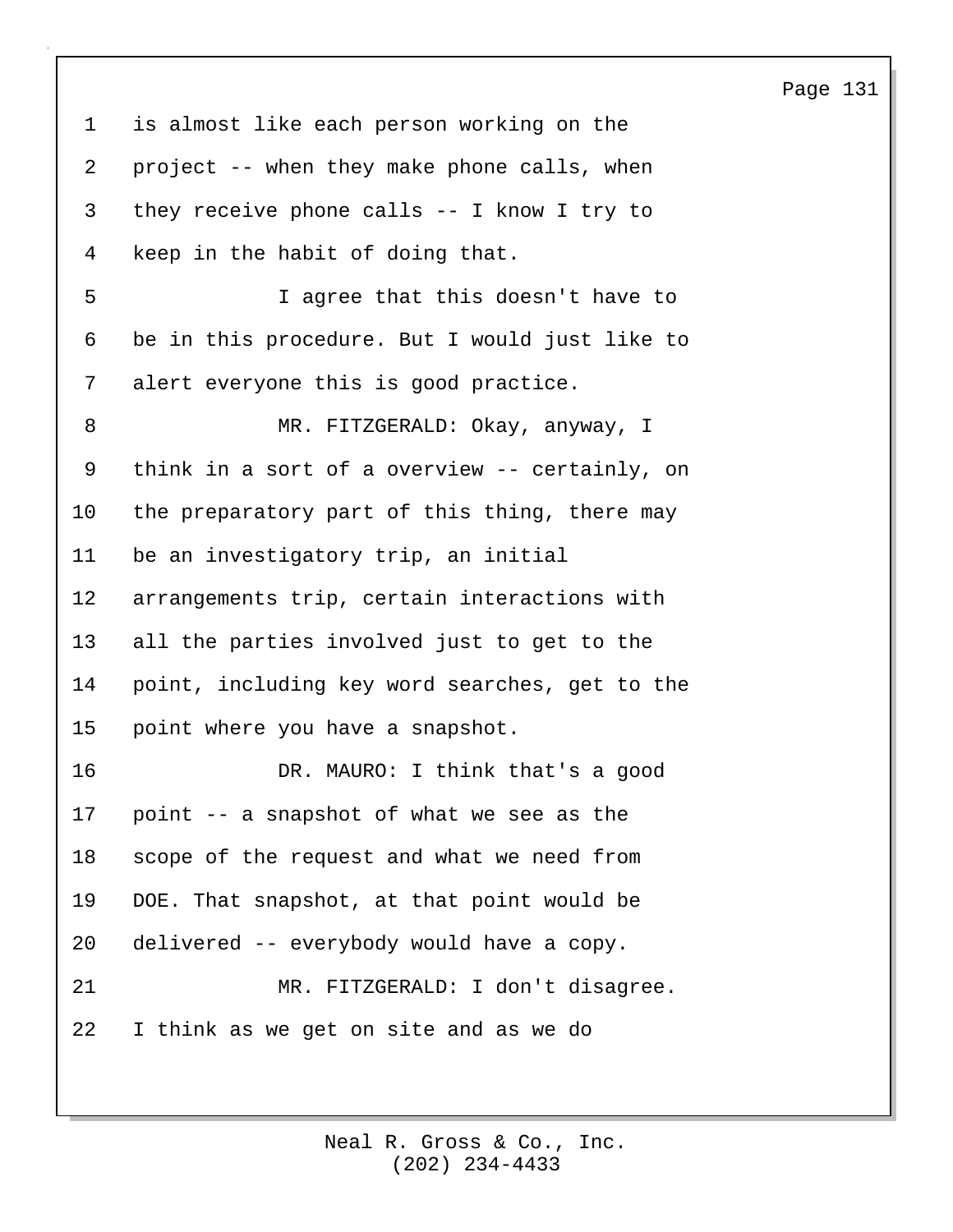is almost like each person working on the project -- when they make phone calls, when they receive phone calls -- I know I try to keep in the habit of doing that.

I agree that this doesn't have to be in this procedure. But I would just like to alert everyone this is good practice.

MR. FITZGERALD: Okay, anyway, I think in a sort of a overview -- certainly, on the preparatory part of this thing, there may be an investigatory trip, an initial arrangements trip, certain interactions with all the parties involved just to get to the point, including key word searches, get to the point where you have a snapshot.

DR. MAURO: I think that's a good point -- a snapshot of what we see as the scope of the request and what we need from DOE. That snapshot, at that point would be delivered -- everybody would have a copy.

MR. FITZGERALD: I don't disagree. I think as we get on site and as we do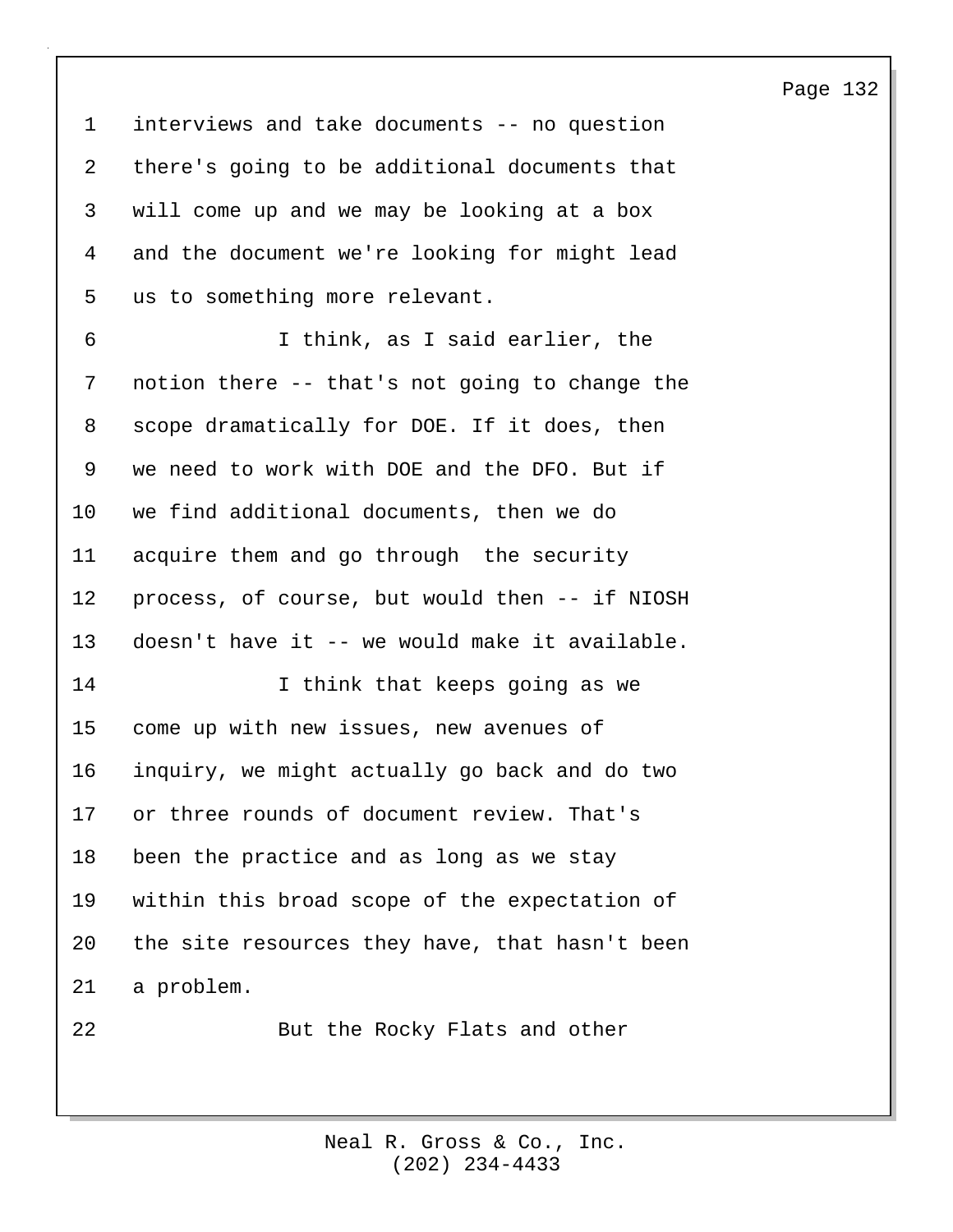interviews and take documents -- no question there's going to be additional documents that will come up and we may be looking at a box and the document we're looking for might lead us to something more relevant.

I think, as I said earlier, the notion there -- that's not going to change the scope dramatically for DOE. If it does, then we need to work with DOE and the DFO. But if we find additional documents, then we do acquire them and go through the security process, of course, but would then -- if NIOSH doesn't have it -- we would make it available.

I think that keeps going as we come up with new issues, new avenues of inquiry, we might actually go back and do two or three rounds of document review. That's been the practice and as long as we stay within this broad scope of the expectation of the site resources they have, that hasn't been a problem.

But the Rocky Flats and other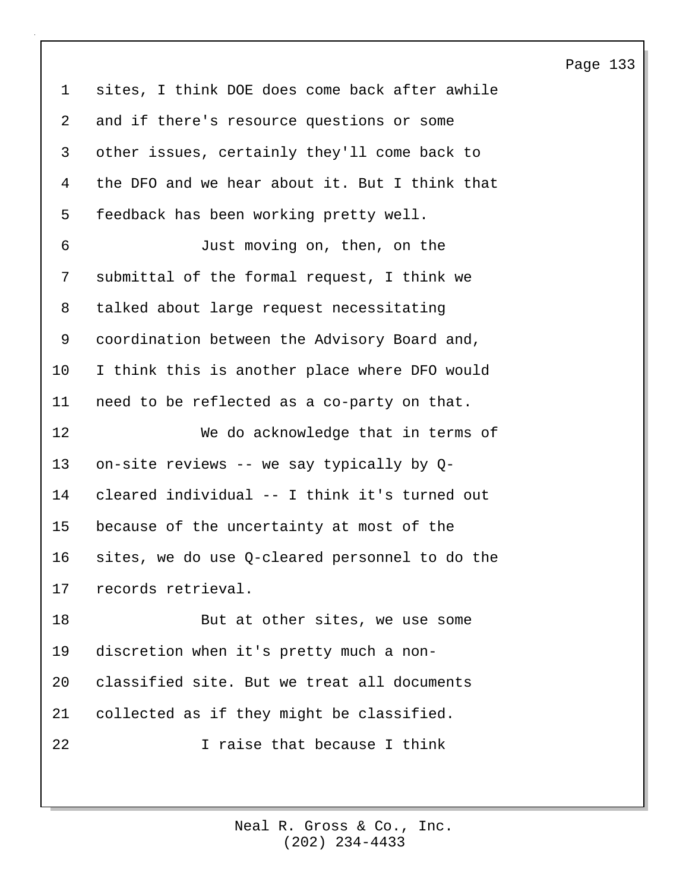sites, I think DOE does come back after awhile and if there's resource questions or some other issues, certainly they'll come back to the DFO and we hear about it. But I think that feedback has been working pretty well.

Just moving on, then, on the submittal of the formal request, I think we talked about large request necessitating coordination between the Advisory Board and, I think this is another place where DFO would need to be reflected as a co-party on that.

We do acknowledge that in terms of on-site reviews -- we say typically by Q-cleared individual -- I think it's turned out because of the uncertainty at most of the sites, we do use Q-cleared personnel to do the records retrieval.

But at other sites, we use some discretion when it's pretty much a non-classified site. But we treat all documents collected as if they might be classified.

I raise that because I think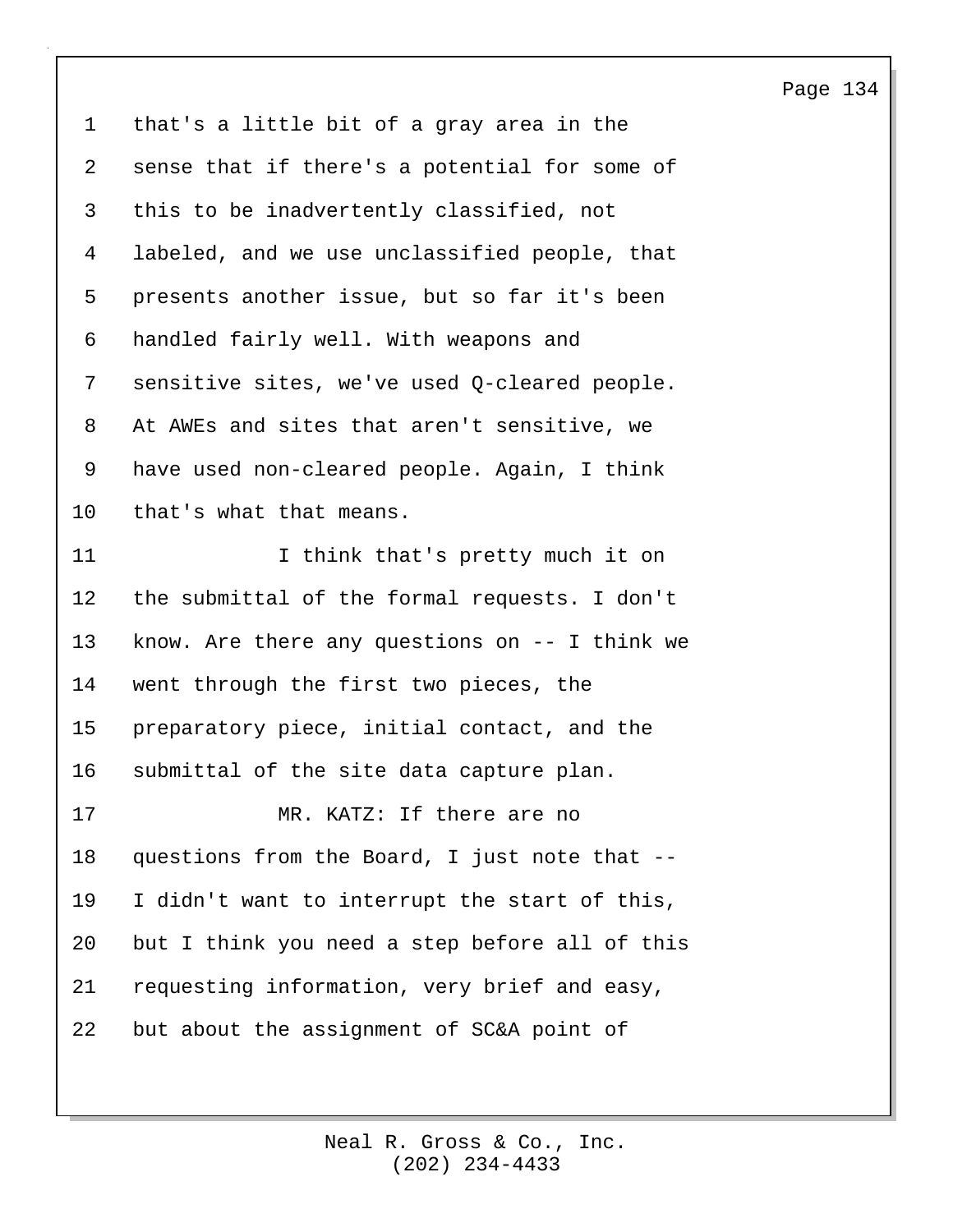that's a little bit of a gray area in the sense that if there's a potential for some of this to be inadvertently classified, not labeled, and we use unclassified people, that presents another issue, but so far it's been handled fairly well. With weapons and sensitive sites, we've used Q-cleared people. At AWEs and sites that aren't sensitive, we have used non-cleared people. Again, I think that's what that means.

I think that's pretty much it on the submittal of the formal requests. I don't know. Are there any questions on -- I think we went through the first two pieces, the preparatory piece, initial contact, and the submittal of the site data capture plan.

MR. KATZ: If there are no questions from the Board, I just note that -- I didn't want to interrupt the start of this, but I think you need a step before all of this requesting information, very brief and easy, but about the assignment of SC&A point of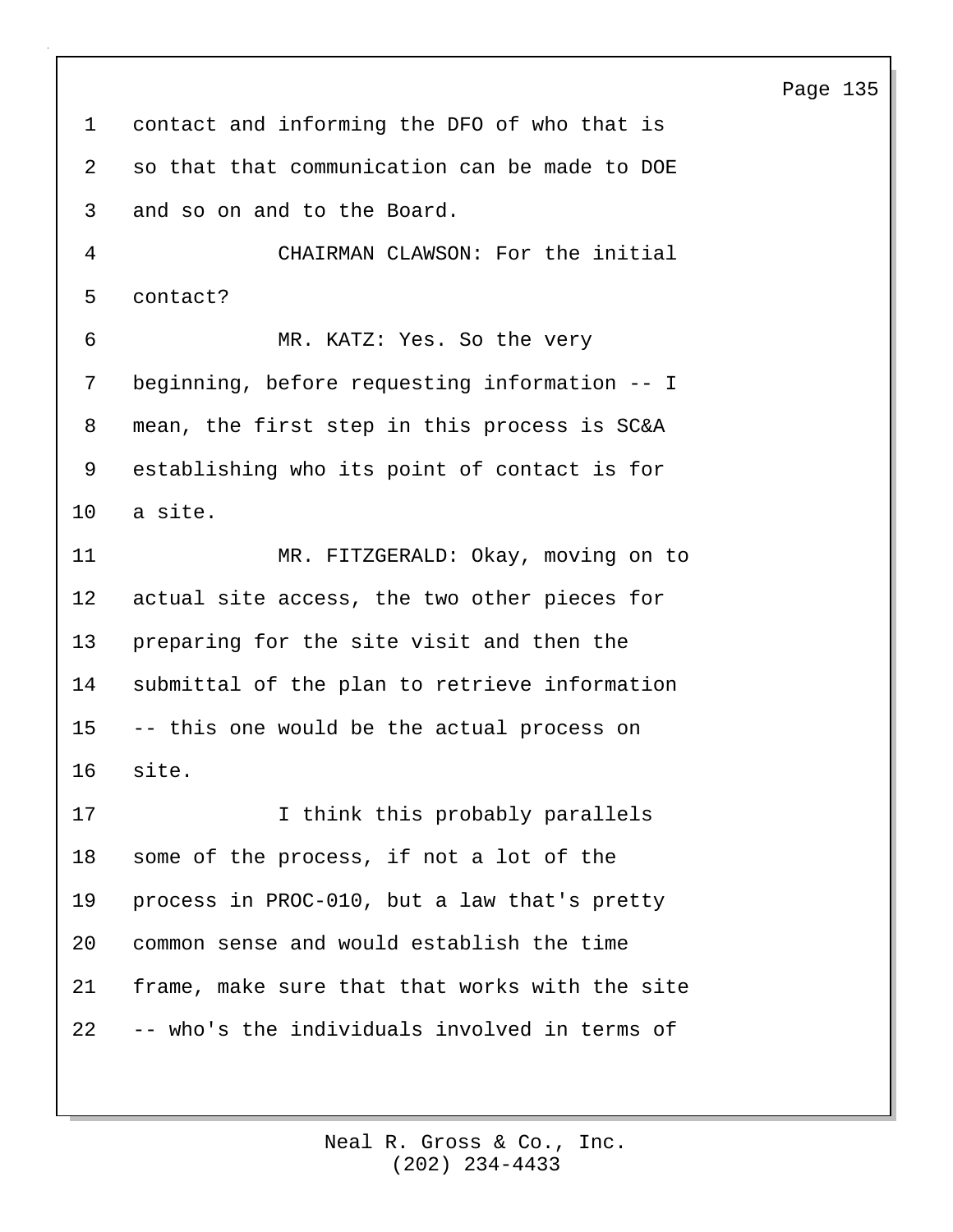contact and informing the DFO of who that is so that that communication can be made to DOE and so on and to the Board.

CHAIRMAN CLAWSON: For the initial contact?

MR. KATZ: Yes. So the very beginning, before requesting information -- I mean, the first step in this process is SC&A establishing who its point of contact is for a site.

MR. FITZGERALD: Okay, moving on to actual site access, the two other pieces for preparing for the site visit and then the submittal of the plan to retrieve information -- this one would be the actual process on site.

I think this probably parallels some of the process, if not a lot of the process in PROC-010, but a law that's pretty common sense and would establish the time frame, make sure that that works with the site -- who's the individuals involved in terms of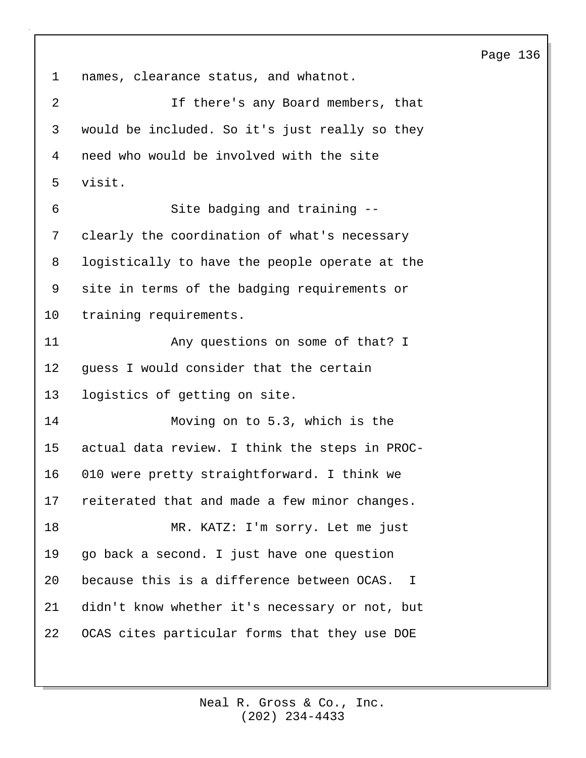names, clearance status, and whatnot.

If there's any Board members, that would be included. So it's just really so they need who would be involved with the site visit.

Site badging and training -- clearly the coordination of what's necessary logistically to have the people operate at the site in terms of the badging requirements or training requirements.

Any questions on some of that? I guess I would consider that the certain logistics of getting on site.

Moving on to 5.3, which is the actual data review. I think the steps in PROC-010 were pretty straightforward. I think we reiterated that and made a few minor changes.

MR. KATZ: I'm sorry. Let me just go back a second. I just have one question because this is a difference between OCAS. I didn't know whether it's necessary or not, but OCAS cites particular forms that they use DOE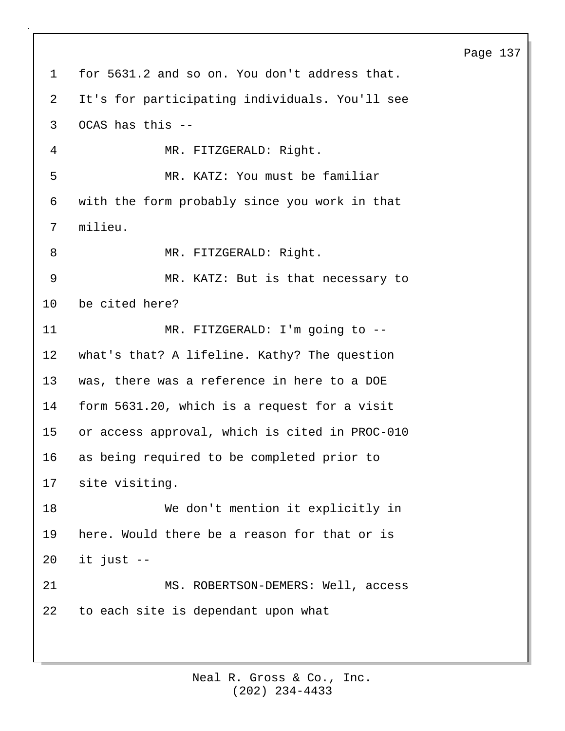for 5631.2 and so on. You don't address that. It's for participating individuals. You'll see OCAS has this --

MR. FITZGERALD: Right.

MR. KATZ: You must be familiar with the form probably since you work in that milieu.

MR. FITZGERALD: Right.

MR. KATZ: But is that necessary to be cited here?

MR. FITZGERALD: I'm going to -- what's that? A lifeline. Kathy? The question was, there was a reference in here to a DOE form 5631.20, which is a request for a visit or access approval, which is cited in PROC-010 as being required to be completed prior to site visiting.

We don't mention it explicitly in here. Would there be a reason for that or is it just --

MS. ROBERTSON-DEMERS: Well, access to each site is dependant upon what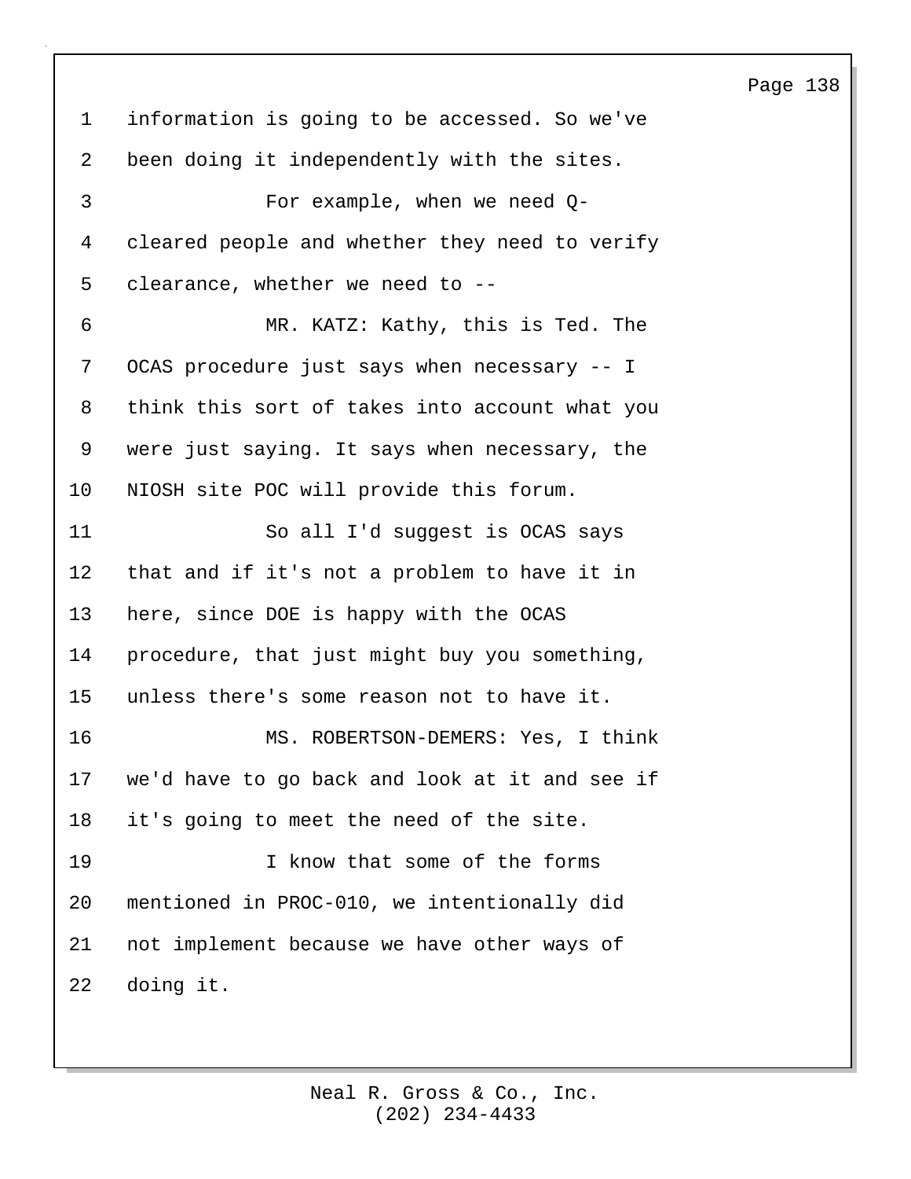information is going to be accessed. So we've been doing it independently with the sites.

For example, when we need Q-cleared people and whether they need to verify clearance, whether we need to --

MR. KATZ: Kathy, this is Ted. The OCAS procedure just says when necessary -- I think this sort of takes into account what you were just saying. It says when necessary, the NIOSH site POC will provide this forum.

So all I'd suggest is OCAS says that and if it's not a problem to have it in here, since DOE is happy with the OCAS procedure, that just might buy you something, unless there's some reason not to have it.

MS. ROBERTSON-DEMERS: Yes, I think we'd have to go back and look at it and see if it's going to meet the need of the site.

I know that some of the forms mentioned in PROC-010, we intentionally did not implement because we have other ways of doing it.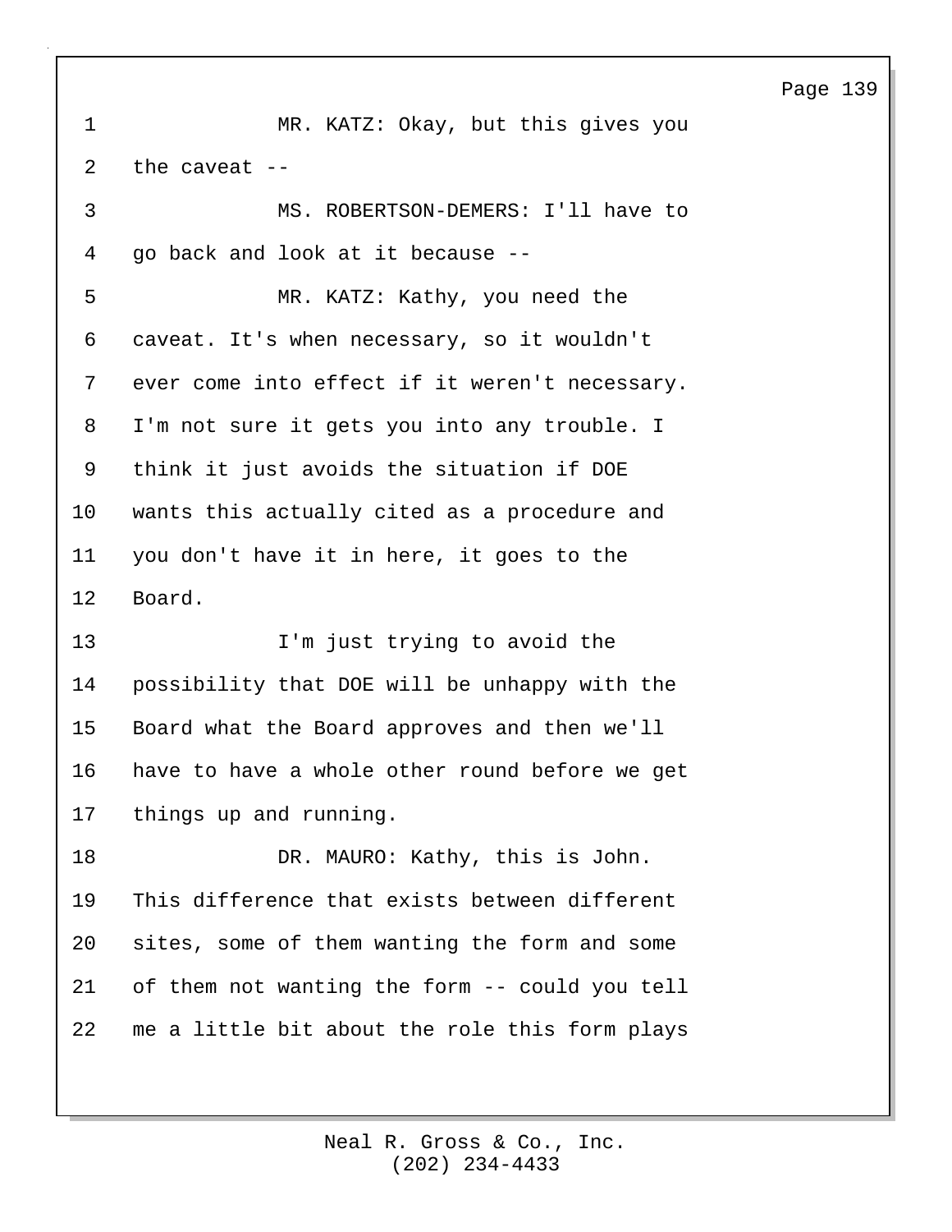MR. KATZ: Okay, but this gives you the caveat --

MS. ROBERTSON-DEMERS: I'll have to go back and look at it because --

MR. KATZ: Kathy, you need the caveat. It's when necessary, so it wouldn't ever come into effect if it weren't necessary. I'm not sure it gets you into any trouble. I think it just avoids the situation if DOE wants this actually cited as a procedure and you don't have it in here, it goes to the Board.

I'm just trying to avoid the possibility that DOE will be unhappy with the Board what the Board approves and then we'll have to have a whole other round before we get things up and running.

DR. MAURO: Kathy, this is John. This difference that exists between different sites, some of them wanting the form and some of them not wanting the form -- could you tell me a little bit about the role this form plays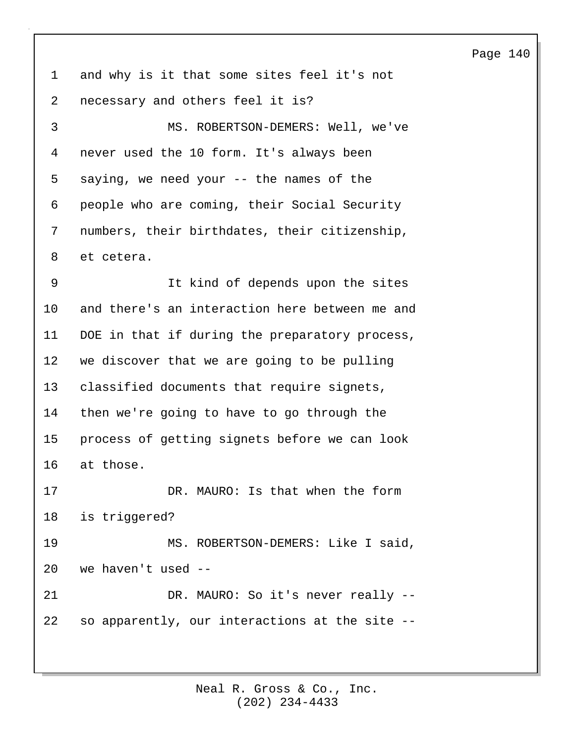and why is it that some sites feel it's not necessary and others feel it is?

MS. ROBERTSON-DEMERS: Well, we've never used the 10 form. It's always been saying, we need your -- the names of the people who are coming, their Social Security numbers, their birthdates, their citizenship, et cetera.

It kind of depends upon the sites and there's an interaction here between me and DOE in that if during the preparatory process, we discover that we are going to be pulling classified documents that require signets, then we're going to have to go through the process of getting signets before we can look at those.

DR. MAURO: Is that when the form is triggered?

MS. ROBERTSON-DEMERS: Like I said, we haven't used --

DR. MAURO: So it's never really -- so apparently, our interactions at the site --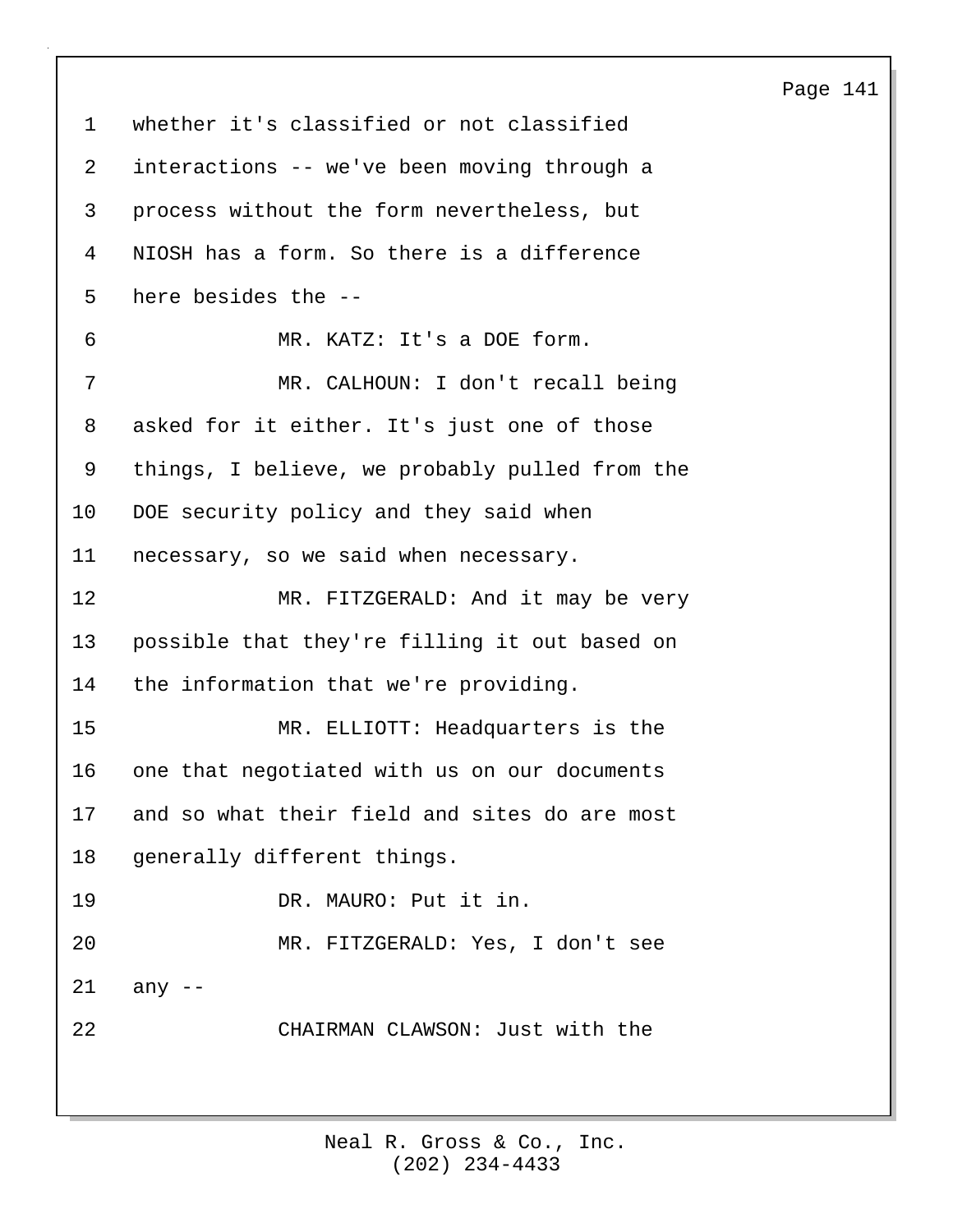whether it's classified or not classified interactions -- we've been moving through a process without the form nevertheless, but NIOSH has a form. So there is a difference here besides the --

MR. KATZ: It's a DOE form.

MR. CALHOUN: I don't recall being asked for it either. It's just one of those things, I believe, we probably pulled from the DOE security policy and they said when necessary, so we said when necessary.

MR. FITZGERALD: And it may be very possible that they're filling it out based on the information that we're providing.

MR. ELLIOTT: Headquarters is the one that negotiated with us on our documents and so what their field and sites do are most generally different things.

DR. MAURO: Put it in.

MR. FITZGERALD: Yes, I don't see any --

CHAIRMAN CLAWSON: Just with the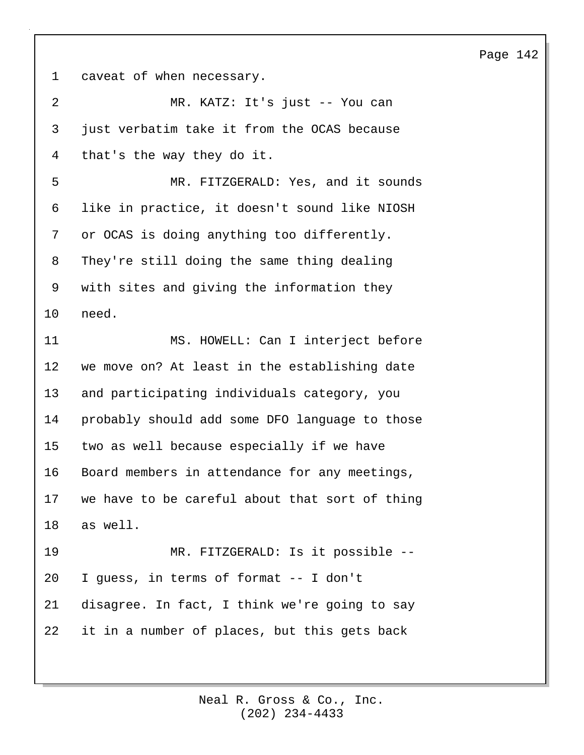caveat of when necessary.

MR. KATZ: It's just -- You can just verbatim take it from the OCAS because that's the way they do it.

MR. FITZGERALD: Yes, and it sounds like in practice, it doesn't sound like NIOSH or OCAS is doing anything too differently. They're still doing the same thing dealing with sites and giving the information they need.

MS. HOWELL: Can I interject before we move on? At least in the establishing date and participating individuals category, you probably should add some DFO language to those two as well because especially if we have Board members in attendance for any meetings, we have to be careful about that sort of thing as well.

MR. FITZGERALD: Is it possible -- I guess, in terms of format -- I don't disagree. In fact, I think we're going to say it in a number of places, but this gets back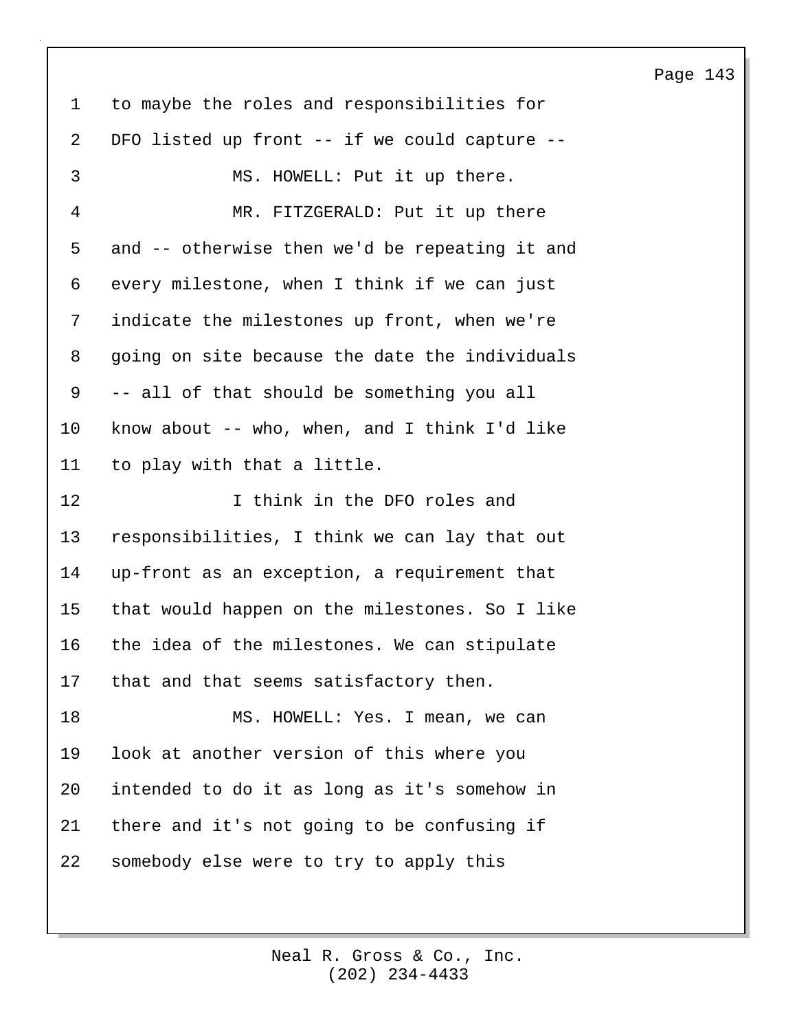to maybe the roles and responsibilities for DFO listed up front -- if we could capture --

MS. HOWELL: Put it up there.

MR. FITZGERALD: Put it up there and -- otherwise then we'd be repeating it and every milestone, when I think if we can just indicate the milestones up front, when we're going on site because the date the individuals -- all of that should be something you all know about -- who, when, and I think I'd like to play with that a little.

I think in the DFO roles and responsibilities, I think we can lay that out up-front as an exception, a requirement that that would happen on the milestones. So I like the idea of the milestones. We can stipulate that and that seems satisfactory then.

MS. HOWELL: Yes. I mean, we can look at another version of this where you intended to do it as long as it's somehow in there and it's not going to be confusing if somebody else were to try to apply this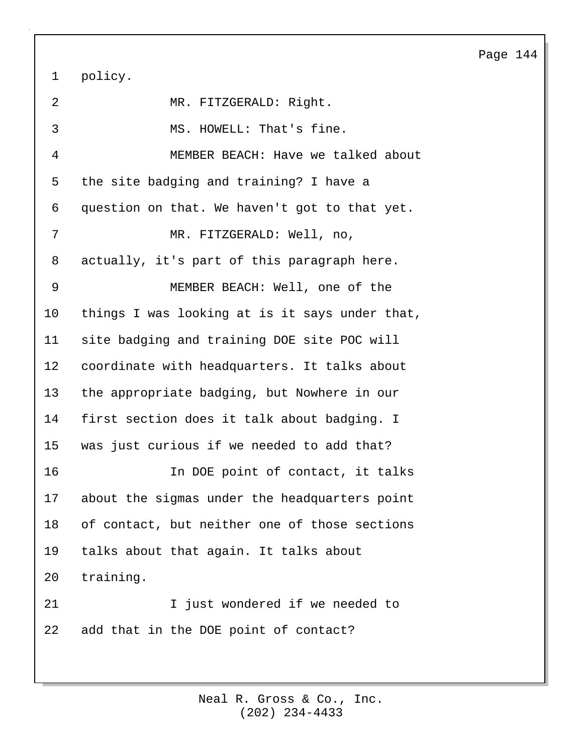policy.

MR. FITZGERALD: Right.

MS. HOWELL: That's fine.

MEMBER BEACH: Have we talked about the site badging and training? I have a question on that. We haven't got to that yet.

MR. FITZGERALD: Well, no, actually, it's part of this paragraph here.

MEMBER BEACH: Well, one of the things I was looking at is it says under that, site badging and training DOE site POC will coordinate with headquarters. It talks about the appropriate badging, but Nowhere in our first section does it talk about badging. I was just curious if we needed to add that?

In DOE point of contact, it talks about the sigmas under the headquarters point of contact, but neither one of those sections talks about that again. It talks about training.

I just wondered if we needed to add that in the DOE point of contact?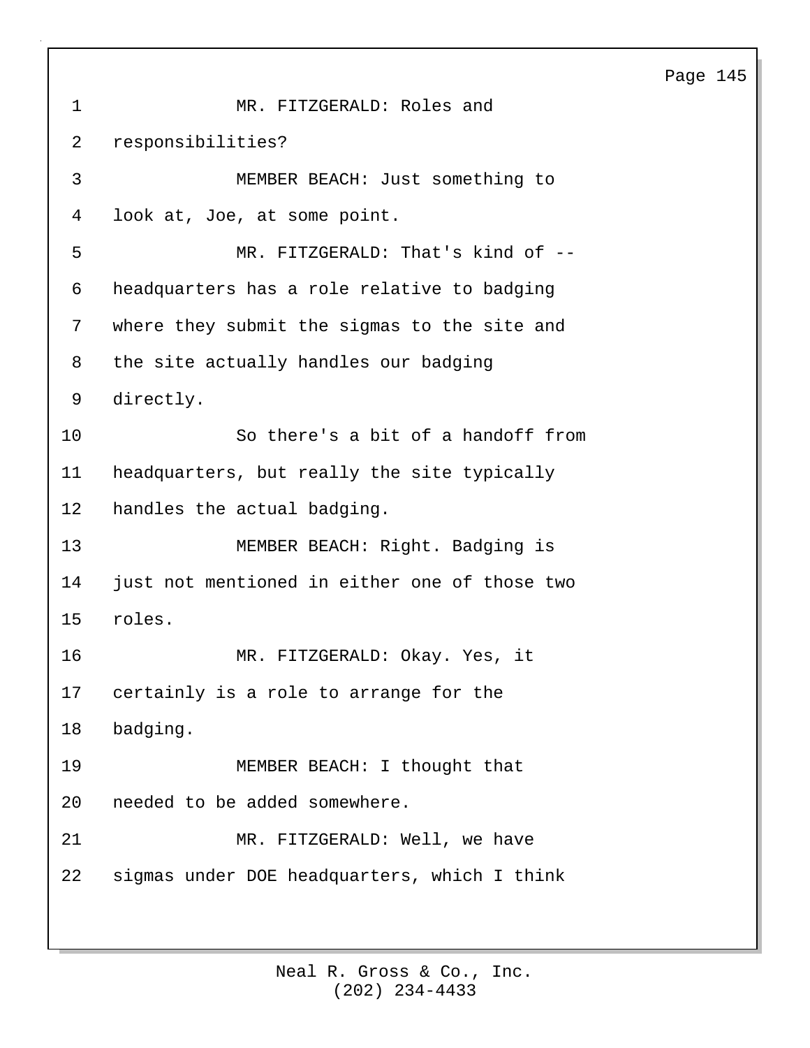MR. FITZGERALD: Roles and responsibilities?

MEMBER BEACH: Just something to look at, Joe, at some point.

MR. FITZGERALD: That's kind of -- headquarters has a role relative to badging where they submit the sigmas to the site and the site actually handles our badging directly.

So there's a bit of a handoff from headquarters, but really the site typically handles the actual badging.

MEMBER BEACH: Right. Badging is just not mentioned in either one of those two roles.

MR. FITZGERALD: Okay. Yes, it certainly is a role to arrange for the badging.

MEMBER BEACH: I thought that needed to be added somewhere.

MR. FITZGERALD: Well, we have sigmas under DOE headquarters, which I think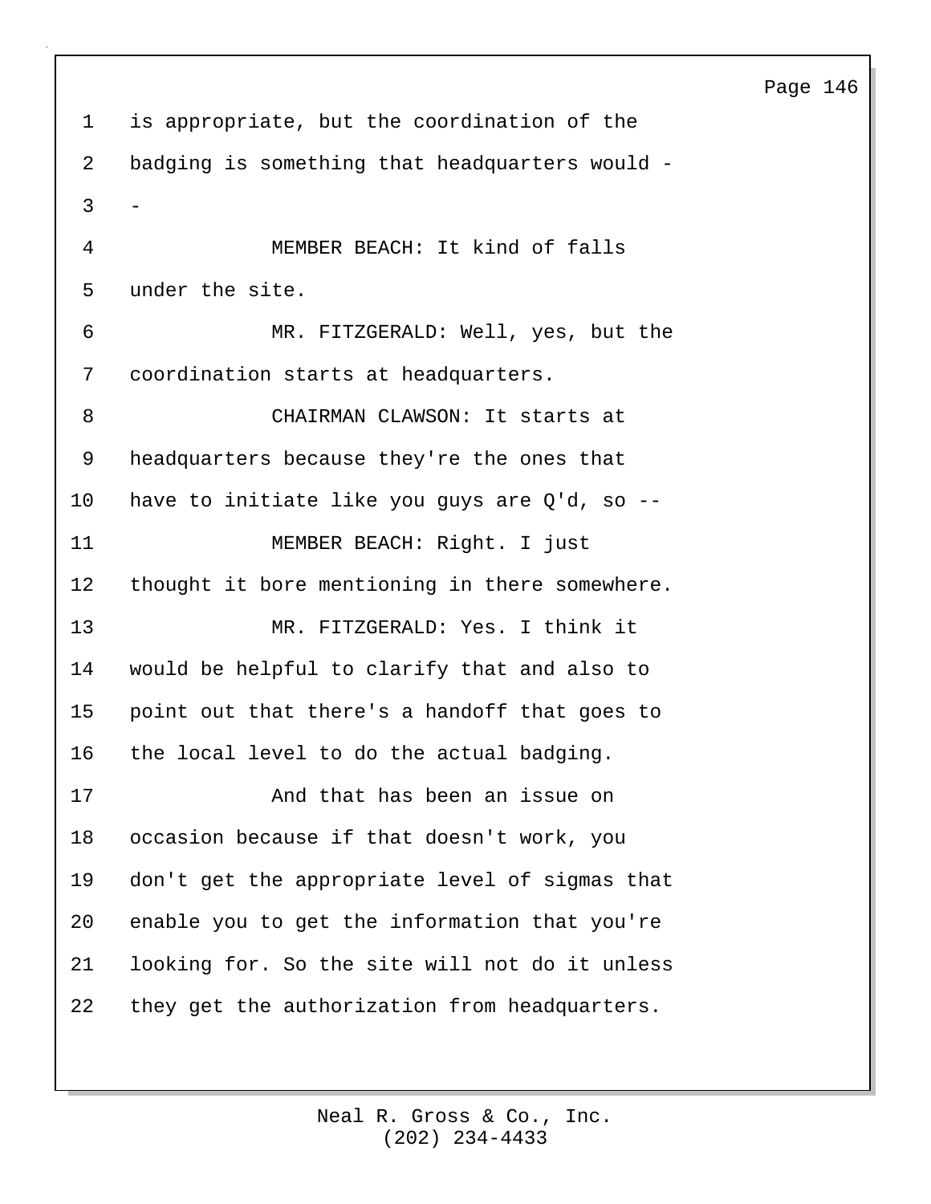is appropriate, but the coordination of the badging is something that headquarters would --

MEMBER BEACH: It kind of falls under the site.

MR. FITZGERALD: Well, yes, but the coordination starts at headquarters.

CHAIRMAN CLAWSON: It starts at headquarters because they're the ones that have to initiate like you guys are Q'd, so --

MEMBER BEACH: Right. I just thought it bore mentioning in there somewhere.

MR. FITZGERALD: Yes. I think it would be helpful to clarify that and also to point out that there's a handoff that goes to the local level to do the actual badging.

And that has been an issue on occasion because if that doesn't work, you don't get the appropriate level of sigmas that enable you to get the information that you're looking for. So the site will not do it unless they get the authorization from headquarters.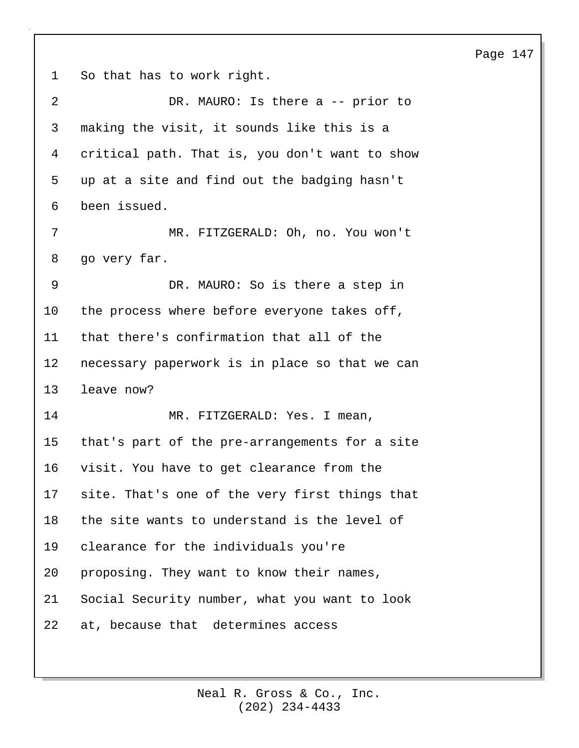So that has to work right.

DR. MAURO: Is there a -- prior to making the visit, it sounds like this is a critical path. That is, you don't want to show up at a site and find out the badging hasn't been issued.

MR. FITZGERALD: Oh, no. You won't go very far.

DR. MAURO: So is there a step in the process where before everyone takes off, that there's confirmation that all of the necessary paperwork is in place so that we can leave now?

MR. FITZGERALD: Yes. I mean, that's part of the pre-arrangements for a site visit. You have to get clearance from the site. That's one of the very first things that the site wants to understand is the level of clearance for the individuals you're proposing. They want to know their names, Social Security number, what you want to look at, because that determines access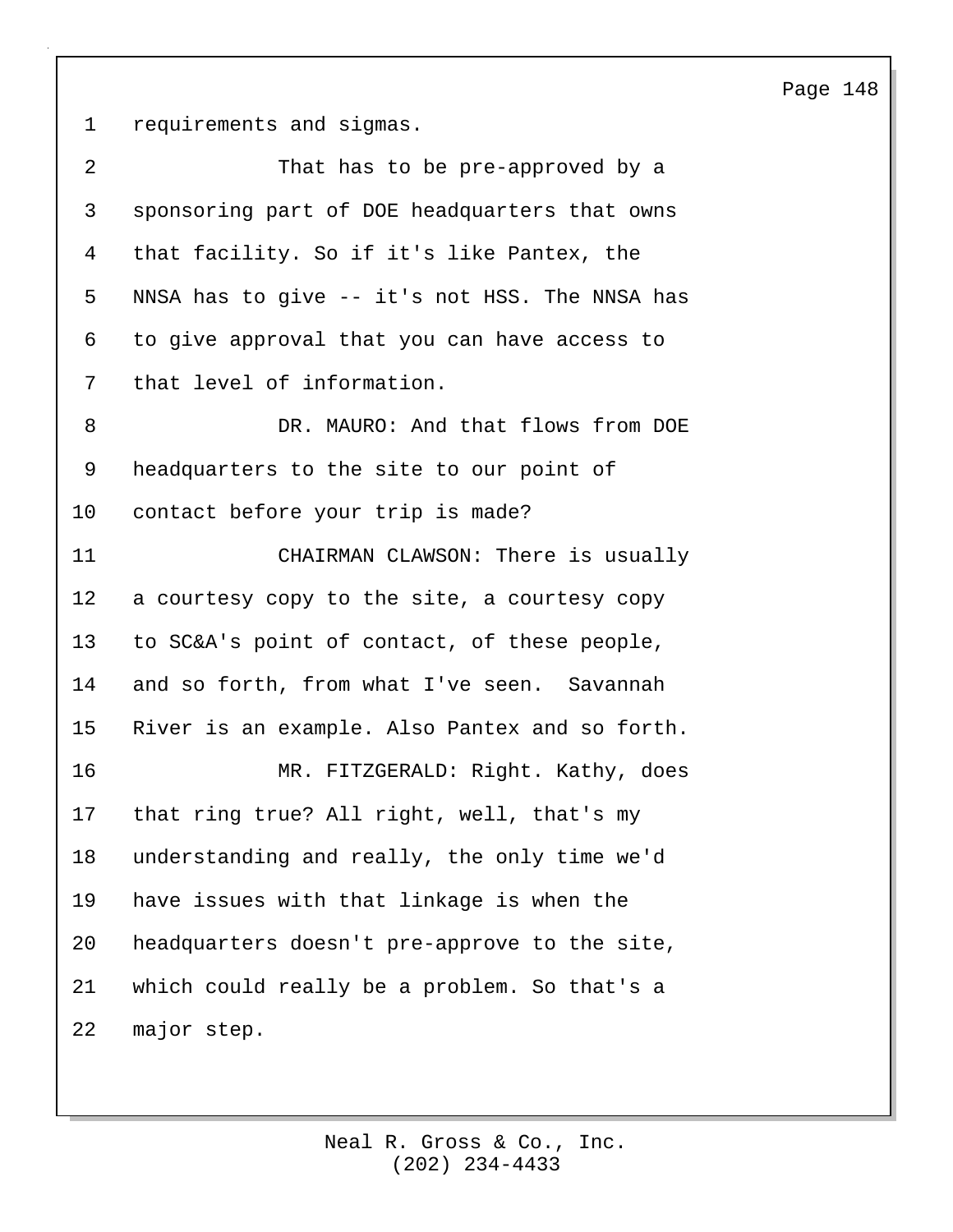requirements and sigmas.

That has to be pre-approved by a sponsoring part of DOE headquarters that owns that facility. So if it's like Pantex, the NNSA has to give -- it's not HSS. The NNSA has to give approval that you can have access to that level of information.

DR. MAURO: And that flows from DOE headquarters to the site to our point of contact before your trip is made?

CHAIRMAN CLAWSON: There is usually a courtesy copy to the site, a courtesy copy to SC&A's point of contact, of these people, and so forth, from what I've seen. Savannah River is an example. Also Pantex and so forth.

MR. FITZGERALD: Right. Kathy, does that ring true? All right, well, that's my understanding and really, the only time we'd have issues with that linkage is when the headquarters doesn't pre-approve to the site, which could really be a problem. So that's a major step.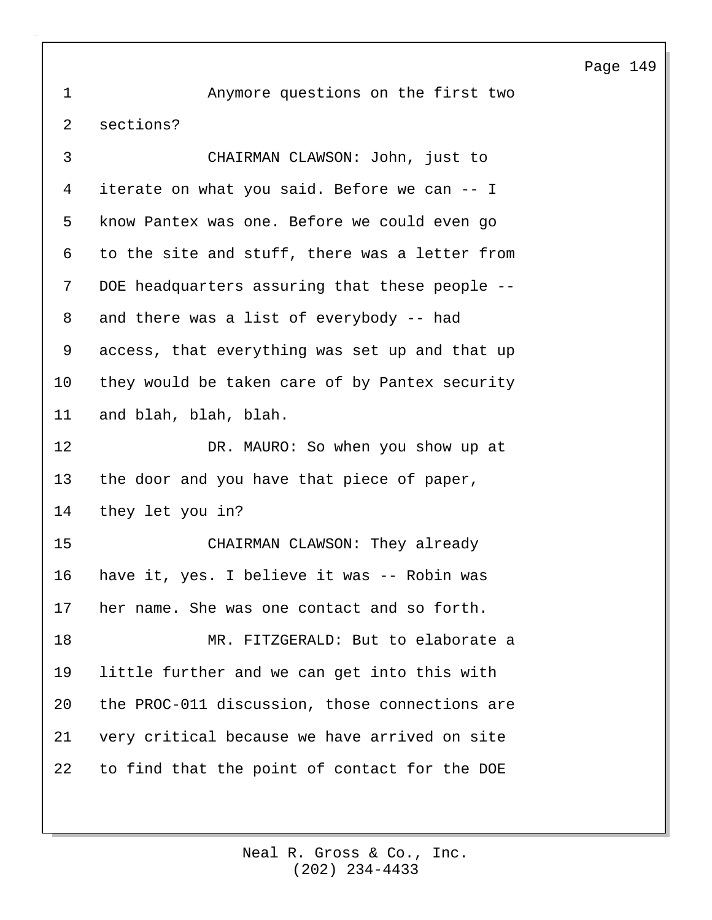Anymore questions on the first two sections?

CHAIRMAN CLAWSON: John, just to iterate on what you said. Before we can -- I know Pantex was one. Before we could even go to the site and stuff, there was a letter from DOE headquarters assuring that these people -- and there was a list of everybody -- had access, that everything was set up and that up they would be taken care of by Pantex security and blah, blah, blah.

DR. MAURO: So when you show up at the door and you have that piece of paper, they let you in?

CHAIRMAN CLAWSON: They already have it, yes. I believe it was -- Robin was her name. She was one contact and so forth.

MR. FITZGERALD: But to elaborate a little further and we can get into this with the PROC-011 discussion, those connections are very critical because we have arrived on site to find that the point of contact for the DOE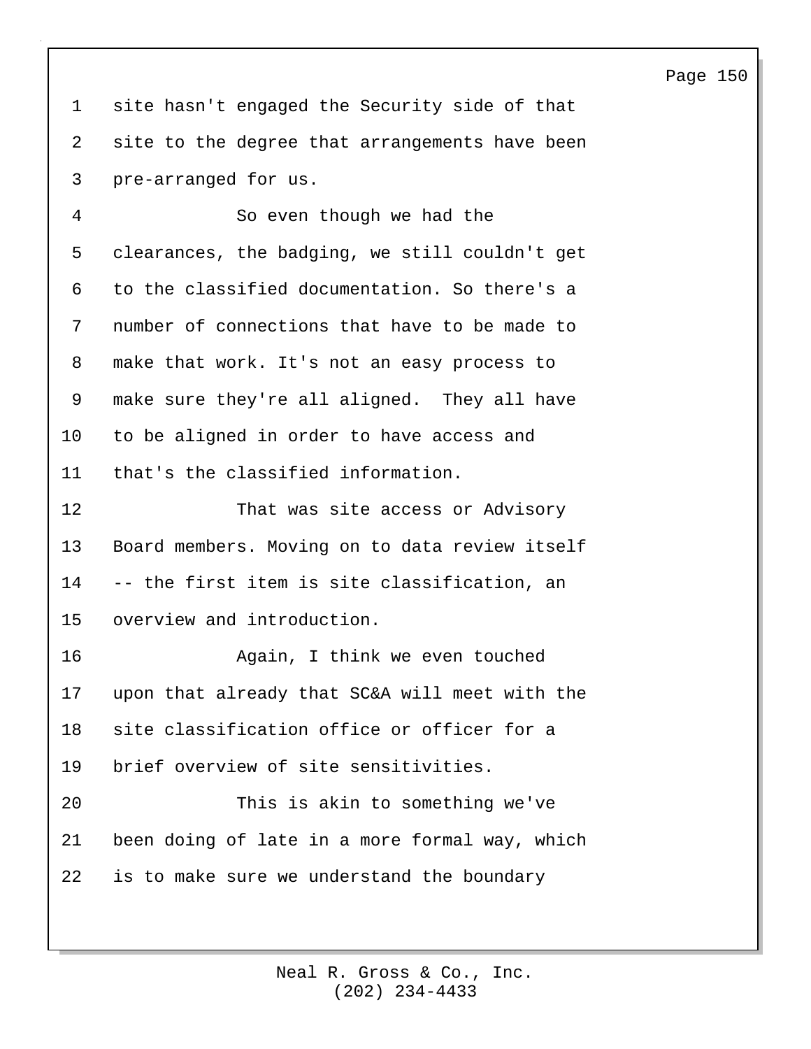site hasn't engaged the Security side of that site to the degree that arrangements have been pre-arranged for us.

So even though we had the clearances, the badging, we still couldn't get to the classified documentation. So there's a number of connections that have to be made to make that work. It's not an easy process to make sure they're all aligned. They all have to be aligned in order to have access and that's the classified information.

That was site access or Advisory Board members. Moving on to data review itself -- the first item is site classification, an overview and introduction.

Again, I think we even touched upon that already that SC&A will meet with the site classification office or officer for a brief overview of site sensitivities.

This is akin to something we've been doing of late in a more formal way, which is to make sure we understand the boundary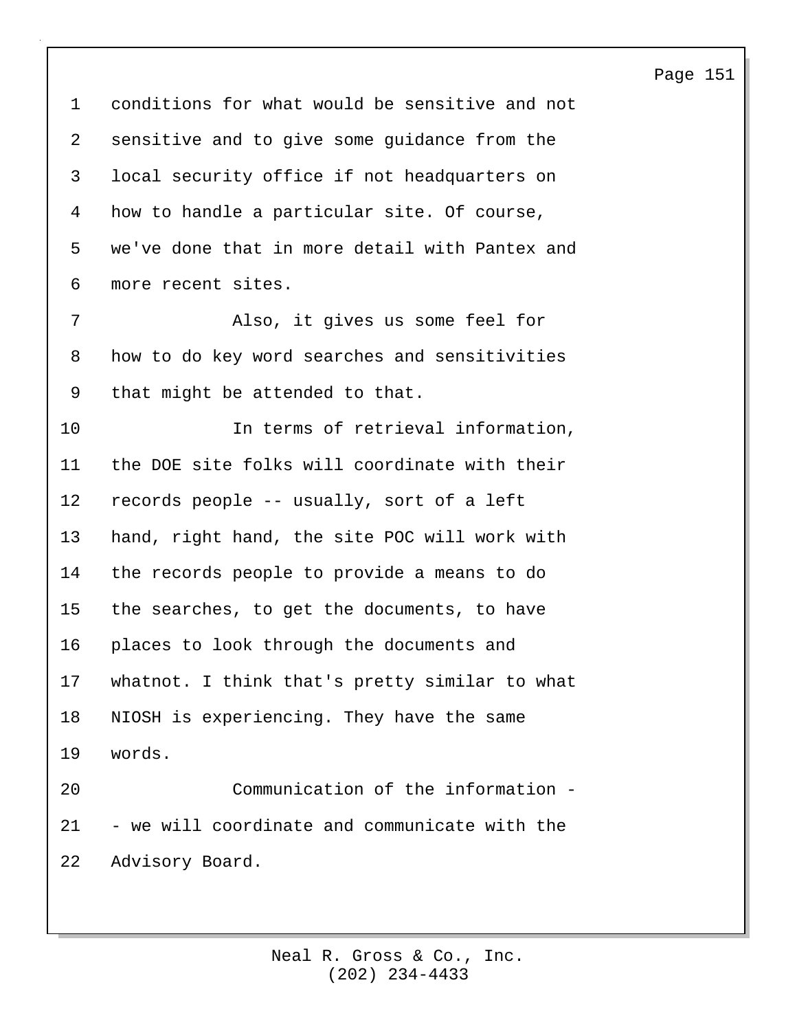conditions for what would be sensitive and not sensitive and to give some guidance from the local security office if not headquarters on how to handle a particular site. Of course, we've done that in more detail with Pantex and more recent sites.

Also, it gives us some feel for how to do key word searches and sensitivities that might be attended to that.

In terms of retrieval information, the DOE site folks will coordinate with their records people -- usually, sort of a left hand, right hand, the site POC will work with the records people to provide a means to do the searches, to get the documents, to have places to look through the documents and whatnot. I think that's pretty similar to what NIOSH is experiencing. They have the same words.

Communication of the information -- we will coordinate and communicate with the Advisory Board.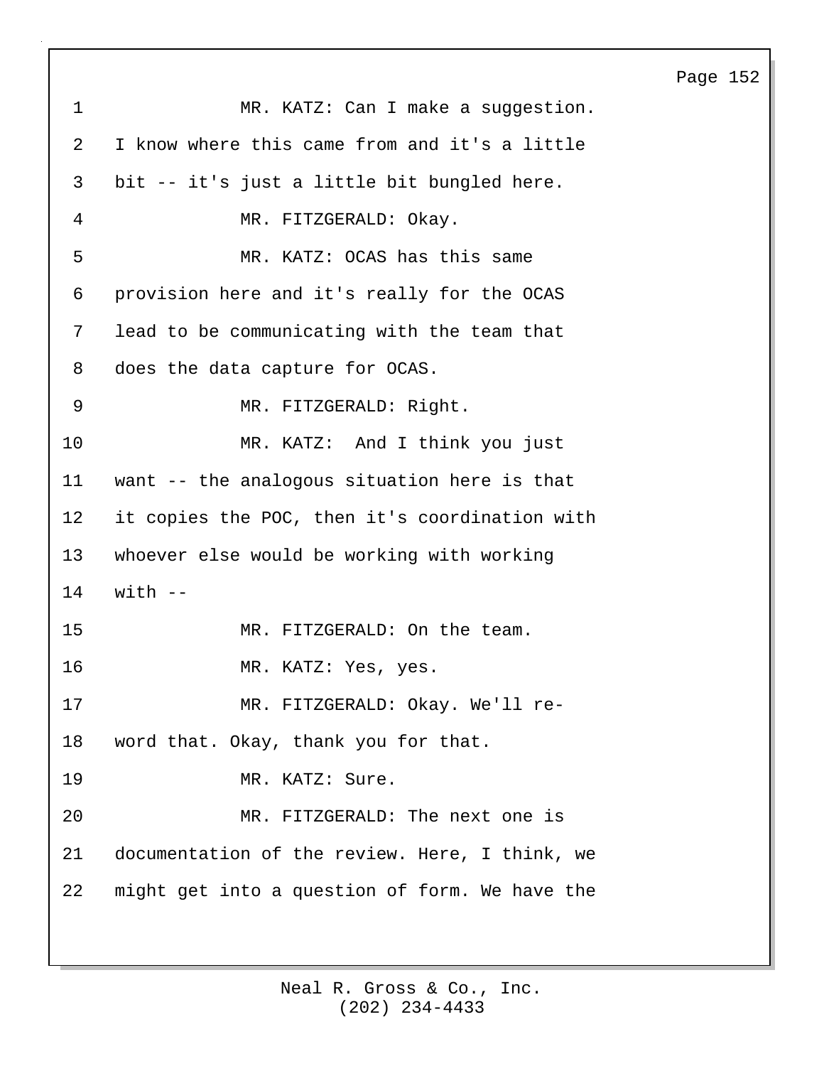MR. KATZ: Can I make a suggestion. I know where this came from and it's a little bit -- it's just a little bit bungled here.

MR. FITZGERALD: Okay.

MR. KATZ: OCAS has this same provision here and it's really for the OCAS lead to be communicating with the team that does the data capture for OCAS.

MR. FITZGERALD: Right.

MR. KATZ: And I think you just want -- the analogous situation here is that it copies the POC, then it's coordination with whoever else would be working with working with --

MR. FITZGERALD: On the team.

MR. KATZ: Yes, yes.

MR. FITZGERALD: Okay. We'll re-word that. Okay, thank you for that.

MR. KATZ: Sure.

MR. FITZGERALD: The next one is documentation of the review. Here, I think, we might get into a question of form. We have the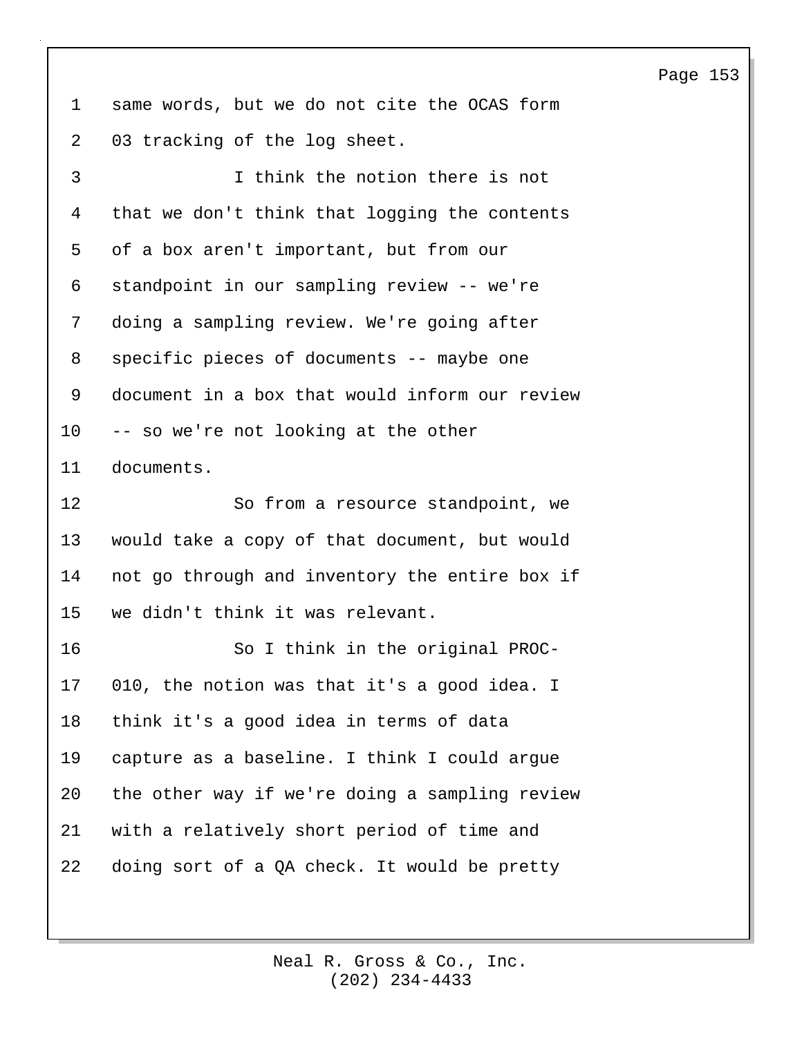same words, but we do not cite the OCAS form 03 tracking of the log sheet.

I think the notion there is not that we don't think that logging the contents of a box aren't important, but from our standpoint in our sampling review -- we're doing a sampling review. We're going after specific pieces of documents -- maybe one document in a box that would inform our review -- so we're not looking at the other documents.

So from a resource standpoint, we would take a copy of that document, but would not go through and inventory the entire box if we didn't think it was relevant.

So I think in the original PROC-010, the notion was that it's a good idea. I think it's a good idea in terms of data capture as a baseline. I think I could argue the other way if we're doing a sampling review with a relatively short period of time and doing sort of a QA check. It would be pretty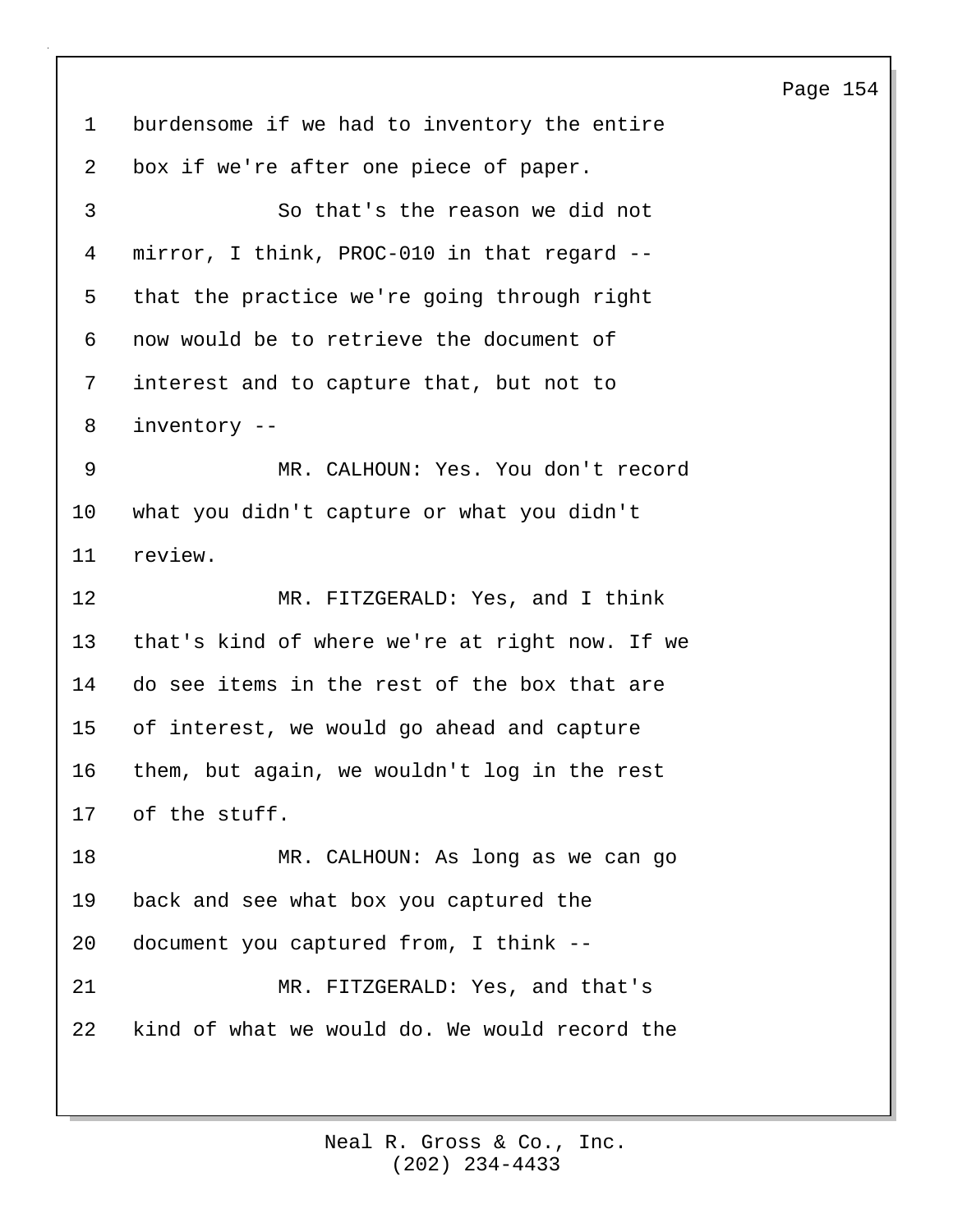burdensome if we had to inventory the entire box if we're after one piece of paper.

So that's the reason we did not mirror, I think, PROC-010 in that regard -- that the practice we're going through right now would be to retrieve the document of interest and to capture that, but not to inventory --

MR. CALHOUN: Yes. You don't record what you didn't capture or what you didn't review.

MR. FITZGERALD: Yes, and I think that's kind of where we're at right now. If we do see items in the rest of the box that are of interest, we would go ahead and capture them, but again, we wouldn't log in the rest of the stuff.

MR. CALHOUN: As long as we can go back and see what box you captured the document you captured from, I think --

MR. FITZGERALD: Yes, and that's kind of what we would do. We would record the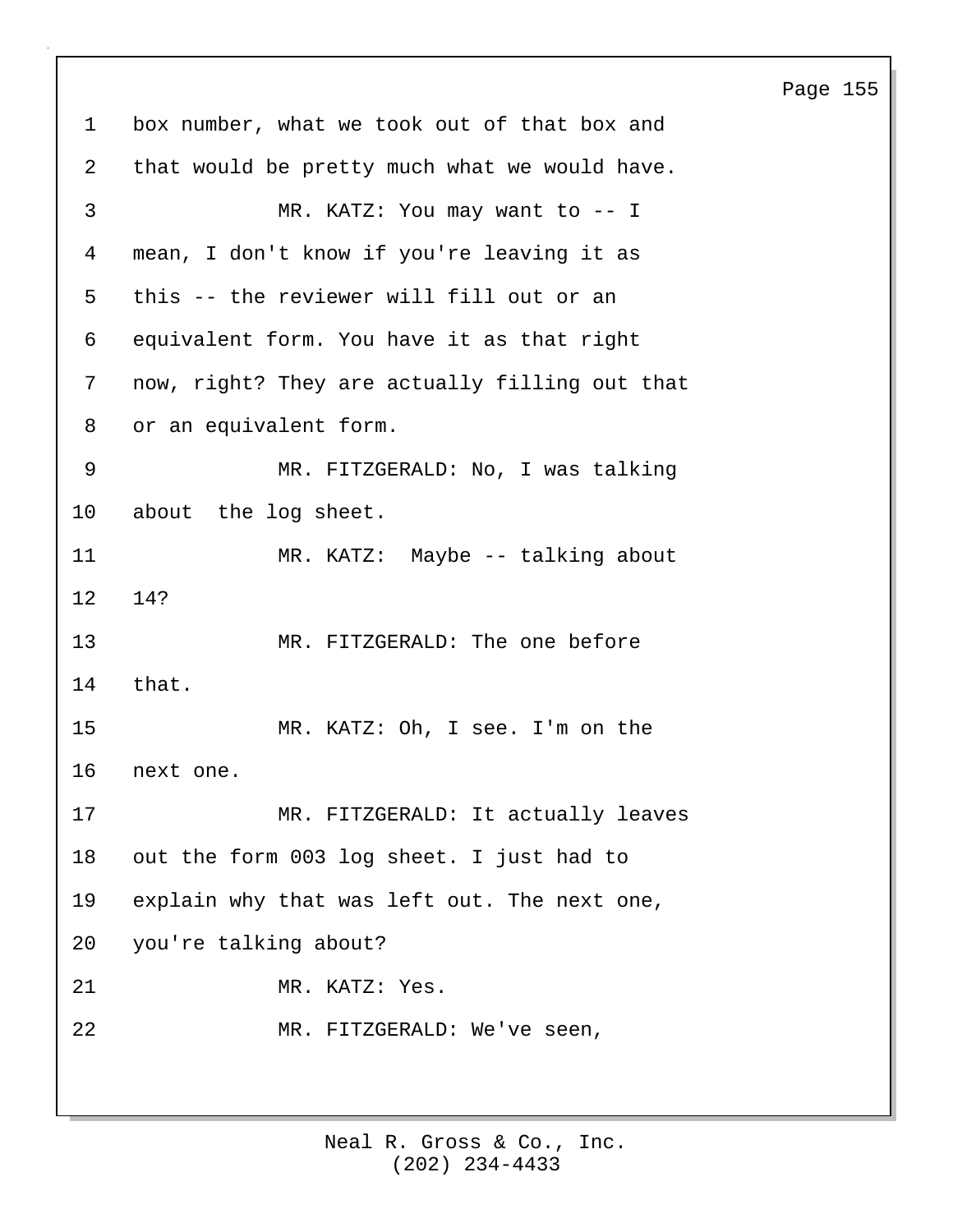box number, what we took out of that box and that would be pretty much what we would have.

MR. KATZ: You may want to -- I mean, I don't know if you're leaving it as this -- the reviewer will fill out or an equivalent form. You have it as that right now, right? They are actually filling out that or an equivalent form.

MR. FITZGERALD: No, I was talking about the log sheet.

MR. KATZ: Maybe -- talking about 14?

MR. FITZGERALD: The one before that.

MR. KATZ: Oh, I see. I'm on the next one.

MR. FITZGERALD: It actually leaves out the form 003 log sheet. I just had to explain why that was left out. The next one, you're talking about?

MR. KATZ: Yes.

MR. FITZGERALD: We've seen,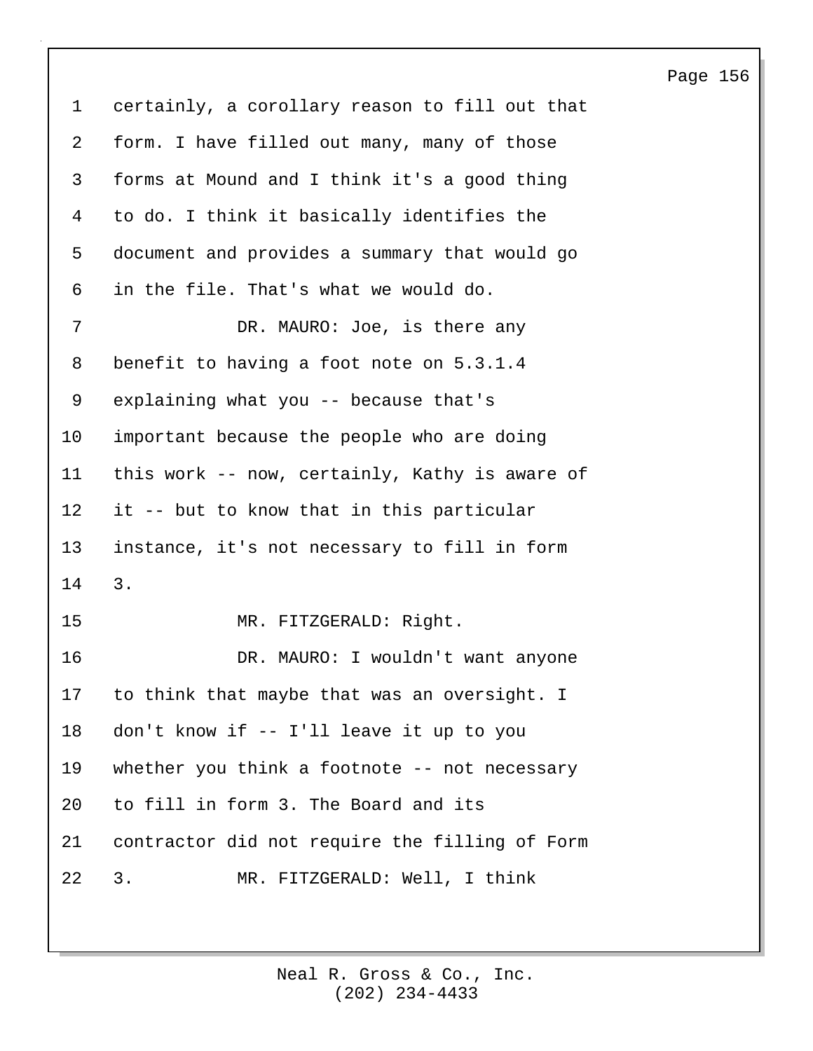certainly, a corollary reason to fill out that form. I have filled out many, many of those forms at Mound and I think it's a good thing to do. I think it basically identifies the document and provides a summary that would go in the file. That's what we would do.

DR. MAURO: Joe, is there any benefit to having a foot note on 5.3.1.4 explaining what you -- because that's important because the people who are doing this work -- now, certainly, Kathy is aware of it -- but to know that in this particular instance, it's not necessary to fill in form 3.

MR. FITZGERALD: Right.

DR. MAURO: I wouldn't want anyone to think that maybe that was an oversight. I don't know if -- I'll leave it up to you whether you think a footnote -- not necessary to fill in form 3. The Board and its contractor did not require the filling of Form 3.

MR. FITZGERALD: Well, I think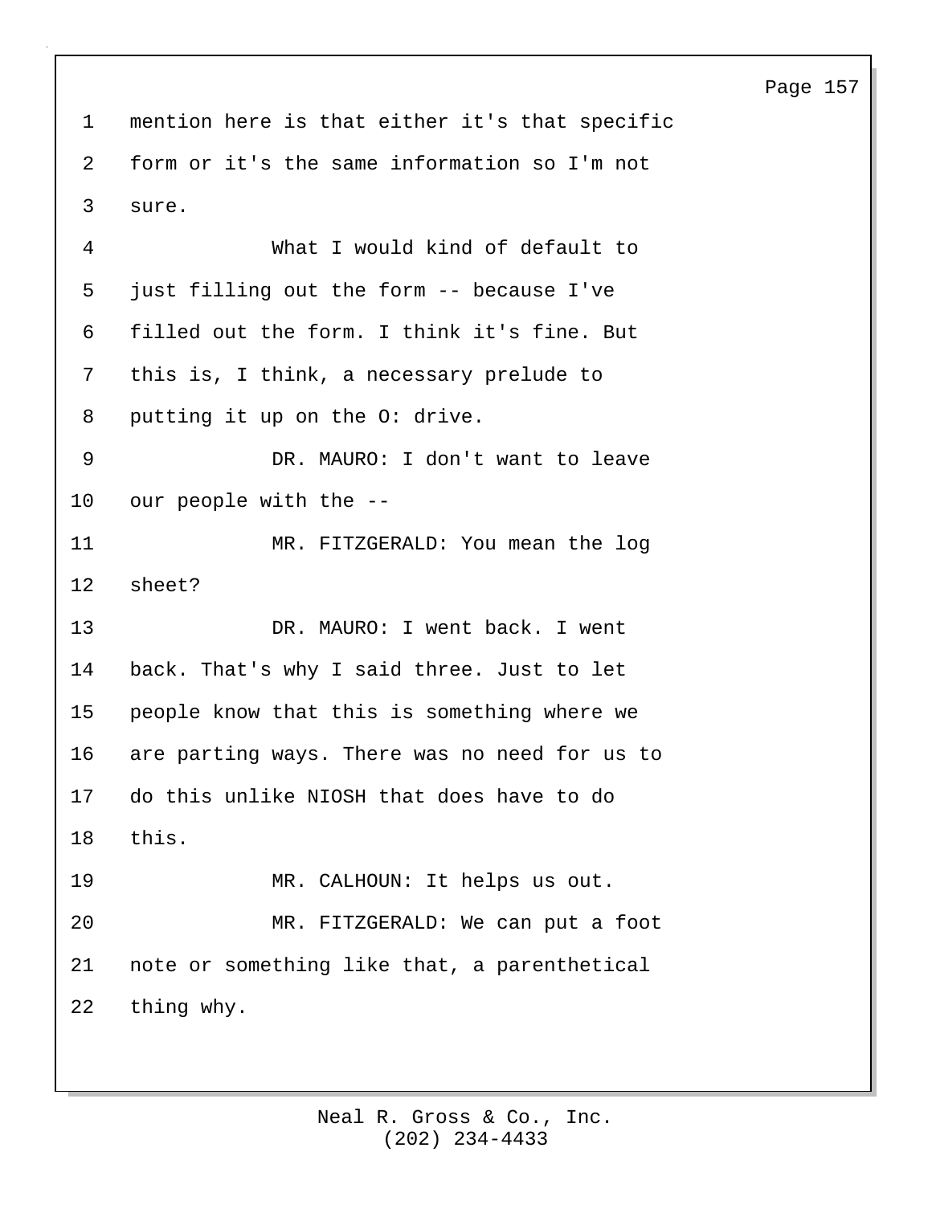mention here is that either it's that specific form or it's the same information so I'm not sure.

What I would kind of default to just filling out the form -- because I've filled out the form. I think it's fine. But this is, I think, a necessary prelude to putting it up on the O: drive.

DR. MAURO: I don't want to leave our people with the --

MR. FITZGERALD: You mean the log sheet?

DR. MAURO: I went back. I went back. That's why I said three. Just to let people know that this is something where we are parting ways. There was no need for us to do this unlike NIOSH that does have to do this.

MR. CALHOUN: It helps us out.

MR. FITZGERALD: We can put a foot note or something like that, a parenthetical thing why.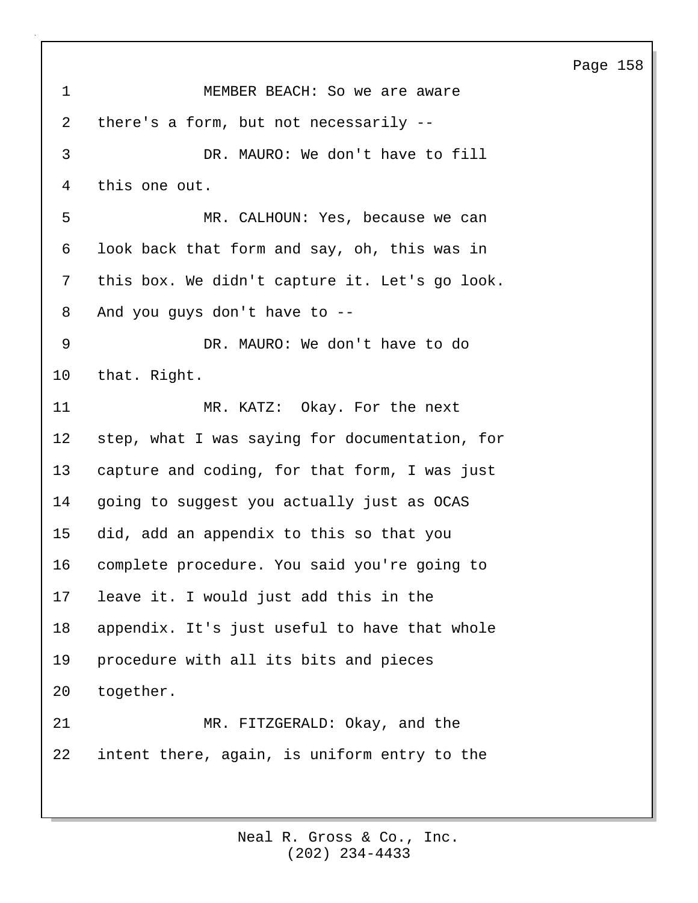MEMBER BEACH: So we are aware there's a form, but not necessarily --

DR. MAURO: We don't have to fill this one out.

MR. CALHOUN: Yes, because we can look back that form and say, oh, this was in this box. We didn't capture it. Let's go look. And you guys don't have to --

DR. MAURO: We don't have to do that. Right.

MR. KATZ:  Okay. For the next step, what I was saying for documentation, for capture and coding, for that form, I was just going to suggest you actually just as OCAS did, add an appendix to this so that you complete procedure. You said you're going to leave it. I would just add this in the appendix. It's just useful to have that whole procedure with all its bits and pieces together.

MR. FITZGERALD: Okay, and the intent there, again, is uniform entry to the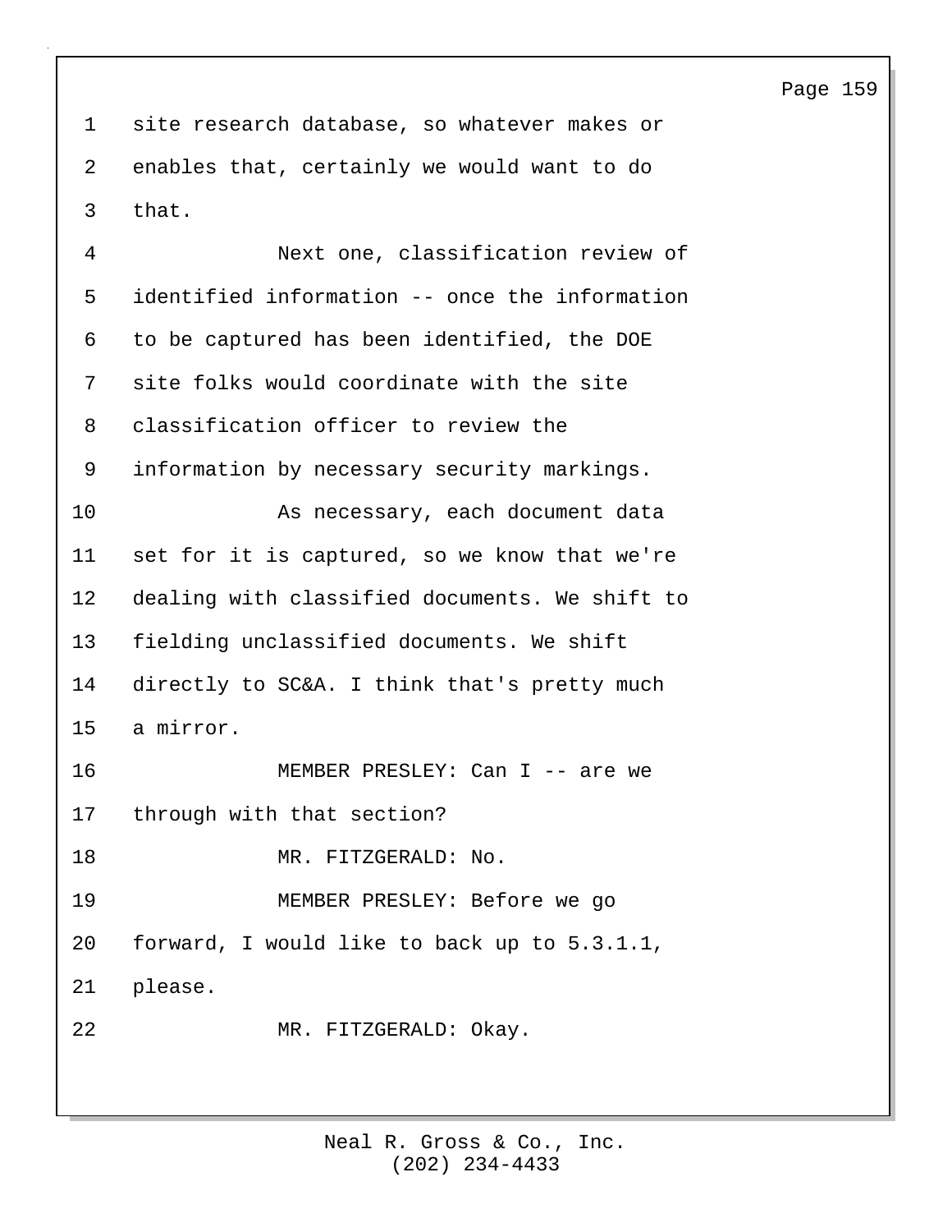site research database, so whatever makes or enables that, certainly we would want to do that.

Next one, classification review of identified information -- once the information to be captured has been identified, the DOE site folks would coordinate with the site classification officer to review the information by necessary security markings.

As necessary, each document data set for it is captured, so we know that we're dealing with classified documents. We shift to fielding unclassified documents. We shift directly to SC&A. I think that's pretty much a mirror.

MEMBER PRESLEY: Can I -- are we through with that section?

MR. FITZGERALD: No.

MEMBER PRESLEY: Before we go forward, I would like to back up to 5.3.1.1, please.

MR. FITZGERALD: Okay.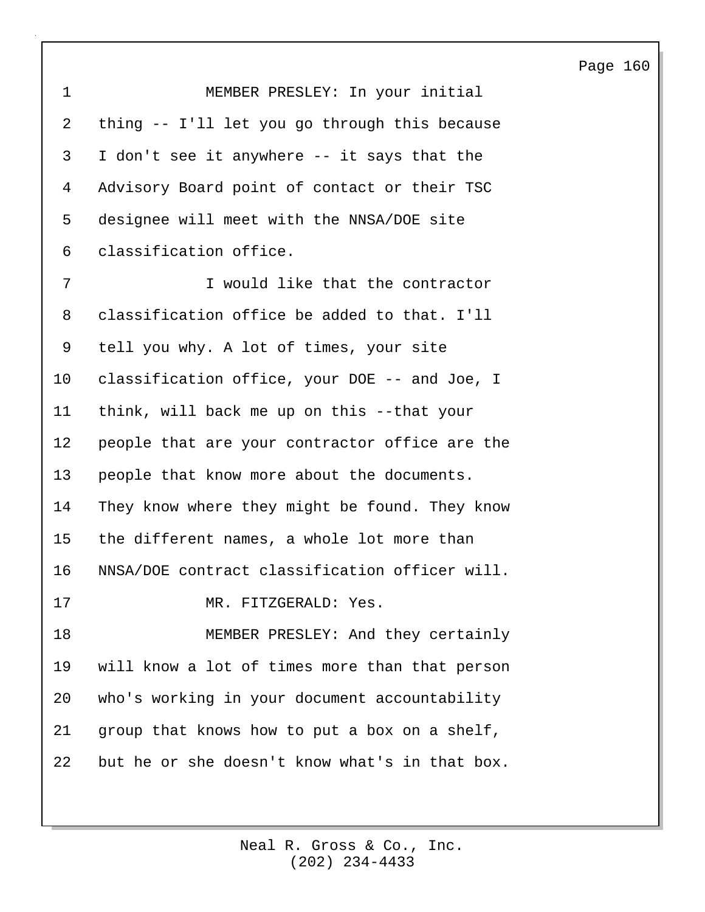MEMBER PRESLEY: In your initial thing -- I'll let you go through this because I don't see it anywhere -- it says that the Advisory Board point of contact or their TSC designee will meet with the NNSA/DOE site classification office.

I would like that the contractor classification office be added to that. I'll tell you why. A lot of times, your site classification office, your DOE -- and Joe, I think, will back me up on this --that your people that are your contractor office are the people that know more about the documents. They know where they might be found. They know the different names, a whole lot more than NNSA/DOE contract classification officer will.

MR. FITZGERALD: Yes.

MEMBER PRESLEY: And they certainly will know a lot of times more than that person who's working in your document accountability group that knows how to put a box on a shelf, but he or she doesn't know what's in that box.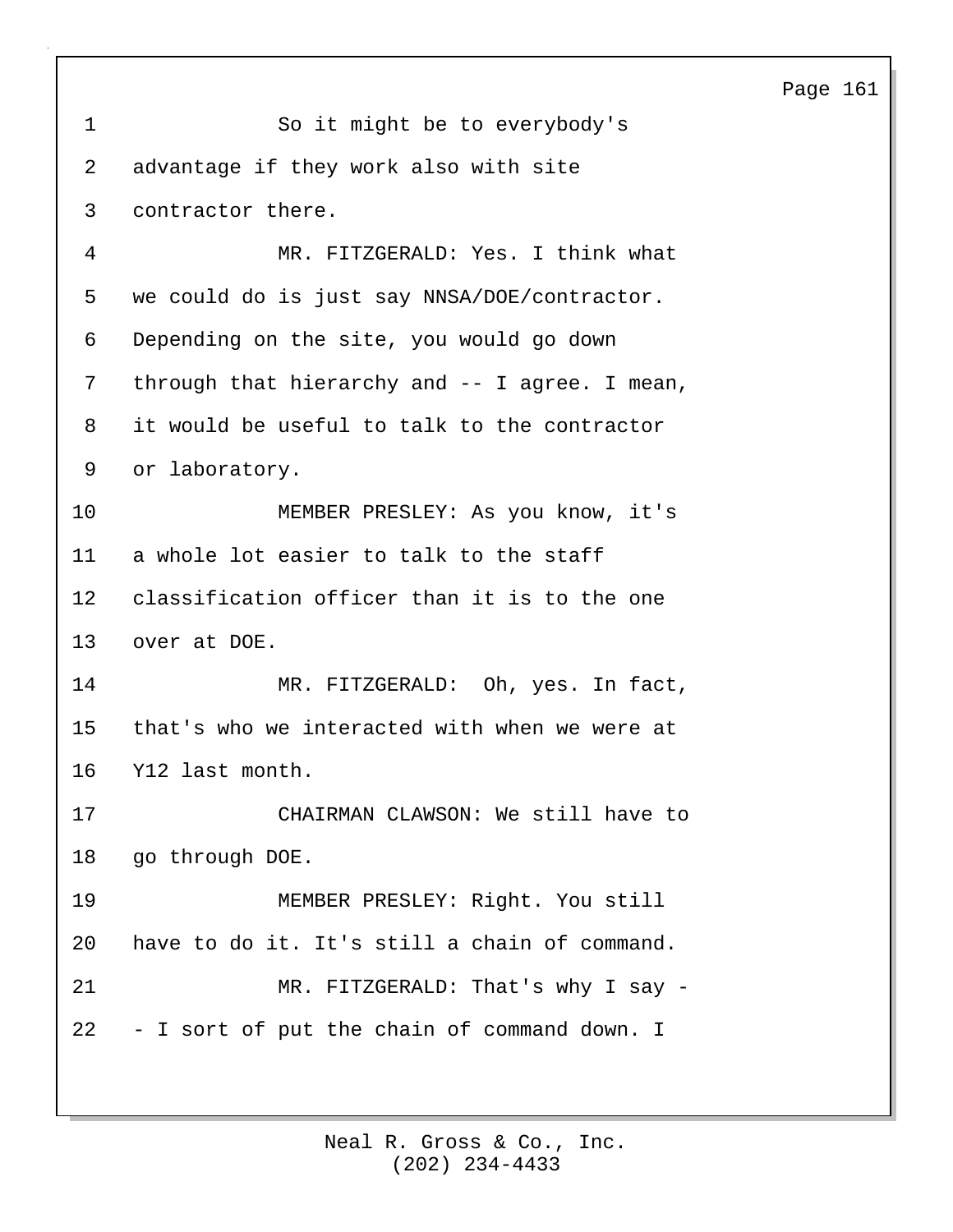So it might be to everybody's advantage if they work also with site contractor there.

MR. FITZGERALD: Yes. I think what we could do is just say NNSA/DOE/contractor. Depending on the site, you would go down through that hierarchy and -- I agree. I mean, it would be useful to talk to the contractor or laboratory.

MEMBER PRESLEY: As you know, it's a whole lot easier to talk to the staff classification officer than it is to the one over at DOE.

MR. FITZGERALD: Oh, yes. In fact, that's who we interacted with when we were at Y12 last month.

CHAIRMAN CLAWSON: We still have to go through DOE.

MEMBER PRESLEY: Right. You still have to do it. It's still a chain of command.

MR. FITZGERALD: That's why I say -- I sort of put the chain of command down. I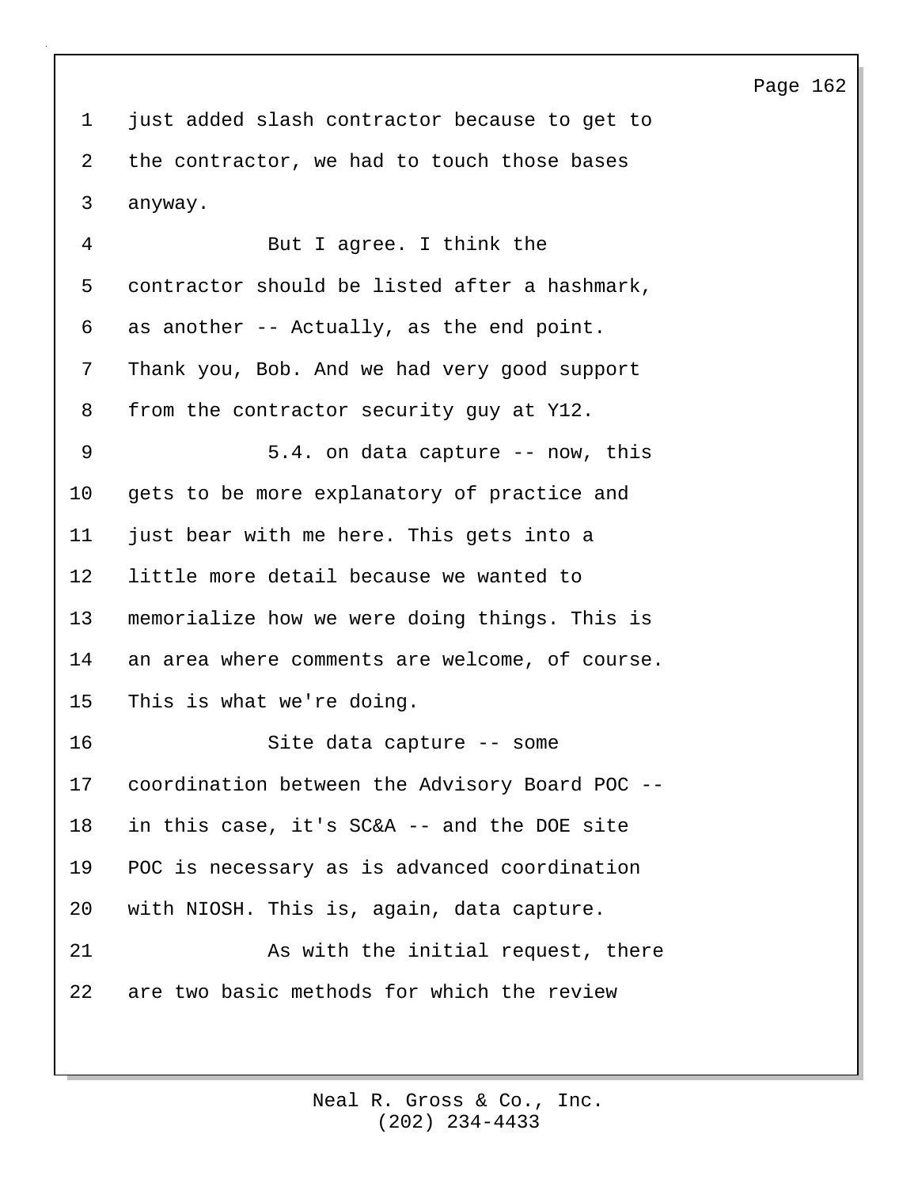just added slash contractor because to get to the contractor, we had to touch those bases anyway.

But I agree. I think the contractor should be listed after a hashmark, as another -- Actually, as the end point. Thank you, Bob. And we had very good support from the contractor security guy at Y12.

5.4. on data capture -- now, this gets to be more explanatory of practice and just bear with me here. This gets into a little more detail because we wanted to memorialize how we were doing things. This is an area where comments are welcome, of course. This is what we're doing.

Site data capture -- some coordination between the Advisory Board POC -- in this case, it's SC&A -- and the DOE site POC is necessary as is advanced coordination with NIOSH. This is, again, data capture.

As with the initial request, there are two basic methods for which the review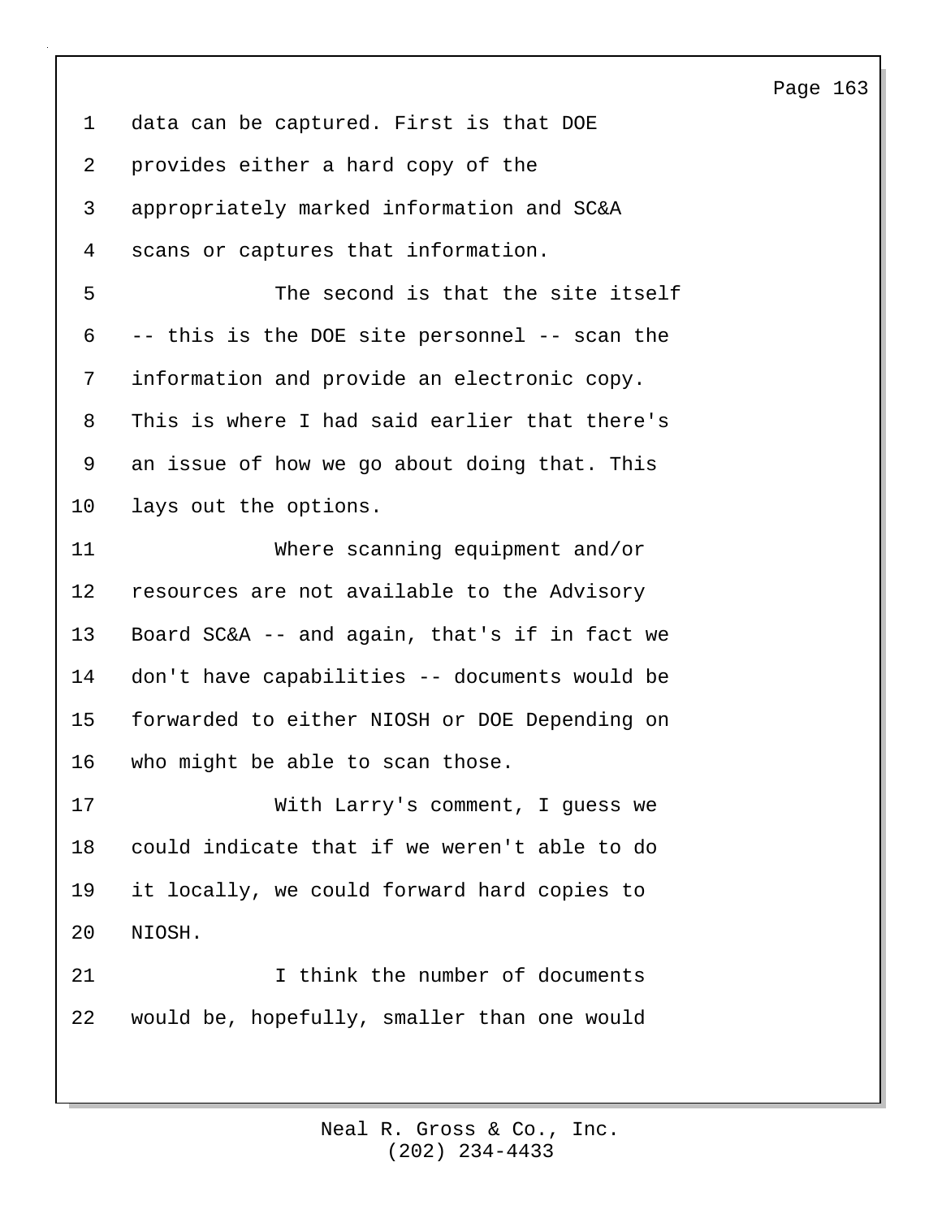data can be captured. First is that DOE provides either a hard copy of the appropriately marked information and SC&A scans or captures that information.

The second is that the site itself -- this is the DOE site personnel -- scan the information and provide an electronic copy. This is where I had said earlier that there's an issue of how we go about doing that. This lays out the options.

Where scanning equipment and/or resources are not available to the Advisory Board SC&A -- and again, that's if in fact we don't have capabilities -- documents would be forwarded to either NIOSH or DOE Depending on who might be able to scan those.

With Larry's comment, I guess we could indicate that if we weren't able to do it locally, we could forward hard copies to NIOSH.

I think the number of documents would be, hopefully, smaller than one would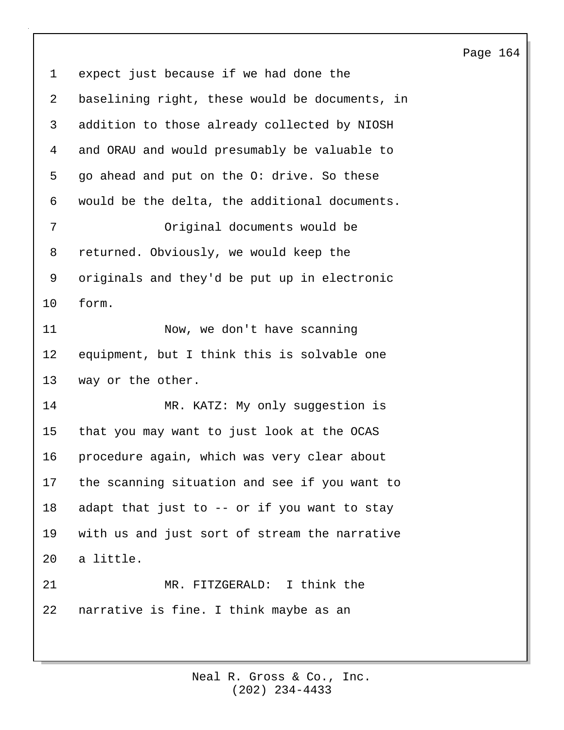expect just because if we had done the baselining right, these would be documents, in addition to those already collected by NIOSH and ORAU and would presumably be valuable to go ahead and put on the O: drive. So these would be the delta, the additional documents.

Original documents would be returned. Obviously, we would keep the originals and they'd be put up in electronic form.

Now, we don't have scanning equipment, but I think this is solvable one way or the other.

MR. KATZ: My only suggestion is that you may want to just look at the OCAS procedure again, which was very clear about the scanning situation and see if you want to adapt that just to -- or if you want to stay with us and just sort of stream the narrative a little.

MR. FITZGERALD: I think the narrative is fine. I think maybe as an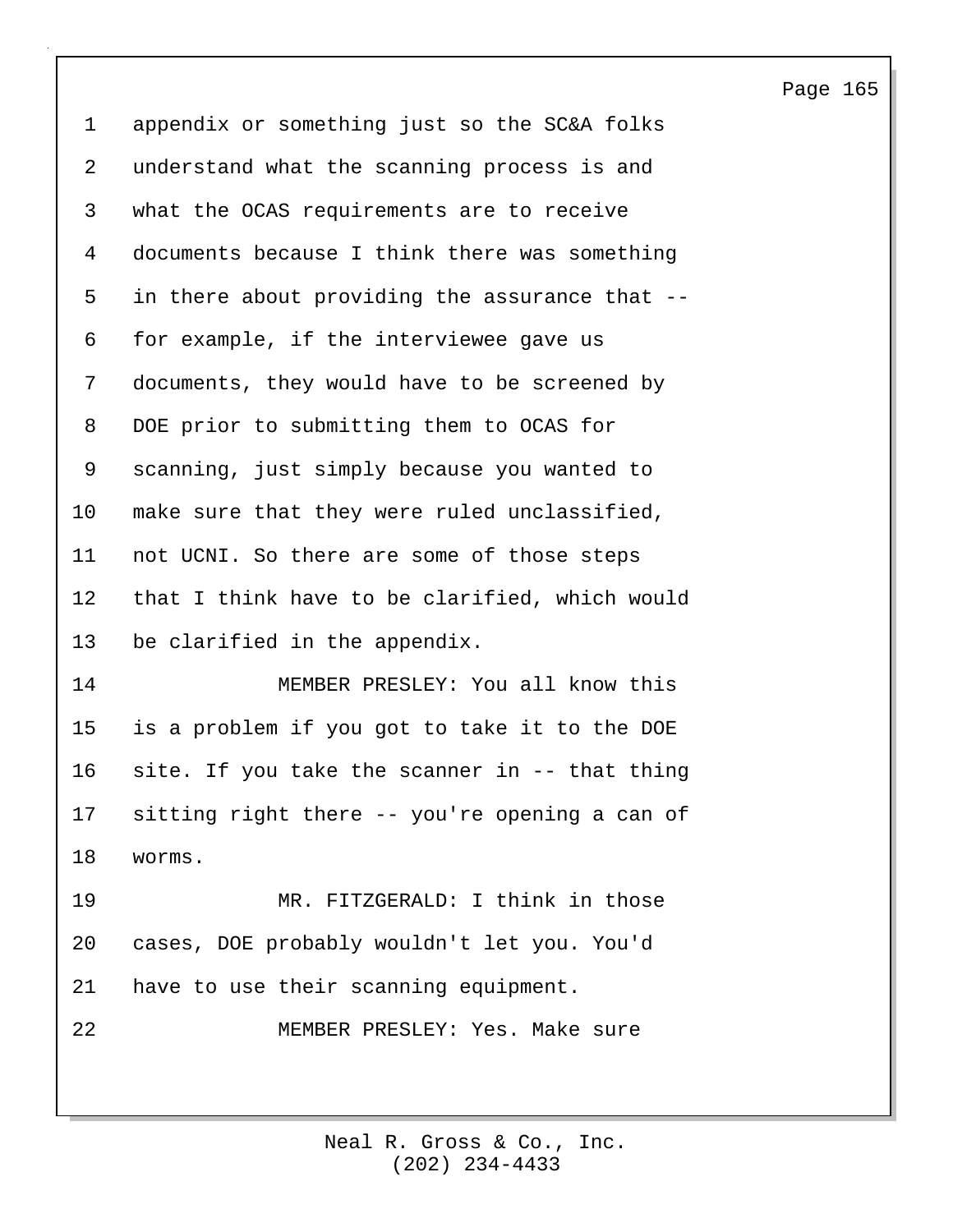appendix or something just so the SC&A folks understand what the scanning process is and what the OCAS requirements are to receive documents because I think there was something in there about providing the assurance that -- for example, if the interviewee gave us documents, they would have to be screened by DOE prior to submitting them to OCAS for scanning, just simply because you wanted to make sure that they were ruled unclassified, not UCNI. So there are some of those steps that I think have to be clarified, which would be clarified in the appendix.

MEMBER PRESLEY: You all know this is a problem if you got to take it to the DOE site. If you take the scanner in -- that thing sitting right there -- you're opening a can of worms.

MR. FITZGERALD: I think in those cases, DOE probably wouldn't let you. You'd have to use their scanning equipment.

MEMBER PRESLEY: Yes. Make sure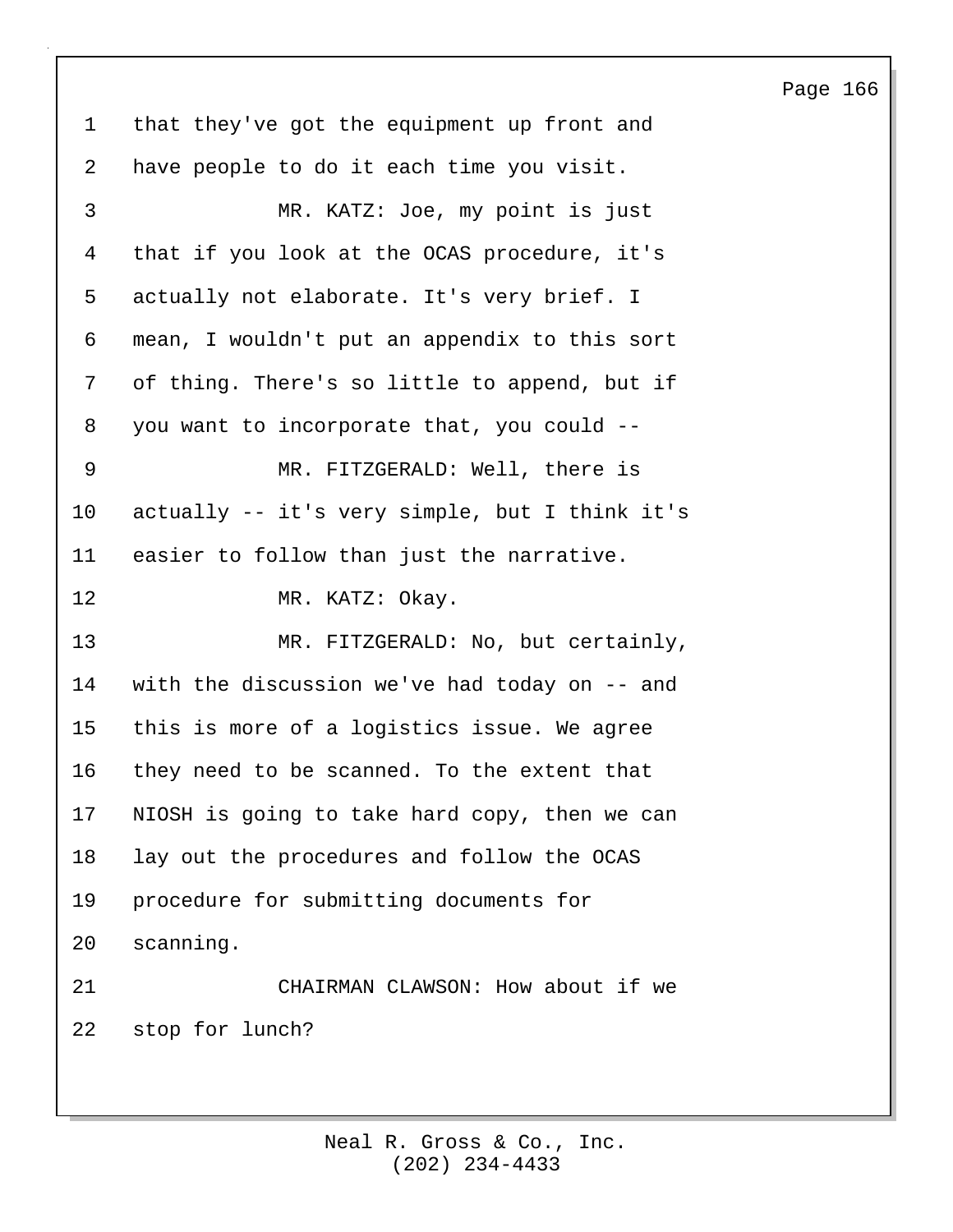that they've got the equipment up front and have people to do it each time you visit.

MR. KATZ: Joe, my point is just that if you look at the OCAS procedure, it's actually not elaborate. It's very brief. I mean, I wouldn't put an appendix to this sort of thing. There's so little to append, but if you want to incorporate that, you could --

MR. FITZGERALD: Well, there is actually -- it's very simple, but I think it's easier to follow than just the narrative.

MR. KATZ: Okay.

MR. FITZGERALD: No, but certainly, with the discussion we've had today on -- and this is more of a logistics issue. We agree they need to be scanned. To the extent that NIOSH is going to take hard copy, then we can lay out the procedures and follow the OCAS procedure for submitting documents for scanning.

CHAIRMAN CLAWSON: How about if we stop for lunch?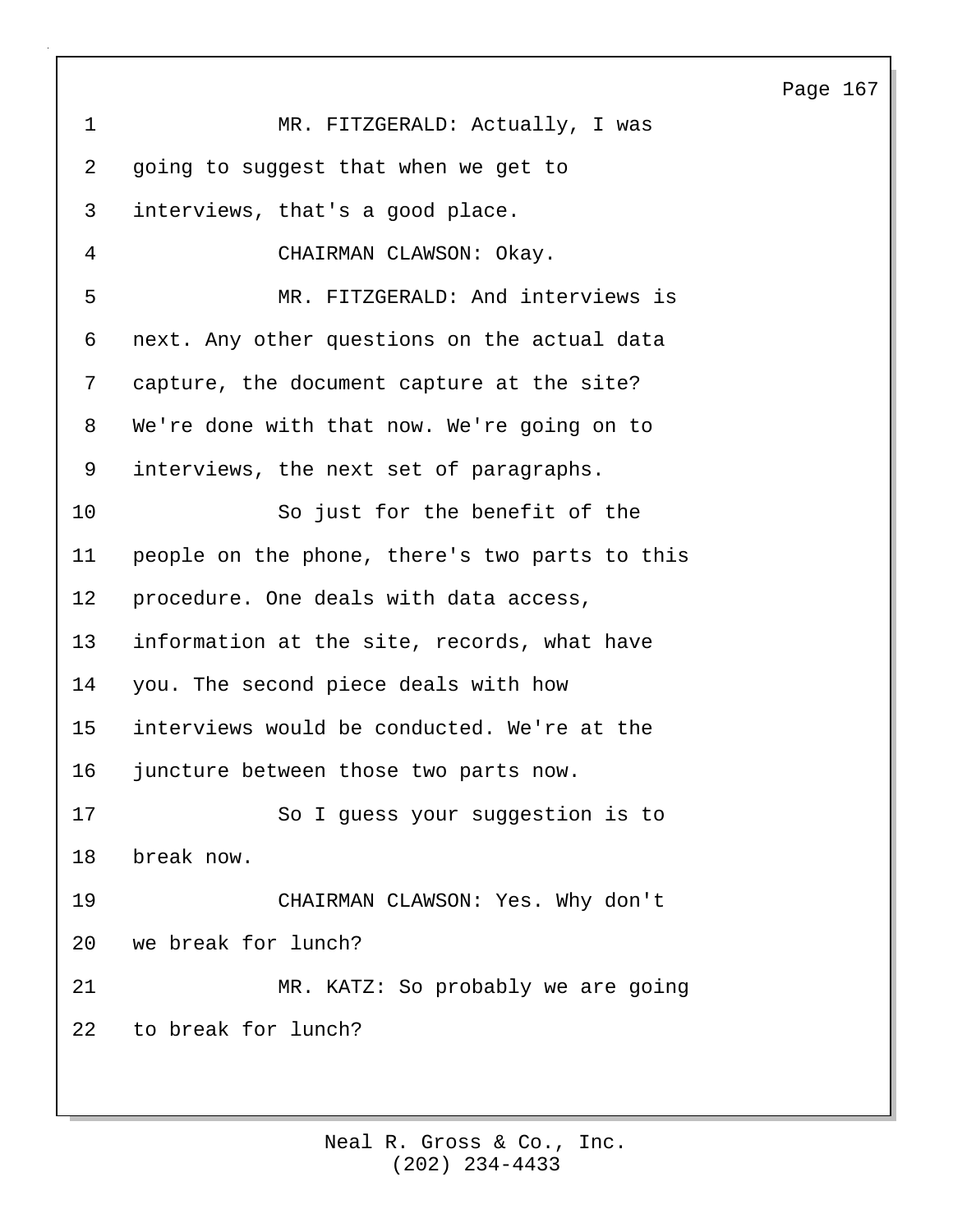MR. FITZGERALD: Actually, I was going to suggest that when we get to interviews, that's a good place.

CHAIRMAN CLAWSON: Okay.

MR. FITZGERALD: And interviews is next. Any other questions on the actual data capture, the document capture at the site? We're done with that now. We're going on to interviews, the next set of paragraphs.

So just for the benefit of the people on the phone, there's two parts to this procedure. One deals with data access, information at the site, records, what have you. The second piece deals with how interviews would be conducted. We're at the juncture between those two parts now.

So I guess your suggestion is to break now.

CHAIRMAN CLAWSON: Yes. Why don't we break for lunch?

MR. KATZ: So probably we are going to break for lunch?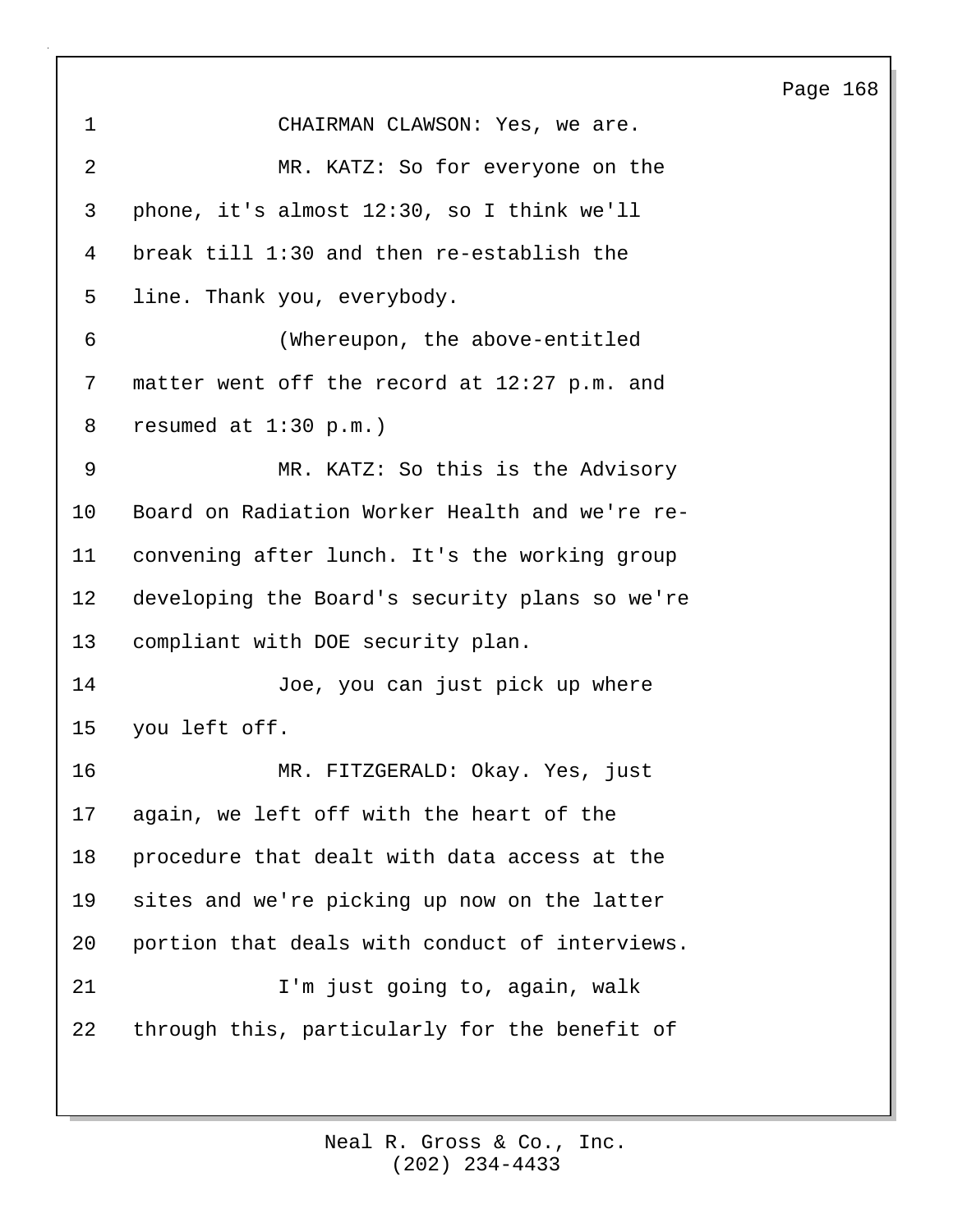CHAIRMAN CLAWSON: Yes, we are.

MR. KATZ: So for everyone on the phone, it's almost 12:30, so I think we'll break till 1:30 and then re-establish the line. Thank you, everybody.

(Whereupon, the above-entitled matter went off the record at 12:27 p.m. and resumed at 1:30 p.m.)

MR. KATZ: So this is the Advisory Board on Radiation Worker Health and we're re-convening after lunch. It's the working group developing the Board's security plans so we're compliant with DOE security plan.

Joe, you can just pick up where you left off.

MR. FITZGERALD: Okay. Yes, just again, we left off with the heart of the procedure that dealt with data access at the sites and we're picking up now on the latter portion that deals with conduct of interviews.

I'm just going to, again, walk through this, particularly for the benefit of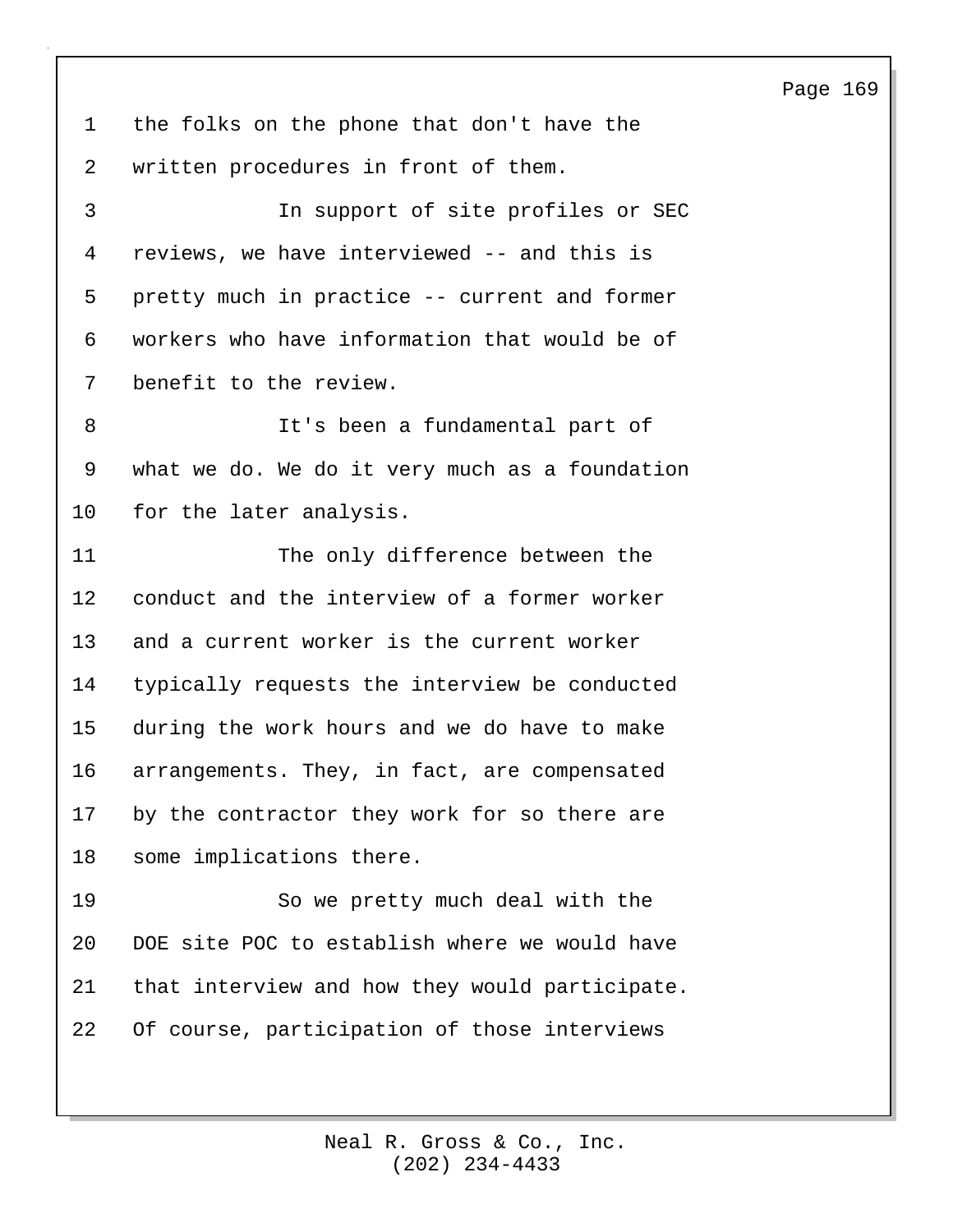the folks on the phone that don't have the written procedures in front of them.

In support of site profiles or SEC reviews, we have interviewed -- and this is pretty much in practice -- current and former workers who have information that would be of benefit to the review.

It's been a fundamental part of what we do. We do it very much as a foundation for the later analysis.

The only difference between the conduct and the interview of a former worker and a current worker is the current worker typically requests the interview be conducted during the work hours and we do have to make arrangements. They, in fact, are compensated by the contractor they work for so there are some implications there.

So we pretty much deal with the DOE site POC to establish where we would have that interview and how they would participate. Of course, participation of those interviews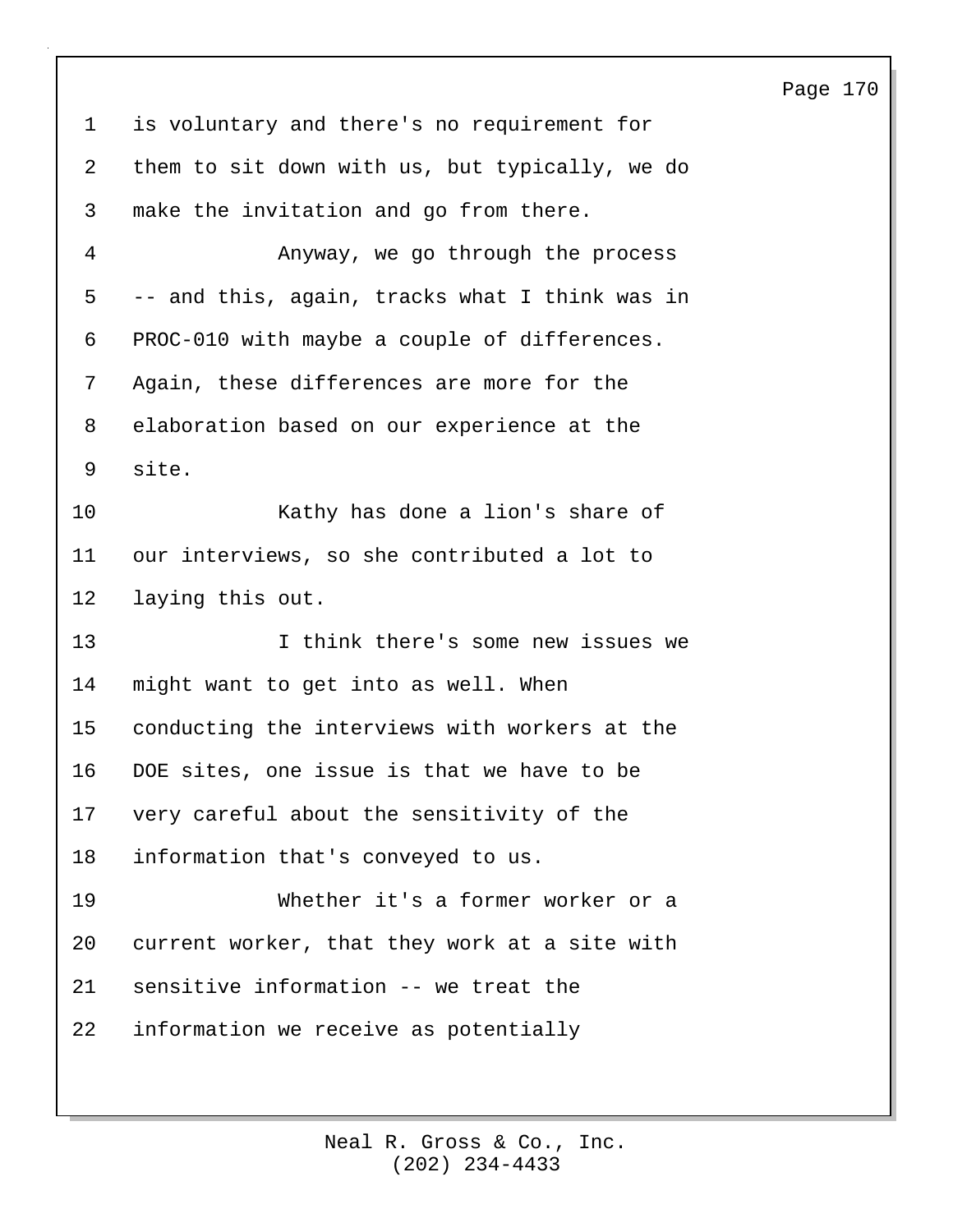is voluntary and there's no requirement for them to sit down with us, but typically, we do make the invitation and go from there.

Anyway, we go through the process -- and this, again, tracks what I think was in PROC-010 with maybe a couple of differences. Again, these differences are more for the elaboration based on our experience at the site.

Kathy has done a lion's share of our interviews, so she contributed a lot to laying this out.

I think there's some new issues we might want to get into as well. When conducting the interviews with workers at the DOE sites, one issue is that we have to be very careful about the sensitivity of the information that's conveyed to us.

Whether it's a former worker or a current worker, that they work at a site with sensitive information -- we treat the information we receive as potentially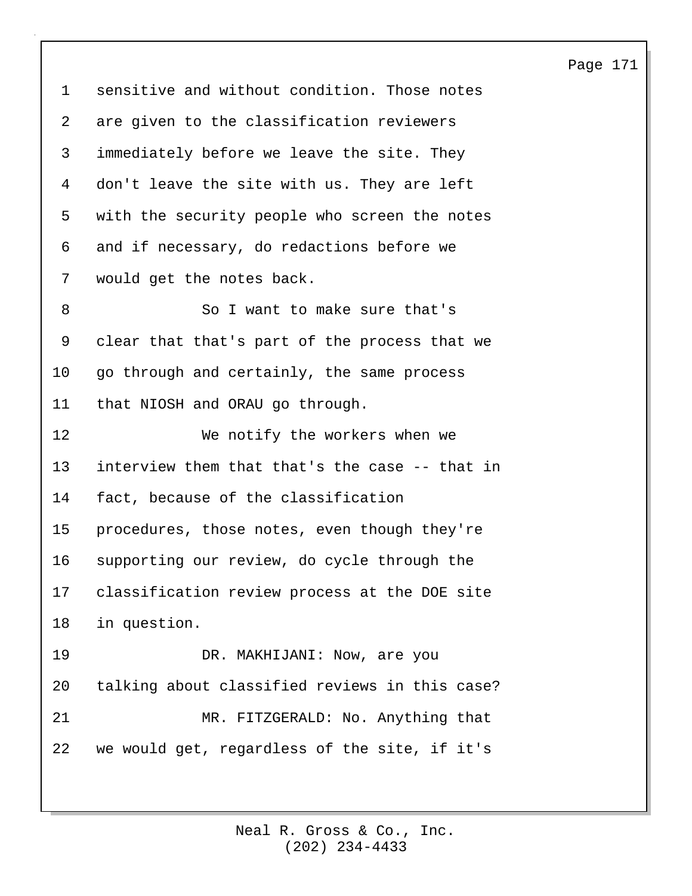sensitive and without condition. Those notes are given to the classification reviewers immediately before we leave the site. They don't leave the site with us. They are left with the security people who screen the notes and if necessary, do redactions before we would get the notes back.

So I want to make sure that's clear that that's part of the process that we go through and certainly, the same process that NIOSH and ORAU go through.

We notify the workers when we interview them that that's the case -- that in fact, because of the classification procedures, those notes, even though they're supporting our review, do cycle through the classification review process at the DOE site in question.

DR. MAKHIJANI: Now, are you talking about classified reviews in this case?

MR. FITZGERALD: No. Anything that we would get, regardless of the site, if it's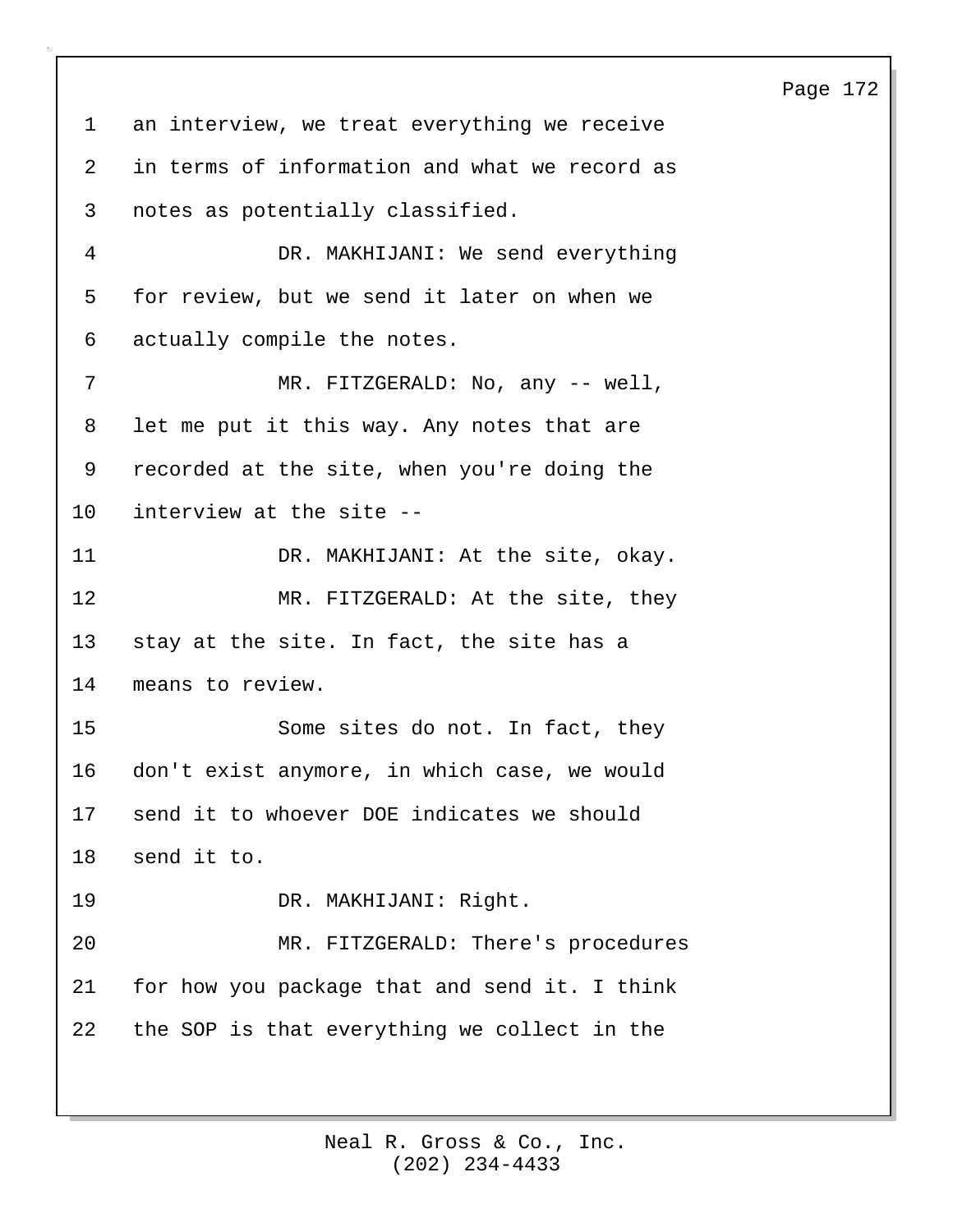an interview, we treat everything we receive in terms of information and what we record as notes as potentially classified.

DR. MAKHIJANI: We send everything for review, but we send it later on when we actually compile the notes.

MR. FITZGERALD: No, any -- well, let me put it this way. Any notes that are recorded at the site, when you're doing the interview at the site --

DR. MAKHIJANI: At the site, okay.

MR. FITZGERALD: At the site, they stay at the site. In fact, the site has a means to review.

Some sites do not. In fact, they don't exist anymore, in which case, we would send it to whoever DOE indicates we should send it to.

DR. MAKHIJANI: Right.

MR. FITZGERALD: There's procedures for how you package that and send it. I think the SOP is that everything we collect in the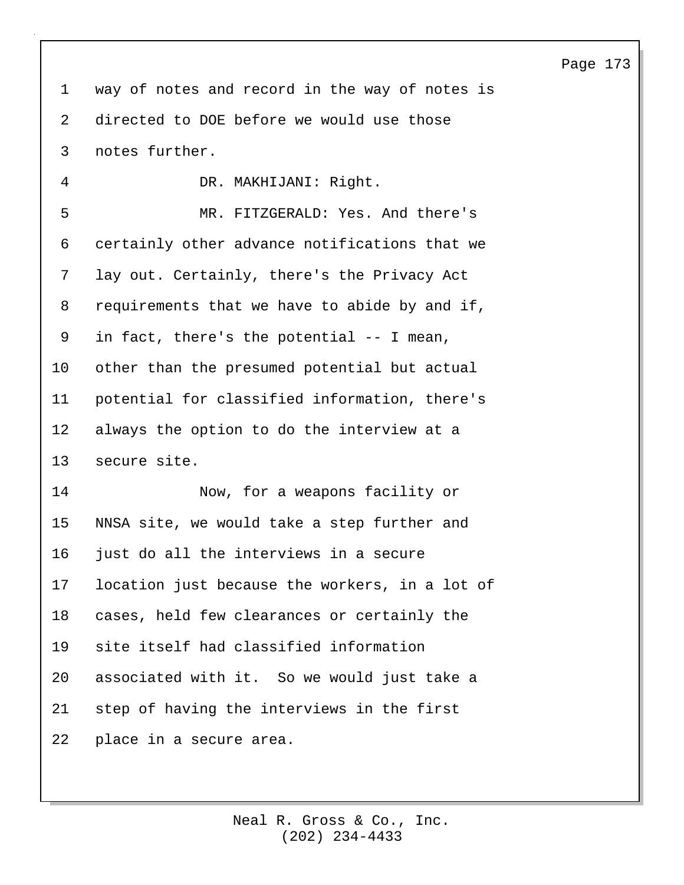way of notes and record in the way of notes is directed to DOE before we would use those notes further.

DR. MAKHIJANI: Right.

MR. FITZGERALD: Yes. And there's certainly other advance notifications that we lay out. Certainly, there's the Privacy Act requirements that we have to abide by and if, in fact, there's the potential -- I mean, other than the presumed potential but actual potential for classified information, there's always the option to do the interview at a secure site.

Now, for a weapons facility or NNSA site, we would take a step further and just do all the interviews in a secure location just because the workers, in a lot of cases, held few clearances or certainly the site itself had classified information associated with it. So we would just take a step of having the interviews in the first place in a secure area.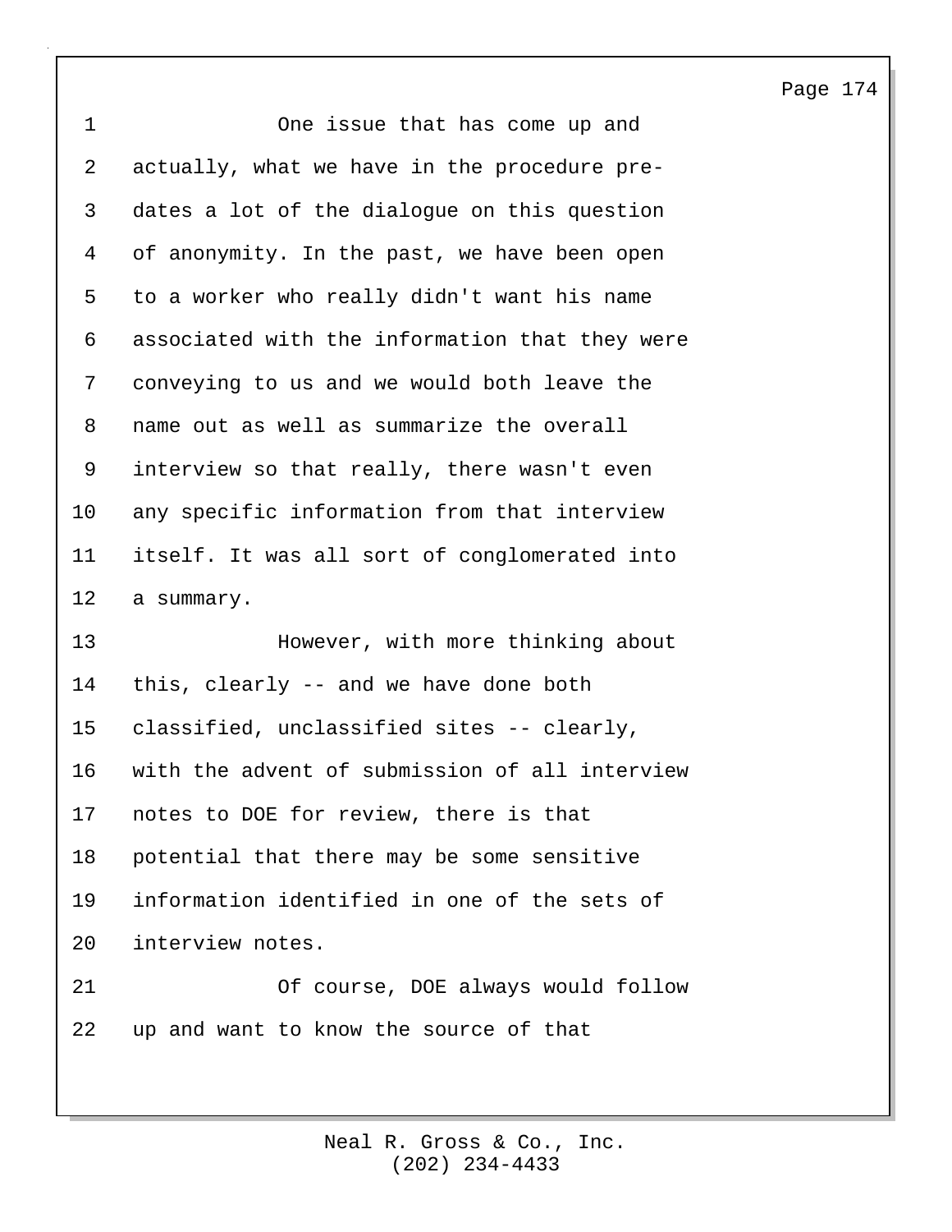One issue that has come up and actually, what we have in the procedure pre-dates a lot of the dialogue on this question of anonymity. In the past, we have been open to a worker who really didn't want his name associated with the information that they were conveying to us and we would both leave the name out as well as summarize the overall interview so that really, there wasn't even any specific information from that interview itself. It was all sort of conglomerated into a summary.

However, with more thinking about this, clearly -- and we have done both classified, unclassified sites -- clearly, with the advent of submission of all interview notes to DOE for review, there is that potential that there may be some sensitive information identified in one of the sets of interview notes.

Of course, DOE always would follow up and want to know the source of that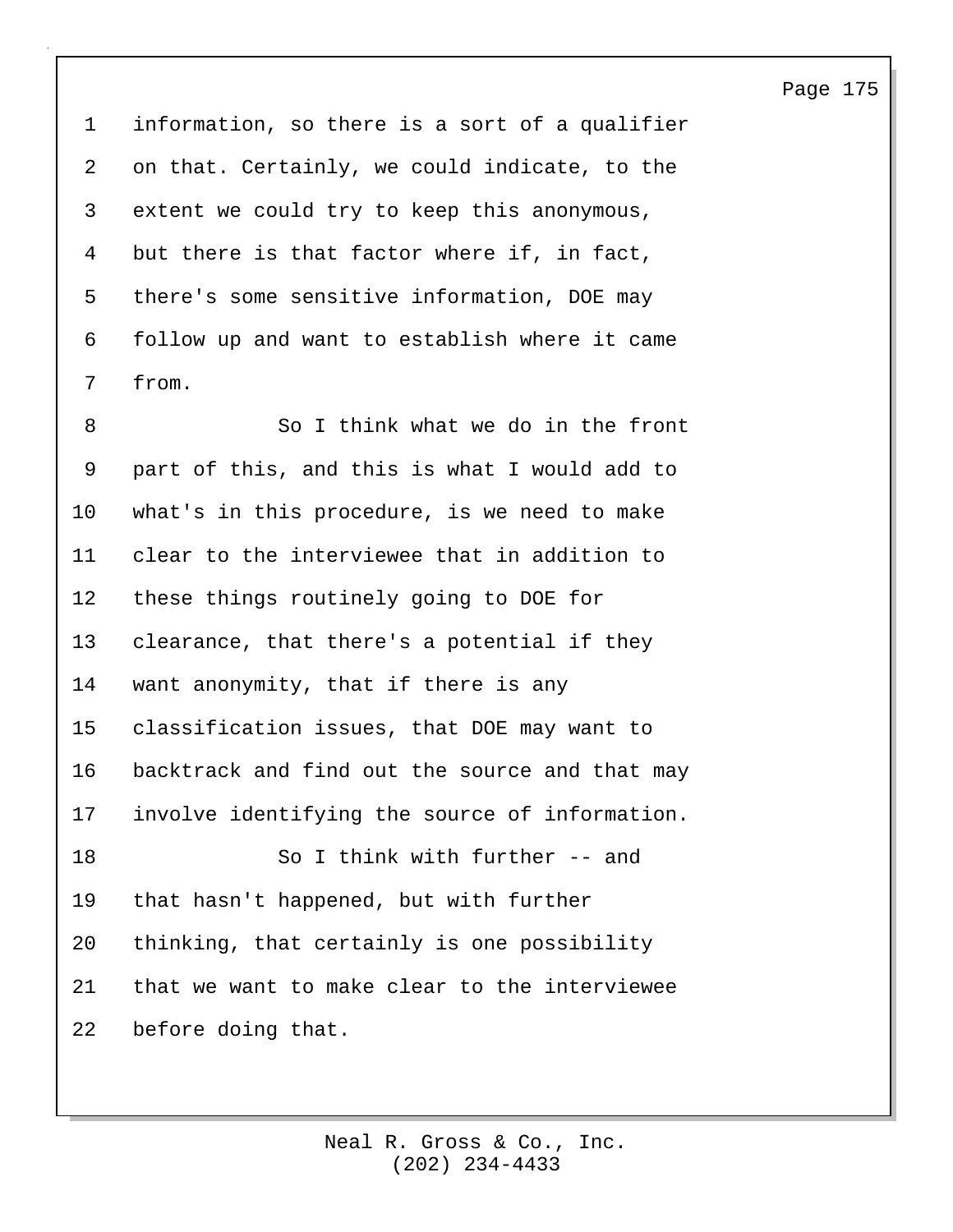information, so there is a sort of a qualifier on that. Certainly, we could indicate, to the extent we could try to keep this anonymous, but there is that factor where if, in fact, there's some sensitive information, DOE may follow up and want to establish where it came from.

So I think what we do in the front part of this, and this is what I would add to what's in this procedure, is we need to make clear to the interviewee that in addition to these things routinely going to DOE for clearance, that there's a potential if they want anonymity, that if there is any classification issues, that DOE may want to backtrack and find out the source and that may involve identifying the source of information.

So I think with further -- and that hasn't happened, but with further thinking, that certainly is one possibility that we want to make clear to the interviewee before doing that.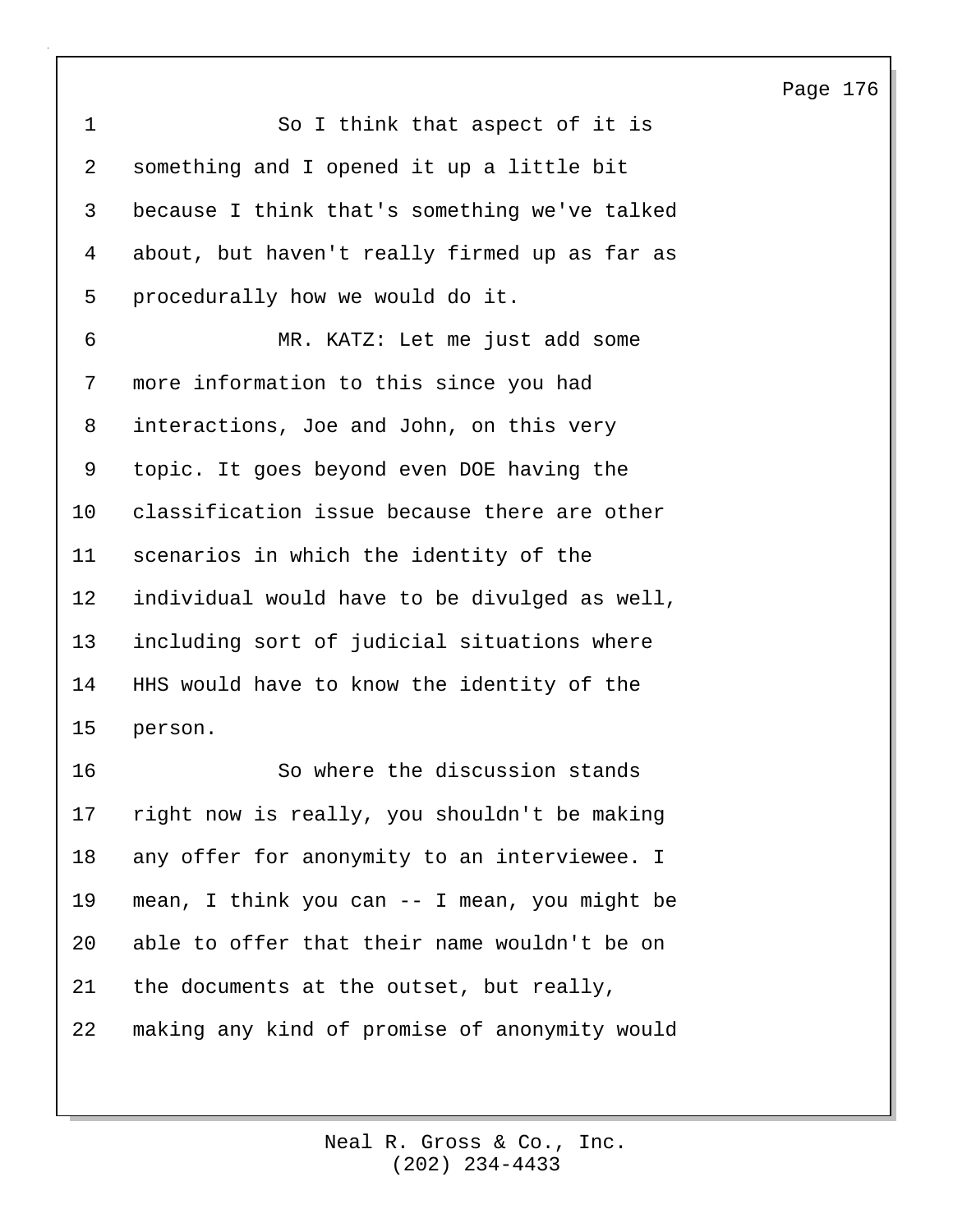So I think that aspect of it is something and I opened it up a little bit because I think that's something we've talked about, but haven't really firmed up as far as procedurally how we would do it.

MR. KATZ: Let me just add some more information to this since you had interactions, Joe and John, on this very topic. It goes beyond even DOE having the classification issue because there are other scenarios in which the identity of the individual would have to be divulged as well, including sort of judicial situations where HHS would have to know the identity of the person.

So where the discussion stands right now is really, you shouldn't be making any offer for anonymity to an interviewee. I mean, I think you can -- I mean, you might be able to offer that their name wouldn't be on the documents at the outset, but really, making any kind of promise of anonymity would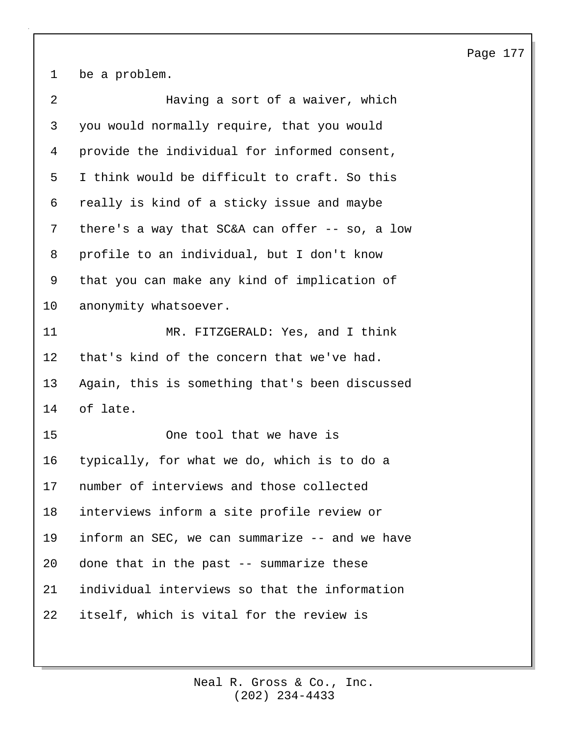be a problem.

Having a sort of a waiver, which you would normally require, that you would provide the individual for informed consent, I think would be difficult to craft. So this really is kind of a sticky issue and maybe there's a way that SC&A can offer -- so, a low profile to an individual, but I don't know that you can make any kind of implication of anonymity whatsoever.

MR. FITZGERALD: Yes, and I think that's kind of the concern that we've had. Again, this is something that's been discussed of late.

One tool that we have is typically, for what we do, which is to do a number of interviews and those collected interviews inform a site profile review or inform an SEC, we can summarize -- and we have done that in the past -- summarize these individual interviews so that the information itself, which is vital for the review is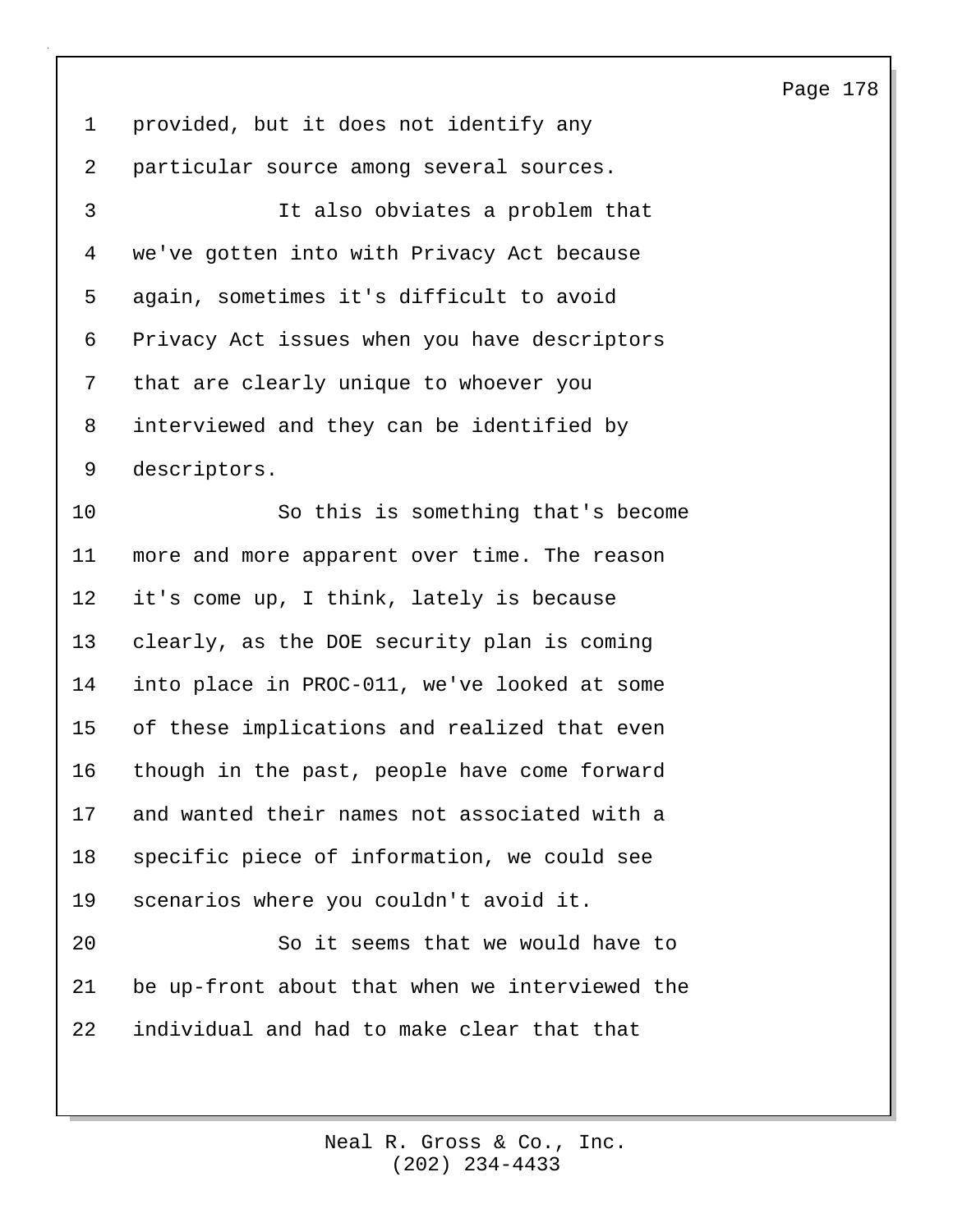provided, but it does not identify any particular source among several sources.

It also obviates a problem that we've gotten into with Privacy Act because again, sometimes it's difficult to avoid Privacy Act issues when you have descriptors that are clearly unique to whoever you interviewed and they can be identified by descriptors.

So this is something that's become more and more apparent over time. The reason it's come up, I think, lately is because clearly, as the DOE security plan is coming into place in PROC-011, we've looked at some of these implications and realized that even though in the past, people have come forward and wanted their names not associated with a specific piece of information, we could see scenarios where you couldn't avoid it.

So it seems that we would have to be up-front about that when we interviewed the individual and had to make clear that that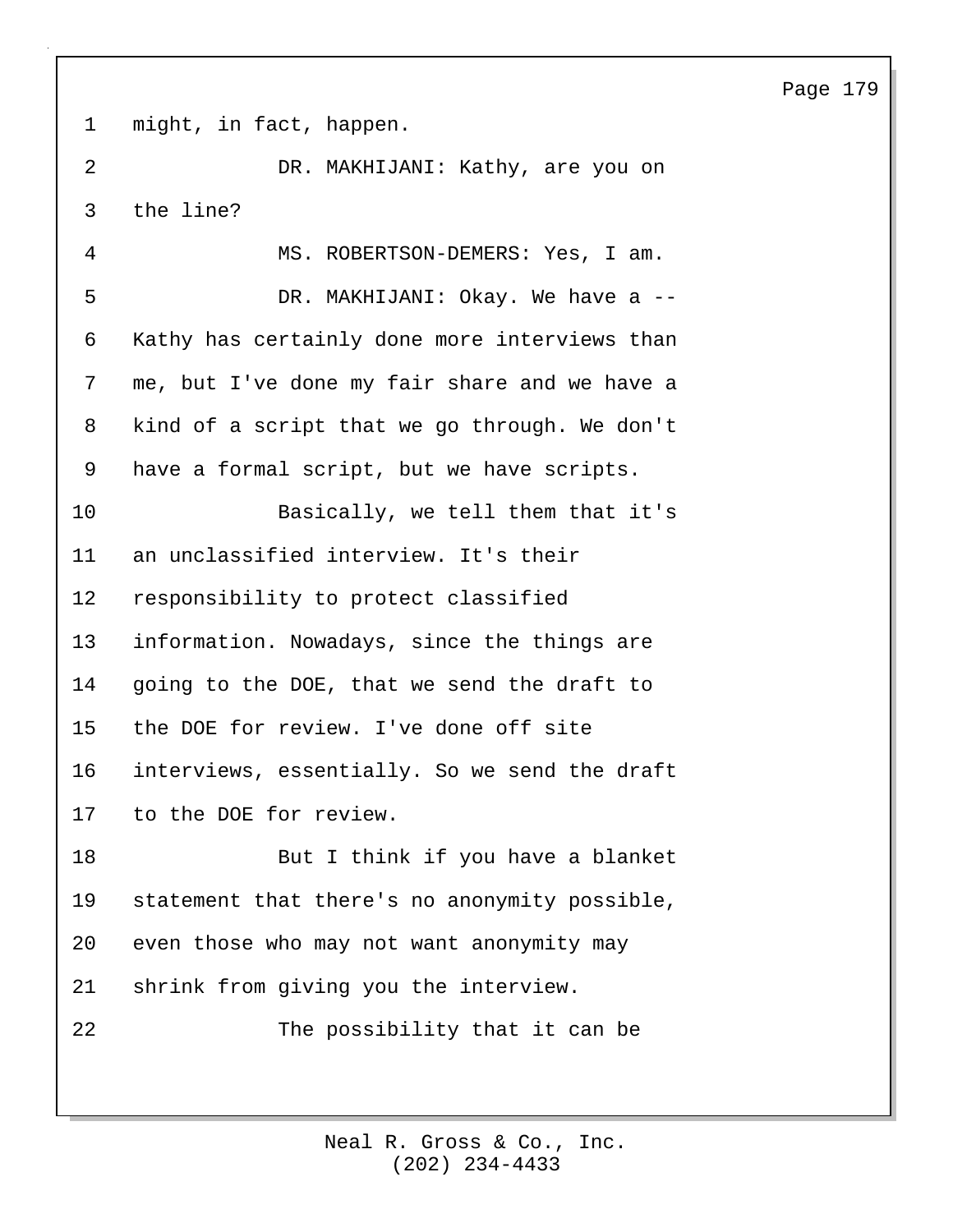might, in fact, happen.

DR. MAKHIJANI: Kathy, are you on the line?

MS. ROBERTSON-DEMERS: Yes, I am.

DR. MAKHIJANI: Okay. We have a -- Kathy has certainly done more interviews than me, but I've done my fair share and we have a kind of a script that we go through. We don't have a formal script, but we have scripts.

Basically, we tell them that it's an unclassified interview. It's their responsibility to protect classified information. Nowadays, since the things are going to the DOE, that we send the draft to the DOE for review. I've done off site interviews, essentially. So we send the draft to the DOE for review.

But I think if you have a blanket statement that there's no anonymity possible, even those who may not want anonymity may shrink from giving you the interview.

The possibility that it can be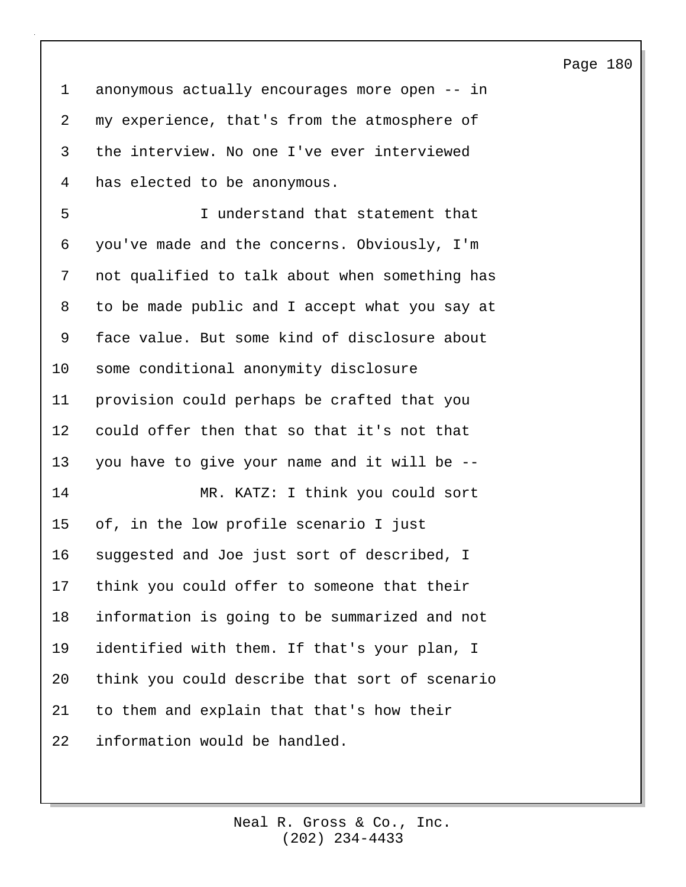anonymous actually encourages more open -- in my experience, that's from the atmosphere of the interview. No one I've ever interviewed has elected to be anonymous.

I understand that statement that you've made and the concerns. Obviously, I'm not qualified to talk about when something has to be made public and I accept what you say at face value. But some kind of disclosure about some conditional anonymity disclosure provision could perhaps be crafted that you could offer then that so that it's not that you have to give your name and it will be --

MR. KATZ: I think you could sort of, in the low profile scenario I just suggested and Joe just sort of described, I think you could offer to someone that their information is going to be summarized and not identified with them. If that's your plan, I think you could describe that sort of scenario to them and explain that that's how their information would be handled.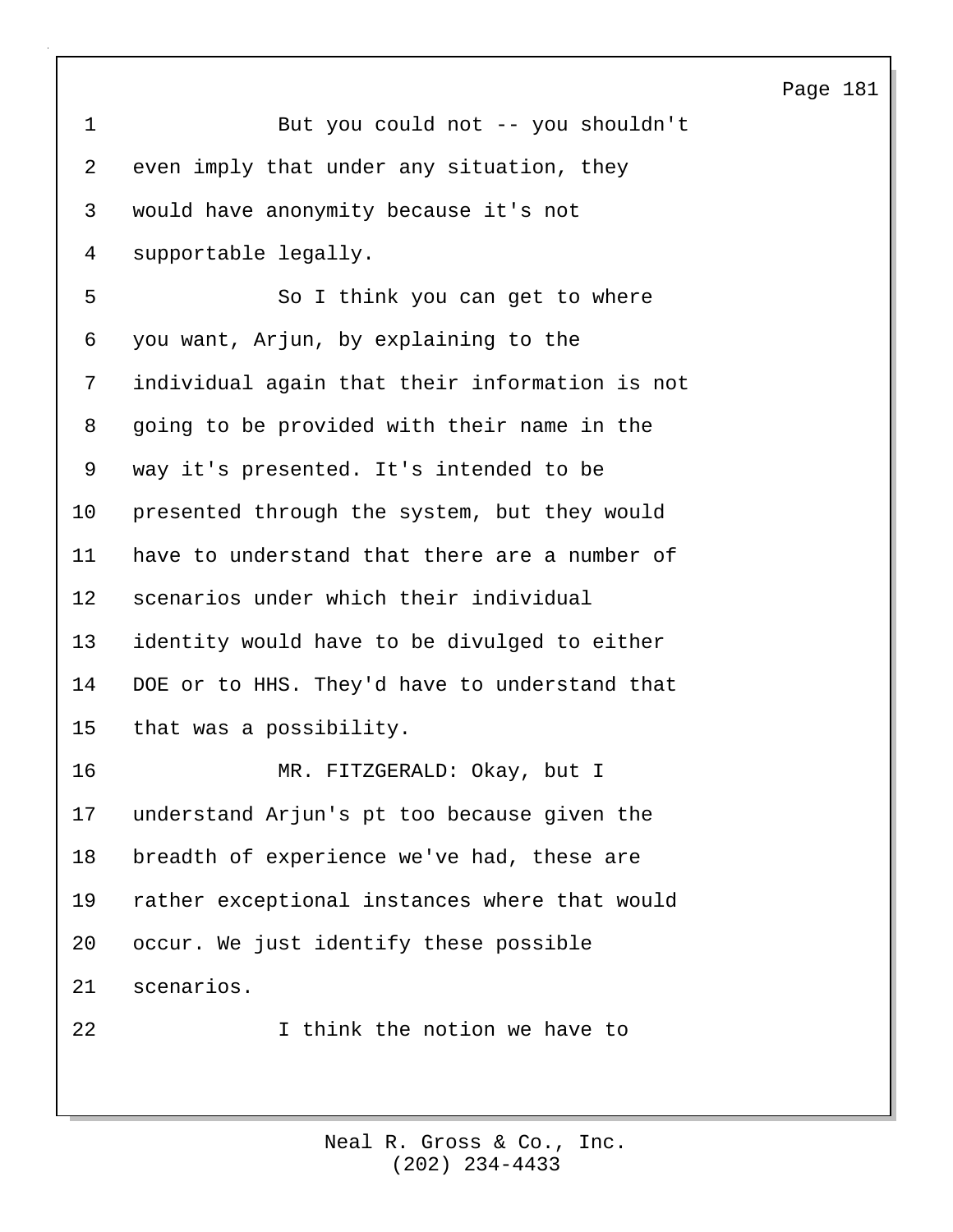But you could not -- you shouldn't even imply that under any situation, they would have anonymity because it's not supportable legally.

So I think you can get to where you want, Arjun, by explaining to the individual again that their information is not going to be provided with their name in the way it's presented. It's intended to be presented through the system, but they would have to understand that there are a number of scenarios under which their individual identity would have to be divulged to either DOE or to HHS. They'd have to understand that that was a possibility.

MR. FITZGERALD: Okay, but I understand Arjun's pt too because given the breadth of experience we've had, these are rather exceptional instances where that would occur. We just identify these possible scenarios.

I think the notion we have to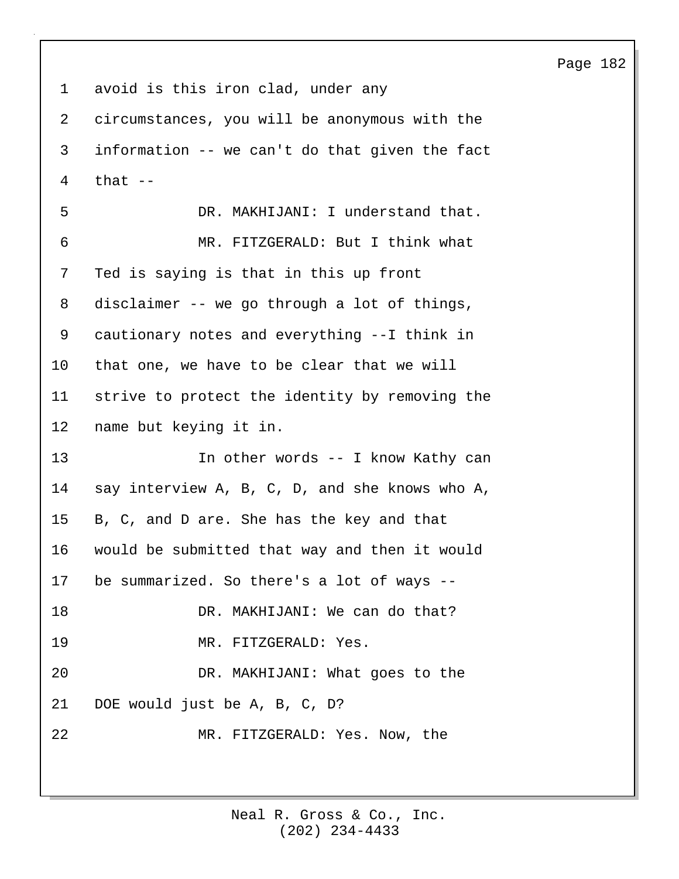avoid is this iron clad, under any circumstances, you will be anonymous with the information -- we can't do that given the fact that --

DR. MAKHIJANI: I understand that.

MR. FITZGERALD: But I think what Ted is saying is that in this up front disclaimer -- we go through a lot of things, cautionary notes and everything --I think in that one, we have to be clear that we will strive to protect the identity by removing the name but keying it in.

In other words -- I know Kathy can say interview A, B, C, D, and she knows who A, B, C, and D are. She has the key and that would be submitted that way and then it would be summarized. So there's a lot of ways --

DR. MAKHIJANI: We can do that?

MR. FITZGERALD: Yes.

DR. MAKHIJANI: What goes to the DOE would just be A, B, C, D?

MR. FITZGERALD: Yes. Now, the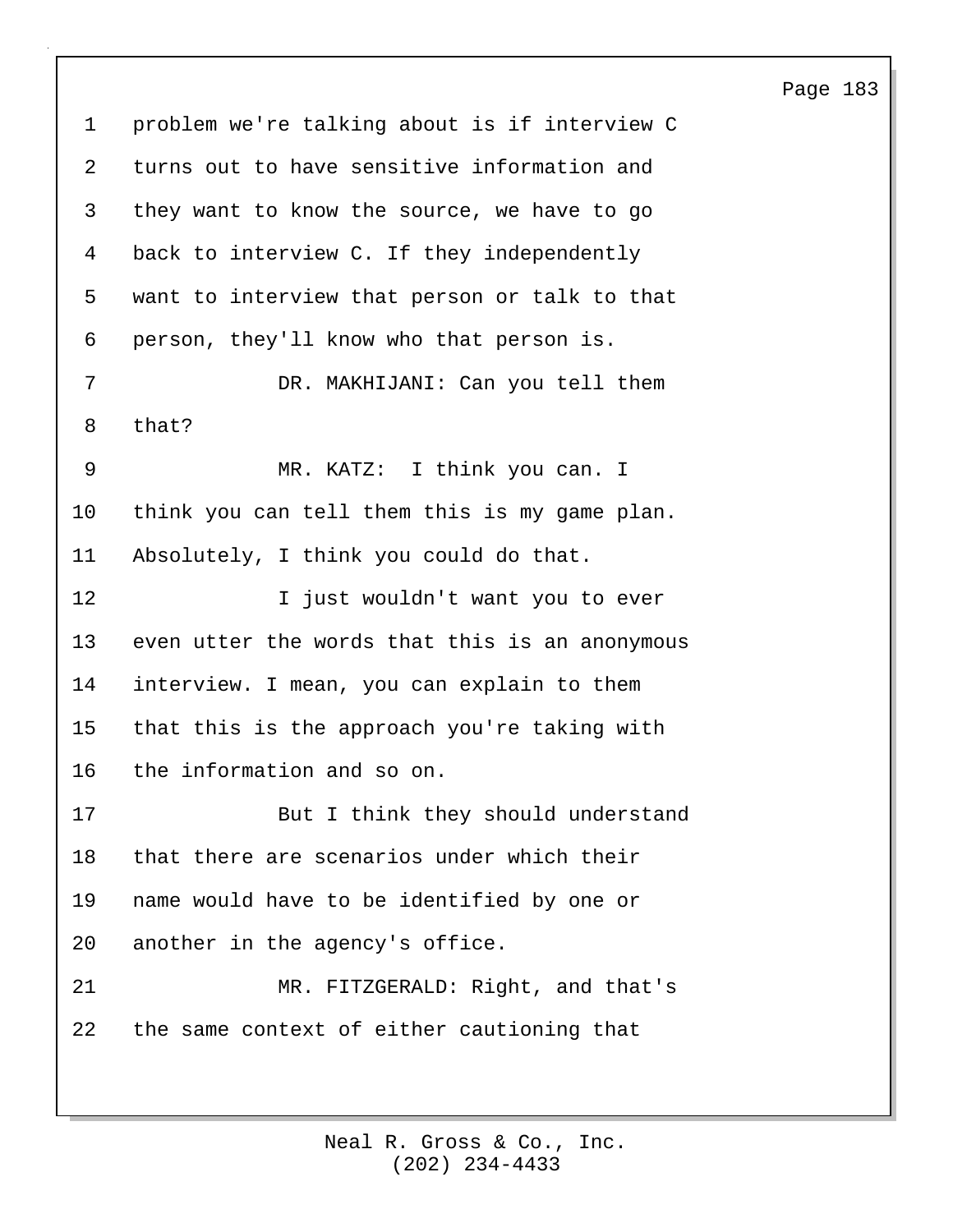problem we're talking about is if interview C turns out to have sensitive information and they want to know the source, we have to go back to interview C. If they independently want to interview that person or talk to that person, they'll know who that person is.

DR. MAKHIJANI: Can you tell them that?

MR. KATZ: I think you can. I think you can tell them this is my game plan. Absolutely, I think you could do that.

I just wouldn't want you to ever even utter the words that this is an anonymous interview. I mean, you can explain to them that this is the approach you're taking with the information and so on.

But I think they should understand that there are scenarios under which their name would have to be identified by one or another in the agency's office.

MR. FITZGERALD: Right, and that's the same context of either cautioning that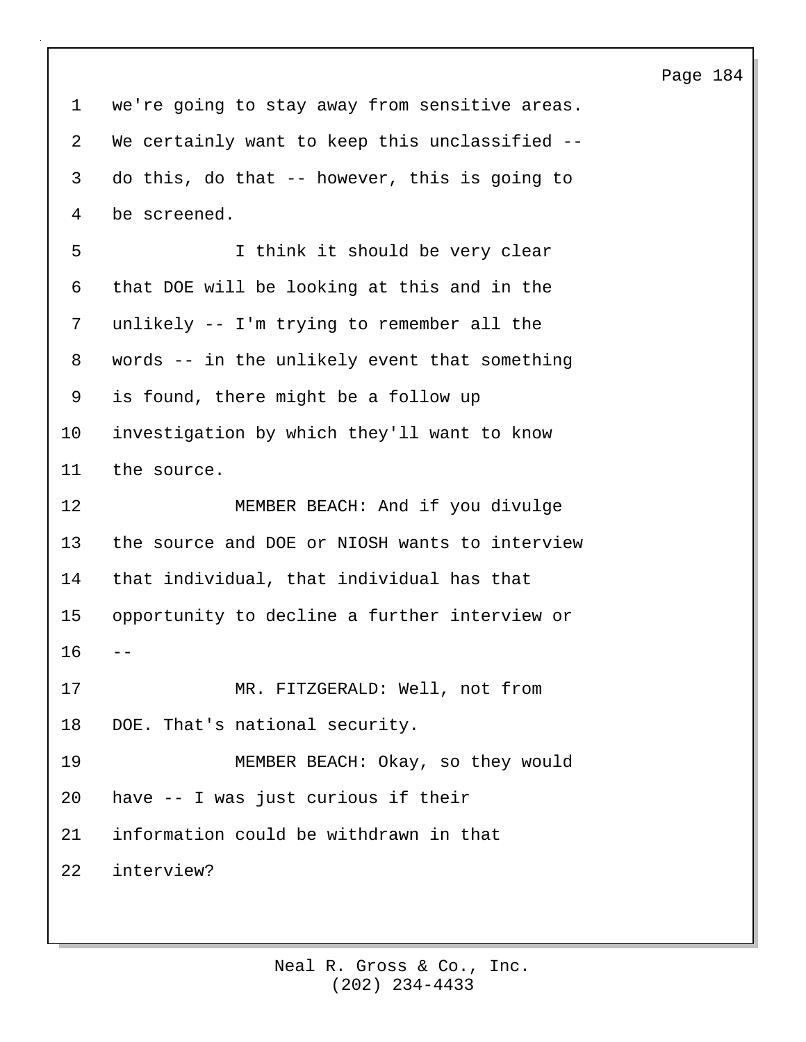we're going to stay away from sensitive areas. We certainly want to keep this unclassified -- do this, do that -- however, this is going to be screened.

I think it should be very clear that DOE will be looking at this and in the unlikely -- I'm trying to remember all the words -- in the unlikely event that something is found, there might be a follow up investigation by which they'll want to know the source.

MEMBER BEACH: And if you divulge the source and DOE or NIOSH wants to interview that individual, that individual has that opportunity to decline a further interview or --

MR. FITZGERALD: Well, not from DOE. That's national security.

MEMBER BEACH: Okay, so they would have -- I was just curious if their information could be withdrawn in that interview?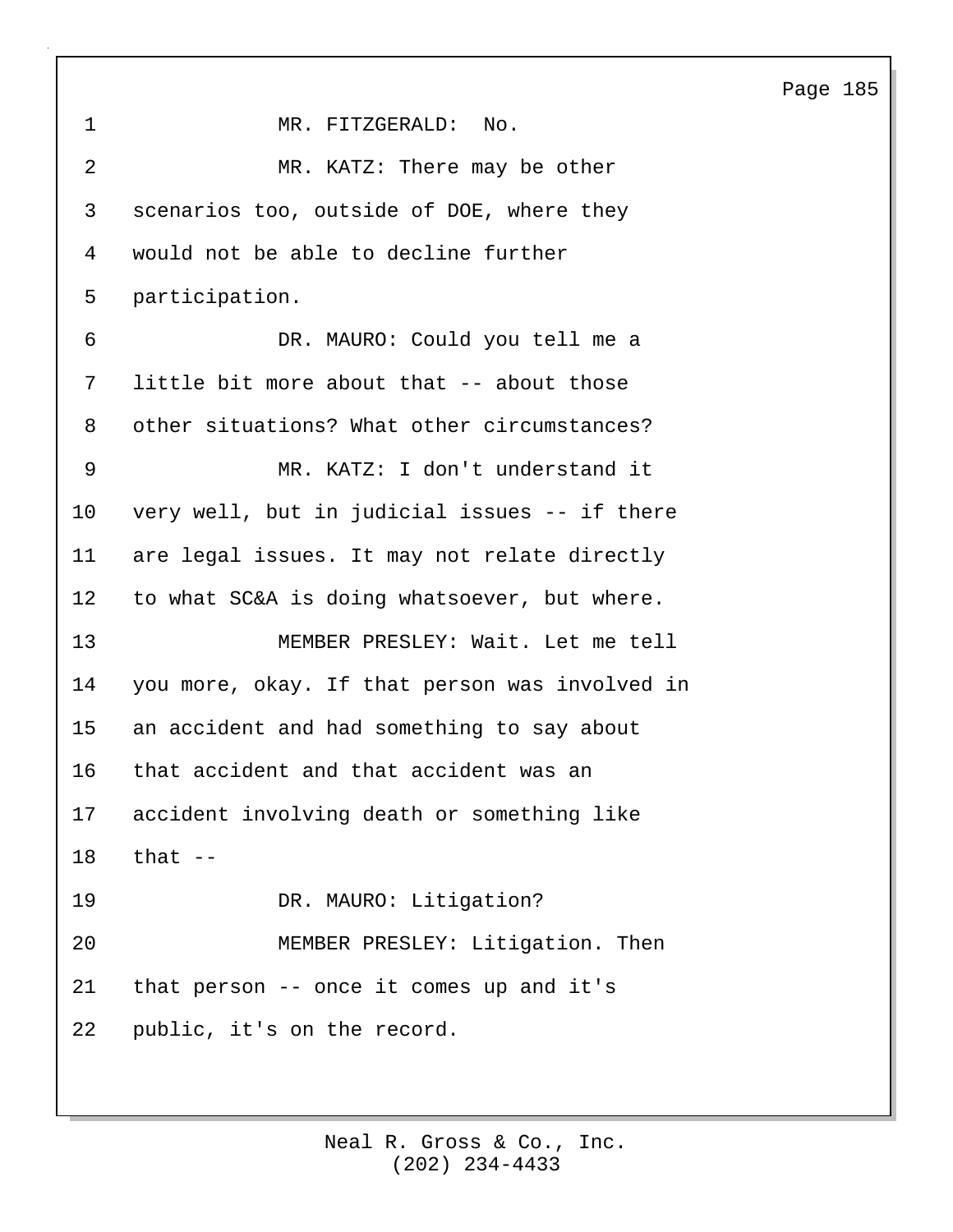MR. FITZGERALD: No.

MR. KATZ: There may be other scenarios too, outside of DOE, where they would not be able to decline further participation.

DR. MAURO: Could you tell me a little bit more about that -- about those other situations? What other circumstances?

MR. KATZ: I don't understand it very well, but in judicial issues -- if there are legal issues. It may not relate directly to what SC&A is doing whatsoever, but where.

MEMBER PRESLEY: Wait. Let me tell you more, okay. If that person was involved in an accident and had something to say about that accident and that accident was an accident involving death or something like that --

DR. MAURO: Litigation?

MEMBER PRESLEY: Litigation. Then that person -- once it comes up and it's public, it's on the record.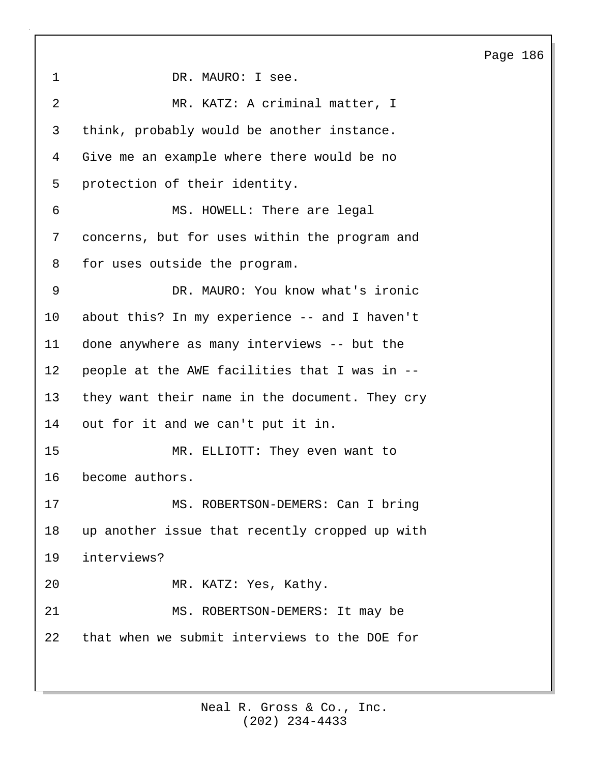DR. MAURO: I see.

MR. KATZ: A criminal matter, I think, probably would be another instance. Give me an example where there would be no protection of their identity.

MS. HOWELL: There are legal concerns, but for uses within the program and for uses outside the program.

DR. MAURO: You know what's ironic about this? In my experience -- and I haven't done anywhere as many interviews -- but the people at the AWE facilities that I was in -- they want their name in the document. They cry out for it and we can't put it in.

MR. ELLIOTT: They even want to become authors.

MS. ROBERTSON-DEMERS: Can I bring up another issue that recently cropped up with interviews?

MR. KATZ: Yes, Kathy.

MS. ROBERTSON-DEMERS: It may be that when we submit interviews to the DOE for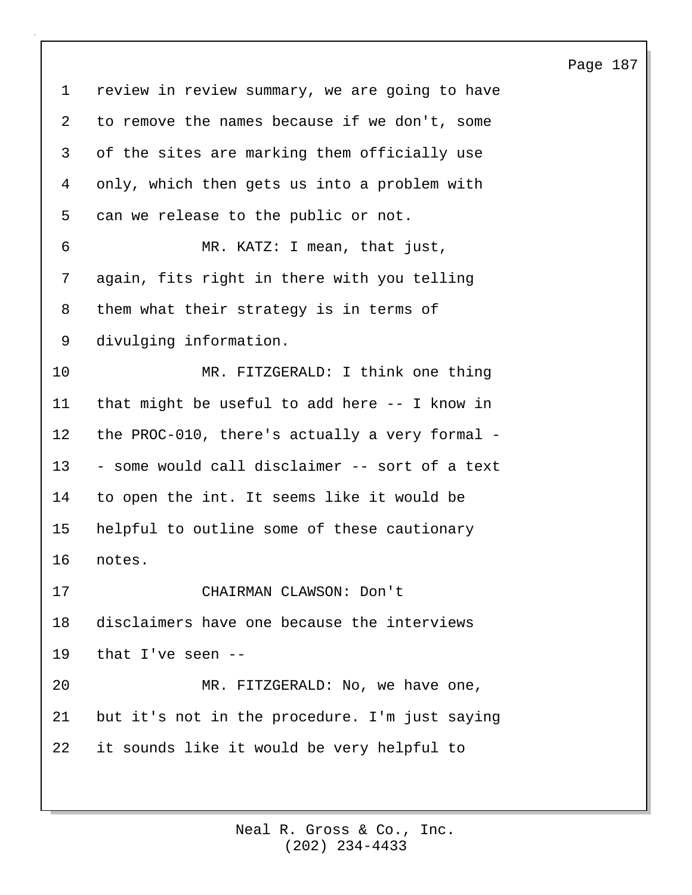review in review summary, we are going to have to remove the names because if we don't, some of the sites are marking them officially use only, which then gets us into a problem with can we release to the public or not.

MR. KATZ: I mean, that just, again, fits right in there with you telling them what their strategy is in terms of divulging information.

MR. FITZGERALD: I think one thing that might be useful to add here -- I know in the PROC-010, there's actually a very formal -- some would call disclaimer -- sort of a text to open the int. It seems like it would be helpful to outline some of these cautionary notes.

CHAIRMAN CLAWSON: Don't disclaimers have one because the interviews that I've seen --

MR. FITZGERALD: No, we have one, but it's not in the procedure. I'm just saying it sounds like it would be very helpful to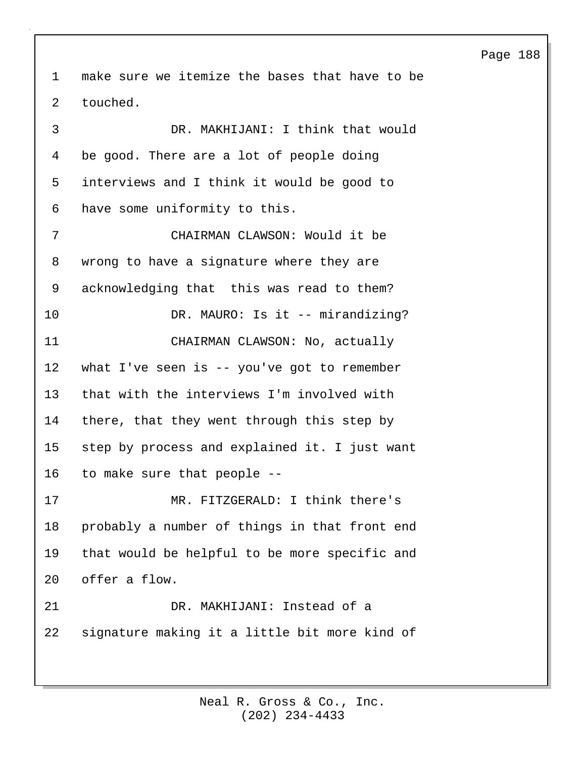make sure we itemize the bases that have to be touched.

DR. MAKHIJANI: I think that would be good. There are a lot of people doing interviews and I think it would be good to have some uniformity to this.

CHAIRMAN CLAWSON: Would it be wrong to have a signature where they are acknowledging that this was read to them?

DR. MAURO: Is it -- mirandizing?

CHAIRMAN CLAWSON: No, actually what I've seen is -- you've got to remember that with the interviews I'm involved with there, that they went through this step by step by process and explained it. I just want to make sure that people --

MR. FITZGERALD: I think there's probably a number of things in that front end that would be helpful to be more specific and offer a flow.

DR. MAKHIJANI: Instead of a signature making it a little bit more kind of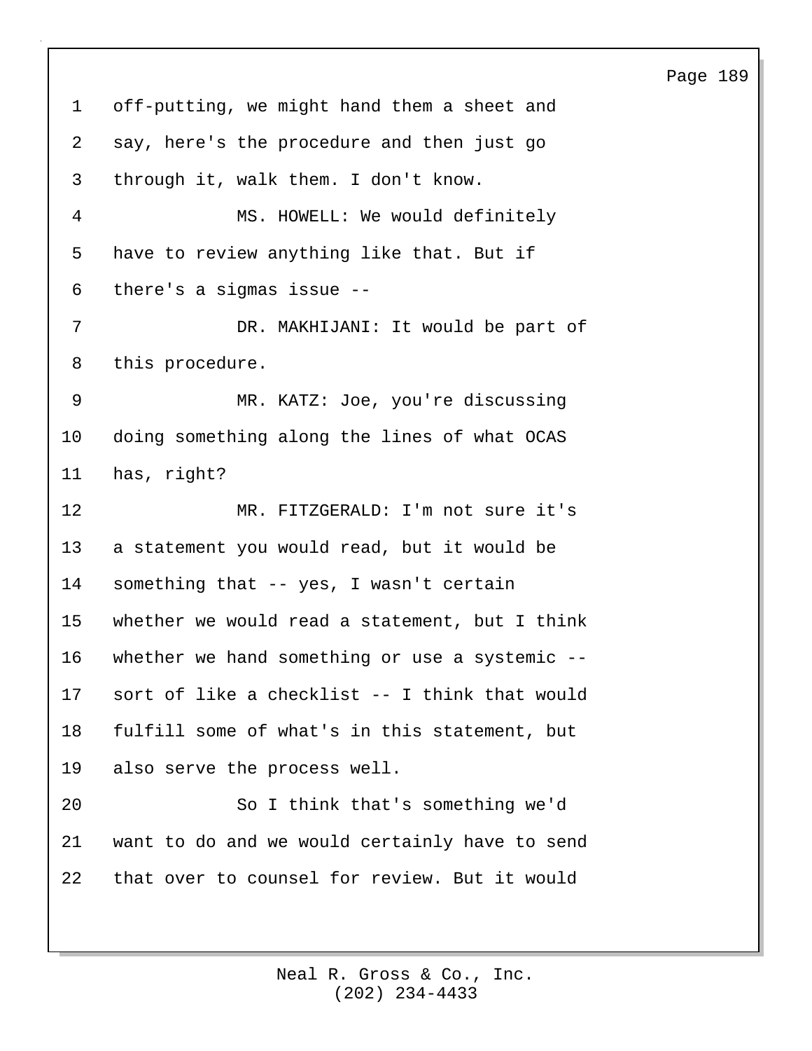off-putting, we might hand them a sheet and say, here's the procedure and then just go through it, walk them. I don't know.

MS. HOWELL: We would definitely have to review anything like that. But if there's a sigmas issue --

DR. MAKHIJANI: It would be part of this procedure.

MR. KATZ: Joe, you're discussing doing something along the lines of what OCAS has, right?

MR. FITZGERALD: I'm not sure it's a statement you would read, but it would be something that -- yes, I wasn't certain whether we would read a statement, but I think whether we hand something or use a systemic -- sort of like a checklist -- I think that would fulfill some of what's in this statement, but also serve the process well.

So I think that's something we'd want to do and we would certainly have to send that over to counsel for review. But it would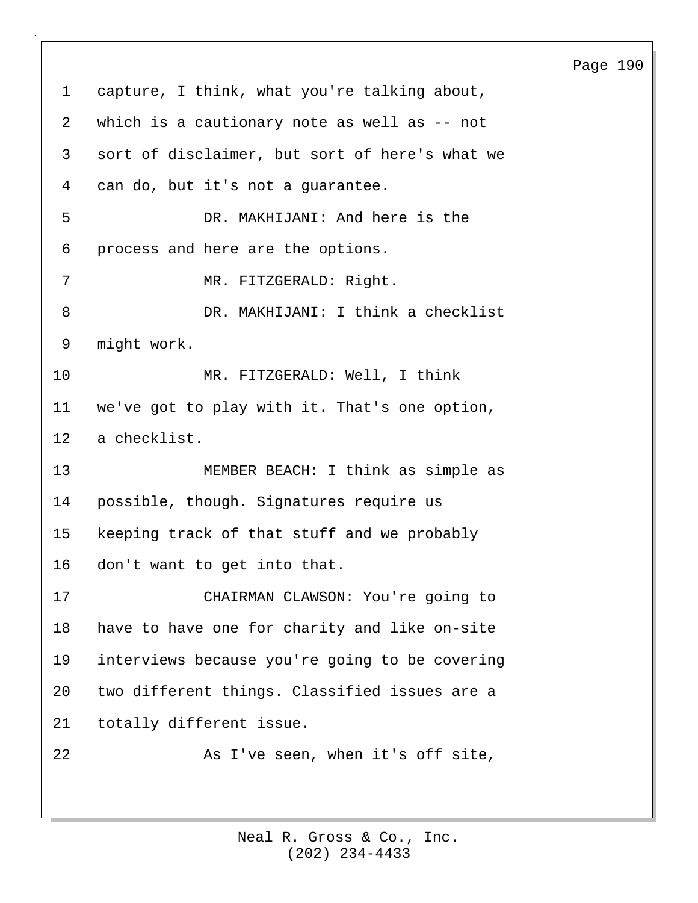capture, I think, what you're talking about, which is a cautionary note as well as -- not sort of disclaimer, but sort of here's what we can do, but it's not a guarantee.

DR. MAKHIJANI: And here is the process and here are the options.

MR. FITZGERALD: Right.

DR. MAKHIJANI: I think a checklist might work.

MR. FITZGERALD: Well, I think we've got to play with it. That's one option, a checklist.

MEMBER BEACH: I think as simple as possible, though. Signatures require us keeping track of that stuff and we probably don't want to get into that.

CHAIRMAN CLAWSON: You're going to have to have one for charity and like on-site interviews because you're going to be covering two different things. Classified issues are a totally different issue.

As I've seen, when it's off site,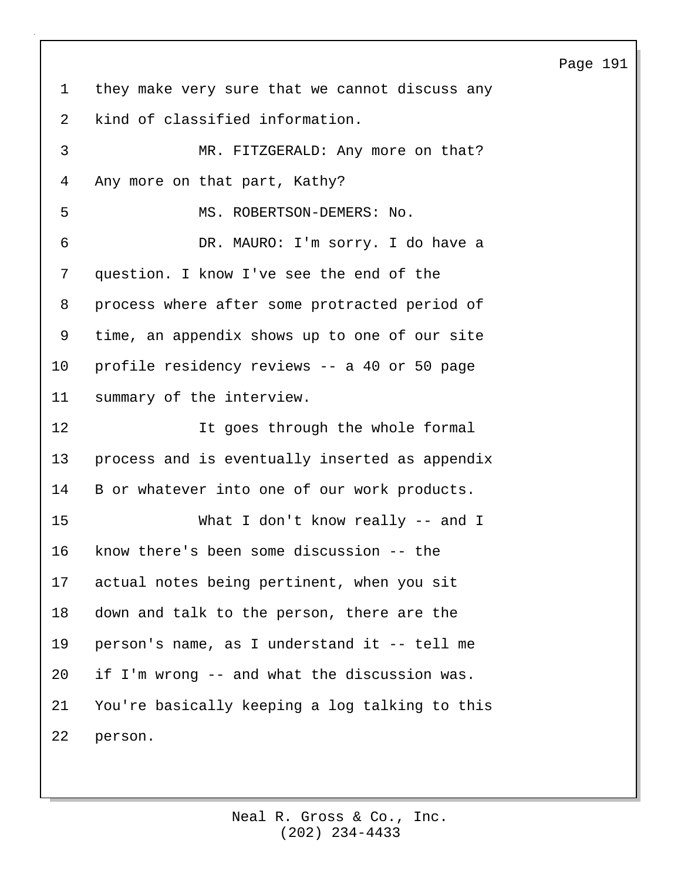they make very sure that we cannot discuss any kind of classified information.

MR. FITZGERALD: Any more on that? Any more on that part, Kathy?

MS. ROBERTSON-DEMERS: No.

DR. MAURO: I'm sorry. I do have a question. I know I've see the end of the process where after some protracted period of time, an appendix shows up to one of our site profile residency reviews -- a 40 or 50 page summary of the interview.

It goes through the whole formal process and is eventually inserted as appendix B or whatever into one of our work products.

What I don't know really -- and I know there's been some discussion -- the actual notes being pertinent, when you sit down and talk to the person, there are the person's name, as I understand it -- tell me if I'm wrong -- and what the discussion was. You're basically keeping a log talking to this person.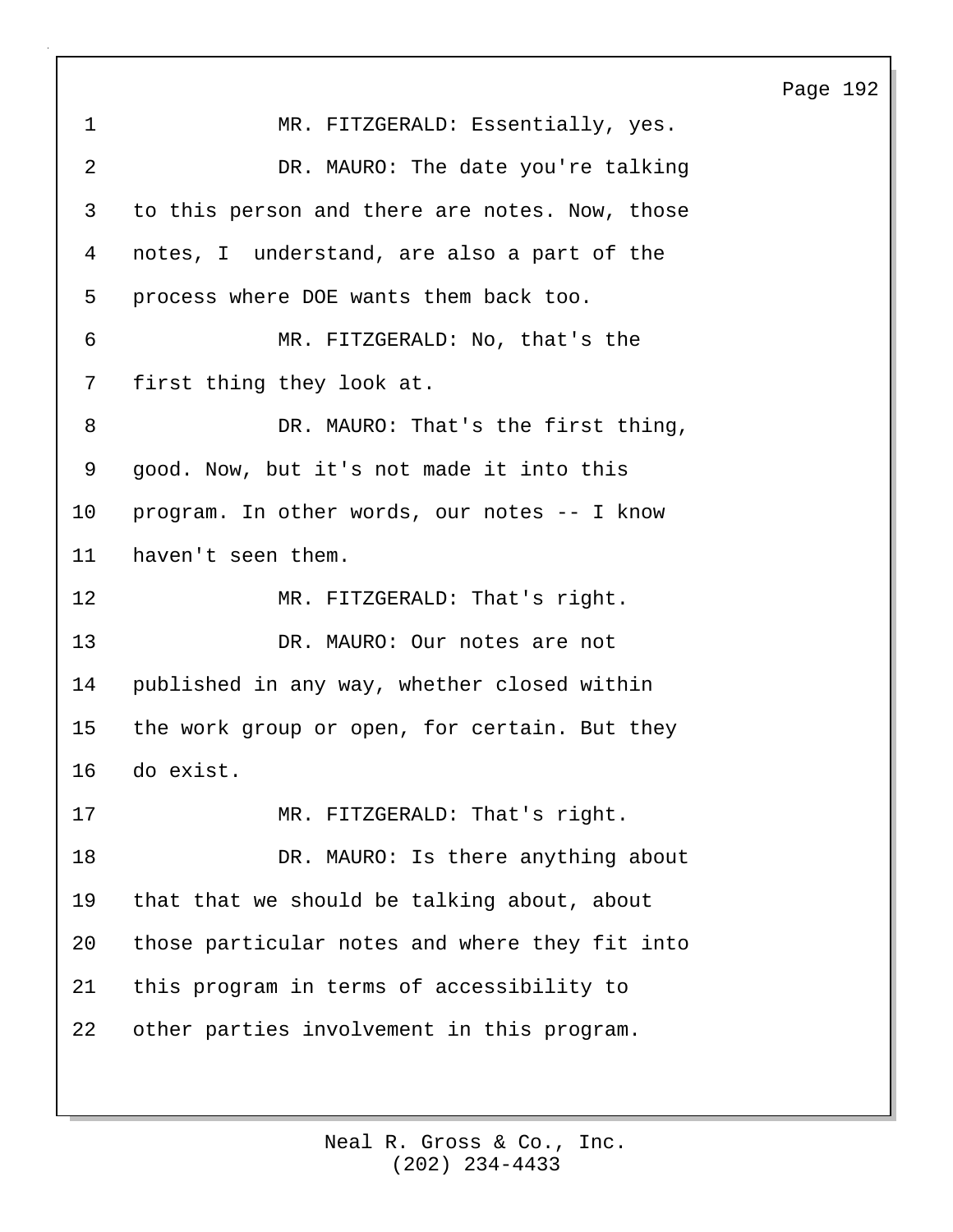MR. FITZGERALD: Essentially, yes.

DR. MAURO: The date you're talking to this person and there are notes. Now, those notes, I understand, are also a part of the process where DOE wants them back too.

MR. FITZGERALD: No, that's the first thing they look at.

DR. MAURO: That's the first thing, good. Now, but it's not made it into this program. In other words, our notes -- I know haven't seen them.

MR. FITZGERALD: That's right.

DR. MAURO: Our notes are not published in any way, whether closed within the work group or open, for certain. But they do exist.

MR. FITZGERALD: That's right.

DR. MAURO: Is there anything about that that we should be talking about, about those particular notes and where they fit into this program in terms of accessibility to other parties involvement in this program.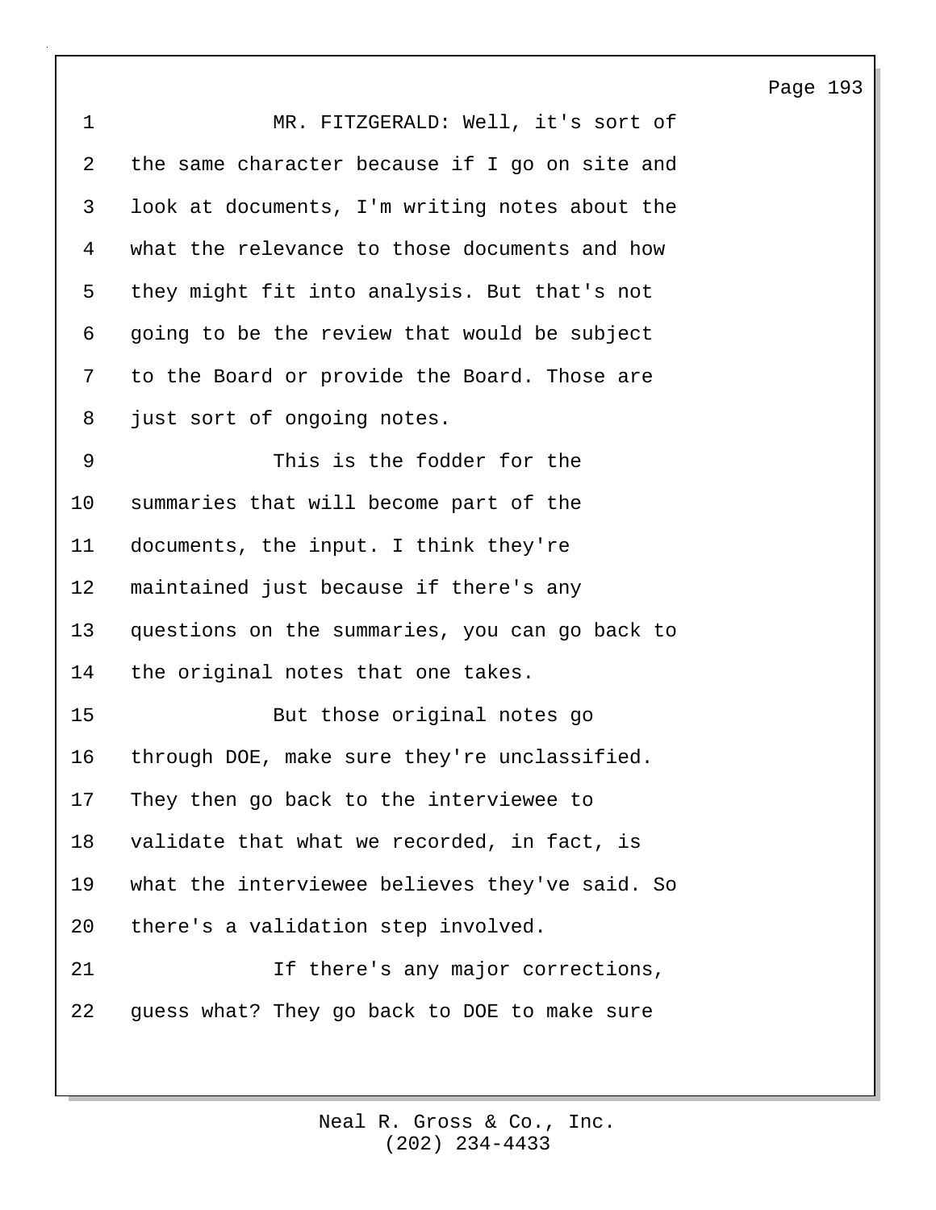MR. FITZGERALD: Well, it's sort of the same character because if I go on site and look at documents, I'm writing notes about the what the relevance to those documents and how they might fit into analysis. But that's not going to be the review that would be subject to the Board or provide the Board. Those are just sort of ongoing notes.

This is the fodder for the summaries that will become part of the documents, the input. I think they're maintained just because if there's any questions on the summaries, you can go back to the original notes that one takes.

But those original notes go through DOE, make sure they're unclassified. They then go back to the interviewee to validate that what we recorded, in fact, is what the interviewee believes they've said. So there's a validation step involved.

If there's any major corrections, guess what? They go back to DOE to make sure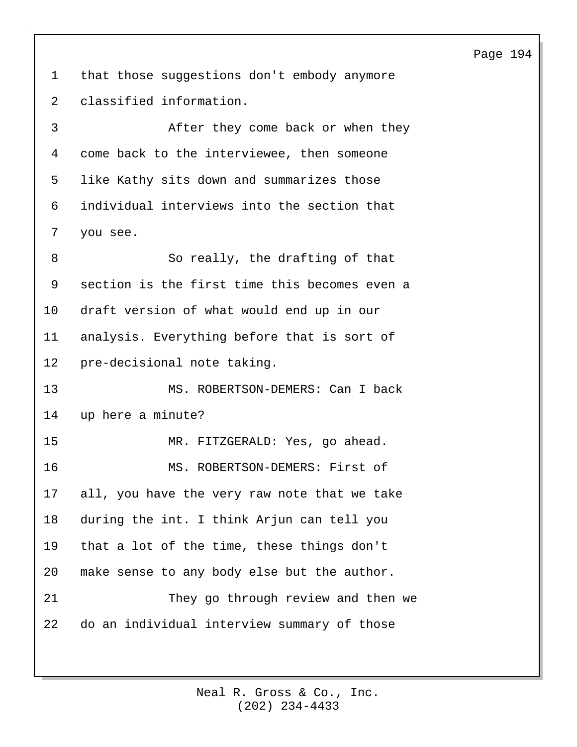that those suggestions don't embody anymore classified information.

After they come back or when they come back to the interviewee, then someone like Kathy sits down and summarizes those individual interviews into the section that you see.

So really, the drafting of that section is the first time this becomes even a draft version of what would end up in our analysis. Everything before that is sort of pre-decisional note taking.

MS. ROBERTSON-DEMERS: Can I back up here a minute?

MR. FITZGERALD: Yes, go ahead.

MS. ROBERTSON-DEMERS: First of all, you have the very raw note that we take during the int. I think Arjun can tell you that a lot of the time, these things don't make sense to any body else but the author.

They go through review and then we do an individual interview summary of those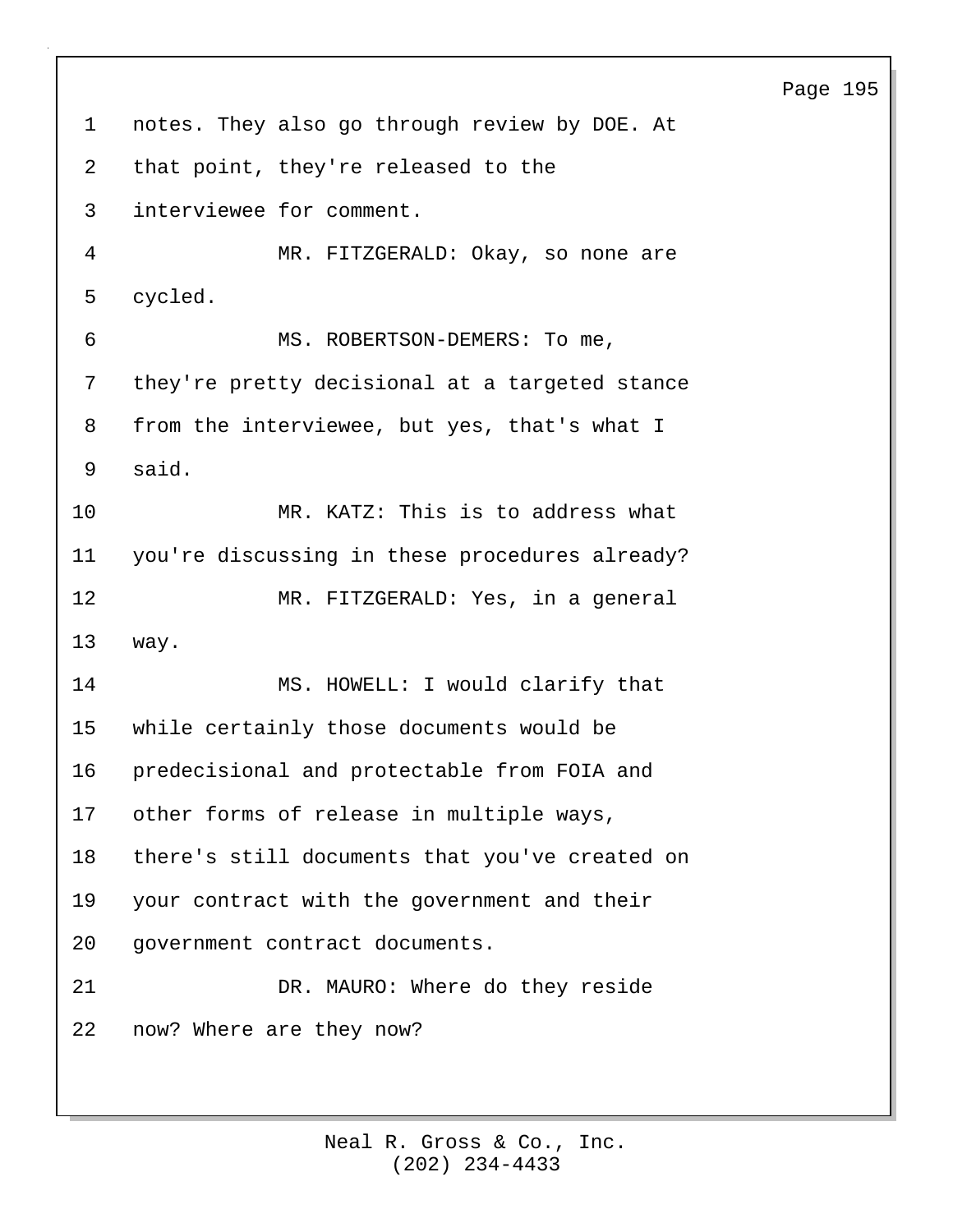notes. They also go through review by DOE. At that point, they're released to the interviewee for comment.

MR. FITZGERALD: Okay, so none are cycled.

MS. ROBERTSON-DEMERS: To me, they're pretty decisional at a targeted stance from the interviewee, but yes, that's what I said.

MR. KATZ: This is to address what you're discussing in these procedures already?

MR. FITZGERALD: Yes, in a general way.

MS. HOWELL: I would clarify that while certainly those documents would be predecisional and protectable from FOIA and other forms of release in multiple ways, there's still documents that you've created on your contract with the government and their government contract documents.

DR. MAURO: Where do they reside now? Where are they now?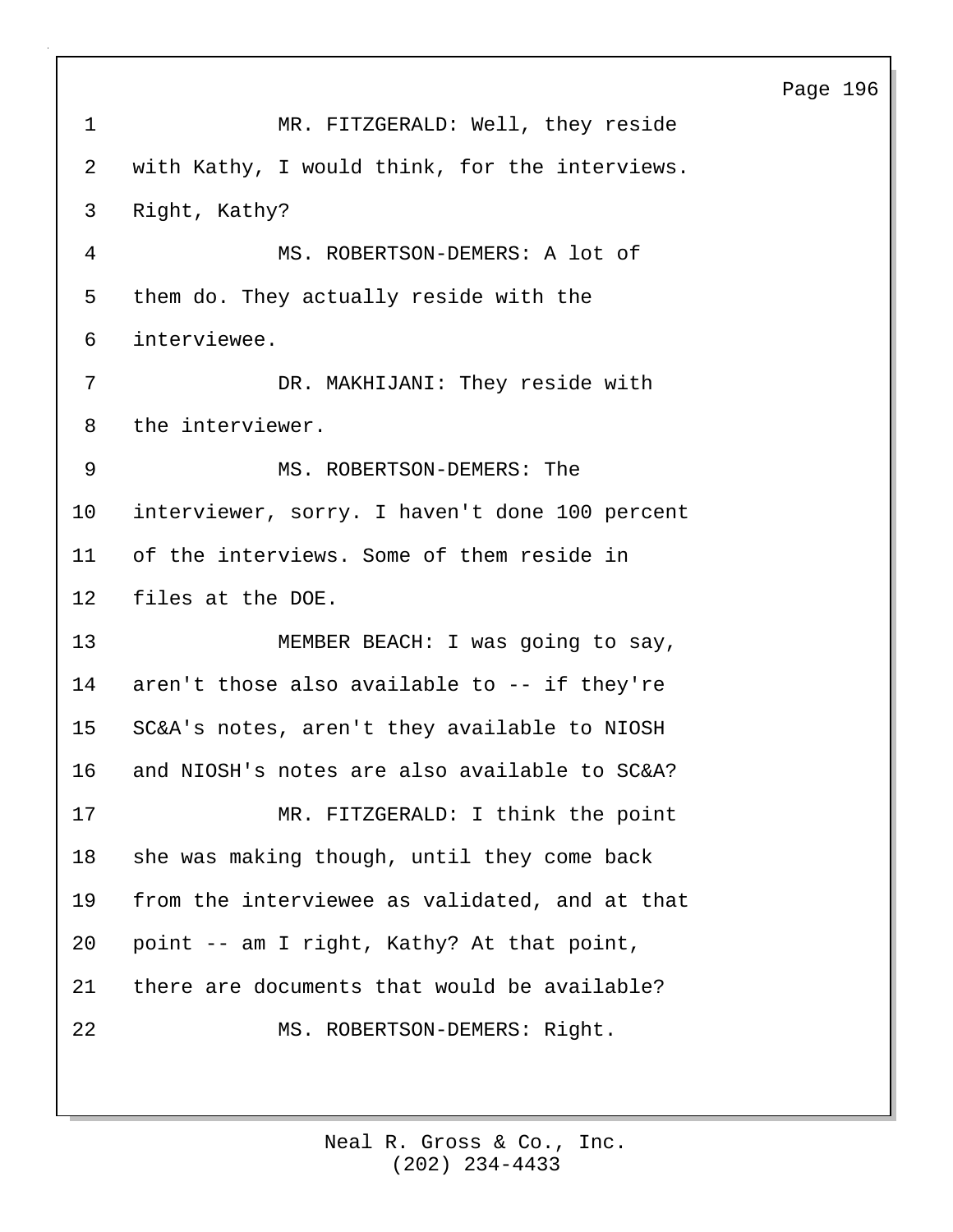MR. FITZGERALD: Well, they reside with Kathy, I would think, for the interviews. Right, Kathy?

MS. ROBERTSON-DEMERS: A lot of them do. They actually reside with the interviewee.

DR. MAKHIJANI: They reside with the interviewer.

MS. ROBERTSON-DEMERS: The interviewer, sorry. I haven't done 100 percent of the interviews. Some of them reside in files at the DOE.

MEMBER BEACH: I was going to say, aren't those also available to -- if they're SC&A's notes, aren't they available to NIOSH and NIOSH's notes are also available to SC&A?

MR. FITZGERALD: I think the point she was making though, until they come back from the interviewee as validated, and at that point -- am I right, Kathy? At that point, there are documents that would be available?

MS. ROBERTSON-DEMERS: Right.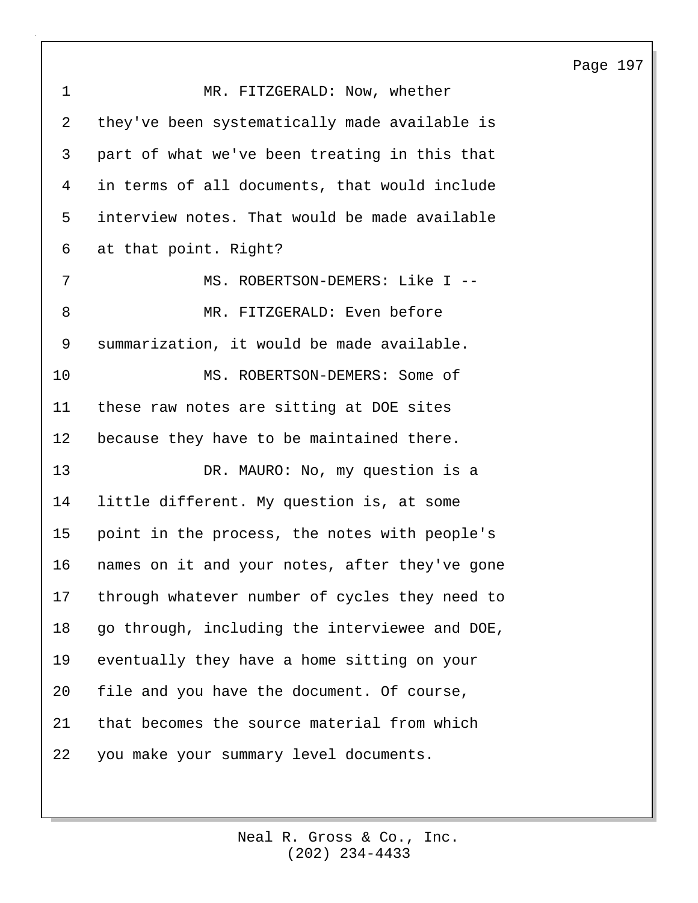MR. FITZGERALD: Now, whether they've been systematically made available is part of what we've been treating in this that in terms of all documents, that would include interview notes. That would be made available at that point. Right?

MS. ROBERTSON-DEMERS: Like I --

MR. FITZGERALD: Even before summarization, it would be made available.

MS. ROBERTSON-DEMERS: Some of these raw notes are sitting at DOE sites because they have to be maintained there.

DR. MAURO: No, my question is a little different. My question is, at some point in the process, the notes with people's names on it and your notes, after they've gone through whatever number of cycles they need to go through, including the interviewee and DOE, eventually they have a home sitting on your file and you have the document. Of course, that becomes the source material from which you make your summary level documents.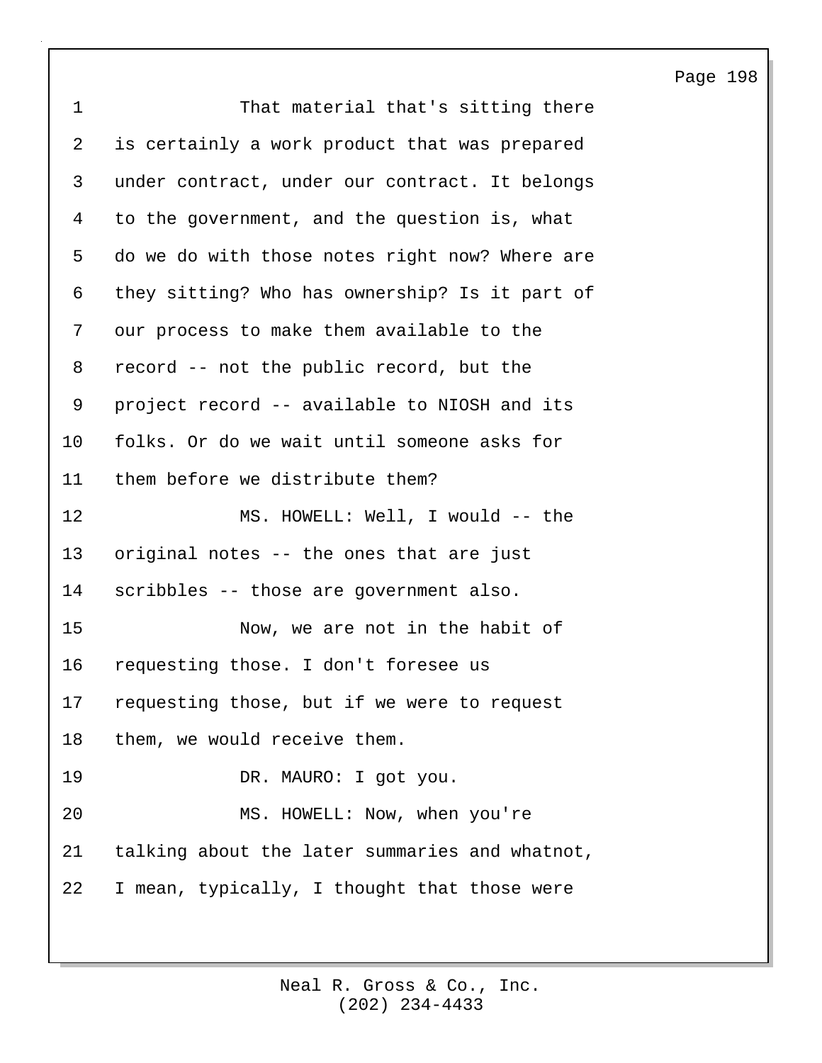That material that's sitting there is certainly a work product that was prepared under contract, under our contract. It belongs to the government, and the question is, what do we do with those notes right now? Where are they sitting? Who has ownership? Is it part of our process to make them available to the record -- not the public record, but the project record -- available to NIOSH and its folks. Or do we wait until someone asks for them before we distribute them?

MS. HOWELL: Well, I would -- the original notes -- the ones that are just scribbles -- those are government also.

Now, we are not in the habit of requesting those. I don't foresee us requesting those, but if we were to request them, we would receive them.

DR. MAURO: I got you.

MS. HOWELL: Now, when you're talking about the later summaries and whatnot, I mean, typically, I thought that those were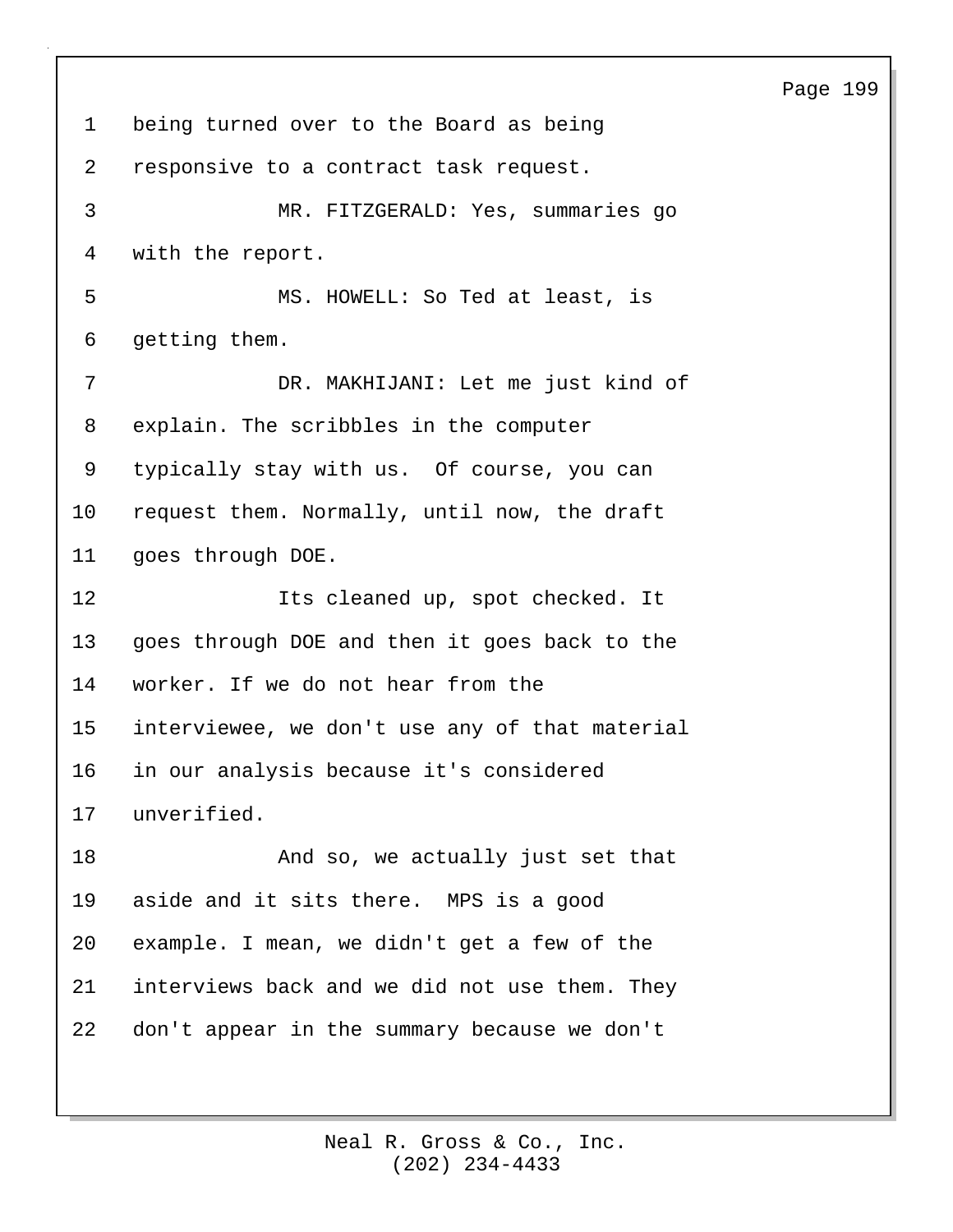being turned over to the Board as being responsive to a contract task request.

MR. FITZGERALD: Yes, summaries go with the report.

MS. HOWELL: So Ted at least, is getting them.

DR. MAKHIJANI: Let me just kind of explain. The scribbles in the computer typically stay with us.  Of course, you can request them. Normally, until now, the draft goes through DOE.

Its cleaned up, spot checked. It goes through DOE and then it goes back to the worker. If we do not hear from the interviewee, we don't use any of that material in our analysis because it's considered unverified.

And so, we actually just set that aside and it sits there.  MPS is a good example. I mean, we didn't get a few of the interviews back and we did not use them. They don't appear in the summary because we don't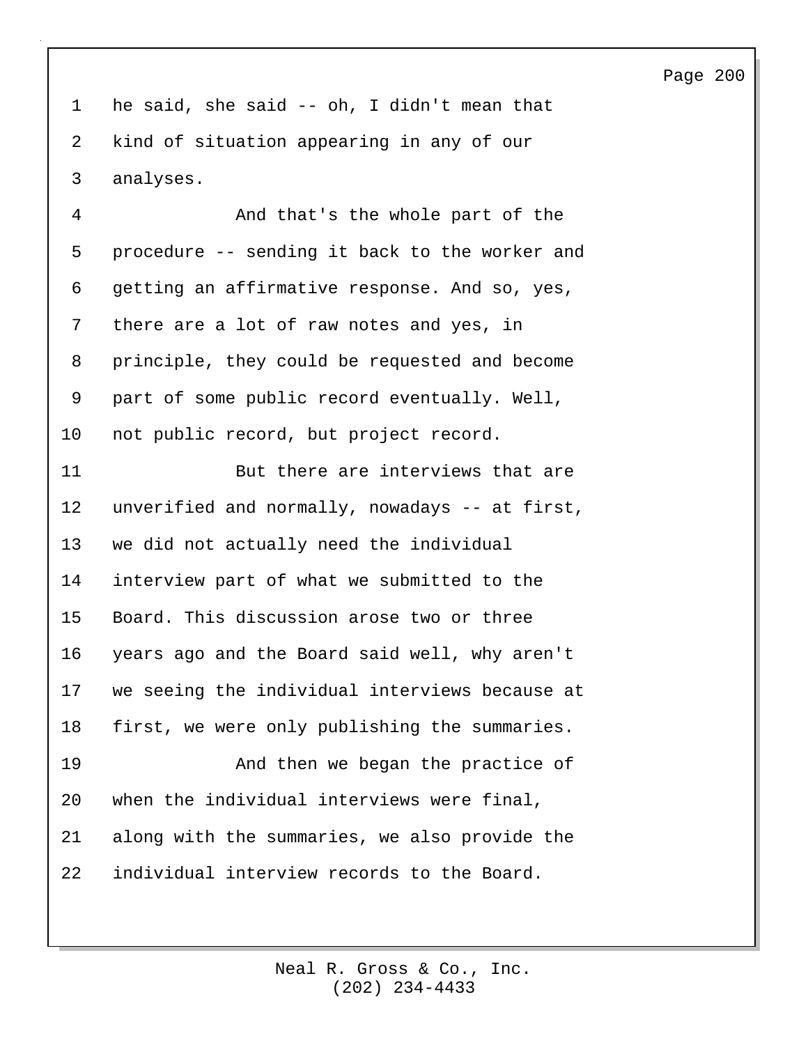he said, she said -- oh, I didn't mean that kind of situation appearing in any of our analyses.

And that's the whole part of the procedure -- sending it back to the worker and getting an affirmative response. And so, yes, there are a lot of raw notes and yes, in principle, they could be requested and become part of some public record eventually. Well, not public record, but project record.

But there are interviews that are unverified and normally, nowadays -- at first, we did not actually need the individual interview part of what we submitted to the Board. This discussion arose two or three years ago and the Board said well, why aren't we seeing the individual interviews because at first, we were only publishing the summaries.

And then we began the practice of when the individual interviews were final, along with the summaries, we also provide the individual interview records to the Board.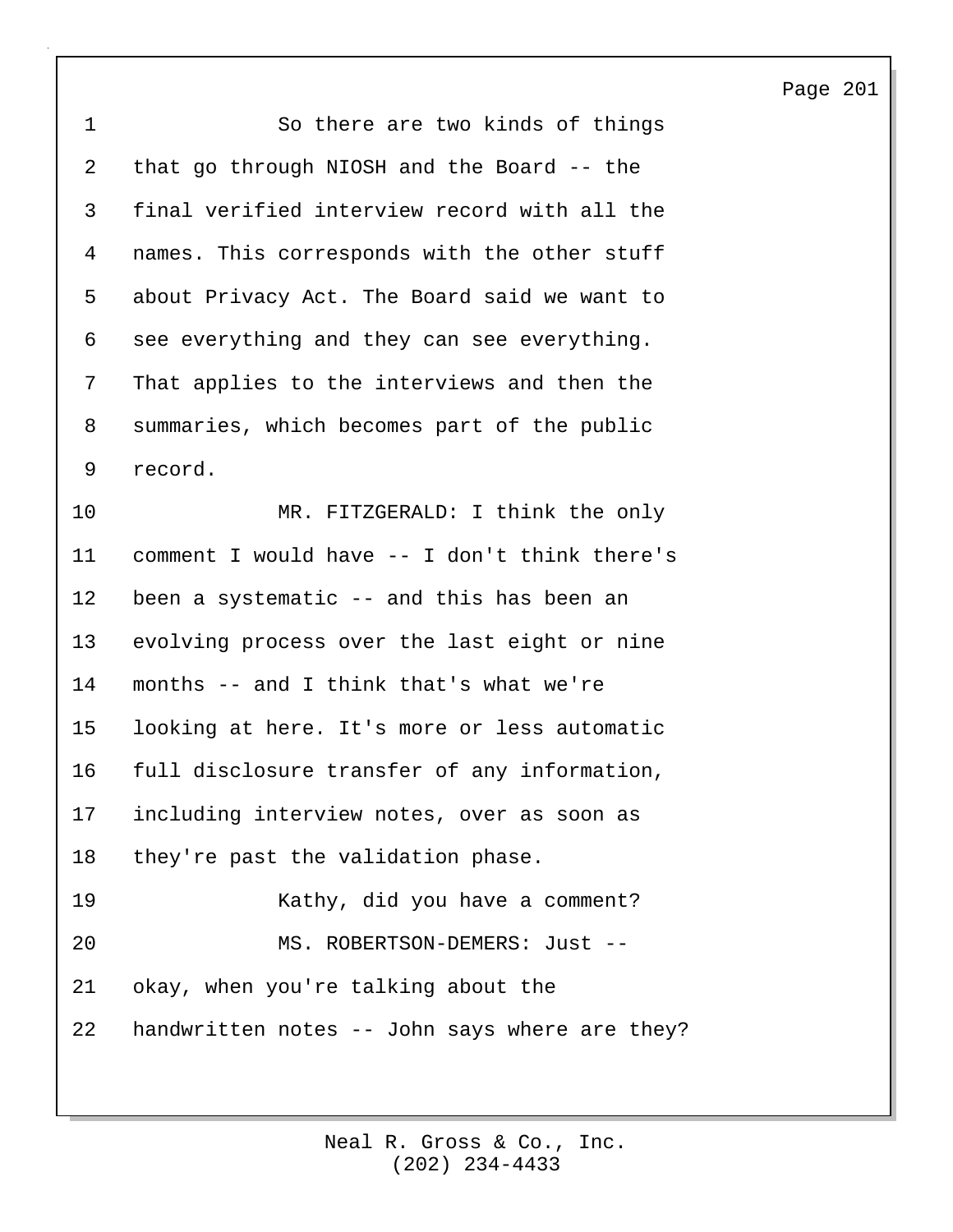So there are two kinds of things that go through NIOSH and the Board -- the final verified interview record with all the names. This corresponds with the other stuff about Privacy Act. The Board said we want to see everything and they can see everything. That applies to the interviews and then the summaries, which becomes part of the public record.

MR. FITZGERALD: I think the only comment I would have -- I don't think there's been a systematic -- and this has been an evolving process over the last eight or nine months -- and I think that's what we're looking at here. It's more or less automatic full disclosure transfer of any information, including interview notes, over as soon as they're past the validation phase.

Kathy, did you have a comment?

MS. ROBERTSON-DEMERS: Just -- okay, when you're talking about the handwritten notes -- John says where are they?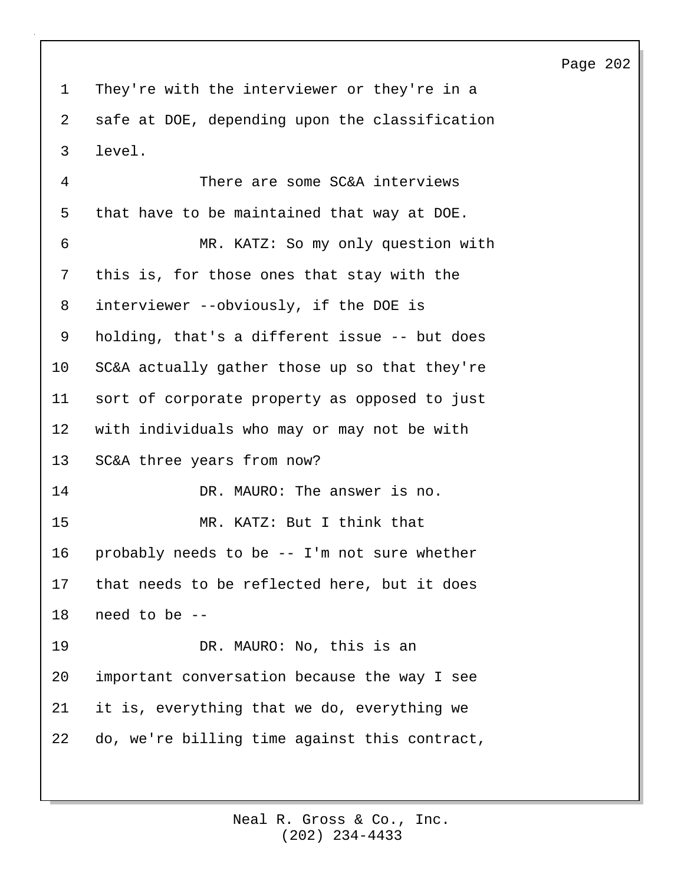They're with the interviewer or they're in a safe at DOE, depending upon the classification level.

There are some SC&A interviews that have to be maintained that way at DOE.

MR. KATZ: So my only question with this is, for those ones that stay with the interviewer --obviously, if the DOE is holding, that's a different issue -- but does SC&A actually gather those up so that they're sort of corporate property as opposed to just with individuals who may or may not be with SC&A three years from now?

DR. MAURO: The answer is no.

MR. KATZ: But I think that probably needs to be -- I'm not sure whether that needs to be reflected here, but it does need to be --

DR. MAURO: No, this is an important conversation because the way I see it is, everything that we do, everything we do, we're billing time against this contract,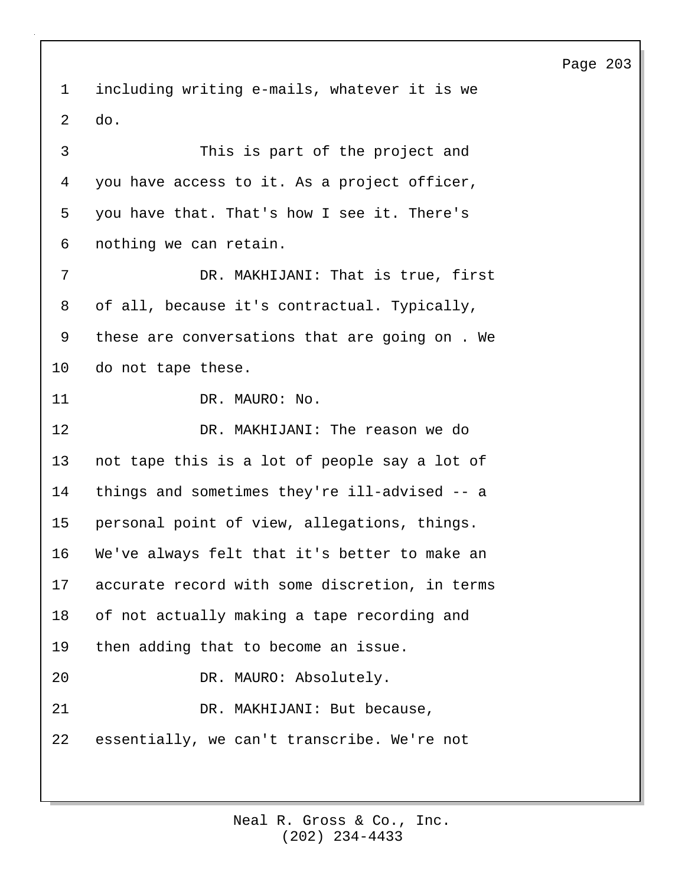including writing e-mails, whatever it is we do.

This is part of the project and you have access to it. As a project officer, you have that. That's how I see it. There's nothing we can retain.

DR. MAKHIJANI: That is true, first of all, because it's contractual. Typically, these are conversations that are going on . We do not tape these.

DR. MAURO: No.

DR. MAKHIJANI: The reason we do not tape this is a lot of people say a lot of things and sometimes they're ill-advised -- a personal point of view, allegations, things. We've always felt that it's better to make an accurate record with some discretion, in terms of not actually making a tape recording and then adding that to become an issue.

DR. MAURO: Absolutely.

DR. MAKHIJANI: But because, essentially, we can't transcribe. We're not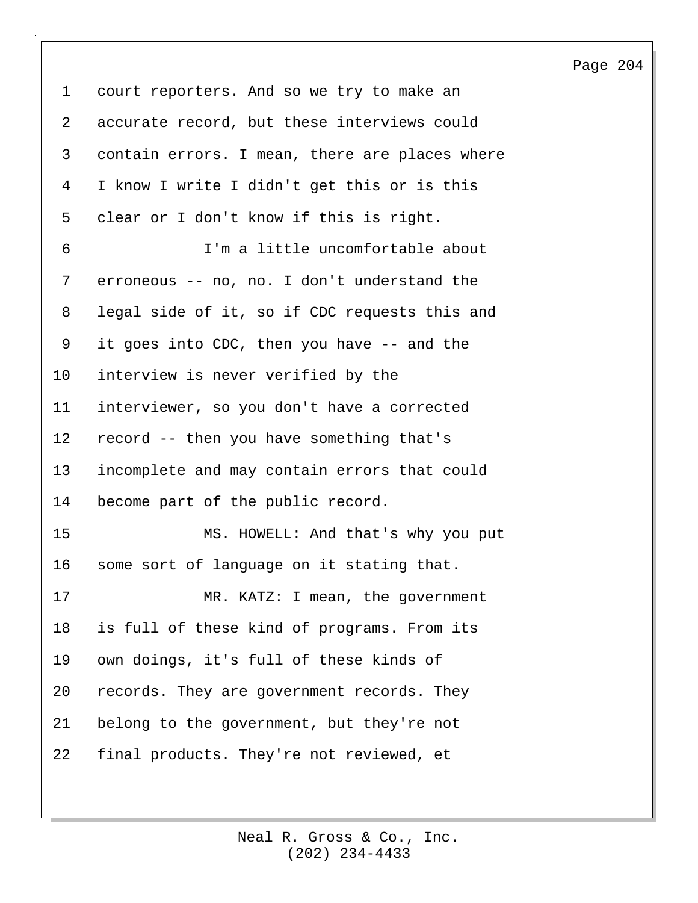court reporters. And so we try to make an accurate record, but these interviews could contain errors. I mean, there are places where I know I write I didn't get this or is this clear or I don't know if this is right.

I'm a little uncomfortable about erroneous -- no, no. I don't understand the legal side of it, so if CDC requests this and it goes into CDC, then you have -- and the interview is never verified by the interviewer, so you don't have a corrected record -- then you have something that's incomplete and may contain errors that could become part of the public record.

MS. HOWELL: And that's why you put some sort of language on it stating that.

MR. KATZ: I mean, the government is full of these kind of programs. From its own doings, it's full of these kinds of records. They are government records. They belong to the government, but they're not final products. They're not reviewed, et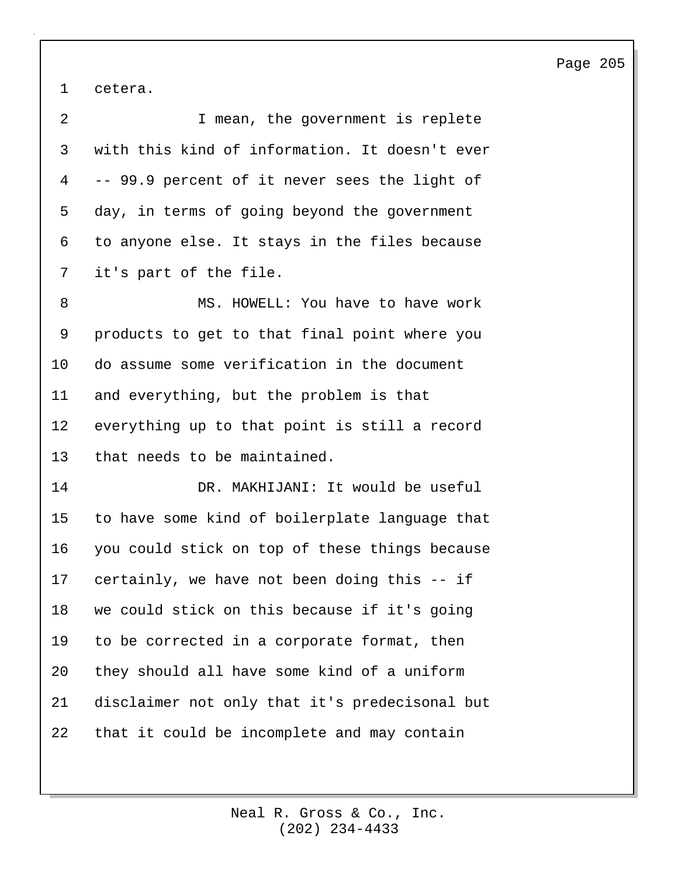cetera.

I mean, the government is replete with this kind of information. It doesn't ever -- 99.9 percent of it never sees the light of day, in terms of going beyond the government to anyone else. It stays in the files because it's part of the file.

MS. HOWELL: You have to have work products to get to that final point where you do assume some verification in the document and everything, but the problem is that everything up to that point is still a record that needs to be maintained.

DR. MAKHIJANI: It would be useful to have some kind of boilerplate language that you could stick on top of these things because certainly, we have not been doing this -- if we could stick on this because if it's going to be corrected in a corporate format, then they should all have some kind of a uniform disclaimer not only that it's predecisonal but that it could be incomplete and may contain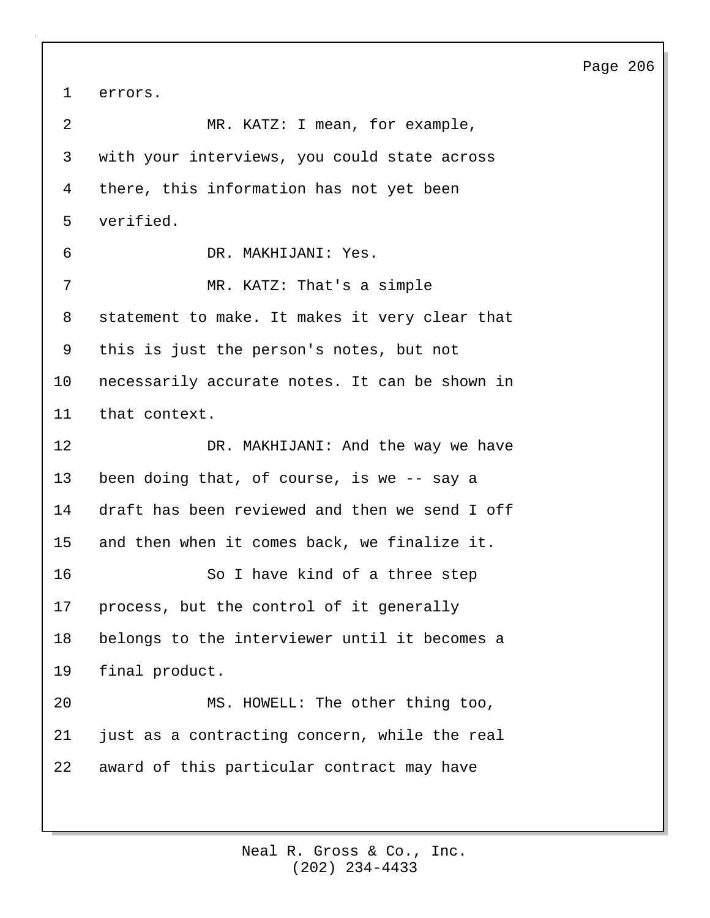errors.

MR. KATZ: I mean, for example, with your interviews, you could state across there, this information has not yet been verified.

DR. MAKHIJANI: Yes.

MR. KATZ: That's a simple statement to make. It makes it very clear that this is just the person's notes, but not necessarily accurate notes. It can be shown in that context.

DR. MAKHIJANI: And the way we have been doing that, of course, is we -- say a draft has been reviewed and then we send I off and then when it comes back, we finalize it.

So I have kind of a three step process, but the control of it generally belongs to the interviewer until it becomes a final product.

MS. HOWELL: The other thing too, just as a contracting concern, while the real award of this particular contract may have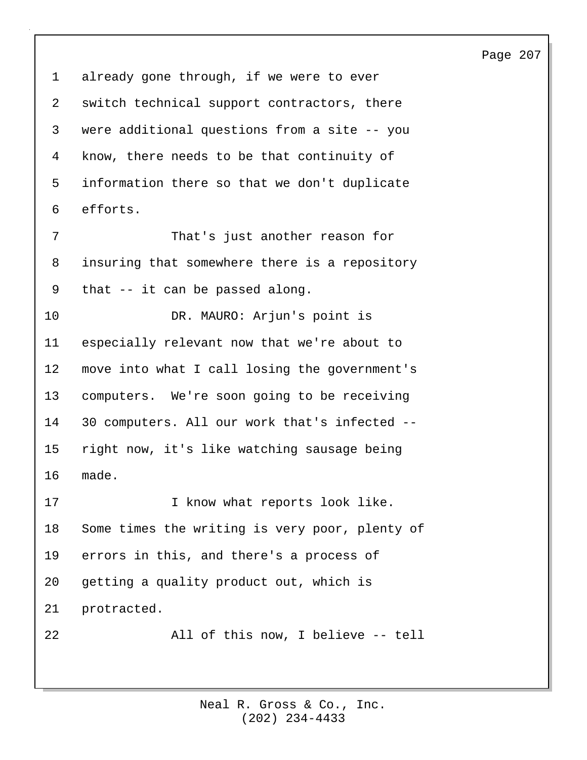already gone through, if we were to ever switch technical support contractors, there were additional questions from a site -- you know, there needs to be that continuity of information there so that we don't duplicate efforts.

That's just another reason for insuring that somewhere there is a repository that -- it can be passed along.

DR. MAURO: Arjun's point is especially relevant now that we're about to move into what I call losing the government's computers. We're soon going to be receiving 30 computers. All our work that's infected -- right now, it's like watching sausage being made.

I know what reports look like. Some times the writing is very poor, plenty of errors in this, and there's a process of getting a quality product out, which is protracted.

All of this now, I believe -- tell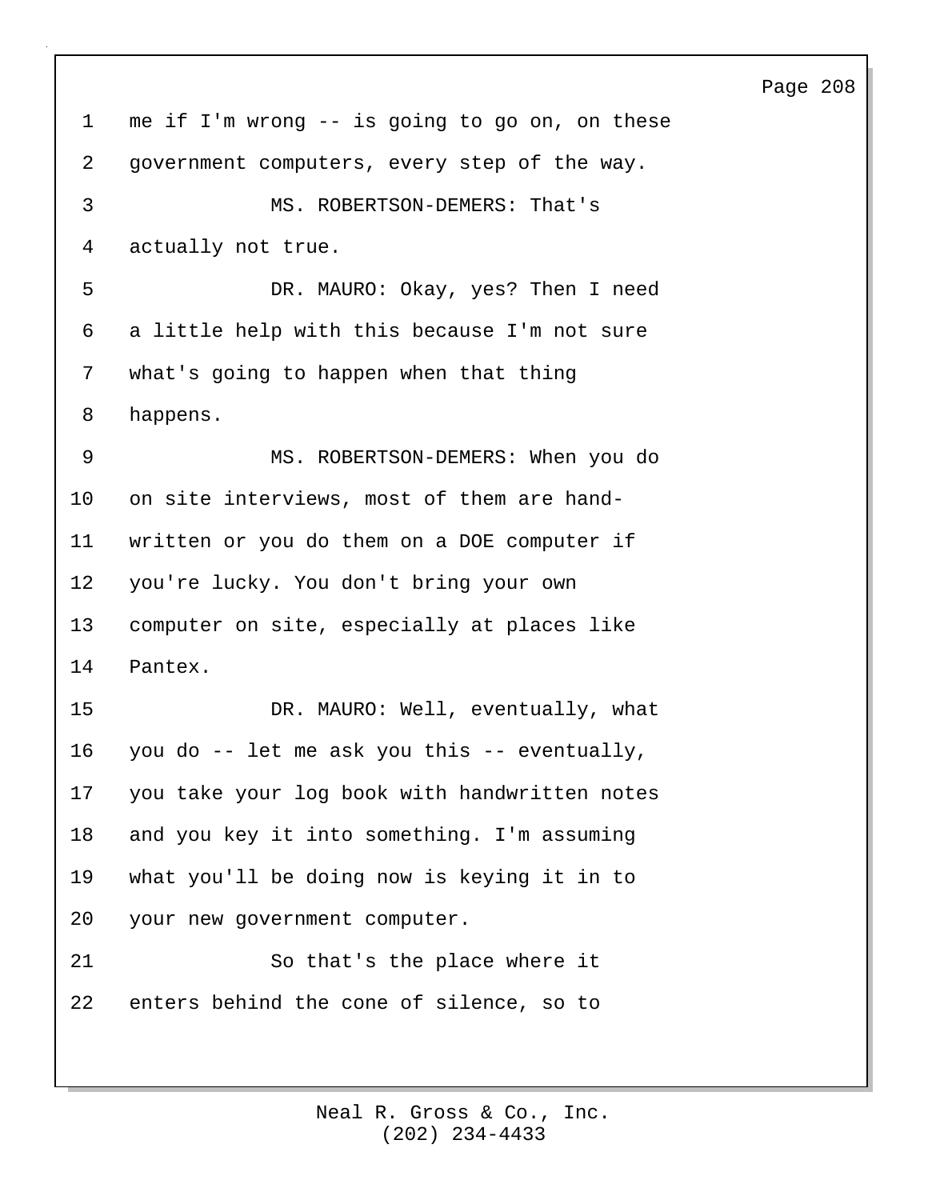me if I'm wrong -- is going to go on, on these government computers, every step of the way.

MS. ROBERTSON-DEMERS: That's actually not true.

DR. MAURO: Okay, yes? Then I need a little help with this because I'm not sure what's going to happen when that thing happens.

MS. ROBERTSON-DEMERS: When you do on site interviews, most of them are hand-written or you do them on a DOE computer if you're lucky. You don't bring your own computer on site, especially at places like Pantex.

DR. MAURO: Well, eventually, what you do -- let me ask you this -- eventually, you take your log book with handwritten notes and you key it into something. I'm assuming what you'll be doing now is keying it in to your new government computer.

So that's the place where it enters behind the cone of silence, so to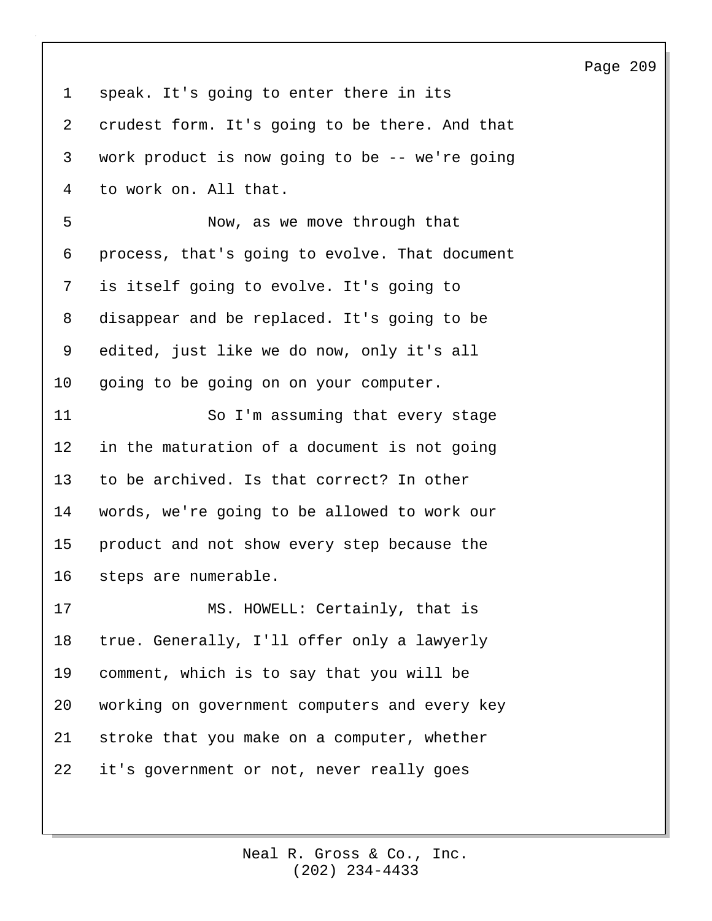speak. It's going to enter there in its crudest form. It's going to be there. And that work product is now going to be -- we're going to work on. All that.

Now, as we move through that process, that's going to evolve. That document is itself going to evolve. It's going to disappear and be replaced. It's going to be edited, just like we do now, only it's all going to be going on on your computer.

So I'm assuming that every stage in the maturation of a document is not going to be archived. Is that correct? In other words, we're going to be allowed to work our product and not show every step because the steps are numerable.

MS. HOWELL: Certainly, that is true. Generally, I'll offer only a lawyerly comment, which is to say that you will be working on government computers and every key stroke that you make on a computer, whether it's government or not, never really goes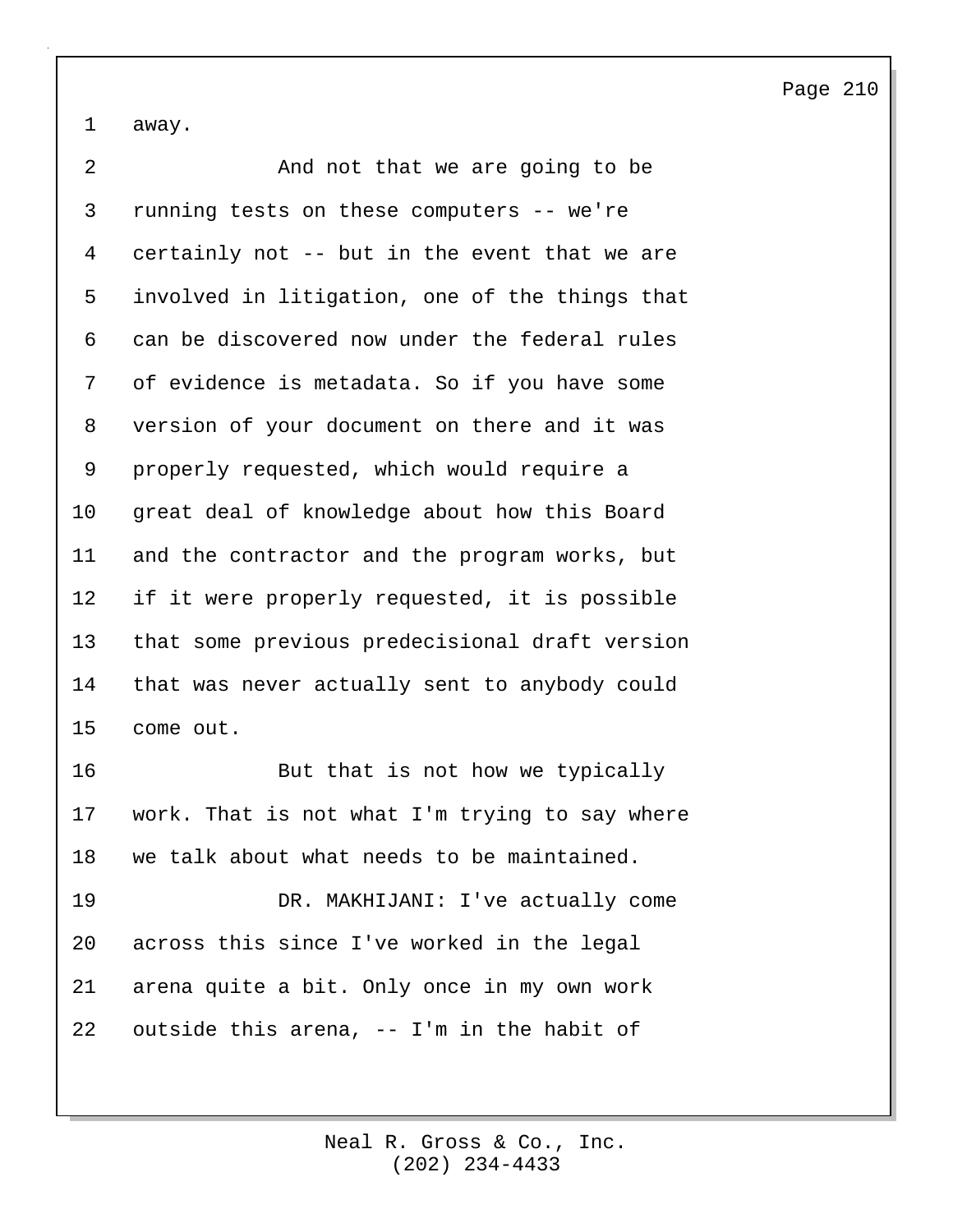away.

And not that we are going to be running tests on these computers -- we're certainly not -- but in the event that we are involved in litigation, one of the things that can be discovered now under the federal rules of evidence is metadata. So if you have some version of your document on there and it was properly requested, which would require a great deal of knowledge about how this Board and the contractor and the program works, but if it were properly requested, it is possible that some previous predecisional draft version that was never actually sent to anybody could come out.

But that is not how we typically work. That is not what I'm trying to say where we talk about what needs to be maintained.

DR. MAKHIJANI: I've actually come across this since I've worked in the legal arena quite a bit. Only once in my own work outside this arena, -- I'm in the habit of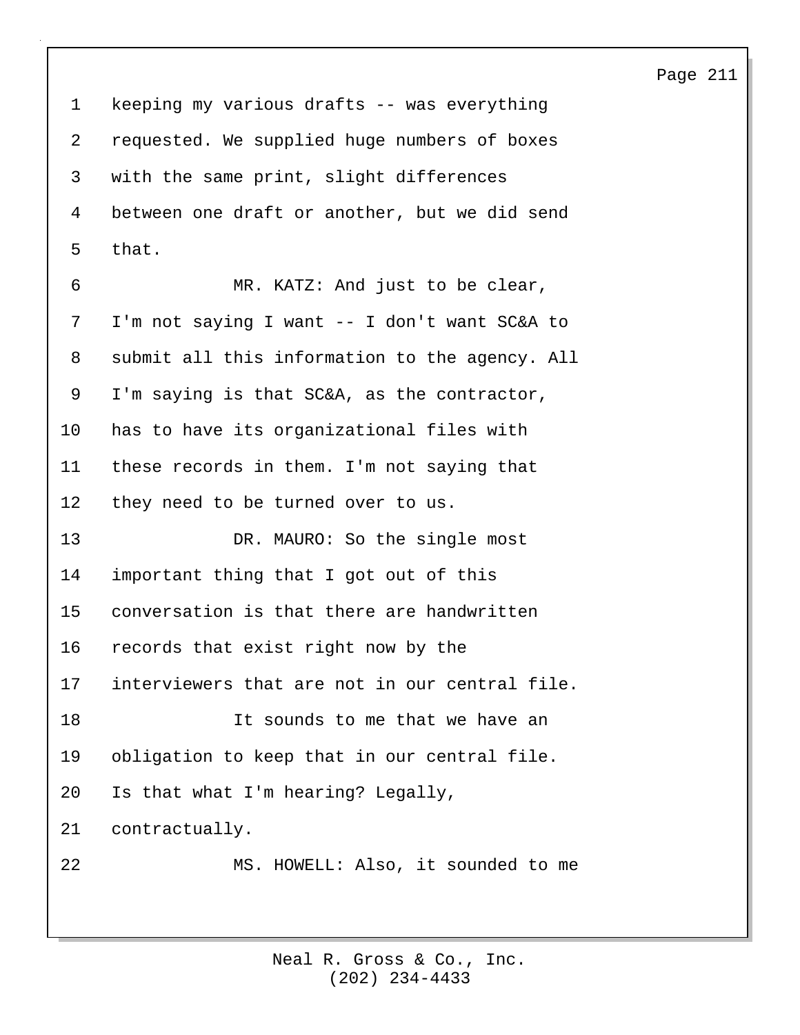keeping my various drafts -- was everything requested. We supplied huge numbers of boxes with the same print, slight differences between one draft or another, but we did send that.

MR. KATZ: And just to be clear, I'm not saying I want -- I don't want SC&A to submit all this information to the agency. All I'm saying is that SC&A, as the contractor, has to have its organizational files with these records in them. I'm not saying that they need to be turned over to us.

DR. MAURO: So the single most important thing that I got out of this conversation is that there are handwritten records that exist right now by the interviewers that are not in our central file.

It sounds to me that we have an obligation to keep that in our central file. Is that what I'm hearing? Legally, contractually.

MS. HOWELL: Also, it sounded to me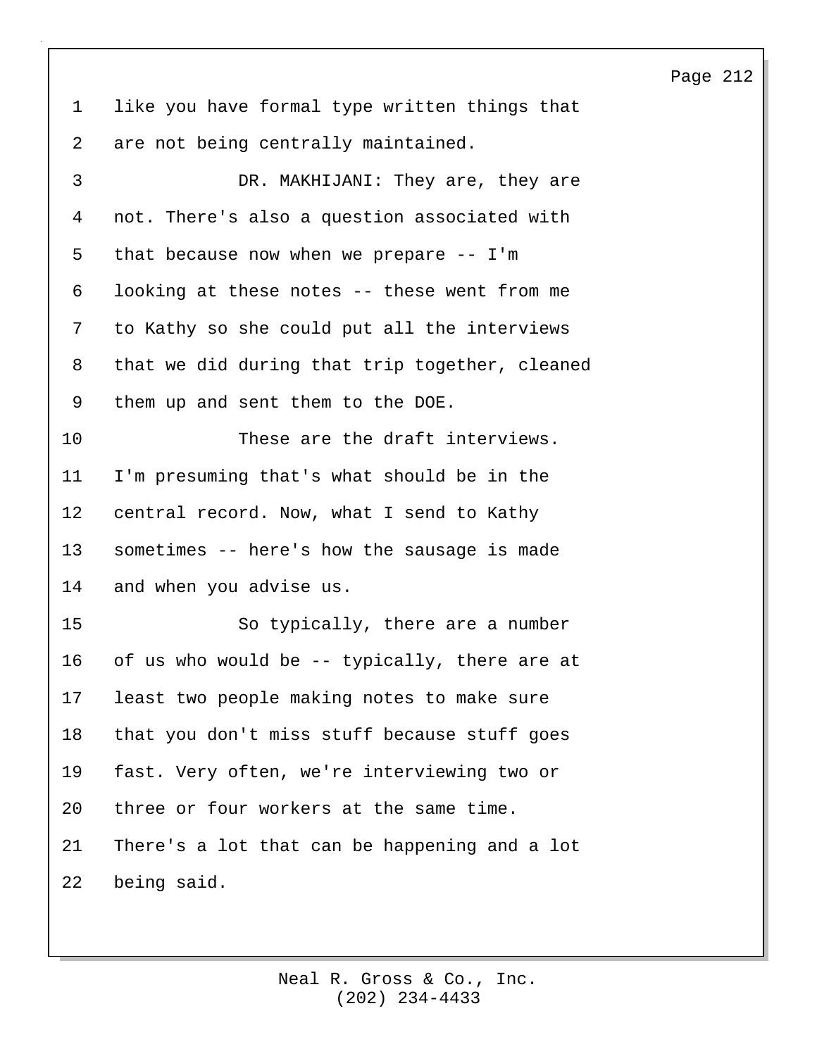like you have formal type written things that are not being centrally maintained.

DR. MAKHIJANI: They are, they are not. There's also a question associated with that because now when we prepare -- I'm looking at these notes -- these went from me to Kathy so she could put all the interviews that we did during that trip together, cleaned them up and sent them to the DOE.

These are the draft interviews. I'm presuming that's what should be in the central record. Now, what I send to Kathy sometimes -- here's how the sausage is made and when you advise us.

So typically, there are a number of us who would be -- typically, there are at least two people making notes to make sure that you don't miss stuff because stuff goes fast. Very often, we're interviewing two or three or four workers at the same time. There's a lot that can be happening and a lot being said.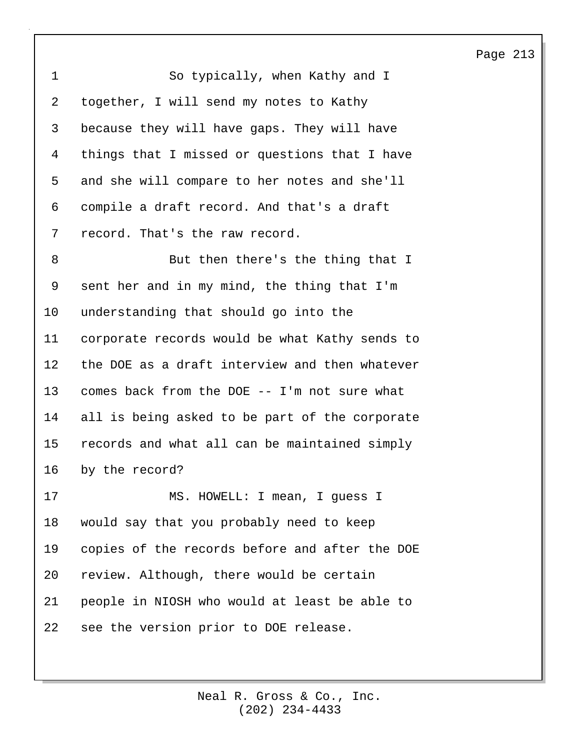So typically, when Kathy and I together, I will send my notes to Kathy because they will have gaps. They will have things that I missed or questions that I have and she will compare to her notes and she'll compile a draft record. And that's a draft record. That's the raw record.

But then there's the thing that I sent her and in my mind, the thing that I'm understanding that should go into the corporate records would be what Kathy sends to the DOE as a draft interview and then whatever comes back from the DOE -- I'm not sure what all is being asked to be part of the corporate records and what all can be maintained simply by the record?

MS. HOWELL: I mean, I guess I would say that you probably need to keep copies of the records before and after the DOE review. Although, there would be certain people in NIOSH who would at least be able to see the version prior to DOE release.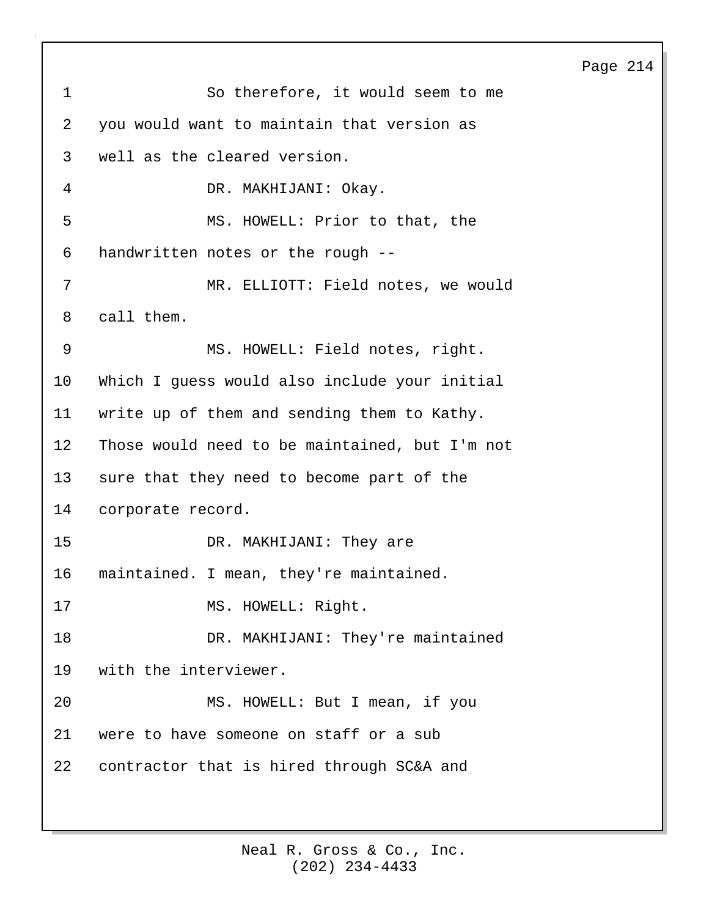So therefore, it would seem to me you would want to maintain that version as well as the cleared version.

DR. MAKHIJANI: Okay.

MS. HOWELL: Prior to that, the handwritten notes or the rough --

MR. ELLIOTT: Field notes, we would call them.

MS. HOWELL: Field notes, right. Which I guess would also include your initial write up of them and sending them to Kathy. Those would need to be maintained, but I'm not sure that they need to become part of the corporate record.

DR. MAKHIJANI: They are maintained. I mean, they're maintained.

MS. HOWELL: Right.

DR. MAKHIJANI: They're maintained with the interviewer.

MS. HOWELL: But I mean, if you were to have someone on staff or a sub contractor that is hired through SC&A and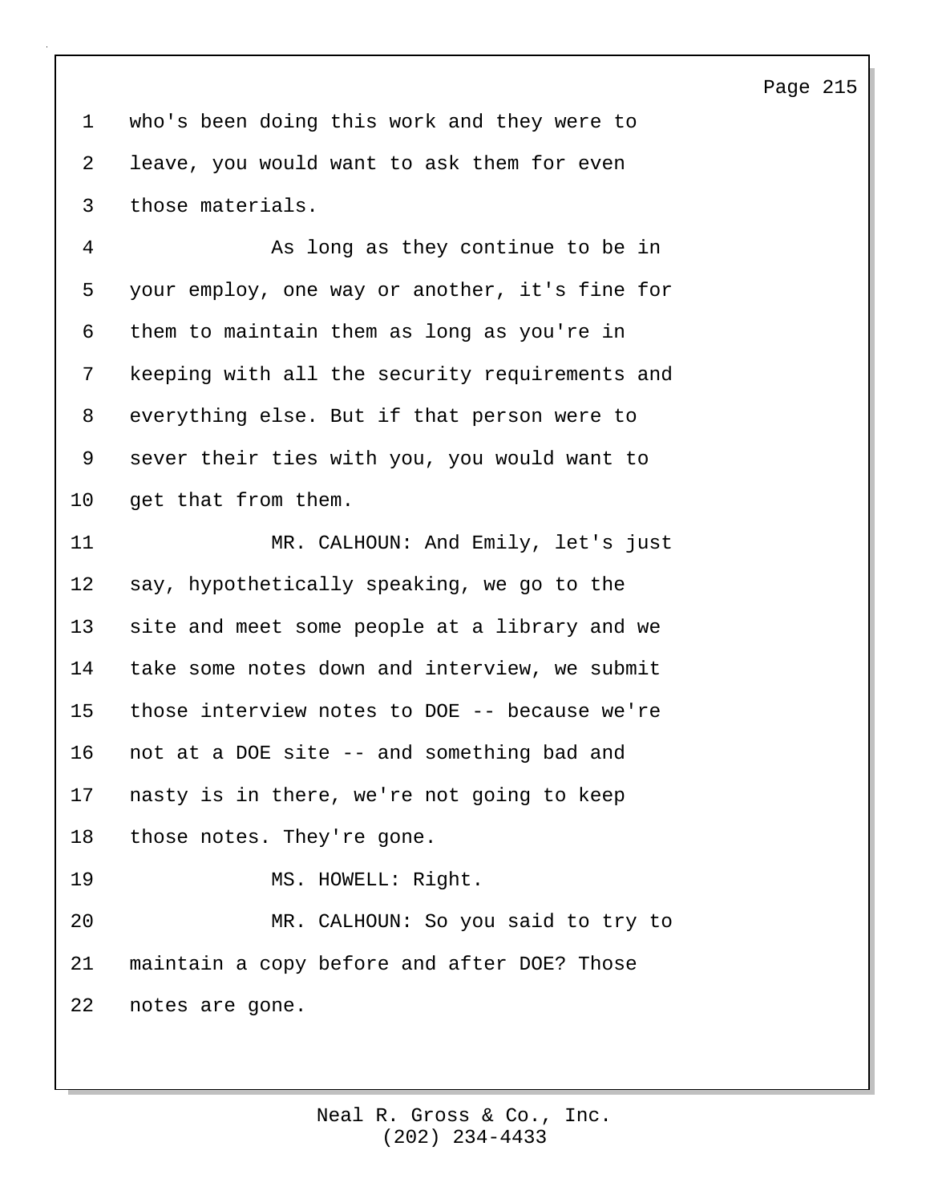who's been doing this work and they were to leave, you would want to ask them for even those materials.

As long as they continue to be in your employ, one way or another, it's fine for them to maintain them as long as you're in keeping with all the security requirements and everything else. But if that person were to sever their ties with you, you would want to get that from them.

MR. CALHOUN: And Emily, let's just say, hypothetically speaking, we go to the site and meet some people at a library and we take some notes down and interview, we submit those interview notes to DOE -- because we're not at a DOE site -- and something bad and nasty is in there, we're not going to keep those notes. They're gone.

MS. HOWELL: Right.

MR. CALHOUN: So you said to try to maintain a copy before and after DOE? Those notes are gone.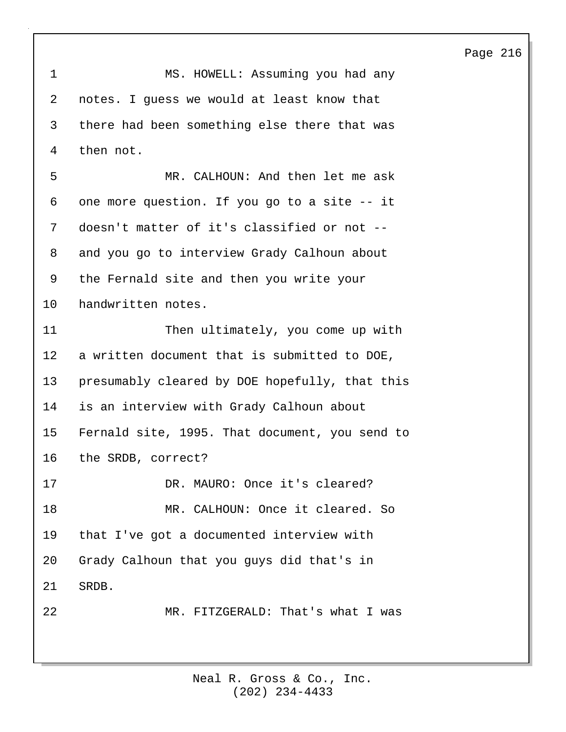MS. HOWELL: Assuming you had any notes. I guess we would at least know that there had been something else there that was then not.

MR. CALHOUN: And then let me ask one more question. If you go to a site -- it doesn't matter of it's classified or not -- and you go to interview Grady Calhoun about the Fernald site and then you write your handwritten notes.

Then ultimately, you come up with a written document that is submitted to DOE, presumably cleared by DOE hopefully, that this is an interview with Grady Calhoun about Fernald site, 1995. That document, you send to the SRDB, correct?

DR. MAURO: Once it's cleared?

MR. CALHOUN: Once it cleared. So that I've got a documented interview with Grady Calhoun that you guys did that's in SRDB.

MR. FITZGERALD: That's what I was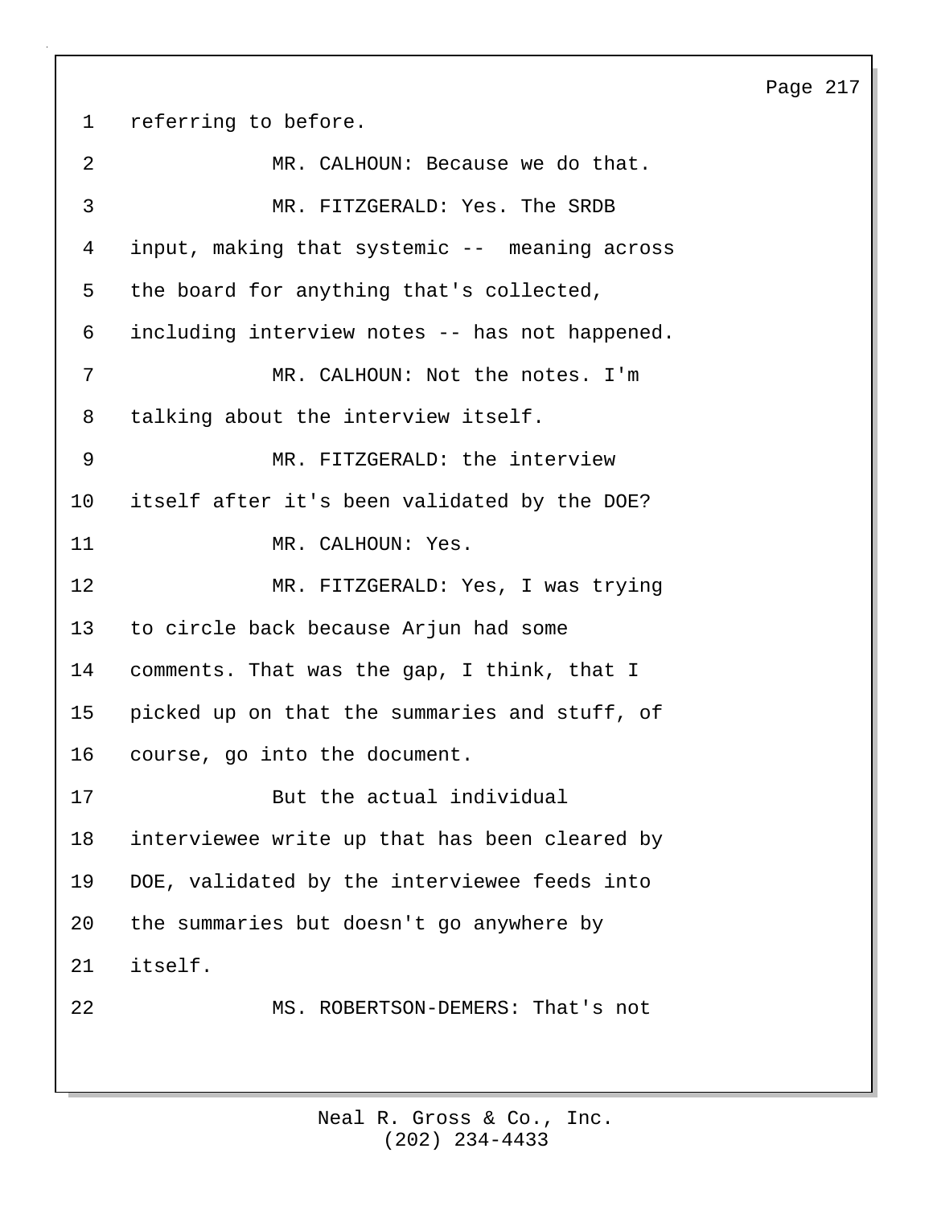referring to before.

MR. CALHOUN: Because we do that.

MR. FITZGERALD: Yes. The SRDB input, making that systemic -- meaning across the board for anything that's collected, including interview notes -- has not happened.

MR. CALHOUN: Not the notes. I'm talking about the interview itself.

MR. FITZGERALD: the interview itself after it's been validated by the DOE?

MR. CALHOUN: Yes.

MR. FITZGERALD: Yes, I was trying to circle back because Arjun had some comments. That was the gap, I think, that I picked up on that the summaries and stuff, of course, go into the document.

But the actual individual interviewee write up that has been cleared by DOE, validated by the interviewee feeds into the summaries but doesn't go anywhere by itself.

MS. ROBERTSON-DEMERS: That's not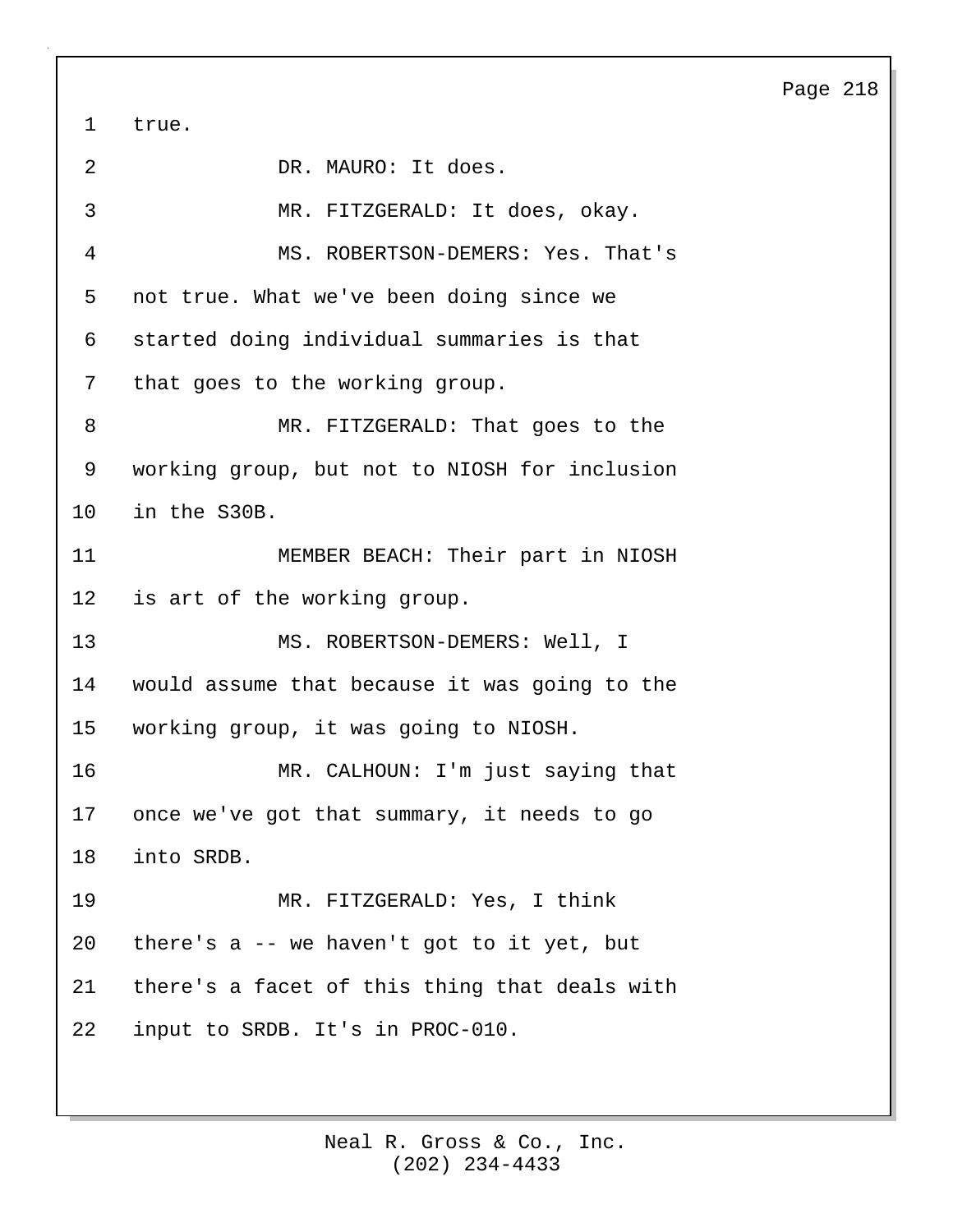true.

DR. MAURO: It does.

MR. FITZGERALD: It does, okay.

MS. ROBERTSON-DEMERS: Yes. That's not true. What we've been doing since we started doing individual summaries is that that goes to the working group.

MR. FITZGERALD: That goes to the working group, but not to NIOSH for inclusion in the S30B.

MEMBER BEACH: Their part in NIOSH is art of the working group.

MS. ROBERTSON-DEMERS: Well, I would assume that because it was going to the working group, it was going to NIOSH.

MR. CALHOUN: I'm just saying that once we've got that summary, it needs to go into SRDB.

MR. FITZGERALD: Yes, I think there's a -- we haven't got to it yet, but there's a facet of this thing that deals with input to SRDB. It's in PROC-010.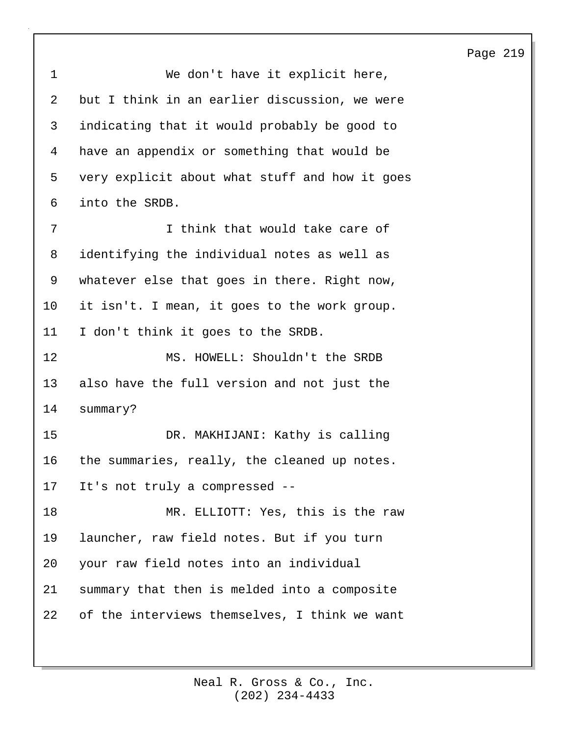We don't have it explicit here, but I think in an earlier discussion, we were indicating that it would probably be good to have an appendix or something that would be very explicit about what stuff and how it goes into the SRDB.

I think that would take care of identifying the individual notes as well as whatever else that goes in there. Right now, it isn't. I mean, it goes to the work group. I don't think it goes to the SRDB.

MS. HOWELL: Shouldn't the SRDB also have the full version and not just the summary?

DR. MAKHIJANI: Kathy is calling the summaries, really, the cleaned up notes. It's not truly a compressed --

MR. ELLIOTT: Yes, this is the raw launcher, raw field notes. But if you turn your raw field notes into an individual summary that then is melded into a composite of the interviews themselves, I think we want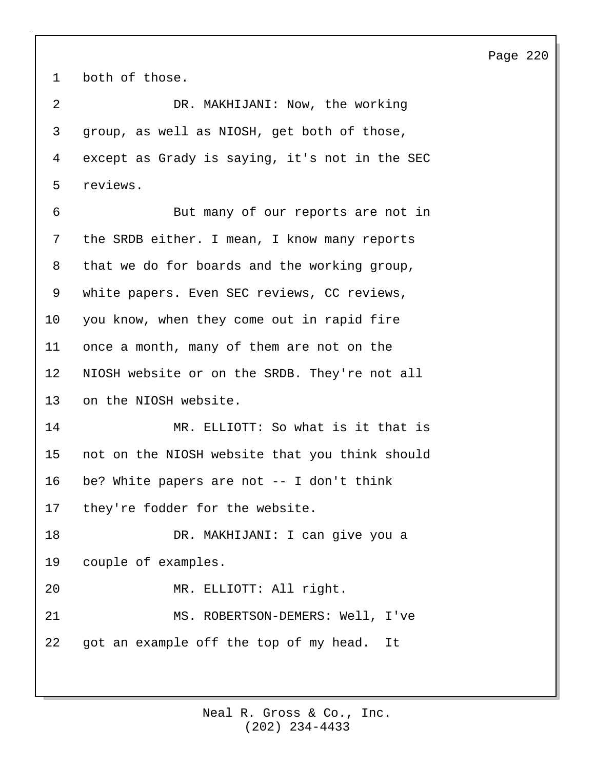both of those.

DR. MAKHIJANI: Now, the working group, as well as NIOSH, get both of those, except as Grady is saying, it's not in the SEC reviews.

But many of our reports are not in the SRDB either. I mean, I know many reports that we do for boards and the working group, white papers. Even SEC reviews, CC reviews, you know, when they come out in rapid fire once a month, many of them are not on the NIOSH website or on the SRDB. They're not all on the NIOSH website.

MR. ELLIOTT: So what is it that is not on the NIOSH website that you think should be? White papers are not -- I don't think they're fodder for the website.

DR. MAKHIJANI: I can give you a couple of examples.

MR. ELLIOTT: All right.

MS. ROBERTSON-DEMERS: Well, I've got an example off the top of my head. It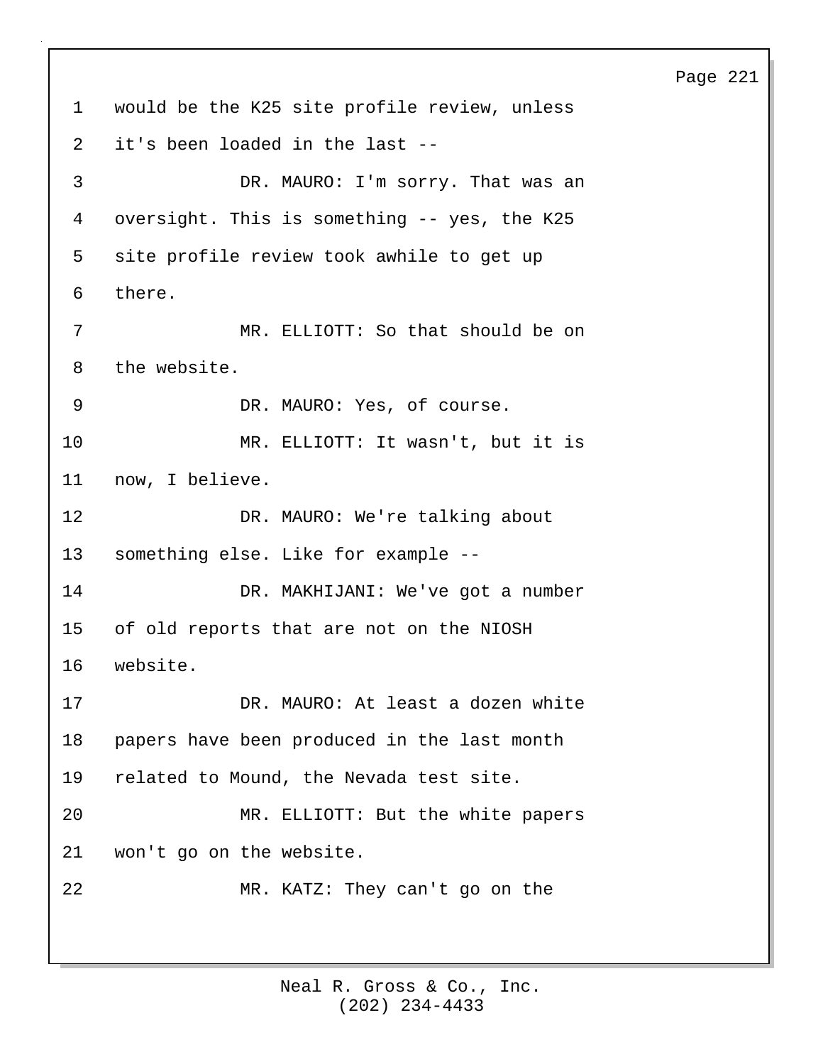would be the K25 site profile review, unless it's been loaded in the last --

DR. MAURO: I'm sorry. That was an oversight. This is something -- yes, the K25 site profile review took awhile to get up there.

MR. ELLIOTT: So that should be on the website.

DR. MAURO: Yes, of course.

MR. ELLIOTT: It wasn't, but it is now, I believe.

DR. MAURO: We're talking about something else. Like for example --

DR. MAKHIJANI: We've got a number of old reports that are not on the NIOSH website.

DR. MAURO: At least a dozen white papers have been produced in the last month related to Mound, the Nevada test site.

MR. ELLIOTT: But the white papers won't go on the website.

MR. KATZ: They can't go on the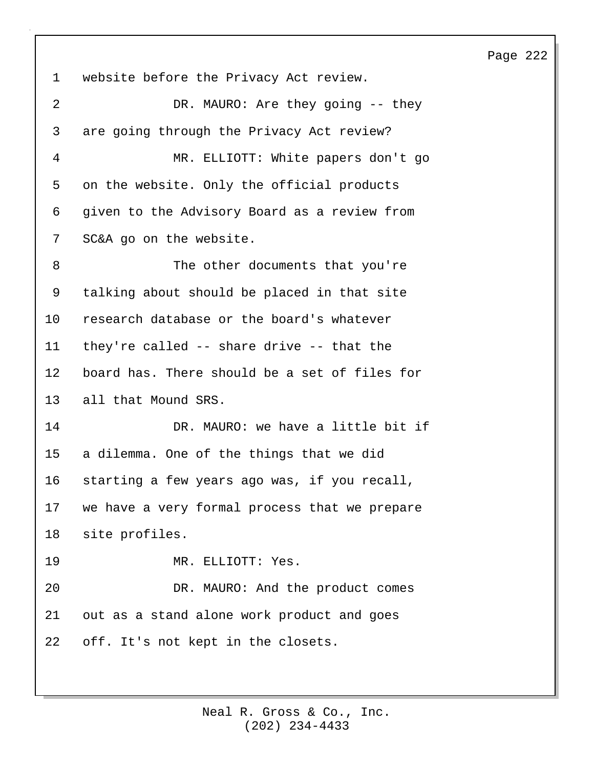website before the Privacy Act review.

DR. MAURO: Are they going -- they are going through the Privacy Act review?

MR. ELLIOTT: White papers don't go on the website. Only the official products given to the Advisory Board as a review from SC&A go on the website.

The other documents that you're talking about should be placed in that site research database or the board's whatever they're called -- share drive -- that the board has. There should be a set of files for all that Mound SRS.

DR. MAURO: we have a little bit if a dilemma. One of the things that we did starting a few years ago was, if you recall, we have a very formal process that we prepare site profiles.

MR. ELLIOTT: Yes.

DR. MAURO: And the product comes out as a stand alone work product and goes off. It's not kept in the closets.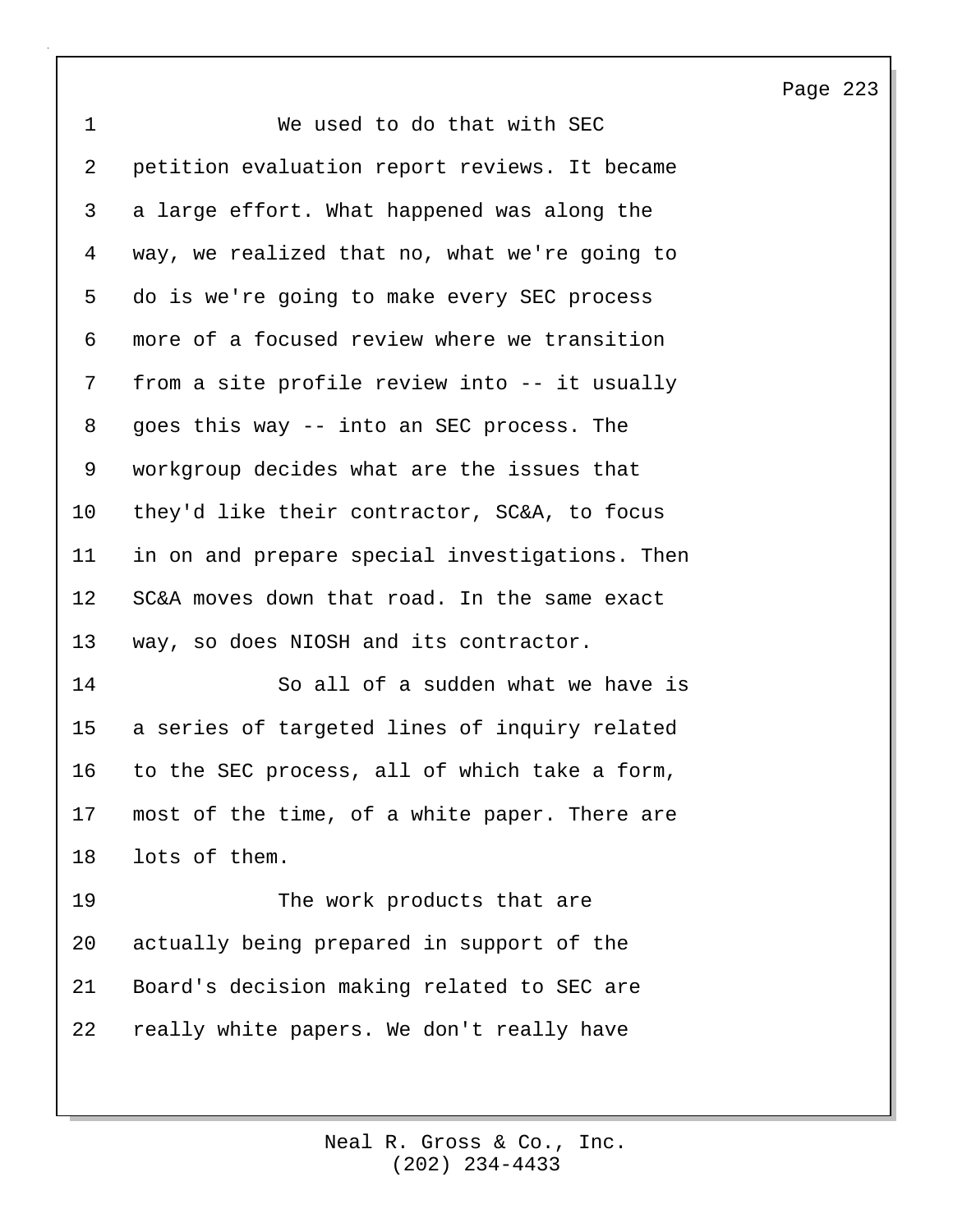We used to do that with SEC petition evaluation report reviews. It became a large effort. What happened was along the way, we realized that no, what we're going to do is we're going to make every SEC process more of a focused review where we transition from a site profile review into -- it usually goes this way -- into an SEC process. The workgroup decides what are the issues that they'd like their contractor, SC&A, to focus in on and prepare special investigations. Then SC&A moves down that road. In the same exact way, so does NIOSH and its contractor.

So all of a sudden what we have is a series of targeted lines of inquiry related to the SEC process, all of which take a form, most of the time, of a white paper. There are lots of them.

The work products that are actually being prepared in support of the Board's decision making related to SEC are really white papers. We don't really have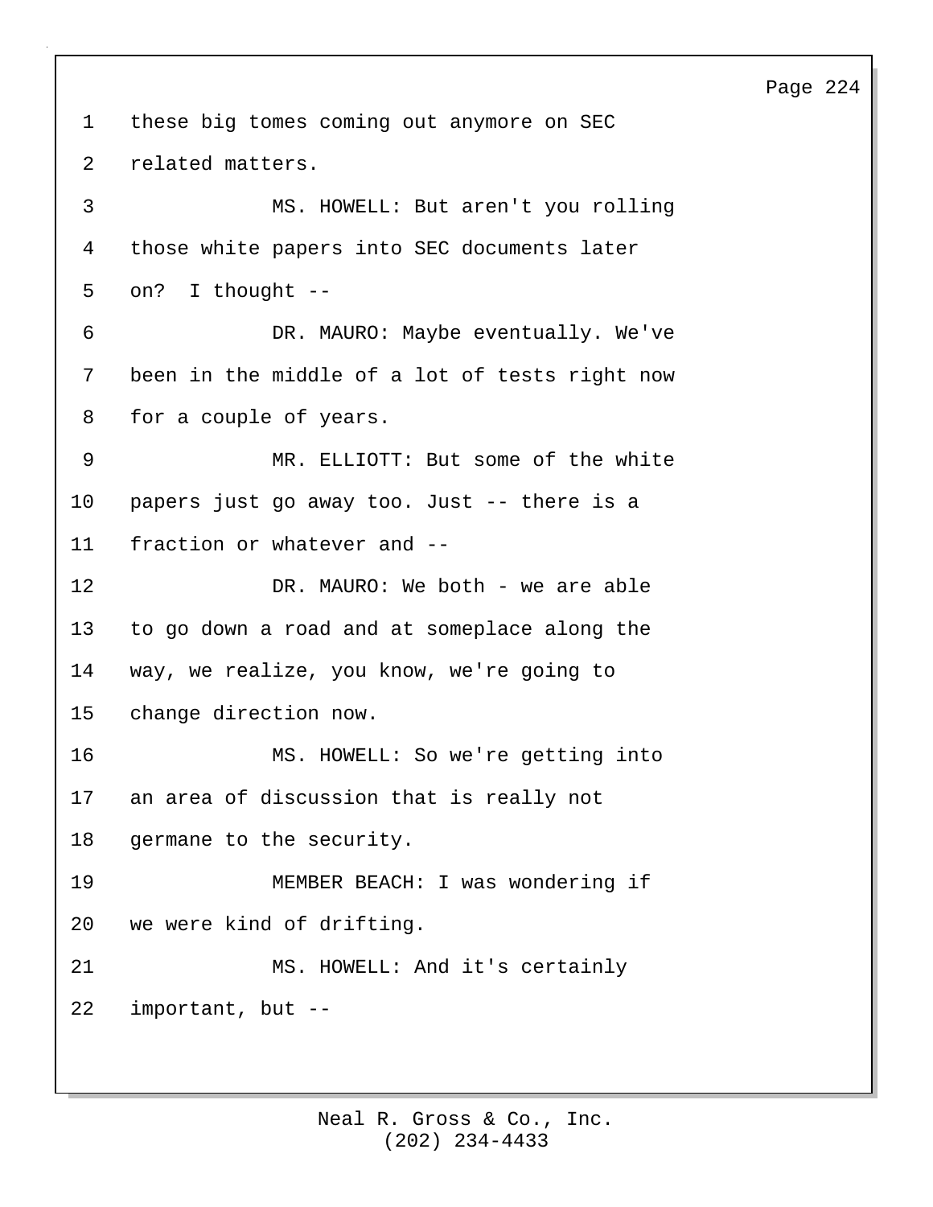these big tomes coming out anymore on SEC related matters.

MS. HOWELL: But aren't you rolling those white papers into SEC documents later on? I thought --

DR. MAURO: Maybe eventually. We've been in the middle of a lot of tests right now for a couple of years.

MR. ELLIOTT: But some of the white papers just go away too. Just -- there is a fraction or whatever and --

DR. MAURO: We both - we are able to go down a road and at someplace along the way, we realize, you know, we're going to change direction now.

MS. HOWELL: So we're getting into an area of discussion that is really not germane to the security.

MEMBER BEACH: I was wondering if we were kind of drifting.

MS. HOWELL: And it's certainly important, but --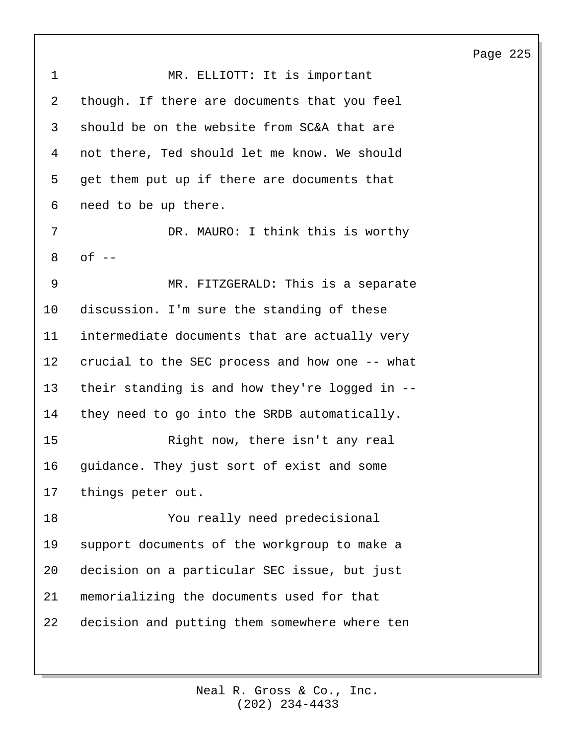MR. ELLIOTT: It is important though. If there are documents that you feel should be on the website from SC&A that are not there, Ted should let me know. We should get them put up if there are documents that need to be up there.

DR. MAURO: I think this is worthy of --

MR. FITZGERALD: This is a separate discussion. I'm sure the standing of these intermediate documents that are actually very crucial to the SEC process and how one -- what their standing is and how they're logged in -- they need to go into the SRDB automatically.

Right now, there isn't any real guidance. They just sort of exist and some things peter out.

You really need predecisional support documents of the workgroup to make a decision on a particular SEC issue, but just memorializing the documents used for that decision and putting them somewhere where ten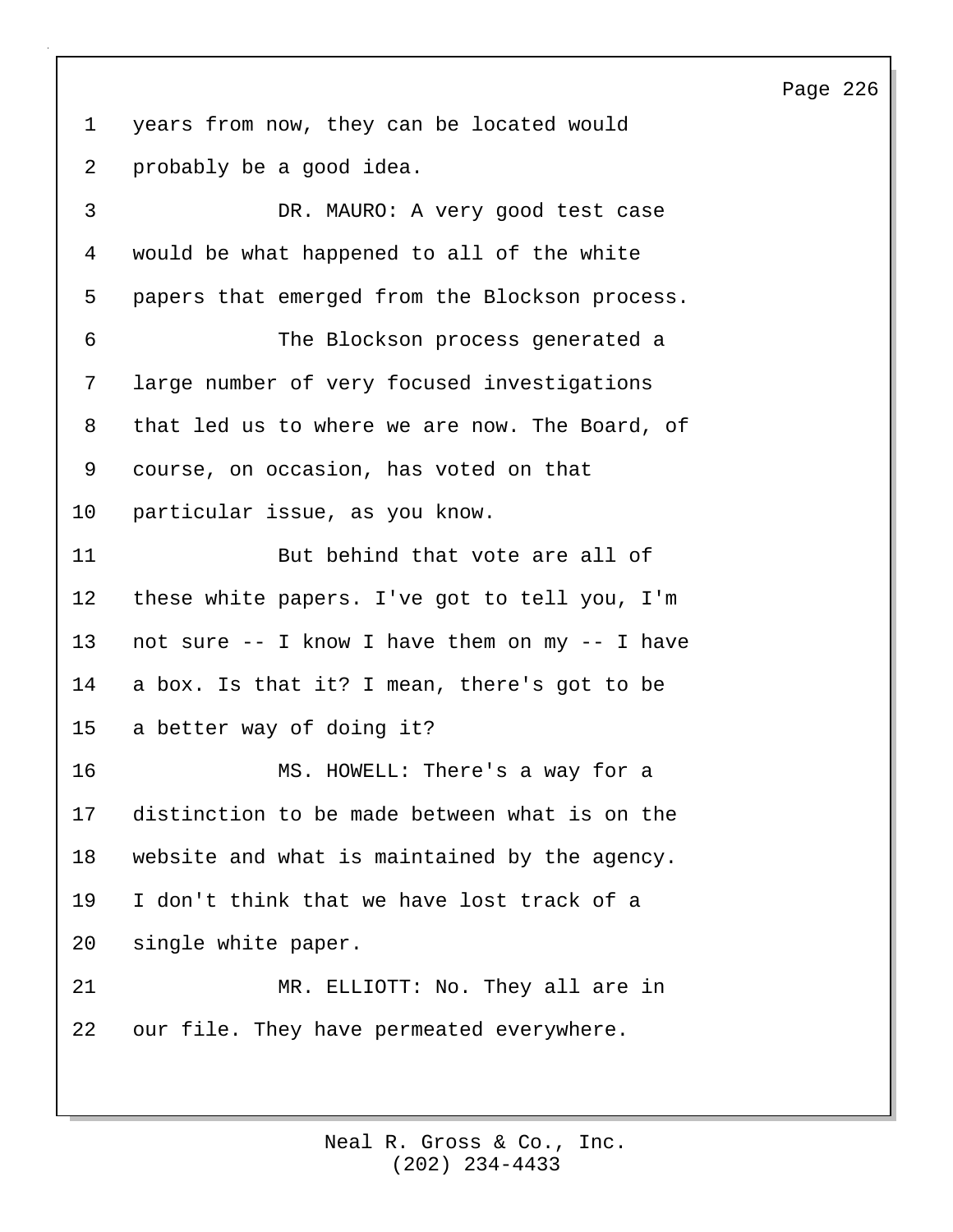years from now, they can be located would probably be a good idea.

DR. MAURO: A very good test case would be what happened to all of the white papers that emerged from the Blockson process.

The Blockson process generated a large number of very focused investigations that led us to where we are now. The Board, of course, on occasion, has voted on that particular issue, as you know.

But behind that vote are all of these white papers. I've got to tell you, I'm not sure -- I know I have them on my -- I have a box. Is that it? I mean, there's got to be a better way of doing it?

MS. HOWELL: There's a way for a distinction to be made between what is on the website and what is maintained by the agency. I don't think that we have lost track of a single white paper.

MR. ELLIOTT: No. They all are in our file. They have permeated everywhere.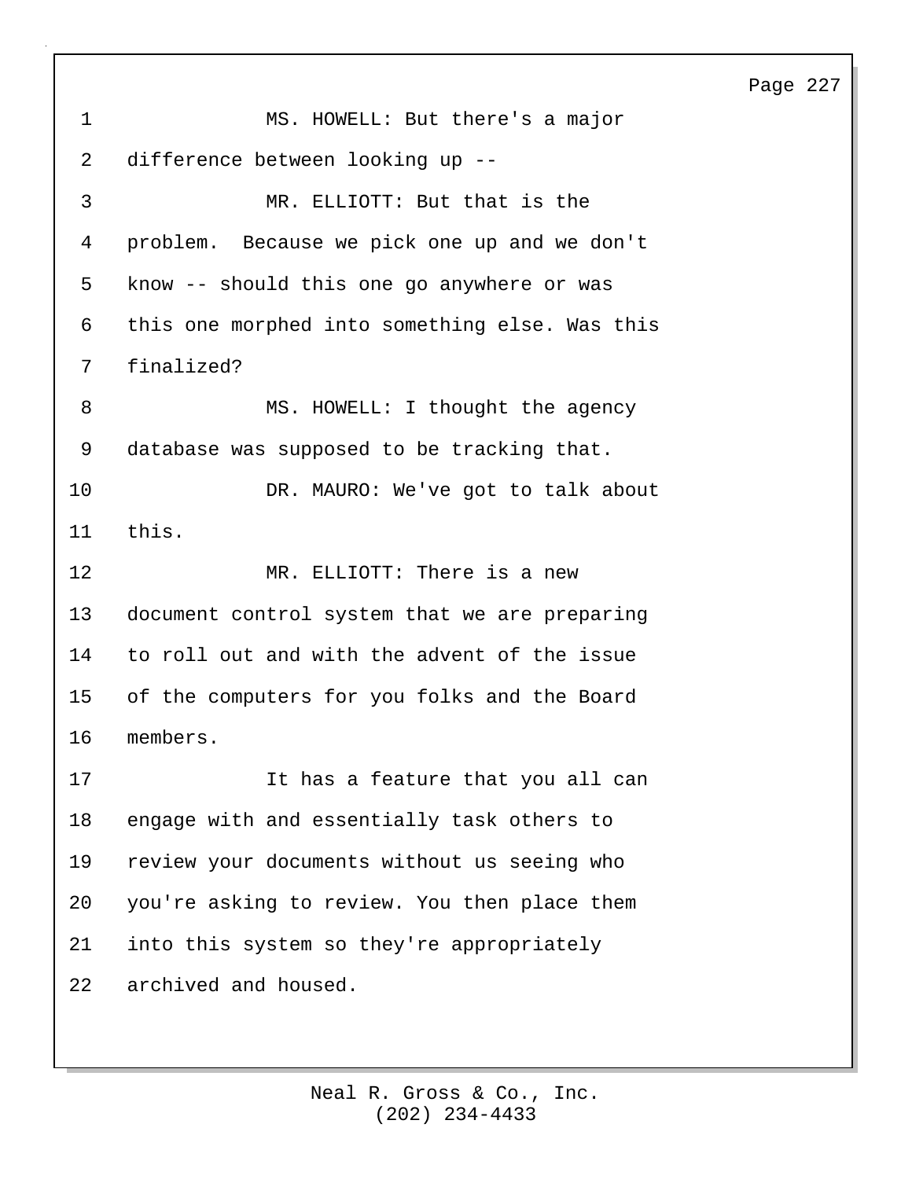MS. HOWELL: But there's a major difference between looking up --

MR. ELLIOTT: But that is the problem. Because we pick one up and we don't know -- should this one go anywhere or was this one morphed into something else. Was this finalized?

MS. HOWELL: I thought the agency database was supposed to be tracking that.

DR. MAURO: We've got to talk about this.

MR. ELLIOTT: There is a new document control system that we are preparing to roll out and with the advent of the issue of the computers for you folks and the Board members.

It has a feature that you all can engage with and essentially task others to review your documents without us seeing who you're asking to review. You then place them into this system so they're appropriately archived and housed.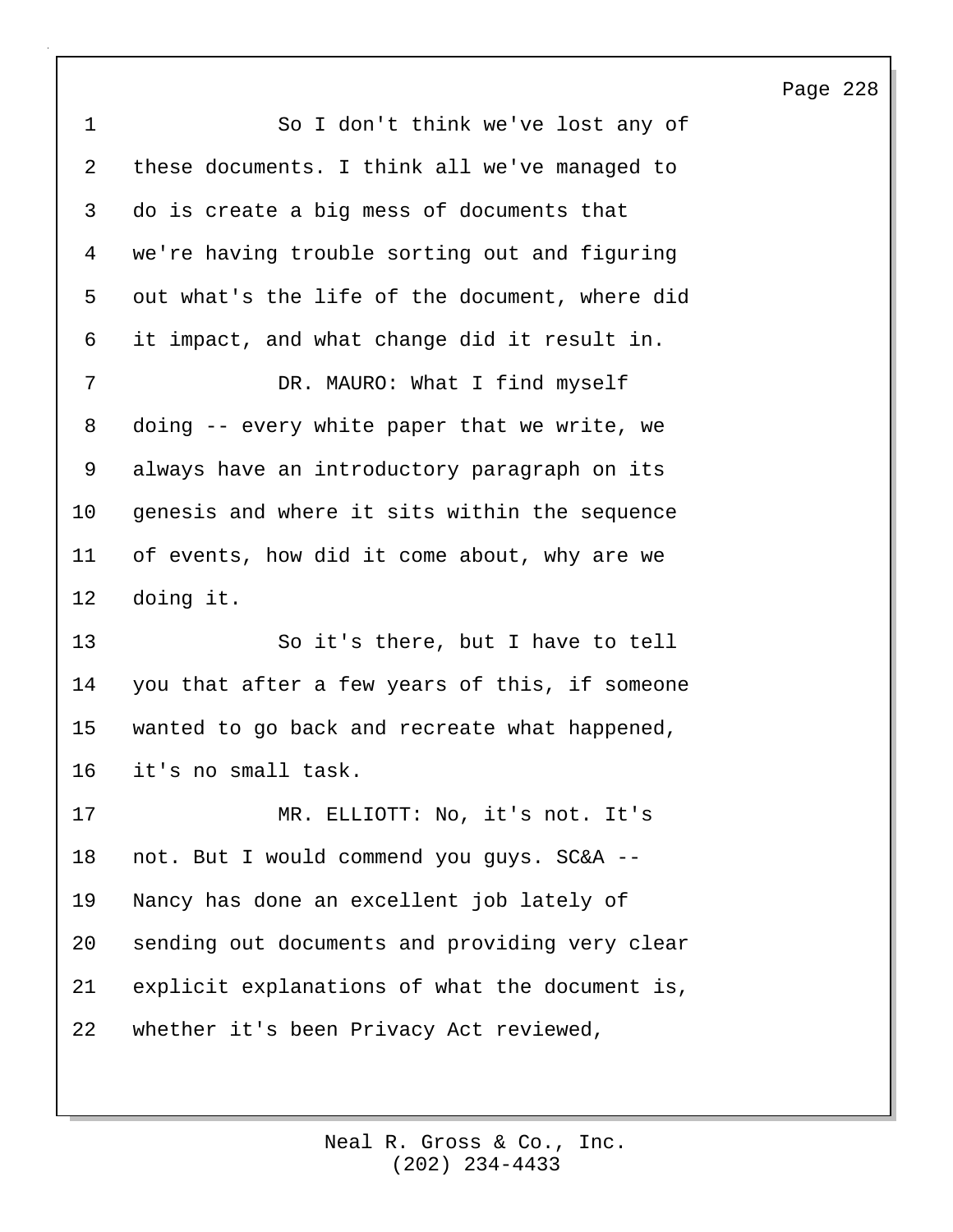So I don't think we've lost any of these documents. I think all we've managed to do is create a big mess of documents that we're having trouble sorting out and figuring out what's the life of the document, where did it impact, and what change did it result in.

DR. MAURO: What I find myself doing -- every white paper that we write, we always have an introductory paragraph on its genesis and where it sits within the sequence of events, how did it come about, why are we doing it.

So it's there, but I have to tell you that after a few years of this, if someone wanted to go back and recreate what happened, it's no small task.

MR. ELLIOTT: No, it's not. It's not. But I would commend you guys. SC&A -- Nancy has done an excellent job lately of sending out documents and providing very clear explicit explanations of what the document is, whether it's been Privacy Act reviewed,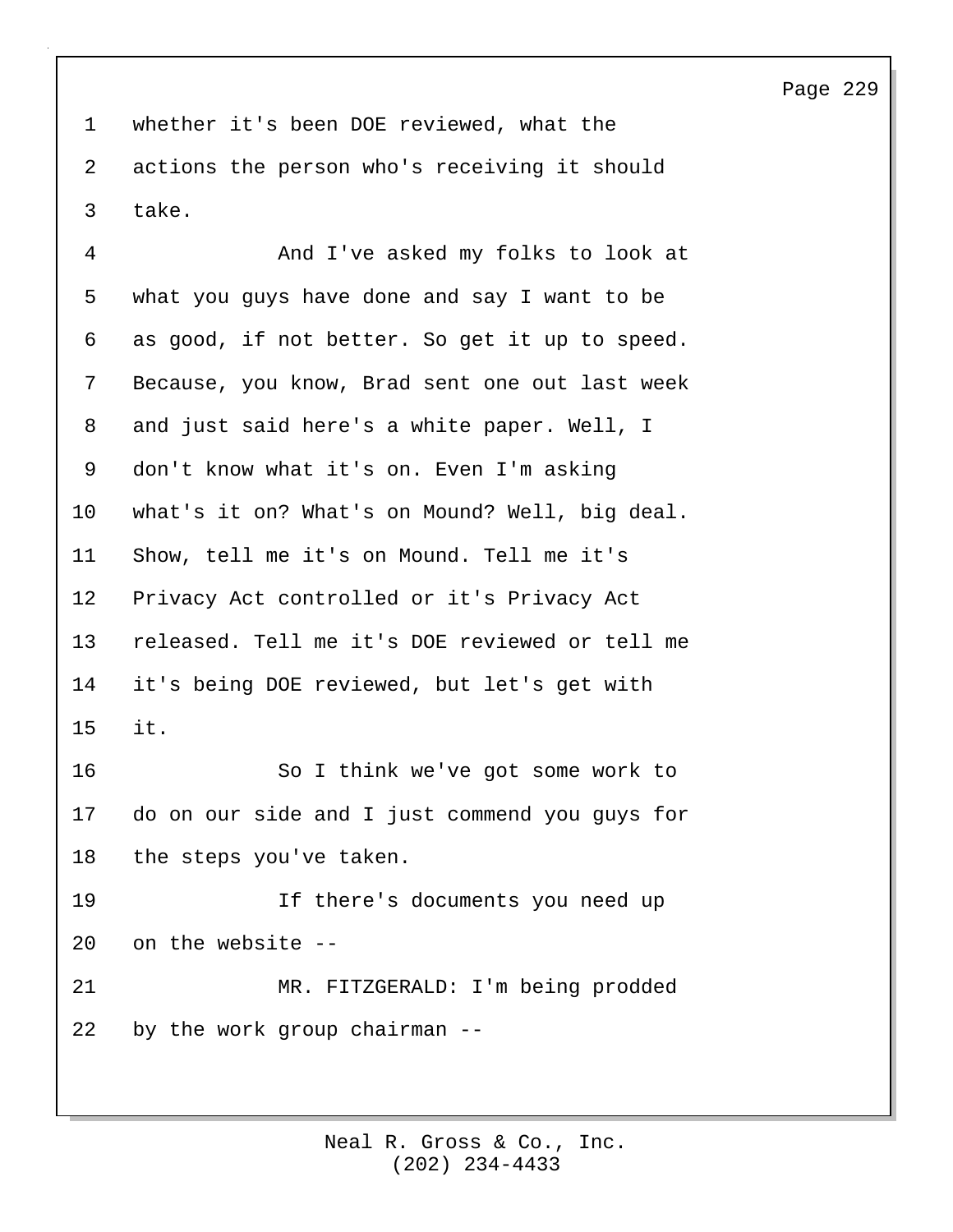whether it's been DOE reviewed, what the actions the person who's receiving it should take.

And I've asked my folks to look at what you guys have done and say I want to be as good, if not better. So get it up to speed. Because, you know, Brad sent one out last week and just said here's a white paper. Well, I don't know what it's on. Even I'm asking what's it on? What's on Mound? Well, big deal. Show, tell me it's on Mound. Tell me it's Privacy Act controlled or it's Privacy Act released. Tell me it's DOE reviewed or tell me it's being DOE reviewed, but let's get with it.

So I think we've got some work to do on our side and I just commend you guys for the steps you've taken.

If there's documents you need up on the website --

MR. FITZGERALD: I'm being prodded by the work group chairman --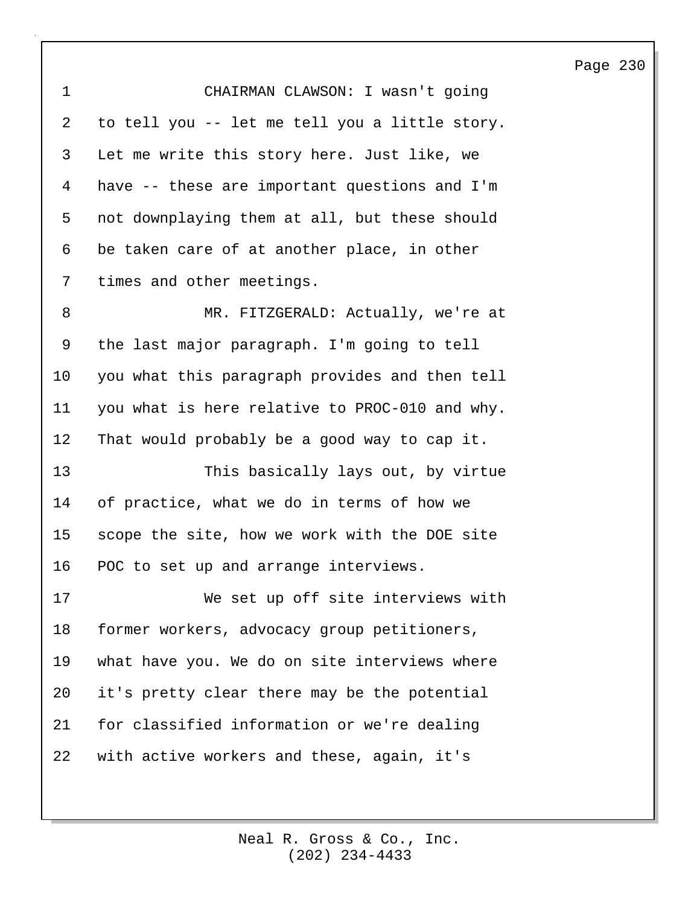CHAIRMAN CLAWSON: I wasn't going to tell you -- let me tell you a little story. Let me write this story here. Just like, we have -- these are important questions and I'm not downplaying them at all, but these should be taken care of at another place, in other times and other meetings.

MR. FITZGERALD: Actually, we're at the last major paragraph. I'm going to tell you what this paragraph provides and then tell you what is here relative to PROC-010 and why. That would probably be a good way to cap it.

This basically lays out, by virtue of practice, what we do in terms of how we scope the site, how we work with the DOE site POC to set up and arrange interviews.

We set up off site interviews with former workers, advocacy group petitioners, what have you. We do on site interviews where it's pretty clear there may be the potential for classified information or we're dealing with active workers and these, again, it's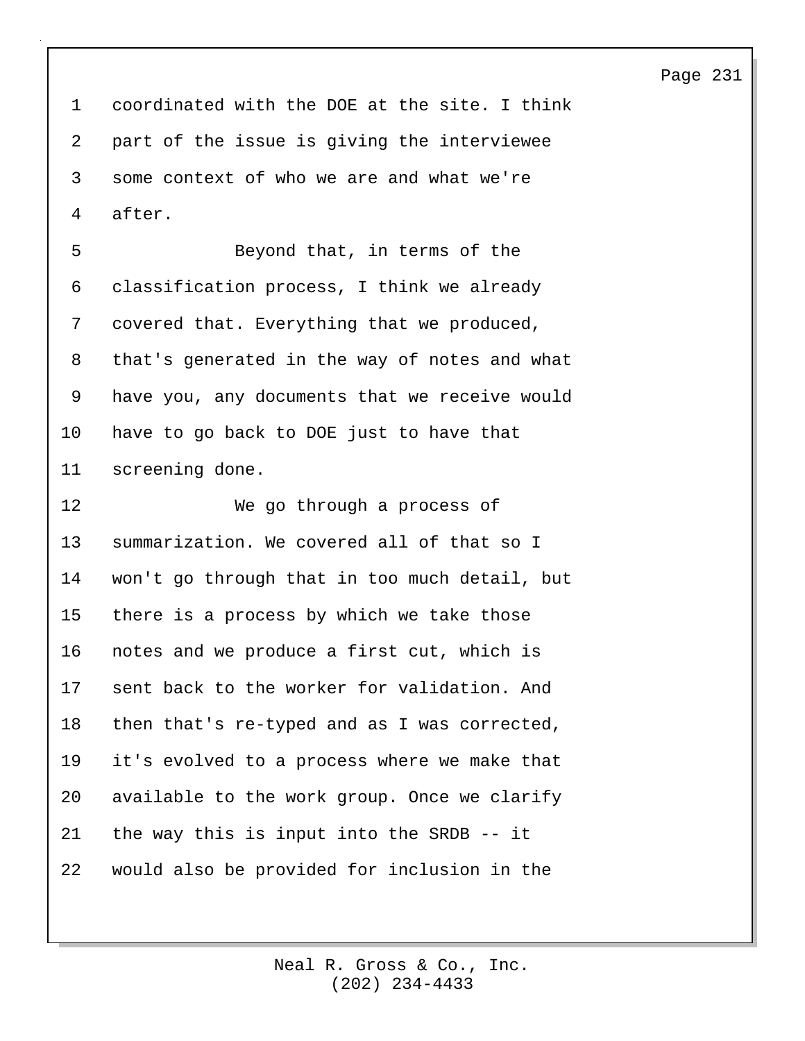coordinated with the DOE at the site. I think part of the issue is giving the interviewee some context of who we are and what we're after.

Beyond that, in terms of the classification process, I think we already covered that. Everything that we produced, that's generated in the way of notes and what have you, any documents that we receive would have to go back to DOE just to have that screening done.

We go through a process of summarization. We covered all of that so I won't go through that in too much detail, but there is a process by which we take those notes and we produce a first cut, which is sent back to the worker for validation. And then that's re-typed and as I was corrected, it's evolved to a process where we make that available to the work group. Once we clarify the way this is input into the SRDB -- it would also be provided for inclusion in the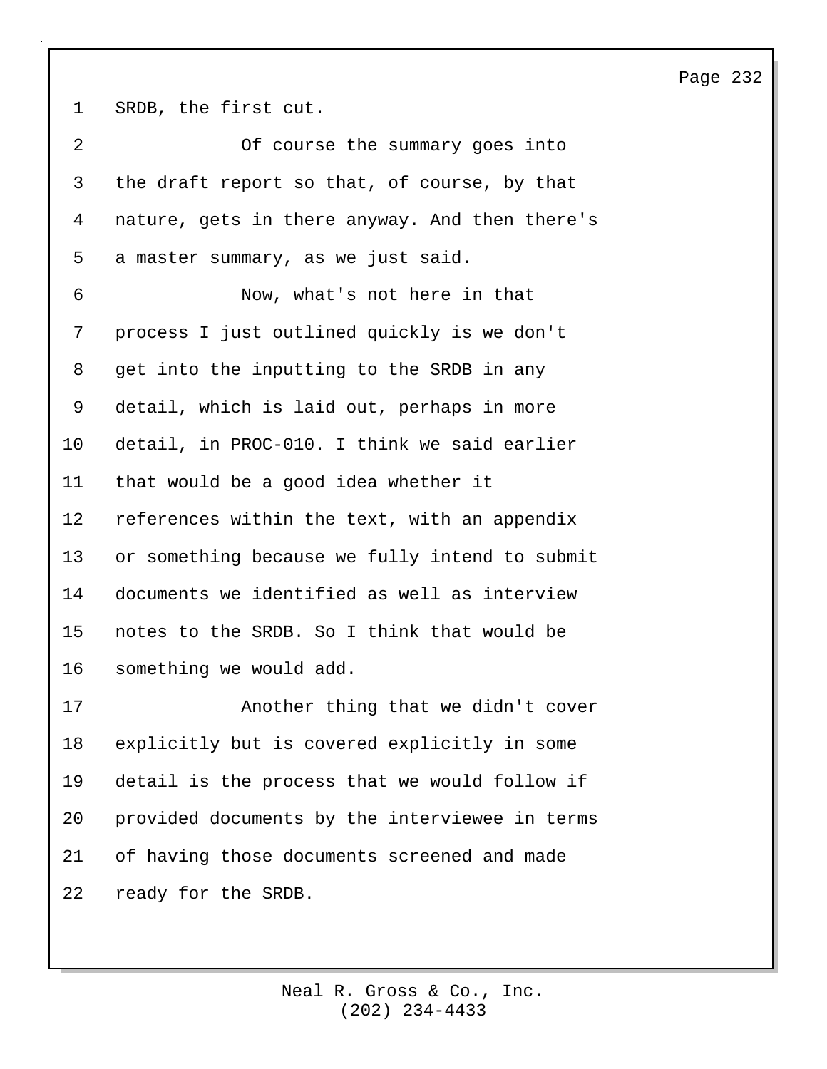SRDB, the first cut.

Of course the summary goes into the draft report so that, of course, by that nature, gets in there anyway. And then there's a master summary, as we just said.

Now, what's not here in that process I just outlined quickly is we don't get into the inputting to the SRDB in any detail, which is laid out, perhaps in more detail, in PROC-010. I think we said earlier that would be a good idea whether it references within the text, with an appendix or something because we fully intend to submit documents we identified as well as interview notes to the SRDB. So I think that would be something we would add.

Another thing that we didn't cover explicitly but is covered explicitly in some detail is the process that we would follow if provided documents by the interviewee in terms of having those documents screened and made ready for the SRDB.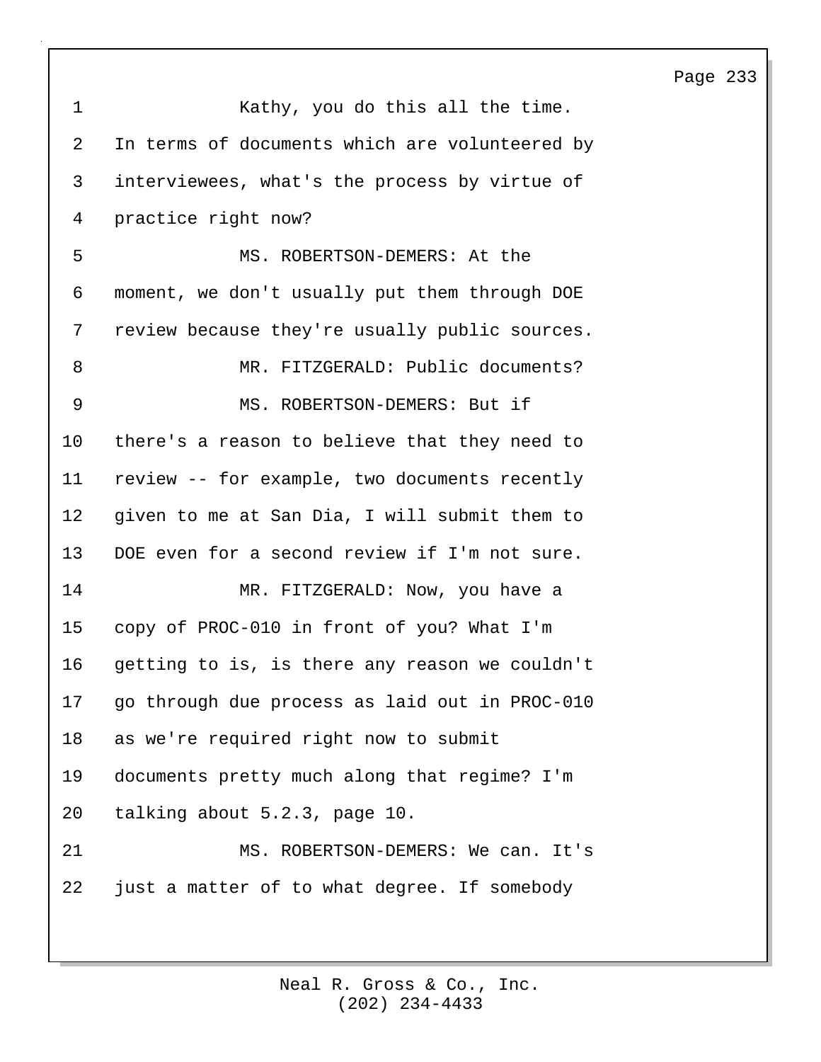Kathy, you do this all the time. In terms of documents which are volunteered by interviewees, what's the process by virtue of practice right now?

MS. ROBERTSON-DEMERS: At the moment, we don't usually put them through DOE review because they're usually public sources.

MR. FITZGERALD: Public documents?

MS. ROBERTSON-DEMERS: But if there's a reason to believe that they need to review -- for example, two documents recently given to me at San Dia, I will submit them to DOE even for a second review if I'm not sure.

MR. FITZGERALD: Now, you have a copy of PROC-010 in front of you? What I'm getting to is, is there any reason we couldn't go through due process as laid out in PROC-010 as we're required right now to submit documents pretty much along that regime? I'm talking about 5.2.3, page 10.

MS. ROBERTSON-DEMERS: We can. It's just a matter of to what degree. If somebody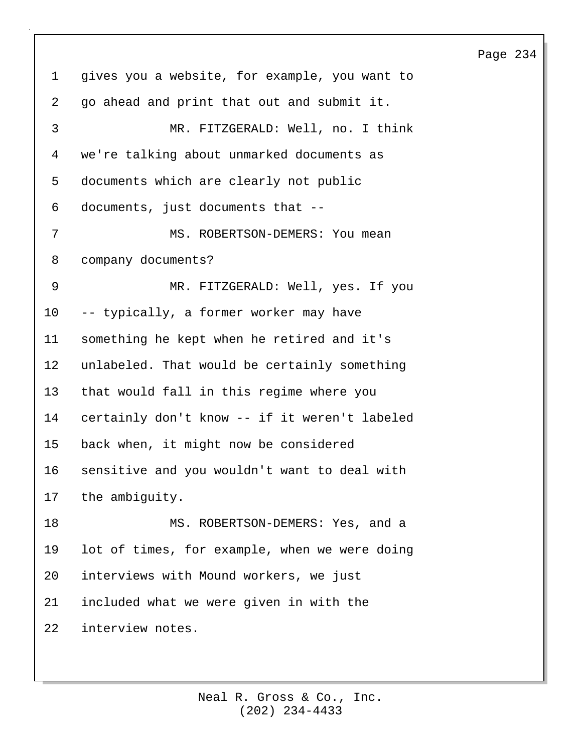gives you a website, for example, you want to go ahead and print that out and submit it.

MR. FITZGERALD: Well, no. I think we're talking about unmarked documents as documents which are clearly not public documents, just documents that --

MS. ROBERTSON-DEMERS: You mean company documents?

MR. FITZGERALD: Well, yes. If you -- typically, a former worker may have something he kept when he retired and it's unlabeled. That would be certainly something that would fall in this regime where you certainly don't know -- if it weren't labeled back when, it might now be considered sensitive and you wouldn't want to deal with the ambiguity.

MS. ROBERTSON-DEMERS: Yes, and a lot of times, for example, when we were doing interviews with Mound workers, we just included what we were given in with the interview notes.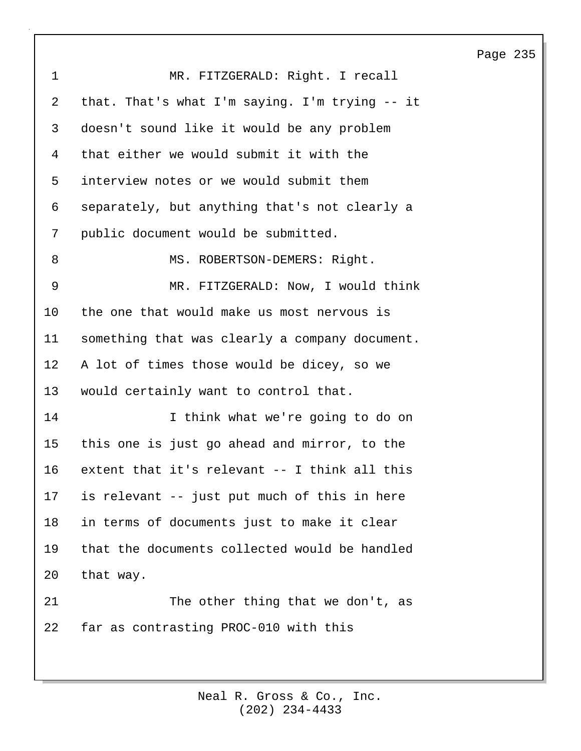MR. FITZGERALD: Right. I recall that. That's what I'm saying. I'm trying -- it doesn't sound like it would be any problem that either we would submit it with the interview notes or we would submit them separately, but anything that's not clearly a public document would be submitted.

MS. ROBERTSON-DEMERS: Right.

MR. FITZGERALD: Now, I would think the one that would make us most nervous is something that was clearly a company document. A lot of times those would be dicey, so we would certainly want to control that.

I think what we're going to do on this one is just go ahead and mirror, to the extent that it's relevant -- I think all this is relevant -- just put much of this in here in terms of documents just to make it clear that the documents collected would be handled that way.

The other thing that we don't, as far as contrasting PROC-010 with this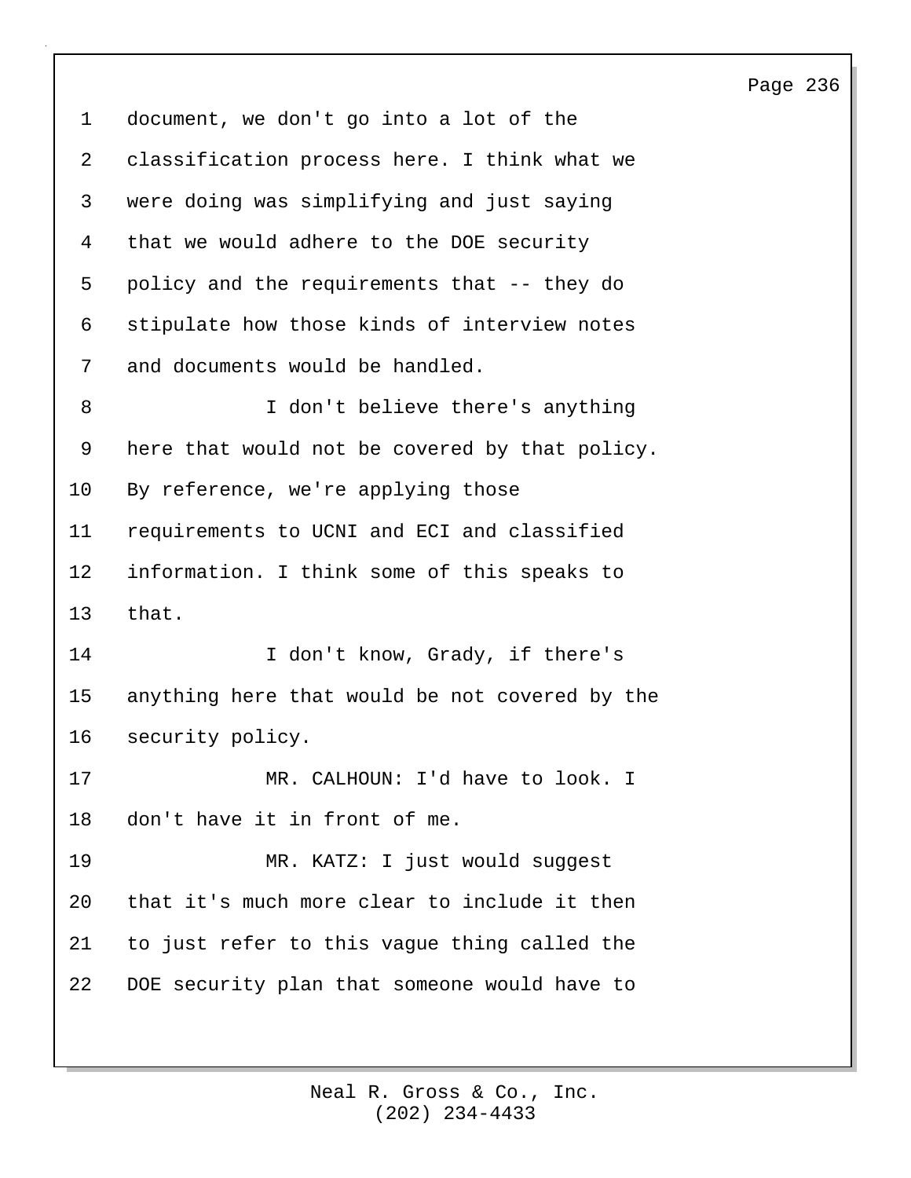document, we don't go into a lot of the classification process here. I think what we were doing was simplifying and just saying that we would adhere to the DOE security policy and the requirements that -- they do stipulate how those kinds of interview notes and documents would be handled.

I don't believe there's anything here that would not be covered by that policy. By reference, we're applying those requirements to UCNI and ECI and classified information. I think some of this speaks to that.

I don't know, Grady, if there's anything here that would be not covered by the security policy.

MR. CALHOUN: I'd have to look. I don't have it in front of me.

MR. KATZ: I just would suggest that it's much more clear to include it then to just refer to this vague thing called the DOE security plan that someone would have to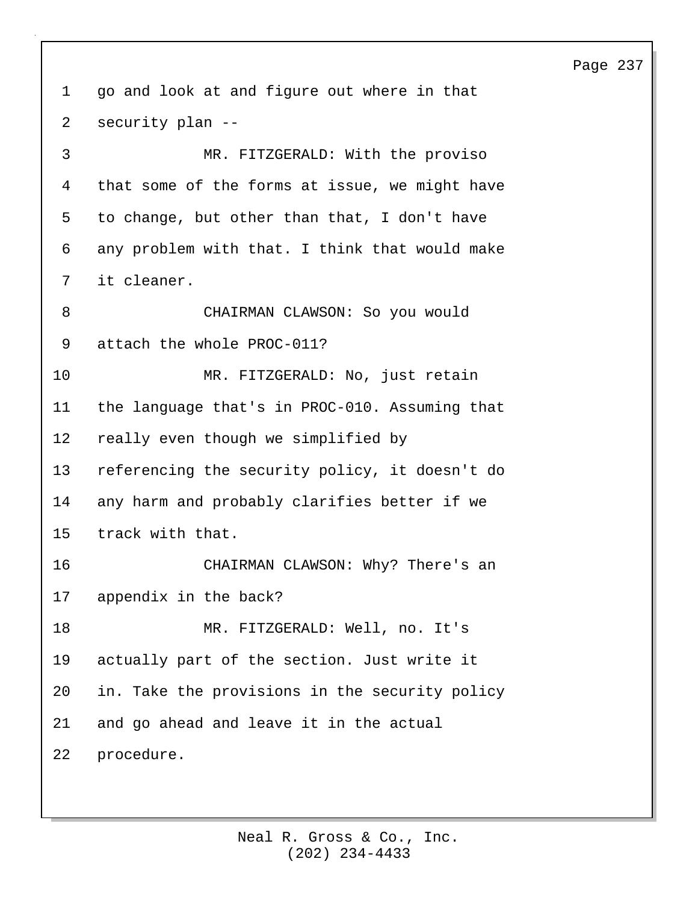go and look at and figure out where in that security plan --

MR. FITZGERALD: With the proviso that some of the forms at issue, we might have to change, but other than that, I don't have any problem with that. I think that would make it cleaner.

CHAIRMAN CLAWSON: So you would attach the whole PROC-011?

MR. FITZGERALD: No, just retain the language that's in PROC-010. Assuming that really even though we simplified by referencing the security policy, it doesn't do any harm and probably clarifies better if we track with that.

CHAIRMAN CLAWSON: Why? There's an appendix in the back?

MR. FITZGERALD: Well, no. It's actually part of the section. Just write it in. Take the provisions in the security policy and go ahead and leave it in the actual procedure.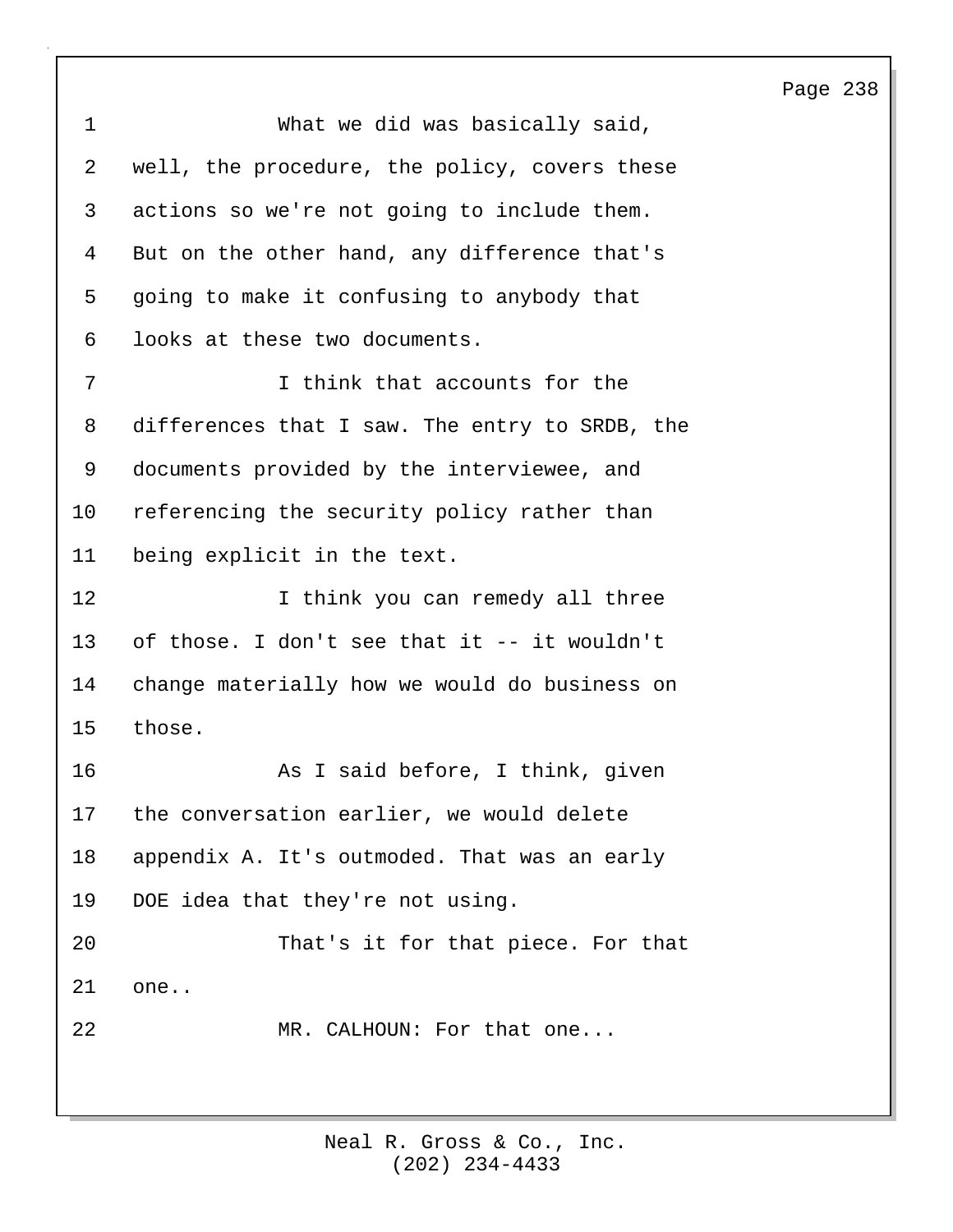What we did was basically said, well, the procedure, the policy, covers these actions so we're not going to include them. But on the other hand, any difference that's going to make it confusing to anybody that looks at these two documents.

I think that accounts for the differences that I saw. The entry to SRDB, the documents provided by the interviewee, and referencing the security policy rather than being explicit in the text.

I think you can remedy all three of those. I don't see that it -- it wouldn't change materially how we would do business on those.

As I said before, I think, given the conversation earlier, we would delete appendix A. It's outmoded. That was an early DOE idea that they're not using.

That's it for that piece. For that one..

MR. CALHOUN: For that one...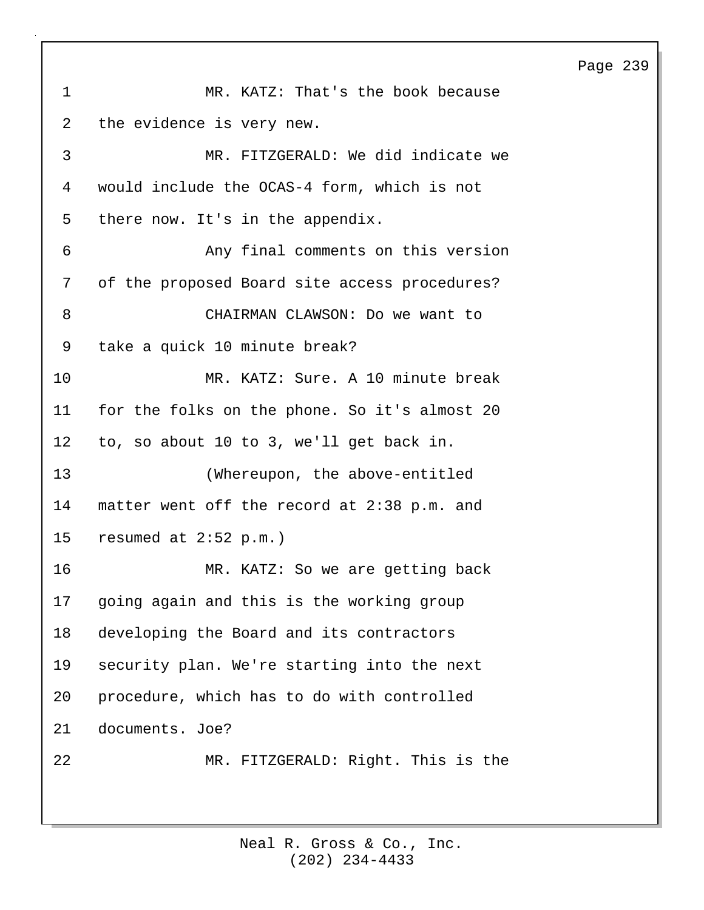MR. KATZ: That's the book because the evidence is very new.

MR. FITZGERALD: We did indicate we would include the OCAS-4 form, which is not there now. It's in the appendix.

Any final comments on this version of the proposed Board site access procedures?

CHAIRMAN CLAWSON: Do we want to take a quick 10 minute break?

MR. KATZ: Sure. A 10 minute break for the folks on the phone. So it's almost 20 to, so about 10 to 3, we'll get back in.

(Whereupon, the above-entitled matter went off the record at 2:38 p.m. and resumed at 2:52 p.m.)

MR. KATZ: So we are getting back going again and this is the working group developing the Board and its contractors security plan. We're starting into the next procedure, which has to do with controlled documents. Joe?

MR. FITZGERALD: Right. This is the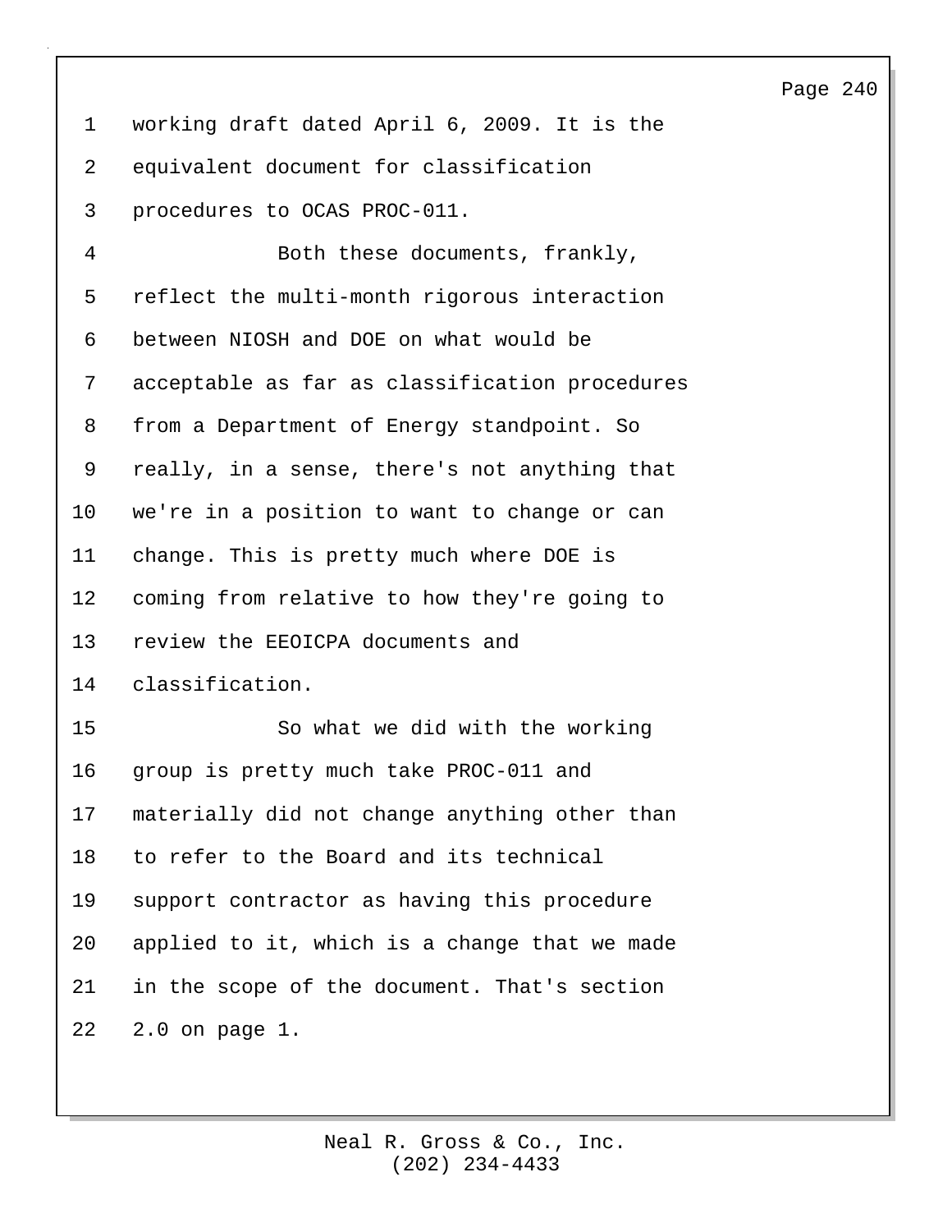working draft dated April 6, 2009. It is the equivalent document for classification procedures to OCAS PROC-011.

Both these documents, frankly, reflect the multi-month rigorous interaction between NIOSH and DOE on what would be acceptable as far as classification procedures from a Department of Energy standpoint. So really, in a sense, there's not anything that we're in a position to want to change or can change. This is pretty much where DOE is coming from relative to how they're going to review the EEOICPA documents and classification.

So what we did with the working group is pretty much take PROC-011 and materially did not change anything other than to refer to the Board and its technical support contractor as having this procedure applied to it, which is a change that we made in the scope of the document. That's section 2.0 on page 1.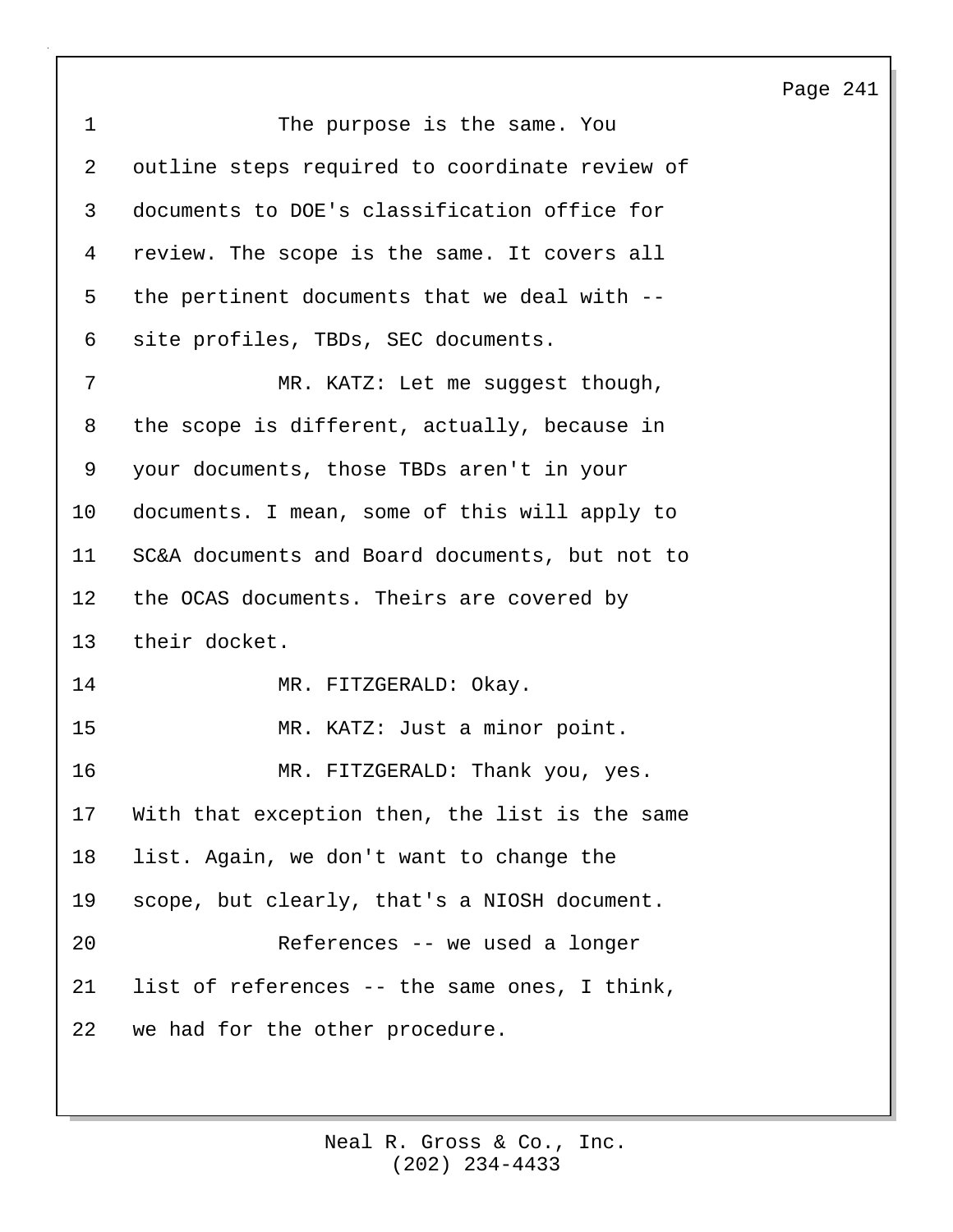The purpose is the same. You outline steps required to coordinate review of documents to DOE's classification office for review. The scope is the same. It covers all the pertinent documents that we deal with -- site profiles, TBDs, SEC documents.

MR. KATZ: Let me suggest though, the scope is different, actually, because in your documents, those TBDs aren't in your documents. I mean, some of this will apply to SC&A documents and Board documents, but not to the OCAS documents. Theirs are covered by their docket.

MR. FITZGERALD: Okay.

MR. KATZ: Just a minor point.

MR. FITZGERALD: Thank you, yes. With that exception then, the list is the same list. Again, we don't want to change the scope, but clearly, that's a NIOSH document.

References -- we used a longer list of references -- the same ones, I think, we had for the other procedure.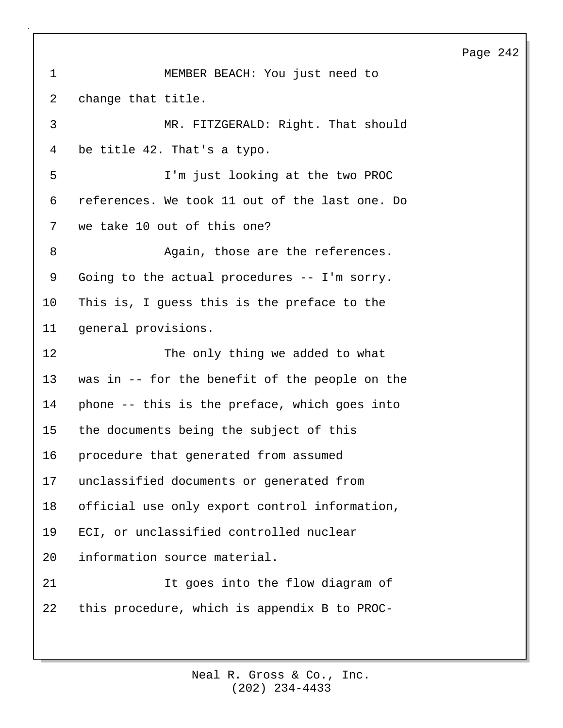MEMBER BEACH: You just need to change that title.

MR. FITZGERALD: Right. That should be title 42. That's a typo.

I'm just looking at the two PROC references. We took 11 out of the last one. Do we take 10 out of this one?

Again, those are the references. Going to the actual procedures -- I'm sorry. This is, I guess this is the preface to the general provisions.

The only thing we added to what was in -- for the benefit of the people on the phone -- this is the preface, which goes into the documents being the subject of this procedure that generated from assumed unclassified documents or generated from official use only export control information, ECI, or unclassified controlled nuclear information source material.

It goes into the flow diagram of this procedure, which is appendix B to PROC-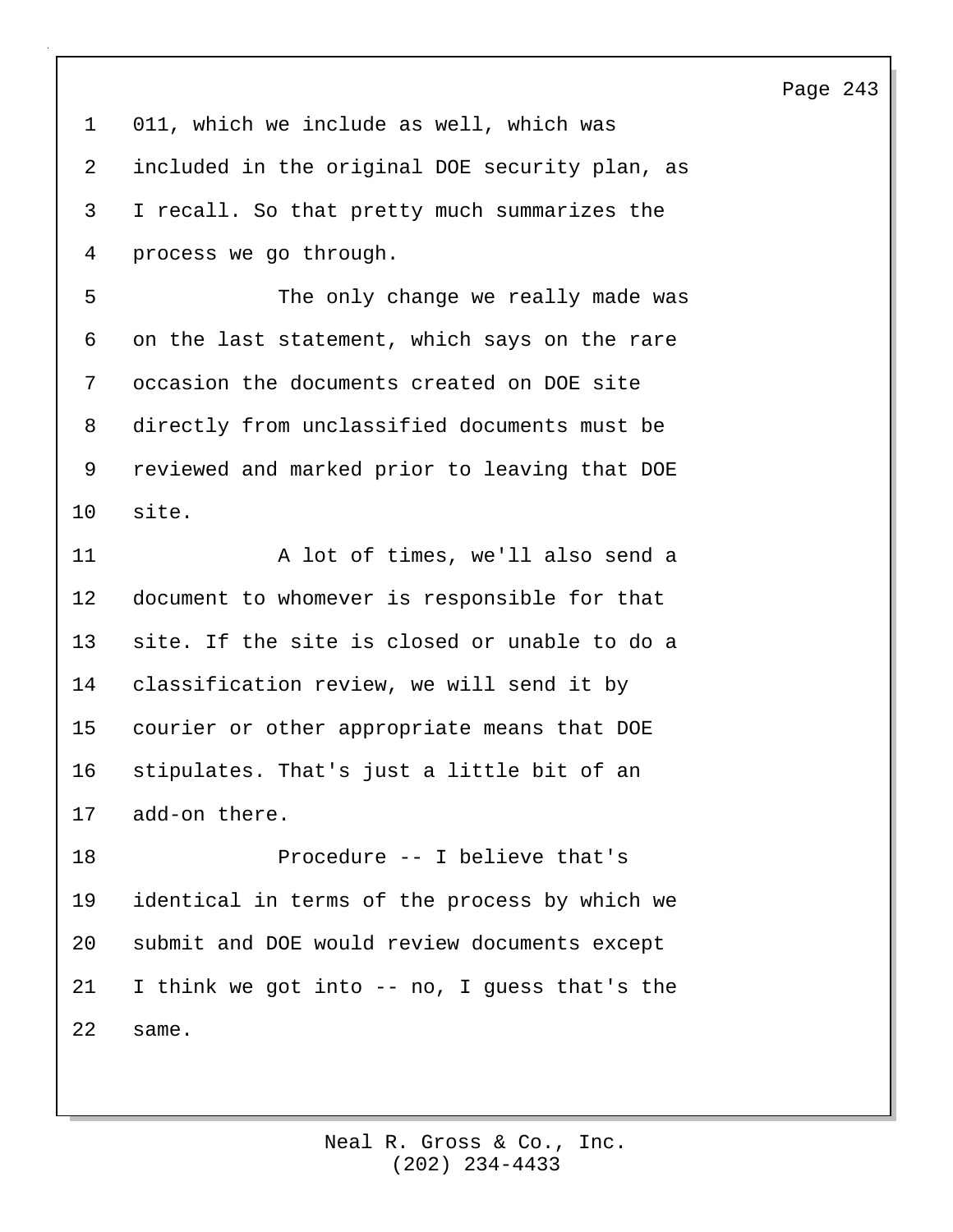011, which we include as well, which was included in the original DOE security plan, as I recall. So that pretty much summarizes the process we go through.

The only change we really made was on the last statement, which says on the rare occasion the documents created on DOE site directly from unclassified documents must be reviewed and marked prior to leaving that DOE site.

A lot of times, we'll also send a document to whomever is responsible for that site. If the site is closed or unable to do a classification review, we will send it by courier or other appropriate means that DOE stipulates. That's just a little bit of an add-on there.

Procedure -- I believe that's identical in terms of the process by which we submit and DOE would review documents except I think we got into -- no, I guess that's the same.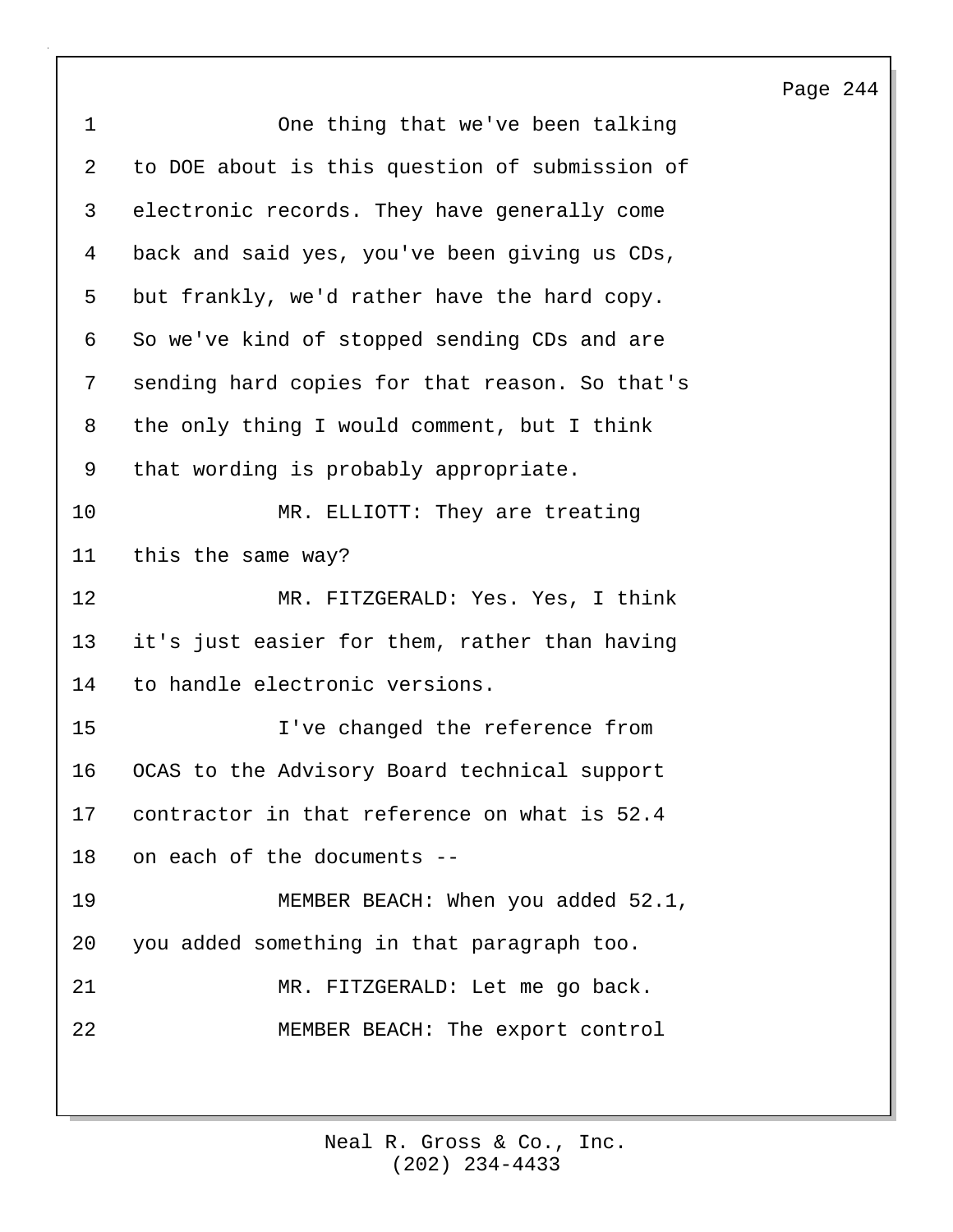One thing that we've been talking to DOE about is this question of submission of electronic records. They have generally come back and said yes, you've been giving us CDs, but frankly, we'd rather have the hard copy. So we've kind of stopped sending CDs and are sending hard copies for that reason. So that's the only thing I would comment, but I think that wording is probably appropriate.

MR. ELLIOTT: They are treating this the same way?

MR. FITZGERALD: Yes. Yes, I think it's just easier for them, rather than having to handle electronic versions.

I've changed the reference from OCAS to the Advisory Board technical support contractor in that reference on what is 52.4 on each of the documents --

MEMBER BEACH: When you added 52.1, you added something in that paragraph too.

MR. FITZGERALD: Let me go back.

MEMBER BEACH: The export control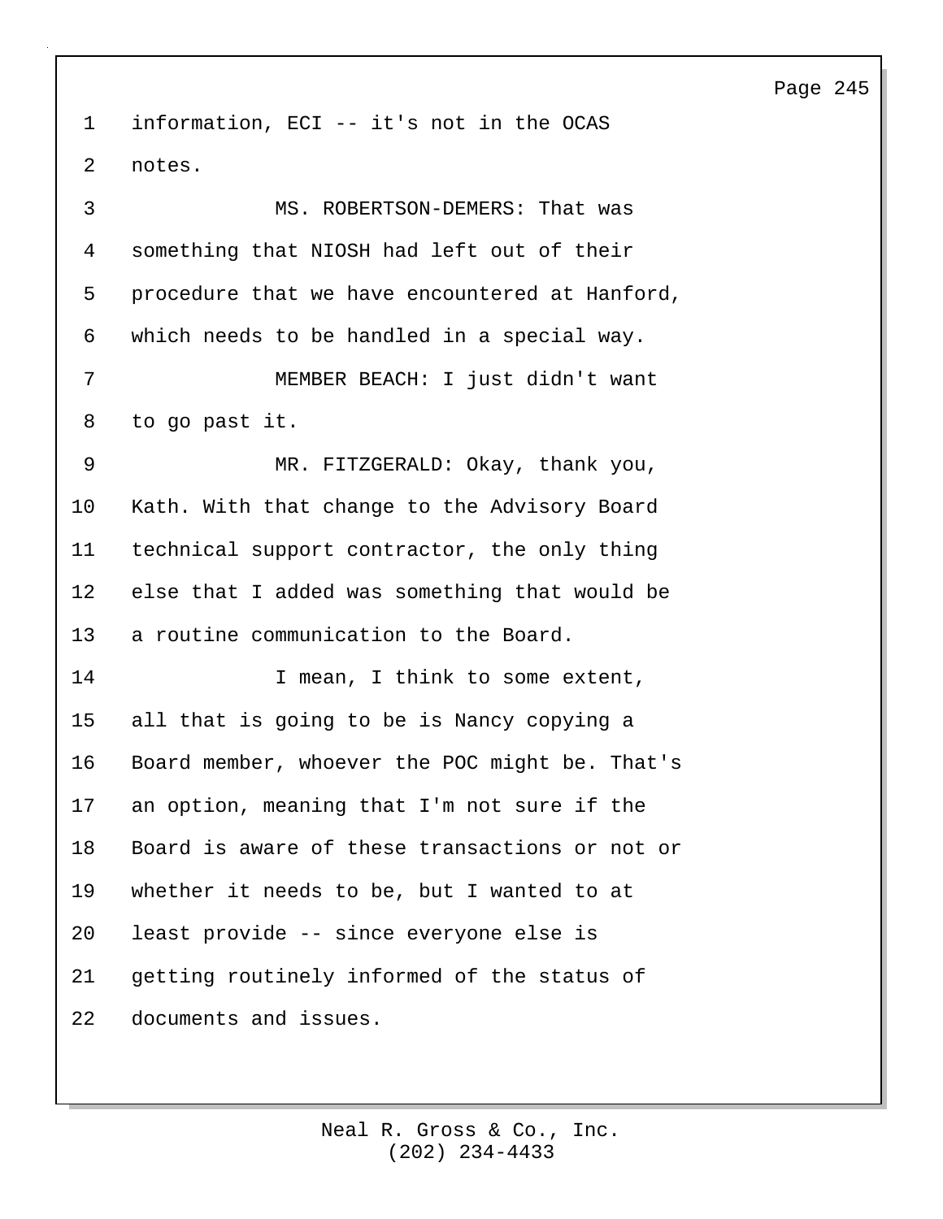information, ECI -- it's not in the OCAS notes.

MS. ROBERTSON-DEMERS: That was something that NIOSH had left out of their procedure that we have encountered at Hanford, which needs to be handled in a special way.

MEMBER BEACH: I just didn't want to go past it.

MR. FITZGERALD: Okay, thank you, Kath. With that change to the Advisory Board technical support contractor, the only thing else that I added was something that would be a routine communication to the Board.

I mean, I think to some extent, all that is going to be is Nancy copying a Board member, whoever the POC might be. That's an option, meaning that I'm not sure if the Board is aware of these transactions or not or whether it needs to be, but I wanted to at least provide -- since everyone else is getting routinely informed of the status of documents and issues.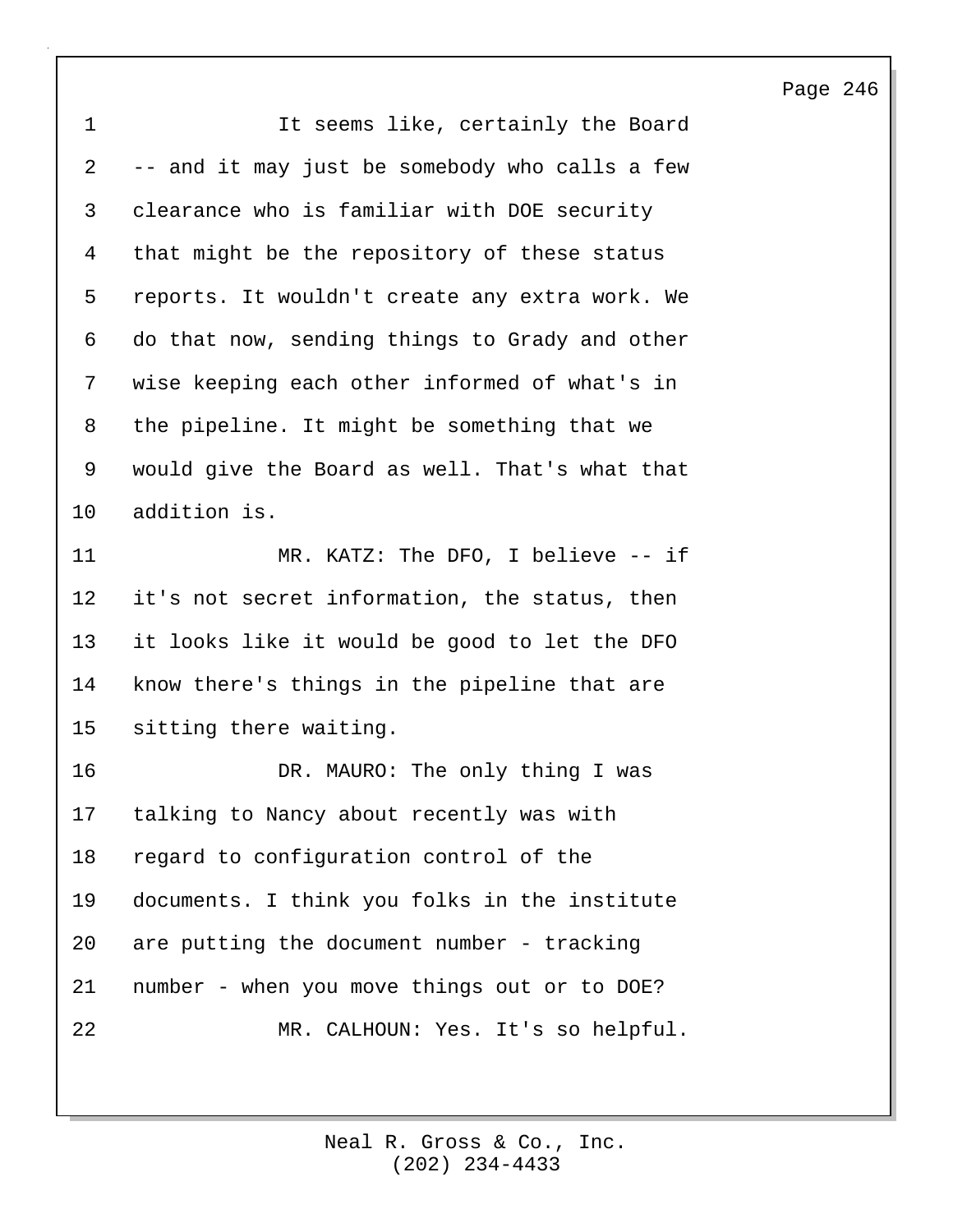It seems like, certainly the Board -- and it may just be somebody who calls a few clearance who is familiar with DOE security that might be the repository of these status reports. It wouldn't create any extra work. We do that now, sending things to Grady and other wise keeping each other informed of what's in the pipeline. It might be something that we would give the Board as well. That's what that addition is.

MR. KATZ: The DFO, I believe -- if it's not secret information, the status, then it looks like it would be good to let the DFO know there's things in the pipeline that are sitting there waiting.

DR. MAURO: The only thing I was talking to Nancy about recently was with regard to configuration control of the documents. I think you folks in the institute are putting the document number - tracking number - when you move things out or to DOE?

MR. CALHOUN: Yes. It's so helpful.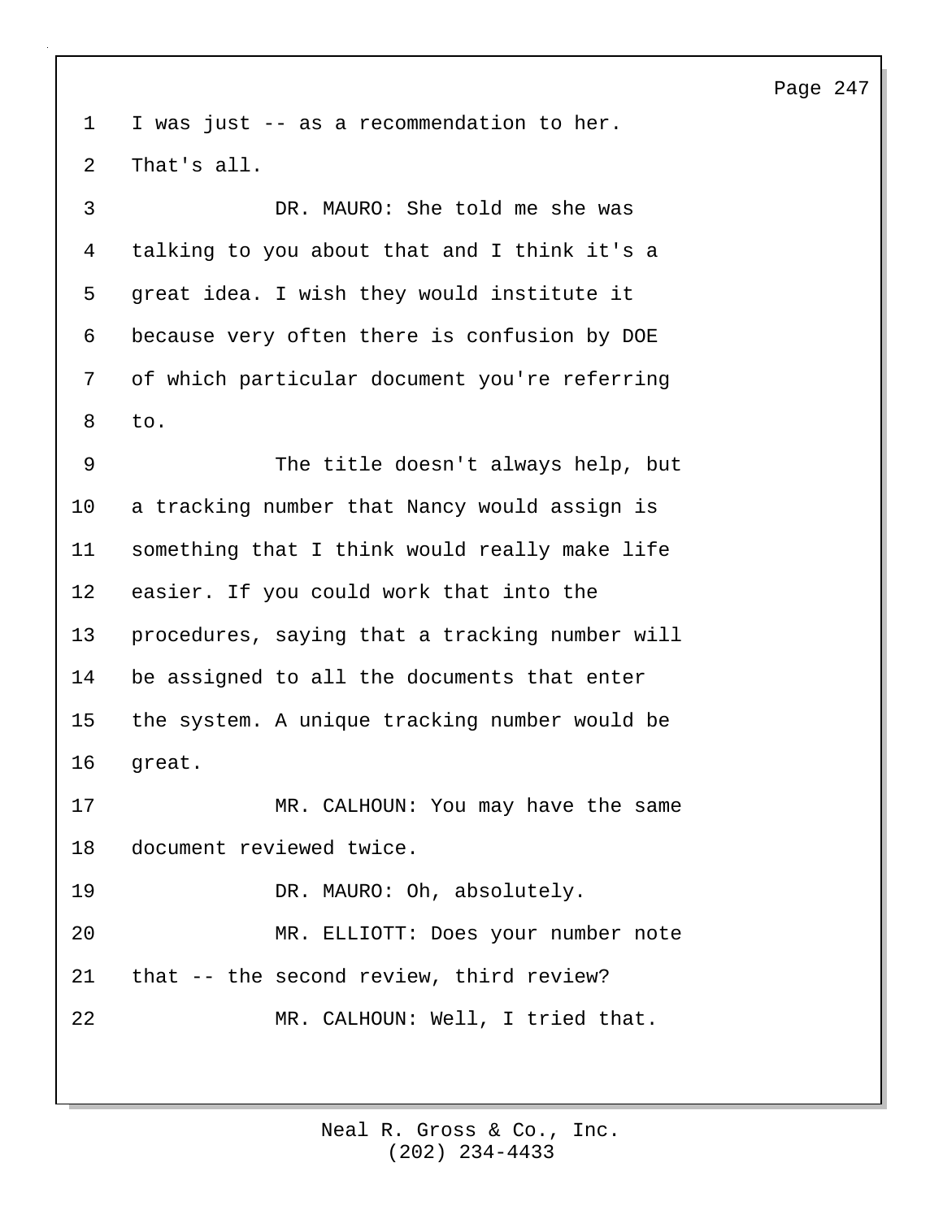I was just -- as a recommendation to her. That's all.

DR. MAURO: She told me she was talking to you about that and I think it's a great idea. I wish they would institute it because very often there is confusion by DOE of which particular document you're referring to.

The title doesn't always help, but a tracking number that Nancy would assign is something that I think would really make life easier. If you could work that into the procedures, saying that a tracking number will be assigned to all the documents that enter the system. A unique tracking number would be great.

MR. CALHOUN: You may have the same document reviewed twice.

DR. MAURO: Oh, absolutely.

MR. ELLIOTT: Does your number note that -- the second review, third review?

MR. CALHOUN: Well, I tried that.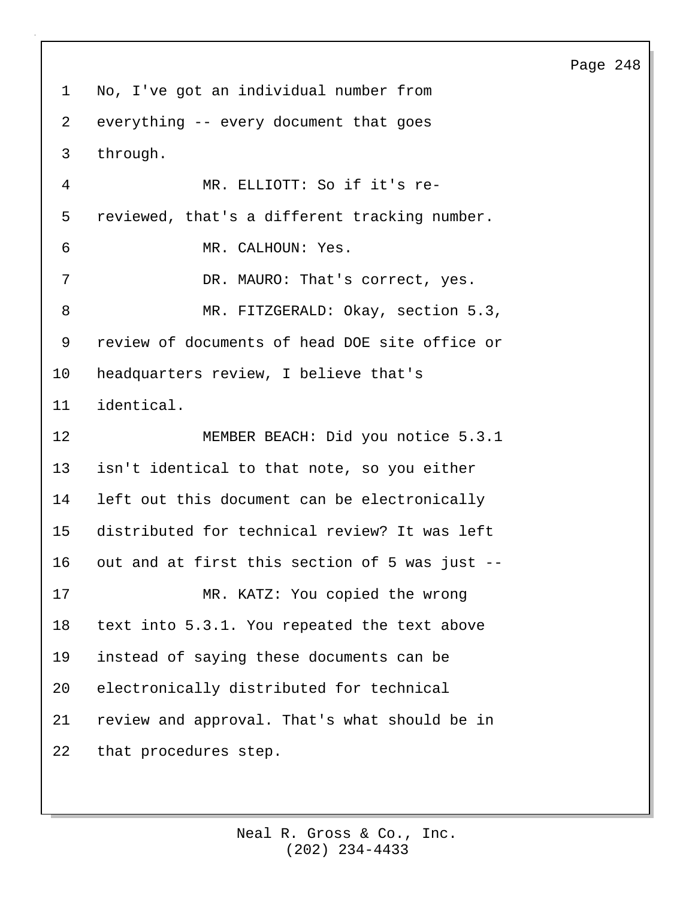No, I've got an individual number from everything -- every document that goes through.

MR. ELLIOTT: So if it's re-reviewed, that's a different tracking number.

MR. CALHOUN: Yes.

DR. MAURO: That's correct, yes.

MR. FITZGERALD: Okay, section 5.3, review of documents of head DOE site office or headquarters review, I believe that's identical.

MEMBER BEACH: Did you notice 5.3.1 isn't identical to that note, so you either left out this document can be electronically distributed for technical review? It was left out and at first this section of 5 was just --

MR. KATZ: You copied the wrong text into 5.3.1. You repeated the text above instead of saying these documents can be electronically distributed for technical review and approval. That's what should be in that procedures step.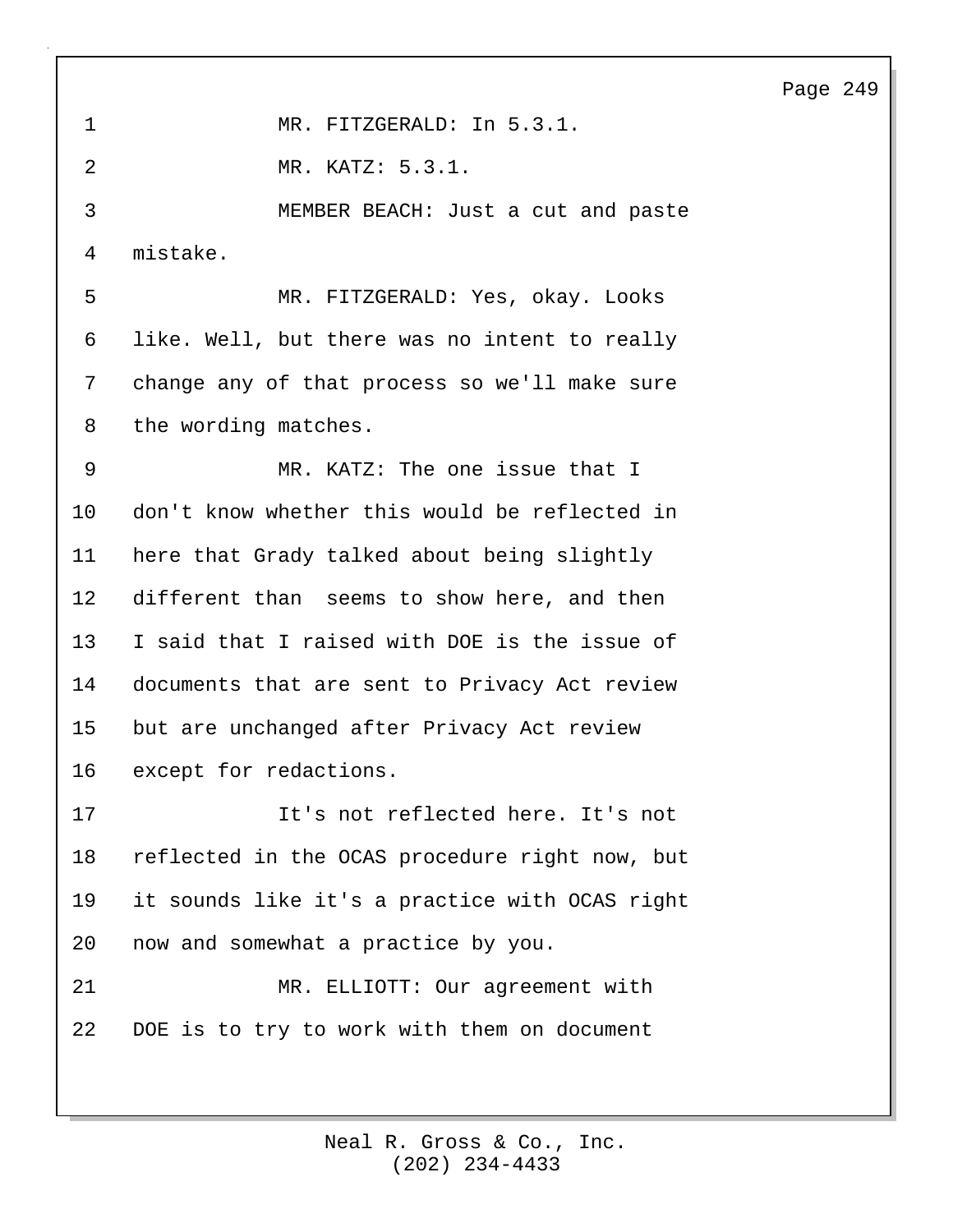MR. FITZGERALD: In 5.3.1.

MR. KATZ: 5.3.1.

MEMBER BEACH: Just a cut and paste mistake.

MR. FITZGERALD: Yes, okay. Looks like. Well, but there was no intent to really change any of that process so we'll make sure the wording matches.

MR. KATZ: The one issue that I don't know whether this would be reflected in here that Grady talked about being slightly different than  seems to show here, and then I said that I raised with DOE is the issue of documents that are sent to Privacy Act review but are unchanged after Privacy Act review except for redactions.

It's not reflected here. It's not reflected in the OCAS procedure right now, but it sounds like it's a practice with OCAS right now and somewhat a practice by you.

MR. ELLIOTT: Our agreement with DOE is to try to work with them on document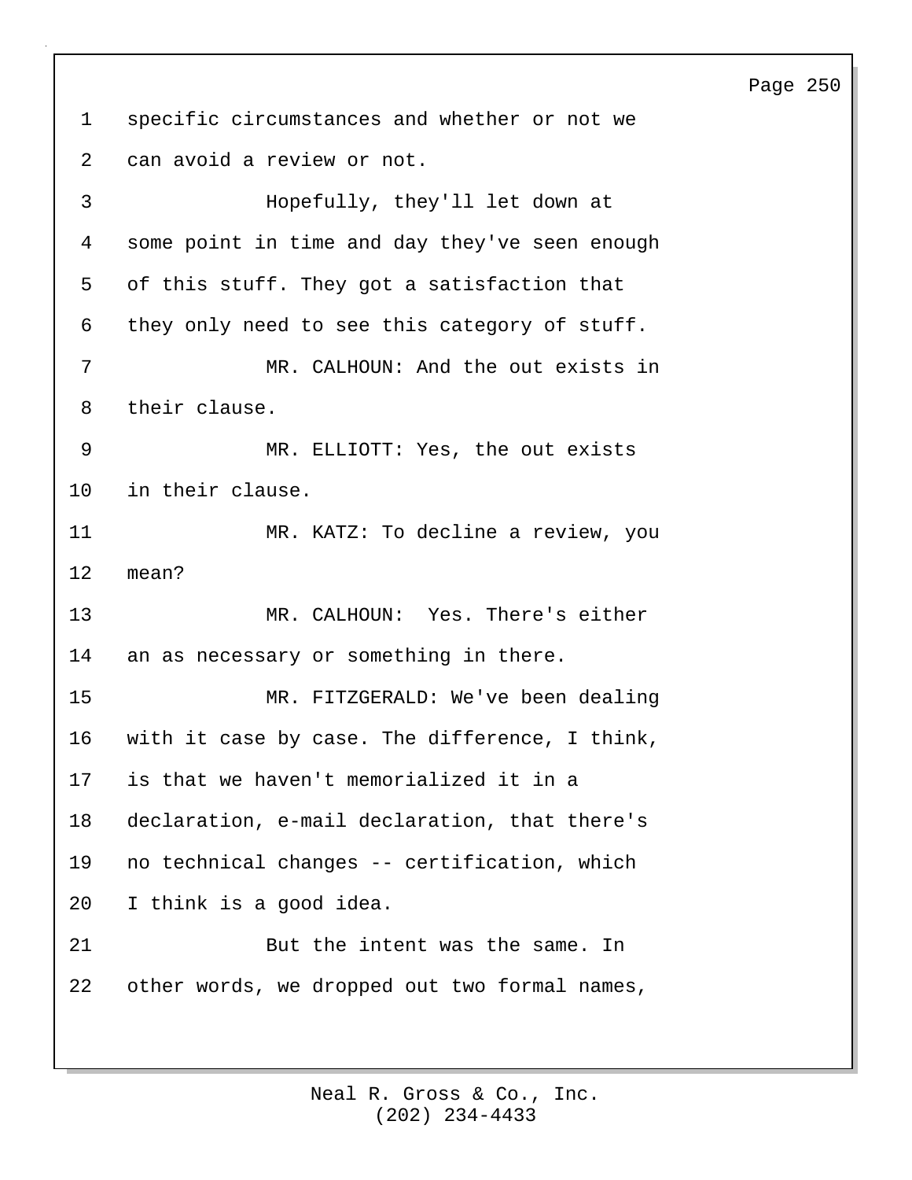specific circumstances and whether or not we can avoid a review or not.

Hopefully, they'll let down at some point in time and day they've seen enough of this stuff. They got a satisfaction that they only need to see this category of stuff.

MR. CALHOUN: And the out exists in their clause.

MR. ELLIOTT: Yes, the out exists in their clause.

MR. KATZ: To decline a review, you mean?

MR. CALHOUN: Yes. There's either an as necessary or something in there.

MR. FITZGERALD: We've been dealing with it case by case. The difference, I think, is that we haven't memorialized it in a declaration, e-mail declaration, that there's no technical changes -- certification, which I think is a good idea.

But the intent was the same. In other words, we dropped out two formal names,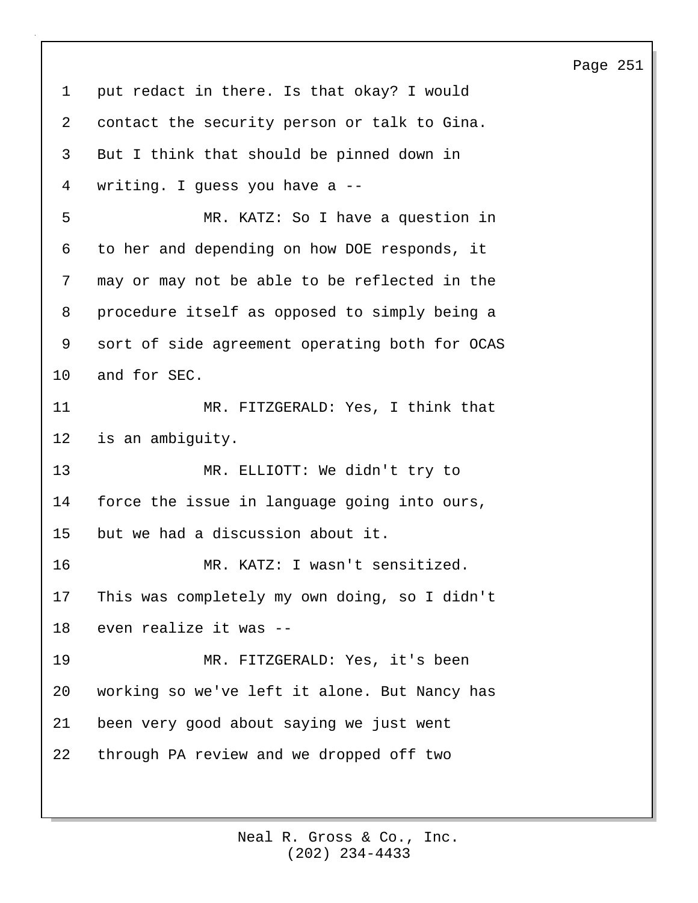put redact in there. Is that okay? I would contact the security person or talk to Gina. But I think that should be pinned down in writing. I guess you have a --

MR. KATZ: So I have a question in to her and depending on how DOE responds, it may or may not be able to be reflected in the procedure itself as opposed to simply being a sort of side agreement operating both for OCAS and for SEC.

MR. FITZGERALD: Yes, I think that is an ambiguity.

MR. ELLIOTT: We didn't try to force the issue in language going into ours, but we had a discussion about it.

MR. KATZ: I wasn't sensitized. This was completely my own doing, so I didn't even realize it was --

MR. FITZGERALD: Yes, it's been working so we've left it alone. But Nancy has been very good about saying we just went through PA review and we dropped off two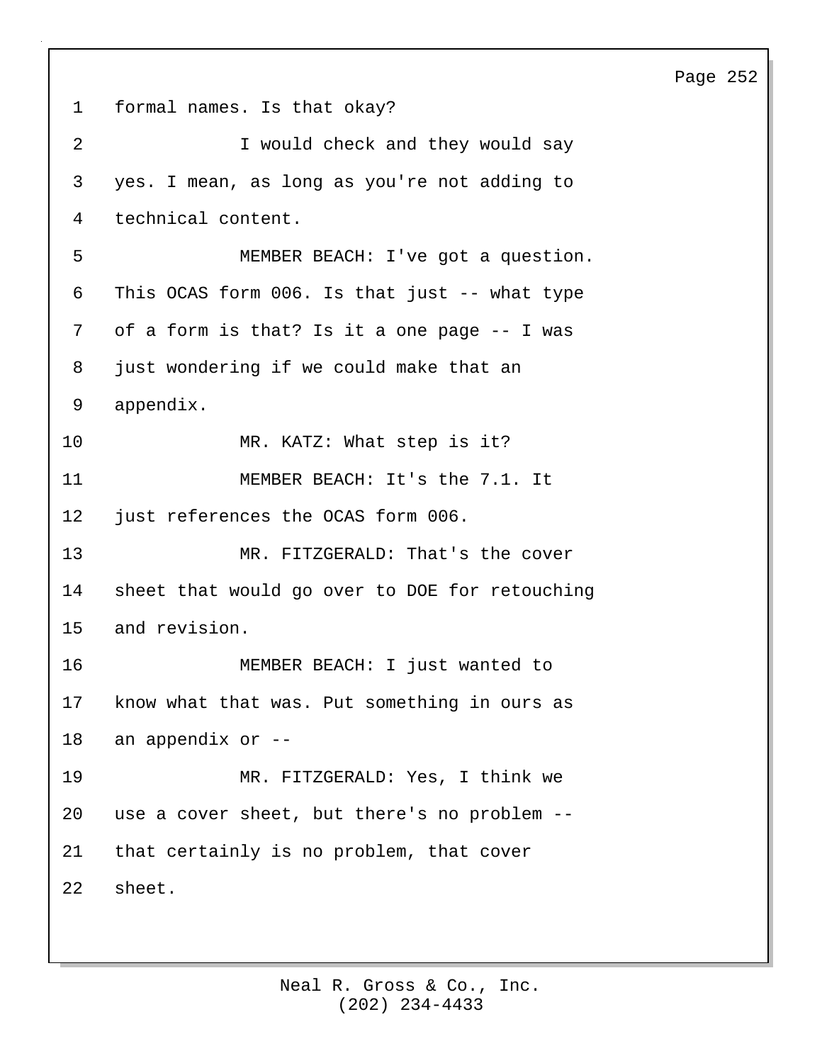formal names. Is that okay?

I would check and they would say yes. I mean, as long as you're not adding to technical content.

MEMBER BEACH: I've got a question. This OCAS form 006. Is that just -- what type of a form is that? Is it a one page -- I was just wondering if we could make that an appendix.

MR. KATZ: What step is it?

MEMBER BEACH: It's the 7.1. It just references the OCAS form 006.

MR. FITZGERALD: That's the cover sheet that would go over to DOE for retouching and revision.

MEMBER BEACH: I just wanted to know what that was. Put something in ours as an appendix or --

MR. FITZGERALD: Yes, I think we use a cover sheet, but there's no problem -- that certainly is no problem, that cover sheet.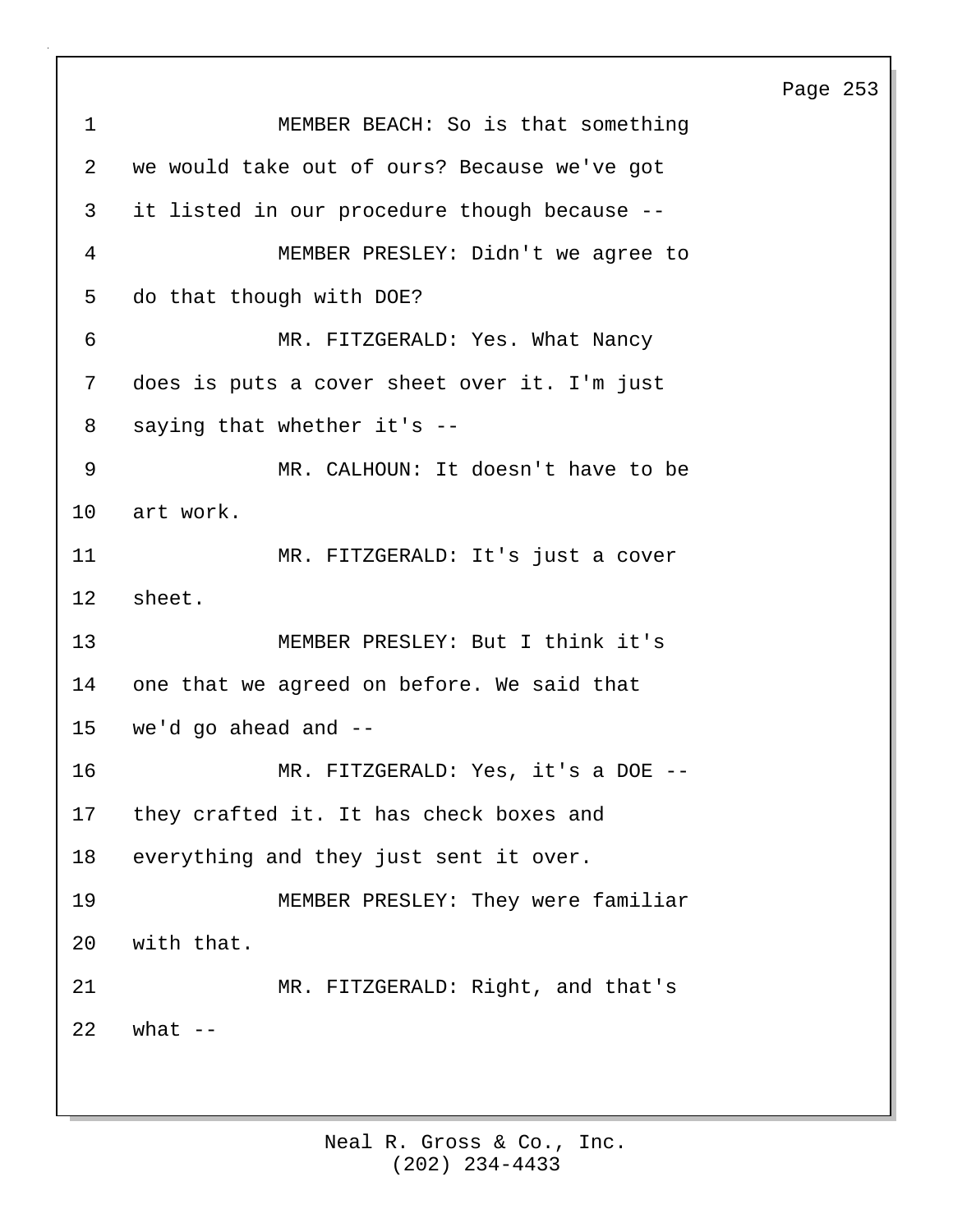MEMBER BEACH: So is that something we would take out of ours? Because we've got it listed in our procedure though because --

MEMBER PRESLEY: Didn't we agree to do that though with DOE?

MR. FITZGERALD: Yes. What Nancy does is puts a cover sheet over it. I'm just saying that whether it's --

MR. CALHOUN: It doesn't have to be art work.

MR. FITZGERALD: It's just a cover sheet.

MEMBER PRESLEY: But I think it's one that we agreed on before. We said that we'd go ahead and --

MR. FITZGERALD: Yes, it's a DOE -- they crafted it. It has check boxes and everything and they just sent it over.

MEMBER PRESLEY: They were familiar with that.

MR. FITZGERALD: Right, and that's what --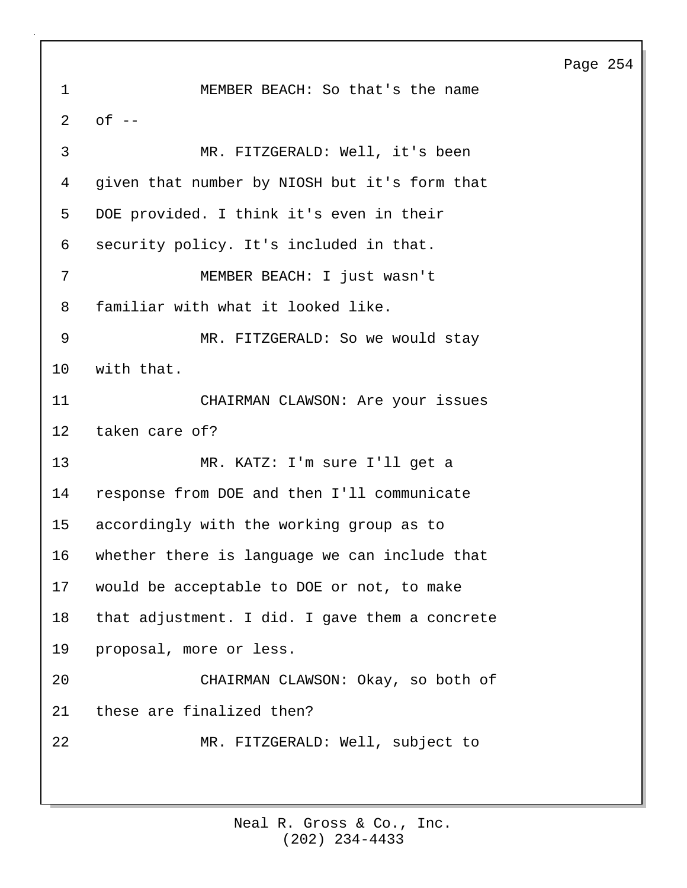MEMBER BEACH: So that's the name of --

MR. FITZGERALD: Well, it's been given that number by NIOSH but it's form that DOE provided. I think it's even in their security policy. It's included in that.

MEMBER BEACH: I just wasn't familiar with what it looked like.

MR. FITZGERALD: So we would stay with that.

CHAIRMAN CLAWSON: Are your issues taken care of?

MR. KATZ: I'm sure I'll get a response from DOE and then I'll communicate accordingly with the working group as to whether there is language we can include that would be acceptable to DOE or not, to make that adjustment. I did. I gave them a concrete proposal, more or less.

CHAIRMAN CLAWSON: Okay, so both of these are finalized then?

MR. FITZGERALD: Well, subject to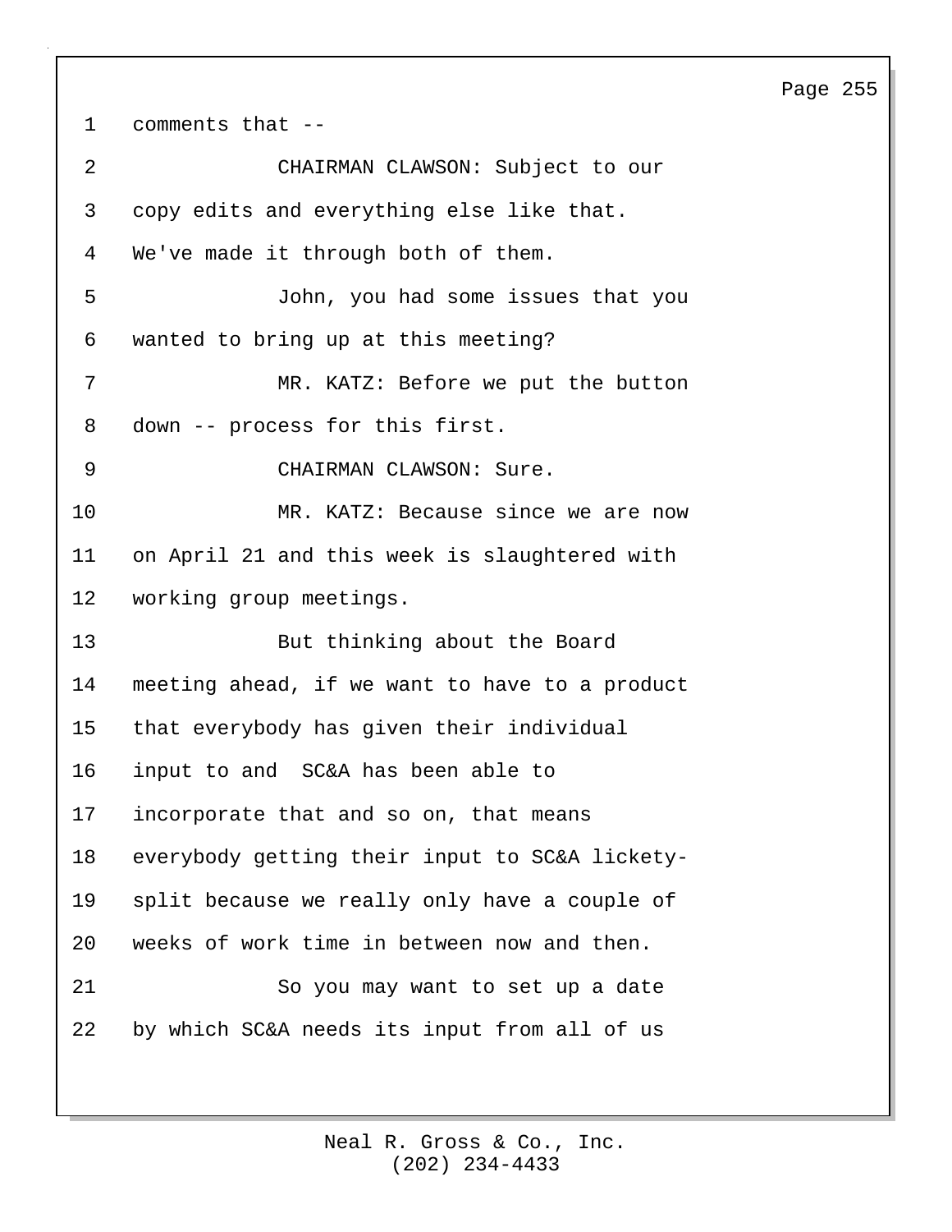comments that --

CHAIRMAN CLAWSON: Subject to our copy edits and everything else like that. We've made it through both of them.

John, you had some issues that you wanted to bring up at this meeting?

MR. KATZ: Before we put the button down -- process for this first.

CHAIRMAN CLAWSON: Sure.

MR. KATZ: Because since we are now on April 21 and this week is slaughtered with working group meetings.

But thinking about the Board meeting ahead, if we want to have to a product that everybody has given their individual input to and SC&A has been able to incorporate that and so on, that means everybody getting their input to SC&A lickety-split because we really only have a couple of weeks of work time in between now and then.

So you may want to set up a date by which SC&A needs its input from all of us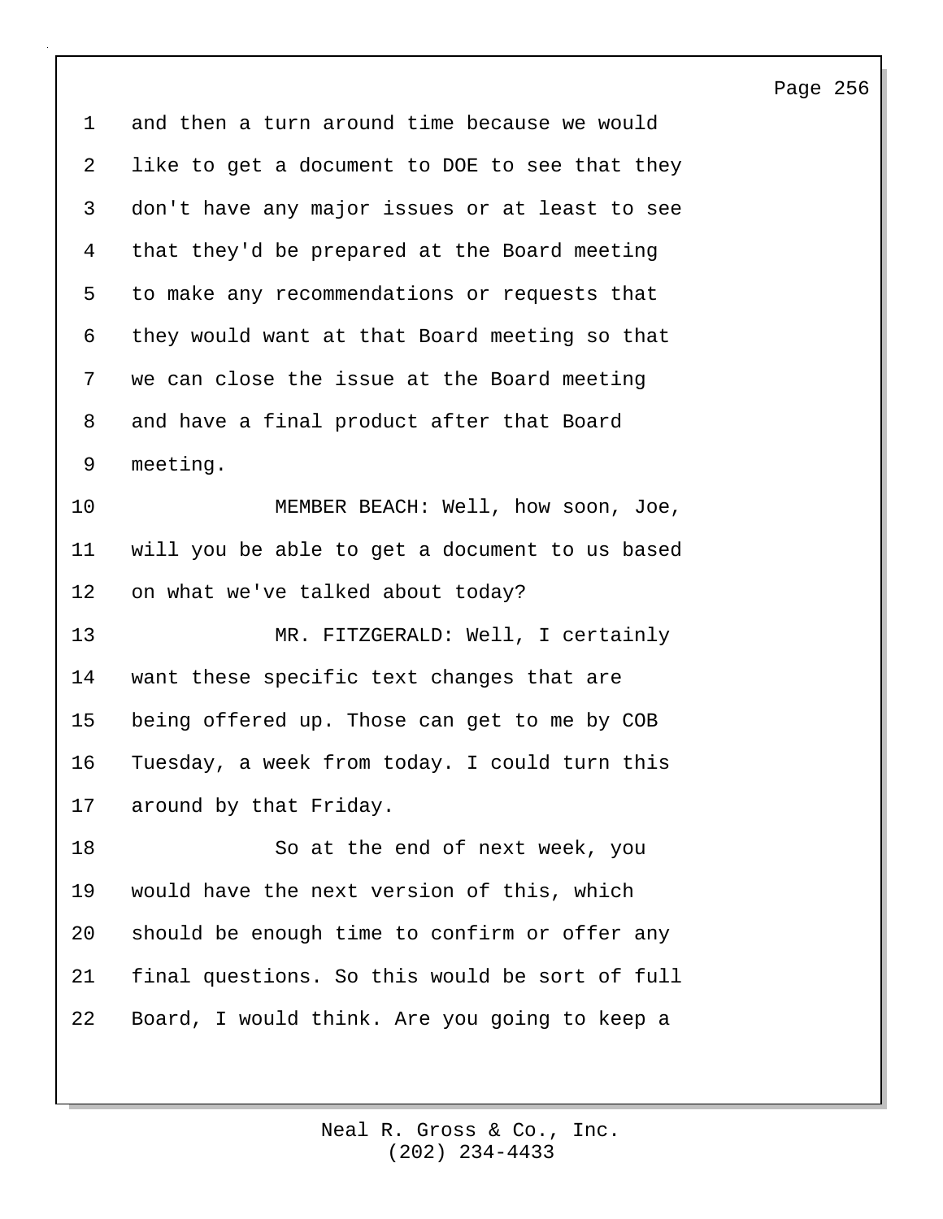and then a turn around time because we would like to get a document to DOE to see that they don't have any major issues or at least to see that they'd be prepared at the Board meeting to make any recommendations or requests that they would want at that Board meeting so that we can close the issue at the Board meeting and have a final product after that Board meeting.

MEMBER BEACH: Well, how soon, Joe, will you be able to get a document to us based on what we've talked about today?

MR. FITZGERALD: Well, I certainly want these specific text changes that are being offered up. Those can get to me by COB Tuesday, a week from today. I could turn this around by that Friday.

So at the end of next week, you would have the next version of this, which should be enough time to confirm or offer any final questions. So this would be sort of full Board, I would think. Are you going to keep a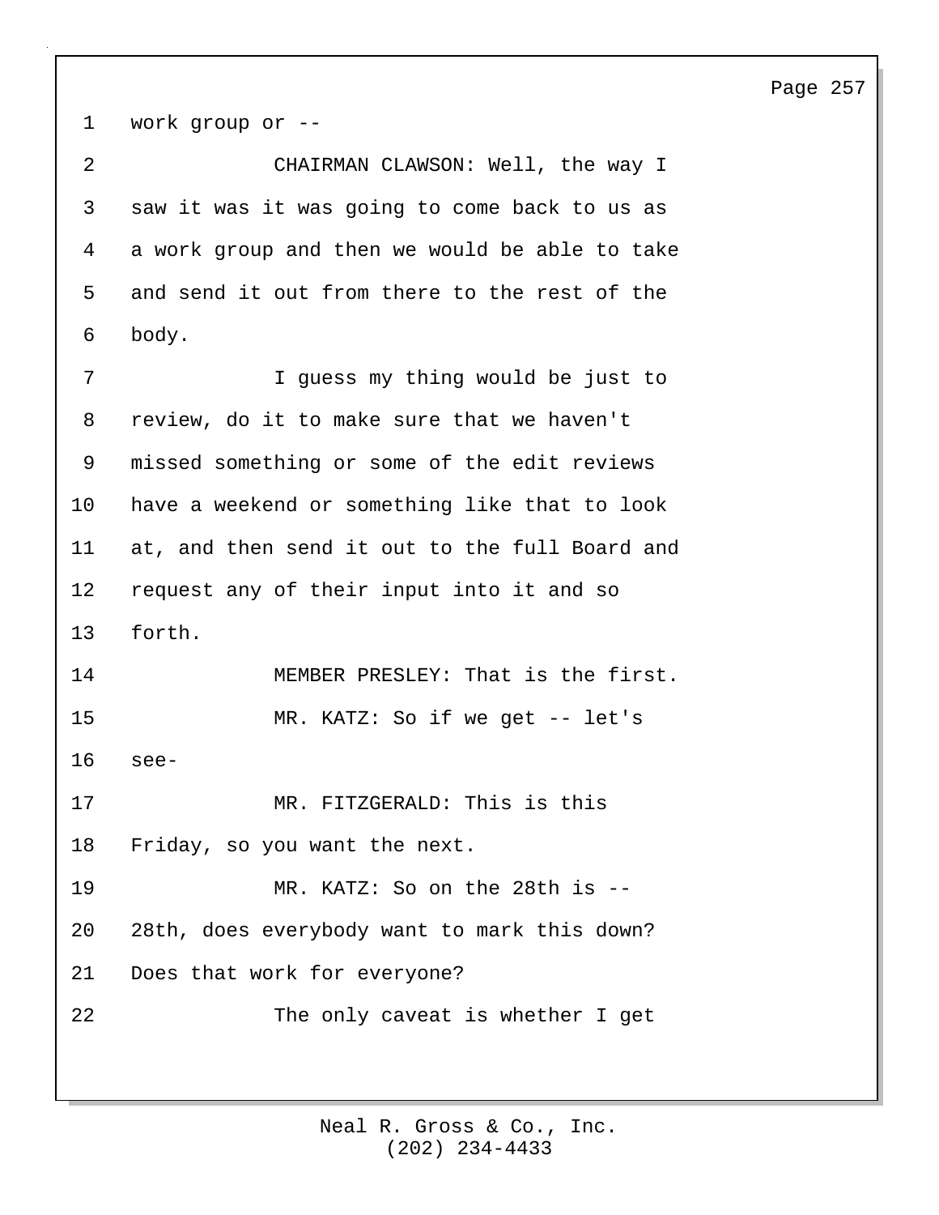work group or --

CHAIRMAN CLAWSON: Well, the way I saw it was it was going to come back to us as a work group and then we would be able to take and send it out from there to the rest of the body.

I guess my thing would be just to review, do it to make sure that we haven't missed something or some of the edit reviews have a weekend or something like that to look at, and then send it out to the full Board and request any of their input into it and so forth.

MEMBER PRESLEY: That is the first.

MR. KATZ: So if we get -- let's see-

MR. FITZGERALD: This is this Friday, so you want the next.

MR. KATZ: So on the 28th is -- 28th, does everybody want to mark this down? Does that work for everyone?

The only caveat is whether I get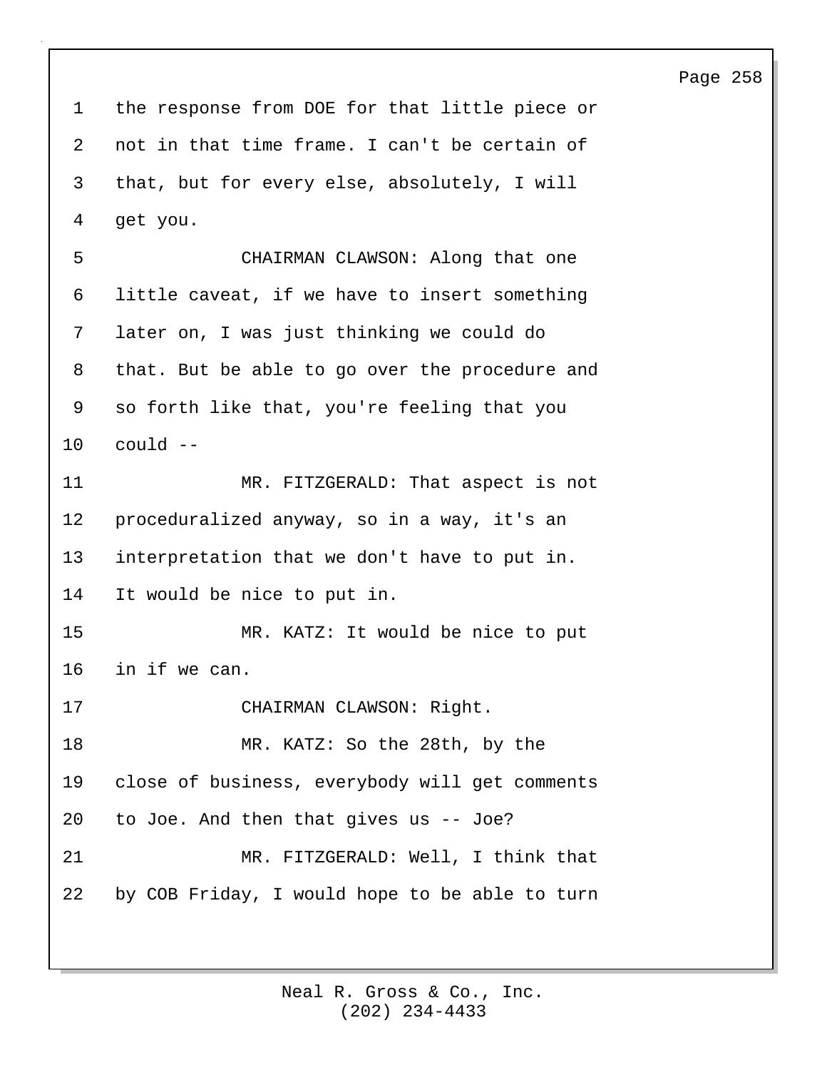1 the response from DOE for that little piece or
2 not in that time frame. I can't be certain of
3 that, but for every else, absolutely, I will
4 get you.

5 CHAIRMAN CLAWSON: Along that one
6 little caveat, if we have to insert something
7 later on, I was just thinking we could do
8 that. But be able to go over the procedure and
9 so forth like that, you're feeling that you
10 could --

11 MR. FITZGERALD: That aspect is not
12 proceduralized anyway, so in a way, it's an
13 interpretation that we don't have to put in.
14 It would be nice to put in.

15 MR. KATZ: It would be nice to put
16 in if we can.

17 CHAIRMAN CLAWSON: Right.

18 MR. KATZ: So the 28th, by the
19 close of business, everybody will get comments
20 to Joe. And then that gives us -- Joe?

21 MR. FITZGERALD: Well, I think that
22 by COB Friday, I would hope to be able to turn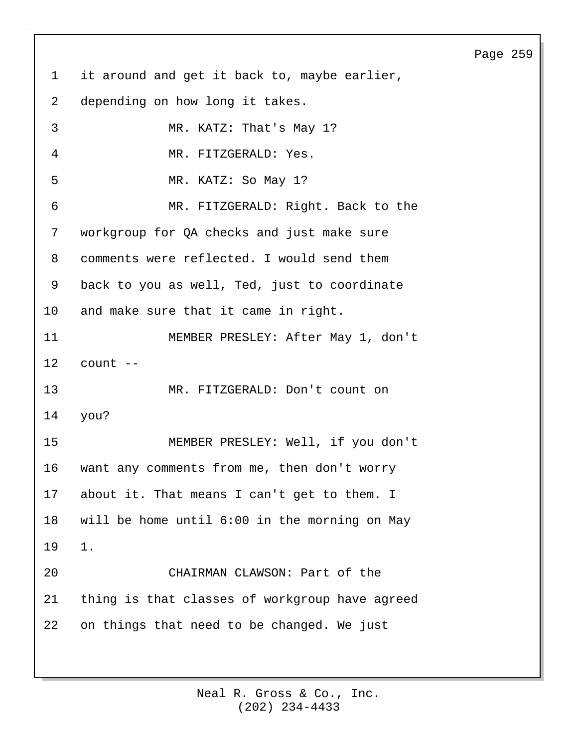it around and get it back to, maybe earlier, depending on how long it takes.

MR. KATZ: That's May 1?

MR. FITZGERALD: Yes.

MR. KATZ: So May 1?

MR. FITZGERALD: Right. Back to the workgroup for QA checks and just make sure comments were reflected. I would send them back to you as well, Ted, just to coordinate and make sure that it came in right.

MEMBER PRESLEY: After May 1, don't count --

MR. FITZGERALD: Don't count on you?

MEMBER PRESLEY: Well, if you don't want any comments from me, then don't worry about it. That means I can't get to them. I will be home until 6:00 in the morning on May 1.

CHAIRMAN CLAWSON: Part of the thing is that classes of workgroup have agreed on things that need to be changed. We just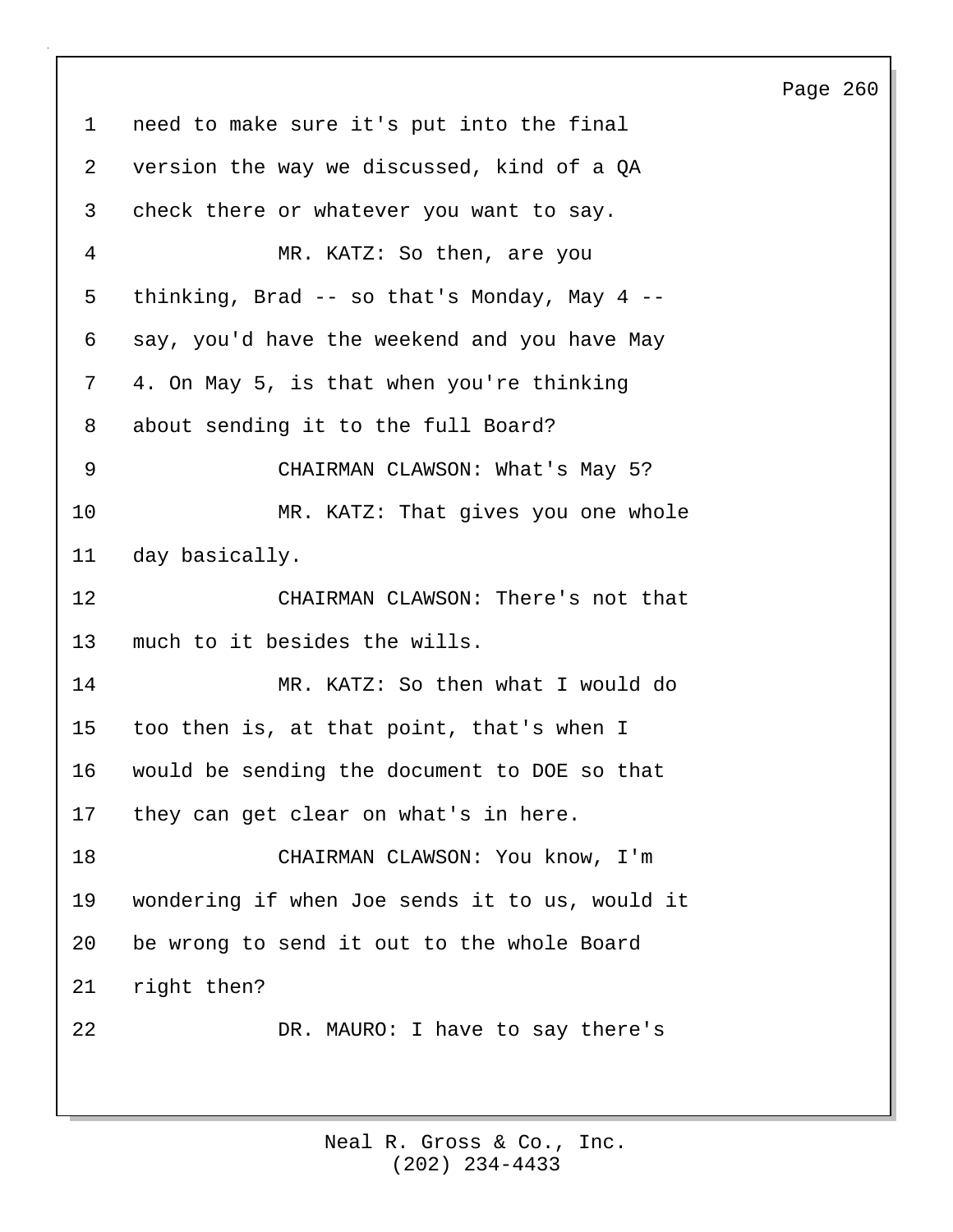need to make sure it's put into the final version the way we discussed, kind of a QA check there or whatever you want to say.

MR. KATZ: So then, are you thinking, Brad -- so that's Monday, May 4 -- say, you'd have the weekend and you have May 4. On May 5, is that when you're thinking about sending it to the full Board?

CHAIRMAN CLAWSON: What's May 5?

MR. KATZ: That gives you one whole day basically.

CHAIRMAN CLAWSON: There's not that much to it besides the wills.

MR. KATZ: So then what I would do too then is, at that point, that's when I would be sending the document to DOE so that they can get clear on what's in here.

CHAIRMAN CLAWSON: You know, I'm wondering if when Joe sends it to us, would it be wrong to send it out to the whole Board right then?

DR. MAURO: I have to say there's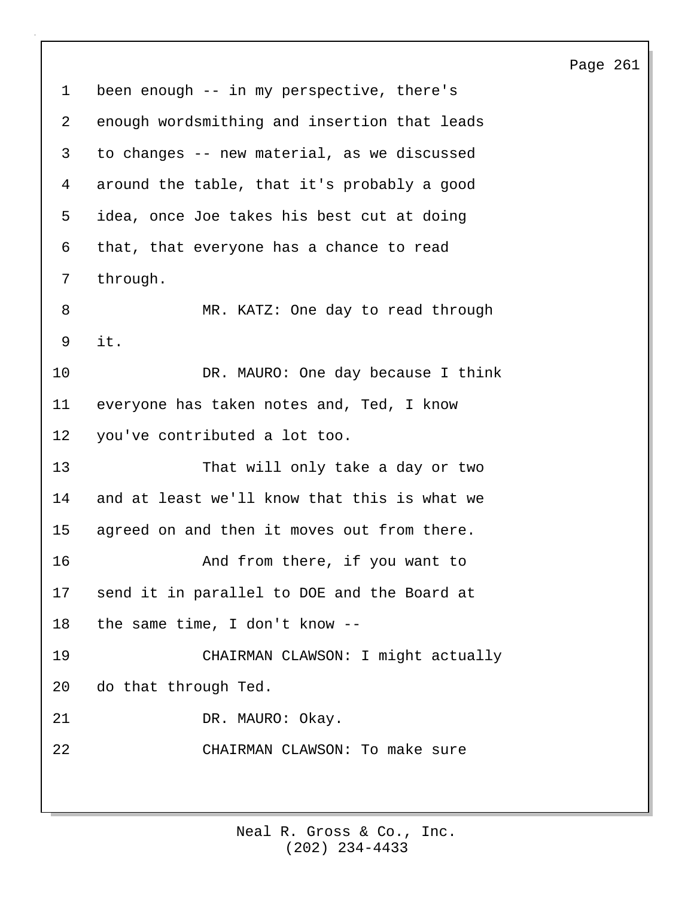been enough -- in my perspective, there's enough wordsmithing and insertion that leads to changes -- new material, as we discussed around the table, that it's probably a good idea, once Joe takes his best cut at doing that, that everyone has a chance to read through.

MR. KATZ: One day to read through it.

DR. MAURO: One day because I think everyone has taken notes and, Ted, I know you've contributed a lot too.

That will only take a day or two and at least we'll know that this is what we agreed on and then it moves out from there.

And from there, if you want to send it in parallel to DOE and the Board at the same time, I don't know --

CHAIRMAN CLAWSON: I might actually do that through Ted.

DR. MAURO: Okay.

CHAIRMAN CLAWSON: To make sure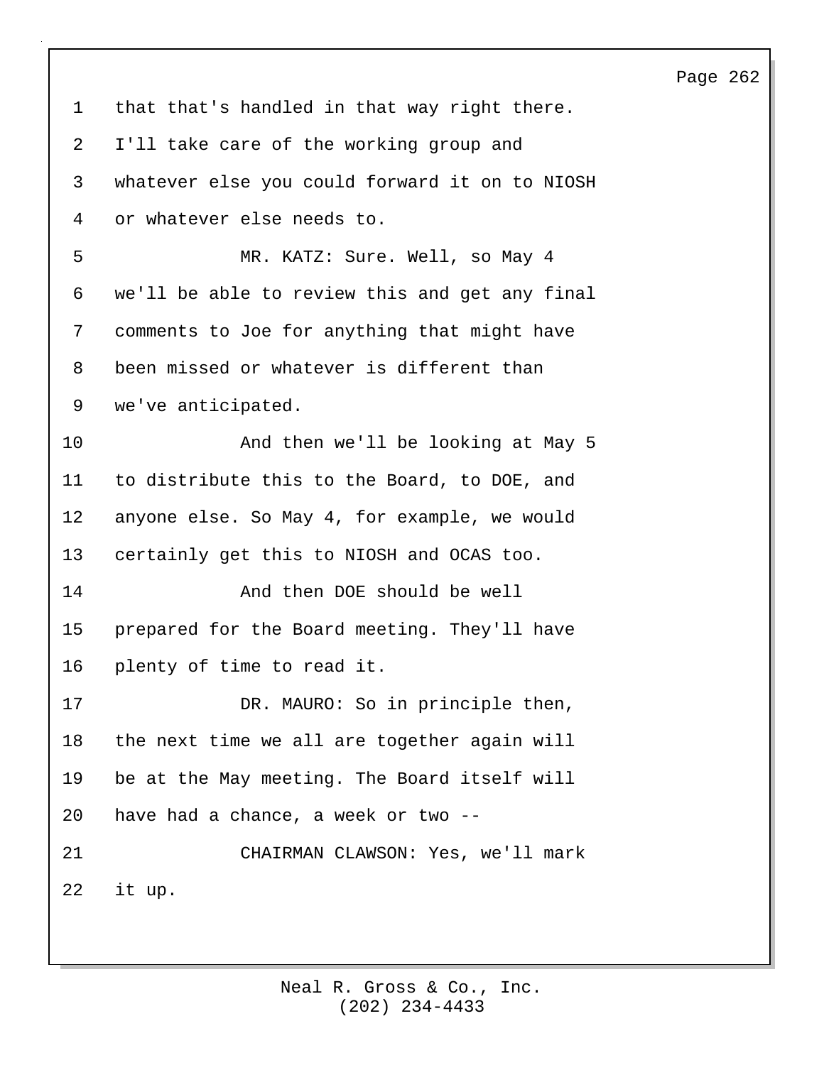that that's handled in that way right there. I'll take care of the working group and whatever else you could forward it on to NIOSH or whatever else needs to.

MR. KATZ: Sure. Well, so May 4 we'll be able to review this and get any final comments to Joe for anything that might have been missed or whatever is different than we've anticipated.

And then we'll be looking at May 5 to distribute this to the Board, to DOE, and anyone else. So May 4, for example, we would certainly get this to NIOSH and OCAS too.

And then DOE should be well prepared for the Board meeting. They'll have plenty of time to read it.

DR. MAURO: So in principle then, the next time we all are together again will be at the May meeting. The Board itself will have had a chance, a week or two --

CHAIRMAN CLAWSON: Yes, we'll mark it up.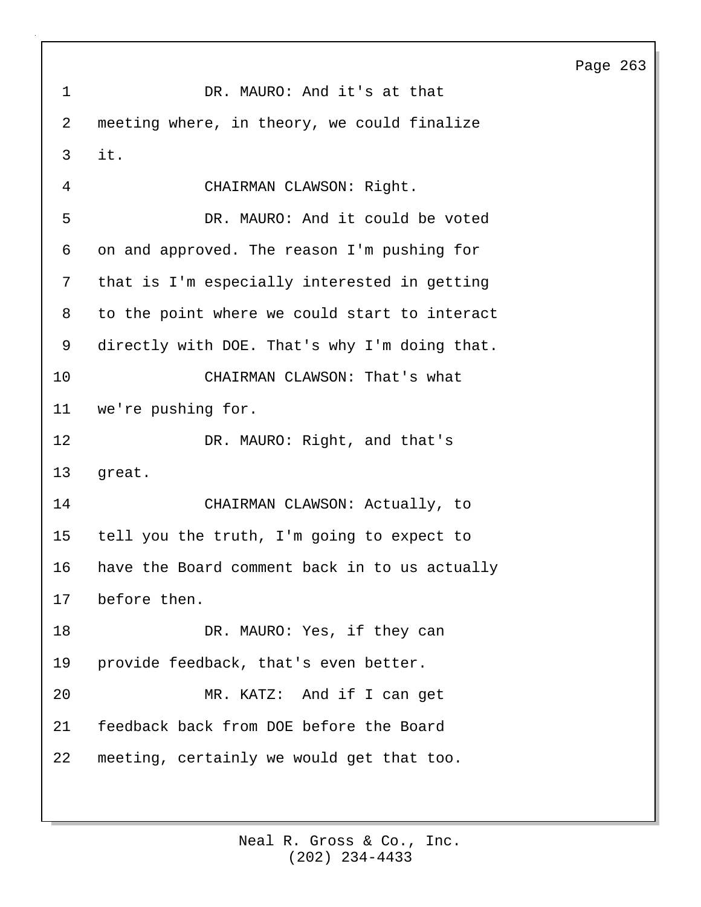DR. MAURO: And it's at that meeting where, in theory, we could finalize it.

CHAIRMAN CLAWSON: Right.

DR. MAURO: And it could be voted on and approved. The reason I'm pushing for that is I'm especially interested in getting to the point where we could start to interact directly with DOE. That's why I'm doing that.

CHAIRMAN CLAWSON: That's what we're pushing for.

DR. MAURO: Right, and that's great.

CHAIRMAN CLAWSON: Actually, to tell you the truth, I'm going to expect to have the Board comment back in to us actually before then.

DR. MAURO: Yes, if they can provide feedback, that's even better.

MR. KATZ: And if I can get feedback back from DOE before the Board meeting, certainly we would get that too.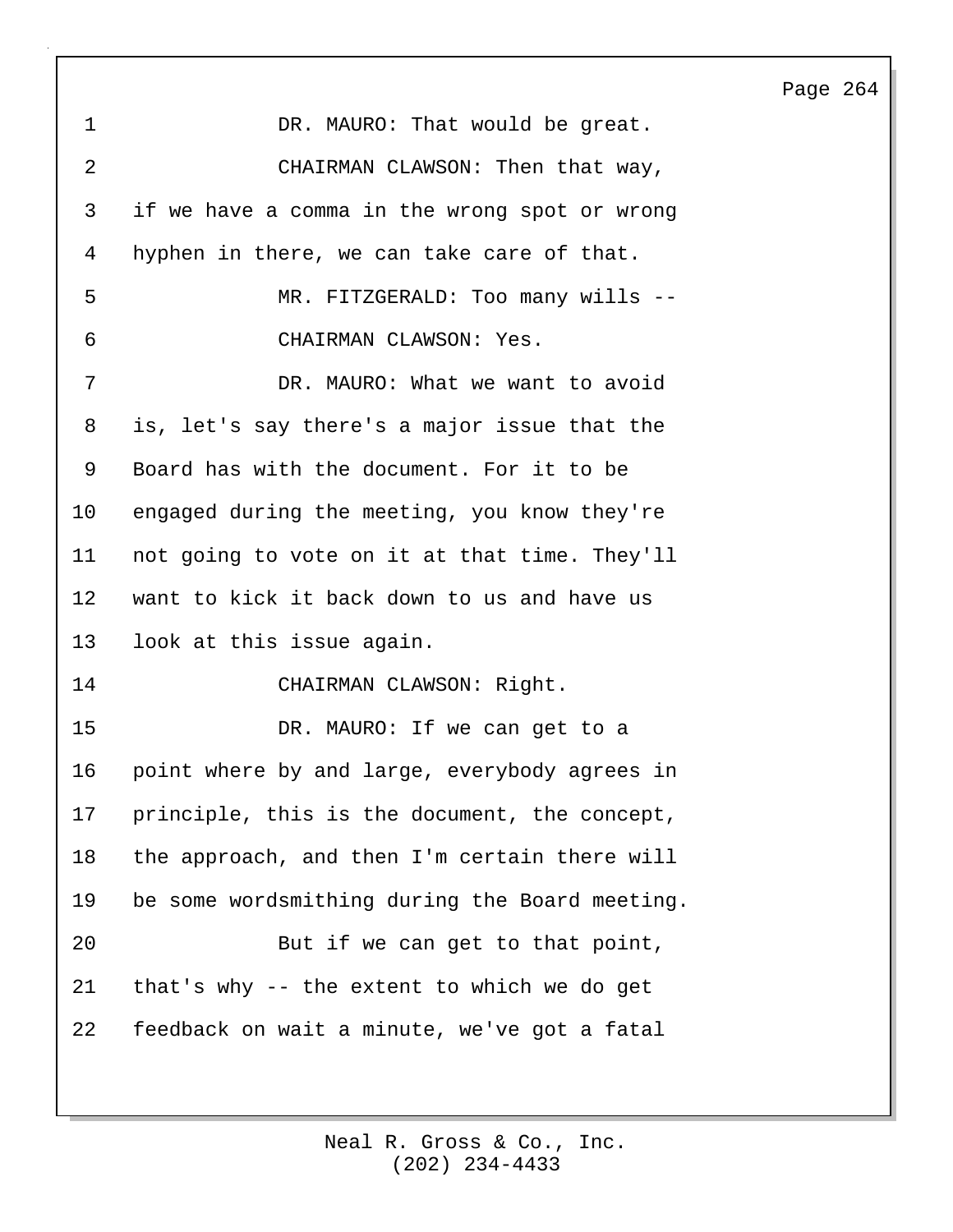DR. MAURO: That would be great.

CHAIRMAN CLAWSON: Then that way, if we have a comma in the wrong spot or wrong hyphen in there, we can take care of that.

MR. FITZGERALD: Too many wills --

CHAIRMAN CLAWSON: Yes.

DR. MAURO: What we want to avoid is, let's say there's a major issue that the Board has with the document. For it to be engaged during the meeting, you know they're not going to vote on it at that time. They'll want to kick it back down to us and have us look at this issue again.

CHAIRMAN CLAWSON: Right.

DR. MAURO: If we can get to a point where by and large, everybody agrees in principle, this is the document, the concept, the approach, and then I'm certain there will be some wordsmithing during the Board meeting.

But if we can get to that point, that's why -- the extent to which we do get feedback on wait a minute, we've got a fatal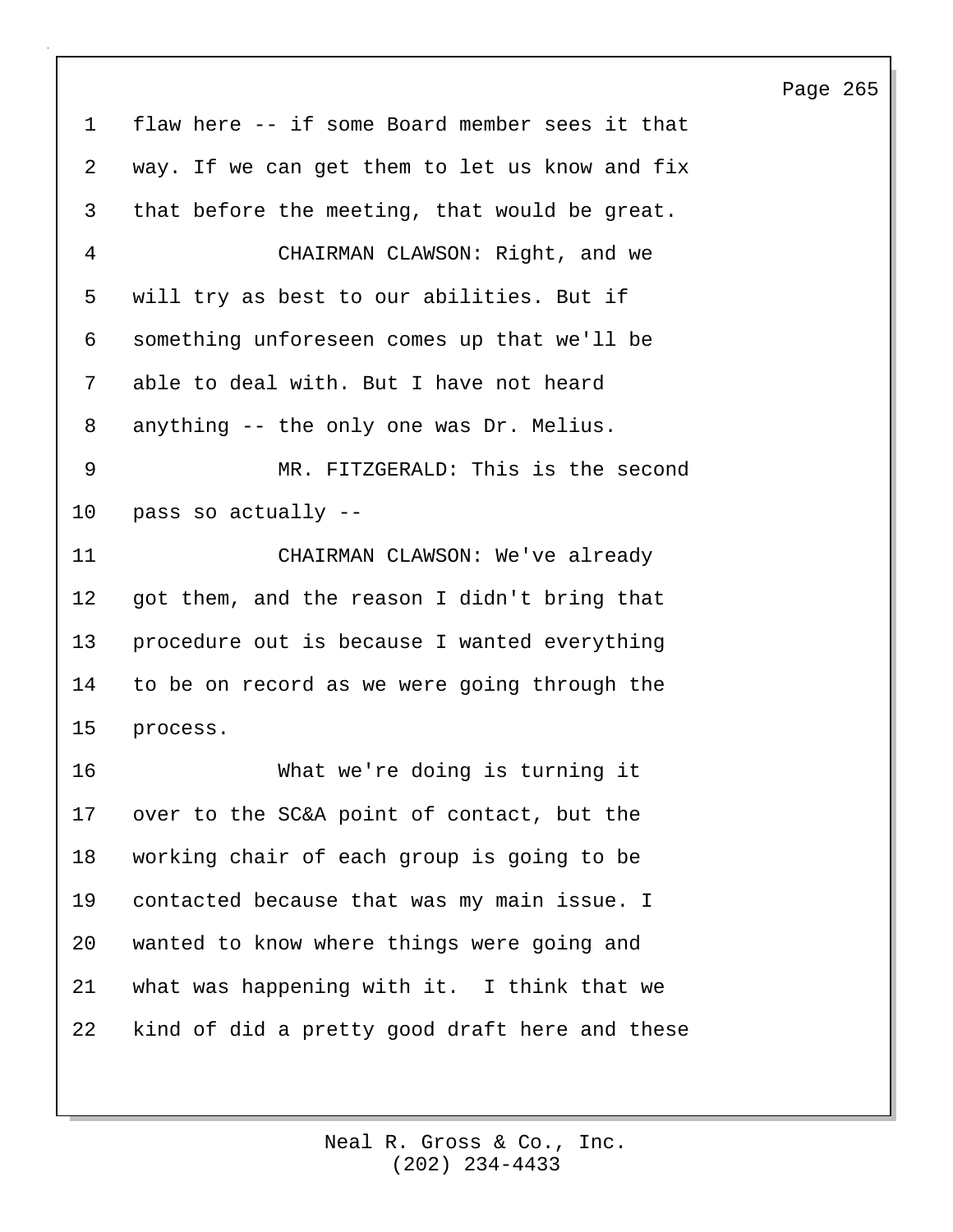flaw here -- if some Board member sees it that way. If we can get them to let us know and fix that before the meeting, that would be great.

CHAIRMAN CLAWSON: Right, and we will try as best to our abilities. But if something unforeseen comes up that we'll be able to deal with. But I have not heard anything -- the only one was Dr. Melius.

MR. FITZGERALD: This is the second pass so actually --

CHAIRMAN CLAWSON: We've already got them, and the reason I didn't bring that procedure out is because I wanted everything to be on record as we were going through the process.

What we're doing is turning it over to the SC&A point of contact, but the working chair of each group is going to be contacted because that was my main issue. I wanted to know where things were going and what was happening with it. I think that we kind of did a pretty good draft here and these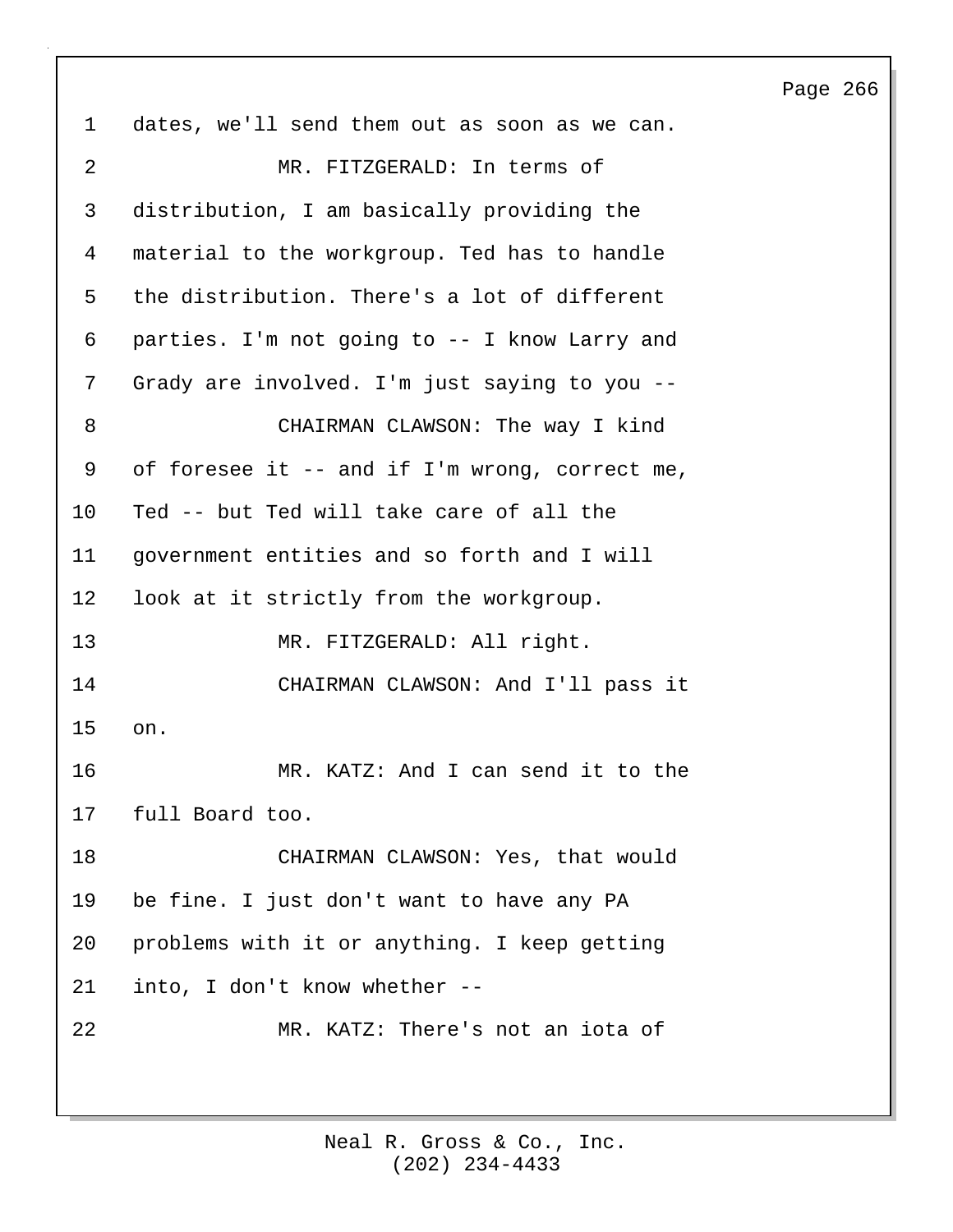dates, we'll send them out as soon as we can.

MR. FITZGERALD: In terms of distribution, I am basically providing the material to the workgroup. Ted has to handle the distribution. There's a lot of different parties. I'm not going to -- I know Larry and Grady are involved. I'm just saying to you --

CHAIRMAN CLAWSON: The way I kind of foresee it -- and if I'm wrong, correct me, Ted -- but Ted will take care of all the government entities and so forth and I will look at it strictly from the workgroup.

MR. FITZGERALD: All right.

CHAIRMAN CLAWSON: And I'll pass it on.

MR. KATZ: And I can send it to the full Board too.

CHAIRMAN CLAWSON: Yes, that would be fine. I just don't want to have any PA problems with it or anything. I keep getting into, I don't know whether --

MR. KATZ: There's not an iota of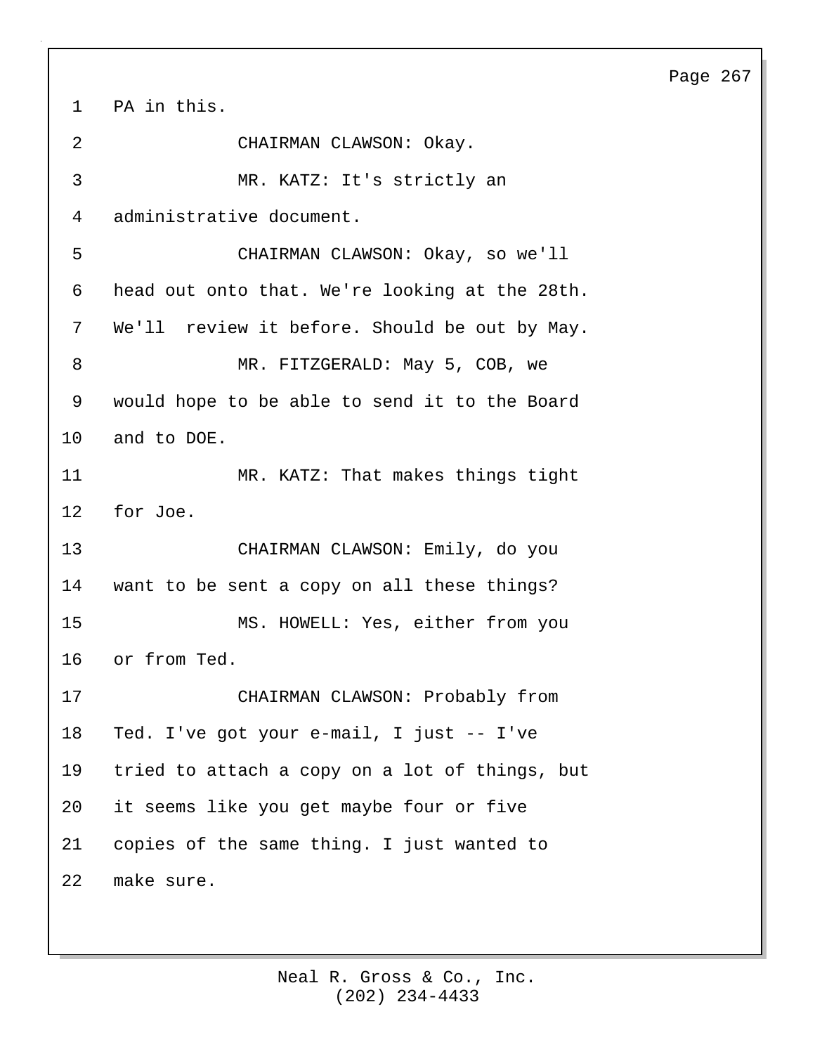PA in this.

CHAIRMAN CLAWSON: Okay.

MR. KATZ: It's strictly an administrative document.

CHAIRMAN CLAWSON: Okay, so we'll head out onto that. We're looking at the 28th. We'll review it before. Should be out by May.

MR. FITZGERALD: May 5, COB, we would hope to be able to send it to the Board and to DOE.

MR. KATZ: That makes things tight for Joe.

CHAIRMAN CLAWSON: Emily, do you want to be sent a copy on all these things?

MS. HOWELL: Yes, either from you or from Ted.

CHAIRMAN CLAWSON: Probably from Ted. I've got your e-mail, I just -- I've tried to attach a copy on a lot of things, but it seems like you get maybe four or five copies of the same thing. I just wanted to make sure.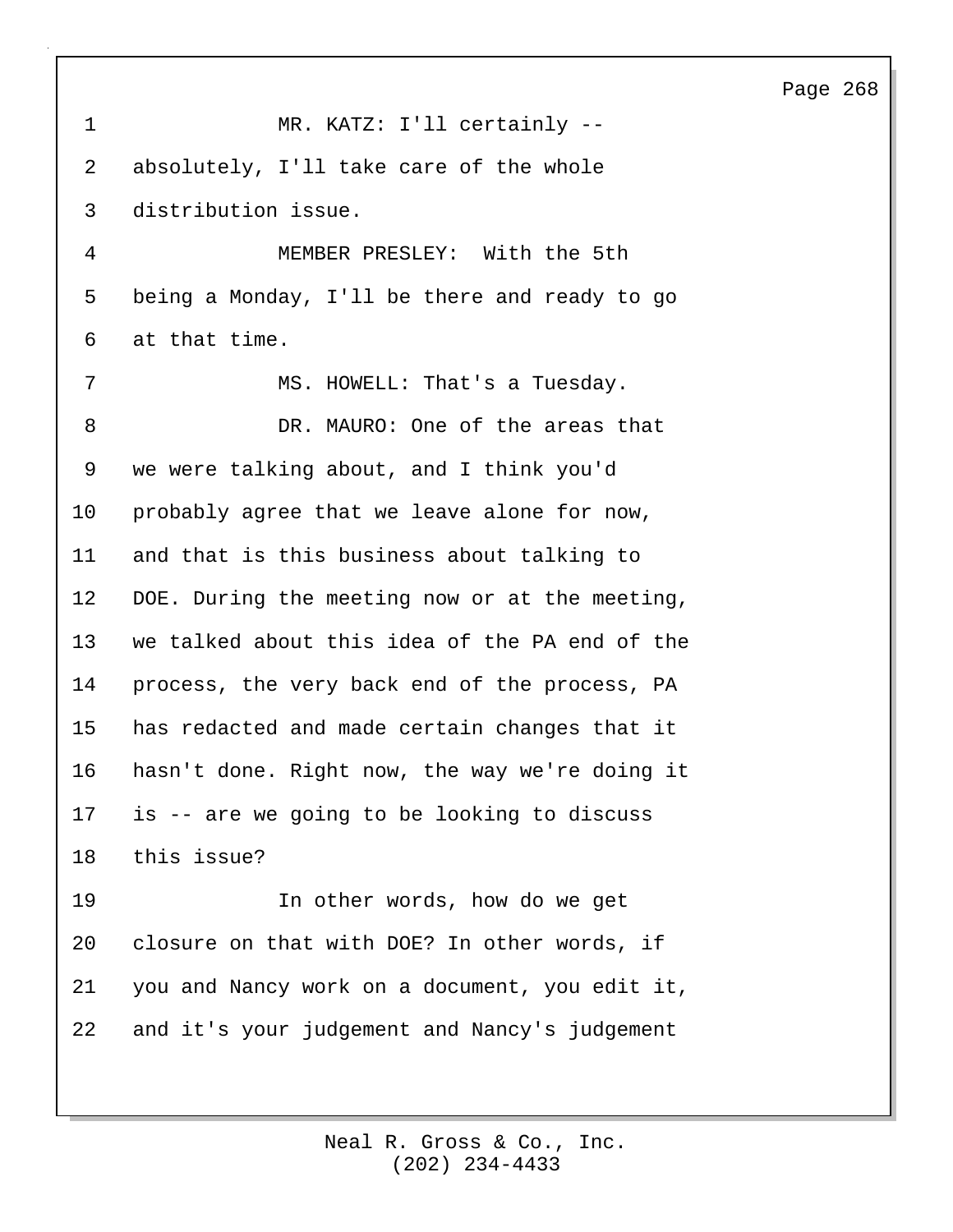MR. KATZ: I'll certainly -- absolutely, I'll take care of the whole distribution issue.

MEMBER PRESLEY: With the 5th being a Monday, I'll be there and ready to go at that time.

MS. HOWELL: That's a Tuesday.

DR. MAURO: One of the areas that we were talking about, and I think you'd probably agree that we leave alone for now, and that is this business about talking to DOE. During the meeting now or at the meeting, we talked about this idea of the PA end of the process, the very back end of the process, PA has redacted and made certain changes that it hasn't done. Right now, the way we're doing it is -- are we going to be looking to discuss this issue?

In other words, how do we get closure on that with DOE? In other words, if you and Nancy work on a document, you edit it, and it's your judgement and Nancy's judgement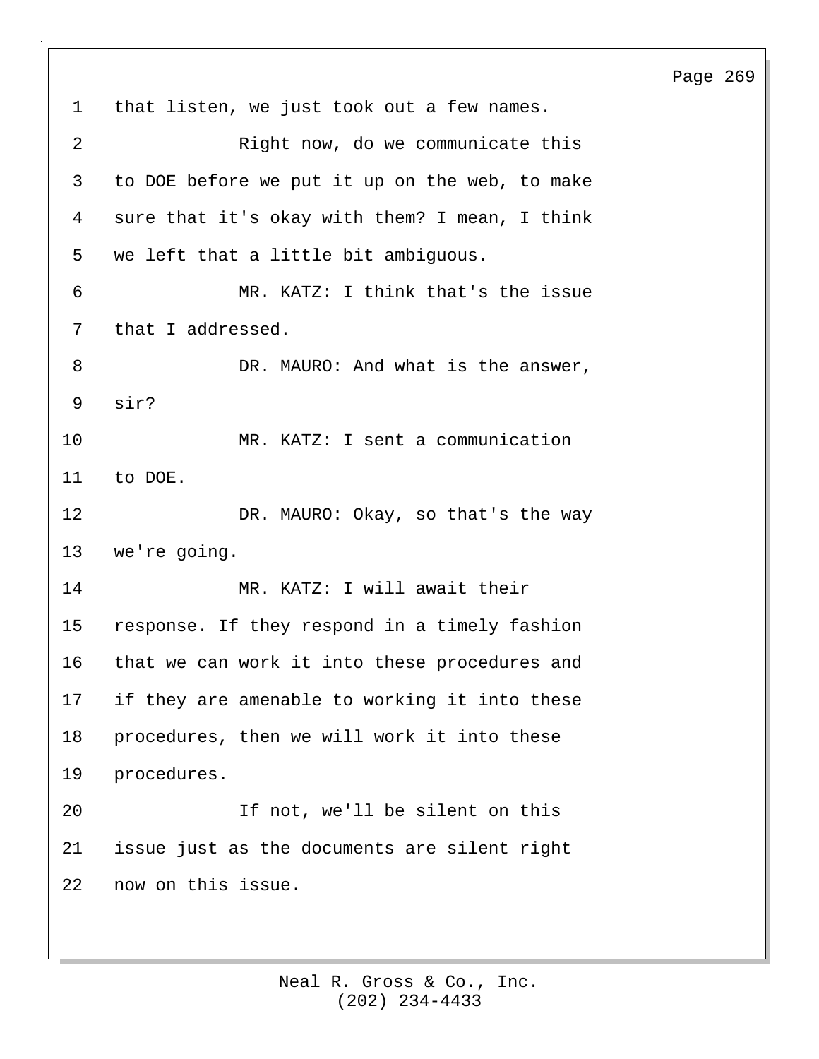that listen, we just took out a few names.

Right now, do we communicate this to DOE before we put it up on the web, to make sure that it's okay with them? I mean, I think we left that a little bit ambiguous.

MR. KATZ: I think that's the issue that I addressed.

DR. MAURO: And what is the answer, sir?

MR. KATZ: I sent a communication to DOE.

DR. MAURO: Okay, so that's the way we're going.

MR. KATZ: I will await their response. If they respond in a timely fashion that we can work it into these procedures and if they are amenable to working it into these procedures, then we will work it into these procedures.

If not, we'll be silent on this issue just as the documents are silent right now on this issue.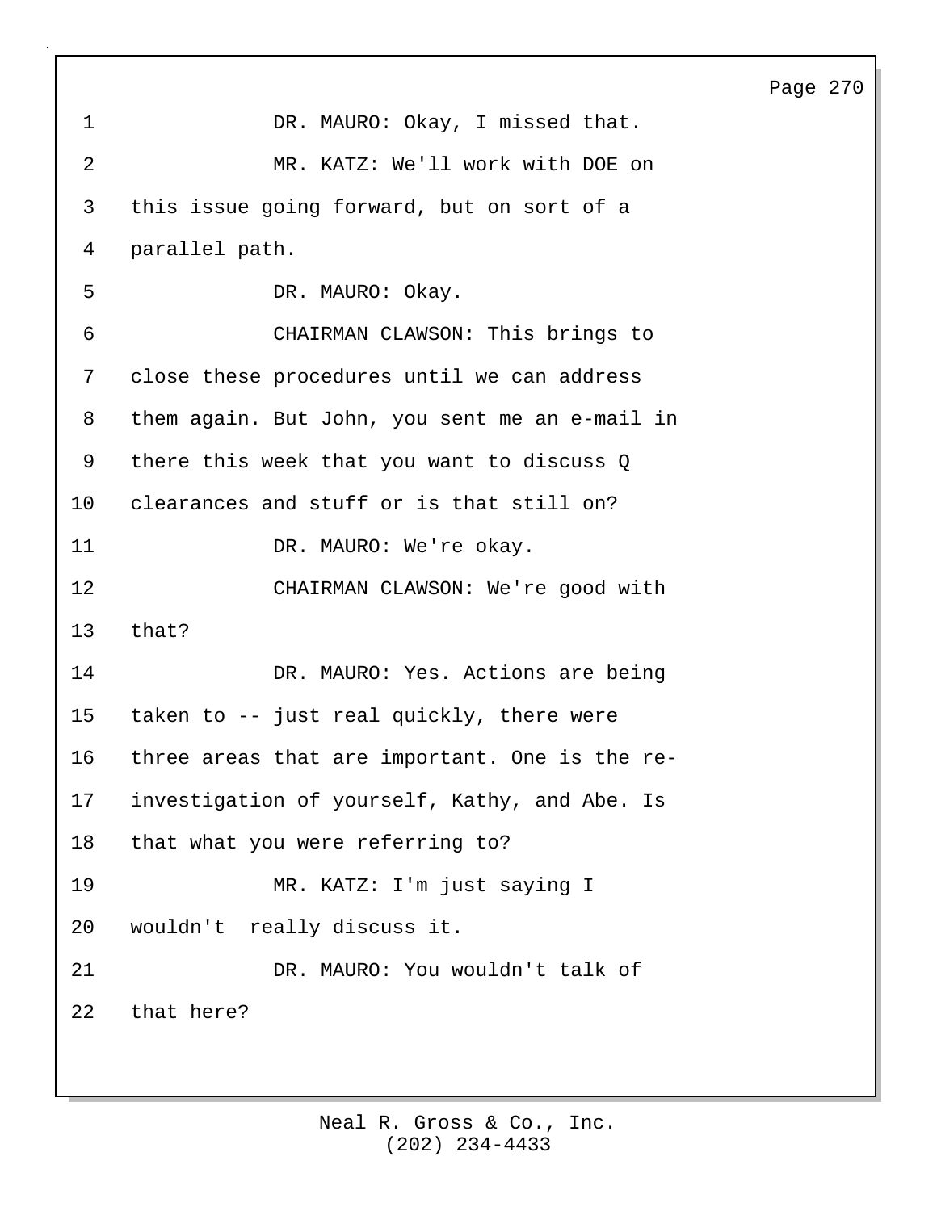DR. MAURO: Okay, I missed that.

MR. KATZ: We'll work with DOE on this issue going forward, but on sort of a parallel path.

DR. MAURO: Okay.

CHAIRMAN CLAWSON: This brings to close these procedures until we can address them again. But John, you sent me an e-mail in there this week that you want to discuss Q clearances and stuff or is that still on?

DR. MAURO: We're okay.

CHAIRMAN CLAWSON: We're good with that?

DR. MAURO: Yes. Actions are being taken to -- just real quickly, there were three areas that are important. One is the re-investigation of yourself, Kathy, and Abe. Is that what you were referring to?

MR. KATZ: I'm just saying I wouldn't really discuss it.

DR. MAURO: You wouldn't talk of that here?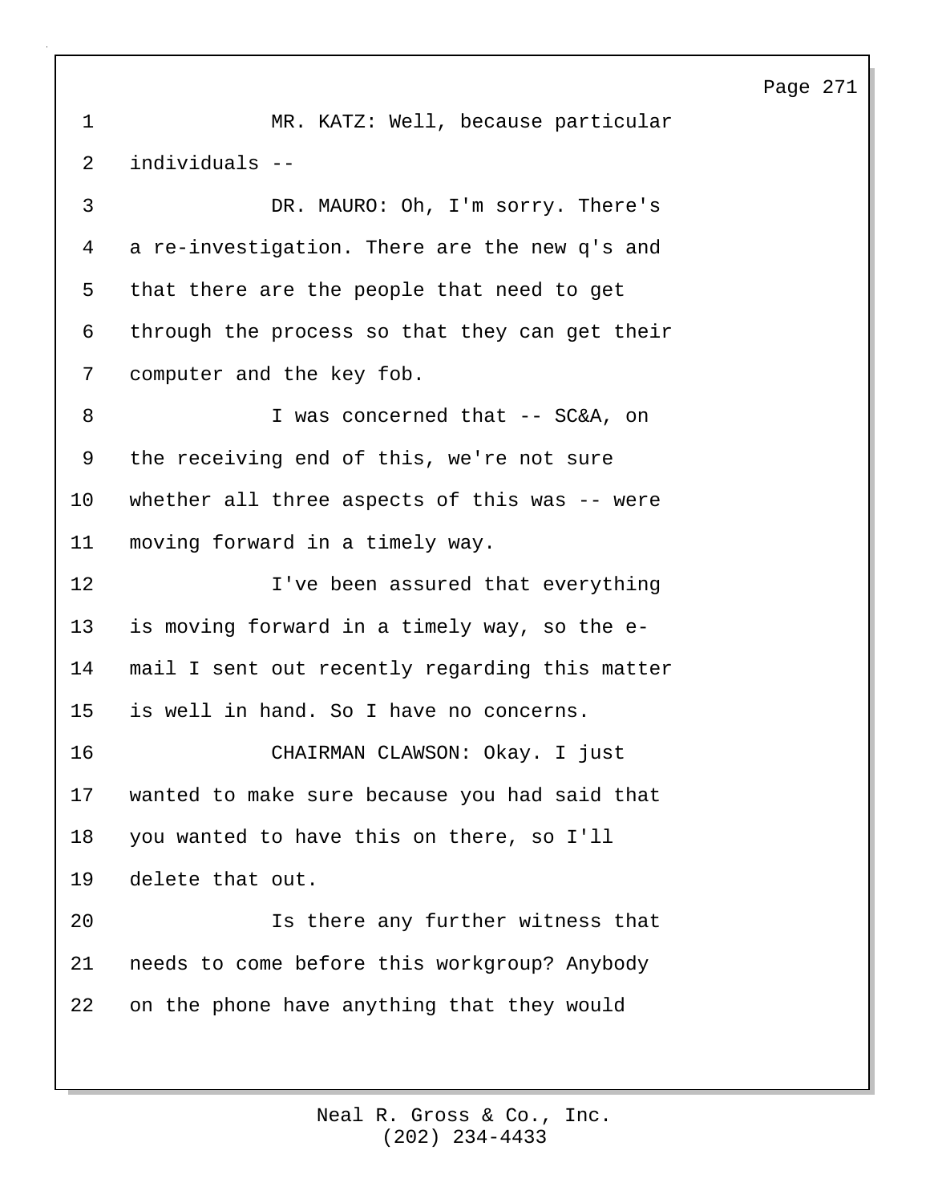MR. KATZ: Well, because particular individuals --

DR. MAURO: Oh, I'm sorry. There's a re-investigation. There are the new q's and that there are the people that need to get through the process so that they can get their computer and the key fob.

I was concerned that -- SC&A, on the receiving end of this, we're not sure whether all three aspects of this was -- were moving forward in a timely way.

I've been assured that everything is moving forward in a timely way, so the e-mail I sent out recently regarding this matter is well in hand. So I have no concerns.

CHAIRMAN CLAWSON: Okay. I just wanted to make sure because you had said that you wanted to have this on there, so I'll delete that out.

Is there any further witness that needs to come before this workgroup? Anybody on the phone have anything that they would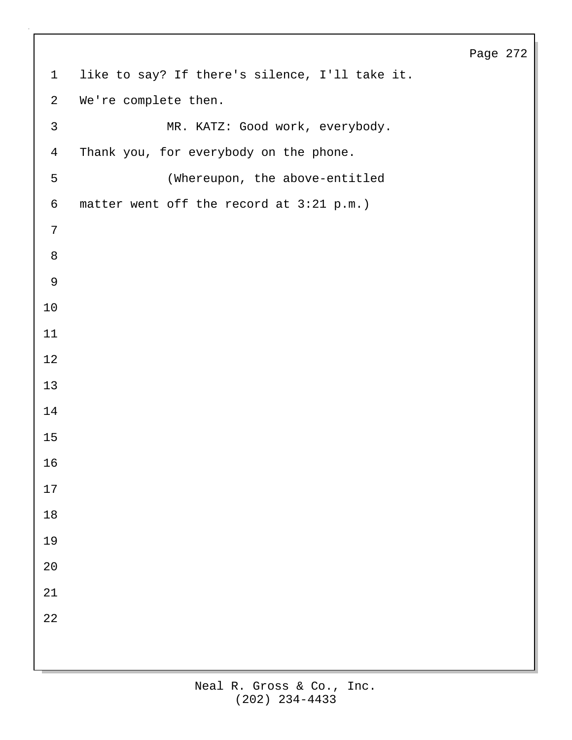like to say? If there's silence, I'll take it. We're complete then.

MR. KATZ: Good work, everybody. Thank you, for everybody on the phone.

(Whereupon, the above-entitled matter went off the record at 3:21 p.m.)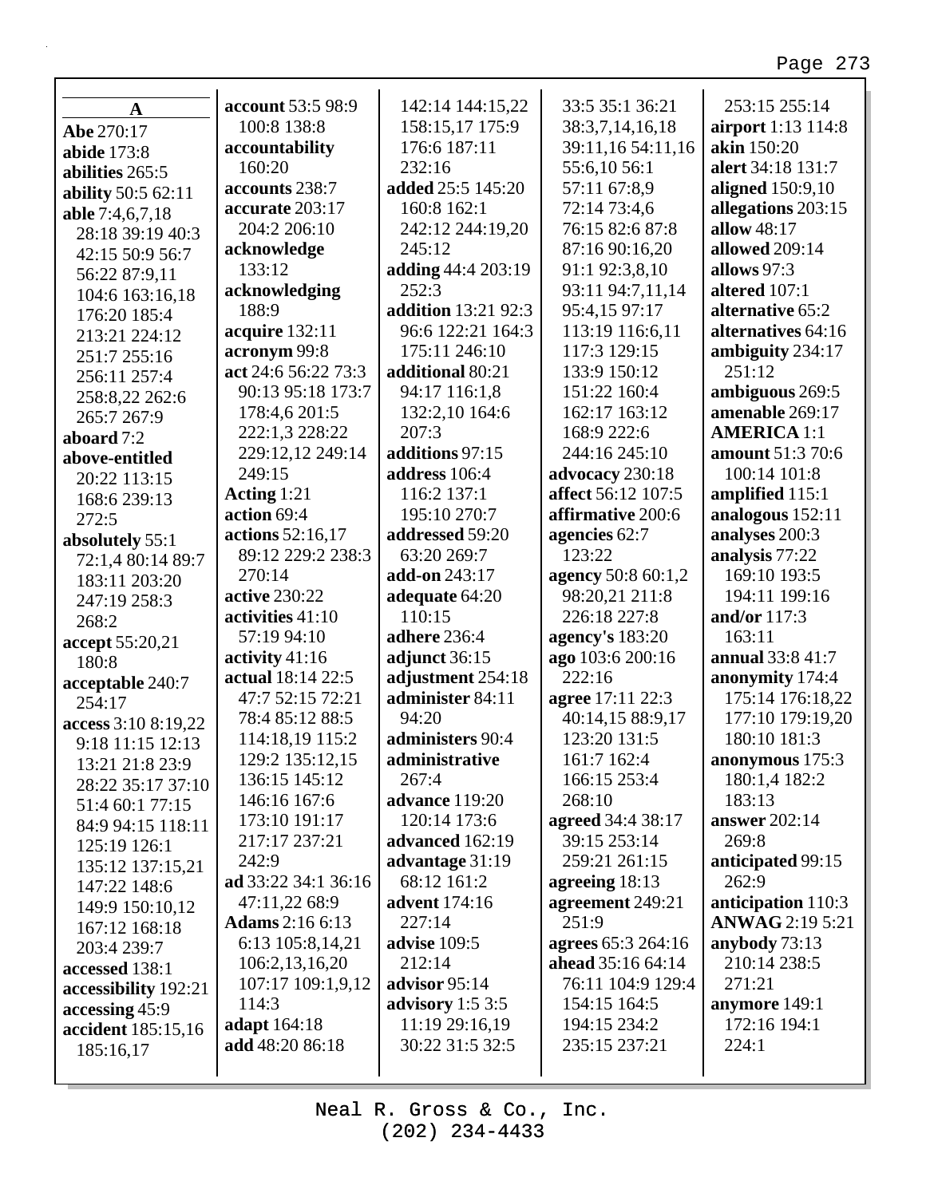**A**

**Abe** 270:17
**abide** 173:8
**abilities** 265:5
**ability** 50:5 62:11
**able** 7:4,6,7,18 28:18 39:19 40:3 42:15 50:9 56:7 56:22 87:9,11 104:6 163:16,18 176:20 185:4 213:21 224:12 251:7 255:16 256:11 257:4 258:8,22 262:6 265:7 267:9
**aboard** 7:2
**above-entitled** 20:22 113:15 168:6 239:13 272:5
**absolutely** 55:1 72:1,4 80:14 89:7 183:11 203:20 247:19 258:3 268:2
**accept** 55:20,21 180:8
**acceptable** 240:7 254:17
**access** 3:10 8:19,22 9:18 11:15 12:13 13:21 21:8 23:9 28:22 35:17 37:10 51:4 60:1 77:15 84:9 94:15 118:11 125:19 126:1 135:12 137:15,21 147:22 148:6 149:9 150:10,12 167:12 168:18 203:4 239:7
**accessed** 138:1
**accessibility** 192:21
**accessing** 45:9
**accident** 185:15,16 185:16,17
**account** 53:5 98:9 100:8 138:8
**accountability** 160:20
**accounts** 238:7
**accurate** 203:17 204:2 206:10
**acknowledge** 133:12
**acknowledging** 188:9
**acquire** 132:11
**acronym** 99:8
**act** 24:6 56:22 73:3 90:13 95:18 173:7 178:4,6 201:5 222:1,3 228:22 229:12,12 249:14 249:15
**Acting** 1:21
**action** 69:4
**actions** 52:16,17 89:12 229:2 238:3 270:14
**active** 230:22
**activities** 41:10 57:19 94:10
**activity** 41:16
**actual** 18:14 22:5 47:7 52:15 72:21 78:4 85:12 88:5 114:18,19 115:2 129:2 135:12,15 136:15 145:12 146:16 167:6 173:10 191:17 217:17 237:21 242:9
**ad** 33:22 34:1 36:16 47:11,22 68:9
**Adams** 2:16 6:13 105:8,14,21 106:2,13,16,20 107:17 109:1,9,12 114:3
**adapt** 164:18
**add** 48:20 86:18 142:14 144:15,22 158:15,17 175:9 176:6 187:11 232:16
**added** 25:5 145:20 160:8 162:1 242:12 244:19,20 245:12
**adding** 44:4 203:19 252:3
**addition** 13:21 92:3 96:6 122:21 164:3 175:11 246:10
**additional** 80:21 94:17 116:1,8 132:2,10 164:6 207:3
**additions** 97:15
**address** 106:4 116:2 137:1 195:10 270:7
**addressed** 59:20 63:20 269:7
**add-on** 243:17
**adequate** 64:20 110:15
**adhere** 236:4
**adjunct** 36:15
**adjustment** 254:18
**administer** 84:11 94:20
**administers** 90:4
**administrative** 267:4
**advance** 119:20 120:14 173:6
**advanced** 162:19
**advantage** 31:19 68:12 161:2
**advent** 174:16 227:14
**advise** 109:5 212:14
**advisor** 95:14
**advisory** 1:5 3:5 11:19 29:16,19 30:22 31:5 32:5 33:5 35:1 36:21 38:3,7,14,16,18 39:11,16 54:11,16 55:6,10 56:1 57:11 67:8,9 72:14 73:4,6 76:15 82:6 87:8 87:16 90:16,20 91:1 92:3,8,10 93:11 94:7,11,14 95:4,15 97:17 113:19 116:6,11 117:3 129:15 133:9 150:12 151:22 160:4 162:17 163:12 168:9 222:6 244:16 245:10
**advocacy** 230:18
**affect** 56:12 107:5
**affirmative** 200:6
**agencies** 62:7 123:22
**agency** 50:8 60:1,2 98:20,21 211:8 226:18 227:8
**agency's** 183:20
**ago** 103:6 200:16 222:16
**agree** 17:11 22:3 40:14,15 88:9,17 123:20 131:5 161:7 162:4 166:15 253:4 268:10
**agreed** 34:4 38:17 39:15 253:14 259:21 261:15
**agreeing** 18:13
**agreement** 249:21 251:9
**agrees** 65:3 264:16
**ahead** 35:16 64:14 76:11 104:9 129:4 154:15 164:5 194:15 234:2 235:15 237:21 253:15 255:14
**airport** 1:13 114:8
**akin** 150:20
**alert** 34:18 131:7
**aligned** 150:9,10
**allegations** 203:15
**allow** 48:17
**allowed** 209:14
**allows** 97:3
**altered** 107:1
**alternative** 65:2
**alternatives** 64:16
**ambiguity** 234:17 251:12
**ambiguous** 269:5
**amenable** 269:17
**AMERICA** 1:1
**amount** 51:3 70:6 100:14 101:8
**amplified** 115:1
**analogous** 152:11
**analyses** 200:3
**analysis** 77:22 169:10 193:5 194:11 199:16
**and/or** 117:3 163:11
**annual** 33:8 41:7
**anonymity** 174:4 175:14 176:18,22 177:10 179:19,20 180:10 181:3
**anonymous** 175:3 180:1,4 182:2 183:13
**answer** 202:14 269:8
**anticipated** 99:15 262:9
**anticipation** 110:3
**ANWAG** 2:19 5:21
**anybody** 73:13 210:14 238:5 271:21
**anymore** 149:1 172:16 194:1 224:1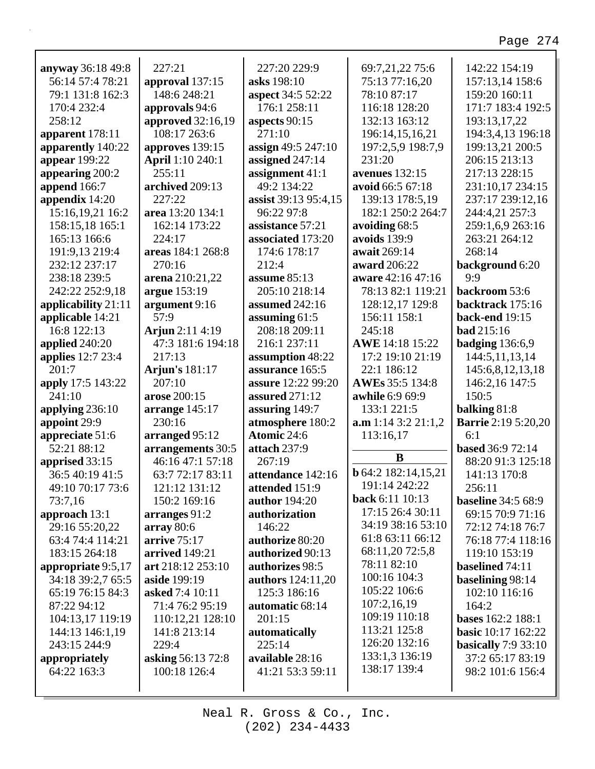**anyway** 36:18 49:8 56:14 57:4 78:21 79:1 131:8 162:3 170:4 232:4 258:12
**apparent** 178:11
**apparently** 140:22
**appear** 199:22
**appearing** 200:2
**append** 166:7
**appendix** 14:20 15:16,19,21 16:2 158:15,18 165:1 165:13 166:6 191:9,13 219:4 232:12 237:17 238:18 239:5 242:22 252:9,18
**applicability** 21:11
**applicable** 14:21 16:8 122:13
**applied** 240:20
**applies** 12:7 23:4 201:7
**apply** 17:5 143:22 241:10
**applying** 236:10
**appoint** 29:9
**appreciate** 51:6 52:21 88:12
**apprised** 33:15 36:5 40:19 41:5 49:10 70:17 73:6 73:7,16
**approach** 13:1 29:16 55:20,22 63:4 74:4 114:21 183:15 264:18
**appropriate** 9:5,17 34:18 39:2,7 65:5 65:19 76:15 84:3 87:22 94:12 104:13,17 119:19 144:13 146:1,19 243:15 244:9
**appropriately** 64:22 163:3
227:21
**approval** 137:15 148:6 248:21
**approvals** 94:6
**approved** 32:16,19 108:17 263:6
**approves** 139:15
**April** 1:10 240:1 255:11
**archived** 209:13 227:22
**area** 13:20 134:1 162:14 173:22 224:17
**areas** 184:1 268:8 270:16
**arena** 210:21,22
**argue** 153:19
**argument** 9:16 57:9
**Arjun** 2:11 4:19 47:3 181:6 194:18 217:13
**Arjun's** 181:17 207:10
**arose** 200:15
**arrange** 145:17 230:16
**arranged** 95:12
**arrangements** 30:5 46:16 47:1 57:18 63:7 72:17 83:11 121:12 131:12 150:2 169:16
**arranges** 91:2
**array** 80:6
**arrive** 75:17
**arrived** 149:21
**art** 218:12 253:10
**aside** 199:19
**asked** 7:4 10:11 71:4 76:2 95:19 110:12,21 128:10 141:8 213:14 229:4
**asking** 56:13 72:8 100:18 126:4
227:20 229:9
**asks** 198:10
**aspect** 34:5 52:22 176:1 258:11
**aspects** 90:15 271:10
**assign** 49:5 247:10
**assigned** 247:14
**assignment** 41:1 49:2 134:22
**assist** 39:13 95:4,15 96:22 97:8
**assistance** 57:21
**associated** 173:20 174:6 178:17 212:4
**assume** 85:13 205:10 218:14
**assumed** 242:16
**assuming** 61:5 208:18 209:11 216:1 237:11
**assumption** 48:22
**assurance** 165:5
**assure** 12:22 99:20
**assured** 271:12
**assuring** 149:7
**atmosphere** 180:2
**Atomic** 24:6
**attach** 237:9 267:19
**attendance** 142:16
**attended** 151:9
**author** 194:20
**authorization** 146:22
**authorize** 80:20
**authorized** 90:13
**authorizes** 98:5
**authors** 124:11,20 125:3 186:16
**automatic** 68:14 201:15
**automatically** 225:14
**available** 28:16 41:21 53:3 59:11
69:7,21,22 75:6 75:13 77:16,20 78:10 87:17 116:18 128:20 132:13 163:12 196:14,15,16,21 197:2,5,9 198:7,9 231:20
**avenues** 132:15
**avoid** 66:5 67:18 139:13 178:5,19 182:1 250:2 264:7
**avoiding** 68:5
**avoids** 139:9
**await** 269:14
**award** 206:22
**aware** 42:16 47:16 78:13 82:1 119:21 128:12,17 129:8 156:11 158:1 245:18
**AWE** 14:18 15:22 17:2 19:10 21:19 22:1 186:12
**AWEs** 35:5 134:8
**awhile** 6:9 69:9 133:1 221:5
**a.m** 1:14 3:2 21:1,2 113:16,17

**B**

**b** 64:2 182:14,15,21 191:14 242:22
**back** 6:11 10:13 17:15 26:4 30:11 34:19 38:16 53:10 61:8 63:11 66:12 68:11,20 72:5,8 78:11 82:10 100:16 104:3 105:22 106:6 107:2,16,19 109:19 110:18 113:21 125:8 126:20 132:16 133:1,3 136:19 138:17 139:4
142:22 154:19 157:13,14 158:6 159:20 160:11 171:7 183:4 192:5 193:13,17,22 194:3,4,13 196:18 199:13,21 200:5 206:15 213:13 217:13 228:15 231:10,17 234:15 237:17 239:12,16 244:4,21 257:3 259:1,6,9 263:16 263:21 264:12 268:14
**background** 6:20 9:9
**backroom** 53:6
**backtrack** 175:16
**back-end** 19:15
**bad** 215:16
**badging** 136:6,9 144:5,11,13,14 145:6,8,12,13,18 146:2,16 147:5 150:5
**balking** 81:8
**Barrie** 2:19 5:20,20 6:1
**based** 36:9 72:14 88:20 91:3 125:18 141:13 170:8 256:11
**baseline** 34:5 68:9 69:15 70:9 71:16 72:12 74:18 76:7 76:18 77:4 118:16 119:10 153:19
**baselined** 74:11
**baselining** 98:14 102:10 116:16 164:2
**bases** 162:2 188:1
**basic** 10:17 162:22
**basically** 7:9 33:10 37:2 65:17 83:19 98:2 101:6 156:4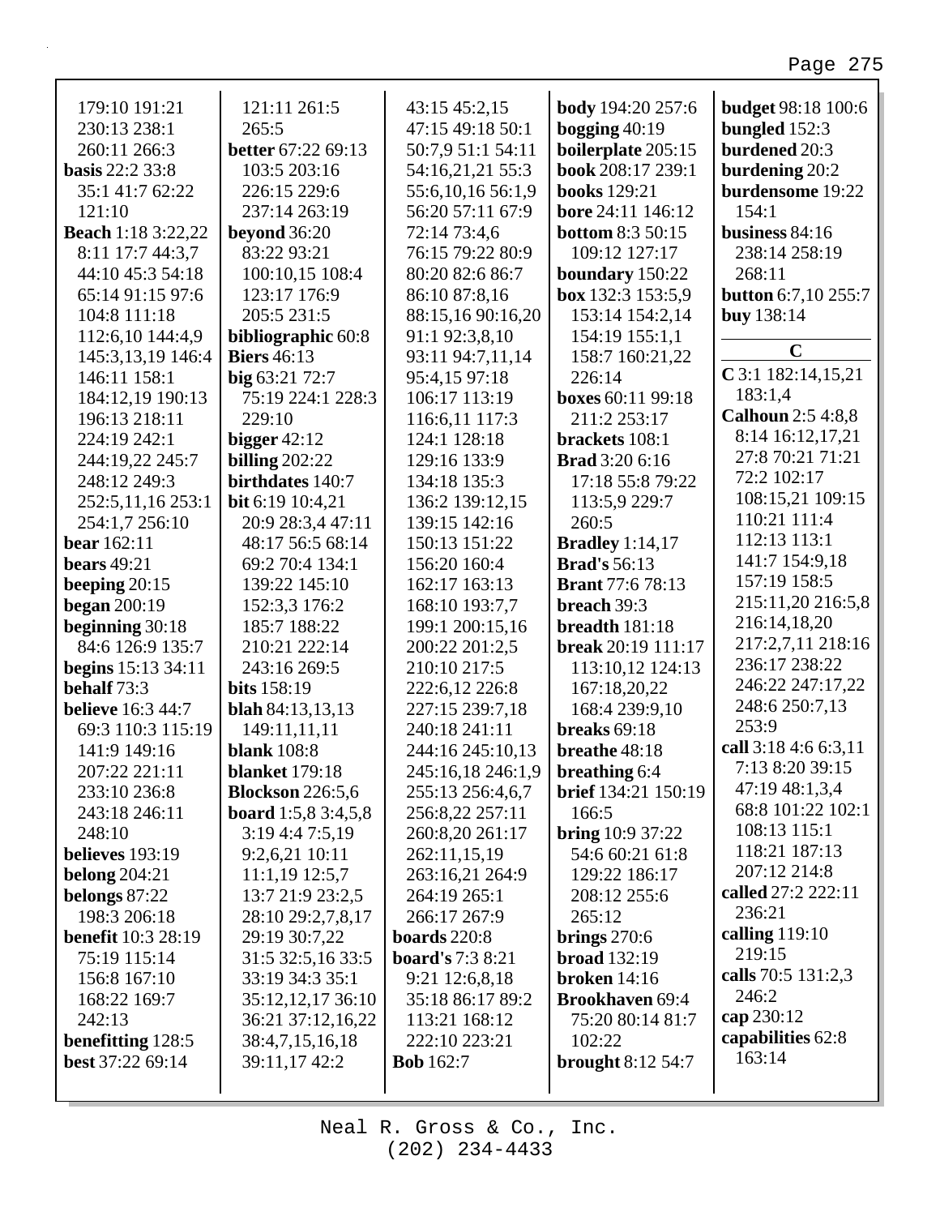179:10 191:21 230:13 238:1 260:11 266:3
**basis** 22:2 33:8 35:1 41:7 62:22 121:10
**Beach** 1:18 3:22,22 8:11 17:7 44:3,7 44:10 45:3 54:18 65:14 91:15 97:6 104:8 111:18 112:6,10 144:4,9 145:3,13,19 146:4 146:11 158:1 184:12,19 190:13 196:13 218:11 224:19 242:1 244:19,22 245:7 248:12 249:3 252:5,11,16 253:1 254:1,7 256:10
**bear** 162:11
**bears** 49:21
**beeping** 20:15
**began** 200:19
**beginning** 30:18 84:6 126:9 135:7
**begins** 15:13 34:11
**behalf** 73:3
**believe** 16:3 44:7 69:3 110:3 115:19 141:9 149:16 207:22 221:11 233:10 236:8 243:18 246:11 248:10
**believes** 193:19
**belong** 204:21
**belongs** 87:22 198:3 206:18
**benefit** 10:3 28:19 75:19 115:14 156:8 167:10 168:22 169:7 242:13
**benefitting** 128:5
**best** 37:22 69:14
121:11 261:5 265:5
**better** 67:22 69:13 103:5 203:16 226:15 229:6 237:14 263:19
**beyond** 36:20 83:22 93:21 100:10,15 108:4 123:17 176:9 205:5 231:5
**bibliographic** 60:8
**Biers** 46:13
**big** 63:21 72:7 75:19 224:1 228:3 229:10
**bigger** 42:12
**billing** 202:22
**birthdates** 140:7
**bit** 6:19 10:4,21 20:9 28:3,4 47:11 48:17 56:5 68:14 69:2 70:4 134:1 139:22 145:10 152:3,3 176:2 185:7 188:22 210:21 222:14 243:16 269:5
**bits** 158:19
**blah** 84:13,13,13 149:11,11,11
**blank** 108:8
**blanket** 179:18
**Blockson** 226:5,6
**board** 1:5,8 3:4,5,8 3:19 4:4 7:5,19 9:2,6,21 10:11 11:1,19 12:5,7 13:7 21:9 23:2,5 28:10 29:2,7,8,17 29:19 30:7,22 31:5 32:5,16 33:5 33:19 34:3 35:1 35:12,12,17 36:10 36:21 37:12,16,22 38:4,7,15,16,18 39:11,17 42:2
43:15 45:2,15 47:15 49:18 50:1 50:7,9 51:1 54:11 54:16,21,21 55:3 55:6,10,16 56:1,9 56:20 57:11 67:9 72:14 73:4,6 76:15 79:22 80:9 80:20 82:6 86:7 86:10 87:8,16 88:15,16 90:16,20 91:1 92:3,8,10 93:11 94:7,11,14 95:4,15 97:18 106:17 113:19 116:6,11 117:3 124:1 128:18 129:16 133:9 134:18 135:3 136:2 139:12,15 139:15 142:16 150:13 151:22 156:20 160:4 162:17 163:13 168:10 193:7,7 199:1 200:15,16 200:22 201:2,5 210:10 217:5 222:6,12 226:8 227:15 239:7,18 240:18 241:11 244:16 245:10,13 245:16,18 246:1,9 255:13 256:4,6,7 256:8,22 257:11 260:8,20 261:17 262:11,15,19 263:16,21 264:9 264:19 265:1 266:17 267:9
**boards** 220:8
**board's** 7:3 8:21 9:21 12:6,8,18 35:18 86:17 89:2 113:21 168:12 222:10 223:21
**Bob** 162:7
**body** 194:20 257:6
**bogging** 40:19
**boilerplate** 205:15
**book** 208:17 239:1
**books** 129:21
**bore** 24:11 146:12
**bottom** 8:3 50:15 109:12 127:17
**boundary** 150:22
**box** 132:3 153:5,9 153:14 154:2,14 154:19 155:1,1 158:7 160:21,22 226:14
**boxes** 60:11 99:18 211:2 253:17
**brackets** 108:1
**Brad** 3:20 6:16 17:18 55:8 79:22 113:5,9 229:7 260:5
**Bradley** 1:14,17
**Brad's** 56:13
**Brant** 77:6 78:13
**breach** 39:3
**breadth** 181:18
**break** 20:19 111:17 113:10,12 124:13 167:18,20,22 168:4 239:9,10
**breaks** 69:18
**breathe** 48:18
**breathing** 6:4
**brief** 134:21 150:19 166:5
**bring** 10:9 37:22 54:6 60:21 61:8 129:22 186:17 208:12 255:6 265:12
**brings** 270:6
**broad** 132:19
**broken** 14:16
**Brookhaven** 69:4 75:20 80:14 81:7 102:22
**brought** 8:12 54:7
**budget** 98:18 100:6
**bungled** 152:3
**burdened** 20:3
**burdening** 20:2
**burdensome** 19:22 154:1
**business** 84:16 238:14 258:19 268:11
**button** 6:7,10 255:7
**buy** 138:14

## C

**C** 3:1 182:14,15,21 183:1,4
**Calhoun** 2:5 4:8,8 8:14 16:12,17,21 27:8 70:21 71:21 72:2 102:17 108:15,21 109:15 110:21 111:4 112:13 113:1 141:7 154:9,18 157:19 158:5 215:11,20 216:5,8 216:14,18,20 217:2,7,11 218:16 236:17 238:22 246:22 247:17,22 248:6 250:7,13 253:9
**call** 3:18 4:6 6:3,11 7:13 8:20 39:15 47:19 48:1,3,4 68:8 101:22 102:1 108:13 115:1 118:21 187:13 207:12 214:8
**called** 27:2 222:11 236:21
**calling** 119:10 219:15
**calls** 70:5 131:2,3 246:2
**cap** 230:12
**capabilities** 62:8 163:14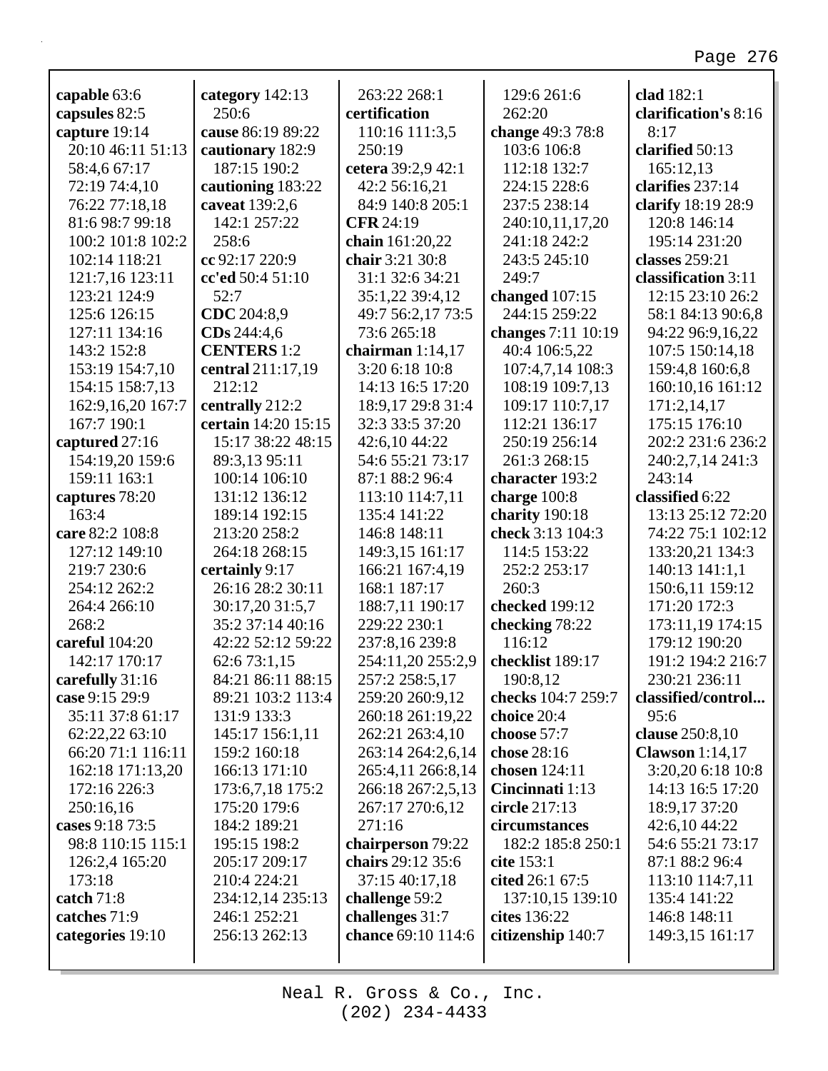**capable** 63:6
**capsules** 82:5
**capture** 19:14 20:10 46:11 51:13 58:4,6 67:17 72:19 74:4,10 76:22 77:18,18 81:6 98:7 99:18 100:2 101:8 102:2 102:14 118:21 121:7,16 123:11 123:21 124:9 125:6 126:15 127:11 134:16 143:2 152:8 153:19 154:7,10 154:15 158:7,13 162:9,16,20 167:7 167:7 190:1
**captured** 27:16 154:19,20 159:6 159:11 163:1
**captures** 78:20 163:4
**care** 82:2 108:8 127:12 149:10 219:7 230:6 254:12 262:2 264:4 266:10 268:2
**careful** 104:20 142:17 170:17
**carefully** 31:16
**case** 9:15 29:9 35:11 37:8 61:17 62:22,22 63:10 66:20 71:1 116:11 162:18 171:13,20 172:16 226:3 250:16,16
**cases** 9:18 73:5 98:8 110:15 115:1 126:2,4 165:20 173:18
**catch** 71:8
**catches** 71:9
**categories** 19:10
**category** 142:13 250:6
**cause** 86:19 89:22
**cautionary** 182:9 187:15 190:2
**cautioning** 183:22
**caveat** 139:2,6 142:1 257:22 258:6
**cc** 92:17 220:9
**cc'ed** 50:4 51:10 52:7
**CDC** 204:8,9
**CDs** 244:4,6
**CENTERS** 1:2
**central** 211:17,19 212:12
**centrally** 212:2
**certain** 14:20 15:15 15:17 38:22 48:15 89:3,13 95:11 100:14 106:10 131:12 136:12 189:14 192:15 213:20 258:2 264:18 268:15
**certainly** 9:17 26:16 28:2 30:11 30:17,20 31:5,7 35:2 37:14 40:16 42:22 52:12 59:22 62:6 73:1,15 84:21 86:11 88:15 89:21 103:2 113:4 131:9 133:3 145:17 156:1,11 159:2 160:18 166:13 171:10 173:6,7,18 175:2 175:20 179:6 184:2 189:21 195:15 198:2 205:17 209:17 210:4 224:21 234:12,14 235:13 246:1 252:21 256:13 262:13
263:22 268:1
**certification** 110:16 111:3,5 250:19
**cetera** 39:2,9 42:1 42:2 56:16,21 84:9 140:8 205:1
**CFR** 24:19
**chain** 161:20,22
**chair** 3:21 30:8 31:1 32:6 34:21 35:1,22 39:4,12 49:7 56:2,17 73:5 73:6 265:18
**chairman** 1:14,17 3:20 6:18 10:8 14:13 16:5 17:20 18:9,17 29:8 31:4 32:3 33:5 37:20 42:6,10 44:22 54:6 55:21 73:17 87:1 88:2 96:4 113:10 114:7,11 135:4 141:22 146:8 148:11 149:3,15 161:17 166:21 167:4,19 168:1 187:17 188:7,11 190:17 229:22 230:1 237:8,16 239:8 254:11,20 255:2,9 257:2 258:5,17 259:20 260:9,12 260:18 261:19,22 262:21 263:4,10 263:14 264:2,6,14 265:4,11 266:8,14 266:18 267:2,5,13 267:17 270:6,12 271:16
**chairperson** 79:22
**chairs** 29:12 35:6 37:15 40:17,18
**challenge** 59:2
**challenges** 31:7
**chance** 69:10 114:6
129:6 261:6 262:20
**change** 49:3 78:8 103:6 106:8 112:18 132:7 224:15 228:6 237:5 238:14 240:10,11,17,20 241:18 242:2 243:5 245:10 249:7
**changed** 107:15 244:15 259:22
**changes** 7:11 10:19 40:4 106:5,22 107:4,7,14 108:3 108:19 109:7,13 109:17 110:7,17 112:21 136:17 250:19 256:14 261:3 268:15
**character** 193:2
**charge** 100:8
**charity** 190:18
**check** 3:13 104:3 114:5 153:22 252:2 253:17 260:3
**checked** 199:12
**checking** 78:22 116:12
**checklist** 189:17 190:8,12
**checks** 104:7 259:7
**choice** 20:4
**choose** 57:7
**chose** 28:16
**chosen** 124:11
**Cincinnati** 1:13
**circle** 217:13
**circumstances** 182:2 185:8 250:1
**cite** 153:1
**cited** 26:1 67:5 137:10,15 139:10
**cites** 136:22
**citizenship** 140:7
**clad** 182:1
**clarification's** 8:16 8:17
**clarified** 50:13 165:12,13
**clarifies** 237:14
**clarify** 18:19 28:9 120:8 146:14 195:14 231:20
**classes** 259:21
**classification** 3:11 12:15 23:10 26:2 58:1 84:13 90:6,8 94:22 96:9,16,22 107:5 150:14,18 159:4,8 160:6,8 160:10,16 161:12 171:2,14,17 175:15 176:10 202:2 231:6 236:2 240:2,7,14 241:3 243:14
**classified** 6:22 13:13 25:12 72:20 74:22 75:1 102:12 133:20,21 134:3 140:13 141:1,1 150:6,11 159:12 171:20 172:3 173:11,19 174:15 179:12 190:20 191:2 194:2 216:7 230:21 236:11
**classified/control...** 95:6
**clause** 250:8,10
**Clawson** 1:14,17 3:20,20 6:18 10:8 14:13 16:5 17:20 18:9,17 37:20 42:6,10 44:22 54:6 55:21 73:17 87:1 88:2 96:4 113:10 114:7,11 135:4 141:22 146:8 148:11 149:3,15 161:17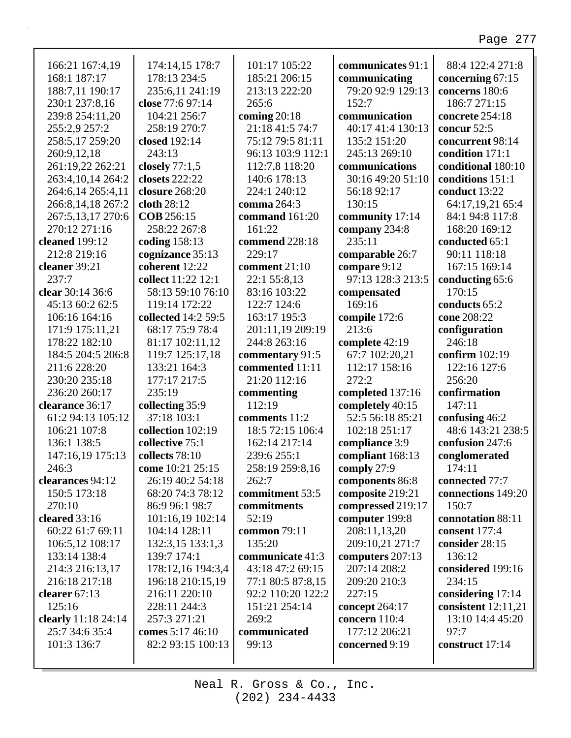166:21 167:4,19 168:1 187:17 188:7,11 190:17 230:1 237:8,16 239:8 254:11,20 255:2,9 257:2 258:5,17 259:20 260:9,12,18 261:19,22 262:21 263:4,10,14 264:2 264:6,14 265:4,11 266:8,14,18 267:2 267:5,13,17 270:6 270:12 271:16
**cleaned** 199:12 212:8 219:16
**cleaner** 39:21 237:7
**clear** 30:14 36:6 45:13 60:2 62:5 106:16 164:16 171:9 175:11,21 178:22 182:10 184:5 204:5 206:8 211:6 228:20 230:20 235:18 236:20 260:17
**clearance** 36:17 61:2 94:13 105:12 106:21 107:8 136:1 138:5 147:16,19 175:13 246:3
**clearances** 94:12 150:5 173:18 270:10
**cleared** 33:16 60:22 61:7 69:11 106:5,12 108:17 133:14 138:4 214:3 216:13,17 216:18 217:18
**clearer** 67:13 125:16
**clearly** 11:18 24:14 25:7 34:6 35:4 101:3 136:7

174:14,15 178:7 178:13 234:5 235:6,11 241:19
**close** 77:6 97:14 104:21 256:7 258:19 270:7
**closed** 192:14 243:13
**closely** 77:1,5
**closets** 222:22
**closure** 268:20
**cloth** 28:12
**COB** 256:15 258:22 267:8
**coding** 158:13
**cognizance** 35:13
**coherent** 12:22
**collect** 11:22 12:1 58:13 59:10 76:10 119:14 172:22
**collected** 14:2 59:5 68:17 75:9 78:4 81:17 102:11,12 119:7 125:17,18 133:21 164:3 177:17 217:5 235:19
**collecting** 35:9 37:18 103:1
**collection** 102:19
**collective** 75:1
**collects** 78:10
**come** 10:21 25:15 26:19 40:2 54:18 68:20 74:3 78:12 86:9 96:1 98:7 101:16,19 102:14 104:14 128:11 132:3,15 133:1,3 139:7 174:1 178:12,16 194:3,4 196:18 210:15,19 216:11 220:10 228:11 244:3 257:3 271:21
**comes** 5:17 46:10 82:2 93:15 100:13

101:17 105:22 185:21 206:15 213:13 222:20 265:6
**coming** 20:18 21:18 41:5 74:7 75:12 79:5 81:11 96:13 103:9 112:1 112:7,8 118:20 140:6 178:13 224:1 240:12
**comma** 264:3
**command** 161:20 161:22
**commend** 228:18 229:17
**comment** 21:10 22:1 55:8,13 83:16 103:22 122:7 124:6 163:17 195:3 201:11,19 209:19 244:8 263:16
**commentary** 91:5
**commented** 11:11 21:20 112:16
**commenting** 112:19
**comments** 11:2 18:5 72:15 106:4 162:14 217:14 239:6 255:1 258:19 259:8,16 262:7
**commitment** 53:5
**commitments** 52:19
**common** 79:11 135:20
**communicate** 41:3 43:18 47:2 69:15 77:1 80:5 87:8,15 92:2 110:20 122:2 151:21 254:14 269:2
**communicated** 99:13

**communicates** 91:1
**communicating** 79:20 92:9 129:13 152:7
**communication** 40:17 41:4 130:13 135:2 151:20 245:13 269:10
**communications** 30:16 49:20 51:10 56:18 92:17 130:15
**community** 17:14
**company** 234:8 235:11
**comparable** 26:7
**compare** 9:12 97:13 128:3 213:5
**compensated** 169:16
**compile** 172:6 213:6
**complete** 42:19 67:7 102:20,21 112:17 158:16 272:2
**completed** 137:16
**completely** 40:15 52:5 56:18 85:21 102:18 251:17
**compliance** 3:9
**compliant** 168:13
**comply** 27:9
**components** 86:8
**composite** 219:21
**compressed** 219:17
**computer** 199:8 208:11,13,20 209:10,21 271:7
**computers** 207:13 207:14 208:2 209:20 210:3 227:15
**concept** 264:17
**concern** 110:4 177:12 206:21
**concerned** 9:19

88:4 122:4 271:8
**concerning** 67:15
**concerns** 180:6 186:7 271:15
**concrete** 254:18
**concur** 52:5
**concurrent** 98:14
**condition** 171:1
**conditional** 180:10
**conditions** 151:1
**conduct** 13:22 64:17,19,21 65:4 84:1 94:8 117:8 168:20 169:12
**conducted** 65:1 90:11 118:18 167:15 169:14
**conducting** 65:6 170:15
**conducts** 65:2
**cone** 208:22
**configuration** 246:18
**confirm** 102:19 122:16 127:6 256:20
**confirmation** 147:11
**confusing** 46:2 48:6 143:21 238:5
**confusion** 247:6
**conglomerated** 174:11
**connected** 77:7
**connections** 149:20 150:7
**connotation** 88:11
**consent** 177:4
**consider** 28:15 136:12
**considered** 199:16 234:15
**considering** 17:14
**consistent** 12:11,21 13:10 14:4 45:20 97:7
**construct** 17:14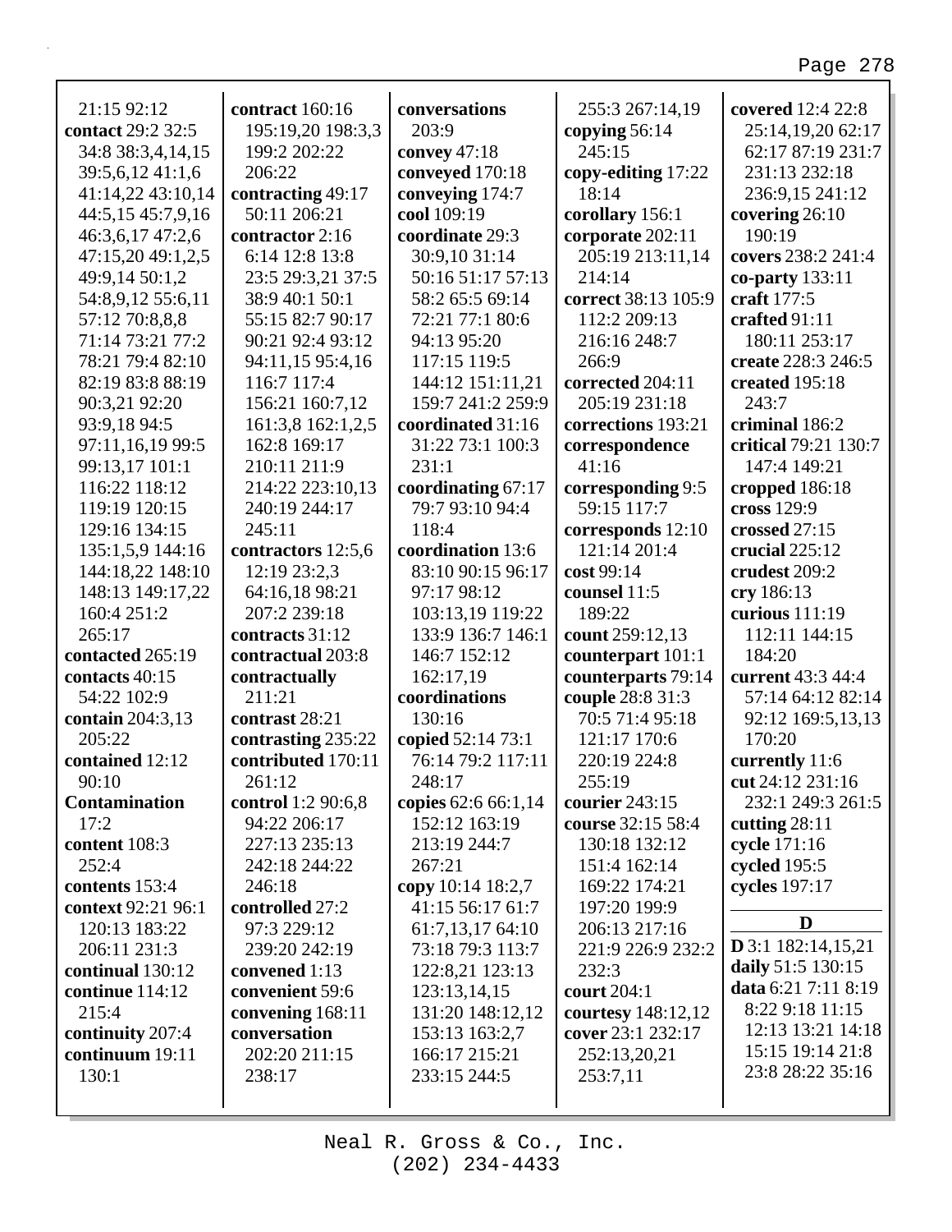21:15 92:12
**contact** 29:2 32:5 34:8 38:3,4,14,15 39:5,6,12 41:1,6 41:14,22 43:10,14 44:5,15 45:7,9,16 46:3,6,17 47:2,6 47:15,20 49:1,2,5 49:9,14 50:1,2 54:8,9,12 55:6,11 57:12 70:8,8,8 71:14 73:21 77:2 78:21 79:4 82:10 82:19 83:8 88:19 90:3,21 92:20 93:9,18 94:5 97:11,16,19 99:5 99:13,17 101:1 116:22 118:12 119:19 120:15 129:16 134:15 135:1,5,9 144:16 144:18,22 148:10 148:13 149:17,22 160:4 251:2 265:17
**contacted** 265:19
**contacts** 40:15 54:22 102:9
**contain** 204:3,13 205:22
**contained** 12:12 90:10
**Contamination** 17:2
**content** 108:3 252:4
**contents** 153:4
**context** 92:21 96:1 120:13 183:22 206:11 231:3
**continual** 130:12
**continue** 114:12 215:4
**continuity** 207:4
**continuum** 19:11 130:1
**contract** 160:16 195:19,20 198:3,3 199:2 202:22 206:22
**contracting** 49:17 50:11 206:21
**contractor** 2:16 6:14 12:8 13:8 23:5 29:3,21 37:5 38:9 40:1 50:1 55:15 82:7 90:17 90:21 92:4 93:12 94:11,15 95:4,16 116:7 117:4 156:21 160:7,12 161:3,8 162:1,2,5 162:8 169:17 210:11 211:9 214:22 223:10,13 240:19 244:17 245:11
**contractors** 12:5,6 12:19 23:2,3 64:16,18 98:21 207:2 239:18
**contracts** 31:12
**contractual** 203:8
**contractually** 211:21
**contrast** 28:21
**contrasting** 235:22
**contributed** 170:11 261:12
**control** 1:2 90:6,8 94:22 206:17 227:13 235:13 242:18 244:22 246:18
**controlled** 27:2 97:3 229:12 239:20 242:19
**convened** 1:13
**convenient** 59:6
**convening** 168:11
**conversation** 202:20 211:15 238:17
**conversations** 203:9
**convey** 47:18
**conveyed** 170:18
**conveying** 174:7
**cool** 109:19
**coordinate** 29:3 30:9,10 31:14 50:16 51:17 57:13 58:2 65:5 69:14 72:21 77:1 80:6 94:13 95:20 117:15 119:5 144:12 151:11,21 159:7 241:2 259:9
**coordinated** 31:16 31:22 73:1 100:3 231:1
**coordinating** 67:17 79:7 93:10 94:4 118:4
**coordination** 13:6 83:10 90:15 96:17 97:17 98:12 103:13,19 119:22 133:9 136:7 146:1 146:7 152:12 162:17,19
**coordinations** 130:16
**copied** 52:14 73:1 76:14 79:2 117:11 248:17
**copies** 62:6 66:1,14 152:12 163:19 213:19 244:7 267:21
**copy** 10:14 18:2,7 41:15 56:17 61:7 61:7,13,17 64:10 73:18 79:3 113:7 122:8,21 123:13 123:13,14,15 131:20 148:12,12 153:13 163:2,7 166:17 215:21 233:15 244:5
255:3 267:14,19
**copying** 56:14 245:15
**copy-editing** 17:22 18:14
**corollary** 156:1
**corporate** 202:11 205:19 213:11,14 214:14
**correct** 38:13 105:9 112:2 209:13 216:16 248:7 266:9
**corrected** 204:11 205:19 231:18
**corrections** 193:21
**correspondence** 41:16
**corresponding** 9:5 59:15 117:7
**corresponds** 12:10 121:14 201:4
**cost** 99:14
**counsel** 11:5 189:22
**count** 259:12,13
**counterpart** 101:1
**counterparts** 79:14
**couple** 28:8 31:3 70:5 71:4 95:18 121:17 170:6 220:19 224:8 255:19
**courier** 243:15
**course** 32:15 58:4 130:18 132:12 151:4 162:14 169:22 174:21 197:20 199:9 206:13 217:16 221:9 226:9 232:2 232:3
**court** 204:1
**courtesy** 148:12,12
**cover** 23:1 232:17 252:13,20,21 253:7,11
**covered** 12:4 22:8 25:14,19,20 62:17 62:17 87:19 231:7 231:13 232:18 236:9,15 241:12
**covering** 26:10 190:19
**covers** 238:2 241:4
**co-party** 133:11
**craft** 177:5
**crafted** 91:11 180:11 253:17
**create** 228:3 246:5
**created** 195:18 243:7
**criminal** 186:2
**critical** 79:21 130:7 147:4 149:21
**cropped** 186:18
**cross** 129:9
**crossed** 27:15
**crucial** 225:12
**crudest** 209:2
**cry** 186:13
**curious** 111:19 112:11 144:15 184:20
**current** 43:3 44:4 57:14 64:12 82:14 92:12 169:5,13,13 170:20
**currently** 11:6
**cut** 24:12 231:16 232:1 249:3 261:5
**cutting** 28:11
**cycle** 171:16
**cycled** 195:5
**cycles** 197:17

## D

**D** 3:1 182:14,15,21
**daily** 51:5 130:15
**data** 6:21 7:11 8:19 8:22 9:18 11:15 12:13 13:21 14:18 15:15 19:14 21:8 23:8 28:22 35:16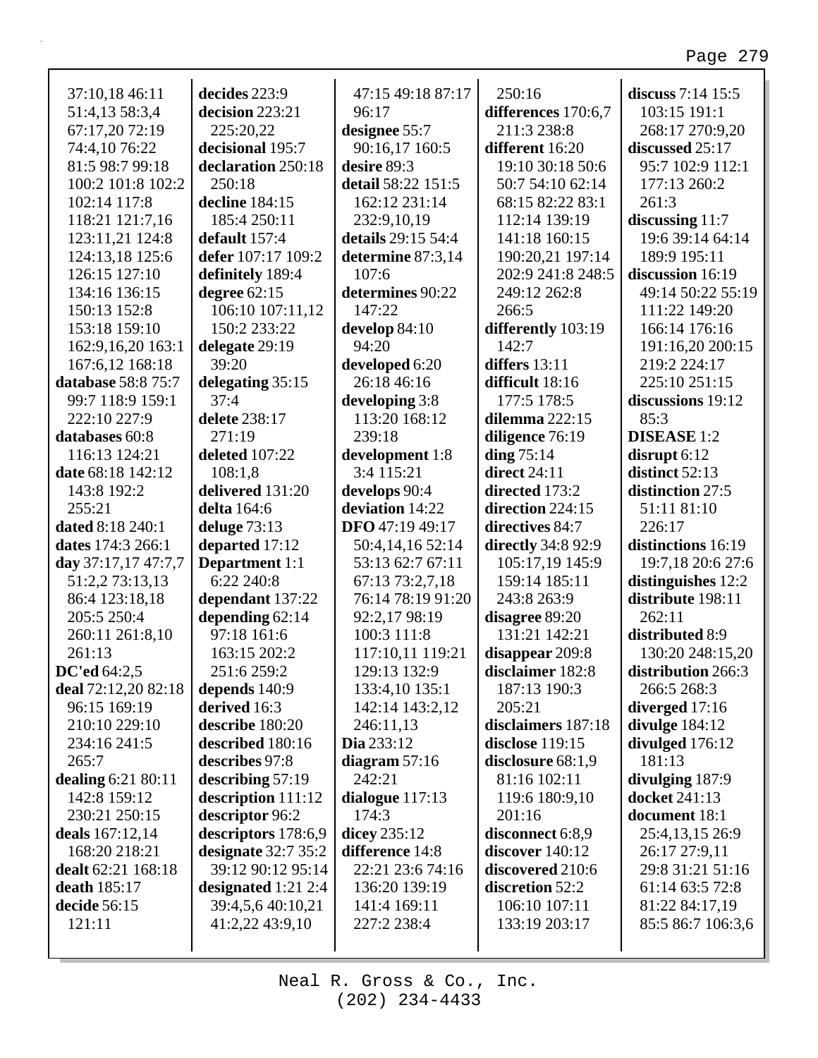37:10,18 46:11
51:4,13 58:3,4
67:17,20 72:19
74:4,10 76:22
81:5 98:7 99:18
100:2 101:8 102:2
102:14 117:8
118:21 121:7,16
123:11,21 124:8
124:13,18 125:6
126:15 127:10
134:16 136:15
150:13 152:8
153:18 159:10
162:9,16,20 163:1
167:6,12 168:18

**database** 58:8 75:7
99:7 118:9 159:1
222:10 227:9

**databases** 60:8
116:13 124:21

**date** 68:18 142:12
143:8 192:2
255:21

**dated** 8:18 240:1

**dates** 174:3 266:1

**day** 37:17,17 47:7,7
51:2,2 73:13,13
86:4 123:18,18
205:5 250:4
260:11 261:8,10
261:13

**DC'ed** 64:2,5

**deal** 72:12,20 82:18
96:15 169:19
210:10 229:10
234:16 241:5
265:7

**dealing** 6:21 80:11
142:8 159:12
230:21 250:15

**deals** 167:12,14
168:20 218:21

**dealt** 62:21 168:18

**death** 185:17

**decide** 56:15
121:11

**decides** 223:9

**decision** 223:21
225:20,22

**decisional** 195:7

**declaration** 250:18
250:18

**decline** 184:15
185:4 250:11

**default** 157:4

**defer** 107:17 109:2

**definitely** 189:4

**degree** 62:15
106:10 107:11,12
150:2 233:22

**delegate** 29:19
39:20

**delegating** 35:15
37:4

**delete** 238:17
271:19

**deleted** 107:22
108:1,8

**delivered** 131:20

**delta** 164:6

**deluge** 73:13

**departed** 17:12

**Department** 1:1
6:22 240:8

**dependant** 137:22

**depending** 62:14
97:18 161:6
163:15 202:2
251:6 259:2

**depends** 140:9

**derived** 16:3

**describe** 180:20

**described** 180:16

**describes** 97:8

**describing** 57:19

**description** 111:12

**descriptor** 96:2

**descriptors** 178:6,9

**designate** 32:7 35:2
39:12 90:12 95:14

**designated** 1:21 2:4
39:4,5,6 40:10,21
41:2,22 43:9,10

47:15 49:18 87:17
96:17

**designee** 55:7
90:16,17 160:5

**desire** 89:3

**detail** 58:22 151:5
162:12 231:14
232:9,10,19

**details** 29:15 54:4

**determine** 87:3,14
107:6

**determines** 90:22
147:22

**develop** 84:10
94:20

**developed** 6:20
26:18 46:16

**developing** 3:8
113:20 168:12
239:18

**development** 1:8
3:4 115:21

**develops** 90:4

**deviation** 14:22

**DFO** 47:19 49:17
50:4,14,16 52:14
53:13 62:7 67:11
67:13 73:2,7,18
76:14 78:19 91:20
92:2,17 98:19
100:3 111:8
117:10,11 119:21
129:13 132:9
133:4,10 135:1
142:14 143:2,12
246:11,13

**Dia** 233:12

**diagram** 57:16
242:21

**dialogue** 117:13
174:3

**dicey** 235:12

**difference** 14:8
22:21 23:6 74:16
136:20 139:19
141:4 169:11
227:2 238:4

250:16

**differences** 170:6,7
211:3 238:8

**different** 16:20
19:10 30:18 50:6
50:7 54:10 62:14
68:15 82:22 83:1
112:14 139:19
141:18 160:15
190:20,21 197:14
202:9 241:8 248:5
249:12 262:8
266:5

**differently** 103:19
142:7

**differs** 13:11

**difficult** 18:16
177:5 178:5

**dilemma** 222:15

**diligence** 76:19

**ding** 75:14

**direct** 24:11

**directed** 173:2

**direction** 224:15

**directives** 84:7

**directly** 34:8 92:9
105:17,19 145:9
159:14 185:11
243:8 263:9

**disagree** 89:20
131:21 142:21

**disappear** 209:8

**disclaimer** 182:8
187:13 190:3
205:21

**disclaimers** 187:18

**disclose** 119:15

**disclosure** 68:1,9
81:16 102:11
119:6 180:9,10
201:16

**disconnect** 6:8,9

**discover** 140:12

**discovered** 210:6

**discretion** 52:2
106:10 107:11
133:19 203:17

**discuss** 7:14 15:5
103:15 191:1
268:17 270:9,20

**discussed** 25:17
95:7 102:9 112:1
177:13 260:2
261:3

**discussing** 11:7
19:6 39:14 64:14
189:9 195:11

**discussion** 16:19
49:14 50:22 55:19
111:22 149:20
166:14 176:16
191:16,20 200:15
219:2 224:17
225:10 251:15

**discussions** 19:12
85:3

**DISEASE** 1:2

**disrupt** 6:12

**distinct** 52:13

**distinction** 27:5
51:11 81:10
226:17

**distinctions** 16:19
19:7,18 20:6 27:6

**distinguishes** 12:2

**distribute** 198:11
262:11

**distributed** 8:9
130:20 248:15,20

**distribution** 266:3
266:5 268:3

**diverged** 17:16

**divulge** 184:12

**divulged** 176:12
181:13

**divulging** 187:9

**docket** 241:13

**document** 18:1
25:4,13,15 26:9
26:17 27:9,11
29:8 31:21 51:16
61:14 63:5 72:8
81:22 84:17,19
85:5 86:7 106:3,6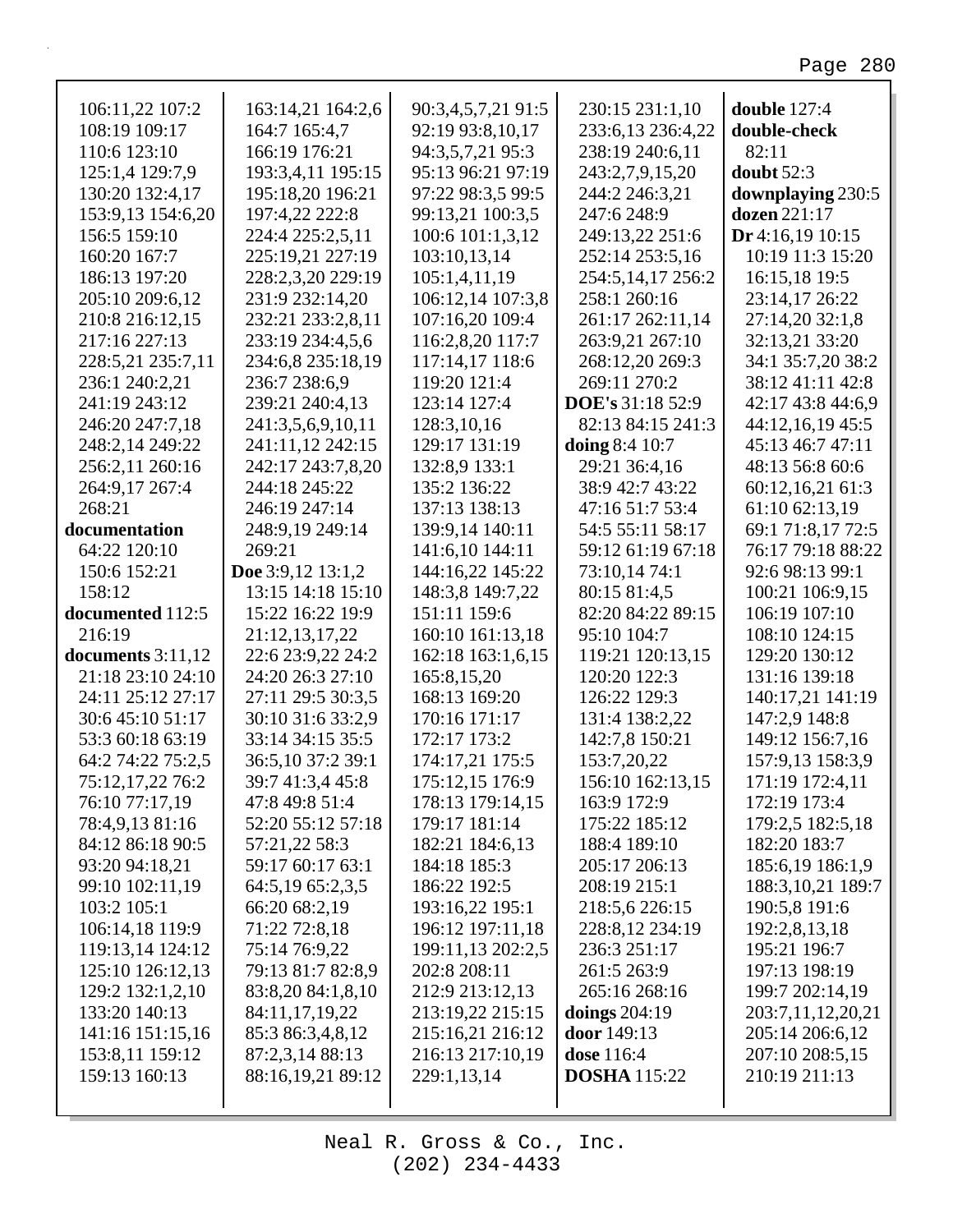106:11,22 107:2
108:19 109:17
110:6 123:10
125:1,4 129:7,9
130:20 132:4,17
153:9,13 154:6,20
156:5 159:10
160:20 167:7
186:13 197:20
205:10 209:6,12
210:8 216:12,15
217:16 227:13
228:5,21 235:7,11
236:1 240:2,21
241:19 243:12
246:20 247:7,18
248:2,14 249:22
256:2,11 260:16
264:9,17 267:4
268:21

**documentation**
64:22 120:10
150:6 152:21
158:12

**documented** 112:5
216:19

**documents** 3:11,12
21:18 23:10 24:10
24:11 25:12 27:17
30:6 45:10 51:17
53:3 60:18 63:19
64:2 74:22 75:2,5
75:12,17,22 76:2
76:10 77:17,19
78:4,9,13 81:16
84:12 86:18 90:5
93:20 94:18,21
99:10 102:11,19
103:2 105:1
106:14,18 119:9
119:13,14 124:12
125:10 126:12,13
129:2 132:1,2,10
133:20 140:13
141:16 151:15,16
153:8,11 159:12
159:13 160:13
163:14,21 164:2,6
164:7 165:4,7
166:19 176:21
193:3,4,11 195:15
195:18,20 196:21
197:4,22 222:8
224:4 225:2,5,11
225:19,21 227:19
228:2,3,20 229:19
231:9 232:14,20
232:21 233:2,8,11
233:19 234:4,5,6
234:6,8 235:18,19
236:7 238:6,9
239:21 240:4,13
241:3,5,6,9,10,11
241:11,12 242:15
242:17 243:7,8,20
244:18 245:22
246:19 247:14
248:9,19 249:14
269:21

**Doe** 3:9,12 13:1,2
13:15 14:18 15:10
15:22 16:22 19:9
21:12,13,17,22
22:6 23:9,22 24:2
24:20 26:3 27:10
27:11 29:5 30:3,5
30:10 31:6 33:2,9
33:14 34:15 35:5
36:5,10 37:2 39:1
39:7 41:3,4 45:8
47:8 49:8 51:4
52:20 55:12 57:18
57:21,22 58:3
59:17 60:17 63:1
64:5,19 65:2,3,5
66:20 68:2,19
71:22 72:8,18
75:14 76:9,22
79:13 81:7 82:8,9
83:8,20 84:1,8,10
84:11,17,19,22
85:3 86:3,4,8,12
87:2,3,14 88:13
88:16,19,21 89:12
90:3,4,5,7,21 91:5
92:19 93:8,10,17
94:3,5,7,21 95:3
95:13 96:21 97:19
97:22 98:3,5 99:5
99:13,21 100:3,5
100:6 101:1,3,12
103:10,13,14
105:1,4,11,19
106:12,14 107:3,8
107:16,20 109:4
116:2,8,20 117:7
117:14,17 118:6
119:20 121:4
123:14 127:4
128:3,10,16
129:17 131:19
132:8,9 133:1
135:2 136:22
137:13 138:13
139:9,14 140:11
141:6,10 144:11
144:16,22 145:22
148:3,8 149:7,22
151:11 159:6
160:10 161:13,18
162:18 163:1,6,15
165:8,15,20
168:13 169:20
170:16 171:17
172:17 173:2
174:17,21 175:5
175:12,15 176:9
178:13 179:14,15
179:17 181:14
182:21 184:6,13
184:18 185:3
186:22 192:5
193:16,22 195:1
196:12 197:11,18
199:11,13 202:2,5
202:8 208:11
212:9 213:12,13
213:19,22 215:15
215:16,21 216:12
216:13 217:10,19
229:1,13,14
230:15 231:1,10
233:6,13 236:4,22
238:19 240:6,11
243:2,7,9,15,20
244:2 246:3,21
247:6 248:9
249:13,22 251:6
252:14 253:5,16
254:5,14,17 256:2
258:1 260:16
261:17 262:11,14
263:9,21 267:10
268:12,20 269:3
269:11 270:2

**DOE's** 31:18 52:9
82:13 84:15 241:3

**doing** 8:4 10:7
29:21 36:4,16
38:9 42:7 43:22
47:16 51:7 53:4
54:5 55:11 58:17
59:12 61:19 67:18
73:10,14 74:1
80:15 81:4,5
82:20 84:22 89:15
95:10 104:7
119:21 120:13,15
120:20 122:3
126:22 129:3
131:4 138:2,22
142:7,8 150:21
153:7,20,22
156:10 162:13,15
163:9 172:9
175:22 185:12
188:4 189:10
205:17 206:13
208:19 215:1
218:5,6 226:15
228:8,12 234:19
236:3 251:17
261:5 263:9
265:16 268:16

**doings** 204:19

**door** 149:13

**dose** 116:4

**DOSHA** 115:22

**double** 127:4

**double-check**
82:11

**doubt** 52:3

**downplaying** 230:5

**dozen** 221:17

**Dr** 4:16,19 10:15
10:19 11:3 15:20
16:15,18 19:5
23:14,17 26:22
27:14,20 32:1,8
32:13,21 33:20
34:1 35:7,20 38:2
38:12 41:11 42:8
42:17 43:8 44:6,9
44:12,16,19 45:5
45:13 46:7 47:11
48:13 56:8 60:6
60:12,16,21 61:3
61:10 62:13,19
69:1 71:8,17 72:5
76:17 79:18 88:22
92:6 98:13 99:1
100:21 106:9,15
106:19 107:10
108:10 124:15
129:20 130:12
131:16 139:18
140:17,21 141:19
147:2,9 148:8
149:12 156:7,16
157:9,13 158:3,9
171:19 172:4,11
172:19 173:4
179:2,5 182:5,18
182:20 183:7
185:6,19 186:1,9
188:3,10,21 189:7
190:5,8 191:6
192:2,8,13,18
195:21 196:7
197:13 198:19
199:7 202:14,19
203:7,11,12,20,21
205:14 206:6,12
207:10 208:5,15
210:19 211:13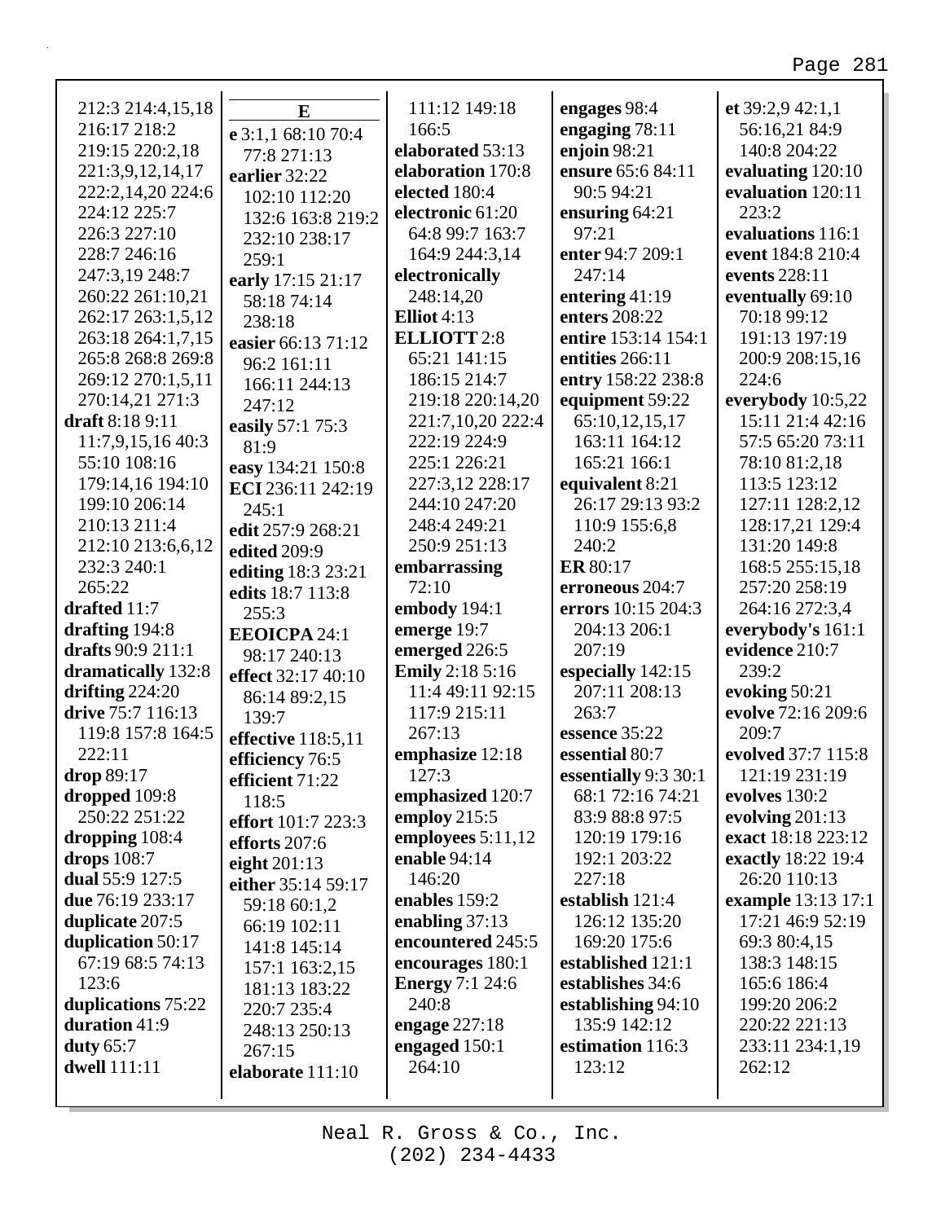212:3 214:4,15,18 216:17 218:2 219:15 220:2,18 221:3,9,12,14,17 222:2,14,20 224:6 224:12 225:7 226:3 227:10 228:7 246:16 247:3,19 248:7 260:22 261:10,21 262:17 263:1,5,12 263:18 264:1,7,15 265:8 268:8 269:8 269:12 270:1,5,11 270:14,21 271:3
**draft** 8:18 9:11 11:7,9,15,16 40:3 55:10 108:16 179:14,16 194:10 199:10 206:14 210:13 211:4 212:10 213:6,6,12 232:3 240:1 265:22
**drafted** 11:7
**drafting** 194:8
**drafts** 90:9 211:1
**dramatically** 132:8
**drifting** 224:20
**drive** 75:7 116:13 119:8 157:8 164:5 222:11
**drop** 89:17
**dropped** 109:8 250:22 251:22
**dropping** 108:4
**drops** 108:7
**dual** 55:9 127:5
**due** 76:19 233:17
**duplicate** 207:5
**duplication** 50:17 67:19 68:5 74:13 123:6
**duplications** 75:22
**duration** 41:9
**duty** 65:7
**dwell** 111:11

**E**

**e** 3:1,1 68:10 70:4 77:8 271:13
**earlier** 32:22 102:10 112:20 132:6 163:8 219:2 232:10 238:17 259:1
**early** 17:15 21:17 58:18 74:14 238:18
**easier** 66:13 71:12 96:2 161:11 166:11 244:13 247:12
**easily** 57:1 75:3 81:9
**easy** 134:21 150:8
**ECI** 236:11 242:19 245:1
**edit** 257:9 268:21
**edited** 209:9
**editing** 18:3 23:21
**edits** 18:7 113:8 255:3
**EEOICPA** 24:1 98:17 240:13
**effect** 32:17 40:10 86:14 89:2,15 139:7
**effective** 118:5,11
**efficiency** 76:5
**efficient** 71:22 118:5
**effort** 101:7 223:3
**efforts** 207:6
**eight** 201:13
**either** 35:14 59:17 59:18 60:1,2 66:19 102:11 141:8 145:14 157:1 163:2,15 181:13 183:22 220:7 235:4 248:13 250:13 267:15
**elaborate** 111:10 111:12 149:18 166:5
**elaborated** 53:13
**elaboration** 170:8
**elected** 180:4
**electronic** 61:20 64:8 99:7 163:7 164:9 244:3,14
**electronically** 248:14,20
**Elliot** 4:13
**ELLIOTT** 2:8 65:21 141:15 186:15 214:7 219:18 220:14,20 221:7,10,20 222:4 222:19 224:9 225:1 226:21 227:3,12 228:17 244:10 247:20 248:4 249:21 250:9 251:13
**embarrassing** 72:10
**embody** 194:1
**emerge** 19:7
**emerged** 226:5
**Emily** 2:18 5:16 11:4 49:11 92:15 117:9 215:11 267:13
**emphasize** 12:18 127:3
**emphasized** 120:7
**employ** 215:5
**employees** 5:11,12
**enable** 94:14 146:20
**enables** 159:2
**enabling** 37:13
**encountered** 245:5
**encourages** 180:1
**Energy** 7:1 24:6 240:8
**engage** 227:18
**engaged** 150:1 264:10
**engages** 98:4
**engaging** 78:11
**enjoin** 98:21
**ensure** 65:6 84:11 90:5 94:21
**ensuring** 64:21 97:21
**enter** 94:7 209:1 247:14
**entering** 41:19
**enters** 208:22
**entire** 153:14 154:1
**entities** 266:11
**entry** 158:22 238:8
**equipment** 59:22 65:10,12,15,17 163:11 164:12 165:21 166:1
**equivalent** 8:21 26:17 29:13 93:2 110:9 155:6,8 240:2
**ER** 80:17
**erroneous** 204:7
**errors** 10:15 204:3 204:13 206:1 207:19
**especially** 142:15 207:11 208:13 263:7
**essence** 35:22
**essential** 80:7
**essentially** 9:3 30:1 68:1 72:16 74:21 83:9 88:8 97:5 120:19 179:16 192:1 203:22 227:18
**establish** 121:4 126:12 135:20 169:20 175:6
**established** 121:1
**establishes** 34:6
**establishing** 94:10 135:9 142:12
**estimation** 116:3 123:12
**et** 39:2,9 42:1,1 56:16,21 84:9 140:8 204:22
**evaluating** 120:10
**evaluation** 120:11 223:2
**evaluations** 116:1
**event** 184:8 210:4
**events** 228:11
**eventually** 69:10 70:18 99:12 191:13 197:19 200:9 208:15,16 224:6
**everybody** 10:5,22 15:11 21:4 42:16 57:5 65:20 73:11 78:10 81:2,18 113:5 123:12 127:11 128:2,12 128:17,21 129:4 131:20 149:8 168:5 255:15,18 257:20 258:19 264:16 272:3,4
**everybody's** 161:1
**evidence** 210:7 239:2
**evoking** 50:21
**evolve** 72:16 209:6 209:7
**evolved** 37:7 115:8 121:19 231:19
**evolves** 130:2
**evolving** 201:13
**exact** 18:18 223:12
**exactly** 18:22 19:4 26:20 110:13
**example** 13:13 17:1 17:21 46:9 52:19 69:3 80:4,15 138:3 148:15 165:6 186:4 199:20 206:2 220:22 221:13 233:11 234:1,19 262:12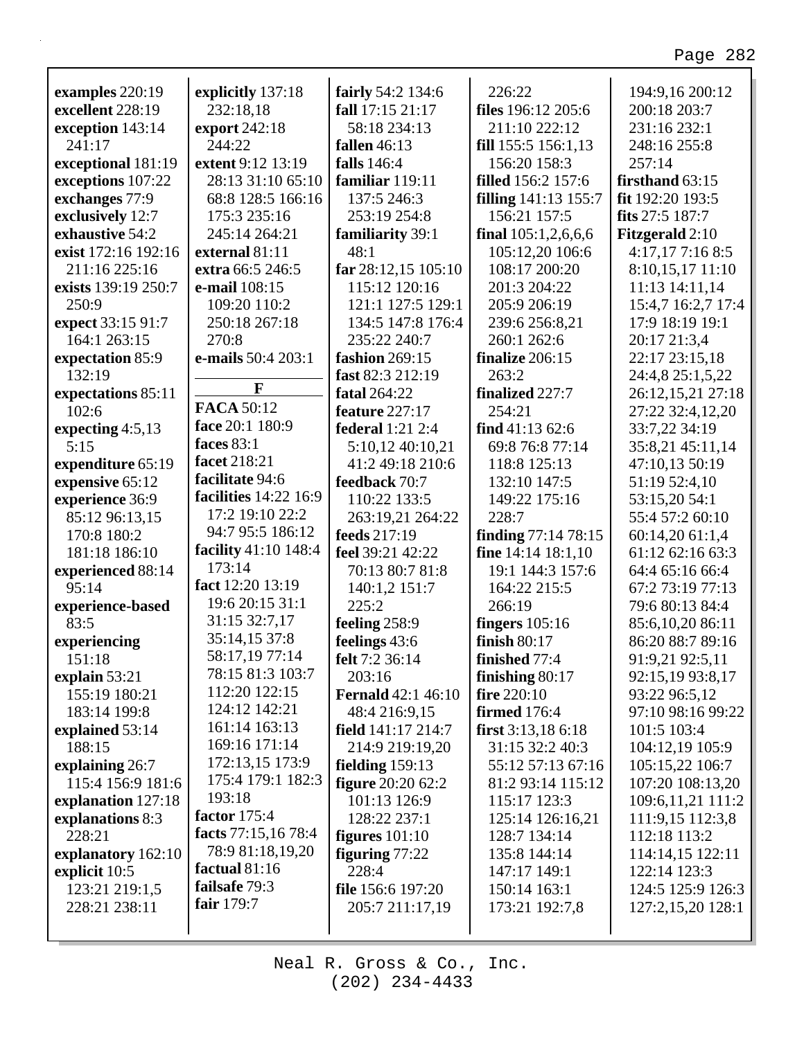**examples** 220:19
**excellent** 228:19
**exception** 143:14 241:17
**exceptional** 181:19
**exceptions** 107:22
**exchanges** 77:9
**exclusively** 12:7
**exhaustive** 54:2
**exist** 172:16 192:16 211:16 225:16
**exists** 139:19 250:7 250:9
**expect** 33:15 91:7 164:1 263:15
**expectation** 85:9 132:19
**expectations** 85:11 102:6
**expecting** 4:5,13 5:15
**expenditure** 65:19
**expensive** 65:12
**experience** 36:9 85:12 96:13,15 170:8 180:2 181:18 186:10
**experienced** 88:14 95:14
**experience-based** 83:5
**experiencing** 151:18
**explain** 53:21 155:19 180:21 183:14 199:8
**explained** 53:14 188:15
**explaining** 26:7 115:4 156:9 181:6
**explanation** 127:18
**explanations** 8:3 228:21
**explanatory** 162:10
**explicit** 10:5 123:21 219:1,5 228:21 238:11
**explicitly** 137:18 232:18,18
**export** 242:18 244:22
**extent** 9:12 13:19 28:13 31:10 65:10 68:8 128:5 166:16 175:3 235:16 245:14 264:21
**external** 81:11
**extra** 66:5 246:5
**e-mail** 108:15 109:20 110:2 250:18 267:18 270:8
**e-mails** 50:4 203:1

**F**

**FACA** 50:12
**face** 20:1 180:9
**faces** 83:1
**facet** 218:21
**facilitate** 94:6
**facilities** 14:22 16:9 17:2 19:10 22:2 94:7 95:5 186:12
**facility** 41:10 148:4 173:14
**fact** 12:20 13:19 19:6 20:15 31:1 31:15 32:7,17 35:14,15 37:8 58:17,19 77:14 78:15 81:3 103:7 112:20 122:15 124:12 142:21 161:14 163:13 169:16 171:14 172:13,15 173:9 175:4 179:1 182:3 193:18
**factor** 175:4
**facts** 77:15,16 78:4 78:9 81:18,19,20
**factual** 81:16
**failsafe** 79:3
**fair** 179:7
**fairly** 54:2 134:6
**fall** 17:15 21:17 58:18 234:13
**fallen** 46:13
**falls** 146:4
**familiar** 119:11 137:5 246:3 253:19 254:8
**familiarity** 39:1 48:1
**far** 28:12,15 105:10 115:12 120:16 121:1 127:5 129:1 134:5 147:8 176:4 235:22 240:7
**fashion** 269:15
**fast** 82:3 212:19
**fatal** 264:22
**feature** 227:17
**federal** 1:21 2:4 5:10,12 40:10,21 41:2 49:18 210:6
**feedback** 70:7 110:22 133:5 263:19,21 264:22
**feeds** 217:19
**feel** 39:21 42:22 70:13 80:7 81:8 140:1,2 151:7 225:2
**feeling** 258:9
**feelings** 43:6
**felt** 7:2 36:14 203:16
**Fernald** 42:1 46:10 48:4 216:9,15
**field** 141:17 214:7 214:9 219:19,20
**fielding** 159:13
**figure** 20:20 62:2 101:13 126:9 128:22 237:1
**figures** 101:10
**figuring** 77:22 228:4
**file** 156:6 197:20 205:7 211:17,19 226:22
**files** 196:12 205:6 211:10 222:12
**fill** 155:5 156:1,13 156:20 158:3
**filled** 156:2 157:6
**filling** 141:13 155:7 156:21 157:5
**final** 105:1,2,6,6,6 105:12,20 106:6 108:17 200:20 201:3 204:22 205:9 206:19 239:6 256:8,21 260:1 262:6
**finalize** 206:15 263:2
**finalized** 227:7 254:21
**find** 41:13 62:6 69:8 76:8 77:14 118:8 125:13 132:10 147:5 149:22 175:16 228:7
**finding** 77:14 78:15
**fine** 14:14 18:1,10 19:1 144:3 157:6 164:22 215:5 266:19
**fingers** 105:16
**finish** 80:17
**finished** 77:4
**finishing** 80:17
**fire** 220:10
**firmed** 176:4
**first** 3:13,18 6:18 31:15 32:2 40:3 55:12 57:13 67:16 81:2 93:14 115:12 115:17 123:3 125:14 126:16,21 128:7 134:14 135:8 144:14 147:17 149:1 150:14 163:1 173:21 192:7,8 194:9,16 200:12 200:18 203:7 231:16 232:1 248:16 255:8 257:14
**firsthand** 63:15
**fit** 192:20 193:5
**fits** 27:5 187:7
**Fitzgerald** 2:10 4:17,17 7:16 8:5 8:10,15,17 11:10 11:13 14:11,14 15:4,7 16:2,7 17:4 17:9 18:19 19:1 20:17 21:3,4 22:17 23:15,18 24:4,8 25:1,5,22 26:12,15,21 27:18 27:22 32:4,12,20 33:7,22 34:19 35:8,21 45:11,14 47:10,13 50:19 51:19 52:4,10 53:15,20 54:1 55:4 57:2 60:10 60:14,20 61:1,4 61:12 62:16 63:3 64:4 65:16 66:4 67:2 73:19 77:13 79:6 80:13 84:4 85:6,10,20 86:11 86:20 88:7 89:16 91:9,21 92:5,11 92:15,19 93:8,17 93:22 96:5,12 97:10 98:16 99:22 101:5 103:4 104:12,19 105:9 105:15,22 106:7 107:20 108:13,20 109:6,11,21 111:2 111:9,15 112:3,8 112:18 113:2 114:14,15 122:11 122:14 123:3 124:5 125:9 126:3 127:2,15,20 128:1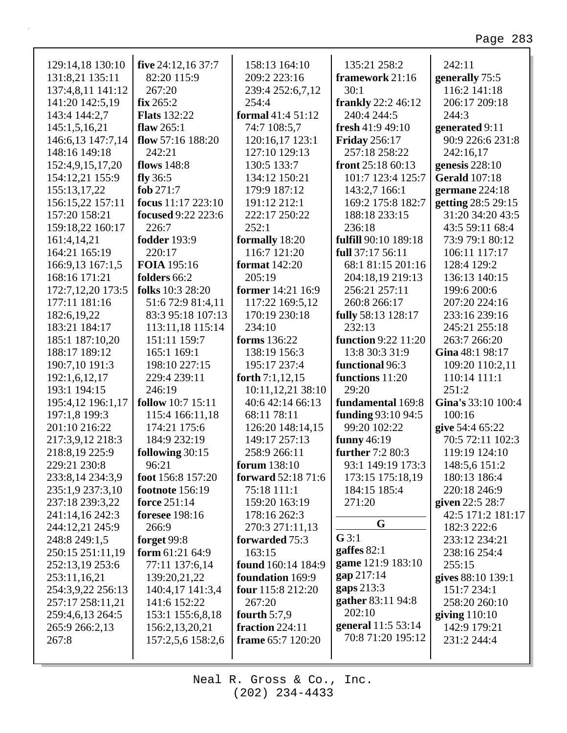129:14,18 130:10 131:8,21 135:11 137:4,8,11 141:12 141:20 142:5,19 143:4 144:2,7 145:1,5,16,21 146:6,13 147:7,14 148:16 149:18 152:4,9,15,17,20 154:12,21 155:9 155:13,17,22 156:15,22 157:11 157:20 158:21 159:18,22 160:17 161:4,14,21 164:21 165:19 166:9,13 167:1,5 168:16 171:21 172:7,12,20 173:5 177:11 181:16 182:6,19,22 183:21 184:17 185:1 187:10,20 188:17 189:12 190:7,10 191:3 192:1,6,12,17 193:1 194:15 195:4,12 196:1,17 197:1,8 199:3 201:10 216:22 217:3,9,12 218:3 218:8,19 225:9 229:21 230:8 233:8,14 234:3,9 235:1,9 237:3,10 237:18 239:3,22 241:14,16 242:3 244:12,21 245:9 248:8 249:1,5 250:15 251:11,19 252:13,19 253:6 253:11,16,21 254:3,9,22 256:13 257:17 258:11,21 259:4,6,13 264:5 265:9 266:2,13 267:8

**five** 24:12,16 37:7 82:20 115:9 267:20
**fix** 265:2
**Flats** 132:22
**flaw** 265:1
**flow** 57:16 188:20 242:21
**flows** 148:8
**fly** 36:5
**fob** 271:7
**focus** 11:17 223:10
**focused** 9:22 223:6 226:7
**fodder** 193:9 220:17
**FOIA** 195:16
**folders** 66:2
**folks** 10:3 28:20 51:6 72:9 81:4,11 83:3 95:18 107:13 113:11,18 115:14 151:11 159:7 165:1 169:1 198:10 227:15 229:4 239:11 246:19
**follow** 10:7 15:11 115:4 166:11,18 174:21 175:6 184:9 232:19
**following** 30:15 96:21
**foot** 156:8 157:20
**footnote** 156:19
**force** 251:14
**foresee** 198:16 266:9
**forget** 99:8
**form** 61:21 64:9 77:11 137:6,14 139:20,21,22 140:4,17 141:3,4 141:6 152:22 153:1 155:6,8,18 156:2,13,20,21 157:2,5,6 158:2,6 158:13 164:10 209:2 223:16 239:4 252:6,7,12 254:4
**formal** 41:4 51:12 74:7 108:5,7 120:16,17 123:1 127:10 129:13 130:5 133:7 134:12 150:21 179:9 187:12 191:12 212:1 222:17 250:22 252:1
**formally** 18:20 116:7 121:20
**format** 142:20 205:19
**former** 14:21 16:9 117:22 169:5,12 170:19 230:18 234:10
**forms** 136:22 138:19 156:3 195:17 237:4
**forth** 7:1,12,15 10:11,12,21 38:10 40:6 42:14 66:13 68:11 78:11 126:20 148:14,15 149:17 257:13 258:9 266:11
**forum** 138:10
**forward** 52:18 71:6 75:18 111:1 159:20 163:19 178:16 262:3 270:3 271:11,13
**forwarded** 75:3 163:15
**found** 160:14 184:9
**foundation** 169:9
**four** 115:8 212:20 267:20
**fourth** 5:7,9
**fraction** 224:11
**frame** 65:7 120:20 135:21 258:2
**framework** 21:16 30:1
**frankly** 22:2 46:12 240:4 244:5
**fresh** 41:9 49:10
**Friday** 256:17 257:18 258:22
**front** 25:18 60:13 101:7 123:4 125:7 143:2,7 166:1 169:2 175:8 182:7 188:18 233:15 236:18
**fulfill** 90:10 189:18
**full** 37:17 56:11 68:1 81:15 201:16 204:18,19 219:13 256:21 257:11 260:8 266:17
**fully** 58:13 128:17 232:13
**function** 9:22 11:20 13:8 30:3 31:9
**functional** 96:3
**functions** 11:20 29:20
**fundamental** 169:8
**funding** 93:10 94:5 99:20 102:22
**funny** 46:19
**further** 7:2 80:3 93:1 149:19 173:3 173:15 175:18,19 184:15 185:4 271:20

## G

**G** 3:1
**gaffes** 82:1
**game** 121:9 183:10
**gap** 217:14
**gaps** 213:3
**gather** 83:11 94:8 202:10
**general** 11:5 53:14 70:8 71:20 195:12 242:11
**generally** 75:5 116:2 141:18 206:17 209:18 244:3
**generated** 9:11 90:9 226:6 231:8 242:16,17
**genesis** 228:10
**Gerald** 107:18
**germane** 224:18
**getting** 28:5 29:15 31:20 34:20 43:5 43:5 59:11 68:4 73:9 79:1 80:12 106:11 117:17 128:4 129:2 136:13 140:15 199:6 200:6 207:20 224:16 233:16 239:16 245:21 255:18 263:7 266:20
**Gina** 48:1 98:17 109:20 110:2,11 110:14 111:1 251:2
**Gina's** 33:10 100:4 100:16
**give** 54:4 65:22 70:5 72:11 102:3 119:19 124:10 148:5,6 151:2 180:13 186:4 220:18 246:9
**given** 22:5 28:7 42:5 171:2 181:17 182:3 222:6 233:12 234:21 238:16 254:4 255:15
**gives** 88:10 139:1 151:7 234:1 258:20 260:10
**giving** 110:10 142:9 179:21 231:2 244:4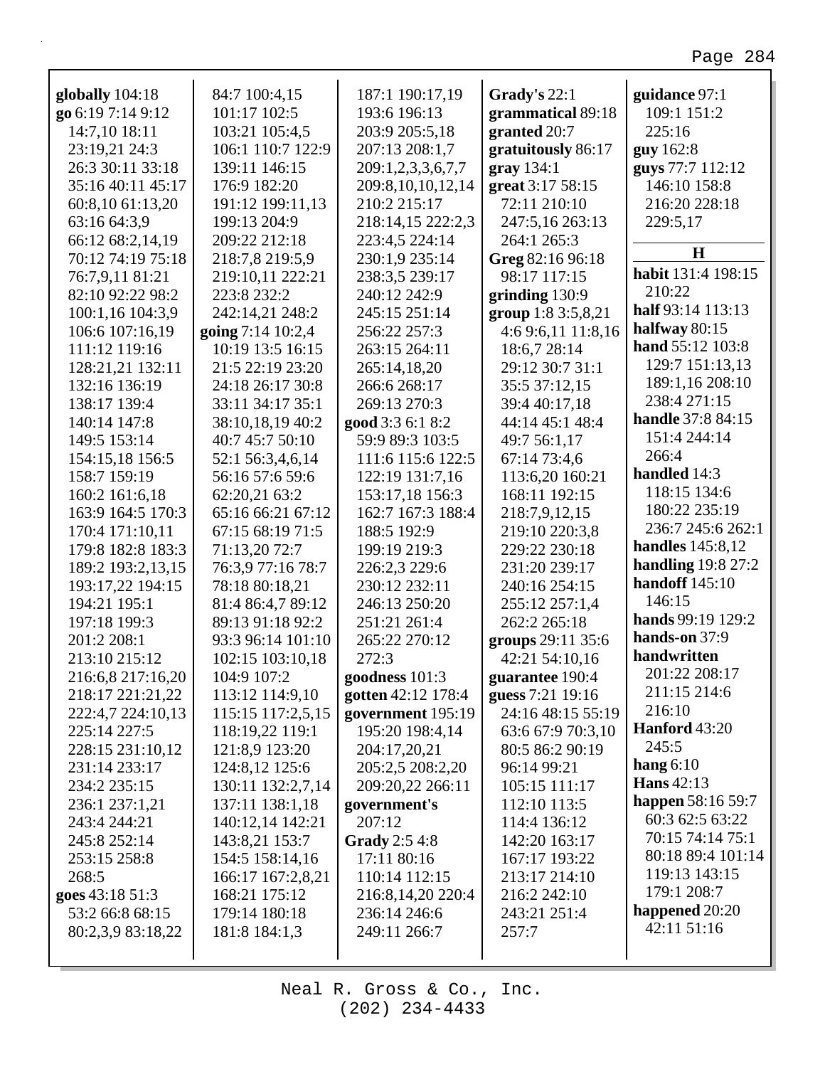**globally** 104:18
**go** 6:19 7:14 9:12 14:7,10 18:11 23:19,21 24:3 26:3 30:11 33:18 35:16 40:11 45:17 60:8,10 61:13,20 63:16 64:3,9 66:12 68:2,14,19 70:12 74:19 75:18 76:7,9,11 81:21 82:10 92:22 98:2 100:1,16 104:3,9 106:6 107:16,19 111:12 119:16 128:21,21 132:11 132:16 136:19 138:17 139:4 140:14 147:8 149:5 153:14 154:15,18 156:5 158:7 159:19 160:2 161:6,18 163:9 164:5 170:3 170:4 171:10,11 179:8 182:8 183:3 189:2 193:2,13,15 193:17,22 194:15 194:21 195:1 197:18 199:3 201:2 208:1 213:10 215:12 216:6,8 217:16,20 218:17 221:21,22 222:4,7 224:10,13 225:14 227:5 228:15 231:10,12 231:14 233:17 234:2 235:15 236:1 237:1,21 243:4 244:21 245:8 252:14 253:15 258:8 268:5
**goes** 43:18 51:3 53:2 66:8 68:15 80:2,3,9 83:18,22 84:7 100:4,15 101:17 102:5 103:21 105:4,5 106:1 110:7 122:9 139:11 146:15 176:9 182:20 191:12 199:11,13 199:13 204:9 209:22 212:18 218:7,8 219:5,9 219:10,11 222:21 223:8 232:2 242:14,21 248:2
**going** 7:14 10:2,4 10:19 13:5 16:15 21:5 22:19 23:20 24:18 26:17 30:8 33:11 34:17 35:1 38:10,18,19 40:2 40:7 45:7 50:10 52:1 56:3,4,6,14 56:16 57:6 59:6 62:20,21 63:2 65:16 66:21 67:12 67:15 68:19 71:5 71:13,20 72:7 76:3,9 77:16 78:7 78:18 80:18,21 81:4 86:4,7 89:12 89:13 91:18 92:2 93:3 96:14 101:10 102:15 103:10,18 104:9 107:2 113:12 114:9,10 115:15 117:2,5,15 118:19,22 119:1 121:8,9 123:20 124:8,12 125:6 130:11 132:2,7,14 137:11 138:1,18 140:12,14 142:21 143:8,21 153:7 154:5 158:14,16 166:17 167:2,8,21 168:21 175:12 179:14 180:18 181:8 184:1,3 187:1 190:17,19 193:6 196:13 203:9 205:5,18 207:13 208:1,7 209:1,2,3,3,6,7,7 209:8,10,10,12,14 210:2 215:17 218:14,15 222:2,3 223:4,5 224:14 230:1,9 235:14 238:3,5 239:17 240:12 242:9 245:15 251:14 256:22 257:3 263:15 264:11 265:14,18,20 266:6 268:17 269:13 270:3
**good** 3:3 6:1 8:2 59:9 89:3 103:5 111:6 115:6 122:5 122:19 131:7,16 153:17,18 156:3 162:7 167:3 188:4 188:5 192:9 199:19 219:3 226:2,3 229:6 230:12 232:11 246:13 250:20 251:21 261:4 265:22 270:12 272:3
**goodness** 101:3
**gotten** 42:12 178:4
**government** 195:19 195:20 198:4,14 204:17,20,21 205:2,5 208:2,20 209:20,22 266:11
**government's** 207:12
**Grady** 2:5 4:8 17:11 80:16 110:14 112:15 216:8,14,20 220:4 236:14 246:6 249:11 266:7
**Grady's** 22:1
**grammatical** 89:18
**granted** 20:7
**gratuitously** 86:17
**gray** 134:1
**great** 3:17 58:15 72:11 210:10 247:5,16 263:13 264:1 265:3
**Greg** 82:16 96:18 98:17 117:15
**grinding** 130:9
**group** 1:8 3:5,8,21 4:6 9:6,11 11:8,16 18:6,7 28:14 29:12 30:7 31:1 35:5 37:12,15 39:4 40:17,18 44:14 45:1 48:4 49:7 56:1,17 67:14 73:4,6 113:6,20 160:21 168:11 192:15 218:7,9,12,15 219:10 220:3,8 229:22 230:18 231:20 239:17 240:16 254:15 255:12 257:1,4 262:2 265:18
**groups** 29:11 35:6 42:21 54:10,16
**guarantee** 190:4
**guess** 7:21 19:16 24:16 48:15 55:19 63:6 67:9 70:3,10 80:5 86:2 90:19 96:14 99:21 105:15 111:17 112:10 113:5 114:4 136:12 142:20 163:17 167:17 193:22 213:17 214:10 216:2 242:10 243:21 251:4 257:7
**guidance** 97:1 109:1 151:2 225:16
**guy** 162:8
**guys** 77:7 112:12 146:10 158:8 216:20 228:18 229:5,17

### H

**habit** 131:4 198:15 210:22
**half** 93:14 113:13
**halfway** 80:15
**hand** 55:12 103:8 129:7 151:13,13 189:1,16 208:10 238:4 271:15
**handle** 37:8 84:15 151:4 244:14 266:4
**handled** 14:3 118:15 134:6 180:22 235:19 236:7 245:6 262:1
**handles** 145:8,12
**handling** 19:8 27:2
**handoff** 145:10 146:15
**hands** 99:19 129:2
**hands-on** 37:9
**handwritten** 201:22 208:17 211:15 214:6 216:10
**Hanford** 43:20 245:5
**hang** 6:10
**Hans** 42:13
**happen** 58:16 59:7 60:3 62:5 63:22 70:15 74:14 75:1 80:18 89:4 101:14 119:13 143:15 179:1 208:7
**happened** 20:20 42:11 51:16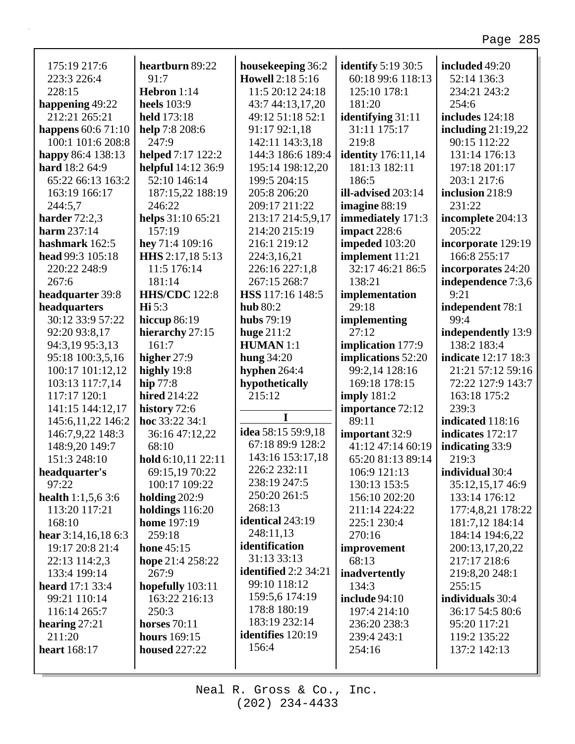175:19 217:6 223:3 226:4 228:15
**happening** 49:22 212:21 265:21
**happens** 60:6 71:10 100:1 101:6 208:8
**happy** 86:4 138:13
**hard** 18:2 64:9 65:22 66:13 163:2 163:19 166:17 244:5,7
**harder** 72:2,3
**harm** 237:14
**hashmark** 162:5
**head** 99:3 105:18 220:22 248:9 267:6
**headquarter** 39:8
**headquarters** 30:12 33:9 57:22 92:20 93:8,17 94:3,19 95:3,13 95:18 100:3,5,16 100:17 101:12,12 103:13 117:7,14 117:17 120:1 141:15 144:12,17 145:6,11,22 146:2 146:7,9,22 148:3 148:9,20 149:7 151:3 248:10
**headquarter's** 97:22
**health** 1:1,5,6 3:6 113:20 117:21 168:10
**hear** 3:14,16,18 6:3 19:17 20:8 21:4 22:13 114:2,3 133:4 199:14
**heard** 17:1 33:4 99:21 110:14 116:14 265:7
**hearing** 27:21 211:20
**heart** 168:17
**heartburn** 89:22 91:7
**Hebron** 1:14
**heels** 103:9
**held** 173:18
**help** 7:8 208:6 247:9
**helped** 7:17 122:2
**helpful** 14:12 36:9 52:10 146:14 187:15,22 188:19 246:22
**helps** 31:10 65:21 157:19
**hey** 71:4 109:16
**HHS** 2:17,18 5:13 11:5 176:14 181:14
**HHS/CDC** 122:8
**Hi** 5:3
**hiccup** 86:19
**hierarchy** 27:15 161:7
**higher** 27:9
**highly** 19:8
**hip** 77:8
**hired** 214:22
**history** 72:6
**hoc** 33:22 34:1 36:16 47:12,22 68:10
**hold** 6:10,11 22:11 69:15,19 70:22 100:17 109:22
**holding** 202:9
**holdings** 116:20
**home** 197:19 259:18
**hone** 45:15
**hope** 21:4 258:22 267:9
**hopefully** 103:11 163:22 216:13 250:3
**horses** 70:11
**hours** 169:15
**housed** 227:22
**housekeeping** 36:2
**Howell** 2:18 5:16 11:5 20:12 24:18 43:7 44:13,17,20 49:12 51:18 52:1 91:17 92:1,18 142:11 143:3,18 144:3 186:6 189:4 195:14 198:12,20 199:5 204:15 205:8 206:20 209:17 211:22 213:17 214:5,9,17 214:20 215:19 216:1 219:12 224:3,16,21 226:16 227:1,8 267:15 268:7
**HSS** 117:16 148:5
**hub** 80:2
**hubs** 79:19
**huge** 211:2
**HUMAN** 1:1
**hung** 34:20
**hyphen** 264:4
**hypothetically** 215:12

**I**

**idea** 58:15 59:9,18 67:18 89:9 128:2 143:16 153:17,18 226:2 232:11 238:19 247:5 250:20 261:5 268:13
**identical** 243:19 248:11,13
**identification** 31:13 33:13
**identified** 2:2 34:21 99:10 118:12 159:5,6 174:19 178:8 180:19 183:19 232:14
**identifies** 120:19 156:4
**identify** 5:19 30:5 60:18 99:6 118:13 125:10 178:1 181:20
**identifying** 31:11 31:11 175:17 219:8
**identity** 176:11,14 181:13 182:11 186:5
**ill-advised** 203:14
**imagine** 88:19
**immediately** 171:3
**impact** 228:6
**impeded** 103:20
**implement** 11:21 32:17 46:21 86:5 138:21
**implementation** 29:18
**implementing** 27:12
**implication** 177:9
**implications** 52:20 99:2,14 128:16 169:18 178:15
**imply** 181:2
**importance** 72:12 89:11
**important** 32:9 41:12 47:14 60:19 65:20 81:13 89:14 106:9 121:13 130:13 153:5 156:10 202:20 211:14 224:22 225:1 230:4 270:16
**improvement** 68:13
**inadvertently** 134:3
**include** 94:10 197:4 214:10 236:20 238:3 239:4 243:1 254:16
**included** 49:20 52:14 136:3 234:21 243:2 254:6
**includes** 124:18
**including** 21:19,22 90:15 112:22 131:14 176:13 197:18 201:17 203:1 217:6
**inclusion** 218:9 231:22
**incomplete** 204:13 205:22
**incorporate** 129:19 166:8 255:17
**incorporates** 24:20
**independence** 7:3,6 9:21
**independent** 78:1 99:4
**independently** 13:9 138:2 183:4
**indicate** 12:17 18:3 21:21 57:12 59:16 72:22 127:9 143:7 163:18 175:2 239:3
**indicated** 118:16
**indicates** 172:17
**indicating** 33:9 219:3
**individual** 30:4 35:12,15,17 46:9 133:14 176:12 177:4,8,21 178:22 181:7,12 184:14 184:14 194:6,22 200:13,17,20,22 217:17 218:6 219:8,20 248:1 255:15
**individuals** 30:4 36:17 54:5 80:6 95:20 117:21 119:2 135:22 137:2 142:13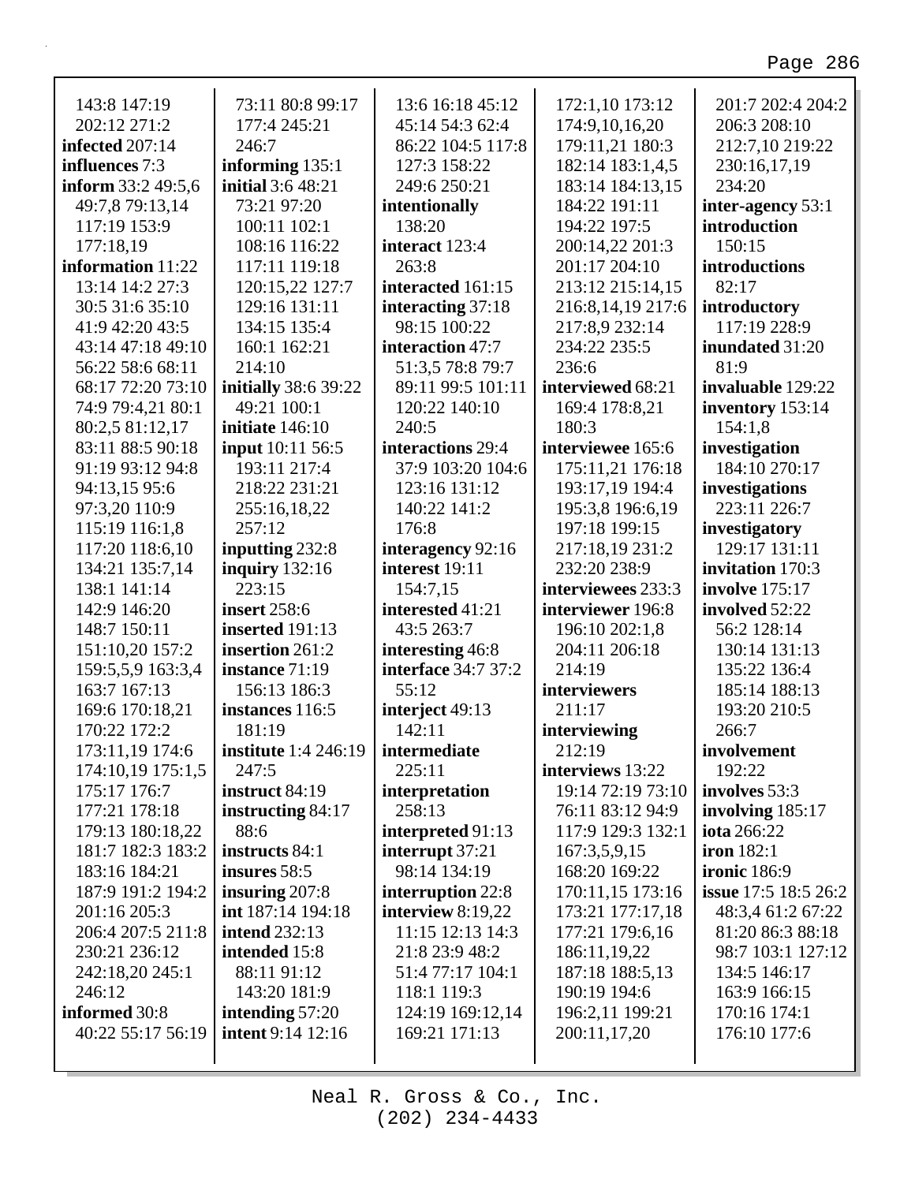143:8 147:19
202:12 271:2
**infected** 207:14
**influences** 7:3
**inform** 33:2 49:5,6
49:7,8 79:13,14
117:19 153:9
177:18,19
**information** 11:22
13:14 14:2 27:3
30:5 31:6 35:10
41:9 42:20 43:5
43:14 47:18 49:10
56:22 58:6 68:11
68:17 72:20 73:10
74:9 79:4,21 80:1
80:2,5 81:12,17
83:11 88:5 90:18
91:19 93:12 94:8
94:13,15 95:6
97:3,20 110:9
115:19 116:1,8
117:20 118:6,10
134:21 135:7,14
138:1 141:14
142:9 146:20
148:7 150:11
151:10,20 157:2
159:5,5,9 163:3,4
163:7 167:13
169:6 170:18,21
170:22 172:2
173:11,19 174:6
174:10,19 175:1,5
175:17 176:7
177:21 178:18
179:13 180:18,22
181:7 182:3 183:2
183:16 184:21
187:9 191:2 194:2
201:16 205:3
206:4 207:5 211:8
230:21 236:12
242:18,20 245:1
246:12
**informed** 30:8
40:22 55:17 56:19
73:11 80:8 99:17
177:4 245:21
246:7
**informing** 135:1
**initial** 3:6 48:21
73:21 97:20
100:11 102:1
108:16 116:22
117:11 119:18
120:15,22 127:7
129:16 131:11
134:15 135:4
160:1 162:21
214:10
**initially** 38:6 39:22
49:21 100:1
**initiate** 146:10
**input** 10:11 56:5
193:11 217:4
218:22 231:21
255:16,18,22
257:12
**inputting** 232:8
**inquiry** 132:16
223:15
**insert** 258:6
**inserted** 191:13
**insertion** 261:2
**instance** 71:19
156:13 186:3
**instances** 116:5
181:19
**institute** 1:4 246:19
247:5
**instruct** 84:19
**instructing** 84:17
88:6
**instructs** 84:1
**insures** 58:5
**insuring** 207:8
**int** 187:14 194:18
**intend** 232:13
**intended** 15:8
88:11 91:12
143:20 181:9
**intending** 57:20
**intent** 9:14 12:16
13:6 16:18 45:12
45:14 54:3 62:4
86:22 104:5 117:8
127:3 158:22
249:6 250:21
**intentionally**
138:20
**interact** 123:4
263:8
**interacted** 161:15
**interacting** 37:18
98:15 100:22
**interaction** 47:7
51:3,5 78:8 79:7
89:11 99:5 101:11
120:22 140:10
240:5
**interactions** 29:4
37:9 103:20 104:6
123:16 131:12
140:22 141:2
176:8
**interagency** 92:16
**interest** 19:11
154:7,15
**interested** 41:21
43:5 263:7
**interesting** 46:8
**interface** 34:7 37:2
55:12
**interject** 49:13
142:11
**intermediate**
225:11
**interpretation**
258:13
**interpreted** 91:13
**interrupt** 37:21
98:14 134:19
**interruption** 22:8
**interview** 8:19,22
11:15 12:13 14:3
21:8 23:9 48:2
51:4 77:17 104:1
118:1 119:3
124:19 169:12,14
169:21 171:13
172:1,10 173:12
174:9,10,16,20
179:11,21 180:3
182:14 183:1,4,5
183:14 184:13,15
184:22 191:11
194:22 197:5
200:14,22 201:3
201:17 204:10
213:12 215:14,15
216:8,14,19 217:6
217:8,9 232:14
234:22 235:5
236:6
**interviewed** 68:21
169:4 178:8,21
180:3
**interviewee** 165:6
175:11,21 176:18
193:17,19 194:4
195:3,8 196:6,19
197:18 199:15
217:18,19 231:2
232:20 238:9
**interviewees** 233:3
**interviewer** 196:8
196:10 202:1,8
204:11 206:18
214:19
**interviewers**
211:17
**interviewing**
212:19
**interviews** 13:22
19:14 72:19 73:10
76:11 83:12 94:9
117:9 129:3 132:1
167:3,5,9,15
168:20 169:22
170:11,15 173:16
173:21 177:17,18
177:21 179:6,16
186:11,19,22
187:18 188:5,13
190:19 194:6
196:2,11 199:21
200:11,17,20
201:7 202:4 204:2
206:3 208:10
212:7,10 219:22
230:16,17,19
234:20
**inter-agency** 53:1
**introduction**
150:15
**introductions**
82:17
**introductory**
117:19 228:9
**inundated** 31:20
81:9
**invaluable** 129:22
**inventory** 153:14
154:1,8
**investigation**
184:10 270:17
**investigations**
223:11 226:7
**investigatory**
129:17 131:11
**invitation** 170:3
**involve** 175:17
**involved** 52:22
56:2 128:14
130:14 131:13
135:22 136:4
185:14 188:13
193:20 210:5
266:7
**involvement**
192:22
**involves** 53:3
**involving** 185:17
**iota** 266:22
**iron** 182:1
**ironic** 186:9
**issue** 17:5 18:5 26:2
48:3,4 61:2 67:22
81:20 86:3 88:18
98:7 103:1 127:12
134:5 146:17
163:9 166:15
170:16 174:1
176:10 177:6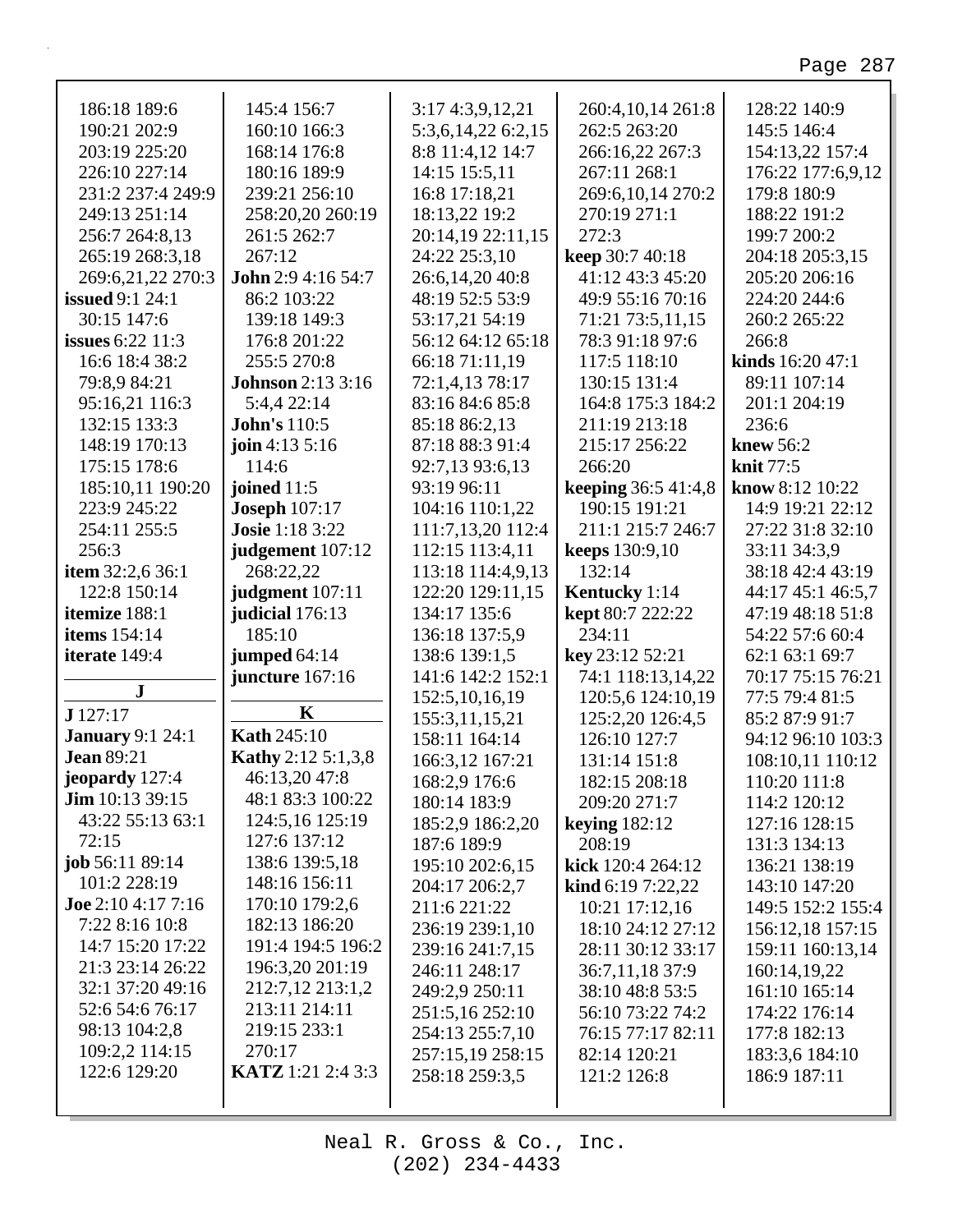186:18 189:6 190:21 202:9 203:19 225:20 226:10 227:14 231:2 237:4 249:9 249:13 251:14 256:7 264:8,13 265:19 268:3,18 269:6,21,22 270:3

**issued** 9:1 24:1 30:15 147:6

**issues** 6:22 11:3 16:6 18:4 38:2 79:8,9 84:21 95:16,21 116:3 132:15 133:3 148:19 170:13 175:15 178:6 185:10,11 190:20 223:9 245:22 254:11 255:5 256:3

**item** 32:2,6 36:1 122:8 150:14

**itemize** 188:1

**items** 154:14

**iterate** 149:4

## J

**J** 127:17

**January** 9:1 24:1

**Jean** 89:21

**jeopardy** 127:4

**Jim** 10:13 39:15 43:22 55:13 63:1 72:15

**job** 56:11 89:14 101:2 228:19

**Joe** 2:10 4:17 7:16 7:22 8:16 10:8 14:7 15:20 17:22 21:3 23:14 26:22 32:1 37:20 49:16 52:6 54:6 76:17 98:13 104:2,8 109:2,2 114:15 122:6 129:20 145:4 156:7 160:10 166:3 168:14 176:8 180:16 189:9 239:21 256:10 258:20,20 260:19 261:5 262:7 267:12

**John** 2:9 4:16 54:7 86:2 103:22 139:18 149:3 176:8 201:22 255:5 270:8

**Johnson** 2:13 3:16 5:4,4 22:14

**John's** 110:5

**join** 4:13 5:16 114:6

**joined** 11:5

**Joseph** 107:17

**Josie** 1:18 3:22

**judgement** 107:12 268:22,22

**judgment** 107:11

**judicial** 176:13 185:10

**jumped** 64:14

**juncture** 167:16

## K

**Kath** 245:10

**Kathy** 2:12 5:1,3,8 46:13,20 47:8 48:1 83:3 100:22 124:5,16 125:19 127:6 137:12 138:6 139:5,18 148:16 156:11 170:10 179:2,6 182:13 186:20 191:4 194:5 196:2 196:3,20 201:19 212:7,12 213:1,2 213:11 214:11 219:15 233:1 270:17

**KATZ** 1:21 2:4 3:3 3:17 4:3,9,12,21 5:3,6,14,22 6:2,15 8:8 11:4,12 14:7 14:15 15:5,11 16:8 17:18,21 18:13,22 19:2 20:14,19 22:11,15 24:22 25:3,10 26:6,14,20 40:8 48:19 52:5 53:9 53:17,21 54:19 56:12 64:12 65:18 66:18 71:11,19 72:1,4,13 78:17 83:16 84:6 85:8 85:18 86:2,13 87:18 88:3 91:4 92:7,13 93:6,13 93:19 96:11 104:16 110:1,22 111:7,13,20 112:4 112:15 113:4,11 113:18 114:4,9,13 122:20 129:11,15 134:17 135:6 136:18 137:5,9 138:6 139:1,5 141:6 142:2 152:1 152:5,10,16,19 155:3,11,15,21 158:11 164:14 166:3,12 167:21 168:2,9 176:6 180:14 183:9 185:2,9 186:2,20 187:6 189:9 195:10 202:6,15 204:17 206:2,7 211:6 221:22 236:19 239:1,10 239:16 241:7,15 246:11 248:17 249:2,9 250:11 251:5,16 252:10 254:13 255:7,10 257:15,19 258:15 258:18 259:3,5 260:4,10,14 261:8 262:5 263:20 266:16,22 267:3 267:11 268:1 269:6,10,14 270:2 270:19 271:1 272:3

**keep** 30:7 40:18 41:12 43:3 45:20 49:9 55:16 70:16 71:21 73:5,11,15 78:3 91:18 97:6 117:5 118:10 130:15 131:4 164:8 175:3 184:2 211:19 213:18 215:17 256:22 266:20

**keeping** 36:5 41:4,8 190:15 191:21 211:1 215:7 246:7

**keeps** 130:9,10 132:14

**Kentucky** 1:14

**kept** 80:7 222:22 234:11

**key** 23:12 52:21 74:1 118:13,14,22 120:5,6 124:10,19 125:2,20 126:4,5 126:10 127:7 131:14 151:8 182:15 208:18 209:20 271:7

**keying** 182:12 208:19

**kick** 120:4 264:12

**kind** 6:19 7:22,22 10:21 17:12,16 18:10 24:12 27:12 28:11 30:12 33:17 36:7,11,18 37:9 38:10 48:8 53:5 56:10 73:22 74:2 76:15 77:17 82:11 82:14 120:21 121:2 126:8 128:22 140:9 145:5 146:4 154:13,22 157:4 176:22 177:6,9,12 179:8 180:9 188:22 191:2 199:7 200:2 204:18 205:3,15 205:20 206:16 224:20 244:6 260:2 265:22 266:8

**kinds** 16:20 47:1 89:11 107:14 201:1 204:19 236:6

**knew** 56:2

**knit** 77:5

**know** 8:12 10:22 14:9 19:21 22:12 27:22 31:8 32:10 33:11 34:3,9 38:18 42:4 43:19 44:17 45:1 46:5,7 47:19 48:18 51:8 54:22 57:6 60:4 62:1 63:1 69:7 70:17 75:15 76:21 77:5 79:4 81:5 85:2 87:9 91:7 94:12 96:10 103:3 108:10,11 110:12 110:20 111:8 114:2 120:12 127:16 128:15 131:3 134:13 136:21 138:19 143:10 147:20 149:5 152:2 155:4 156:12,18 157:15 159:11 160:13,14 160:14,19,22 161:10 165:14 174:22 176:14 177:8 182:13 183:3,6 184:10 186:9 187:11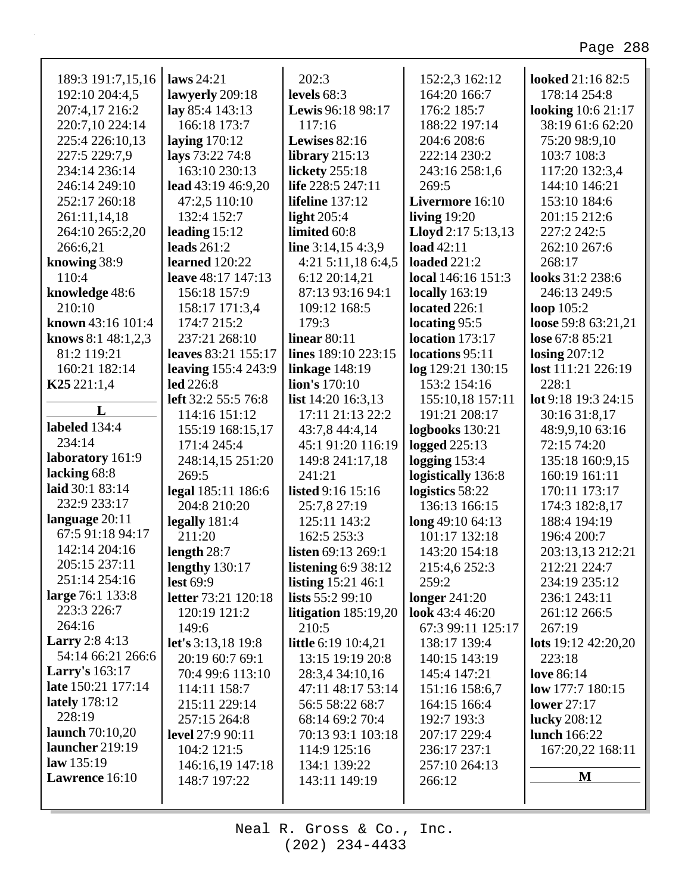189:3 191:7,15,16 192:10 204:4,5 207:4,17 216:2 220:7,10 224:14 225:4 226:10,13 227:5 229:7,9 234:14 236:14 246:14 249:10 252:17 260:18 261:11,14,18 264:10 265:2,20 266:6,21

**knowing** 38:9 110:4

**knowledge** 48:6 210:10

**known** 43:16 101:4

**knows** 8:1 48:1,2,3 81:2 119:21 160:21 182:14

**K25** 221:1,4

## L

**labeled** 134:4 234:14

**laboratory** 161:9

**lacking** 68:8

**laid** 30:1 83:14 232:9 233:17

**language** 20:11 67:5 91:18 94:17 142:14 204:16 205:15 237:11 251:14 254:16

**large** 76:1 133:8 223:3 226:7 264:16

**Larry** 2:8 4:13 54:14 66:21 266:6

**Larry's** 163:17

**late** 150:21 177:14

**lately** 178:12 228:19

**launch** 70:10,20

**launcher** 219:19

**law** 135:19

**Lawrence** 16:10

**laws** 24:21

**lawyerly** 209:18

**lay** 85:4 143:13 166:18 173:7

**laying** 170:12

**lays** 73:22 74:8 163:10 230:13

**lead** 43:19 46:9,20 47:2,5 110:10 132:4 152:7

**leading** 15:12

**leads** 261:2

**learned** 120:22

**leave** 48:17 147:13 156:18 157:9 158:17 171:3,4 174:7 215:2 237:21 268:10

**leaves** 83:21 155:17

**leaving** 155:4 243:9

**led** 226:8

**left** 32:2 55:5 76:8 114:16 151:12 155:19 168:15,17 171:4 245:4 248:14,15 251:20 269:5

**legal** 185:11 186:6 204:8 210:20

**legally** 181:4 211:20

**length** 28:7

**lengthy** 130:17

**lest** 69:9

**letter** 73:21 120:18 120:19 121:2 149:6

**let's** 3:13,18 19:8 20:19 60:7 69:1 70:4 99:6 113:10 114:11 158:7 215:11 229:14 257:15 264:8

**level** 27:9 90:11 104:2 121:5 146:16,19 147:18 148:7 197:22 202:3

**levels** 68:3

**Lewis** 96:18 98:17 117:16

**Lewises** 82:16

**library** 215:13

**lickety** 255:18

**life** 228:5 247:11

**lifeline** 137:12

**light** 205:4

**limited** 60:8

**line** 3:14,15 4:3,9 4:21 5:11,18 6:4,5 6:12 20:14,21 87:13 93:16 94:1 109:12 168:5 179:3

**linear** 80:11

**lines** 189:10 223:15

**linkage** 148:19

**lion's** 170:10

**list** 14:20 16:3,13 17:11 21:13 22:2 43:7,8 44:4,14 45:1 91:20 116:19 149:8 241:17,18 241:21

**listed** 9:16 15:16 25:7,8 27:19 125:11 143:2 162:5 253:3

**listen** 69:13 269:1

**listening** 6:9 38:12

**listing** 15:21 46:1

**lists** 55:2 99:10

**litigation** 185:19,20 210:5

**little** 6:19 10:4,21 13:15 19:19 20:8 28:3,4 34:10,16 47:11 48:17 53:14 56:5 58:22 68:7 68:14 69:2 70:4 70:13 93:1 103:18 114:9 125:16 134:1 139:22 143:11 149:19 152:2,3 162:12 164:20 166:7 176:2 185:7 188:22 197:14 204:6 208:6 222:14 230:2 243:16 258:1,6 269:5

**Livermore** 16:10

**living** 19:20

**Lloyd** 2:17 5:13,13

**load** 42:11

**loaded** 221:2

**local** 146:16 151:3

**locally** 163:19

**located** 226:1

**locating** 95:5

**location** 173:17

**locations** 95:11

**log** 129:21 130:15 153:2 154:16 155:10,18 157:11 191:21 208:17

**logbooks** 130:21

**logged** 225:13

**logging** 153:4

**logistically** 136:8

**logistics** 58:22 136:13 166:15

**long** 49:10 64:13 101:17 132:18 143:20 154:18 215:4,6 252:3 259:2

**longer** 241:20

**look** 43:4 46:20 67:3 99:11 125:17 138:17 139:4 140:15 143:19 145:4 147:21 151:16 158:6,7 164:15 166:4 192:7 193:3 207:17 229:4 236:17 237:1 257:10 264:13 266:12

**looked** 21:16 82:5 178:14 254:8

**looking** 10:6 21:17 38:19 61:6 62:20 75:20 98:9,10 103:7 108:3 117:20 132:3,4 144:10 146:21 153:10 184:6 201:15 212:6 227:2 242:5 262:10 267:6 268:17

**looks** 31:2 238:6 246:13 249:5

**loop** 105:2

**loose** 59:8 63:21,21

**lose** 67:8 85:21

**losing** 207:12

**lost** 111:21 226:19 228:1

**lot** 9:18 19:3 24:15 30:16 31:8,17 48:9,9,10 63:16 72:15 74:20 135:18 160:9,15 160:19 161:11 170:11 173:17 174:3 182:8,17 188:4 194:19 196:4 200:7 203:13,13 212:21 212:21 224:7 234:19 235:12 236:1 243:11 261:12 266:5 267:19

**lots** 19:12 42:20,20 223:18

**love** 86:14

**low** 177:7 180:15

**lower** 27:17

**lucky** 208:12

**lunch** 166:22 167:20,22 168:11

## M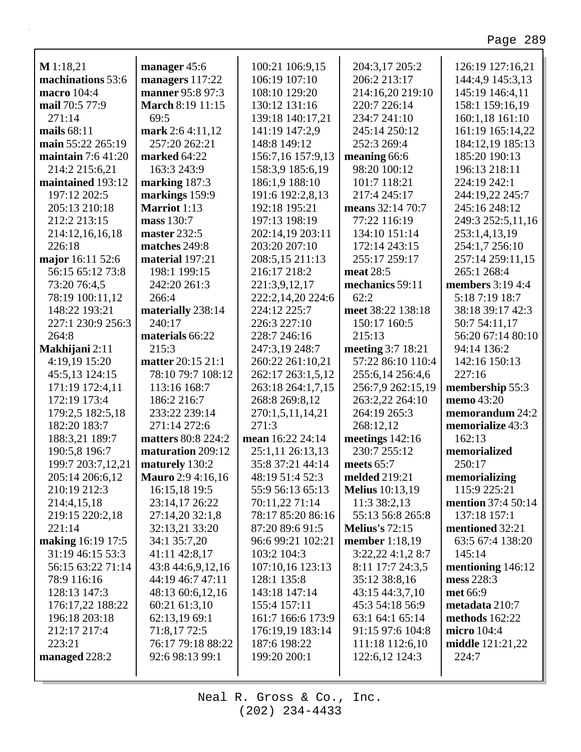**M** 1:18,21
**machinations** 53:6
**macro** 104:4
**mail** 70:5 77:9
271:14
**mails** 68:11
**main** 55:22 265:19
**maintain** 7:6 41:20
214:2 215:6,21
**maintained** 193:12
197:12 202:5
205:13 210:18
212:2 213:15
214:12,16,16,18
226:18
**major** 16:11 52:6
56:15 65:12 73:8
73:20 76:4,5
78:19 100:11,12
148:22 193:21
227:1 230:9 256:3
264:8
**Makhijani** 2:11
4:19,19 15:20
45:5,13 124:15
171:19 172:4,11
172:19 173:4
179:2,5 182:5,18
182:20 183:7
188:3,21 189:7
190:5,8 196:7
199:7 203:7,12,21
205:14 206:6,12
210:19 212:3
214:4,15,18
219:15 220:2,18
221:14
**making** 16:19 17:5
31:19 46:15 53:3
56:15 63:22 71:14
78:9 116:16
128:13 147:3
176:17,22 188:22
196:18 203:18
212:17 217:4
223:21
**managed** 228:2
**manager** 45:6
**managers** 117:22
**manner** 95:8 97:3
**March** 8:19 11:15
69:5
**mark** 2:6 4:11,12
257:20 262:21
**marked** 64:22
163:3 243:9
**marking** 187:3
**markings** 159:9
**Marriot** 1:13
**mass** 130:7
**master** 232:5
**matches** 249:8
**material** 197:21
198:1 199:15
242:20 261:3
266:4
**materially** 238:14
240:17
**materials** 66:22
215:3
**matter** 20:15 21:1
78:10 79:7 108:12
113:16 168:7
186:2 216:7
233:22 239:14
271:14 272:6
**matters** 80:8 224:2
**maturation** 209:12
**maturely** 130:2
**Mauro** 2:9 4:16,16
16:15,18 19:5
23:14,17 26:22
27:14,20 32:1,8
32:13,21 33:20
34:1 35:7,20
41:11 42:8,17
43:8 44:6,9,12,16
44:19 46:7 47:11
48:13 60:6,12,16
60:21 61:3,10
62:13,19 69:1
71:8,17 72:5
76:17 79:18 88:22
92:6 98:13 99:1
100:21 106:9,15
106:19 107:10
108:10 129:20
130:12 131:16
139:18 140:17,21
141:19 147:2,9
148:8 149:12
156:7,16 157:9,13
158:3,9 185:6,19
186:1,9 188:10
191:6 192:2,8,13
192:18 195:21
197:13 198:19
202:14,19 203:11
203:20 207:10
208:5,15 211:13
216:17 218:2
221:3,9,12,17
222:2,14,20 224:6
224:12 225:7
226:3 227:10
228:7 246:16
247:3,19 248:7
260:22 261:10,21
262:17 263:1,5,12
263:18 264:1,7,15
268:8 269:8,12
270:1,5,11,14,21
271:3
**mean** 16:22 24:14
25:1,11 26:13,13
35:8 37:21 44:14
48:19 51:4 52:3
55:9 56:13 65:13
70:11,22 71:14
78:17 85:20 86:16
87:20 89:6 91:5
96:6 99:21 102:21
103:2 104:3
107:10,16 123:13
128:1 135:8
143:18 147:14
155:4 157:11
161:7 166:6 173:9
176:19,19 183:14
187:6 198:22
199:20 200:1
204:3,17 205:2
206:2 213:17
214:16,20 219:10
220:7 226:14
234:7 241:10
245:14 250:12
252:3 269:4
**meaning** 66:6
98:20 100:12
101:7 118:21
217:4 245:17
**means** 32:14 70:7
77:22 116:19
134:10 151:14
172:14 243:15
255:17 259:17
**meat** 28:5
**mechanics** 59:11
62:2
**meet** 38:22 138:18
150:17 160:5
215:13
**meeting** 3:7 18:21
57:22 86:10 110:4
255:6,14 256:4,6
256:7,9 262:15,19
263:2,22 264:10
264:19 265:3
268:12,12
**meetings** 142:16
230:7 255:12
**meets** 65:7
**melded** 219:21
**Melius** 10:13,19
11:3 38:2,13
55:13 56:8 265:8
**Melius's** 72:15
**member** 1:18,19
3:22,22 4:1,2 8:7
8:11 17:7 24:3,5
35:12 38:8,16
43:15 44:3,7,10
45:3 54:18 56:9
63:1 64:1 65:14
91:15 97:6 104:8
111:18 112:6,10
122:6,12 124:3
126:19 127:16,21
144:4,9 145:3,13
145:19 146:4,11
158:1 159:16,19
160:1,18 161:10
161:19 165:14,22
184:12,19 185:13
185:20 190:13
196:13 218:11
224:19 242:1
244:19,22 245:7
245:16 248:12
249:3 252:5,11,16
253:1,4,13,19
254:1,7 256:10
257:14 259:11,15
265:1 268:4
**members** 3:19 4:4
5:18 7:19 18:7
38:18 39:17 42:3
50:7 54:11,17
56:20 67:14 80:10
94:14 136:2
142:16 150:13
227:16
**membership** 55:3
**memo** 43:20
**memorandum** 24:2
**memorialize** 43:3
162:13
**memorialized**
250:17
**memorializing**
115:9 225:21
**mention** 37:4 50:14
137:18 157:1
**mentioned** 32:21
63:5 67:4 138:20
145:14
**mentioning** 146:12
**mess** 228:3
**met** 66:9
**metadata** 210:7
**methods** 162:22
**micro** 104:4
**middle** 121:21,22
224:7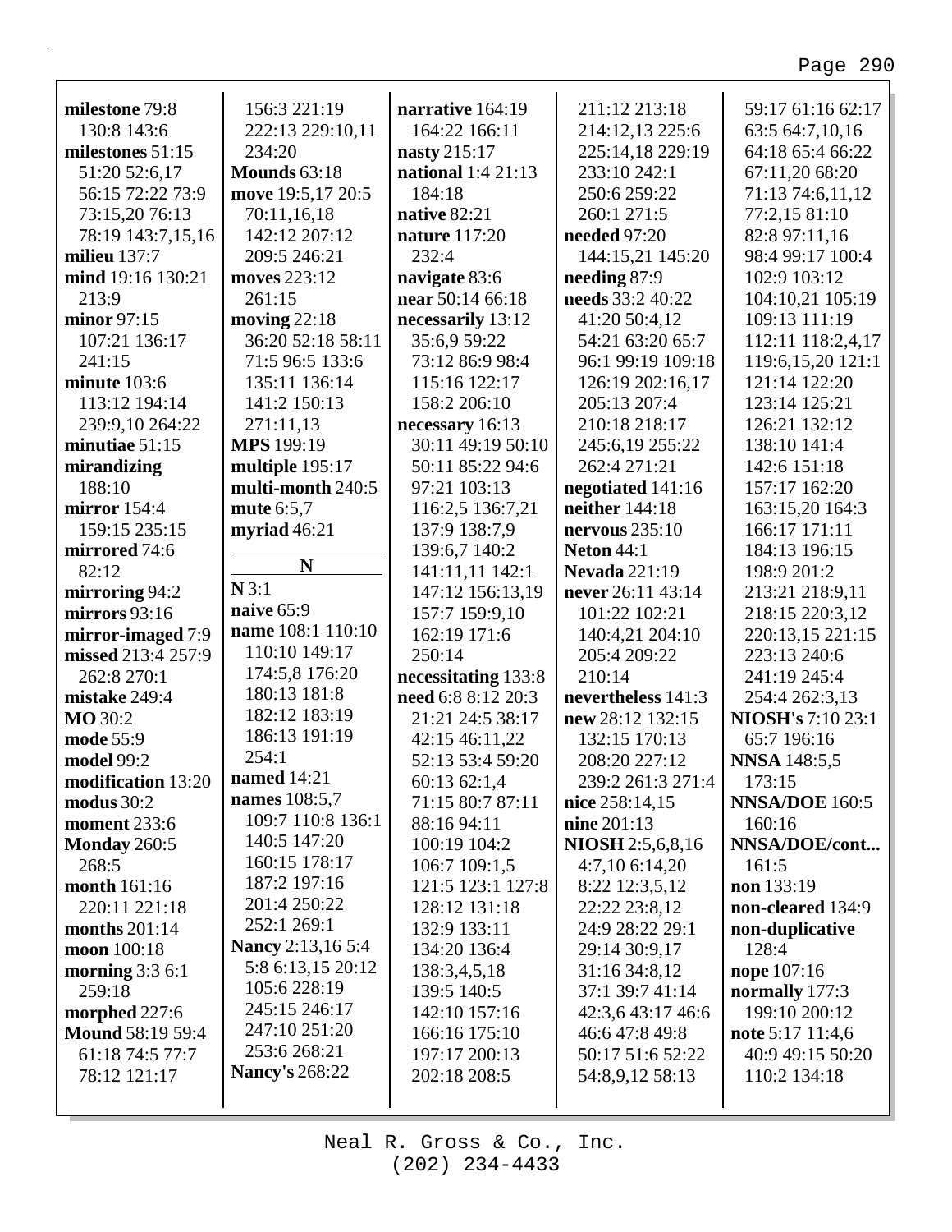**milestone** 79:8 130:8 143:6
**milestones** 51:15 51:20 52:6,17 56:15 72:22 73:9 73:15,20 76:13 78:19 143:7,15,16
**milieu** 137:7
**mind** 19:16 130:21 213:9
**minor** 97:15 107:21 136:17 241:15
**minute** 103:6 113:12 194:14 239:9,10 264:22
**minutiae** 51:15
**mirandizing** 188:10
**mirror** 154:4 159:15 235:15
**mirrored** 74:6 82:12
**mirroring** 94:2
**mirrors** 93:16
**mirror-imaged** 7:9
**missed** 213:4 257:9 262:8 270:1
**mistake** 249:4
**MO** 30:2
**mode** 55:9
**model** 99:2
**modification** 13:20
**modus** 30:2
**moment** 233:6
**Monday** 260:5 268:5
**month** 161:16 220:11 221:18
**months** 201:14
**moon** 100:18
**morning** 3:3 6:1 259:18
**morphed** 227:6
**Mound** 58:19 59:4 61:18 74:5 77:7 78:12 121:17 156:3 221:19 222:13 229:10,11 234:20
**Mounds** 63:18
**move** 19:5,17 20:5 70:11,16,18 142:12 207:12 209:5 246:21
**moves** 223:12 261:15
**moving** 22:18 36:20 52:18 58:11 71:5 96:5 133:6 135:11 136:14 141:2 150:13 271:11,13
**MPS** 199:19
**multiple** 195:17
**multi-month** 240:5
**mute** 6:5,7
**myriad** 46:21

## N

**N** 3:1
**naive** 65:9
**name** 108:1 110:10 110:10 149:17 174:5,8 176:20 180:13 181:8 182:12 183:19 186:13 191:19 254:1
**named** 14:21
**names** 108:5,7 109:7 110:8 136:1 140:5 147:20 160:15 178:17 187:2 197:16 201:4 250:22 252:1 269:1
**Nancy** 2:13,16 5:4 5:8 6:13,15 20:12 105:6 228:19 245:15 246:17 247:10 251:20 253:6 268:21
**Nancy's** 268:22
**narrative** 164:19 164:22 166:11
**nasty** 215:17
**national** 1:4 21:13 184:18
**native** 82:21
**nature** 117:20 232:4
**navigate** 83:6
**near** 50:14 66:18
**necessarily** 13:12 35:6,9 59:22 73:12 86:9 98:4 115:16 122:17 158:2 206:10
**necessary** 16:13 30:11 49:19 50:10 50:11 85:22 94:6 97:21 103:13 116:2,5 136:7,21 137:9 138:7,9 139:6,7 140:2 141:11,11 142:1 147:12 156:13,19 157:7 159:9,10 162:19 171:6 250:14
**necessitating** 133:8
**need** 6:8 8:12 20:3 21:21 24:5 38:17 42:15 46:11,22 52:13 53:4 59:20 60:13 62:1,4 71:15 80:7 87:11 88:16 94:11 100:19 104:2 106:7 109:1,5 121:5 123:1 127:8 128:12 131:18 132:9 133:11 134:20 136:4 138:3,4,5,18 139:5 140:5 142:10 157:16 166:16 175:10 197:17 200:13 202:18 208:5 211:12 213:18 214:12,13 225:6 225:14,18 229:19 233:10 242:1 250:6 259:22 260:1 271:5
**needed** 97:20 144:15,21 145:20
**needing** 87:9
**needs** 33:2 40:22 41:20 50:4,12 54:21 63:20 65:7 96:1 99:19 109:18 126:19 202:16,17 205:13 207:4 210:18 218:17 245:6,19 255:22 262:4 271:21
**negotiated** 141:16
**neither** 144:18
**nervous** 235:10
**Neton** 44:1
**Nevada** 221:19
**never** 26:11 43:14 101:22 102:21 140:4,21 204:10 205:4 209:22 210:14
**nevertheless** 141:3
**new** 28:12 132:15 132:15 170:13 208:20 227:12 239:2 261:3 271:4
**nice** 258:14,15
**nine** 201:13
**NIOSH** 2:5,6,8,16 4:7,10 6:14,20 8:22 12:3,5,12 22:22 23:8,12 24:9 28:22 29:1 29:14 30:9,17 31:16 34:8,12 37:1 39:7 41:14 42:3,6 43:17 46:6 46:6 47:8 49:8 50:17 51:6 52:22 54:8,9,12 58:13 59:17 61:16 62:17 63:5 64:7,10,16 64:18 65:4 66:22 67:11,20 68:20 71:13 74:6,11,12 77:2,15 81:10 82:8 97:11,16 98:4 99:17 100:4 102:9 103:12 104:10,21 105:19 109:13 111:19 112:11 118:2,4,17 119:6,15,20 121:1 121:14 122:20 123:14 125:21 126:21 132:12 138:10 141:4 142:6 151:18 157:17 162:20 163:15,20 164:3 166:17 171:11 184:13 196:15 198:9 201:2 213:21 218:9,11 218:15 220:3,12 220:13,15 221:15 223:13 240:6 241:19 245:4 254:4 262:3,13
**NIOSH's** 7:10 23:1 65:7 196:16
**NNSA** 148:5,5 173:15
**NNSA/DOE** 160:5 160:16
**NNSA/DOE/cont...** 161:5
**non** 133:19
**non-cleared** 134:9
**non-duplicative** 128:4
**nope** 107:16
**normally** 177:3 199:10 200:12
**note** 5:17 11:4,6 40:9 49:15 50:20 110:2 134:18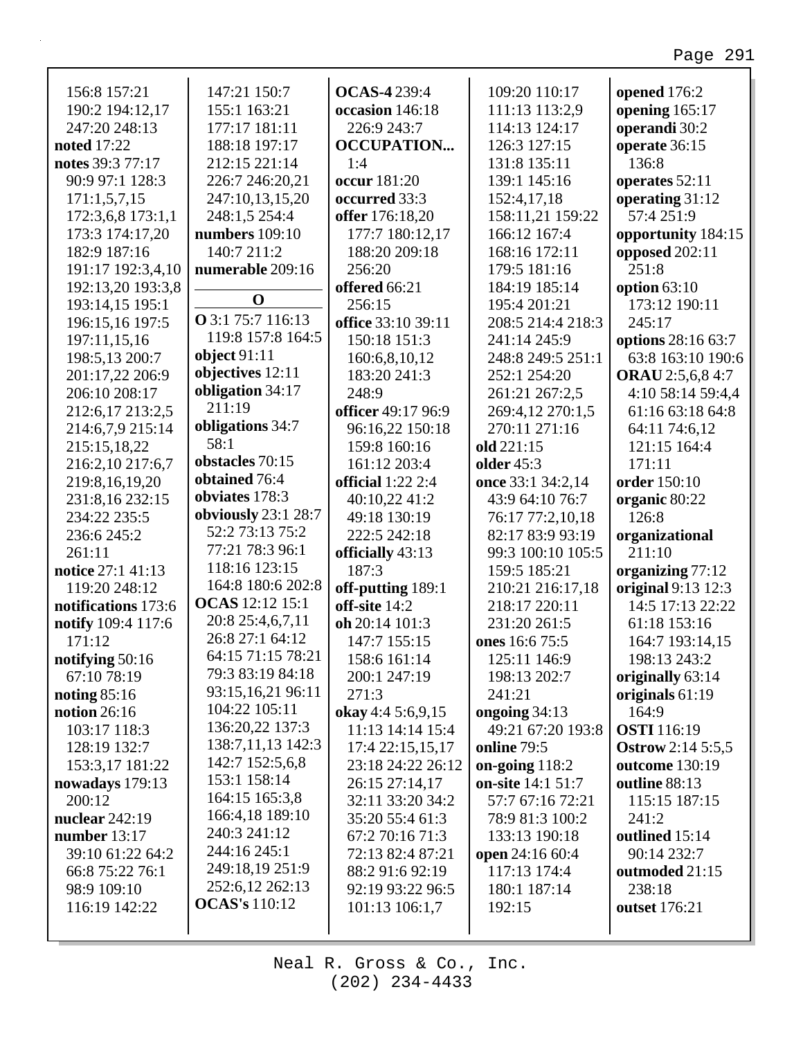156:8 157:21
190:2 194:12,17
247:20 248:13
**noted** 17:22
**notes** 39:3 77:17
90:9 97:1 128:3
171:1,5,7,15
172:3,6,8 173:1,1
173:3 174:17,20
182:9 187:16
191:17 192:3,4,10
192:13,20 193:3,8
193:14,15 195:1
196:15,16 197:5
197:11,15,16
198:5,13 200:7
201:17,22 206:9
206:10 208:17
212:6,17 213:2,5
214:6,7,9 215:14
215:15,18,22
216:2,10 217:6,7
219:8,16,19,20
231:8,16 232:15
234:22 235:5
236:6 245:2
261:11
**notice** 27:1 41:13
119:20 248:12
**notifications** 173:6
**notify** 109:4 117:6
171:12
**notifying** 50:16
67:10 78:19
**noting** 85:16
**notion** 26:16
103:17 118:3
128:19 132:7
153:3,17 181:22
**nowadays** 179:13
200:12
**nuclear** 242:19
**number** 13:17
39:10 61:22 64:2
66:8 75:22 76:1
98:9 109:10
116:19 142:22
147:21 150:7
155:1 163:21
177:17 181:11
188:18 197:17
212:15 221:14
226:7 246:20,21
247:10,13,15,20
248:1,5 254:4
**numbers** 109:10
140:7 211:2
**numerable** 209:16

**O**

**O** 3:1 75:7 116:13
119:8 157:8 164:5
**object** 91:11
**objectives** 12:11
**obligation** 34:17
211:19
**obligations** 34:7
58:1
**obstacles** 70:15
**obtained** 76:4
**obviates** 178:3
**obviously** 23:1 28:7
52:2 73:13 75:2
77:21 78:3 96:1
118:16 123:15
164:8 180:6 202:8
**OCAS** 12:12 15:1
20:8 25:4,6,7,11
26:8 27:1 64:12
64:15 71:15 78:21
79:3 83:19 84:18
93:15,16,21 96:11
104:22 105:11
136:20,22 137:3
138:7,11,13 142:3
142:7 152:5,6,8
153:1 158:14
164:15 165:3,8
166:4,18 189:10
240:3 241:12
244:16 245:1
249:18,19 251:9
252:6,12 262:13
**OCAS's** 110:12
**OCAS-4** 239:4
**occasion** 146:18
226:9 243:7
**OCCUPATION...**
1:4
**occur** 181:20
**occurred** 33:3
**offer** 176:18,20
177:7 180:12,17
188:20 209:18
256:20
**offered** 66:21
256:15
**office** 33:10 39:11
150:18 151:3
160:6,8,10,12
183:20 241:3
248:9
**officer** 49:17 96:9
96:16,22 150:18
159:8 160:16
161:12 203:4
**official** 1:22 2:4
40:10,22 41:2
49:18 130:19
222:5 242:18
**officially** 43:13
187:3
**off-putting** 189:1
**off-site** 14:2
**oh** 20:14 101:3
147:7 155:15
158:6 161:14
200:1 247:19
271:3
**okay** 4:4 5:6,9,15
11:13 14:14 15:4
17:4 22:15,15,17
23:18 24:22 26:12
26:15 27:14,17
32:11 33:20 34:2
35:20 55:4 61:3
67:2 70:16 71:3
72:13 82:4 87:21
88:2 91:6 92:19
92:19 93:22 96:5
101:13 106:1,7
109:20 110:17
111:13 113:2,9
114:13 124:17
126:3 127:15
131:8 135:11
139:1 145:16
152:4,17,18
158:11,21 159:22
166:12 167:4
168:16 172:11
179:5 181:16
184:19 185:14
195:4 201:21
208:5 214:4 218:3
241:14 245:9
248:8 249:5 251:1
252:1 254:20
261:21 267:2,5
269:4,12 270:1,5
270:11 271:16
**old** 221:15
**older** 45:3
**once** 33:1 34:2,14
43:9 64:10 76:7
76:17 77:2,10,18
82:17 83:9 93:19
99:3 100:10 105:5
159:5 185:21
210:21 216:17,18
218:17 220:11
231:20 261:5
**ones** 16:6 75:5
125:11 146:9
198:13 202:7
241:21
**ongoing** 34:13
49:21 67:20 193:8
**online** 79:5
**on-going** 118:2
**on-site** 14:1 51:7
57:7 67:16 72:21
78:9 81:3 100:2
133:13 190:18
**open** 24:16 60:4
117:13 174:4
180:1 187:14
192:15
**opened** 176:2
**opening** 165:17
**operandi** 30:2
**operate** 36:15
136:8
**operates** 52:11
**operating** 31:12
57:4 251:9
**opportunity** 184:15
**opposed** 202:11
251:8
**option** 63:10
173:12 190:11
245:17
**options** 28:16 63:7
63:8 163:10 190:6
**ORAU** 2:5,6,8 4:7
4:10 58:14 59:4,4
61:16 63:18 64:8
64:11 74:6,12
121:15 164:4
171:11
**order** 150:10
**organic** 80:22
126:8
**organizational**
211:10
**organizing** 77:12
**original** 9:13 12:3
14:5 17:13 22:22
61:18 153:16
164:7 193:14,15
198:13 243:2
**originally** 63:14
**originals** 61:19
164:9
**OSTI** 116:19
**Ostrow** 2:14 5:5,5
**outcome** 130:19
**outline** 88:13
115:15 187:15
241:2
**outlined** 15:14
90:14 232:7
**outmoded** 21:15
238:18
**outset** 176:21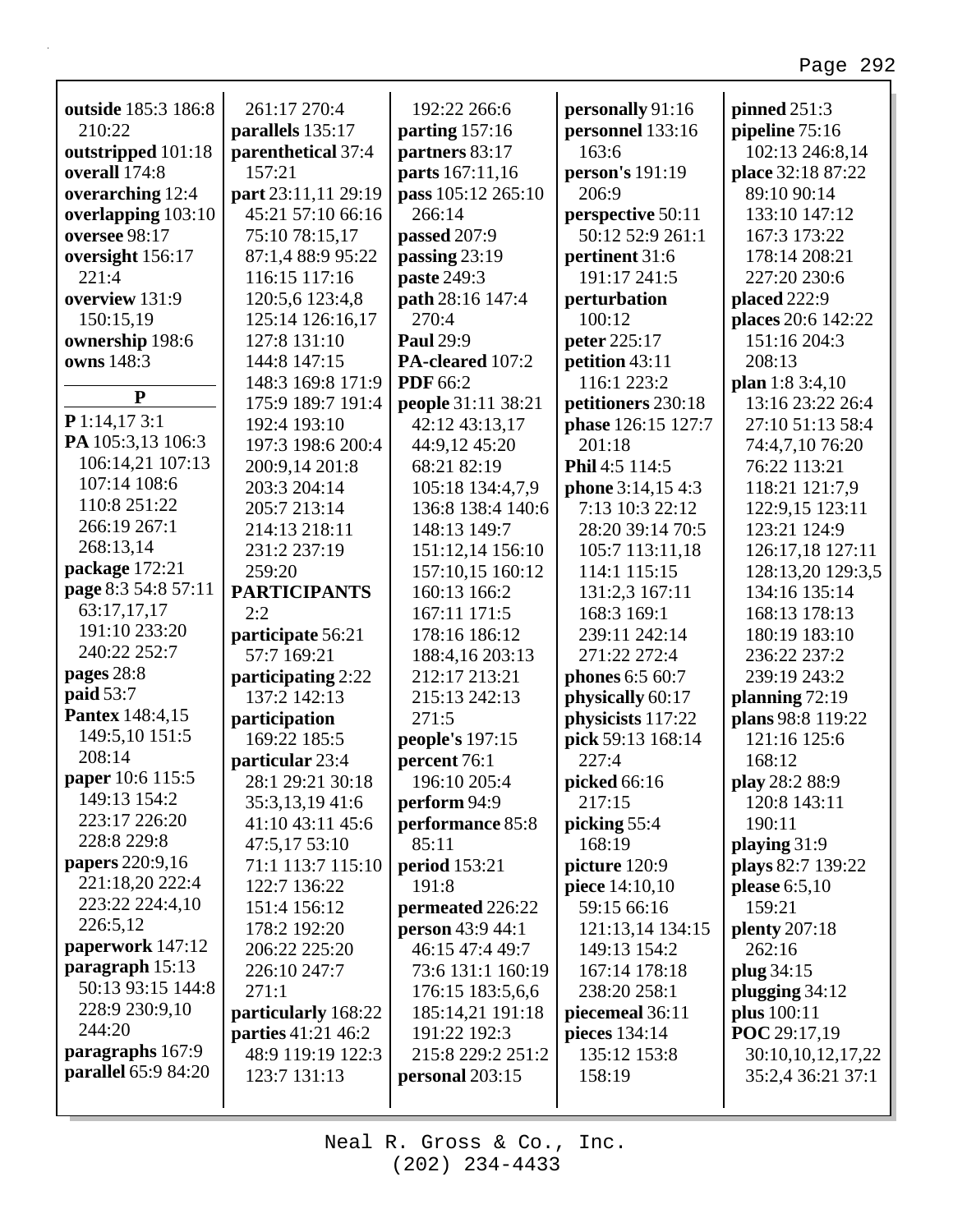**outside** 185:3 186:8 210:22
**outstripped** 101:18
**overall** 174:8
**overarching** 12:4
**overlapping** 103:10
**oversee** 98:17
**oversight** 156:17 221:4
**overview** 131:9 150:15,19
**ownership** 198:6
**owns** 148:3

**P**

**P** 1:14,17 3:1
**PA** 105:3,13 106:3 106:14,21 107:13 107:14 108:6 110:8 251:22 266:19 267:1 268:13,14
**package** 172:21
**page** 8:3 54:8 57:11 63:17,17,17 191:10 233:20 240:22 252:7
**pages** 28:8
**paid** 53:7
**Pantex** 148:4,15 149:5,10 151:5 208:14
**paper** 10:6 115:5 149:13 154:2 223:17 226:20 228:8 229:8
**papers** 220:9,16 221:18,20 222:4 223:22 224:4,10 226:5,12
**paperwork** 147:12
**paragraph** 15:13 50:13 93:15 144:8 228:9 230:9,10 244:20
**paragraphs** 167:9
**parallel** 65:9 84:20 261:17 270:4
**parallels** 135:17
**parenthetical** 37:4 157:21
**part** 23:11,11 29:19 45:21 57:10 66:16 75:10 78:15,17 87:1,4 88:9 95:22 116:15 117:16 120:5,6 123:4,8 125:14 126:16,17 127:8 131:10 144:8 147:15 148:3 169:8 171:9 175:9 189:7 191:4 192:4 193:10 197:3 198:6 200:4 200:9,14 201:8 203:3 204:14 205:7 213:14 214:13 218:11 231:2 237:19 259:20
**PARTICIPANTS** 2:2
**participate** 56:21 57:7 169:21
**participating** 2:22 137:2 142:13
**participation** 169:22 185:5
**particular** 23:4 28:1 29:21 30:18 35:3,13,19 41:6 41:10 43:11 45:6 47:5,17 53:10 71:1 113:7 115:10 122:7 136:22 151:4 156:12 178:2 192:20 206:22 225:20 226:10 247:7 271:1
**particularly** 168:22
**parties** 41:21 46:2 48:9 119:19 122:3 123:7 131:13 192:22 266:6
**parting** 157:16
**partners** 83:17
**parts** 167:11,16
**pass** 105:12 265:10 266:14
**passed** 207:9
**passing** 23:19
**paste** 249:3
**path** 28:16 147:4 270:4
**Paul** 29:9
**PA-cleared** 107:2
**PDF** 66:2
**people** 31:11 38:21 42:12 43:13,17 44:9,12 45:20 68:21 82:19 105:18 134:4,7,9 136:8 138:4 140:6 148:13 149:7 151:12,14 156:10 157:10,15 160:12 160:13 166:2 167:11 171:5 178:16 186:12 188:4,16 203:13 212:17 213:21 215:13 242:13 271:5
**people's** 197:15
**percent** 76:1 196:10 205:4
**perform** 94:9
**performance** 85:8 85:11
**period** 153:21 191:8
**permeated** 226:22
**person** 43:9 44:1 46:15 47:4 49:7 73:6 131:1 160:19 176:15 183:5,6,6 185:14,21 191:18 191:22 192:3 215:8 229:2 251:2
**personal** 203:15
**personally** 91:16
**personnel** 133:16 163:6
**person's** 191:19 206:9
**perspective** 50:11 50:12 52:9 261:1
**pertinent** 31:6 191:17 241:5
**perturbation** 100:12
**peter** 225:17
**petition** 43:11 116:1 223:2
**petitioners** 230:18
**phase** 126:15 127:7 201:18
**Phil** 4:5 114:5
**phone** 3:14,15 4:3 7:13 10:3 22:12 28:20 39:14 70:5 105:7 113:11,18 114:1 115:15 131:2,3 167:11 168:3 169:1 239:11 242:14 271:22 272:4
**phones** 6:5 60:7
**physically** 60:17
**physicists** 117:22
**pick** 59:13 168:14 227:4
**picked** 66:16 217:15
**picking** 55:4 168:19
**picture** 120:9
**piece** 14:10,10 59:15 66:16 121:13,14 134:15 149:13 154:2 167:14 178:18 238:20 258:1
**piecemeal** 36:11
**pieces** 134:14 135:12 153:8 158:19
**pinned** 251:3
**pipeline** 75:16 102:13 246:8,14
**place** 32:18 87:22 89:10 90:14 133:10 147:12 167:3 173:22 178:14 208:21 227:20 230:6
**placed** 222:9
**places** 20:6 142:22 151:16 204:3 208:13
**plan** 1:8 3:4,10 13:16 23:22 26:4 27:10 51:13 58:4 74:4,7,10 76:20 76:22 113:21 118:21 121:7,9 122:9,15 123:11 123:21 124:9 126:17,18 127:11 128:13,20 129:3,5 134:16 135:14 168:13 178:13 180:19 183:10 236:22 237:2 239:19 243:2
**planning** 72:19
**plans** 98:8 119:22 121:16 125:6 168:12
**play** 28:2 88:9 120:8 143:11 190:11
**playing** 31:9
**plays** 82:7 139:22
**please** 6:5,10 159:21
**plenty** 207:18 262:16
**plug** 34:15
**plugging** 34:12
**plus** 100:11
**POC** 29:17,19 30:10,10,12,17,22 35:2,4 36:21 37:1

Neal R. Gross & Co., Inc.
(202) 234-4433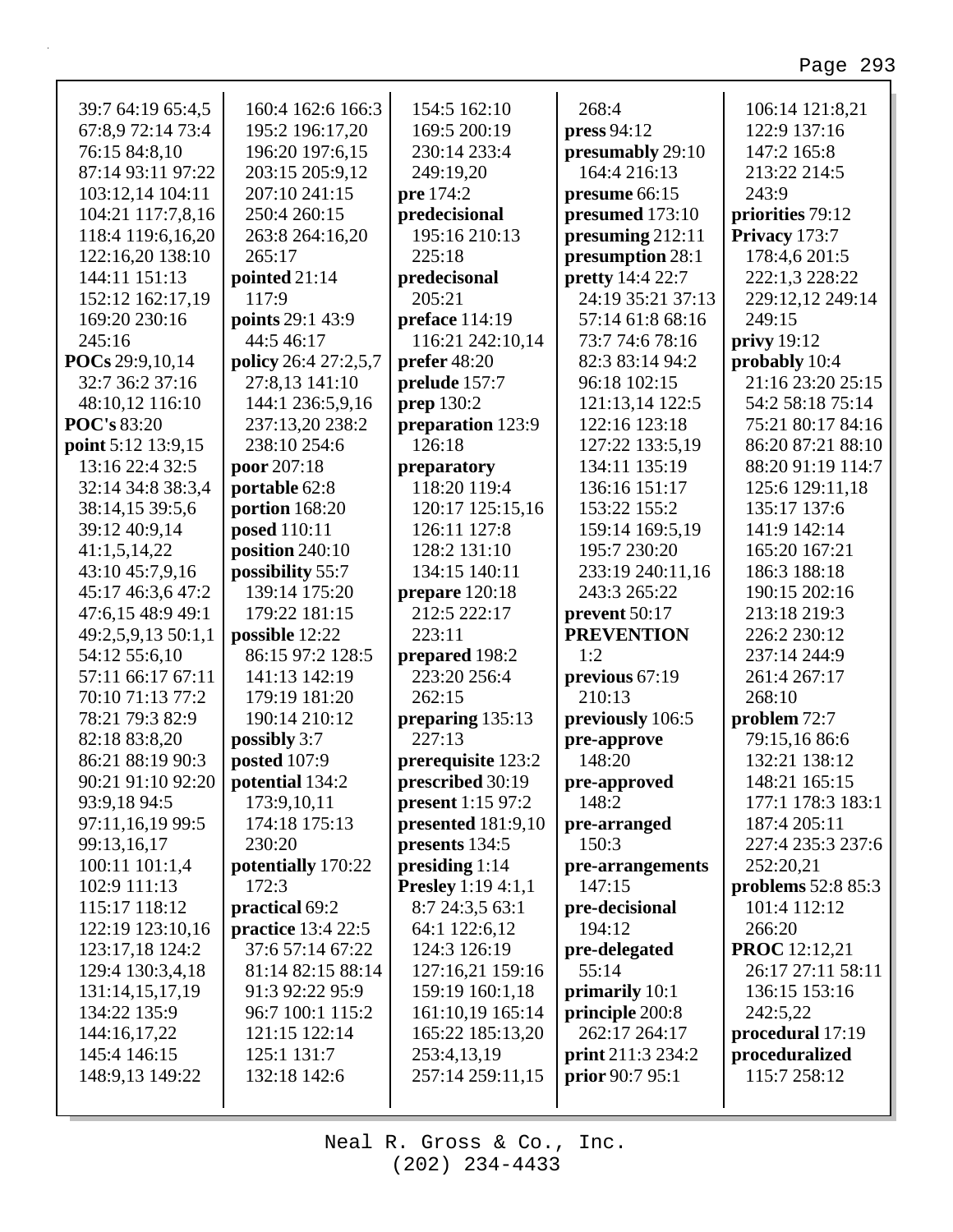39:7 64:19 65:4,5
67:8,9 72:14 73:4
76:15 84:8,10
87:14 93:11 97:22
103:12,14 104:11
104:21 117:7,8,16
118:4 119:6,16,20
122:16,20 138:10
144:11 151:13
152:12 162:17,19
169:20 230:16
245:16
**POCs** 29:9,10,14
32:7 36:2 37:16
48:10,12 116:10
**POC's** 83:20
**point** 5:12 13:9,15
13:16 22:4 32:5
32:14 34:8 38:3,4
38:14,15 39:5,6
39:12 40:9,14
41:1,5,14,22
43:10 45:7,9,16
45:17 46:3,6 47:2
47:6,15 48:9 49:1
49:2,5,9,13 50:1,1
54:12 55:6,10
57:11 66:17 67:11
70:10 71:13 77:2
78:21 79:3 82:9
82:18 83:8,20
86:21 88:19 90:3
90:21 91:10 92:20
93:9,18 94:5
97:11,16,19 99:5
99:13,16,17
100:11 101:1,4
102:9 111:13
115:17 118:12
122:19 123:10,16
123:17,18 124:2
129:4 130:3,4,18
131:14,15,17,19
134:22 135:9
144:16,17,22
145:4 146:15
148:9,13 149:22
160:4 162:6 166:3
195:2 196:17,20
196:20 197:6,15
203:15 205:9,12
207:10 241:15
250:4 260:15
263:8 264:16,20
265:17
**pointed** 21:14
117:9
**points** 29:1 43:9
44:5 46:17
**policy** 26:4 27:2,5,7
27:8,13 141:10
144:1 236:5,9,16
237:13,20 238:2
238:10 254:6
**poor** 207:18
**portable** 62:8
**portion** 168:20
**posed** 110:11
**position** 240:10
**possibility** 55:7
139:14 175:20
179:22 181:15
**possible** 12:22
86:15 97:2 128:5
141:13 142:19
179:19 181:20
190:14 210:12
**possibly** 3:7
**posted** 107:9
**potential** 134:2
173:9,10,11
174:18 175:13
230:20
**potentially** 170:22
172:3
**practical** 69:2
**practice** 13:4 22:5
37:6 57:14 67:22
81:14 82:15 88:14
91:3 92:22 95:9
96:7 100:1 115:2
121:15 122:14
125:1 131:7
132:18 142:6
154:5 162:10
169:5 200:19
230:14 233:4
249:19,20
**pre** 174:2
**predecisional**
195:16 210:13
225:18
**predecisonal**
205:21
**preface** 114:19
116:21 242:10,14
**prefer** 48:20
**prelude** 157:7
**prep** 130:2
**preparation** 123:9
126:18
**preparatory**
118:20 119:4
120:17 125:15,16
126:11 127:8
128:2 131:10
134:15 140:11
**prepare** 120:18
212:5 222:17
223:11
**prepared** 198:2
223:20 256:4
262:15
**preparing** 135:13
227:13
**prerequisite** 123:2
**prescribed** 30:19
**present** 1:15 97:2
**presented** 181:9,10
**presents** 134:5
**presiding** 1:14
**Presley** 1:19 4:1,1
8:7 24:3,5 63:1
64:1 122:6,12
124:3 126:19
127:16,21 159:16
159:19 160:1,18
161:10,19 165:14
165:22 185:13,20
253:4,13,19
257:14 259:11,15
268:4
**press** 94:12
**presumably** 29:10
164:4 216:13
**presume** 66:15
**presumed** 173:10
**presuming** 212:11
**presumption** 28:1
**pretty** 14:4 22:7
24:19 35:21 37:13
57:14 61:8 68:16
73:7 74:6 78:16
82:3 83:14 94:2
96:18 102:15
121:13,14 122:5
122:16 123:18
127:22 133:5,19
134:11 135:19
136:16 151:17
153:22 155:2
159:14 169:5,19
195:7 230:20
233:19 240:11,16
243:3 265:22
**prevent** 50:17
**PREVENTION**
1:2
**previous** 67:19
210:13
**previously** 106:5
**pre-approve**
148:20
**pre-approved**
148:2
**pre-arranged**
150:3
**pre-arrangements**
147:15
**pre-decisional**
194:12
**pre-delegated**
55:14
**primarily** 10:1
**principle** 200:8
262:17 264:17
**print** 211:3 234:2
**prior** 90:7 95:1
106:14 121:8,21
122:9 137:16
147:2 165:8
213:22 214:5
243:9
**priorities** 79:12
**Privacy** 173:7
178:4,6 201:5
222:1,3 228:22
229:12,12 249:14
249:15
**privy** 19:12
**probably** 10:4
21:16 23:20 25:15
54:2 58:18 75:14
75:21 80:17 84:16
86:20 87:21 88:10
88:20 91:19 114:7
125:6 129:11,18
135:17 137:6
141:9 142:14
165:20 167:21
186:3 188:18
190:15 202:16
213:18 219:3
226:2 230:12
237:14 244:9
261:4 267:17
268:10
**problem** 72:7
79:15,16 86:6
132:21 138:12
148:21 165:15
177:1 178:3 183:1
187:4 205:11
227:4 235:3 237:6
252:20,21
**problems** 52:8 85:3
101:4 112:12
266:20
**PROC** 12:12,21
26:17 27:11 58:11
136:15 153:16
242:5,22
**procedural** 17:19
**proceduralized**
115:7 258:12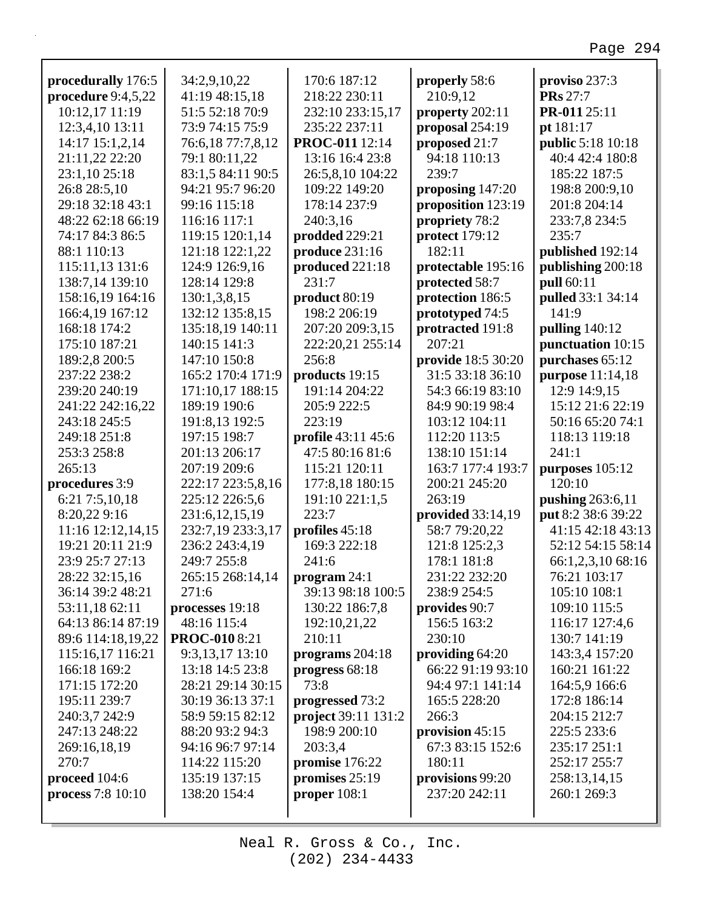**procedurally** 176:5
**procedure** 9:4,5,22 10:12,17 11:19 12:3,4,10 13:11 14:17 15:1,2,14 21:11,22 22:20 23:1,10 25:18 26:8 28:5,10 29:18 32:18 43:1 48:22 62:18 66:19 74:17 84:3 86:5 88:1 110:13 115:11,13 131:6 138:7,14 139:10 158:16,19 164:16 166:4,19 167:12 168:18 174:2 175:10 187:21 189:2,8 200:5 237:22 238:2 239:20 240:19 241:22 242:16,22 243:18 245:5 249:18 251:8 253:3 258:8 265:13
**procedures** 3:9 6:21 7:5,10,18 8:20,22 9:16 11:16 12:12,14,15 19:21 20:11 21:9 23:9 25:7 27:13 28:22 32:15,16 36:14 39:2 48:21 53:11,18 62:11 64:13 86:14 87:19 89:6 114:18,19,22 115:16,17 116:21 166:18 169:2 171:15 172:20 195:11 239:7 240:3,7 242:9 247:13 248:22 269:16,18,19 270:7
**proceed** 104:6
**process** 7:8 10:10 34:2,9,10,22 41:19 48:15,18 51:5 52:18 70:9 73:9 74:15 75:9 76:6,18 77:7,8,12 79:1 80:11,22 83:1,5 84:11 90:5 94:21 95:7 96:20 99:16 115:18 116:16 117:1 119:15 120:1,14 121:18 122:1,22 124:9 126:9,16 128:14 129:8 130:1,3,8,15 132:12 135:8,15 135:18,19 140:11 140:15 141:3 147:10 150:8 165:2 170:4 171:9 171:10,17 188:15 189:19 190:6 191:8,13 192:5 197:15 198:7 201:13 206:17 207:19 209:6 222:17 223:5,8,16 225:12 226:5,6 231:6,12,15,19 232:7,19 233:3,17 236:2 243:4,19 249:7 255:8 265:15 268:14,14 271:6
**processes** 19:18 48:16 115:4
**PROC-010** 8:21 9:3,13,17 13:10 13:18 14:5 23:8 28:21 29:14 30:15 30:19 36:13 37:1 58:9 59:15 82:12 88:20 93:2 94:3 94:16 96:7 97:14 114:22 115:20 135:19 137:15 138:20 154:4 170:6 187:12 218:22 230:11 232:10 233:15,17 235:22 237:11
**PROC-011** 12:14 13:16 16:4 23:8 26:5,8,10 104:22 109:22 149:20 178:14 237:9 240:3,16
**prodded** 229:21
**produce** 231:16
**produced** 221:18 231:7
**product** 80:19 198:2 206:19 207:20 209:3,15 222:20,21 255:14 256:8
**products** 19:15 191:14 204:22 205:9 222:5 223:19
**profile** 43:11 45:6 47:5 80:16 81:6 115:21 120:11 177:8,18 180:15 191:10 221:1,5 223:7
**profiles** 45:18 169:3 222:18 241:6
**program** 24:1 39:13 98:18 100:5 130:22 186:7,8 192:10,21,22 210:11
**programs** 204:18
**progress** 68:18 73:8
**progressed** 73:2
**project** 39:11 131:2 198:9 200:10 203:3,4
**promise** 176:22
**promises** 25:19
**proper** 108:1
**properly** 58:6 210:9,12
**property** 202:11
**proposal** 254:19
**proposed** 21:7 94:18 110:13 239:7
**proposing** 147:20
**proposition** 123:19
**propriety** 78:2
**protect** 179:12 182:11
**protectable** 195:16
**protected** 58:7
**protection** 186:5
**prototyped** 74:5
**protracted** 191:8 207:21
**provide** 18:5 30:20 31:5 33:18 36:10 54:3 66:19 83:10 84:9 90:19 98:4 103:12 104:11 112:20 113:5 138:10 151:14 163:7 177:4 193:7 200:21 245:20 263:19
**provided** 33:14,19 58:7 79:20,22 121:8 125:2,3 178:1 181:8 231:22 232:20 238:9 254:5
**provides** 90:7 156:5 163:2 230:10
**providing** 64:20 66:22 91:19 93:10 94:4 97:1 141:14 165:5 228:20 266:3
**provision** 45:15 67:3 83:15 152:6 180:11
**provisions** 99:20 237:20 242:11
**proviso** 237:3
**PRs** 27:7
**PR-011** 25:11
**pt** 181:17
**public** 5:18 10:18 40:4 42:4 180:8 185:22 187:5 198:8 200:9,10 201:8 204:14 233:7,8 234:5 235:7
**published** 192:14
**publishing** 200:18
**pull** 60:11
**pulled** 33:1 34:14 141:9
**pulling** 140:12
**punctuation** 10:15
**purchases** 65:12
**purpose** 11:14,18 12:9 14:9,15 15:12 21:6 22:19 50:16 65:20 74:1 118:13 119:18 241:1
**purposes** 105:12 120:10
**pushing** 263:6,11
**put** 8:2 38:6 39:22 41:15 42:18 43:13 52:12 54:15 58:14 66:1,2,3,10 68:16 76:21 103:17 105:10 108:1 109:10 115:5 116:17 127:4,6 130:7 141:19 143:3,4 157:20 160:21 161:22 164:5,9 166:6 172:8 186:14 204:15 212:7 225:5 233:6 235:17 251:1 252:17 255:7 258:13,14,15 260:1 269:3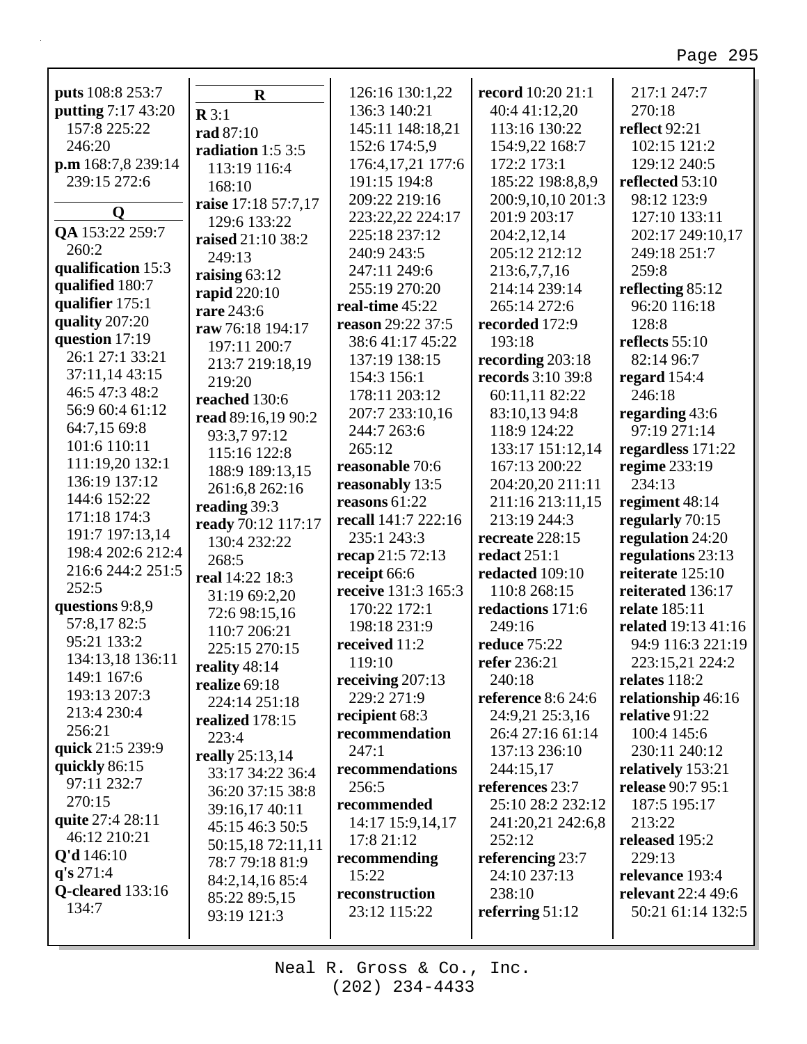**puts** 108:8 253:7
**putting** 7:17 43:20 157:8 225:22 246:20
**p.m** 168:7,8 239:14 239:15 272:6

**Q**

**QA** 153:22 259:7 260:2
**qualification** 15:3
**qualified** 180:7
**qualifier** 175:1
**quality** 207:20
**question** 17:19 26:1 27:1 33:21 37:11,14 43:15 46:5 47:3 48:2 56:9 60:4 61:12 64:7,15 69:8 101:6 110:11 111:19,20 132:1 136:19 137:12 144:6 152:22 171:18 174:3 191:7 197:13,14 198:4 202:6 212:4 216:6 244:2 251:5 252:5
**questions** 9:8,9 57:8,17 82:5 95:21 133:2 134:13,18 136:11 149:1 167:6 193:13 207:3 213:4 230:4 256:21
**quick** 21:5 239:9
**quickly** 86:15 97:11 232:7 270:15
**quite** 27:4 28:11 46:12 210:21
**Q'd** 146:10
**q's** 271:4
**Q-cleared** 133:16 134:7

**R**

**R** 3:1
**rad** 87:10
**radiation** 1:5 3:5 113:19 116:4 168:10
**raise** 17:18 57:7,17 129:6 133:22
**raised** 21:10 38:2 249:13
**raising** 63:12
**rapid** 220:10
**rare** 243:6
**raw** 76:18 194:17 197:11 200:7 213:7 219:18,19 219:20
**reached** 130:6
**read** 89:16,19 90:2 93:3,7 97:12 115:16 122:8 188:9 189:13,15 261:6,8 262:16
**reading** 39:3
**ready** 70:12 117:17 130:4 232:22 268:5
**real** 14:22 18:3 31:19 69:2,20 72:6 98:15,16 110:7 206:21 225:15 270:15
**reality** 48:14
**realize** 69:18 224:14 251:18
**realized** 178:15 223:4
**really** 25:13,14 33:17 34:22 36:4 36:20 37:15 38:8 39:16,17 40:11 45:15 46:3 50:5 50:15,18 72:11,11 78:7 79:18 81:9 84:2,14,16 85:4 85:22 89:5,15 93:19 121:3 126:16 130:1,22 136:3 140:21 145:11 148:18,21 152:6 174:5,9 176:4,17,21 177:6 191:15 194:8 209:22 219:16 223:22,22 224:17 225:18 237:12 240:9 243:5 247:11 249:6 255:19 270:20
**real-time** 45:22
**reason** 29:22 37:5 38:6 41:17 45:22 137:19 138:15 154:3 156:1 178:11 203:12 207:7 233:10,16 244:7 263:6 265:12
**reasonable** 70:6
**reasonably** 13:5
**reasons** 61:22
**recall** 141:7 222:16 235:1 243:3
**recap** 21:5 72:13
**receipt** 66:6
**receive** 131:3 165:3 170:22 172:1 198:18 231:9
**received** 11:2 119:10
**receiving** 207:13 229:2 271:9
**recipient** 68:3
**recommendation** 247:1
**recommendations** 256:5
**recommended** 14:17 15:9,14,17 17:8 21:12
**recommending** 15:22
**reconstruction** 23:12 115:22
**record** 10:20 21:1 40:4 41:12,20 113:16 130:22 154:9,22 168:7 172:2 173:1 185:22 198:8,8,9 200:9,10,10 201:3 201:9 203:17 204:2,12,14 205:12 212:12 213:6,7,7,16 214:14 239:14 265:14 272:6
**recorded** 172:9 193:18
**recording** 203:18
**records** 3:10 39:8 60:11,11 82:22 83:10,13 94:8 118:9 124:22 133:17 151:12,14 167:13 200:22 204:20,20 211:11 211:16 213:11,15 213:19 244:3
**recreate** 228:15
**redact** 251:1
**redacted** 109:10 110:8 268:15
**redactions** 171:6 249:16
**reduce** 75:22
**refer** 236:21 240:18
**reference** 8:6 24:6 24:9,21 25:3,16 26:4 27:16 61:14 137:13 236:10 244:15,17
**references** 23:7 25:10 28:2 232:12 241:20,21 242:6,8 252:12
**referencing** 23:7 24:10 237:13 238:10
**referring** 51:12 217:1 247:7 270:18
**reflect** 92:21 102:15 121:2 129:12 240:5
**reflected** 53:10 98:12 123:9 127:10 133:11 202:17 249:10,17 249:18 251:7 259:8
**reflecting** 85:12 96:20 116:18 128:8
**reflects** 55:10 82:14 96:7
**regard** 154:4 246:18
**regarding** 43:6 97:19 271:14
**regardless** 171:22
**regime** 233:19 234:13
**regiment** 48:14
**regularly** 70:15
**regulation** 24:20
**regulations** 23:13
**reiterate** 125:10
**reiterated** 136:17
**relate** 185:11
**related** 19:13 41:16 94:9 116:3 221:19 223:15,21 224:2
**relates** 118:2
**relationship** 46:16
**relative** 91:22 100:4 145:6 230:11 240:12
**relatively** 153:21
**release** 90:7 95:1 187:5 195:17 213:22
**released** 195:2 229:13
**relevance** 193:4
**relevant** 22:4 49:6 50:21 61:14 132:5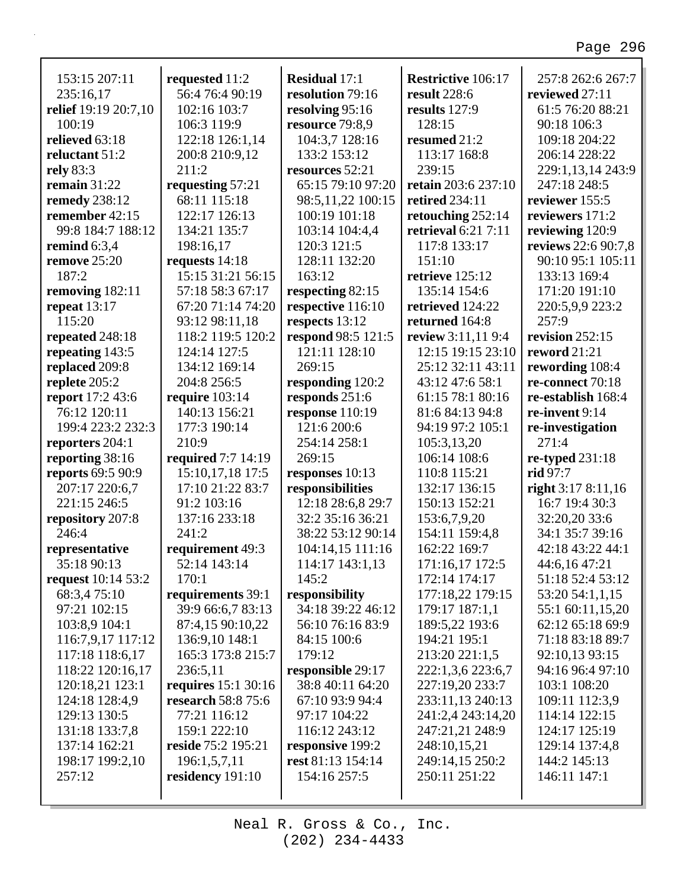153:15 207:11 235:16,17
**relief** 19:19 20:7,10 100:19
**relieved** 63:18
**reluctant** 51:2
**rely** 83:3
**remain** 31:22
**remedy** 238:12
**remember** 42:15 99:8 184:7 188:12
**remind** 6:3,4
**remove** 25:20 187:2
**removing** 182:11
**repeat** 13:17 115:20
**repeated** 248:18
**repeating** 143:5
**replaced** 209:8
**replete** 205:2
**report** 17:2 43:6 76:12 120:11 199:4 223:2 232:3
**reporters** 204:1
**reporting** 38:16
**reports** 69:5 90:9 207:17 220:6,7 221:15 246:5
**repository** 207:8 246:4
**representative** 35:18 90:13
**request** 10:14 53:2 68:3,4 75:10 97:21 102:15 103:8,9 104:1 116:7,9,17 117:12 117:18 118:6,17 118:22 120:16,17 120:18,21 123:1 124:18 128:4,9 129:13 130:5 131:18 133:7,8 137:14 162:21 198:17 199:2,10 257:12
**requested** 11:2 56:4 76:4 90:19 102:16 103:7 106:3 119:9 122:18 126:1,14 200:8 210:9,12 211:2
**requesting** 57:21 68:11 115:18 122:17 126:13 134:21 135:7 198:16,17
**requests** 14:18 15:15 31:21 56:15 57:18 58:3 67:17 67:20 71:14 74:20 93:12 98:11,18 118:2 119:5 120:2 124:14 127:5 134:12 169:14 204:8 256:5
**require** 103:14 140:13 156:21 177:3 190:14 210:9
**required** 7:7 14:19 15:10,17,18 17:5 17:10 21:22 83:7 91:2 103:16 137:16 233:18 241:2
**requirement** 49:3 52:14 143:14 170:1
**requirements** 39:1 39:9 66:6,7 83:13 87:4,15 90:10,22 136:9,10 148:1 165:3 173:8 215:7 236:5,11
**requires** 15:1 30:16
**research** 58:8 75:6 77:21 116:12 159:1 222:10
**reside** 75:2 195:21 196:1,5,7,11
**residency** 191:10
**Residual** 17:1
**resolution** 79:16
**resolving** 95:16
**resource** 79:8,9 104:3,7 128:16 133:2 153:12
**resources** 52:21 65:15 79:10 97:20 98:5,11,22 100:15 100:19 101:18 103:14 104:4,4 120:3 121:5 128:11 132:20 163:12
**respecting** 82:15
**respective** 116:10
**respects** 13:12
**respond** 98:5 121:5 121:11 128:10 269:15
**responding** 120:2
**responds** 251:6
**response** 110:19 121:6 200:6 254:14 258:1 269:15
**responses** 10:13
**responsibilities** 12:18 28:6,8 29:7 32:2 35:16 36:21 38:22 53:12 90:14 104:14,15 111:16 114:17 143:1,13 145:2
**responsibility** 34:18 39:22 46:12 56:10 76:16 83:9 84:15 100:6 179:12
**responsible** 29:17 38:8 40:11 64:20 67:10 93:9 94:4 97:17 104:22 116:12 243:12
**responsive** 199:2
**rest** 81:13 154:14 154:16 257:5
**Restrictive** 106:17
**result** 228:6
**results** 127:9 128:15
**resumed** 21:2 113:17 168:8 239:15
**retain** 203:6 237:10
**retired** 234:11
**retouching** 252:14
**retrieval** 6:21 7:11 117:8 133:17 151:10
**retrieve** 125:12 135:14 154:6
**retrieved** 124:22
**returned** 164:8
**review** 3:11,11 9:4 12:15 19:15 23:10 25:12 32:11 43:11 43:12 47:6 58:1 61:15 78:1 80:16 81:6 84:13 94:8 94:19 97:2 105:1 105:3,13,20 106:14 108:6 110:8 115:21 132:17 136:15 150:13 152:21 153:6,7,9,20 154:11 159:4,8 162:22 169:7 171:16,17 172:5 172:14 174:17 177:18,22 179:15 179:17 187:1,1 189:5,22 193:6 194:21 195:1 213:20 221:1,5 222:1,3,6 223:6,7 227:19,20 233:7 233:11,13 240:13 241:2,4 243:14,20 247:21,21 248:9 248:10,15,21 249:14,15 250:2 250:11 251:22
257:8 262:6 267:7
**reviewed** 27:11 61:5 76:20 88:21 90:18 106:3 109:18 204:22 206:14 228:22 229:1,13,14 243:9 247:18 248:5
**reviewer** 155:5
**reviewers** 171:2
**reviewing** 120:9
**reviews** 22:6 90:7,8 90:10 95:1 105:11 133:13 169:4 171:20 191:10 220:5,9,9 223:2 257:9
**revision** 252:15
**reword** 21:21
**rewording** 108:4
**re-connect** 70:18
**re-establish** 168:4
**re-invent** 9:14
**re-investigation** 271:4
**re-typed** 231:18
**rid** 97:7
**right** 3:17 8:11,16 16:7 19:4 30:3 32:20,20 33:6 34:1 35:7 39:16 42:18 43:22 44:1 44:6,16 47:21 51:18 52:4 53:12 53:20 54:1,1,15 55:1 60:11,15,20 62:12 65:18 69:9 71:18 83:18 89:7 92:10,13 93:15 94:16 96:4 97:10 103:1 108:20 109:11 112:3,9 114:14 122:15 124:17 125:19 129:14 137:4,8 144:2 145:13 146:11 147:1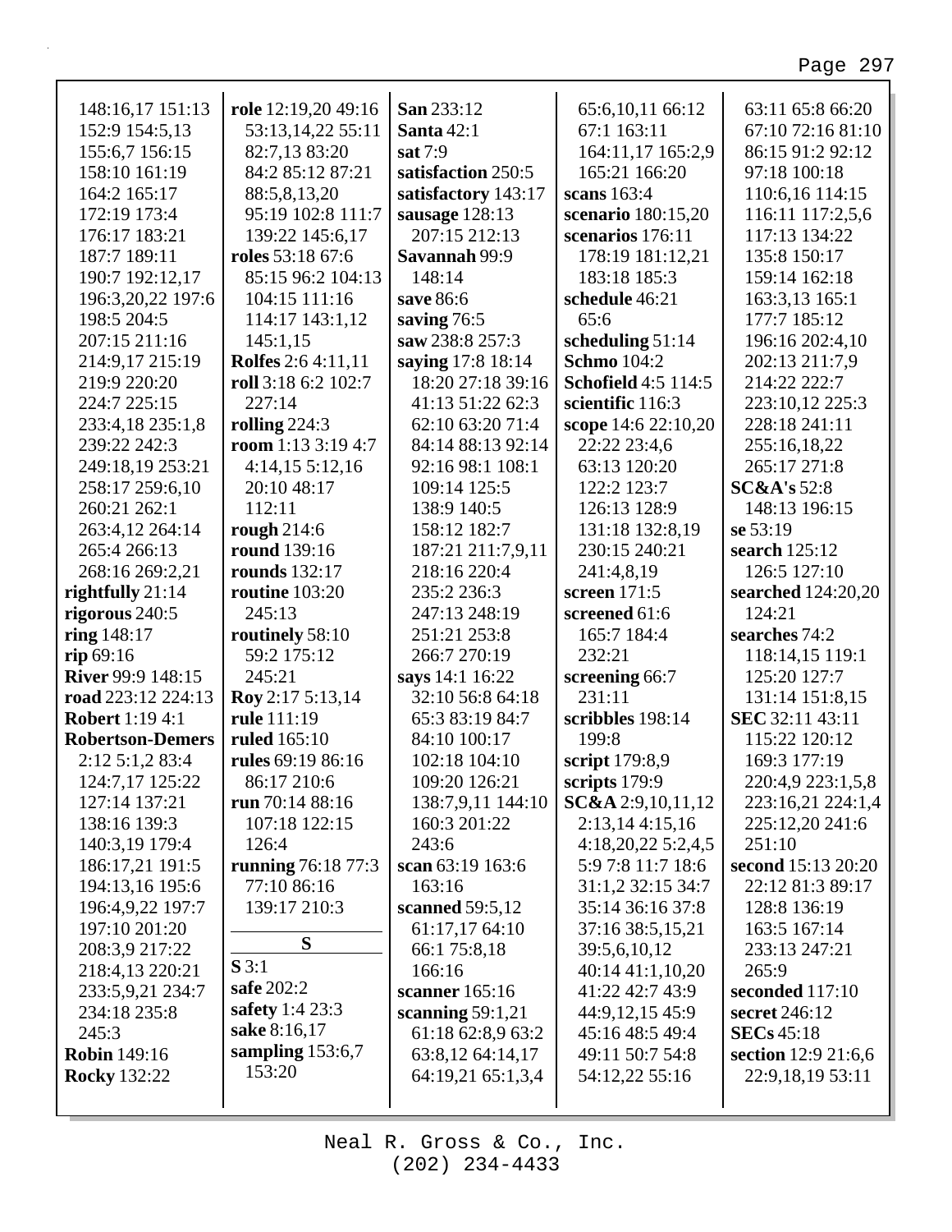148:16,17 151:13
152:9 154:5,13
155:6,7 156:15
158:10 161:19
164:2 165:17
172:19 173:4
176:17 183:21
187:7 189:11
190:7 192:12,17
196:3,20,22 197:6
198:5 204:5
207:15 211:16
214:9,17 215:19
219:9 220:20
224:7 225:15
233:4,18 235:1,8
239:22 242:3
249:18,19 253:21
258:17 259:6,10
260:21 262:1
263:4,12 264:14
265:4 266:13
268:16 269:2,21

**rightfully** 21:14
**rigorous** 240:5
**ring** 148:17
**rip** 69:16
**River** 99:9 148:15
**road** 223:12 224:13
**Robert** 1:19 4:1
**Robertson-Demers** 2:12 5:1,2 83:4 124:7,17 125:22 127:14 137:21 138:16 139:3 140:3,19 179:4 186:17,21 191:5 194:13,16 195:6 196:4,9,22 197:7 197:10 201:20 208:3,9 217:22 218:4,13 220:21 233:5,9,21 234:7 234:18 235:8 245:3
**Robin** 149:16
**Rocky** 132:22
**role** 12:19,20 49:16 53:13,14,22 55:11 82:7,13 83:20 84:2 85:12 87:21 88:5,8,13,20 95:19 102:8 111:7 139:22 145:6,17
**roles** 53:18 67:6 85:15 96:2 104:13 104:15 111:16 114:17 143:1,12 145:1,15
**Rolfes** 2:6 4:11,11
**roll** 3:18 6:2 102:7 227:14
**rolling** 224:3
**room** 1:13 3:19 4:7 4:14,15 5:12,16 20:10 48:17 112:11
**rough** 214:6
**round** 139:16
**rounds** 132:17
**routine** 103:20 245:13
**routinely** 58:10 59:2 175:12 245:21
**Roy** 2:17 5:13,14
**rule** 111:19
**ruled** 165:10
**rules** 69:19 86:16 86:17 210:6
**run** 70:14 88:16 107:18 122:15 126:4
**running** 76:18 77:3 77:10 86:16 139:17 210:3

## S

**S** 3:1
**safe** 202:2
**safety** 1:4 23:3
**sake** 8:16,17
**sampling** 153:6,7 153:20
**San** 233:12
**Santa** 42:1
**sat** 7:9
**satisfaction** 250:5
**satisfactory** 143:17
**sausage** 128:13 207:15 212:13
**Savannah** 99:9 148:14
**save** 86:6
**saving** 76:5
**saw** 238:8 257:3
**saying** 17:8 18:14 18:20 27:18 39:16 41:13 51:22 62:3 62:10 63:20 71:4 84:14 88:13 92:14 92:16 98:1 108:1 109:14 125:5 138:9 140:5 158:12 182:7 187:21 211:7,9,11 218:16 220:4 235:2 236:3 247:13 248:19 251:21 253:8 266:7 270:19
**says** 14:1 16:22 32:10 56:8 64:18 65:3 83:19 84:7 84:10 100:17 102:18 104:10 109:20 126:21 138:7,9,11 144:10 160:3 201:22 243:6
**scan** 63:19 163:6 163:16
**scanned** 59:5,12 61:17,17 64:10 66:1 75:8,18 166:16
**scanner** 165:16
**scanning** 59:1,21 61:18 62:8,9 63:2 63:8,12 64:14,17 64:19,21 65:1,3,4 65:6,10,11 66:12 67:1 163:11 164:11,17 165:2,9 165:21 166:20
**scans** 163:4
**scenario** 180:15,20
**scenarios** 176:11 178:19 181:12,21 183:18 185:3
**schedule** 46:21 65:6
**scheduling** 51:14
**Schmo** 104:2
**Schofield** 4:5 114:5
**scientific** 116:3
**scope** 14:6 22:10,20 22:22 23:4,6 63:13 120:20 122:2 123:7 126:13 128:9 131:18 132:8,19 230:15 240:21 241:4,8,19
**screen** 171:5
**screened** 61:6 165:7 184:4 232:21
**screening** 66:7 231:11
**scribbles** 198:14 199:8
**script** 179:8,9
**scripts** 179:9
**SC&A** 2:9,10,11,12 2:13,14 4:15,16 4:18,20,22 5:2,4,5 5:9 7:8 11:7 18:6 31:1,2 32:15 34:7 35:14 36:16 37:8 37:16 38:5,15,21 39:5,6,10,12 40:14 41:1,10,20 41:22 42:7 43:9 44:9,12,15 45:9 45:16 48:5 49:4 49:11 50:7 54:8 54:12,22 55:16 63:11 65:8 66:20 67:10 72:16 81:10 86:15 91:2 92:12 97:18 100:18 110:6,16 114:15 116:11 117:2,5,6 117:13 134:22 135:8 150:17 159:14 162:18 163:3,13 165:1 177:7 185:12 196:16 202:4,10 202:13 211:7,9 214:22 222:7 223:10,12 225:3 228:18 241:11 255:16,18,22 265:17 271:8
**SC&A's** 52:8 148:13 196:15
**se** 53:19
**search** 125:12 126:5 127:10
**searched** 124:20,20 124:21
**searches** 74:2 118:14,15 119:1 125:20 127:7 131:14 151:8,15
**SEC** 32:11 43:11 115:22 120:12 169:3 177:19 220:4,9 223:1,5,8 223:16,21 224:1,4 225:12,20 241:6 251:10
**second** 15:13 20:20 22:12 81:3 89:17 128:8 136:19 163:5 167:14 233:13 247:21 265:9
**seconded** 117:10
**secret** 246:12
**SECs** 45:18
**section** 12:9 21:6,6 22:9,18,19 53:11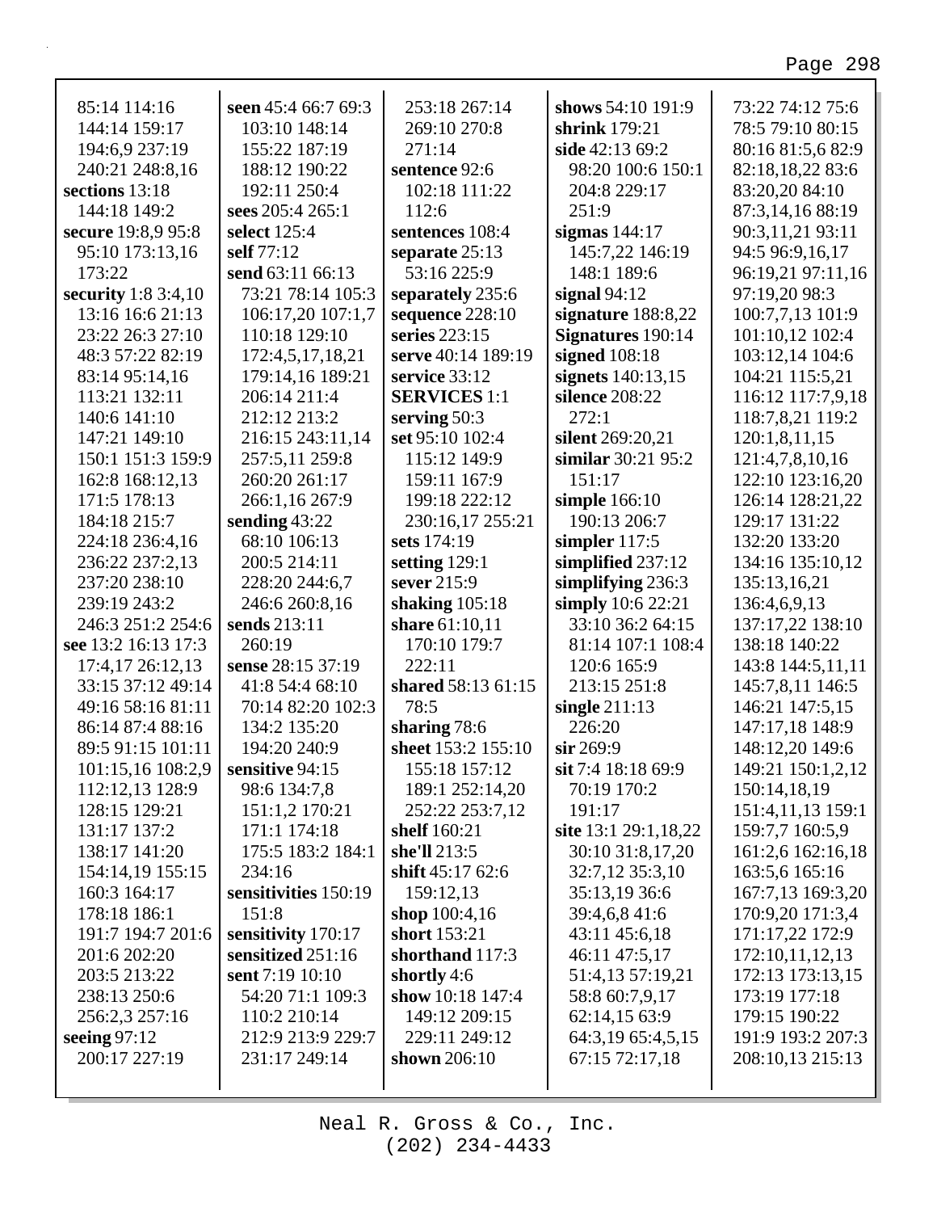85:14 114:16
144:14 159:17
194:6,9 237:19
240:21 248:8,16
**sections** 13:18
144:18 149:2
**secure** 19:8,9 95:8
95:10 173:13,16
173:22
**security** 1:8 3:4,10
13:16 16:6 21:13
23:22 26:3 27:10
48:3 57:22 82:19
83:14 95:14,16
113:21 132:11
140:6 141:10
147:21 149:10
150:1 151:3 159:9
162:8 168:12,13
171:5 178:13
184:18 215:7
224:18 236:4,16
236:22 237:2,13
237:20 238:10
239:19 243:2
246:3 251:2 254:6
**see** 13:2 16:13 17:3
17:4,17 26:12,13
33:15 37:12 49:14
49:16 58:16 81:11
86:14 87:4 88:16
89:5 91:15 101:11
101:15,16 108:2,9
112:12,13 128:9
128:15 129:21
131:17 137:2
138:17 141:20
154:14,19 155:15
160:3 164:17
178:18 186:1
191:7 194:7 201:6
201:6 202:20
203:5 213:22
238:13 250:6
256:2,3 257:16
**seeing** 97:12
200:17 227:19
**seen** 45:4 66:7 69:3
103:10 148:14
155:22 187:19
188:12 190:22
192:11 250:4
**sees** 205:4 265:1
**select** 125:4
**self** 77:12
**send** 63:11 66:13
73:21 78:14 105:3
106:17,20 107:1,7
110:18 129:10
172:4,5,17,18,21
179:14,16 189:21
206:14 211:4
212:12 213:2
216:15 243:11,14
257:5,11 259:8
260:20 261:17
266:1,16 267:9
**sending** 43:22
68:10 106:13
200:5 214:11
228:20 244:6,7
246:6 260:8,16
**sends** 213:11
260:19
**sense** 28:15 37:19
41:8 54:4 68:10
70:14 82:20 102:3
134:2 135:20
194:20 240:9
**sensitive** 94:15
98:6 134:7,8
151:1,2 170:21
171:1 174:18
175:5 183:2 184:1
234:16
**sensitivities** 150:19
151:8
**sensitivity** 170:17
**sensitized** 251:16
**sent** 7:19 10:10
54:20 71:1 109:3
110:2 210:14
212:9 213:9 229:7
231:17 249:14
253:18 267:14
269:10 270:8
271:14
**sentence** 92:6
102:18 111:22
112:6
**sentences** 108:4
**separate** 25:13
53:16 225:9
**separately** 235:6
**sequence** 228:10
**series** 223:15
**serve** 40:14 189:19
**service** 33:12
**SERVICES** 1:1
**serving** 50:3
**set** 95:10 102:4
115:12 149:9
159:11 167:9
199:18 222:12
230:16,17 255:21
**sets** 174:19
**setting** 129:1
**sever** 215:9
**shaking** 105:18
**share** 61:10,11
170:10 179:7
222:11
**shared** 58:13 61:15
78:5
**sharing** 78:6
**sheet** 153:2 155:10
155:18 157:12
189:1 252:14,20
252:22 253:7,12
**shelf** 160:21
**she'll** 213:5
**shift** 45:17 62:6
159:12,13
**shop** 100:4,16
**short** 153:21
**shorthand** 117:3
**shortly** 4:6
**show** 10:18 147:4
149:12 209:15
229:11 249:12
**shown** 206:10
**shows** 54:10 191:9
**shrink** 179:21
**side** 42:13 69:2
98:20 100:6 150:1
204:8 229:17
251:9
**sigmas** 144:17
145:7,22 146:19
148:1 189:6
**signal** 94:12
**signature** 188:8,22
**Signatures** 190:14
**signed** 108:18
**signets** 140:13,15
**silence** 208:22
272:1
**silent** 269:20,21
**similar** 30:21 95:2
151:17
**simple** 166:10
190:13 206:7
**simpler** 117:5
**simplified** 237:12
**simplifying** 236:3
**simply** 10:6 22:21
33:10 36:2 64:15
81:14 107:1 108:4
120:6 165:9
213:15 251:8
**single** 211:13
226:20
**sir** 269:9
**sit** 7:4 18:18 69:9
70:19 170:2
191:17
**site** 13:1 29:1,18,22
30:10 31:8,17,20
32:7,12 35:3,10
35:13,19 36:6
39:4,6,8 41:6
43:11 45:6,18
46:11 47:5,17
51:4,13 57:19,21
58:8 60:7,9,17
62:14,15 63:9
64:3,19 65:4,5,15
67:15 72:17,18
73:22 74:12 75:6
78:5 79:10 80:15
80:16 81:5,6 82:9
82:18,18,22 83:6
83:20,20 84:10
87:3,14,16 88:19
90:3,11,21 93:11
94:5 96:9,16,17
96:19,21 97:11,16
97:19,20 98:3
100:7,7,13 101:9
101:10,12 102:4
103:12,14 104:6
104:21 115:5,21
116:12 117:7,9,18
118:7,8,21 119:2
120:1,8,11,15
121:4,7,8,10,16
122:10 123:16,20
126:14 128:21,22
129:17 131:22
132:20 133:20
134:16 135:10,12
135:13,16,21
136:4,6,9,13
137:17,22 138:10
138:18 140:22
143:8 144:5,11,11
145:7,8,11 146:5
146:21 147:5,15
147:17,18 148:9
148:12,20 149:6
149:21 150:1,2,12
150:14,18,19
151:4,11,13 159:1
159:7,7 160:5,9
161:2,6 162:16,18
163:5,6 165:16
167:7,13 169:3,20
170:9,20 171:3,4
171:17,22 172:9
172:10,11,12,13
172:13 173:13,15
173:19 177:18
179:15 190:22
191:9 193:2 207:3
208:10,13 215:13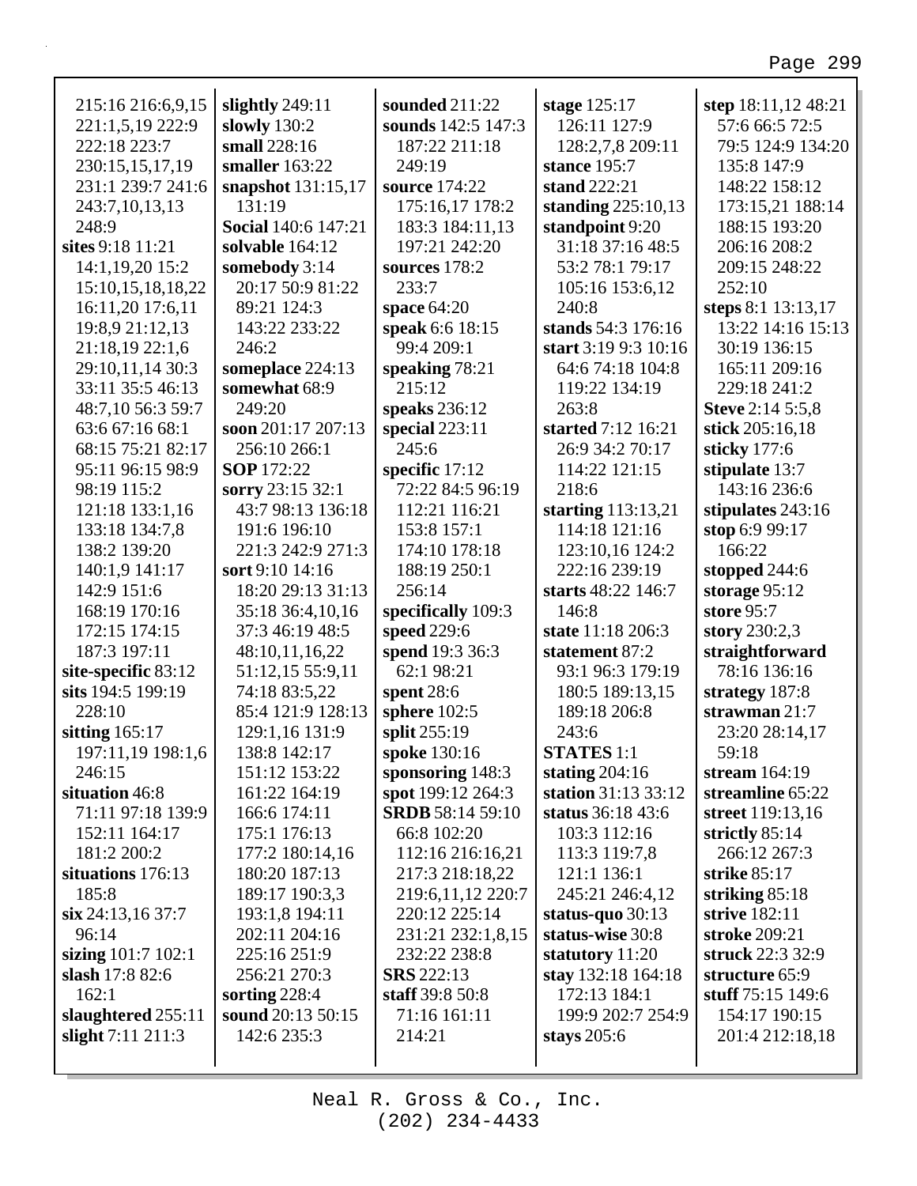215:16 216:6,9,15
221:1,5,19 222:9
222:18 223:7
230:15,15,17,19
231:1 239:7 241:6
243:7,10,13,13
248:9
**sites** 9:18 11:21
14:1,19,20 15:2
15:10,15,18,18,22
16:11,20 17:6,11
19:8,9 21:12,13
21:18,19 22:1,6
29:10,11,14 30:3
33:11 35:5 46:13
48:7,10 56:3 59:7
63:6 67:16 68:1
68:15 75:21 82:17
95:11 96:15 98:9
98:19 115:2
121:18 133:1,16
133:18 134:7,8
138:2 139:20
140:1,9 141:17
142:9 151:6
168:19 170:16
172:15 174:15
187:3 197:11
**site-specific** 83:12
**sits** 194:5 199:19
228:10
**sitting** 165:17
197:11,19 198:1,6
246:15
**situation** 46:8
71:11 97:18 139:9
152:11 164:17
181:2 200:2
**situations** 176:13
185:8
**six** 24:13,16 37:7
96:14
**sizing** 101:7 102:1
**slash** 17:8 82:6
162:1
**slaughtered** 255:11
**slight** 7:11 211:3
**slightly** 249:11
**slowly** 130:2
**small** 228:16
**smaller** 163:22
**snapshot** 131:15,17
131:19
**Social** 140:6 147:21
**solvable** 164:12
**somebody** 3:14
20:17 50:9 81:22
89:21 124:3
143:22 233:22
246:2
**someplace** 224:13
**somewhat** 68:9
249:20
**soon** 201:17 207:13
256:10 266:1
**SOP** 172:22
**sorry** 23:15 32:1
43:7 98:13 136:18
191:6 196:10
221:3 242:9 271:3
**sort** 9:10 14:16
18:20 29:13 31:13
35:18 36:4,10,16
37:3 46:19 48:5
48:10,11,16,22
51:12,15 55:9,11
74:18 83:5,22
85:4 121:9 128:13
129:1,16 131:9
138:8 142:17
151:12 153:22
161:22 164:19
166:6 174:11
175:1 176:13
177:2 180:14,16
180:20 187:13
189:17 190:3,3
193:1,8 194:11
202:11 204:16
225:16 251:9
256:21 270:3
**sorting** 228:4
**sound** 20:13 50:15
142:6 235:3
**sounded** 211:22
**sounds** 142:5 147:3
187:22 211:18
249:19
**source** 174:22
175:16,17 178:2
183:3 184:11,13
197:21 242:20
**sources** 178:2
233:7
**space** 64:20
**speak** 6:6 18:15
99:4 209:1
**speaking** 78:21
215:12
**speaks** 236:12
**special** 223:11
245:6
**specific** 17:12
72:22 84:5 96:19
112:21 116:21
153:8 157:1
174:10 178:18
188:19 250:1
256:14
**specifically** 109:3
**speed** 229:6
**spend** 19:3 36:3
62:1 98:21
**spent** 28:6
**sphere** 102:5
**split** 255:19
**spoke** 130:16
**sponsoring** 148:3
**spot** 199:12 264:3
**SRDB** 58:14 59:10
66:8 102:20
112:16 216:16,21
217:3 218:18,22
219:6,11,12 220:7
220:12 225:14
231:21 232:1,8,15
232:22 238:8
**SRS** 222:13
**staff** 39:8 50:8
71:16 161:11
214:21
**stage** 125:17
126:11 127:9
128:2,7,8 209:11
**stance** 195:7
**stand** 222:21
**standing** 225:10,13
**standpoint** 9:20
31:18 37:16 48:5
53:2 78:1 79:17
105:16 153:6,12
240:8
**stands** 54:3 176:16
**start** 3:19 9:3 10:16
64:6 74:18 104:8
119:22 134:19
263:8
**started** 7:12 16:21
26:9 34:2 70:17
114:22 121:15
218:6
**starting** 113:13,21
114:18 121:16
123:10,16 124:2
222:16 239:19
**starts** 48:22 146:7
146:8
**state** 11:18 206:3
**statement** 87:2
93:1 96:3 179:19
180:5 189:13,15
189:18 206:8
243:6
**STATES** 1:1
**stating** 204:16
**station** 31:13 33:12
**status** 36:18 43:6
103:3 112:16
113:3 119:7,8
121:1 136:1
245:21 246:4,12
**status-quo** 30:13
**status-wise** 30:8
**statutory** 11:20
**stay** 132:18 164:18
172:13 184:1
199:9 202:7 254:9
**stays** 205:6
**step** 18:11,12 48:21
57:6 66:5 72:5
79:5 124:9 134:20
135:8 147:9
148:22 158:12
173:15,21 188:14
188:15 193:20
206:16 208:2
209:15 248:22
252:10
**steps** 8:1 13:13,17
13:22 14:16 15:13
30:19 136:15
165:11 209:16
229:18 241:2
**Steve** 2:14 5:5,8
**stick** 205:16,18
**sticky** 177:6
**stipulate** 13:7
143:16 236:6
**stipulates** 243:16
**stop** 6:9 99:17
166:22
**stopped** 244:6
**storage** 95:12
**store** 95:7
**story** 230:2,3
**straightforward**
78:16 136:16
**strategy** 187:8
**strawman** 21:7
23:20 28:14,17
59:18
**stream** 164:19
**streamline** 65:22
**street** 119:13,16
**strictly** 85:14
266:12 267:3
**strike** 85:17
**striking** 85:18
**strive** 182:11
**stroke** 209:21
**struck** 22:3 32:9
**structure** 65:9
**stuff** 75:15 149:6
154:17 190:15
201:4 212:18,18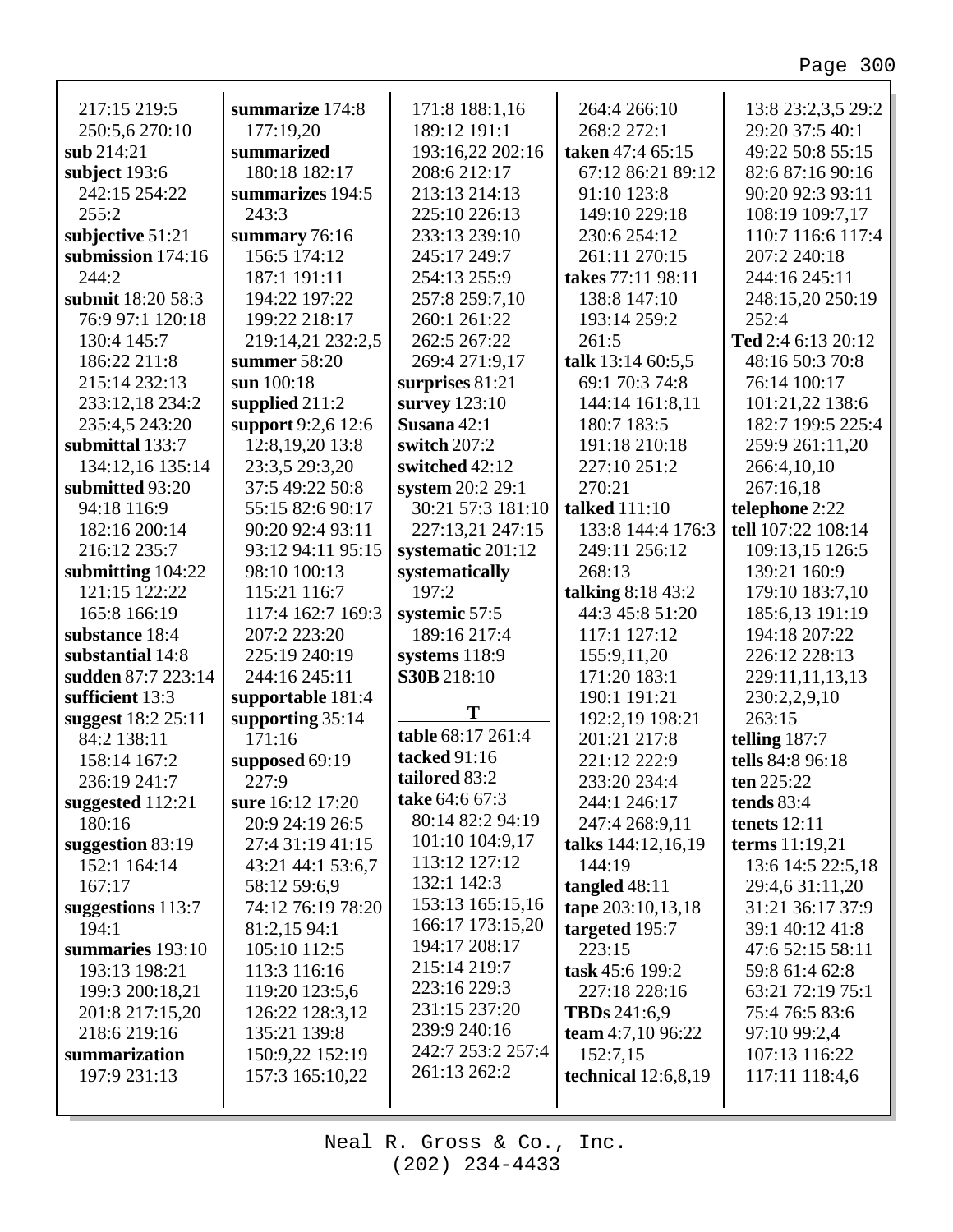217:15 219:5
250:5,6 270:10
**sub** 214:21
**subject** 193:6
242:15 254:22
255:2
**subjective** 51:21
**submission** 174:16
244:2
**submit** 18:20 58:3
76:9 97:1 120:18
130:4 145:7
186:22 211:8
215:14 232:13
233:12,18 234:2
235:4,5 243:20
**submittal** 133:7
134:12,16 135:14
**submitted** 93:20
94:18 116:9
182:16 200:14
216:12 235:7
**submitting** 104:22
121:15 122:22
165:8 166:19
**substance** 18:4
**substantial** 14:8
**sudden** 87:7 223:14
**sufficient** 13:3
**suggest** 18:2 25:11
84:2 138:11
158:14 167:2
236:19 241:7
**suggested** 112:21
180:16
**suggestion** 83:19
152:1 164:14
167:17
**suggestions** 113:7
194:1
**summaries** 193:10
193:13 198:21
199:3 200:18,21
201:8 217:15,20
218:6 219:16
**summarization**
197:9 231:13

**summarize** 174:8
177:19,20
**summarized**
180:18 182:17
**summarizes** 194:5
243:3
**summary** 76:16
156:5 174:12
187:1 191:11
194:22 197:22
199:22 218:17
219:14,21 232:2,5
**summer** 58:20
**sun** 100:18
**supplied** 211:2
**support** 9:2,6 12:6
12:8,19,20 13:8
23:3,5 29:3,20
37:5 49:22 50:8
55:15 82:6 90:17
90:20 92:4 93:11
93:12 94:11 95:15
98:10 100:13
115:21 116:7
117:4 162:7 169:3
207:2 223:20
225:19 240:19
244:16 245:11
**supportable** 181:4
**supporting** 35:14
171:16
**supposed** 69:19
227:9
**sure** 16:12 17:20
20:9 24:19 26:5
27:4 31:19 41:15
43:21 44:1 53:6,7
58:12 59:6,9
74:12 76:19 78:20
81:2,15 94:1
105:10 112:5
113:3 116:16
119:20 123:5,6
126:22 128:3,12
135:21 139:8
150:9,22 152:19
157:3 165:10,22

171:8 188:1,16
189:12 191:1
193:16,22 202:16
208:6 212:17
213:13 214:13
225:10 226:13
233:13 239:10
245:17 249:7
254:13 255:9
257:8 259:7,10
260:1 261:22
262:5 267:22
269:4 271:9,17
**surprises** 81:21
**survey** 123:10
**Susana** 42:1
**switch** 207:2
**switched** 42:12
**system** 20:2 29:1
30:21 57:3 181:10
227:13,21 247:15
**systematic** 201:12
**systematically**
197:2
**systemic** 57:5
189:16 217:4
**systems** 118:9
**S30B** 218:10

**T**

**table** 68:17 261:4
**tacked** 91:16
**tailored** 83:2
**take** 64:6 67:3
80:14 82:2 94:19
101:10 104:9,17
113:12 127:12
132:1 142:3
153:13 165:15,16
166:17 173:15,20
194:17 208:17
215:14 219:7
223:16 229:3
231:15 237:20
239:9 240:16
242:7 253:2 257:4
261:13 262:2

264:4 266:10
268:2 272:1
**taken** 47:4 65:15
67:12 86:21 89:12
91:10 123:8
149:10 229:18
230:6 254:12
261:11 270:15
**takes** 77:11 98:11
138:8 147:10
193:14 259:2
261:5
**talk** 13:14 60:5,5
69:1 70:3 74:8
144:14 161:8,11
180:7 183:5
191:18 210:18
227:10 251:2
270:21
**talked** 111:10
133:8 144:4 176:3
249:11 256:12
268:13
**talking** 8:18 43:2
44:3 45:8 51:20
117:1 127:12
155:9,11,20
171:20 183:1
190:1 191:21
192:2,19 198:21
201:21 217:8
221:12 222:9
233:20 234:4
244:1 246:17
247:4 268:9,11
**talks** 144:12,16,19
144:19
**tangled** 48:11
**tape** 203:10,13,18
**targeted** 195:7
223:15
**task** 45:6 199:2
227:18 228:16
**TBDs** 241:6,9
**team** 4:7,10 96:22
152:7,15
**technical** 12:6,8,19

13:8 23:2,3,5 29:2
29:20 37:5 40:1
49:22 50:8 55:15
82:6 87:16 90:16
90:20 92:3 93:11
108:19 109:7,17
110:7 116:6 117:4
207:2 240:18
244:16 245:11
248:15,20 250:19
252:4
**Ted** 2:4 6:13 20:12
48:16 50:3 70:8
76:14 100:17
101:21,22 138:6
182:7 199:5 225:4
259:9 261:11,20
266:4,10,10
267:16,18
**telephone** 2:22
**tell** 107:22 108:14
109:13,15 126:5
139:21 160:9
179:10 183:7,10
185:6,13 191:19
194:18 207:22
226:12 228:13
229:11,11,13,13
230:2,2,9,10
263:15
**telling** 187:7
**tells** 84:8 96:18
**ten** 225:22
**tends** 83:4
**tenets** 12:11
**terms** 11:19,21
13:6 14:5 22:5,18
29:4,6 31:11,20
31:21 36:17 37:9
39:1 40:12 41:8
47:6 52:15 58:11
59:8 61:4 62:8
63:21 72:19 75:1
75:4 76:5 83:6
97:10 99:2,4
107:13 116:22
117:11 118:4,6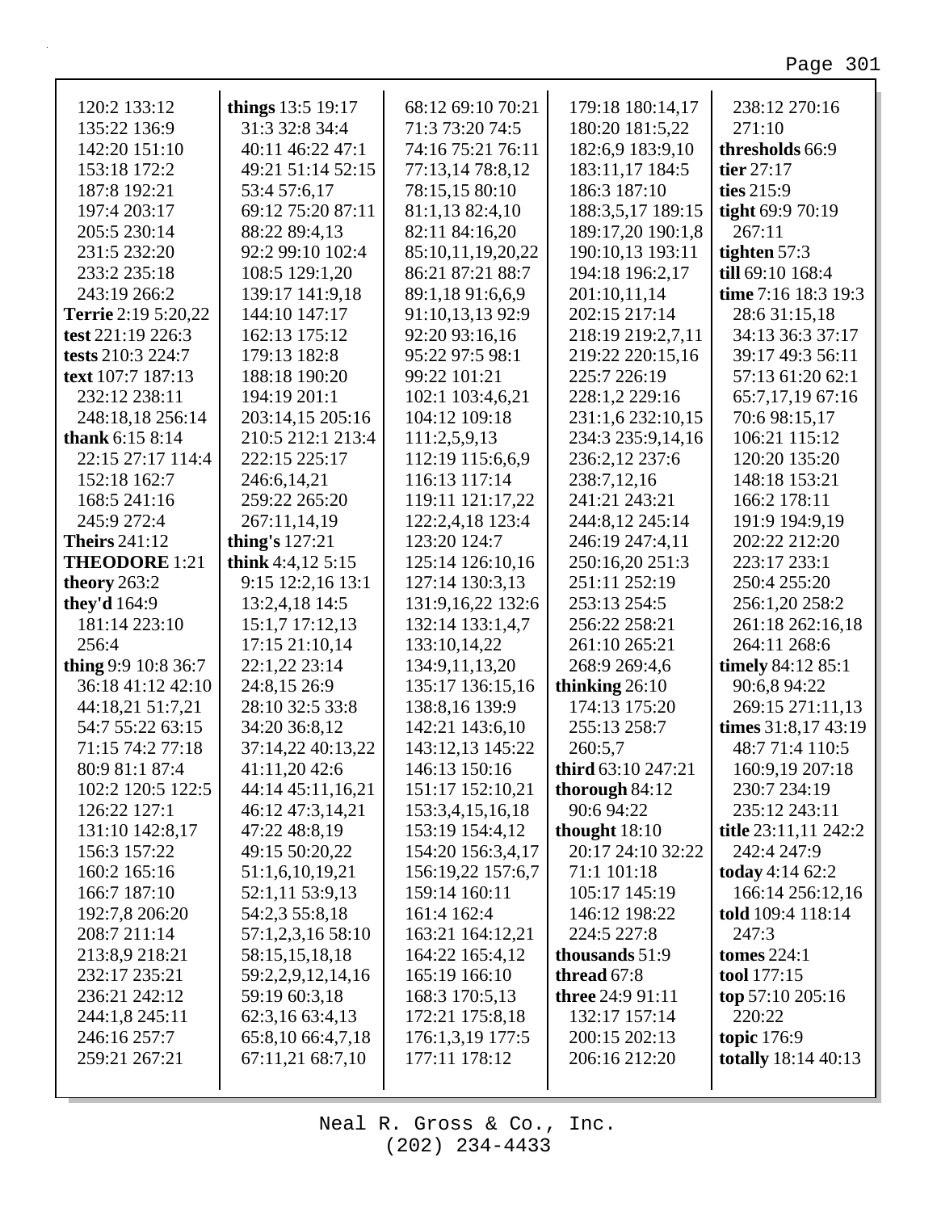120:2 133:12
135:22 136:9
142:20 151:10
153:18 172:2
187:8 192:21
197:4 203:17
205:5 230:14
231:5 232:20
233:2 235:18
243:19 266:2

**Terrie** 2:19 5:20,22
**test** 221:19 226:3
**tests** 210:3 224:7
**text** 107:7 187:13
232:12 238:11
248:18,18 256:14
**thank** 6:15 8:14
22:15 27:17 114:4
152:18 162:7
168:5 241:16
245:9 272:4
**Theirs** 241:12
**THEODORE** 1:21
**theory** 263:2
**they'd** 164:9
181:14 223:10
256:4
**thing** 9:9 10:8 36:7
36:18 41:12 42:10
44:18,21 51:7,21
54:7 55:22 63:15
71:15 74:2 77:18
80:9 81:1 87:4
102:2 120:5 122:5
126:22 127:1
131:10 142:8,17
156:3 157:22
160:2 165:16
166:7 187:10
192:7,8 206:20
208:7 211:14
213:8,9 218:21
232:17 235:21
236:21 242:12
244:1,8 245:11
246:16 257:7
259:21 267:21

**things** 13:5 19:17
31:3 32:8 34:4
40:11 46:22 47:1
49:21 51:14 52:15
53:4 57:6,17
69:12 75:20 87:11
88:22 89:4,13
92:2 99:10 102:4
108:5 129:1,20
139:17 141:9,18
144:10 147:17
162:13 175:12
179:13 182:8
188:18 190:20
194:19 201:1
203:14,15 205:16
210:5 212:1 213:4
222:15 225:17
246:6,14,21
259:22 265:20
267:11,14,19
**thing's** 127:21
**think** 4:4,12 5:15
9:15 12:2,16 13:1
13:2,4,18 14:5
15:1,7 17:12,13
17:15 21:10,14
22:1,22 23:14
24:8,15 26:9
28:10 32:5 33:8
34:20 36:8,12
37:14,22 40:13,22
41:11,20 42:6
44:14 45:11,16,21
46:12 47:3,14,21
47:22 48:8,19
49:15 50:20,22
51:1,6,10,19,21
52:1,11 53:9,13
54:2,3 55:8,18
57:1,2,3,16 58:10
58:15,15,18,18
59:2,2,9,12,14,16
59:19 60:3,18
62:3,16 63:4,13
65:8,10 66:4,7,18
67:11,21 68:7,10

68:12 69:10 70:21
71:3 73:20 74:5
74:16 75:21 76:11
77:13,14 78:8,12
78:15,15 80:10
81:1,13 82:4,10
82:11 84:16,20
85:10,11,19,20,22
86:21 87:21 88:7
89:1,18 91:6,6,9
91:10,13,13 92:9
92:20 93:16,16
95:22 97:5 98:1
99:22 101:21
102:1 103:4,6,21
104:12 109:18
111:2,5,9,13
112:19 115:6,6,9
116:13 117:14
119:11 121:17,22
122:2,4,18 123:4
123:20 124:7
125:14 126:10,16
127:14 130:3,13
131:9,16,22 132:6
132:14 133:1,4,7
133:10,14,22
134:9,11,13,20
135:17 136:15,16
138:8,16 139:9
142:21 143:6,10
143:12,13 145:22
146:13 150:16
151:17 152:10,21
153:3,4,15,16,18
153:19 154:4,12
154:20 156:3,4,17
156:19,22 157:6,7
159:14 160:11
161:4 162:4
163:21 164:12,21
164:22 165:4,12
165:19 166:10
168:3 170:5,13
172:21 175:8,18
176:1,3,19 177:5
177:11 178:12

179:18 180:14,17
180:20 181:5,22
182:6,9 183:9,10
183:11,17 184:5
186:3 187:10
188:3,5,17 189:15
189:17,20 190:1,8
190:10,13 193:11
194:18 196:2,17
201:10,11,14
202:15 217:14
218:19 219:2,7,11
219:22 220:15,16
225:7 226:19
228:1,2 229:16
231:1,6 232:10,15
234:3 235:9,14,16
236:2,12 237:6
238:7,12,16
241:21 243:21
244:8,12 245:14
246:19 247:4,11
250:16,20 251:3
251:11 252:19
253:13 254:5
256:22 258:21
261:10 265:21
268:9 269:4,6
**thinking** 26:10
174:13 175:20
255:13 258:7
260:5,7
**third** 63:10 247:21
**thorough** 84:12
90:6 94:22
**thought** 18:10
20:17 24:10 32:22
71:1 101:18
105:17 145:19
146:12 198:22
224:5 227:8
**thousands** 51:9
**thread** 67:8
**three** 24:9 91:11
132:17 157:14
200:15 202:13
206:16 212:20

238:12 270:16
271:10
**thresholds** 66:9
**tier** 27:17
**ties** 215:9
**tight** 69:9 70:19
267:11
**tighten** 57:3
**till** 69:10 168:4
**time** 7:16 18:3 19:3
28:6 31:15,18
34:13 36:3 37:17
39:17 49:3 56:11
57:13 61:20 62:1
65:7,17,19 67:16
70:6 98:15,17
106:21 115:12
120:20 135:20
148:18 153:21
166:2 178:11
191:9 194:9,19
202:22 212:20
223:17 233:1
250:4 255:20
256:1,20 258:2
261:18 262:16,18
264:11 268:6
**timely** 84:12 85:1
90:6,8 94:22
269:15 271:11,13
**times** 31:8,17 43:19
48:7 71:4 110:5
160:9,19 207:18
230:7 234:19
235:12 243:11
**title** 23:11,11 242:2
242:4 247:9
**today** 4:14 62:2
166:14 256:12,16
**told** 109:4 118:14
247:3
**tomes** 224:1
**tool** 177:15
**top** 57:10 205:16
220:22
**topic** 176:9
**totally** 18:14 40:13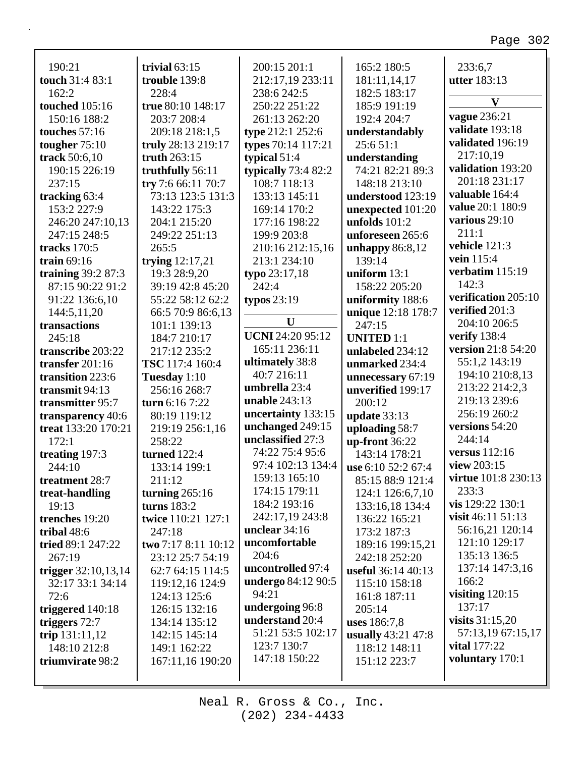190:21
**touch** 31:4 83:1 162:2
**touched** 105:16 150:16 188:2
**touches** 57:16
**tougher** 75:10
**track** 50:6,10 190:15 226:19 237:15
**tracking** 63:4 153:2 227:9 246:20 247:10,13 247:15 248:5
**tracks** 170:5
**train** 69:16
**training** 39:2 87:3 87:15 90:22 91:2 91:22 136:6,10 144:5,11,20
**transactions** 245:18
**transcribe** 203:22
**transfer** 201:16
**transition** 223:6
**transmit** 94:13
**transmitter** 95:7
**transparency** 40:6
**treat** 133:20 170:21 172:1
**treating** 197:3 244:10
**treatment** 28:7
**treat-handling** 19:13
**trenches** 19:20
**tribal** 48:6
**tried** 89:1 247:22 267:19
**trigger** 32:10,13,14 32:17 33:1 34:14 72:6
**triggered** 140:18
**triggers** 72:7
**trip** 131:11,12 148:10 212:8
**triumvirate** 98:2
**trivial** 63:15
**trouble** 139:8 228:4
**true** 80:10 148:17 203:7 208:4 209:18 218:1,5
**truly** 28:13 219:17
**truth** 263:15
**truthfully** 56:11
**try** 7:6 66:11 70:7 73:13 123:5 131:3 143:22 175:3 204:1 215:20 249:22 251:13 265:5
**trying** 12:17,21 19:3 28:9,20 39:19 42:8 45:20 55:22 58:12 62:2 66:5 70:9 86:6,13 101:1 139:13 184:7 210:17 217:12 235:2
**TSC** 117:4 160:4
**Tuesday** 1:10 256:16 268:7
**turn** 6:16 7:22 80:19 119:12 219:19 256:1,16 258:22
**turned** 122:4 133:14 199:1 211:12
**turning** 265:16
**turns** 183:2
**twice** 110:21 127:1 247:18
**two** 7:17 8:11 10:12 23:12 25:7 54:19 62:7 64:15 114:5 119:12,16 124:9 124:13 125:6 126:15 132:16 134:14 135:12 142:15 145:14 149:1 162:22 167:11,16 190:20 200:15 201:1 212:17,19 233:11 238:6 242:5 250:22 251:22 261:13 262:20
**type** 212:1 252:6
**types** 70:14 117:21
**typical** 51:4
**typically** 73:4 82:2 108:7 118:13 133:13 145:11 169:14 170:2 177:16 198:22 199:9 203:8 210:16 212:15,16 213:1 234:10
**typo** 23:17,18 242:4
**typos** 23:19

## U

**UCNI** 24:20 95:12 165:11 236:11
**ultimately** 38:8 40:7 216:11
**umbrella** 23:4
**unable** 243:13
**uncertainty** 133:15
**unchanged** 249:15
**unclassified** 27:3 74:22 75:4 95:6 97:4 102:13 134:4 159:13 165:10 174:15 179:11 184:2 193:16 242:17,19 243:8
**unclear** 34:16
**uncomfortable** 204:6
**uncontrolled** 97:4
**undergo** 84:12 90:5 94:21
**undergoing** 96:8
**understand** 20:4 51:21 53:5 102:17 123:7 130:7 147:18 150:22 165:2 180:5 181:11,14,17 182:5 183:17 185:9 191:19 192:4 204:7
**understandably** 25:6 51:1
**understanding** 74:21 82:21 89:3 148:18 213:10
**understood** 123:19
**unexpected** 101:20
**unfolds** 101:2
**unforeseen** 265:6
**unhappy** 86:8,12 139:14
**uniform** 13:1 158:22 205:20
**uniformity** 188:6
**unique** 12:18 178:7 247:15
**UNITED** 1:1
**unlabeled** 234:12
**unmarked** 234:4
**unnecessary** 67:19
**unverified** 199:17 200:12
**update** 33:13
**uploading** 58:7
**up-front** 36:22 143:14 178:21
**use** 6:10 52:2 67:4 85:15 88:9 121:4 124:1 126:6,7,10 133:16,18 134:4 136:22 165:21 173:2 187:3 189:16 199:15,21 242:18 252:20
**useful** 36:14 40:13 115:10 158:18 161:8 187:11 205:14
**uses** 186:7,8
**usually** 43:21 47:8 118:12 148:11 151:12 223:7
233:6,7
**utter** 183:13

## V

**vague** 236:21
**validate** 193:18
**validated** 196:19 217:10,19
**validation** 193:20 201:18 231:17
**valuable** 164:4
**value** 20:1 180:9
**various** 29:10 211:1
**vehicle** 121:3
**vein** 115:4
**verbatim** 115:19 142:3
**verification** 205:10
**verified** 201:3 204:10 206:5
**verify** 138:4
**version** 21:8 54:20 55:1,2 143:19 194:10 210:8,13 213:22 214:2,3 219:13 239:6 256:19 260:2
**versions** 54:20 244:14
**versus** 112:16
**view** 203:15
**virtue** 101:8 230:13 233:3
**vis** 129:22 130:1
**visit** 46:11 51:13 56:16,21 120:14 121:10 129:17 135:13 136:5 137:14 147:3,16 166:2
**visiting** 120:15 137:17
**visits** 31:15,20 57:13,19 67:15,17
**vital** 177:22
**voluntary** 170:1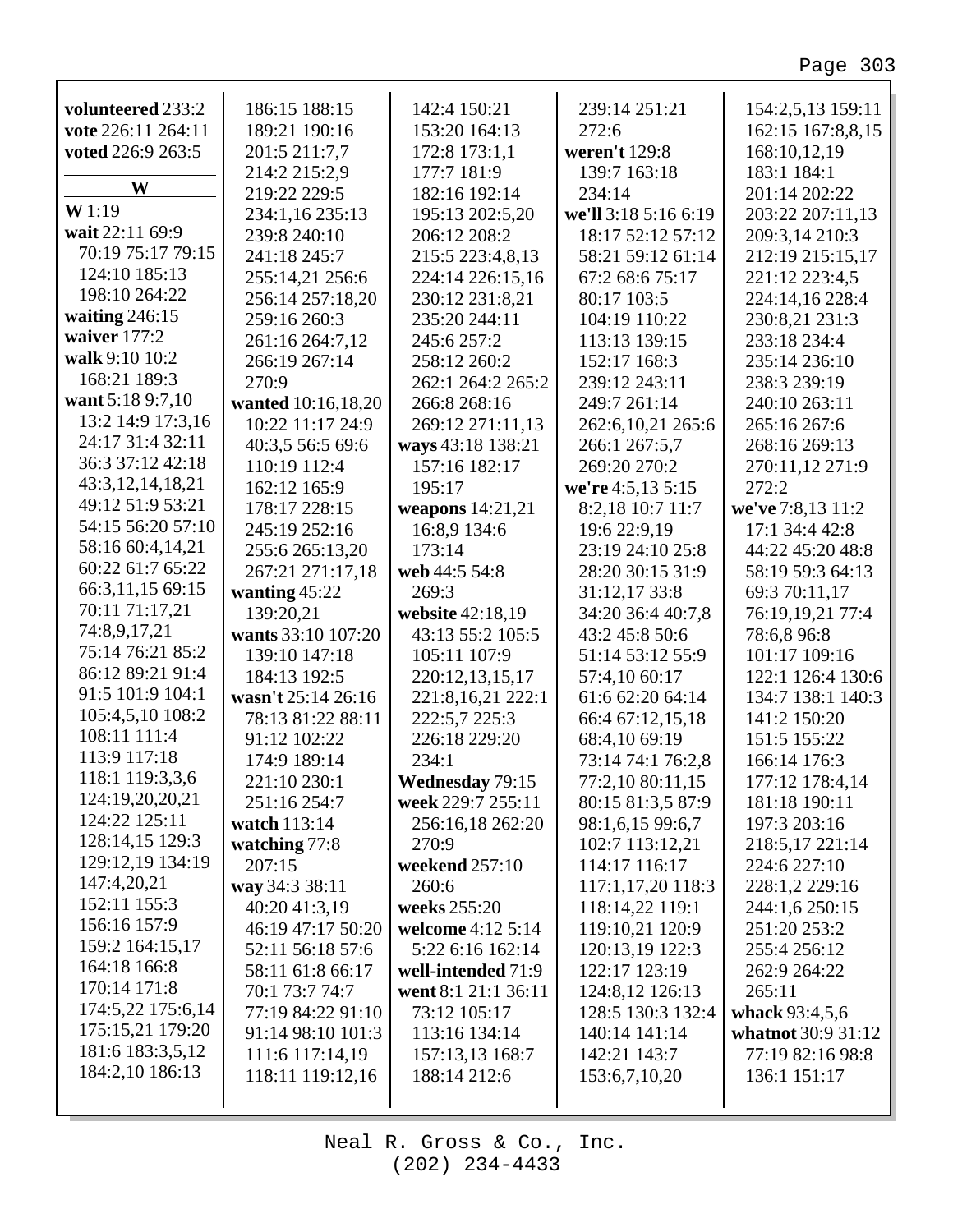**volunteered** 233:2
**vote** 226:11 264:11
**voted** 226:9 263:5

## W

**W** 1:19
**wait** 22:11 69:9 70:19 75:17 79:15 124:10 185:13 198:10 264:22
**waiting** 246:15
**waiver** 177:2
**walk** 9:10 10:2 168:21 189:3
**want** 5:18 9:7,10 13:2 14:9 17:3,16 24:17 31:4 32:11 36:3 37:12 42:18 43:3,12,14,18,21 49:12 51:9 53:21 54:15 56:20 57:10 58:16 60:4,14,21 60:22 61:7 65:22 66:3,11,15 69:15 70:11 71:17,21 74:8,9,17,21 75:14 76:21 85:2 86:12 89:21 91:4 91:5 101:9 104:1 105:4,5,10 108:2 108:11 111:4 113:9 117:18 118:1 119:3,3,6 124:19,20,20,21 124:22 125:11 128:14,15 129:3 129:12,19 134:19 147:4,20,21 152:11 155:3 156:16 157:9 159:2 164:15,17 164:18 166:8 170:14 171:8 174:5,22 175:6,14 175:15,21 179:20 181:6 183:3,5,12 184:2,10 186:13 186:15 188:15 189:21 190:16 201:5 211:7,7 214:2 215:2,9 219:22 229:5 234:1,16 235:13 239:8 240:10 241:18 245:7 255:14,21 256:6 256:14 257:18,20 259:16 260:3 261:16 264:7,12 266:19 267:14 270:9
**wanted** 10:16,18,20 10:22 11:17 24:9 40:3,5 56:5 69:6 110:19 112:4 162:12 165:9 178:17 228:15 245:19 252:16 255:6 265:13,20 267:21 271:17,18
**wanting** 45:22 139:20,21
**wants** 33:10 107:20 139:10 147:18 184:13 192:5
**wasn't** 25:14 26:16 78:13 81:22 88:11 91:12 102:22 174:9 189:14 221:10 230:1 251:16 254:7
**watch** 113:14
**watching** 77:8 207:15
**way** 34:3 38:11 40:20 41:3,19 46:19 47:17 50:20 52:11 56:18 57:6 58:11 61:8 66:17 70:1 73:7 74:7 77:19 84:22 91:10 91:14 98:10 101:3 111:6 117:14,19 118:11 119:12,16 142:4 150:21 153:20 164:13 172:8 173:1,1 177:7 181:9 182:16 192:14 195:13 202:5,20 206:12 208:2 215:5 223:4,8,13 224:14 226:15,16 230:12 231:8,21 235:20 244:11 245:6 257:2 258:12 260:2 262:1 264:2 265:2 266:8 268:16 269:12 271:11,13
**ways** 43:18 138:21 157:16 182:17 195:17
**weapons** 14:21,21 16:8,9 134:6 173:14
**web** 44:5 54:8 269:3
**website** 42:18,19 43:13 55:2 105:5 105:11 107:9 220:12,13,15,17 221:8,16,21 222:1 222:5,7 225:3 226:18 229:20 234:1
**Wednesday** 79:15
**week** 229:7 255:11 256:16,18 262:20 270:9
**weekend** 257:10 260:6
**weeks** 255:20
**welcome** 4:12 5:14 5:22 6:16 162:14
**well-intended** 71:9
**went** 8:1 21:1 36:11 73:12 105:17 113:16 134:14 157:13,13 168:7 188:14 212:6 239:14 251:21 272:6
**weren't** 129:8 139:7 163:18 234:14
**we'll** 3:18 5:16 6:19 18:17 52:12 57:12 58:21 59:12 61:14 67:2 68:6 75:17 80:17 103:5 104:19 110:22 113:13 139:15 152:17 168:3 239:12 243:11 249:7 261:14 262:6,10,21 265:6 266:1 267:5,7 269:20 270:2
**we're** 4:5,13 5:15 8:2,18 10:7 11:7 19:6 22:9,19 23:19 24:10 25:8 28:20 30:15 31:9 31:12,17 33:8 34:20 36:4 40:7,8 43:2 45:8 50:6 51:14 53:12 55:9 57:4,10 60:17 61:6 62:20 64:14 66:4 67:12,15,18 68:4,10 69:19 73:14 74:1 76:2,8 77:2,10 80:11,15 80:15 81:3,5 87:9 98:1,6,15 99:6,7 102:7 113:12,21 114:17 116:17 117:1,17,20 118:3 118:14,22 119:1 119:10,21 120:9 120:13,19 122:3 122:17 123:19 124:8,12 126:13 128:5 130:3 132:4 140:14 141:14 142:21 143:7 153:6,7,10,20 154:2,5,13 159:11 162:15 167:8,8,15 168:10,12,19 183:1 184:1 201:14 202:22 203:22 207:11,13 209:3,14 210:3 212:19 215:15,17 221:12 223:4,5 224:14,16 228:4 230:8,21 231:3 233:18 234:4 235:14 236:10 238:3 239:19 240:10 263:11 265:16 267:6 268:16 269:13 270:11,12 271:9 272:2
**we've** 7:8,13 11:2 17:1 34:4 42:8 44:22 45:20 48:8 58:19 59:3 64:13 69:3 70:11,17 76:19,19,21 77:4 78:6,8 96:8 101:17 109:16 122:1 126:4 130:6 134:7 138:1 140:3 141:2 150:20 151:5 155:22 166:14 176:3 177:12 178:4,14 181:18 190:11 197:3 203:16 218:5,17 221:14 224:6 227:10 228:1,2 229:16 244:1,6 250:15 251:20 253:2 255:4 256:12 262:9 264:22 265:11
**whack** 93:4,5,6
**whatnot** 30:9 31:12 77:19 82:16 98:8 136:1 151:17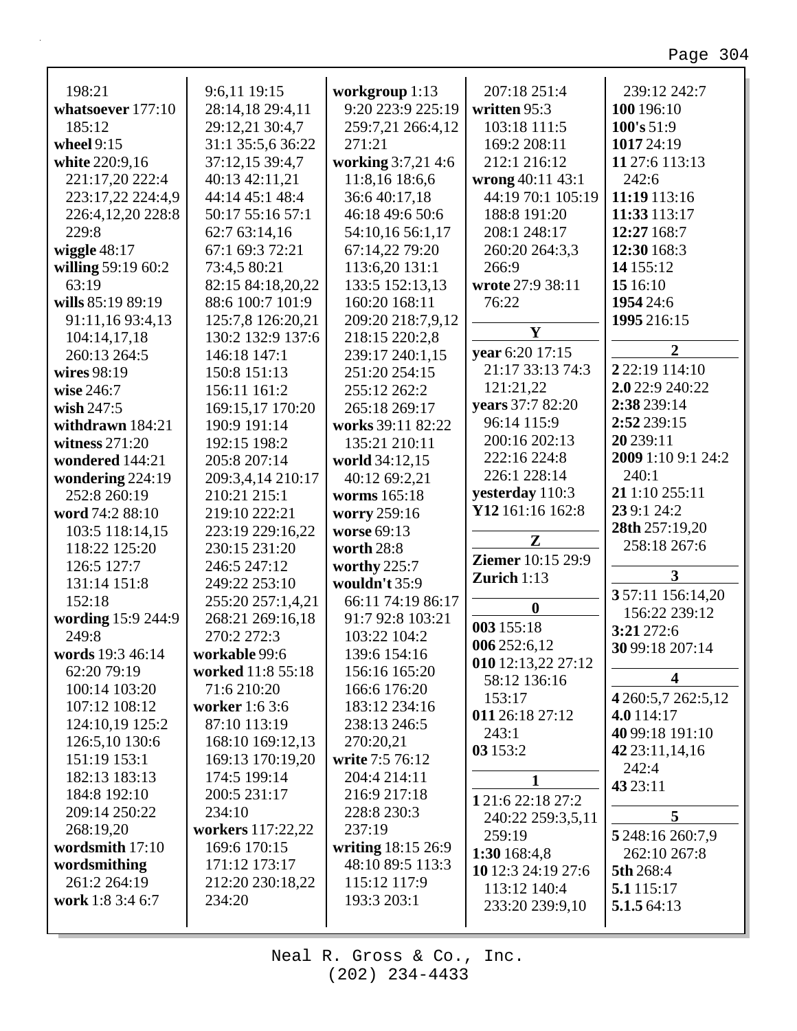198:21
**whatsoever** 177:10 185:12
**wheel** 9:15
**white** 220:9,16 221:17,20 222:4 223:17,22 224:4,9 226:4,12,20 228:8 229:8
**wiggle** 48:17
**willing** 59:19 60:2 63:19
**wills** 85:19 89:19 91:11,16 93:4,13 104:14,17,18 260:13 264:5
**wires** 98:19
**wise** 246:7
**wish** 247:5
**withdrawn** 184:21
**witness** 271:20
**wondered** 144:21
**wondering** 224:19 252:8 260:19
**word** 74:2 88:10 103:5 118:14,15 118:22 125:20 126:5 127:7 131:14 151:8 152:18
**wording** 15:9 244:9 249:8
**words** 19:3 46:14 62:20 79:19 100:14 103:20 107:12 108:12 124:10,19 125:2 126:5,10 130:6 151:19 153:1 182:13 183:13 184:8 192:10 209:14 250:22 268:19,20
**wordsmith** 17:10
**wordsmithing** 261:2 264:19
**work** 1:8 3:4 6:7 9:6,11 19:15 28:14,18 29:4,11 29:12,21 30:4,7 31:1 35:5,6 36:22 37:12,15 39:4,7 40:13 42:11,21 44:14 45:1 48:4 50:17 55:16 57:1 62:7 63:14,16 67:1 69:3 72:21 73:4,5 80:21 82:15 84:18,20,22 88:6 100:7 101:9 125:7,8 126:20,21 130:2 132:9 137:6 146:18 147:1 150:8 151:13 156:11 161:2 169:15,17 170:20 190:9 191:14 192:15 198:2 205:8 207:14 209:3,4,14 210:17 210:21 215:1 219:10 222:21 223:19 229:16,22 230:15 231:20 246:5 247:12 249:22 253:10 255:20 257:1,4,21 268:21 269:16,18 270:2 272:3
**workable** 99:6
**worked** 11:8 55:18 71:6 210:20
**worker** 1:6 3:6 87:10 113:19 168:10 169:12,13 169:13 170:19,20 174:5 199:14 200:5 231:17 234:10
**workers** 117:22,22 169:6 170:15 171:12 173:17 212:20 230:18,22 234:20
**workgroup** 1:13 9:20 223:9 225:19 259:7,21 266:4,12 271:21
**working** 3:7,21 4:6 11:8,16 18:6,6 36:6 40:17,18 46:18 49:6 50:6 54:10,16 56:1,17 67:14,22 79:20 113:6,20 131:1 133:5 152:13,13 160:20 168:11 209:20 218:7,9,12 218:15 220:2,8 239:17 240:1,15 251:20 254:15 255:12 262:2 265:18 269:17
**works** 39:11 82:22 135:21 210:11
**world** 34:12,15 40:12 69:2,21
**worms** 165:18
**worry** 259:16
**worse** 69:13
**worth** 28:8
**worthy** 225:7
**wouldn't** 35:9 66:11 74:19 86:17 91:7 92:8 103:21 103:22 104:2 139:6 154:16 156:16 165:20 166:6 176:20 183:12 234:16 238:13 246:5 270:20,21
**write** 7:5 76:12 204:4 214:11 216:9 217:18 228:8 230:3 237:19
**writing** 18:15 26:9 48:10 89:5 113:3 115:12 117:9 193:3 203:1 207:18 251:4
**written** 95:3 103:18 111:5 169:2 208:11 212:1 216:12
**wrong** 40:11 43:1 44:19 70:1 105:19 188:8 191:20 208:1 248:17 260:20 264:3,3 266:9
**wrote** 27:9 38:11 76:22

## Y

**year** 6:20 17:15 21:17 33:13 74:3 121:21,22
**years** 37:7 82:20 96:14 115:9 200:16 202:13 222:16 224:8 226:1 228:14
**yesterday** 110:3
**Y12** 161:16 162:8

## Z

**Ziemer** 10:15 29:9
**Zurich** 1:13

## 0

**003** 155:18
**006** 252:6,12
**010** 12:13,22 27:12 58:12 136:16 153:17
**011** 26:18 27:12 243:1
**03** 153:2

## 1

**1** 21:6 22:18 27:2 240:22 259:3,5,11 259:19
**1:30** 168:4,8
**10** 12:3 24:19 27:6 113:12 140:4 233:20 239:9,10 239:12 242:7
**100** 196:10
**100's** 51:9
**1017** 24:19
**11** 27:6 113:13 242:6
**11:19** 113:16
**11:33** 113:17
**12:27** 168:7
**12:30** 168:3
**14** 155:12
**15** 16:10
**1954** 24:6
**1995** 216:15

## 2

**2** 22:19 114:10
**2.0** 22:9 240:22
**2:38** 239:14
**2:52** 239:15
**20** 239:11
**2009** 1:10 9:1 24:2 240:1
**21** 1:10 255:11
**23** 9:1 24:2
**28th** 257:19,20 258:18 267:6

## 3

**3** 57:11 156:14,20 156:22 239:12
**3:21** 272:6
**30** 99:18 207:14

## 4

**4** 260:5,7 262:5,12
**4.0** 114:17
**40** 99:18 191:10
**42** 23:11,14,16 242:4
**43** 23:11

## 5

**5** 248:16 260:7,9 262:10 267:8
**5th** 268:4
**5.1** 115:17
**5.1.5** 64:13

Neal R. Gross & Co., Inc.
(202) 234-4433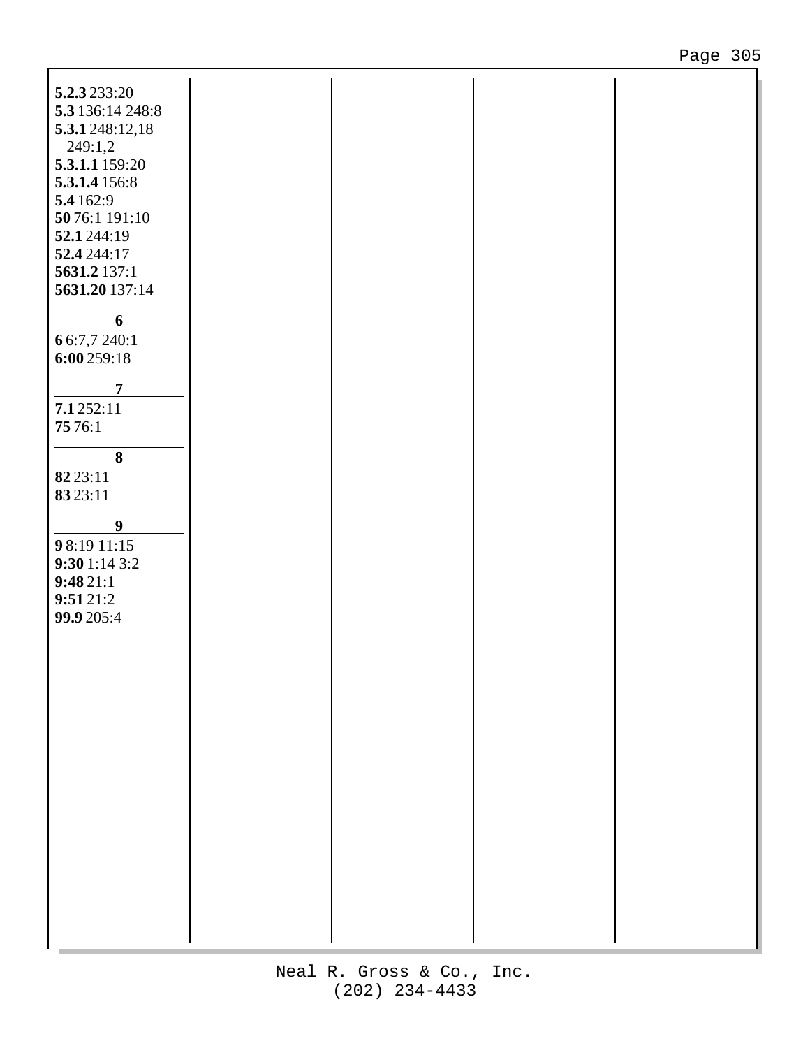**5.2.3** 233:20
**5.3** 136:14 248:8
**5.3.1** 248:12,18
249:1,2
**5.3.1.1** 159:20
**5.3.1.4** 156:8
**5.4** 162:9
**50** 76:1 191:10
**52.1** 244:19
**52.4** 244:17
**5631.2** 137:1
**5631.20** 137:14

**6**

**6** 6:7,7 240:1
**6:00** 259:18

**7**

**7.1** 252:11
**75** 76:1

**8**

**82** 23:11
**83** 23:11

**9**

**9** 8:19 11:15
**9:30** 1:14 3:2
**9:48** 21:1
**9:51** 21:2
**99.9** 205:4

Neal R. Gross & Co., Inc.
(202) 234-4433